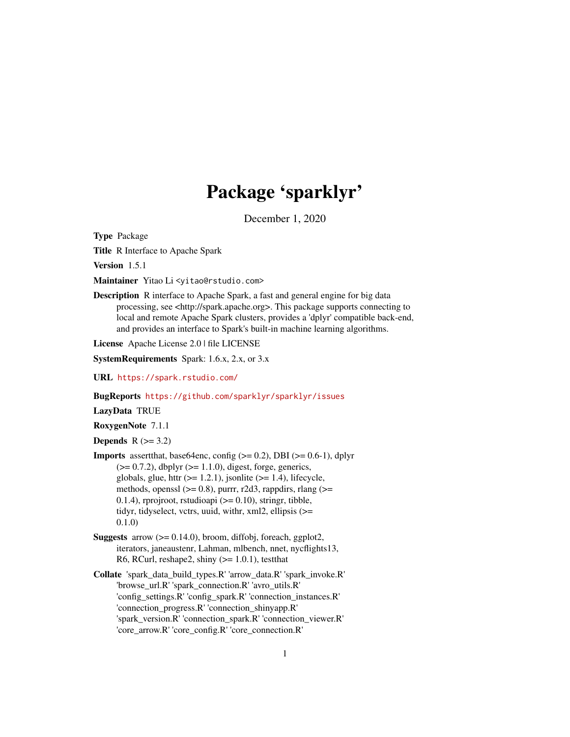# Package 'sparklyr'

December 1, 2020

**Type** Package

**Title** R Interface to Apache Spark

**Version** 1.5.1

**Maintainer** Yitao Li <yitao@rstudio.com>

**Description** R interface to Apache Spark, a fast and general engine for big data processing, see <http://spark.apache.org>. This package supports connecting to local and remote Apache Spark clusters, provides a 'dplyr' compatible back-end, and provides an interface to Spark's built-in machine learning algorithms.

**License** Apache License 2.0 | file LICENSE

**SystemRequirements** Spark: 1.6.x, 2.x, or 3.x

**URL** https://spark.rstudio.com/

**BugReports** https://github.com/sparklyr/sparklyr/issues

**LazyData** TRUE

**RoxygenNote** 7.1.1

**Depends** R (>= 3.2)

**Imports** assertthat, base64enc, config (>= 0.2), DBI (>= 0.6-1), dplyr (>= 0.7.2), dbplyr (>= 1.1.0), digest, forge, generics, globals, glue, httr (>= 1.2.1), jsonlite (>= 1.4), lifecycle, methods, openssl (>= 0.8), purrr, r2d3, rappdirs, rlang (>= 0.1.4), rprojroot, rstudioapi (>= 0.10), stringr, tibble, tidyr, tidyselect, vctrs, uuid, withr, xml2, ellipsis (>= 0.1.0)

**Suggests** arrow (>= 0.14.0), broom, diffobj, foreach, ggplot2, iterators, janeaustenr, Lahman, mlbench, nnet, nycflights13, R6, RCurl, reshape2, shiny (>= 1.0.1), testthat

**Collate** 'spark_data_build_types.R' 'arrow_data.R' 'spark_invoke.R' 'browse_url.R' 'spark_connection.R' 'avro_utils.R' 'config_settings.R' 'config_spark.R' 'connection_instances.R' 'connection_progress.R' 'connection_shinyapp.R' 'spark_version.R' 'connection_spark.R' 'connection_viewer.R' 'core_arrow.R' 'core_config.R' 'core_connection.R'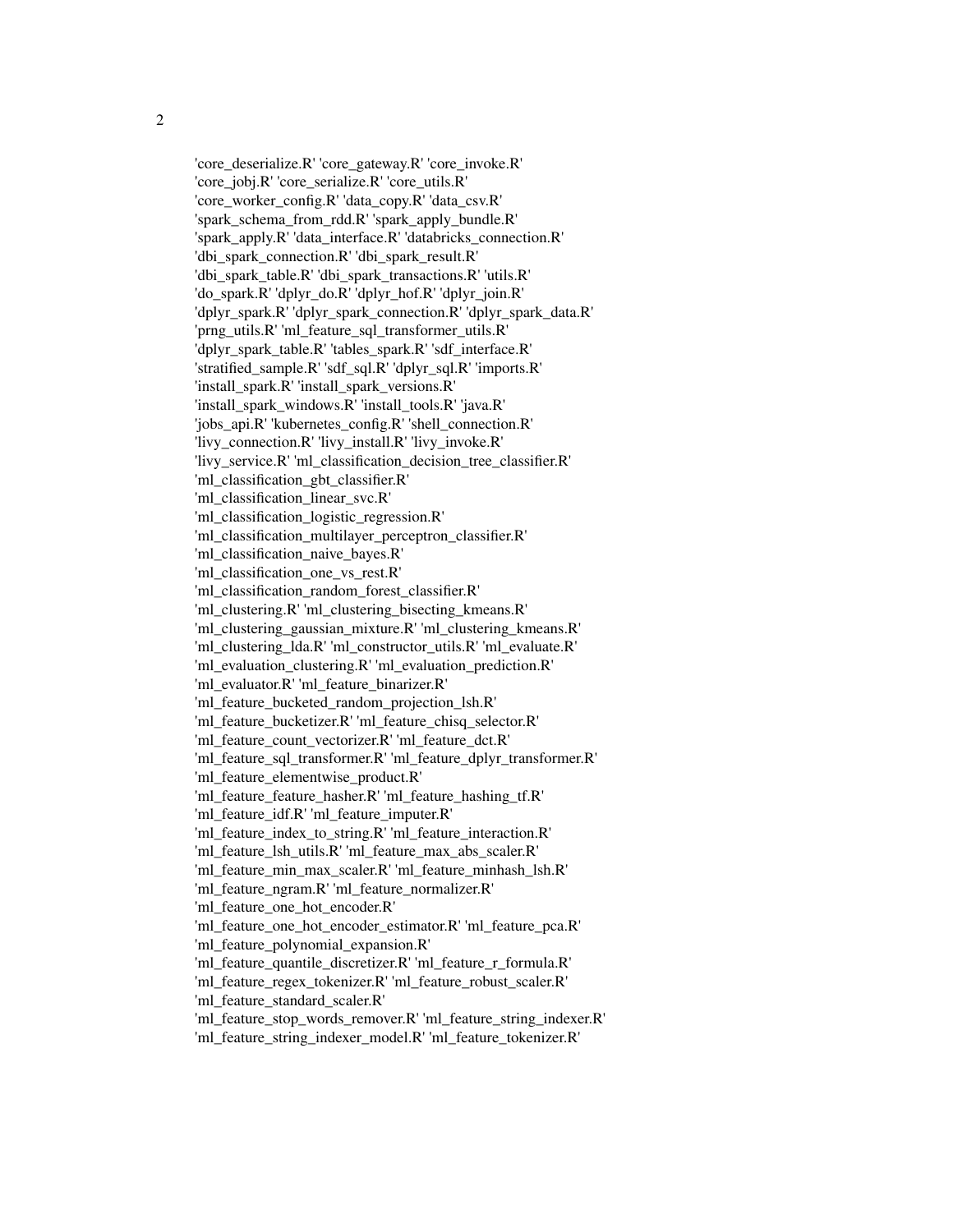'core_deserialize.R' 'core_gateway.R' 'core_invoke.R'
'core_jobj.R' 'core_serialize.R' 'core_utils.R'
'core_worker_config.R' 'data_copy.R' 'data_csv.R'
'spark_schema_from_rdd.R' 'spark_apply_bundle.R'
'spark_apply.R' 'data_interface.R' 'databricks_connection.R'
'dbi_spark_connection.R' 'dbi_spark_result.R'
'dbi_spark_table.R' 'dbi_spark_transactions.R' 'utils.R'
'do_spark.R' 'dplyr_do.R' 'dplyr_hof.R' 'dplyr_join.R'
'dplyr_spark.R' 'dplyr_spark_connection.R' 'dplyr_spark_data.R'
'prng_utils.R' 'ml_feature_sql_transformer_utils.R'
'dplyr_spark_table.R' 'tables_spark.R' 'sdf_interface.R'
'stratified_sample.R' 'sdf_sql.R' 'dplyr_sql.R' 'imports.R'
'install_spark.R' 'install_spark_versions.R'
'install_spark_windows.R' 'install_tools.R' 'java.R'
'jobs_api.R' 'kubernetes_config.R' 'shell_connection.R'
'livy_connection.R' 'livy_install.R' 'livy_invoke.R'
'livy_service.R' 'ml_classification_decision_tree_classifier.R'
'ml_classification_gbt_classifier.R'
'ml_classification_linear_svc.R'
'ml_classification_logistic_regression.R'
'ml_classification_multilayer_perceptron_classifier.R'
'ml_classification_naive_bayes.R'
'ml_classification_one_vs_rest.R'
'ml_classification_random_forest_classifier.R'
'ml_clustering.R' 'ml_clustering_bisecting_kmeans.R'
'ml_clustering_gaussian_mixture.R' 'ml_clustering_kmeans.R'
'ml_clustering_lda.R' 'ml_constructor_utils.R' 'ml_evaluate.R'
'ml_evaluation_clustering.R' 'ml_evaluation_prediction.R'
'ml_evaluator.R' 'ml_feature_binarizer.R'
'ml_feature_bucketed_random_projection_lsh.R'
'ml_feature_bucketizer.R' 'ml_feature_chisq_selector.R'
'ml_feature_count_vectorizer.R' 'ml_feature_dct.R'
'ml_feature_sql_transformer.R' 'ml_feature_dplyr_transformer.R'
'ml_feature_elementwise_product.R'
'ml_feature_feature_hasher.R' 'ml_feature_hashing_tf.R'
'ml_feature_idf.R' 'ml_feature_imputer.R'
'ml_feature_index_to_string.R' 'ml_feature_interaction.R'
'ml_feature_lsh_utils.R' 'ml_feature_max_abs_scaler.R'
'ml_feature_min_max_scaler.R' 'ml_feature_minhash_lsh.R'
'ml_feature_ngram.R' 'ml_feature_normalizer.R'
'ml_feature_one_hot_encoder.R'
'ml_feature_one_hot_encoder_estimator.R' 'ml_feature_pca.R'
'ml_feature_polynomial_expansion.R'
'ml_feature_quantile_discretizer.R' 'ml_feature_r_formula.R'
'ml_feature_regex_tokenizer.R' 'ml_feature_robust_scaler.R'
'ml_feature_standard_scaler.R'
'ml_feature_stop_words_remover.R' 'ml_feature_string_indexer.R'
'ml_feature_string_indexer_model.R' 'ml_feature_tokenizer.R'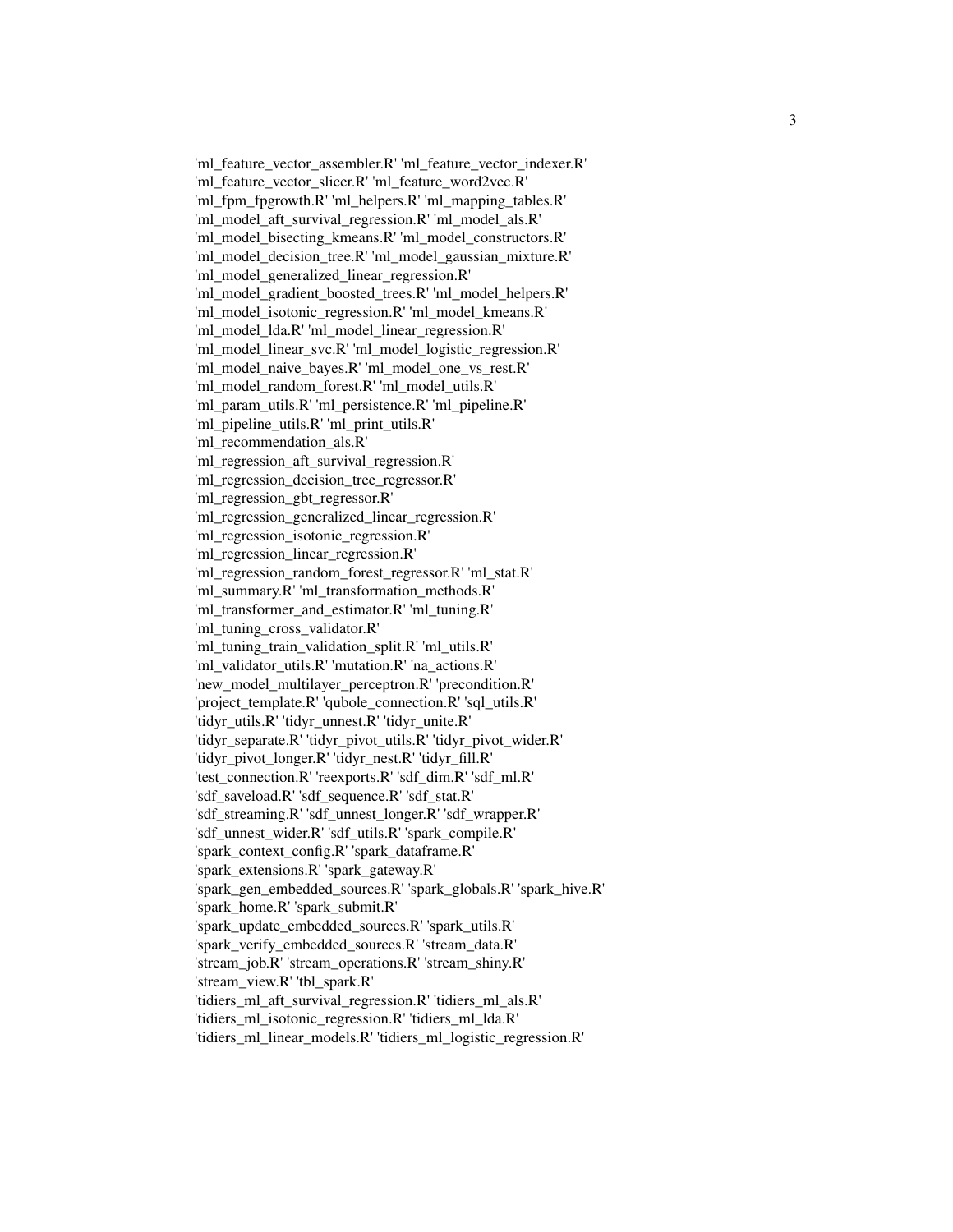'ml_feature_vector_assembler.R' 'ml_feature_vector_indexer.R'
'ml_feature_vector_slicer.R' 'ml_feature_word2vec.R'
'ml_fpm_fpgrowth.R' 'ml_helpers.R' 'ml_mapping_tables.R'
'ml_model_aft_survival_regression.R' 'ml_model_als.R'
'ml_model_bisecting_kmeans.R' 'ml_model_constructors.R'
'ml_model_decision_tree.R' 'ml_model_gaussian_mixture.R'
'ml_model_generalized_linear_regression.R'
'ml_model_gradient_boosted_trees.R' 'ml_model_helpers.R'
'ml_model_isotonic_regression.R' 'ml_model_kmeans.R'
'ml_model_lda.R' 'ml_model_linear_regression.R'
'ml_model_linear_svc.R' 'ml_model_logistic_regression.R'
'ml_model_naive_bayes.R' 'ml_model_one_vs_rest.R'
'ml_model_random_forest.R' 'ml_model_utils.R'
'ml_param_utils.R' 'ml_persistence.R' 'ml_pipeline.R'
'ml_pipeline_utils.R' 'ml_print_utils.R'
'ml_recommendation_als.R'
'ml_regression_aft_survival_regression.R'
'ml_regression_decision_tree_regressor.R'
'ml_regression_gbt_regressor.R'
'ml_regression_generalized_linear_regression.R'
'ml_regression_isotonic_regression.R'
'ml_regression_linear_regression.R'
'ml_regression_random_forest_regressor.R' 'ml_stat.R'
'ml_summary.R' 'ml_transformation_methods.R'
'ml_transformer_and_estimator.R' 'ml_tuning.R'
'ml_tuning_cross_validator.R'
'ml_tuning_train_validation_split.R' 'ml_utils.R'
'ml_validator_utils.R' 'mutation.R' 'na_actions.R'
'new_model_multilayer_perceptron.R' 'precondition.R'
'project_template.R' 'qubole_connection.R' 'sql_utils.R'
'tidyr_utils.R' 'tidyr_unnest.R' 'tidyr_unite.R'
'tidyr_separate.R' 'tidyr_pivot_utils.R' 'tidyr_pivot_wider.R'
'tidyr_pivot_longer.R' 'tidyr_nest.R' 'tidyr_fill.R'
'test_connection.R' 'reexports.R' 'sdf_dim.R' 'sdf_ml.R'
'sdf_saveload.R' 'sdf_sequence.R' 'sdf_stat.R'
'sdf_streaming.R' 'sdf_unnest_longer.R' 'sdf_wrapper.R'
'sdf_unnest_wider.R' 'sdf_utils.R' 'spark_compile.R'
'spark_context_config.R' 'spark_dataframe.R'
'spark_extensions.R' 'spark_gateway.R'
'spark_gen_embedded_sources.R' 'spark_globals.R' 'spark_hive.R'
'spark_home.R' 'spark_submit.R'
'spark_update_embedded_sources.R' 'spark_utils.R'
'spark_verify_embedded_sources.R' 'stream_data.R'
'stream_job.R' 'stream_operations.R' 'stream_shiny.R'
'stream_view.R' 'tbl_spark.R'
'tidiers_ml_aft_survival_regression.R' 'tidiers_ml_als.R'
'tidiers_ml_isotonic_regression.R' 'tidiers_ml_lda.R'
'tidiers_ml_linear_models.R' 'tidiers_ml_logistic_regression.R'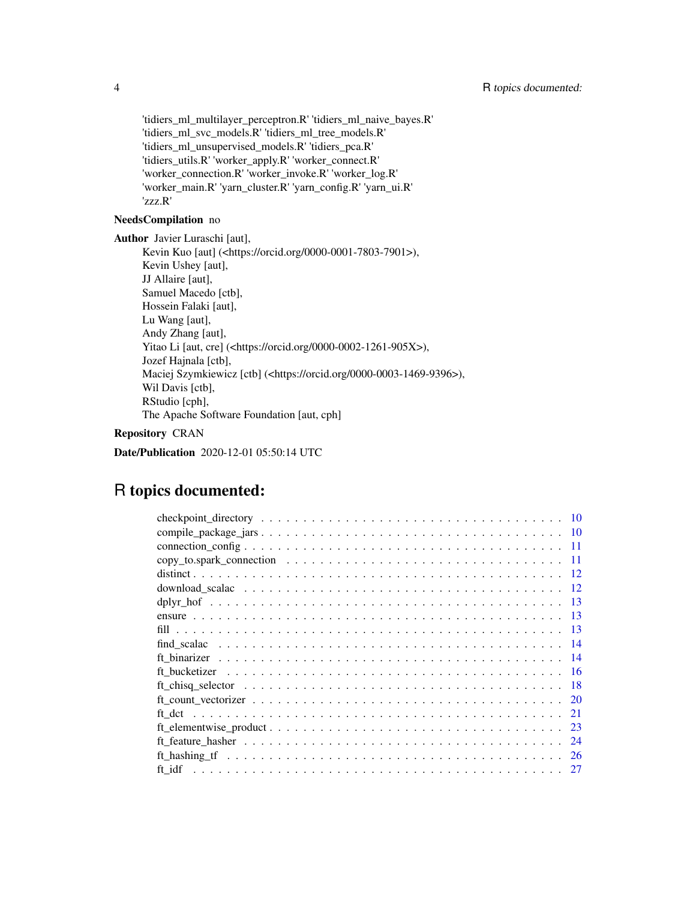'tidiers_ml_multilayer_perceptron.R' 'tidiers_ml_naive_bayes.R' 'tidiers_ml_svc_models.R' 'tidiers_ml_tree_models.R' 'tidiers_ml_unsupervised_models.R' 'tidiers_pca.R' 'tidiers_utils.R' 'worker_apply.R' 'worker_connect.R' 'worker_connection.R' 'worker_invoke.R' 'worker_log.R' 'worker_main.R' 'yarn_cluster.R' 'yarn_config.R' 'yarn_ui.R' 'zzz.R'

**NeedsCompilation** no

**Author** Javier Luraschi [aut],
Kevin Kuo [aut] (<https://orcid.org/0000-0001-7803-7901>),
Kevin Ushey [aut],
JJ Allaire [aut],
Samuel Macedo [ctb],
Hossein Falaki [aut],
Lu Wang [aut],
Andy Zhang [aut],
Yitao Li [aut, cre] (<https://orcid.org/0000-0002-1261-905X>),
Jozef Hajnala [ctb],
Maciej Szymkiewicz [ctb] (<https://orcid.org/0000-0003-1469-9396>),
Wil Davis [ctb],
RStudio [cph],
The Apache Software Foundation [aut, cph]

**Repository** CRAN

**Date/Publication** 2020-12-01 05:50:14 UTC

# R topics documented:

- checkpoint_directory . . . . . . . . . . 10
- compile_package_jars . . . . . . . . . . 10
- connection_config . . . . . . . . . . 11
- copy_to.spark_connection . . . . . . . . . . 11
- distinct . . . . . . . . . . 12
- download_scalac . . . . . . . . . . 12
- dplyr_hof . . . . . . . . . . 13
- ensure . . . . . . . . . . 13
- fill . . . . . . . . . . 13
- find_scalac . . . . . . . . . . 14
- ft_binarizer . . . . . . . . . . 14
- ft_bucketizer . . . . . . . . . . 16
- ft_chisq_selector . . . . . . . . . . 18
- ft_count_vectorizer . . . . . . . . . . 20
- ft_dct . . . . . . . . . . 21
- ft_elementwise_product . . . . . . . . . . 23
- ft_feature_hasher . . . . . . . . . . 24
- ft_hashing_tf . . . . . . . . . . 26
- ft_idf . . . . . . . . . . 27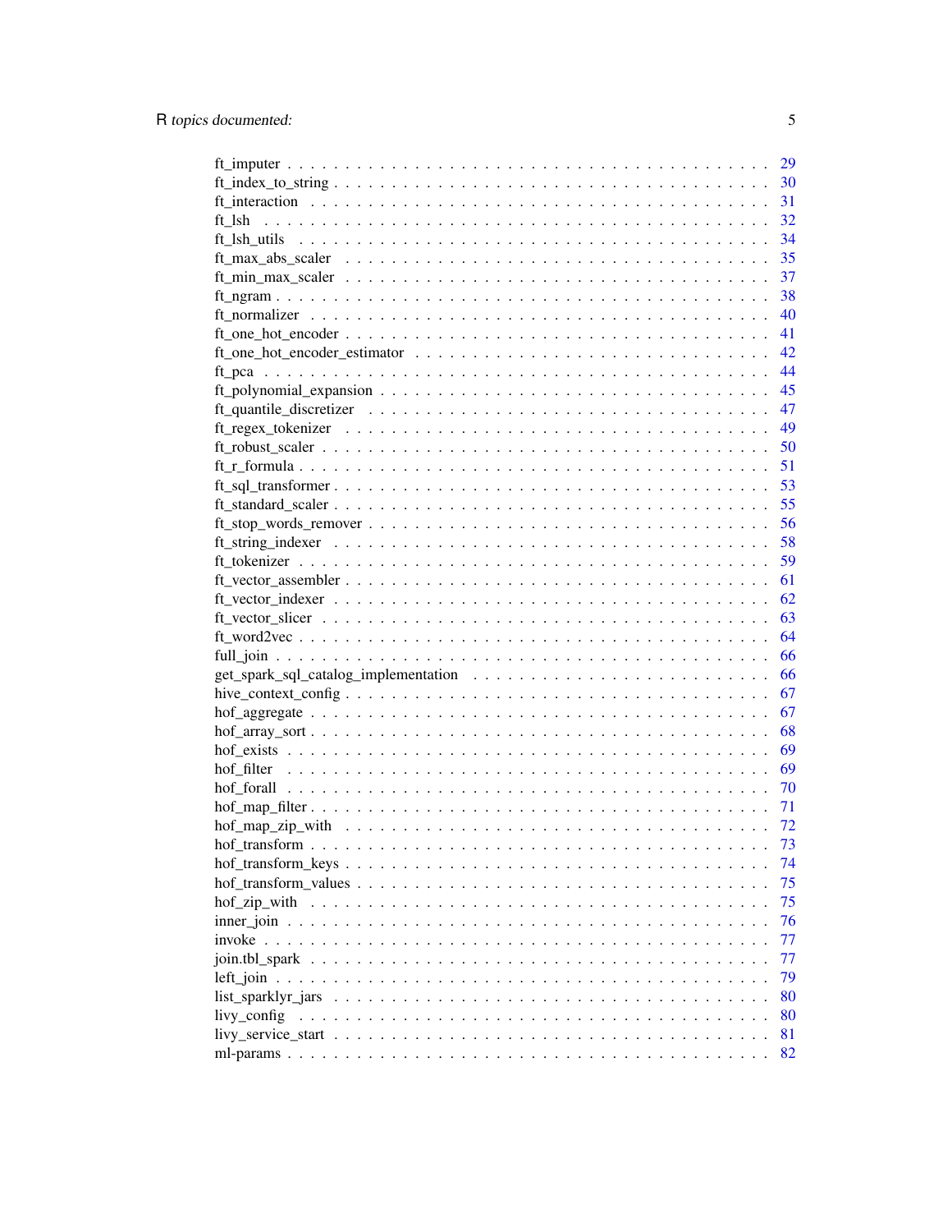ft_imputer . . . . . . . . . . . . . . . . . . . . . . . . . . . . . . . . . . . . . . . 29
ft_index_to_string . . . . . . . . . . . . . . . . . . . . . . . . . . . . . . . . . . . 30
ft_interaction . . . . . . . . . . . . . . . . . . . . . . . . . . . . . . . . . . . . . 31
ft_lsh . . . . . . . . . . . . . . . . . . . . . . . . . . . . . . . . . . . . . . . . . 32
ft_lsh_utils . . . . . . . . . . . . . . . . . . . . . . . . . . . . . . . . . . . . . . 34
ft_max_abs_scaler . . . . . . . . . . . . . . . . . . . . . . . . . . . . . . . . . . . 35
ft_min_max_scaler . . . . . . . . . . . . . . . . . . . . . . . . . . . . . . . . . . . 37
ft_ngram . . . . . . . . . . . . . . . . . . . . . . . . . . . . . . . . . . . . . . . . 38
ft_normalizer . . . . . . . . . . . . . . . . . . . . . . . . . . . . . . . . . . . . . 40
ft_one_hot_encoder . . . . . . . . . . . . . . . . . . . . . . . . . . . . . . . . . . 41
ft_one_hot_encoder_estimator . . . . . . . . . . . . . . . . . . . . . . . . . . . . . 42
ft_pca . . . . . . . . . . . . . . . . . . . . . . . . . . . . . . . . . . . . . . . . . 44
ft_polynomial_expansion . . . . . . . . . . . . . . . . . . . . . . . . . . . . . . . . 45
ft_quantile_discretizer . . . . . . . . . . . . . . . . . . . . . . . . . . . . . . . . 47
ft_regex_tokenizer . . . . . . . . . . . . . . . . . . . . . . . . . . . . . . . . . . 49
ft_robust_scaler . . . . . . . . . . . . . . . . . . . . . . . . . . . . . . . . . . . . 50
ft_r_formula . . . . . . . . . . . . . . . . . . . . . . . . . . . . . . . . . . . . . . 51
ft_sql_transformer . . . . . . . . . . . . . . . . . . . . . . . . . . . . . . . . . . 53
ft_standard_scaler . . . . . . . . . . . . . . . . . . . . . . . . . . . . . . . . . . 55
ft_stop_words_remover . . . . . . . . . . . . . . . . . . . . . . . . . . . . . . . . . 56
ft_string_indexer . . . . . . . . . . . . . . . . . . . . . . . . . . . . . . . . . . . 58
ft_tokenizer . . . . . . . . . . . . . . . . . . . . . . . . . . . . . . . . . . . . . . 59
ft_vector_assembler . . . . . . . . . . . . . . . . . . . . . . . . . . . . . . . . . . 61
ft_vector_indexer . . . . . . . . . . . . . . . . . . . . . . . . . . . . . . . . . . . 62
ft_vector_slicer . . . . . . . . . . . . . . . . . . . . . . . . . . . . . . . . . . . . 63
ft_word2vec . . . . . . . . . . . . . . . . . . . . . . . . . . . . . . . . . . . . . . 64
full_join . . . . . . . . . . . . . . . . . . . . . . . . . . . . . . . . . . . . . . . . 66
get_spark_sql_catalog_implementation . . . . . . . . . . . . . . . . . . . . . . . . . 66
hive_context_config . . . . . . . . . . . . . . . . . . . . . . . . . . . . . . . . . . 67
hof_aggregate . . . . . . . . . . . . . . . . . . . . . . . . . . . . . . . . . . . . . 67
hof_array_sort . . . . . . . . . . . . . . . . . . . . . . . . . . . . . . . . . . . . . 68
hof_exists . . . . . . . . . . . . . . . . . . . . . . . . . . . . . . . . . . . . . . . 69
hof_filter . . . . . . . . . . . . . . . . . . . . . . . . . . . . . . . . . . . . . . . 69
hof_forall . . . . . . . . . . . . . . . . . . . . . . . . . . . . . . . . . . . . . . . 70
hof_map_filter . . . . . . . . . . . . . . . . . . . . . . . . . . . . . . . . . . . . . 71
hof_map_zip_with . . . . . . . . . . . . . . . . . . . . . . . . . . . . . . . . . . . 72
hof_transform . . . . . . . . . . . . . . . . . . . . . . . . . . . . . . . . . . . . . 73
hof_transform_keys . . . . . . . . . . . . . . . . . . . . . . . . . . . . . . . . . . 74
hof_transform_values . . . . . . . . . . . . . . . . . . . . . . . . . . . . . . . . . 75
hof_zip_with . . . . . . . . . . . . . . . . . . . . . . . . . . . . . . . . . . . . . . 75
inner_join . . . . . . . . . . . . . . . . . . . . . . . . . . . . . . . . . . . . . . . 76
invoke . . . . . . . . . . . . . . . . . . . . . . . . . . . . . . . . . . . . . . . . . 77
join.tbl_spark . . . . . . . . . . . . . . . . . . . . . . . . . . . . . . . . . . . . . 77
left_join . . . . . . . . . . . . . . . . . . . . . . . . . . . . . . . . . . . . . . . . 79
list_sparklyr_jars . . . . . . . . . . . . . . . . . . . . . . . . . . . . . . . . . . . 80
livy_config . . . . . . . . . . . . . . . . . . . . . . . . . . . . . . . . . . . . . . . 80
livy_service_start . . . . . . . . . . . . . . . . . . . . . . . . . . . . . . . . . . . 81
ml-params . . . . . . . . . . . . . . . . . . . . . . . . . . . . . . . . . . . . . . . . 82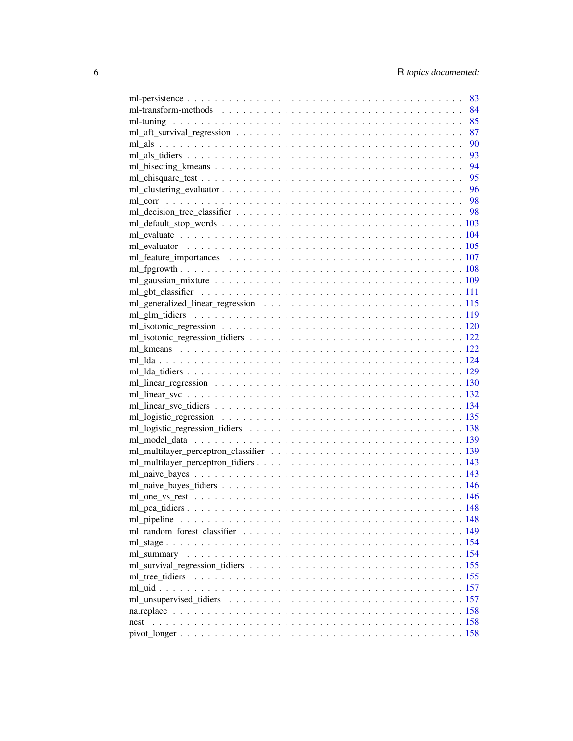ml-persistence . . . . . . . . . . . . . . . . . . . . . . . . . . . . . . . . . . . . . 83
ml-transform-methods . . . . . . . . . . . . . . . . . . . . . . . . . . . . . . . . . . 84
ml-tuning . . . . . . . . . . . . . . . . . . . . . . . . . . . . . . . . . . . . . . . . 85
ml_aft_survival_regression . . . . . . . . . . . . . . . . . . . . . . . . . . . . . . . 87
ml_als . . . . . . . . . . . . . . . . . . . . . . . . . . . . . . . . . . . . . . . . . 90
ml_als_tidiers . . . . . . . . . . . . . . . . . . . . . . . . . . . . . . . . . . . . . 93
ml_bisecting_kmeans . . . . . . . . . . . . . . . . . . . . . . . . . . . . . . . . . . 94
ml_chisquare_test . . . . . . . . . . . . . . . . . . . . . . . . . . . . . . . . . . . 95
ml_clustering_evaluator . . . . . . . . . . . . . . . . . . . . . . . . . . . . . . . . 96
ml_corr . . . . . . . . . . . . . . . . . . . . . . . . . . . . . . . . . . . . . . . . 98
ml_decision_tree_classifier . . . . . . . . . . . . . . . . . . . . . . . . . . . . . . 98
ml_default_stop_words . . . . . . . . . . . . . . . . . . . . . . . . . . . . . . . . . 103
ml_evaluate . . . . . . . . . . . . . . . . . . . . . . . . . . . . . . . . . . . . . . 104
ml_evaluator . . . . . . . . . . . . . . . . . . . . . . . . . . . . . . . . . . . . . . 105
ml_feature_importances . . . . . . . . . . . . . . . . . . . . . . . . . . . . . . . . 107
ml_fpgrowth . . . . . . . . . . . . . . . . . . . . . . . . . . . . . . . . . . . . . . 108
ml_gaussian_mixture . . . . . . . . . . . . . . . . . . . . . . . . . . . . . . . . . . 109
ml_gbt_classifier . . . . . . . . . . . . . . . . . . . . . . . . . . . . . . . . . . . 111
ml_generalized_linear_regression . . . . . . . . . . . . . . . . . . . . . . . . . . . 115
ml_glm_tidiers . . . . . . . . . . . . . . . . . . . . . . . . . . . . . . . . . . . . . 119
ml_isotonic_regression . . . . . . . . . . . . . . . . . . . . . . . . . . . . . . . . . 120
ml_isotonic_regression_tidiers . . . . . . . . . . . . . . . . . . . . . . . . . . . . 122
ml_kmeans . . . . . . . . . . . . . . . . . . . . . . . . . . . . . . . . . . . . . . . 122
ml_lda . . . . . . . . . . . . . . . . . . . . . . . . . . . . . . . . . . . . . . . . . 124
ml_lda_tidiers . . . . . . . . . . . . . . . . . . . . . . . . . . . . . . . . . . . . . 129
ml_linear_regression . . . . . . . . . . . . . . . . . . . . . . . . . . . . . . . . . 130
ml_linear_svc . . . . . . . . . . . . . . . . . . . . . . . . . . . . . . . . . . . . . 132
ml_linear_svc_tidiers . . . . . . . . . . . . . . . . . . . . . . . . . . . . . . . . . 134
ml_logistic_regression . . . . . . . . . . . . . . . . . . . . . . . . . . . . . . . . 135
ml_logistic_regression_tidiers . . . . . . . . . . . . . . . . . . . . . . . . . . . . 138
ml_model_data . . . . . . . . . . . . . . . . . . . . . . . . . . . . . . . . . . . . . 139
ml_multilayer_perceptron_classifier . . . . . . . . . . . . . . . . . . . . . . . . . 139
ml_multilayer_perceptron_tidiers . . . . . . . . . . . . . . . . . . . . . . . . . . . 143
ml_naive_bayes . . . . . . . . . . . . . . . . . . . . . . . . . . . . . . . . . . . . . 143
ml_naive_bayes_tidiers . . . . . . . . . . . . . . . . . . . . . . . . . . . . . . . . . 146
ml_one_vs_rest . . . . . . . . . . . . . . . . . . . . . . . . . . . . . . . . . . . . . 146
ml_pca_tidiers . . . . . . . . . . . . . . . . . . . . . . . . . . . . . . . . . . . . . 148
ml_pipeline . . . . . . . . . . . . . . . . . . . . . . . . . . . . . . . . . . . . . . 148
ml_random_forest_classifier . . . . . . . . . . . . . . . . . . . . . . . . . . . . . 149
ml_stage . . . . . . . . . . . . . . . . . . . . . . . . . . . . . . . . . . . . . . . . 154
ml_summary . . . . . . . . . . . . . . . . . . . . . . . . . . . . . . . . . . . . . . 154
ml_survival_regression_tidiers . . . . . . . . . . . . . . . . . . . . . . . . . . . . 155
ml_tree_tidiers . . . . . . . . . . . . . . . . . . . . . . . . . . . . . . . . . . . . 155
ml_uid . . . . . . . . . . . . . . . . . . . . . . . . . . . . . . . . . . . . . . . . . 157
ml_unsupervised_tidiers . . . . . . . . . . . . . . . . . . . . . . . . . . . . . . . . 157
na.replace . . . . . . . . . . . . . . . . . . . . . . . . . . . . . . . . . . . . . . . 158
nest . . . . . . . . . . . . . . . . . . . . . . . . . . . . . . . . . . . . . . . . . . 158
pivot_longer . . . . . . . . . . . . . . . . . . . . . . . . . . . . . . . . . . . . . . 158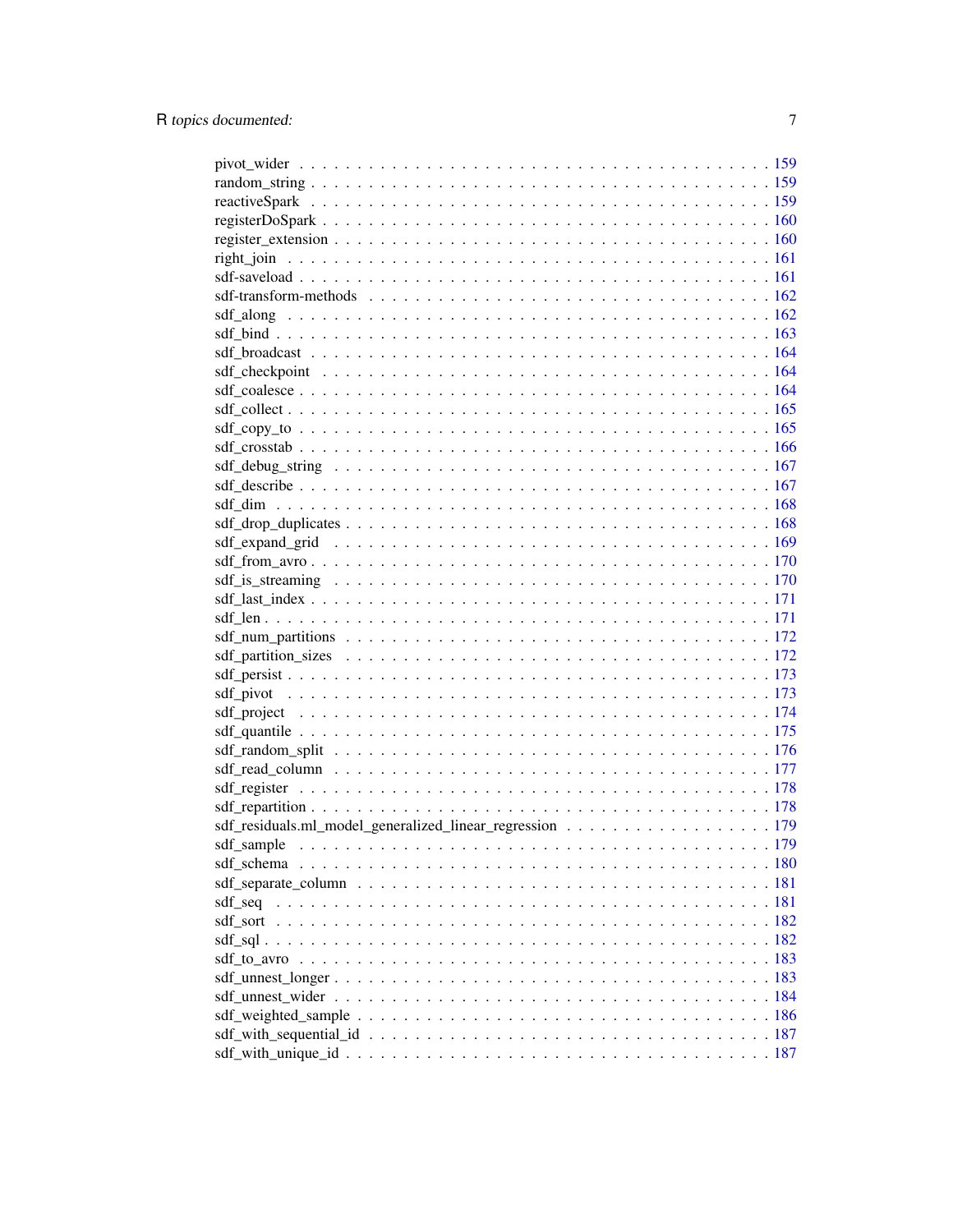pivot_wider . . . . . . . . . . . . . . . . . . . . . . . . . . . . . . . . . . . . . . . 159
random_string . . . . . . . . . . . . . . . . . . . . . . . . . . . . . . . . . . . . . . 159
reactiveSpark . . . . . . . . . . . . . . . . . . . . . . . . . . . . . . . . . . . . . . 159
registerDoSpark . . . . . . . . . . . . . . . . . . . . . . . . . . . . . . . . . . . . . 160
register_extension . . . . . . . . . . . . . . . . . . . . . . . . . . . . . . . . . . . . 160
right_join . . . . . . . . . . . . . . . . . . . . . . . . . . . . . . . . . . . . . . . . 161
sdf-saveload . . . . . . . . . . . . . . . . . . . . . . . . . . . . . . . . . . . . . . . 161
sdf-transform-methods . . . . . . . . . . . . . . . . . . . . . . . . . . . . . . . . . . 162
sdf_along . . . . . . . . . . . . . . . . . . . . . . . . . . . . . . . . . . . . . . . . 162
sdf_bind . . . . . . . . . . . . . . . . . . . . . . . . . . . . . . . . . . . . . . . . . 163
sdf_broadcast . . . . . . . . . . . . . . . . . . . . . . . . . . . . . . . . . . . . . . 164
sdf_checkpoint . . . . . . . . . . . . . . . . . . . . . . . . . . . . . . . . . . . . . . 164
sdf_coalesce . . . . . . . . . . . . . . . . . . . . . . . . . . . . . . . . . . . . . . . 164
sdf_collect . . . . . . . . . . . . . . . . . . . . . . . . . . . . . . . . . . . . . . . . 165
sdf_copy_to . . . . . . . . . . . . . . . . . . . . . . . . . . . . . . . . . . . . . . . . 165
sdf_crosstab . . . . . . . . . . . . . . . . . . . . . . . . . . . . . . . . . . . . . . . 166
sdf_debug_string . . . . . . . . . . . . . . . . . . . . . . . . . . . . . . . . . . . . . 167
sdf_describe . . . . . . . . . . . . . . . . . . . . . . . . . . . . . . . . . . . . . . . 167
sdf_dim . . . . . . . . . . . . . . . . . . . . . . . . . . . . . . . . . . . . . . . . . . 168
sdf_drop_duplicates . . . . . . . . . . . . . . . . . . . . . . . . . . . . . . . . . . . 168
sdf_expand_grid . . . . . . . . . . . . . . . . . . . . . . . . . . . . . . . . . . . . . 169
sdf_from_avro . . . . . . . . . . . . . . . . . . . . . . . . . . . . . . . . . . . . . . . 170
sdf_is_streaming . . . . . . . . . . . . . . . . . . . . . . . . . . . . . . . . . . . . . 170
sdf_last_index . . . . . . . . . . . . . . . . . . . . . . . . . . . . . . . . . . . . . . 171
sdf_len . . . . . . . . . . . . . . . . . . . . . . . . . . . . . . . . . . . . . . . . . . 171
sdf_num_partitions . . . . . . . . . . . . . . . . . . . . . . . . . . . . . . . . . . . . 172
sdf_partition_sizes . . . . . . . . . . . . . . . . . . . . . . . . . . . . . . . . . . . 172
sdf_persist . . . . . . . . . . . . . . . . . . . . . . . . . . . . . . . . . . . . . . . . 173
sdf_pivot . . . . . . . . . . . . . . . . . . . . . . . . . . . . . . . . . . . . . . . . . 173
sdf_project . . . . . . . . . . . . . . . . . . . . . . . . . . . . . . . . . . . . . . . . 174
sdf_quantile . . . . . . . . . . . . . . . . . . . . . . . . . . . . . . . . . . . . . . . 175
sdf_random_split . . . . . . . . . . . . . . . . . . . . . . . . . . . . . . . . . . . . . 176
sdf_read_column . . . . . . . . . . . . . . . . . . . . . . . . . . . . . . . . . . . . . 177
sdf_register . . . . . . . . . . . . . . . . . . . . . . . . . . . . . . . . . . . . . . . 178
sdf_repartition . . . . . . . . . . . . . . . . . . . . . . . . . . . . . . . . . . . . . . 178
sdf_residuals.ml_model_generalized_linear_regression . . . . . . . . . . . . . . . . . . 179
sdf_sample . . . . . . . . . . . . . . . . . . . . . . . . . . . . . . . . . . . . . . . . 179
sdf_schema . . . . . . . . . . . . . . . . . . . . . . . . . . . . . . . . . . . . . . . . 180
sdf_separate_column . . . . . . . . . . . . . . . . . . . . . . . . . . . . . . . . . . . 181
sdf_seq . . . . . . . . . . . . . . . . . . . . . . . . . . . . . . . . . . . . . . . . . . 181
sdf_sort . . . . . . . . . . . . . . . . . . . . . . . . . . . . . . . . . . . . . . . . . 182
sdf_sql . . . . . . . . . . . . . . . . . . . . . . . . . . . . . . . . . . . . . . . . . . 182
sdf_to_avro . . . . . . . . . . . . . . . . . . . . . . . . . . . . . . . . . . . . . . . . 183
sdf_unnest_longer . . . . . . . . . . . . . . . . . . . . . . . . . . . . . . . . . . . . 183
sdf_unnest_wider . . . . . . . . . . . . . . . . . . . . . . . . . . . . . . . . . . . . . 184
sdf_weighted_sample . . . . . . . . . . . . . . . . . . . . . . . . . . . . . . . . . . . 186
sdf_with_sequential_id . . . . . . . . . . . . . . . . . . . . . . . . . . . . . . . . . . 187
sdf_with_unique_id . . . . . . . . . . . . . . . . . . . . . . . . . . . . . . . . . . . . 187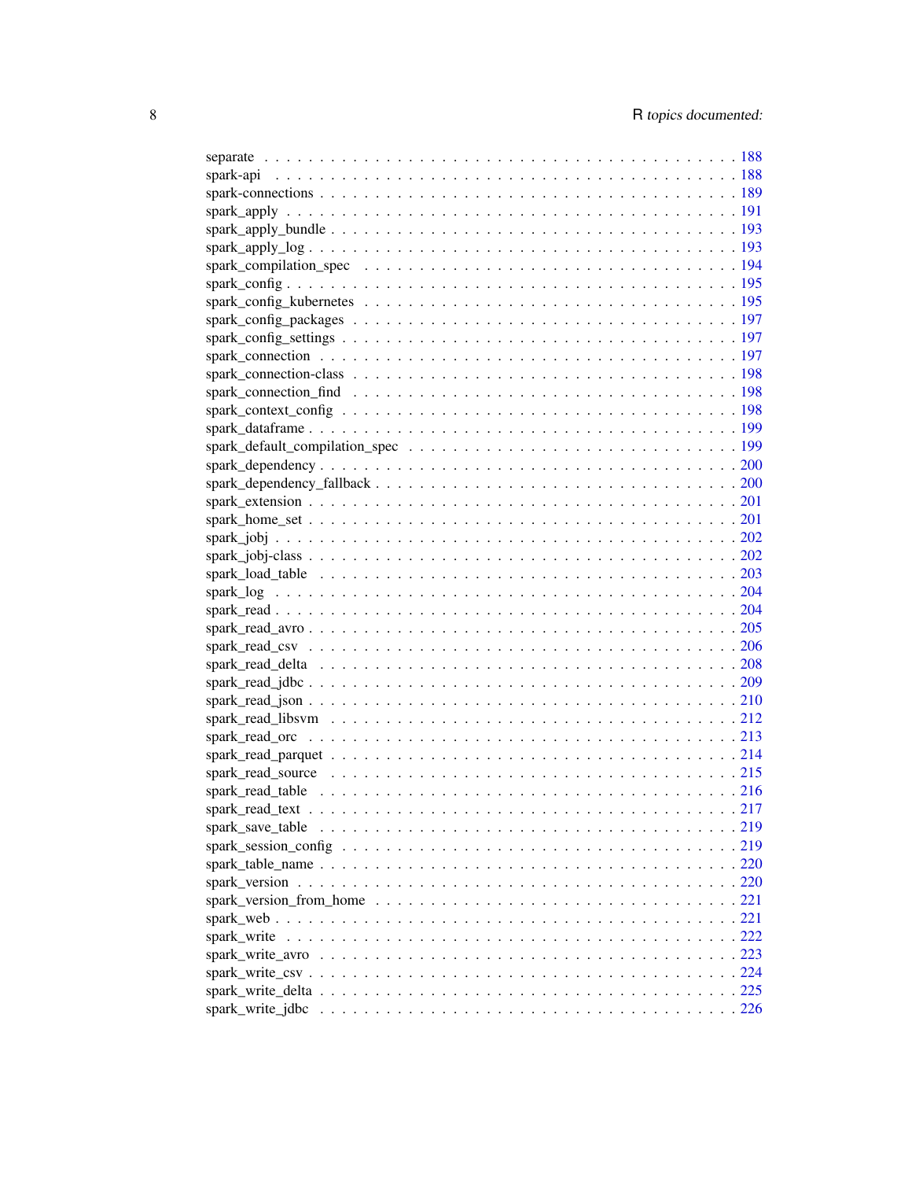separate . . . . . . . . . . . . . . . . . . . . . . . . . . . . . . . . . . . . . . . . . . 188
spark-api . . . . . . . . . . . . . . . . . . . . . . . . . . . . . . . . . . . . . . . . . . 188
spark-connections . . . . . . . . . . . . . . . . . . . . . . . . . . . . . . . . . . . . . 189
spark_apply . . . . . . . . . . . . . . . . . . . . . . . . . . . . . . . . . . . . . . . . 191
spark_apply_bundle . . . . . . . . . . . . . . . . . . . . . . . . . . . . . . . . . . . . 193
spark_apply_log . . . . . . . . . . . . . . . . . . . . . . . . . . . . . . . . . . . . . 193
spark_compilation_spec . . . . . . . . . . . . . . . . . . . . . . . . . . . . . . . . . 194
spark_config . . . . . . . . . . . . . . . . . . . . . . . . . . . . . . . . . . . . . . . 195
spark_config_kubernetes . . . . . . . . . . . . . . . . . . . . . . . . . . . . . . . . 195
spark_config_packages . . . . . . . . . . . . . . . . . . . . . . . . . . . . . . . . . . 197
spark_config_settings . . . . . . . . . . . . . . . . . . . . . . . . . . . . . . . . . . 197
spark_connection . . . . . . . . . . . . . . . . . . . . . . . . . . . . . . . . . . . . . 197
spark_connection-class . . . . . . . . . . . . . . . . . . . . . . . . . . . . . . . . . 198
spark_connection_find . . . . . . . . . . . . . . . . . . . . . . . . . . . . . . . . . . 198
spark_context_config . . . . . . . . . . . . . . . . . . . . . . . . . . . . . . . . . . 198
spark_dataframe . . . . . . . . . . . . . . . . . . . . . . . . . . . . . . . . . . . . . 199
spark_default_compilation_spec . . . . . . . . . . . . . . . . . . . . . . . . . . . . 199
spark_dependency . . . . . . . . . . . . . . . . . . . . . . . . . . . . . . . . . . . . . 200
spark_dependency_fallback . . . . . . . . . . . . . . . . . . . . . . . . . . . . . . . 200
spark_extension . . . . . . . . . . . . . . . . . . . . . . . . . . . . . . . . . . . . . 201
spark_home_set . . . . . . . . . . . . . . . . . . . . . . . . . . . . . . . . . . . . . . 201
spark_jobj . . . . . . . . . . . . . . . . . . . . . . . . . . . . . . . . . . . . . . . . . 202
spark_jobj-class . . . . . . . . . . . . . . . . . . . . . . . . . . . . . . . . . . . . . 202
spark_load_table . . . . . . . . . . . . . . . . . . . . . . . . . . . . . . . . . . . . . 203
spark_log . . . . . . . . . . . . . . . . . . . . . . . . . . . . . . . . . . . . . . . . . 204
spark_read . . . . . . . . . . . . . . . . . . . . . . . . . . . . . . . . . . . . . . . . 204
spark_read_avro . . . . . . . . . . . . . . . . . . . . . . . . . . . . . . . . . . . . . 205
spark_read_csv . . . . . . . . . . . . . . . . . . . . . . . . . . . . . . . . . . . . . . 206
spark_read_delta . . . . . . . . . . . . . . . . . . . . . . . . . . . . . . . . . . . . . 208
spark_read_jdbc . . . . . . . . . . . . . . . . . . . . . . . . . . . . . . . . . . . . . 209
spark_read_json . . . . . . . . . . . . . . . . . . . . . . . . . . . . . . . . . . . . . 210
spark_read_libsvm . . . . . . . . . . . . . . . . . . . . . . . . . . . . . . . . . . . . 212
spark_read_orc . . . . . . . . . . . . . . . . . . . . . . . . . . . . . . . . . . . . . . 213
spark_read_parquet . . . . . . . . . . . . . . . . . . . . . . . . . . . . . . . . . . . . 214
spark_read_source . . . . . . . . . . . . . . . . . . . . . . . . . . . . . . . . . . . . 215
spark_read_table . . . . . . . . . . . . . . . . . . . . . . . . . . . . . . . . . . . . . 216
spark_read_text . . . . . . . . . . . . . . . . . . . . . . . . . . . . . . . . . . . . . 217
spark_save_table . . . . . . . . . . . . . . . . . . . . . . . . . . . . . . . . . . . . . 219
spark_session_config . . . . . . . . . . . . . . . . . . . . . . . . . . . . . . . . . . . 219
spark_table_name . . . . . . . . . . . . . . . . . . . . . . . . . . . . . . . . . . . . . 220
spark_version . . . . . . . . . . . . . . . . . . . . . . . . . . . . . . . . . . . . . . . 220
spark_version_from_home . . . . . . . . . . . . . . . . . . . . . . . . . . . . . . . . 221
spark_web . . . . . . . . . . . . . . . . . . . . . . . . . . . . . . . . . . . . . . . . . 221
spark_write . . . . . . . . . . . . . . . . . . . . . . . . . . . . . . . . . . . . . . . . 222
spark_write_avro . . . . . . . . . . . . . . . . . . . . . . . . . . . . . . . . . . . . . 223
spark_write_csv . . . . . . . . . . . . . . . . . . . . . . . . . . . . . . . . . . . . . . 224
spark_write_delta . . . . . . . . . . . . . . . . . . . . . . . . . . . . . . . . . . . . . 225
spark_write_jdbc . . . . . . . . . . . . . . . . . . . . . . . . . . . . . . . . . . . . . 226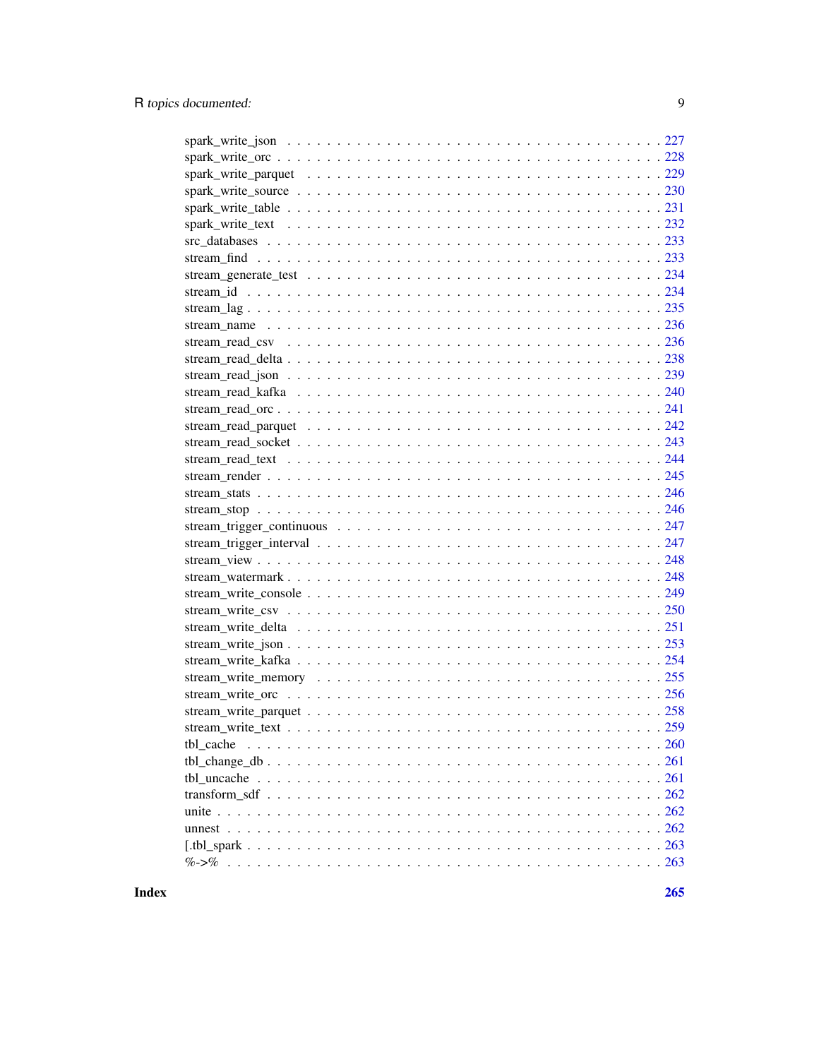spark_write_json . . . . . . . . . . . . . . . . . . . . . . . . . . . . . . . . . . . . . 227
spark_write_orc . . . . . . . . . . . . . . . . . . . . . . . . . . . . . . . . . . . . . . 228
spark_write_parquet . . . . . . . . . . . . . . . . . . . . . . . . . . . . . . . . . . . . 229
spark_write_source . . . . . . . . . . . . . . . . . . . . . . . . . . . . . . . . . . . . . 230
spark_write_table . . . . . . . . . . . . . . . . . . . . . . . . . . . . . . . . . . . . . 231
spark_write_text . . . . . . . . . . . . . . . . . . . . . . . . . . . . . . . . . . . . . . 232
src_databases . . . . . . . . . . . . . . . . . . . . . . . . . . . . . . . . . . . . . . . 233
stream_find . . . . . . . . . . . . . . . . . . . . . . . . . . . . . . . . . . . . . . . . 233
stream_generate_test . . . . . . . . . . . . . . . . . . . . . . . . . . . . . . . . . . . . 234
stream_id . . . . . . . . . . . . . . . . . . . . . . . . . . . . . . . . . . . . . . . . . 234
stream_lag . . . . . . . . . . . . . . . . . . . . . . . . . . . . . . . . . . . . . . . . . 235
stream_name . . . . . . . . . . . . . . . . . . . . . . . . . . . . . . . . . . . . . . . . 236
stream_read_csv . . . . . . . . . . . . . . . . . . . . . . . . . . . . . . . . . . . . . . 236
stream_read_delta . . . . . . . . . . . . . . . . . . . . . . . . . . . . . . . . . . . . . 238
stream_read_json . . . . . . . . . . . . . . . . . . . . . . . . . . . . . . . . . . . . . . 239
stream_read_kafka . . . . . . . . . . . . . . . . . . . . . . . . . . . . . . . . . . . . . 240
stream_read_orc . . . . . . . . . . . . . . . . . . . . . . . . . . . . . . . . . . . . . . 241
stream_read_parquet . . . . . . . . . . . . . . . . . . . . . . . . . . . . . . . . . . . . 242
stream_read_socket . . . . . . . . . . . . . . . . . . . . . . . . . . . . . . . . . . . . . 243
stream_read_text . . . . . . . . . . . . . . . . . . . . . . . . . . . . . . . . . . . . . . 244
stream_render . . . . . . . . . . . . . . . . . . . . . . . . . . . . . . . . . . . . . . . . 245
stream_stats . . . . . . . . . . . . . . . . . . . . . . . . . . . . . . . . . . . . . . . . . 246
stream_stop . . . . . . . . . . . . . . . . . . . . . . . . . . . . . . . . . . . . . . . . . 246
stream_trigger_continuous . . . . . . . . . . . . . . . . . . . . . . . . . . . . . . . . . 247
stream_trigger_interval . . . . . . . . . . . . . . . . . . . . . . . . . . . . . . . . . . . 247
stream_view . . . . . . . . . . . . . . . . . . . . . . . . . . . . . . . . . . . . . . . . . 248
stream_watermark . . . . . . . . . . . . . . . . . . . . . . . . . . . . . . . . . . . . . . 248
stream_write_console . . . . . . . . . . . . . . . . . . . . . . . . . . . . . . . . . . . . 249
stream_write_csv . . . . . . . . . . . . . . . . . . . . . . . . . . . . . . . . . . . . . . 250
stream_write_delta . . . . . . . . . . . . . . . . . . . . . . . . . . . . . . . . . . . . . 251
stream_write_json . . . . . . . . . . . . . . . . . . . . . . . . . . . . . . . . . . . . . . 253
stream_write_kafka . . . . . . . . . . . . . . . . . . . . . . . . . . . . . . . . . . . . . . 254
stream_write_memory . . . . . . . . . . . . . . . . . . . . . . . . . . . . . . . . . . . . 255
stream_write_orc . . . . . . . . . . . . . . . . . . . . . . . . . . . . . . . . . . . . . . 256
stream_write_parquet . . . . . . . . . . . . . . . . . . . . . . . . . . . . . . . . . . . . 258
stream_write_text . . . . . . . . . . . . . . . . . . . . . . . . . . . . . . . . . . . . . . 259
tbl_cache . . . . . . . . . . . . . . . . . . . . . . . . . . . . . . . . . . . . . . . . . . 260
tbl_change_db . . . . . . . . . . . . . . . . . . . . . . . . . . . . . . . . . . . . . . . . 261
tbl_uncache . . . . . . . . . . . . . . . . . . . . . . . . . . . . . . . . . . . . . . . . . 261
transform_sdf . . . . . . . . . . . . . . . . . . . . . . . . . . . . . . . . . . . . . . . . 262
unite . . . . . . . . . . . . . . . . . . . . . . . . . . . . . . . . . . . . . . . . . . . . 262
unnest . . . . . . . . . . . . . . . . . . . . . . . . . . . . . . . . . . . . . . . . . . . . 262
[.tbl_spark . . . . . . . . . . . . . . . . . . . . . . . . . . . . . . . . . . . . . . . . . 263
%->% . . . . . . . . . . . . . . . . . . . . . . . . . . . . . . . . . . . . . . . . . . . . 263

**Index** **265**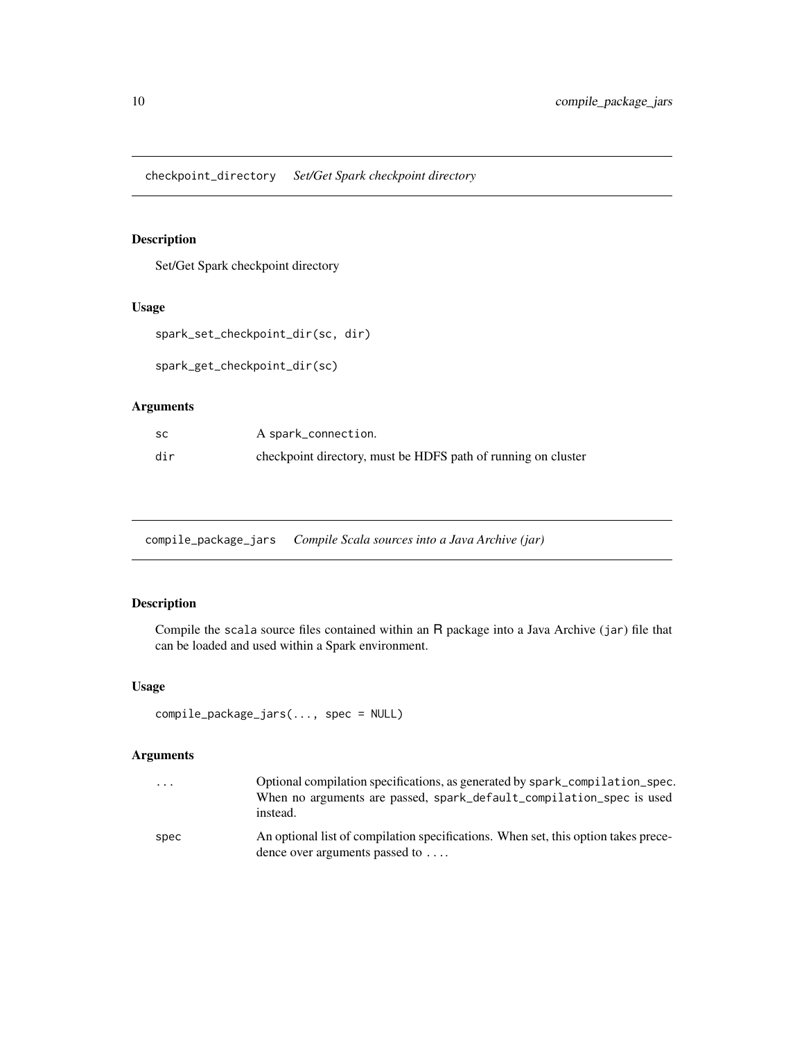## checkpoint_directory *Set/Get Spark checkpoint directory*

### Description

Set/Get Spark checkpoint directory

### Usage

```
spark_set_checkpoint_dir(sc, dir)

spark_get_checkpoint_dir(sc)
```

### Arguments

| | |
|---|---|
| sc | A spark_connection. |
| dir | checkpoint directory, must be HDFS path of running on cluster |

## compile_package_jars *Compile Scala sources into a Java Archive (jar)*

### Description

Compile the scala source files contained within an R package into a Java Archive (jar) file that can be loaded and used within a Spark environment.

### Usage

```
compile_package_jars(..., spec = NULL)
```

### Arguments

| | |
|---|---|
| ... | Optional compilation specifications, as generated by spark_compilation_spec. When no arguments are passed, spark_default_compilation_spec is used instead. |
| spec | An optional list of compilation specifications. When set, this option takes precedence over arguments passed to .... |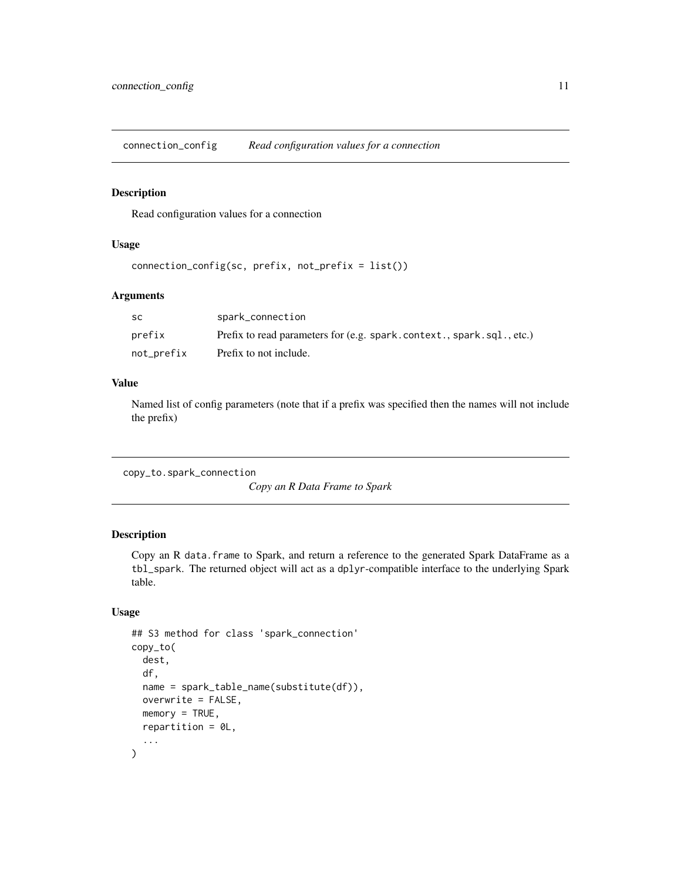## connection_config — *Read configuration values for a connection*

### Description

Read configuration values for a connection

### Usage

```
connection_config(sc, prefix, not_prefix = list())
```

### Arguments

| | |
|---|---|
| sc | spark_connection |
| prefix | Prefix to read parameters for (e.g. `spark.context.`, `spark.sql.`, etc.) |
| not_prefix | Prefix to not include. |

### Value

Named list of config parameters (note that if a prefix was specified then the names will not include the prefix)

## copy_to.spark_connection — *Copy an R Data Frame to Spark*

### Description

Copy an R `data.frame` to Spark, and return a reference to the generated Spark DataFrame as a `tbl_spark`. The returned object will act as a `dplyr`-compatible interface to the underlying Spark table.

### Usage

```
## S3 method for class 'spark_connection'
copy_to(
  dest,
  df,
  name = spark_table_name(substitute(df)),
  overwrite = FALSE,
  memory = TRUE,
  repartition = 0L,
  ...
)
```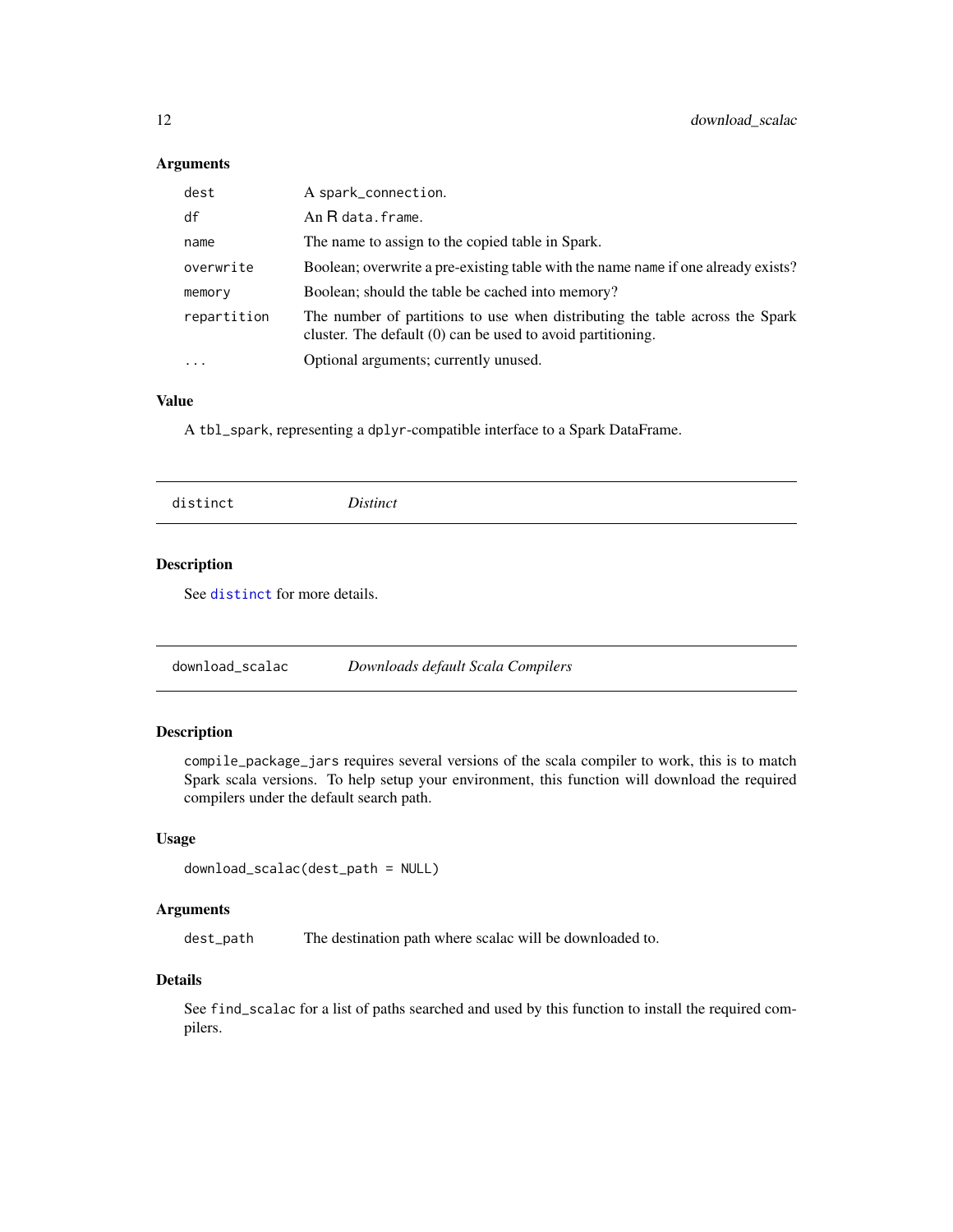### Arguments

| | |
|---|---|
| dest | A spark_connection. |
| df | An R data.frame. |
| name | The name to assign to the copied table in Spark. |
| overwrite | Boolean; overwrite a pre-existing table with the name name if one already exists? |
| memory | Boolean; should the table be cached into memory? |
| repartition | The number of partitions to use when distributing the table across the Spark cluster. The default (0) can be used to avoid partitioning. |
| ... | Optional arguments; currently unused. |

### Value

A tbl_spark, representing a dplyr-compatible interface to a Spark DataFrame.

---

## distinct — *Distinct*

### Description

See distinct for more details.

---

## download_scalac — *Downloads default Scala Compilers*

### Description

compile_package_jars requires several versions of the scala compiler to work, this is to match Spark scala versions. To help setup your environment, this function will download the required compilers under the default search path.

### Usage

```
download_scalac(dest_path = NULL)
```

### Arguments

| | |
|---|---|
| dest_path | The destination path where scalac will be downloaded to. |

### Details

See find_scalac for a list of paths searched and used by this function to install the required compilers.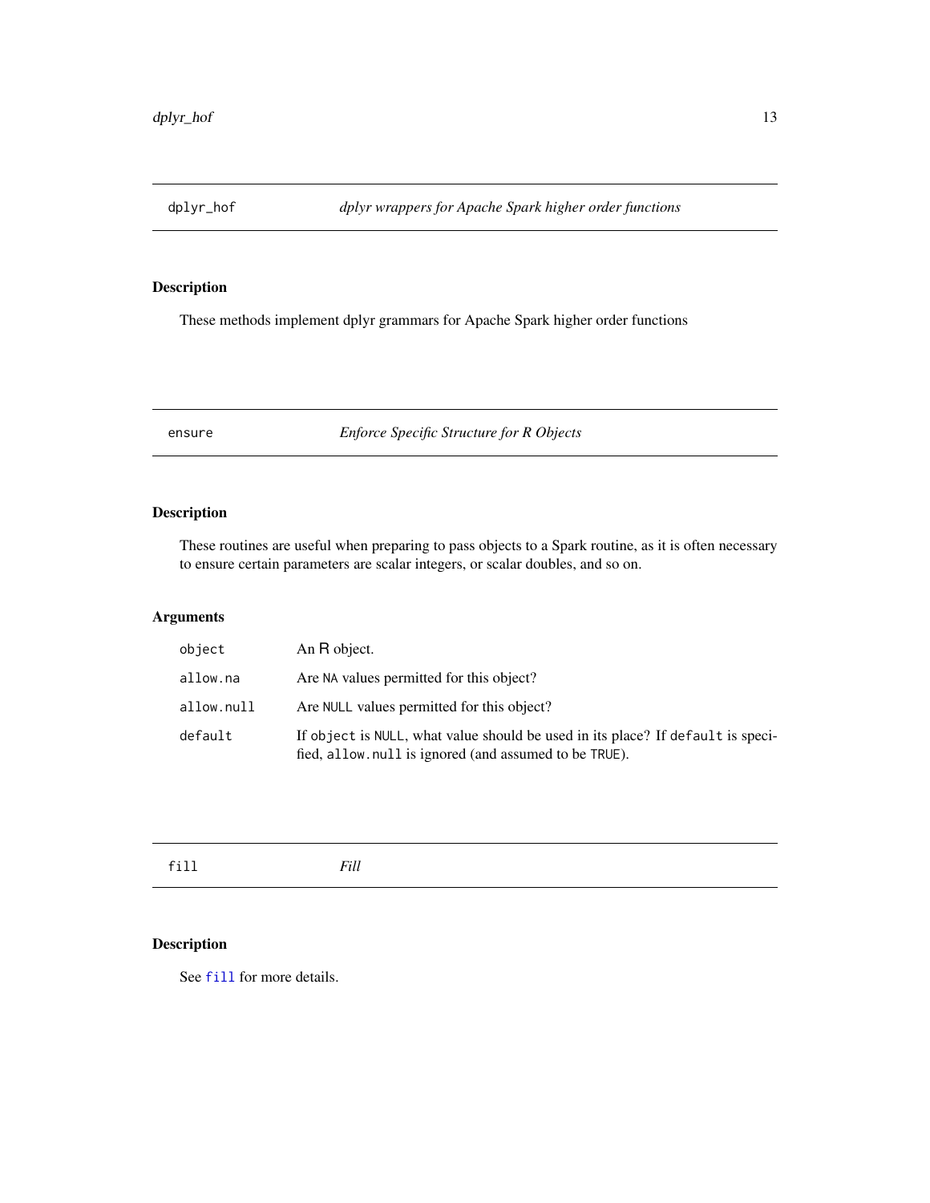## dplyr_hof — *dplyr wrappers for Apache Spark higher order functions*

### Description

These methods implement dplyr grammars for Apache Spark higher order functions

## ensure — *Enforce Specific Structure for R Objects*

### Description

These routines are useful when preparing to pass objects to a Spark routine, as it is often necessary to ensure certain parameters are scalar integers, or scalar doubles, and so on.

### Arguments

| | |
|---|---|
| `object` | An R object. |
| `allow.na` | Are `NA` values permitted for this object? |
| `allow.null` | Are `NULL` values permitted for this object? |
| `default` | If `object` is `NULL`, what value should be used in its place? If `default` is specified, `allow.null` is ignored (and assumed to be `TRUE`). |

## fill — *Fill*

### Description

See `fill` for more details.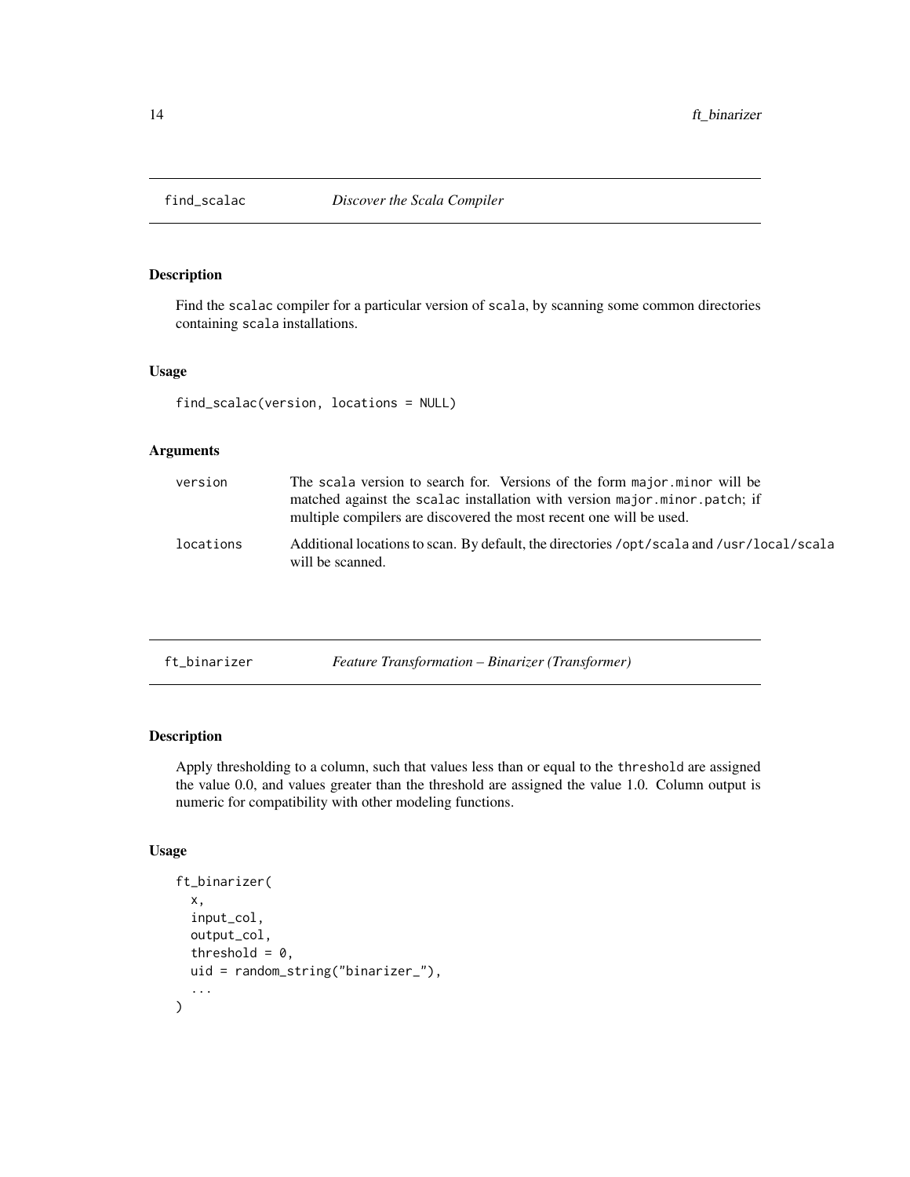## find_scalac *Discover the Scala Compiler*

### Description

Find the scalac compiler for a particular version of scala, by scanning some common directories containing scala installations.

### Usage

```
find_scalac(version, locations = NULL)
```

### Arguments

| | |
|---|---|
| version | The scala version to search for. Versions of the form major.minor will be matched against the scalac installation with version major.minor.patch; if multiple compilers are discovered the most recent one will be used. |
| locations | Additional locations to scan. By default, the directories /opt/scala and /usr/local/scala will be scanned. |

## ft_binarizer *Feature Transformation – Binarizer (Transformer)*

### Description

Apply thresholding to a column, such that values less than or equal to the threshold are assigned the value 0.0, and values greater than the threshold are assigned the value 1.0. Column output is numeric for compatibility with other modeling functions.

### Usage

```
ft_binarizer(
  x,
  input_col,
  output_col,
  threshold = 0,
  uid = random_string("binarizer_"),
  ...
)
```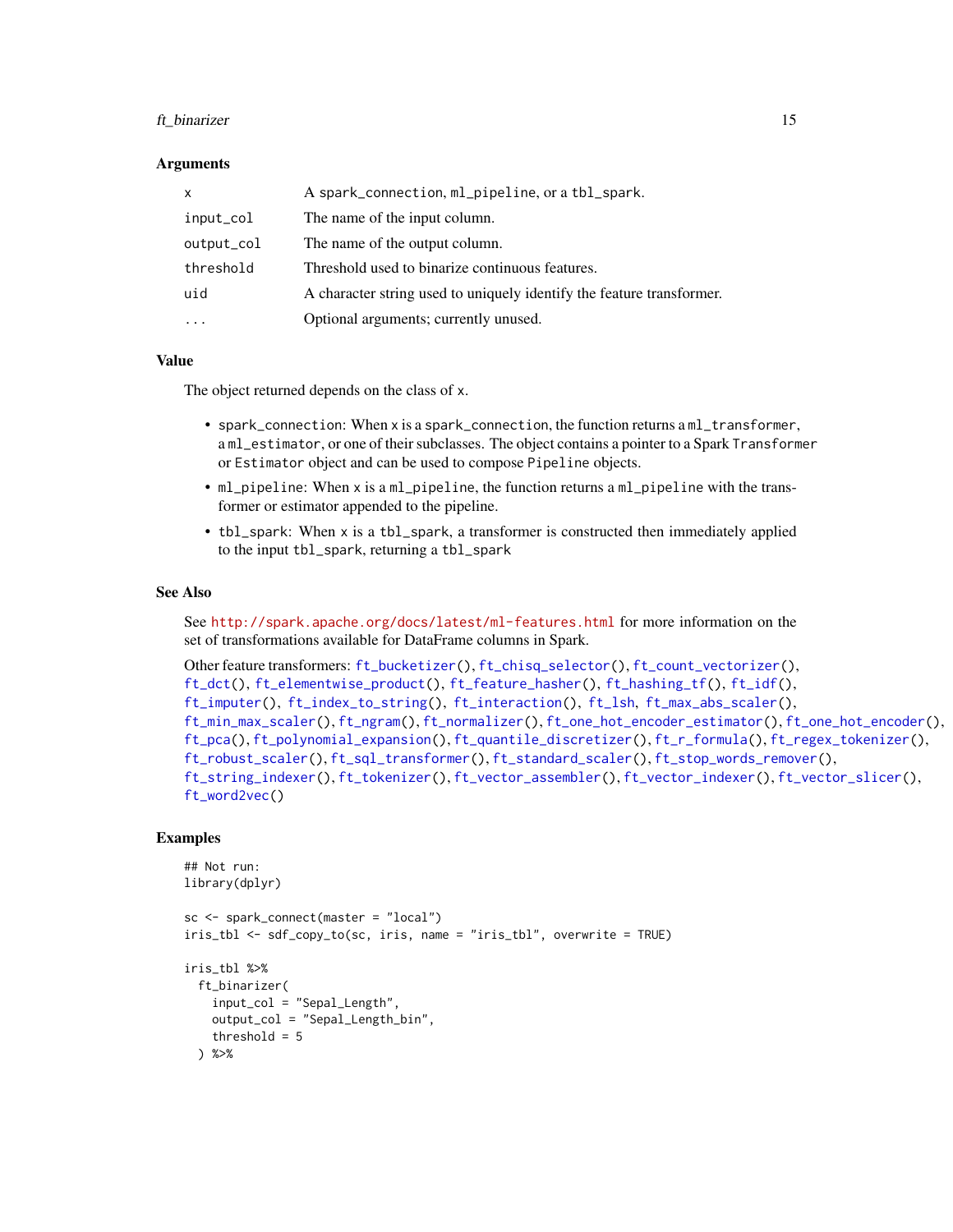## Arguments

| | |
|---|---|
| x | A spark_connection, ml_pipeline, or a tbl_spark. |
| input_col | The name of the input column. |
| output_col | The name of the output column. |
| threshold | Threshold used to binarize continuous features. |
| uid | A character string used to uniquely identify the feature transformer. |
| ... | Optional arguments; currently unused. |

## Value

The object returned depends on the class of x.

- spark_connection: When x is a spark_connection, the function returns a ml_transformer, a ml_estimator, or one of their subclasses. The object contains a pointer to a Spark Transformer or Estimator object and can be used to compose Pipeline objects.
- ml_pipeline: When x is a ml_pipeline, the function returns a ml_pipeline with the transformer or estimator appended to the pipeline.
- tbl_spark: When x is a tbl_spark, a transformer is constructed then immediately applied to the input tbl_spark, returning a tbl_spark

## See Also

See http://spark.apache.org/docs/latest/ml-features.html for more information on the set of transformations available for DataFrame columns in Spark.

Other feature transformers: ft_bucketizer(), ft_chisq_selector(), ft_count_vectorizer(), ft_dct(), ft_elementwise_product(), ft_feature_hasher(), ft_hashing_tf(), ft_idf(), ft_imputer(), ft_index_to_string(), ft_interaction(), ft_lsh, ft_max_abs_scaler(), ft_min_max_scaler(), ft_ngram(), ft_normalizer(), ft_one_hot_encoder_estimator(), ft_one_hot_encoder(), ft_pca(), ft_polynomial_expansion(), ft_quantile_discretizer(), ft_r_formula(), ft_regex_tokenizer(), ft_robust_scaler(), ft_sql_transformer(), ft_standard_scaler(), ft_stop_words_remover(), ft_string_indexer(), ft_tokenizer(), ft_vector_assembler(), ft_vector_indexer(), ft_vector_slicer(), ft_word2vec()

## Examples

```
## Not run:
library(dplyr)

sc <- spark_connect(master = "local")
iris_tbl <- sdf_copy_to(sc, iris, name = "iris_tbl", overwrite = TRUE)

iris_tbl %>%
  ft_binarizer(
    input_col = "Sepal_Length",
    output_col = "Sepal_Length_bin",
    threshold = 5
  ) %>%
```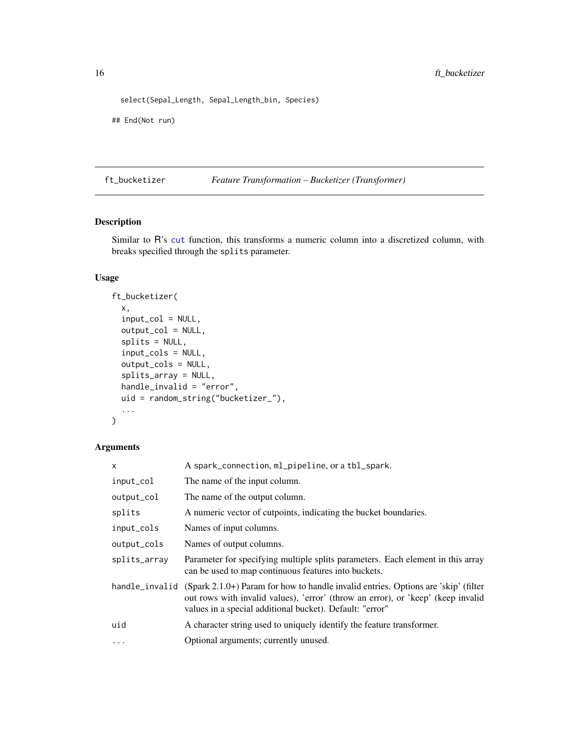```
  select(Sepal_Length, Sepal_Length_bin, Species)

## End(Not run)
```

## ft_bucketizer *Feature Transformation – Bucketizer (Transformer)*

### Description

Similar to R's cut function, this transforms a numeric column into a discretized column, with breaks specified through the splits parameter.

### Usage

```
ft_bucketizer(
  x,
  input_col = NULL,
  output_col = NULL,
  splits = NULL,
  input_cols = NULL,
  output_cols = NULL,
  splits_array = NULL,
  handle_invalid = "error",
  uid = random_string("bucketizer_"),
  ...
)
```

### Arguments

| | |
|---|---|
| x | A spark_connection, ml_pipeline, or a tbl_spark. |
| input_col | The name of the input column. |
| output_col | The name of the output column. |
| splits | A numeric vector of cutpoints, indicating the bucket boundaries. |
| input_cols | Names of input columns. |
| output_cols | Names of output columns. |
| splits_array | Parameter for specifying multiple splits parameters. Each element in this array can be used to map continuous features into buckets. |
| handle_invalid | (Spark 2.1.0+) Param for how to handle invalid entries. Options are 'skip' (filter out rows with invalid values), 'error' (throw an error), or 'keep' (keep invalid values in a special additional bucket). Default: "error" |
| uid | A character string used to uniquely identify the feature transformer. |
| ... | Optional arguments; currently unused. |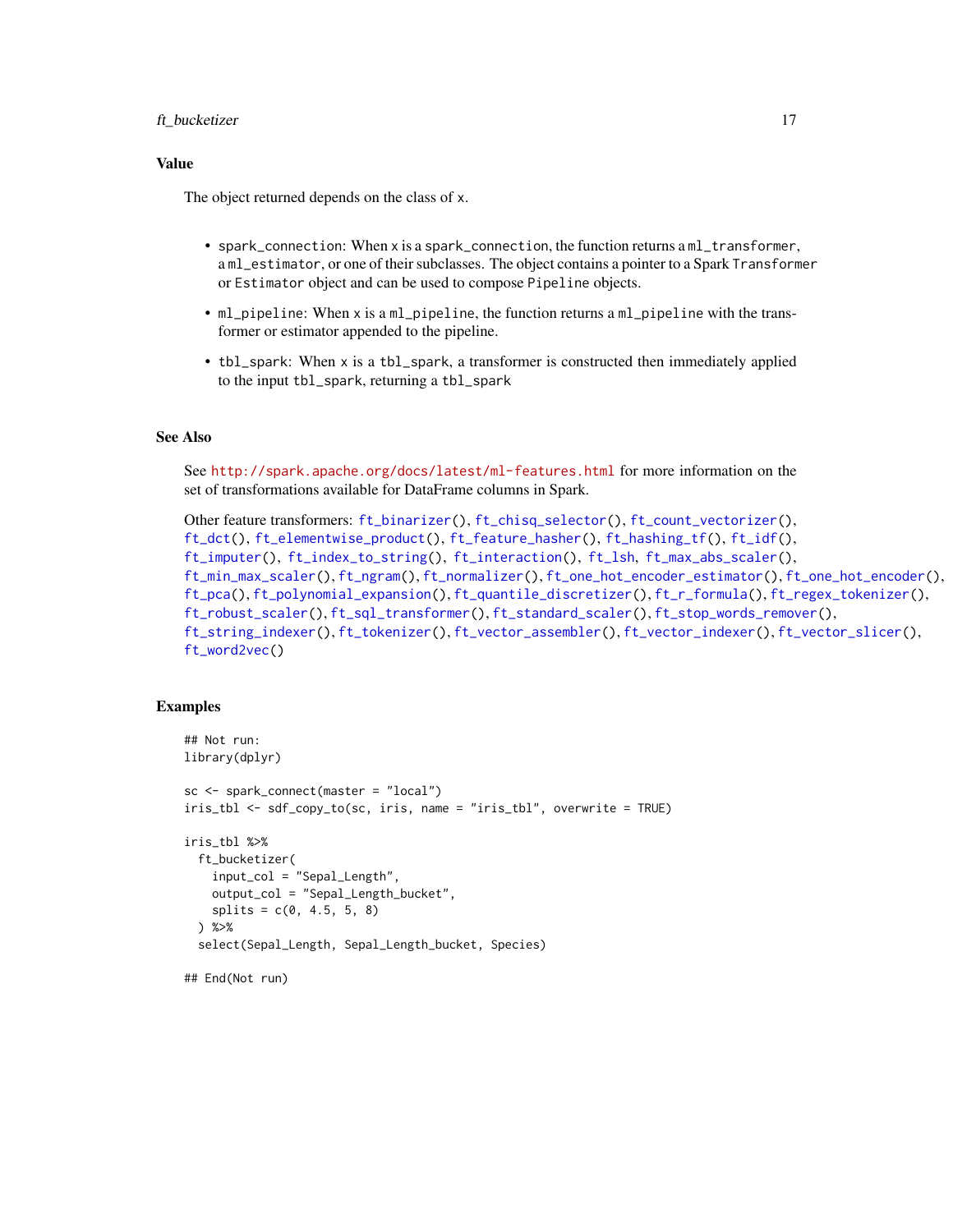## Value

The object returned depends on the class of `x`.

- `spark_connection`: When `x` is a `spark_connection`, the function returns a `ml_transformer`, a `ml_estimator`, or one of their subclasses. The object contains a pointer to a Spark `Transformer` or `Estimator` object and can be used to compose `Pipeline` objects.
- `ml_pipeline`: When `x` is a `ml_pipeline`, the function returns a `ml_pipeline` with the transformer or estimator appended to the pipeline.
- `tbl_spark`: When `x` is a `tbl_spark`, a transformer is constructed then immediately applied to the input `tbl_spark`, returning a `tbl_spark`

## See Also

See http://spark.apache.org/docs/latest/ml-features.html for more information on the set of transformations available for DataFrame columns in Spark.

Other feature transformers: ft_binarizer(), ft_chisq_selector(), ft_count_vectorizer(), ft_dct(), ft_elementwise_product(), ft_feature_hasher(), ft_hashing_tf(), ft_idf(), ft_imputer(), ft_index_to_string(), ft_interaction(), ft_lsh, ft_max_abs_scaler(), ft_min_max_scaler(), ft_ngram(), ft_normalizer(), ft_one_hot_encoder_estimator(), ft_one_hot_encoder(), ft_pca(), ft_polynomial_expansion(), ft_quantile_discretizer(), ft_r_formula(), ft_regex_tokenizer(), ft_robust_scaler(), ft_sql_transformer(), ft_standard_scaler(), ft_stop_words_remover(), ft_string_indexer(), ft_tokenizer(), ft_vector_assembler(), ft_vector_indexer(), ft_vector_slicer(), ft_word2vec()

## Examples

```
## Not run:
library(dplyr)

sc <- spark_connect(master = "local")
iris_tbl <- sdf_copy_to(sc, iris, name = "iris_tbl", overwrite = TRUE)

iris_tbl %>%
  ft_bucketizer(
    input_col = "Sepal_Length",
    output_col = "Sepal_Length_bucket",
    splits = c(0, 4.5, 5, 8)
  ) %>%
  select(Sepal_Length, Sepal_Length_bucket, Species)

## End(Not run)
```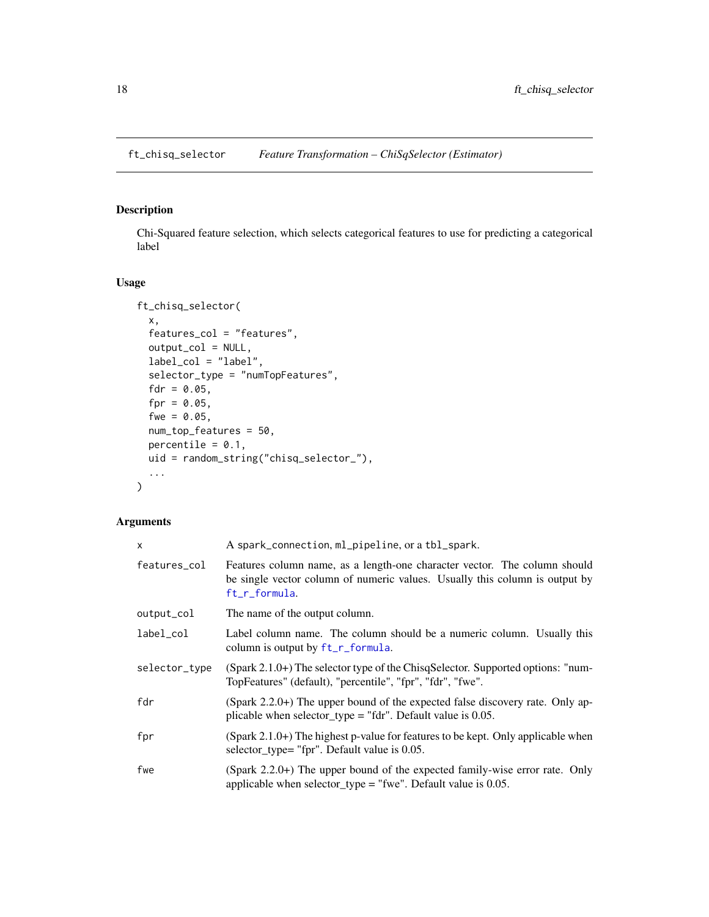ft_chisq_selector    *Feature Transformation – ChiSqSelector (Estimator)*

## Description

Chi-Squared feature selection, which selects categorical features to use for predicting a categorical label

## Usage

```
ft_chisq_selector(
  x,
  features_col = "features",
  output_col = NULL,
  label_col = "label",
  selector_type = "numTopFeatures",
  fdr = 0.05,
  fpr = 0.05,
  fwe = 0.05,
  num_top_features = 50,
  percentile = 0.1,
  uid = random_string("chisq_selector_"),
  ...
)
```

## Arguments

| | |
|---|---|
| `x` | A `spark_connection`, `ml_pipeline`, or a `tbl_spark`. |
| `features_col` | Features column name, as a length-one character vector. The column should be single vector column of numeric values. Usually this column is output by `ft_r_formula`. |
| `output_col` | The name of the output column. |
| `label_col` | Label column name. The column should be a numeric column. Usually this column is output by `ft_r_formula`. |
| `selector_type` | (Spark 2.1.0+) The selector type of the ChisqSelector. Supported options: "numTopFeatures" (default), "percentile", "fpr", "fdr", "fwe". |
| `fdr` | (Spark 2.2.0+) The upper bound of the expected false discovery rate. Only applicable when selector_type = "fdr". Default value is 0.05. |
| `fpr` | (Spark 2.1.0+) The highest p-value for features to be kept. Only applicable when selector_type= "fpr". Default value is 0.05. |
| `fwe` | (Spark 2.2.0+) The upper bound of the expected family-wise error rate. Only applicable when selector_type = "fwe". Default value is 0.05. |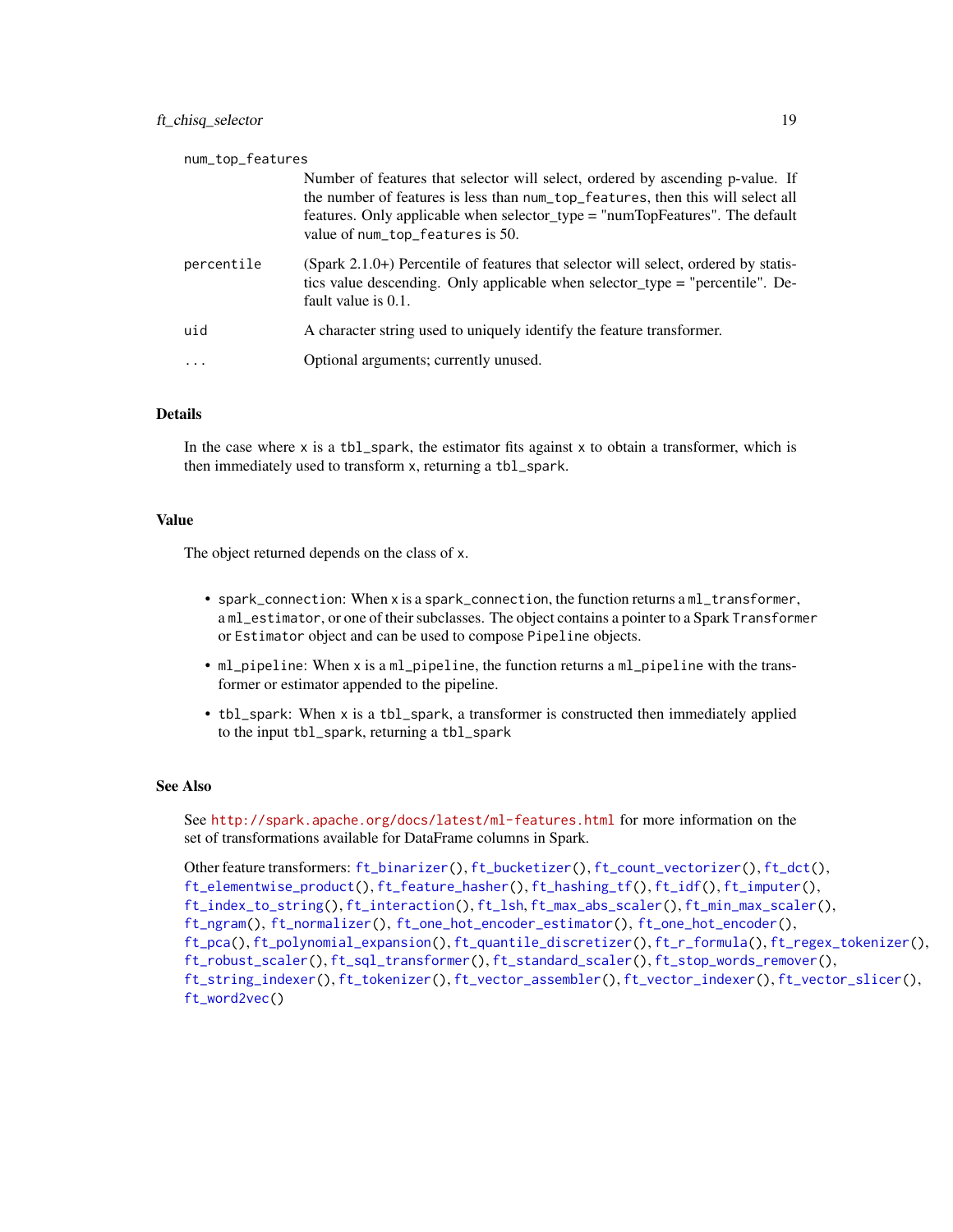num_top_features
: Number of features that selector will select, ordered by ascending p-value. If the number of features is less than num_top_features, then this will select all features. Only applicable when selector_type = "numTopFeatures". The default value of num_top_features is 50.

percentile
: (Spark 2.1.0+) Percentile of features that selector will select, ordered by statistics value descending. Only applicable when selector_type = "percentile". Default value is 0.1.

uid
: A character string used to uniquely identify the feature transformer.

...
: Optional arguments; currently unused.

## Details

In the case where x is a tbl_spark, the estimator fits against x to obtain a transformer, which is then immediately used to transform x, returning a tbl_spark.

## Value

The object returned depends on the class of x.

- spark_connection: When x is a spark_connection, the function returns a ml_transformer, a ml_estimator, or one of their subclasses. The object contains a pointer to a Spark Transformer or Estimator object and can be used to compose Pipeline objects.
- ml_pipeline: When x is a ml_pipeline, the function returns a ml_pipeline with the transformer or estimator appended to the pipeline.
- tbl_spark: When x is a tbl_spark, a transformer is constructed then immediately applied to the input tbl_spark, returning a tbl_spark

## See Also

See http://spark.apache.org/docs/latest/ml-features.html for more information on the set of transformations available for DataFrame columns in Spark.

Other feature transformers: ft_binarizer(), ft_bucketizer(), ft_count_vectorizer(), ft_dct(), ft_elementwise_product(), ft_feature_hasher(), ft_hashing_tf(), ft_idf(), ft_imputer(), ft_index_to_string(), ft_interaction(), ft_lsh, ft_max_abs_scaler(), ft_min_max_scaler(), ft_ngram(), ft_normalizer(), ft_one_hot_encoder_estimator(), ft_one_hot_encoder(), ft_pca(), ft_polynomial_expansion(), ft_quantile_discretizer(), ft_r_formula(), ft_regex_tokenizer(), ft_robust_scaler(), ft_sql_transformer(), ft_standard_scaler(), ft_stop_words_remover(), ft_string_indexer(), ft_tokenizer(), ft_vector_assembler(), ft_vector_indexer(), ft_vector_slicer(), ft_word2vec()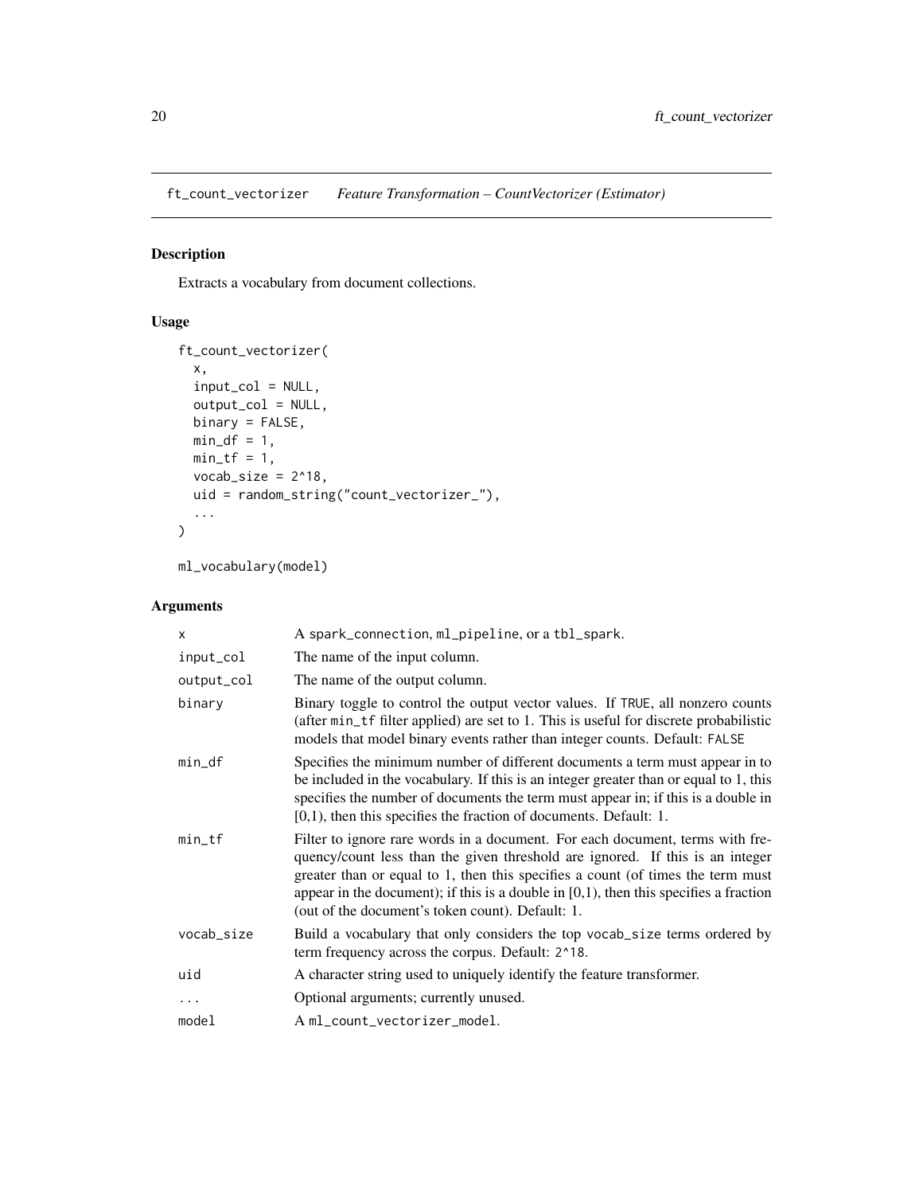# ft_count_vectorizer *Feature Transformation – CountVectorizer (Estimator)*

## Description

Extracts a vocabulary from document collections.

## Usage

```
ft_count_vectorizer(
  x,
  input_col = NULL,
  output_col = NULL,
  binary = FALSE,
  min_df = 1,
  min_tf = 1,
  vocab_size = 2^18,
  uid = random_string("count_vectorizer_"),
  ...
)

ml_vocabulary(model)
```

## Arguments

| | |
|---|---|
| x | A spark_connection, ml_pipeline, or a tbl_spark. |
| input_col | The name of the input column. |
| output_col | The name of the output column. |
| binary | Binary toggle to control the output vector values. If TRUE, all nonzero counts (after min_tf filter applied) are set to 1. This is useful for discrete probabilistic models that model binary events rather than integer counts. Default: FALSE |
| min_df | Specifies the minimum number of different documents a term must appear in to be included in the vocabulary. If this is an integer greater than or equal to 1, this specifies the number of documents the term must appear in; if this is a double in [0,1), then this specifies the fraction of documents. Default: 1. |
| min_tf | Filter to ignore rare words in a document. For each document, terms with frequency/count less than the given threshold are ignored. If this is an integer greater than or equal to 1, then this specifies a count (of times the term must appear in the document); if this is a double in [0,1), then this specifies a fraction (out of the document's token count). Default: 1. |
| vocab_size | Build a vocabulary that only considers the top vocab_size terms ordered by term frequency across the corpus. Default: 2^18. |
| uid | A character string used to uniquely identify the feature transformer. |
| ... | Optional arguments; currently unused. |
| model | A ml_count_vectorizer_model. |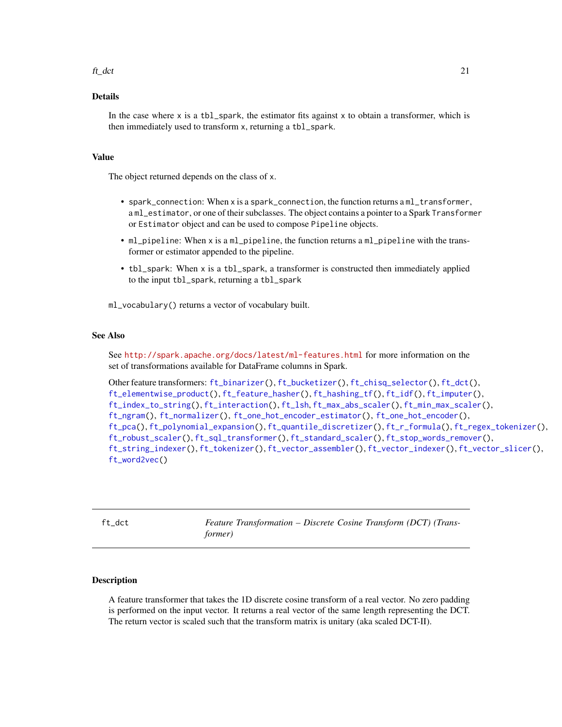## Details

In the case where x is a tbl_spark, the estimator fits against x to obtain a transformer, which is then immediately used to transform x, returning a tbl_spark.

## Value

The object returned depends on the class of x.

- spark_connection: When x is a spark_connection, the function returns a ml_transformer, a ml_estimator, or one of their subclasses. The object contains a pointer to a Spark Transformer or Estimator object and can be used to compose Pipeline objects.
- ml_pipeline: When x is a ml_pipeline, the function returns a ml_pipeline with the transformer or estimator appended to the pipeline.
- tbl_spark: When x is a tbl_spark, a transformer is constructed then immediately applied to the input tbl_spark, returning a tbl_spark

ml_vocabulary() returns a vector of vocabulary built.

## See Also

See http://spark.apache.org/docs/latest/ml-features.html for more information on the set of transformations available for DataFrame columns in Spark.

Other feature transformers: ft_binarizer(), ft_bucketizer(), ft_chisq_selector(), ft_dct(), ft_elementwise_product(), ft_feature_hasher(), ft_hashing_tf(), ft_idf(), ft_imputer(), ft_index_to_string(), ft_interaction(), ft_lsh, ft_max_abs_scaler(), ft_min_max_scaler(), ft_ngram(), ft_normalizer(), ft_one_hot_encoder_estimator(), ft_one_hot_encoder(), ft_pca(), ft_polynomial_expansion(), ft_quantile_discretizer(), ft_r_formula(), ft_regex_tokenizer(), ft_robust_scaler(), ft_sql_transformer(), ft_standard_scaler(), ft_stop_words_remover(), ft_string_indexer(), ft_tokenizer(), ft_vector_assembler(), ft_vector_indexer(), ft_vector_slicer(), ft_word2vec()

---

# ft_dct — *Feature Transformation – Discrete Cosine Transform (DCT) (Transformer)*

## Description

A feature transformer that takes the 1D discrete cosine transform of a real vector. No zero padding is performed on the input vector. It returns a real vector of the same length representing the DCT. The return vector is scaled such that the transform matrix is unitary (aka scaled DCT-II).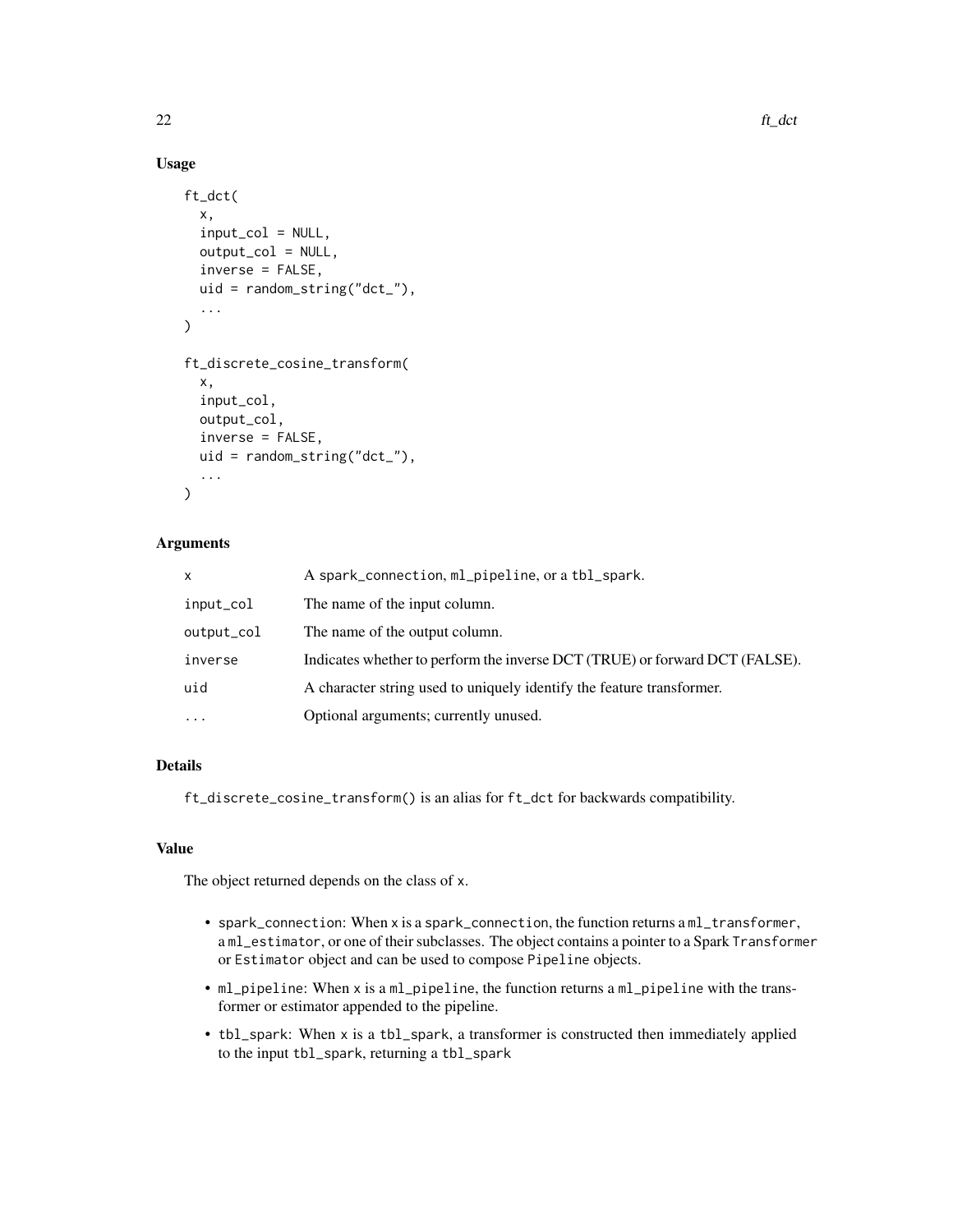## Usage

```
ft_dct(
  x,
  input_col = NULL,
  output_col = NULL,
  inverse = FALSE,
  uid = random_string("dct_"),
  ...
)

ft_discrete_cosine_transform(
  x,
  input_col,
  output_col,
  inverse = FALSE,
  uid = random_string("dct_"),
  ...
)
```

## Arguments

| | |
|---|---|
| x | A spark_connection, ml_pipeline, or a tbl_spark. |
| input_col | The name of the input column. |
| output_col | The name of the output column. |
| inverse | Indicates whether to perform the inverse DCT (TRUE) or forward DCT (FALSE). |
| uid | A character string used to uniquely identify the feature transformer. |
| ... | Optional arguments; currently unused. |

## Details

ft_discrete_cosine_transform() is an alias for ft_dct for backwards compatibility.

## Value

The object returned depends on the class of x.

- spark_connection: When x is a spark_connection, the function returns a ml_transformer, a ml_estimator, or one of their subclasses. The object contains a pointer to a Spark Transformer or Estimator object and can be used to compose Pipeline objects.
- ml_pipeline: When x is a ml_pipeline, the function returns a ml_pipeline with the transformer or estimator appended to the pipeline.
- tbl_spark: When x is a tbl_spark, a transformer is constructed then immediately applied to the input tbl_spark, returning a tbl_spark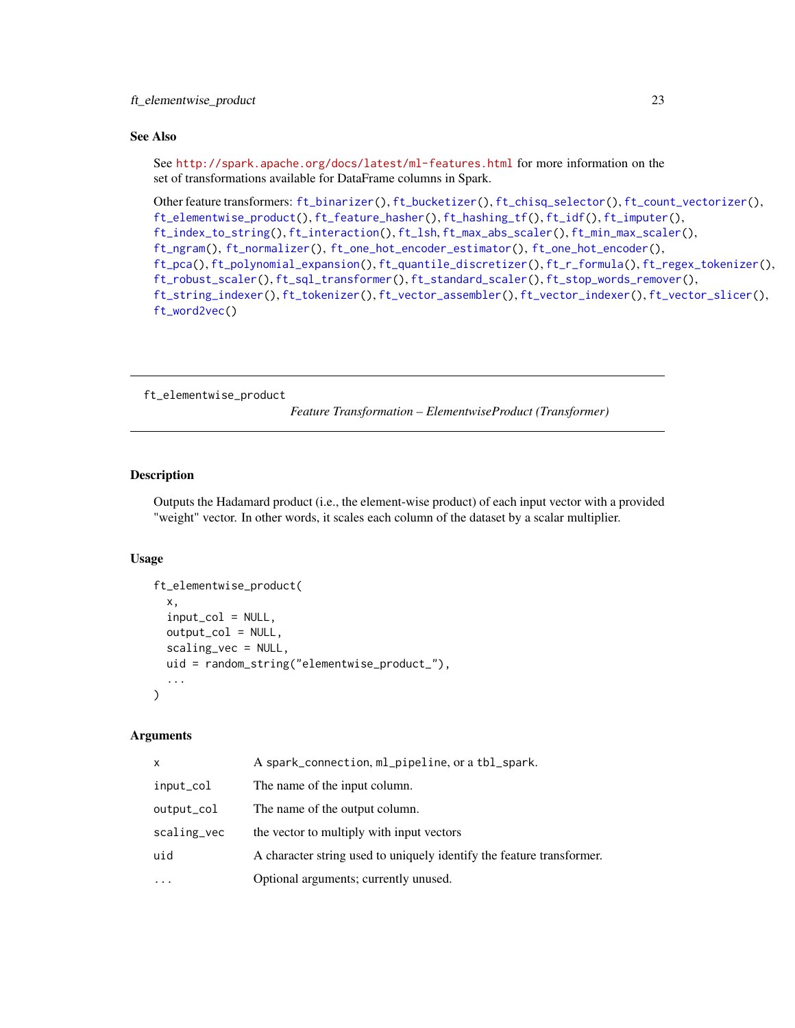### See Also

See http://spark.apache.org/docs/latest/ml-features.html for more information on the set of transformations available for DataFrame columns in Spark.

Other feature transformers: ft_binarizer(), ft_bucketizer(), ft_chisq_selector(), ft_count_vectorizer(), ft_elementwise_product(), ft_feature_hasher(), ft_hashing_tf(), ft_idf(), ft_imputer(), ft_index_to_string(), ft_interaction(), ft_lsh, ft_max_abs_scaler(), ft_min_max_scaler(), ft_ngram(), ft_normalizer(), ft_one_hot_encoder_estimator(), ft_one_hot_encoder(), ft_pca(), ft_polynomial_expansion(), ft_quantile_discretizer(), ft_r_formula(), ft_regex_tokenizer(), ft_robust_scaler(), ft_sql_transformer(), ft_standard_scaler(), ft_stop_words_remover(), ft_string_indexer(), ft_tokenizer(), ft_vector_assembler(), ft_vector_indexer(), ft_vector_slicer(), ft_word2vec()

---

## ft_elementwise_product

*Feature Transformation – ElementwiseProduct (Transformer)*

---

### Description

Outputs the Hadamard product (i.e., the element-wise product) of each input vector with a provided "weight" vector. In other words, it scales each column of the dataset by a scalar multiplier.

### Usage

```
ft_elementwise_product(
  x,
  input_col = NULL,
  output_col = NULL,
  scaling_vec = NULL,
  uid = random_string("elementwise_product_"),
  ...
)
```

### Arguments

| | |
|---|---|
| x | A spark_connection, ml_pipeline, or a tbl_spark. |
| input_col | The name of the input column. |
| output_col | The name of the output column. |
| scaling_vec | the vector to multiply with input vectors |
| uid | A character string used to uniquely identify the feature transformer. |
| ... | Optional arguments; currently unused. |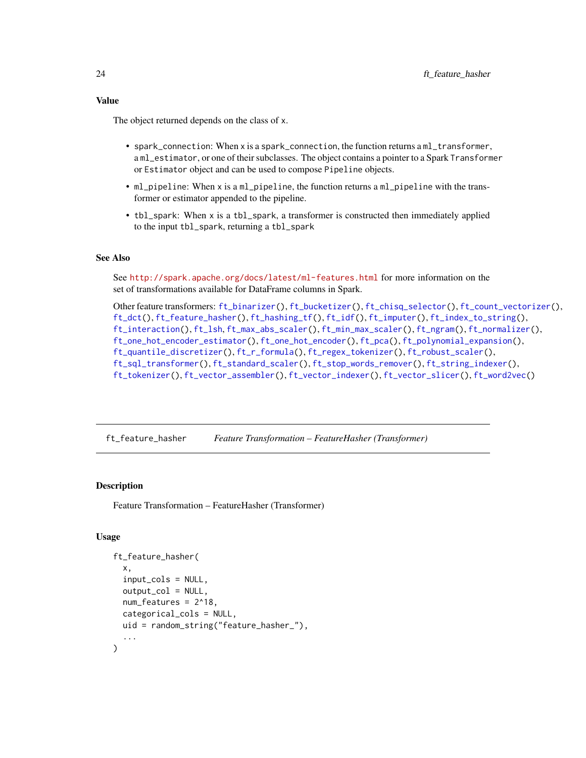## Value

The object returned depends on the class of `x`.

- `spark_connection`: When `x` is a `spark_connection`, the function returns a `ml_transformer`, a `ml_estimator`, or one of their subclasses. The object contains a pointer to a Spark `Transformer` or `Estimator` object and can be used to compose `Pipeline` objects.
- `ml_pipeline`: When `x` is a `ml_pipeline`, the function returns a `ml_pipeline` with the transformer or estimator appended to the pipeline.
- `tbl_spark`: When `x` is a `tbl_spark`, a transformer is constructed then immediately applied to the input `tbl_spark`, returning a `tbl_spark`

## See Also

See http://spark.apache.org/docs/latest/ml-features.html for more information on the set of transformations available for DataFrame columns in Spark.

Other feature transformers: `ft_binarizer()`, `ft_bucketizer()`, `ft_chisq_selector()`, `ft_count_vectorizer()`, `ft_dct()`, `ft_feature_hasher()`, `ft_hashing_tf()`, `ft_idf()`, `ft_imputer()`, `ft_index_to_string()`, `ft_interaction()`, `ft_lsh`, `ft_max_abs_scaler()`, `ft_min_max_scaler()`, `ft_ngram()`, `ft_normalizer()`, `ft_one_hot_encoder_estimator()`, `ft_one_hot_encoder()`, `ft_pca()`, `ft_polynomial_expansion()`, `ft_quantile_discretizer()`, `ft_r_formula()`, `ft_regex_tokenizer()`, `ft_robust_scaler()`, `ft_sql_transformer()`, `ft_standard_scaler()`, `ft_stop_words_remover()`, `ft_string_indexer()`, `ft_tokenizer()`, `ft_vector_assembler()`, `ft_vector_indexer()`, `ft_vector_slicer()`, `ft_word2vec()`

---

# `ft_feature_hasher` *Feature Transformation – FeatureHasher (Transformer)*

## Description

Feature Transformation – FeatureHasher (Transformer)

## Usage

```
ft_feature_hasher(
  x,
  input_cols = NULL,
  output_col = NULL,
  num_features = 2^18,
  categorical_cols = NULL,
  uid = random_string("feature_hasher_"),
  ...
)
```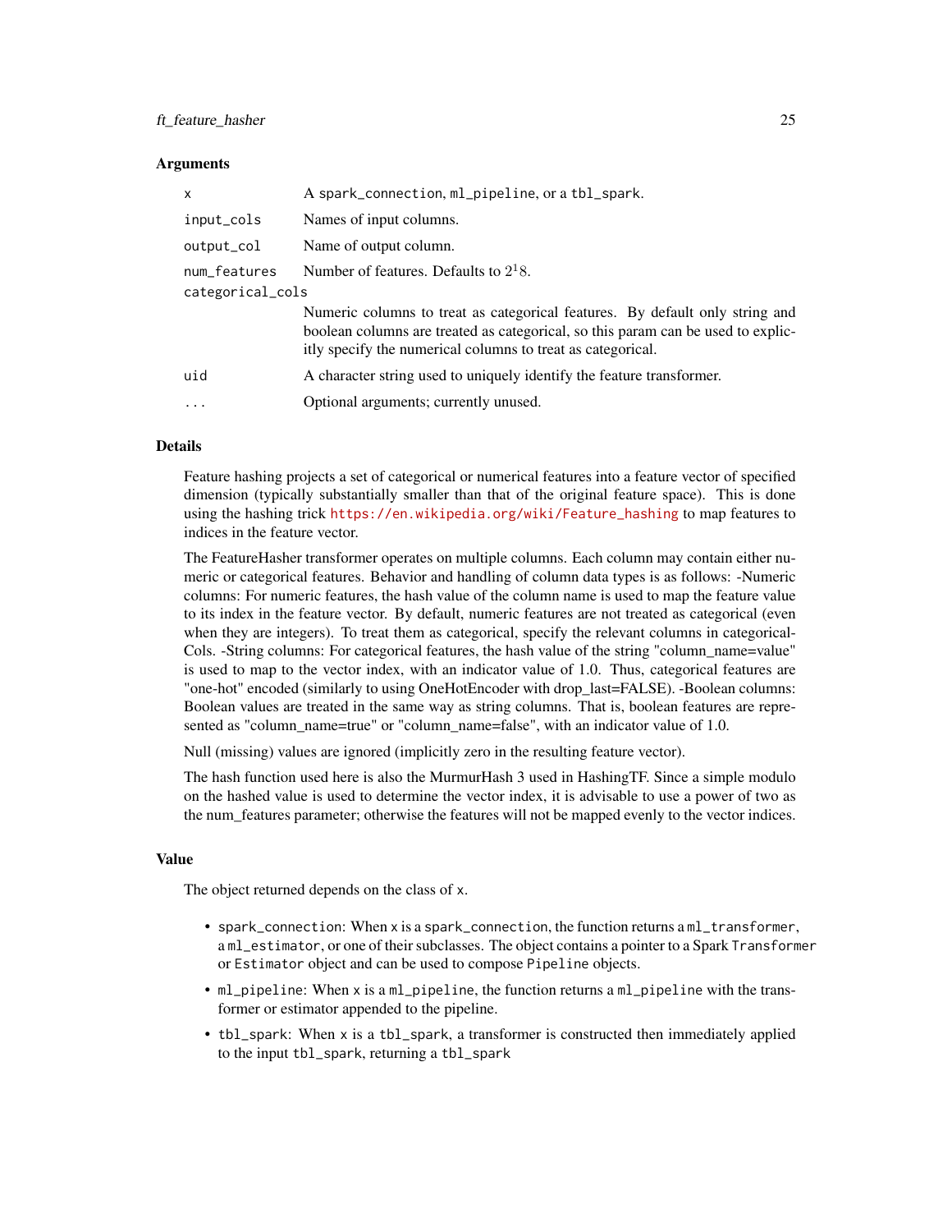### Arguments

| | |
|---|---|
| `x` | A `spark_connection`, `ml_pipeline`, or a `tbl_spark`. |
| `input_cols` | Names of input columns. |
| `output_col` | Name of output column. |
| `num_features` | Number of features. Defaults to $2^18$. |
| `categorical_cols` | Numeric columns to treat as categorical features. By default only string and boolean columns are treated as categorical, so this param can be used to explicitly specify the numerical columns to treat as categorical. |
| `uid` | A character string used to uniquely identify the feature transformer. |
| `...` | Optional arguments; currently unused. |

### Details

Feature hashing projects a set of categorical or numerical features into a feature vector of specified dimension (typically substantially smaller than that of the original feature space). This is done using the hashing trick https://en.wikipedia.org/wiki/Feature_hashing to map features to indices in the feature vector.

The FeatureHasher transformer operates on multiple columns. Each column may contain either numeric or categorical features. Behavior and handling of column data types is as follows: -Numeric columns: For numeric features, the hash value of the column name is used to map the feature value to its index in the feature vector. By default, numeric features are not treated as categorical (even when they are integers). To treat them as categorical, specify the relevant columns in categoricalCols. -String columns: For categorical features, the hash value of the string "column_name=value" is used to map to the vector index, with an indicator value of 1.0. Thus, categorical features are "one-hot" encoded (similarly to using OneHotEncoder with drop_last=FALSE). -Boolean columns: Boolean values are treated in the same way as string columns. That is, boolean features are represented as "column_name=true" or "column_name=false", with an indicator value of 1.0.

Null (missing) values are ignored (implicitly zero in the resulting feature vector).

The hash function used here is also the MurmurHash 3 used in HashingTF. Since a simple modulo on the hashed value is used to determine the vector index, it is advisable to use a power of two as the num_features parameter; otherwise the features will not be mapped evenly to the vector indices.

### Value

The object returned depends on the class of `x`.

- `spark_connection`: When `x` is a `spark_connection`, the function returns a `ml_transformer`, a `ml_estimator`, or one of their subclasses. The object contains a pointer to a Spark `Transformer` or `Estimator` object and can be used to compose `Pipeline` objects.
- `ml_pipeline`: When `x` is a `ml_pipeline`, the function returns a `ml_pipeline` with the transformer or estimator appended to the pipeline.
- `tbl_spark`: When `x` is a `tbl_spark`, a transformer is constructed then immediately applied to the input `tbl_spark`, returning a `tbl_spark`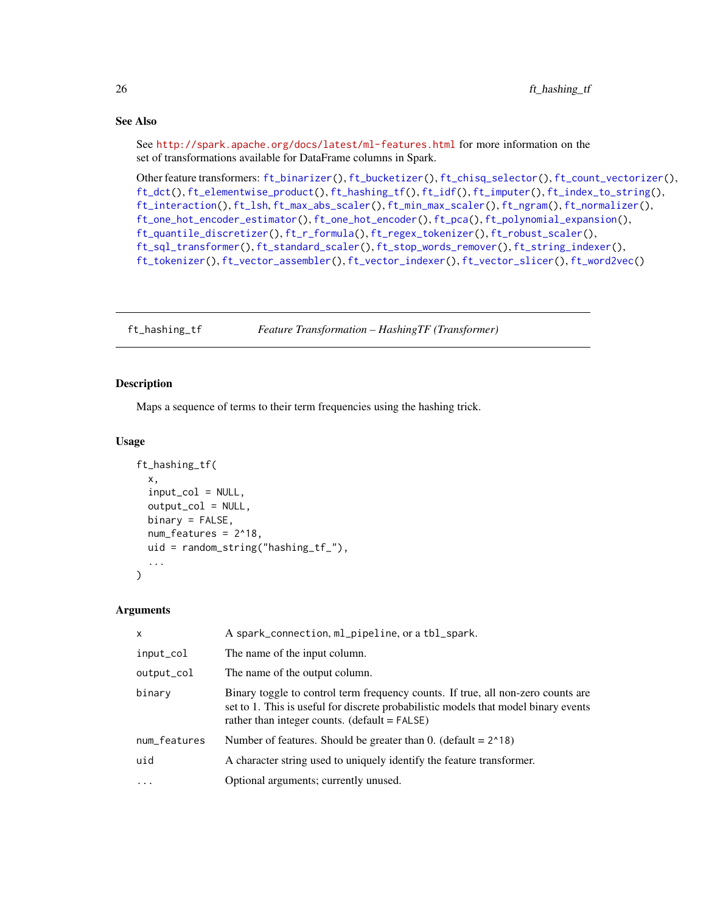## See Also

See http://spark.apache.org/docs/latest/ml-features.html for more information on the set of transformations available for DataFrame columns in Spark.

Other feature transformers: ft_binarizer(), ft_bucketizer(), ft_chisq_selector(), ft_count_vectorizer(), ft_dct(), ft_elementwise_product(), ft_hashing_tf(), ft_idf(), ft_imputer(), ft_index_to_string(), ft_interaction(), ft_lsh, ft_max_abs_scaler(), ft_min_max_scaler(), ft_ngram(), ft_normalizer(), ft_one_hot_encoder_estimator(), ft_one_hot_encoder(), ft_pca(), ft_polynomial_expansion(), ft_quantile_discretizer(), ft_r_formula(), ft_regex_tokenizer(), ft_robust_scaler(), ft_sql_transformer(), ft_standard_scaler(), ft_stop_words_remover(), ft_string_indexer(), ft_tokenizer(), ft_vector_assembler(), ft_vector_indexer(), ft_vector_slicer(), ft_word2vec()

---

# ft_hashing_tf *Feature Transformation – HashingTF (Transformer)*

## Description

Maps a sequence of terms to their term frequencies using the hashing trick.

## Usage

```
ft_hashing_tf(
  x,
  input_col = NULL,
  output_col = NULL,
  binary = FALSE,
  num_features = 2^18,
  uid = random_string("hashing_tf_"),
  ...
)
```

## Arguments

| | |
|---|---|
| x | A spark_connection, ml_pipeline, or a tbl_spark. |
| input_col | The name of the input column. |
| output_col | The name of the output column. |
| binary | Binary toggle to control term frequency counts. If true, all non-zero counts are set to 1. This is useful for discrete probabilistic models that model binary events rather than integer counts. (default = FALSE) |
| num_features | Number of features. Should be greater than 0. (default = 2^18) |
| uid | A character string used to uniquely identify the feature transformer. |
| ... | Optional arguments; currently unused. |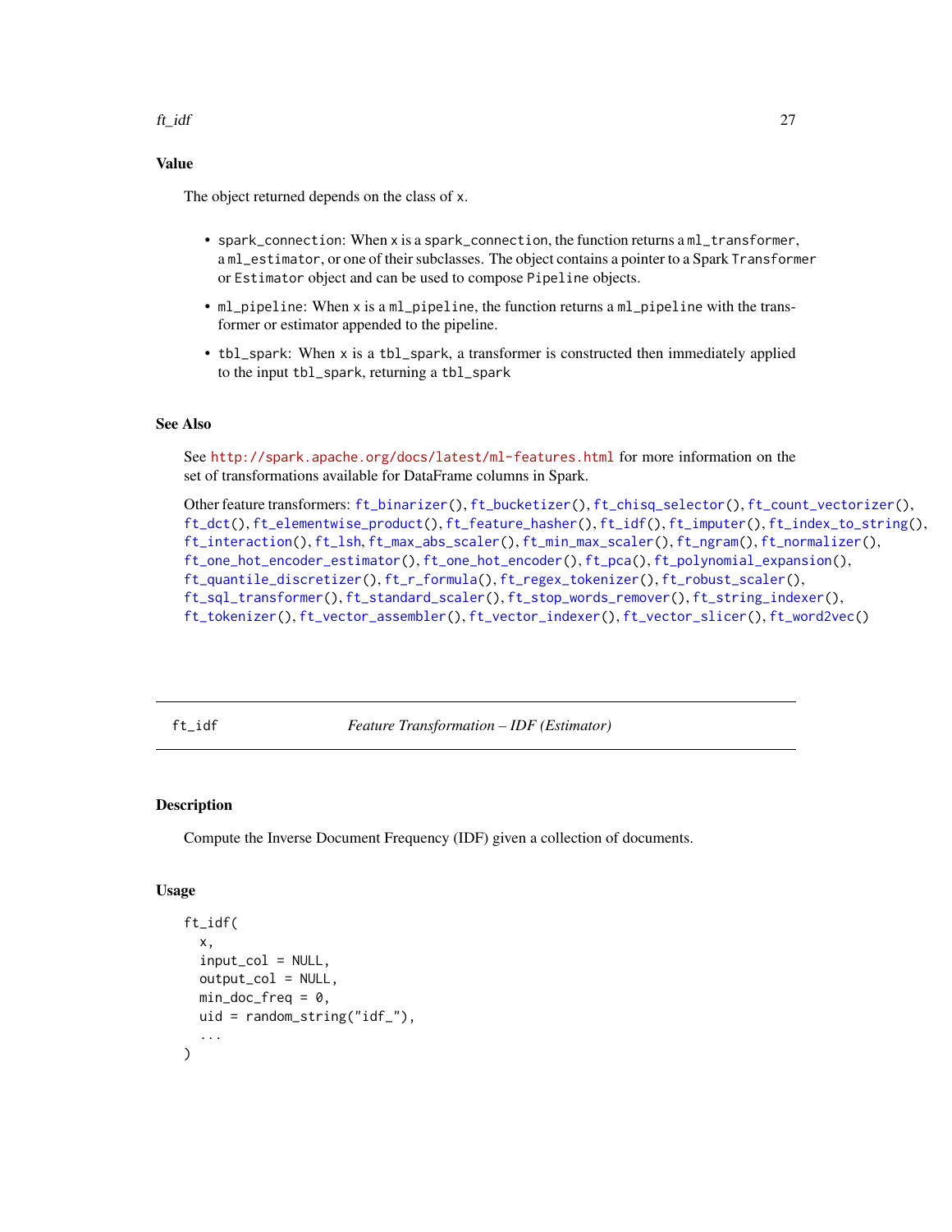## Value

The object returned depends on the class of x.

- spark_connection: When x is a spark_connection, the function returns a ml_transformer, a ml_estimator, or one of their subclasses. The object contains a pointer to a Spark Transformer or Estimator object and can be used to compose Pipeline objects.
- ml_pipeline: When x is a ml_pipeline, the function returns a ml_pipeline with the transformer or estimator appended to the pipeline.
- tbl_spark: When x is a tbl_spark, a transformer is constructed then immediately applied to the input tbl_spark, returning a tbl_spark

## See Also

See http://spark.apache.org/docs/latest/ml-features.html for more information on the set of transformations available for DataFrame columns in Spark.

Other feature transformers: ft_binarizer(), ft_bucketizer(), ft_chisq_selector(), ft_count_vectorizer(), ft_dct(), ft_elementwise_product(), ft_feature_hasher(), ft_idf(), ft_imputer(), ft_index_to_string(), ft_interaction(), ft_lsh, ft_max_abs_scaler(), ft_min_max_scaler(), ft_ngram(), ft_normalizer(), ft_one_hot_encoder_estimator(), ft_one_hot_encoder(), ft_pca(), ft_polynomial_expansion(), ft_quantile_discretizer(), ft_r_formula(), ft_regex_tokenizer(), ft_robust_scaler(), ft_sql_transformer(), ft_standard_scaler(), ft_stop_words_remover(), ft_string_indexer(), ft_tokenizer(), ft_vector_assembler(), ft_vector_indexer(), ft_vector_slicer(), ft_word2vec()

---

# ft_idf — *Feature Transformation – IDF (Estimator)*

## Description

Compute the Inverse Document Frequency (IDF) given a collection of documents.

## Usage

```
ft_idf(
  x,
  input_col = NULL,
  output_col = NULL,
  min_doc_freq = 0,
  uid = random_string("idf_"),
  ...
)
```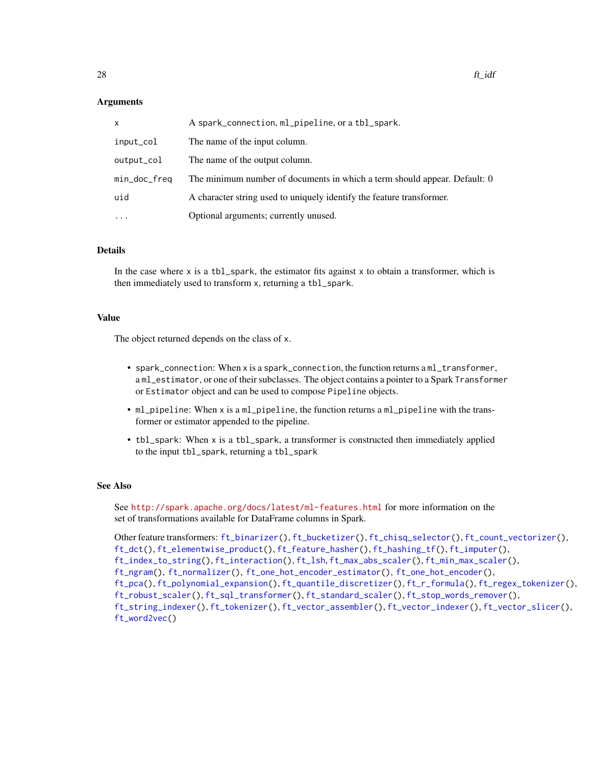### Arguments

| | |
|---|---|
| x | A spark_connection, ml_pipeline, or a tbl_spark. |
| input_col | The name of the input column. |
| output_col | The name of the output column. |
| min_doc_freq | The minimum number of documents in which a term should appear. Default: 0 |
| uid | A character string used to uniquely identify the feature transformer. |
| ... | Optional arguments; currently unused. |

### Details

In the case where x is a tbl_spark, the estimator fits against x to obtain a transformer, which is then immediately used to transform x, returning a tbl_spark.

### Value

The object returned depends on the class of x.

- spark_connection: When x is a spark_connection, the function returns a ml_transformer, a ml_estimator, or one of their subclasses. The object contains a pointer to a Spark Transformer or Estimator object and can be used to compose Pipeline objects.
- ml_pipeline: When x is a ml_pipeline, the function returns a ml_pipeline with the transformer or estimator appended to the pipeline.
- tbl_spark: When x is a tbl_spark, a transformer is constructed then immediately applied to the input tbl_spark, returning a tbl_spark

### See Also

See http://spark.apache.org/docs/latest/ml-features.html for more information on the set of transformations available for DataFrame columns in Spark.

Other feature transformers: ft_binarizer(), ft_bucketizer(), ft_chisq_selector(), ft_count_vectorizer(), ft_dct(), ft_elementwise_product(), ft_feature_hasher(), ft_hashing_tf(), ft_imputer(), ft_index_to_string(), ft_interaction(), ft_lsh, ft_max_abs_scaler(), ft_min_max_scaler(), ft_ngram(), ft_normalizer(), ft_one_hot_encoder_estimator(), ft_one_hot_encoder(), ft_pca(), ft_polynomial_expansion(), ft_quantile_discretizer(), ft_r_formula(), ft_regex_tokenizer(), ft_robust_scaler(), ft_sql_transformer(), ft_standard_scaler(), ft_stop_words_remover(), ft_string_indexer(), ft_tokenizer(), ft_vector_assembler(), ft_vector_indexer(), ft_vector_slicer(), ft_word2vec()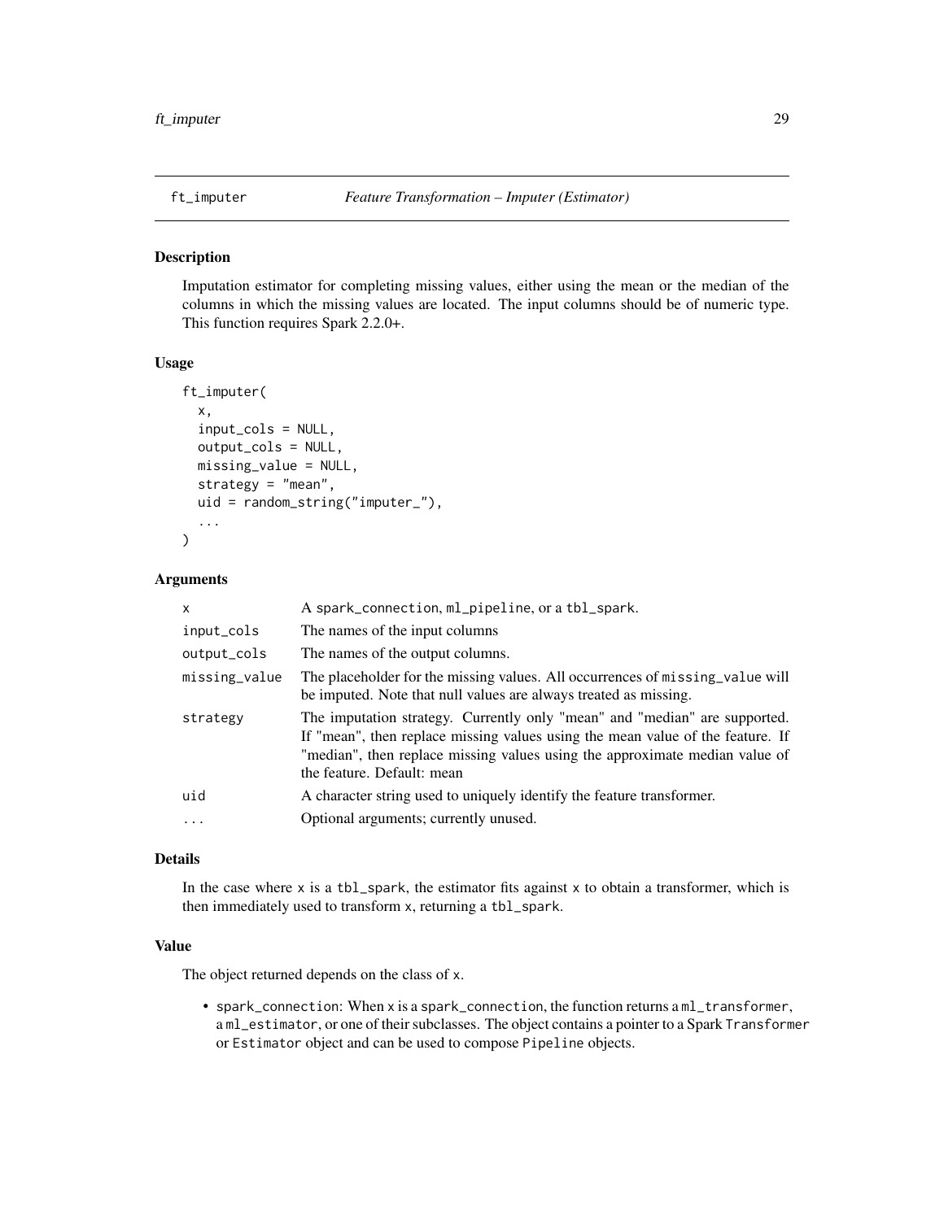# ft_imputer — *Feature Transformation – Imputer (Estimator)*

## Description

Imputation estimator for completing missing values, either using the mean or the median of the columns in which the missing values are located. The input columns should be of numeric type. This function requires Spark 2.2.0+.

## Usage

```
ft_imputer(
  x,
  input_cols = NULL,
  output_cols = NULL,
  missing_value = NULL,
  strategy = "mean",
  uid = random_string("imputer_"),
  ...
)
```

## Arguments

| | |
|---|---|
| x | A spark_connection, ml_pipeline, or a tbl_spark. |
| input_cols | The names of the input columns |
| output_cols | The names of the output columns. |
| missing_value | The placeholder for the missing values. All occurrences of missing_value will be imputed. Note that null values are always treated as missing. |
| strategy | The imputation strategy. Currently only "mean" and "median" are supported. If "mean", then replace missing values using the mean value of the feature. If "median", then replace missing values using the approximate median value of the feature. Default: mean |
| uid | A character string used to uniquely identify the feature transformer. |
| ... | Optional arguments; currently unused. |

## Details

In the case where x is a tbl_spark, the estimator fits against x to obtain a transformer, which is then immediately used to transform x, returning a tbl_spark.

## Value

The object returned depends on the class of x.

- spark_connection: When x is a spark_connection, the function returns a ml_transformer, a ml_estimator, or one of their subclasses. The object contains a pointer to a Spark Transformer or Estimator object and can be used to compose Pipeline objects.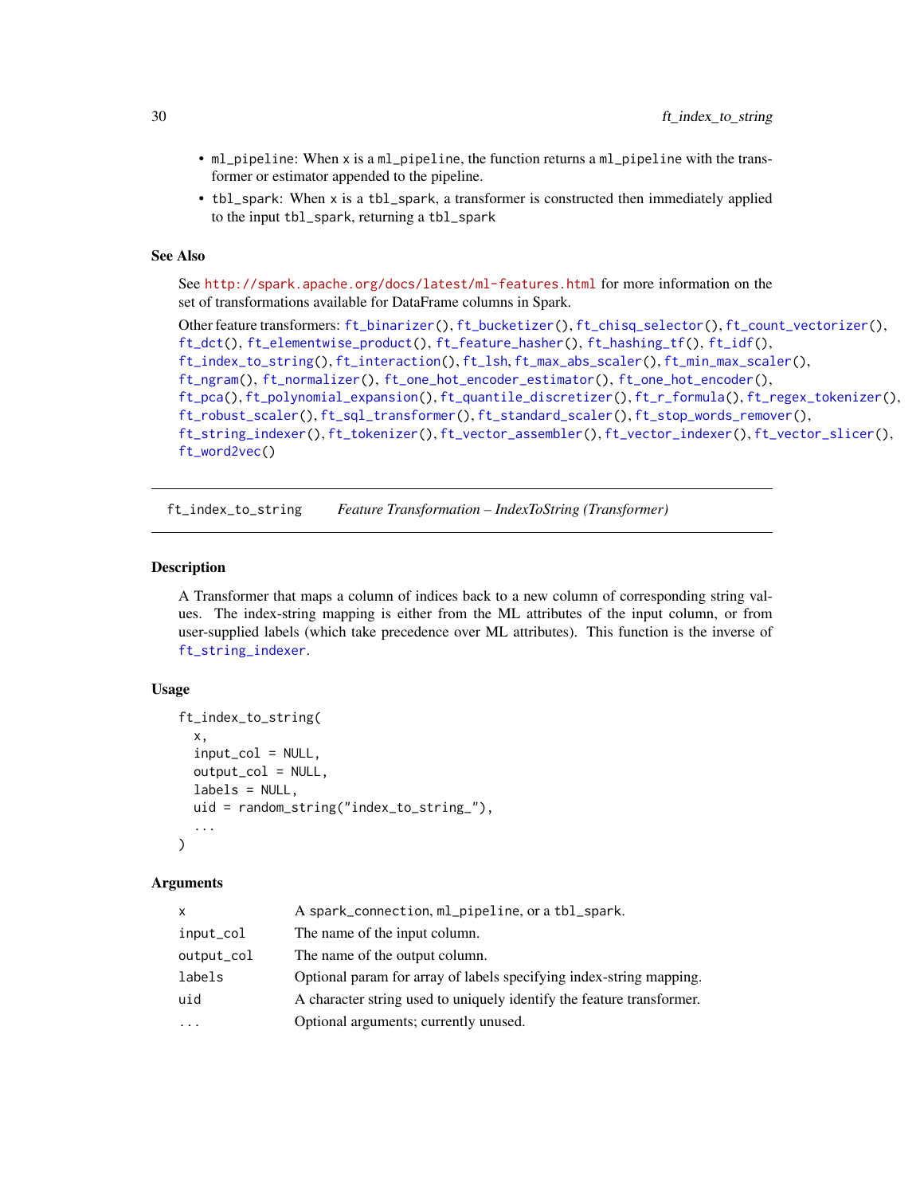- `ml_pipeline`: When `x` is a `ml_pipeline`, the function returns a `ml_pipeline` with the transformer or estimator appended to the pipeline.
- `tbl_spark`: When `x` is a `tbl_spark`, a transformer is constructed then immediately applied to the input `tbl_spark`, returning a `tbl_spark`

### See Also

See http://spark.apache.org/docs/latest/ml-features.html for more information on the set of transformations available for DataFrame columns in Spark.

Other feature transformers: `ft_binarizer()`, `ft_bucketizer()`, `ft_chisq_selector()`, `ft_count_vectorizer()`, `ft_dct()`, `ft_elementwise_product()`, `ft_feature_hasher()`, `ft_hashing_tf()`, `ft_idf()`, `ft_index_to_string()`, `ft_interaction()`, `ft_lsh`, `ft_max_abs_scaler()`, `ft_min_max_scaler()`, `ft_ngram()`, `ft_normalizer()`, `ft_one_hot_encoder_estimator()`, `ft_one_hot_encoder()`, `ft_pca()`, `ft_polynomial_expansion()`, `ft_quantile_discretizer()`, `ft_r_formula()`, `ft_regex_tokenizer()`, `ft_robust_scaler()`, `ft_sql_transformer()`, `ft_standard_scaler()`, `ft_stop_words_remover()`, `ft_string_indexer()`, `ft_tokenizer()`, `ft_vector_assembler()`, `ft_vector_indexer()`, `ft_vector_slicer()`, `ft_word2vec()`

---

## ft_index_to_string    *Feature Transformation – IndexToString (Transformer)*

---

### Description

A Transformer that maps a column of indices back to a new column of corresponding string values. The index-string mapping is either from the ML attributes of the input column, or from user-supplied labels (which take precedence over ML attributes). This function is the inverse of `ft_string_indexer`.

### Usage

```
ft_index_to_string(
  x,
  input_col = NULL,
  output_col = NULL,
  labels = NULL,
  uid = random_string("index_to_string_"),
  ...
)
```

### Arguments

| | |
|---|---|
| `x` | A `spark_connection`, `ml_pipeline`, or a `tbl_spark`. |
| `input_col` | The name of the input column. |
| `output_col` | The name of the output column. |
| `labels` | Optional param for array of labels specifying index-string mapping. |
| `uid` | A character string used to uniquely identify the feature transformer. |
| `...` | Optional arguments; currently unused. |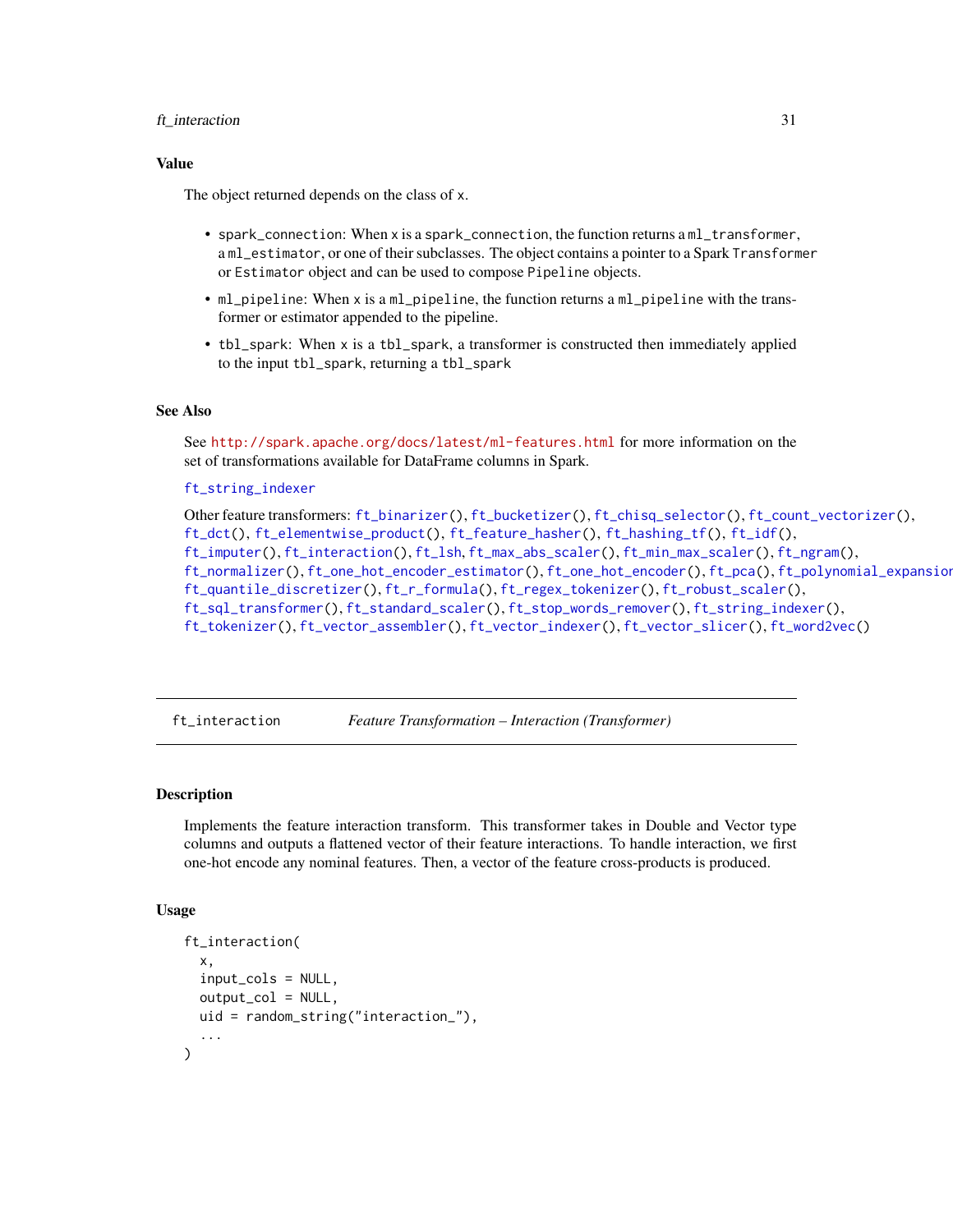## Value

The object returned depends on the class of `x`.

- `spark_connection`: When `x` is a `spark_connection`, the function returns a `ml_transformer`, a `ml_estimator`, or one of their subclasses. The object contains a pointer to a Spark `Transformer` or `Estimator` object and can be used to compose `Pipeline` objects.
- `ml_pipeline`: When `x` is a `ml_pipeline`, the function returns a `ml_pipeline` with the transformer or estimator appended to the pipeline.
- `tbl_spark`: When `x` is a `tbl_spark`, a transformer is constructed then immediately applied to the input `tbl_spark`, returning a `tbl_spark`

## See Also

See http://spark.apache.org/docs/latest/ml-features.html for more information on the set of transformations available for DataFrame columns in Spark.

ft_string_indexer

Other feature transformers: ft_binarizer(), ft_bucketizer(), ft_chisq_selector(), ft_count_vectorizer(), ft_dct(), ft_elementwise_product(), ft_feature_hasher(), ft_hashing_tf(), ft_idf(), ft_imputer(), ft_interaction(), ft_lsh, ft_max_abs_scaler(), ft_min_max_scaler(), ft_ngram(), ft_normalizer(), ft_one_hot_encoder_estimator(), ft_one_hot_encoder(), ft_pca(), ft_polynomial_expansion(), ft_quantile_discretizer(), ft_r_formula(), ft_regex_tokenizer(), ft_robust_scaler(), ft_sql_transformer(), ft_standard_scaler(), ft_stop_words_remover(), ft_string_indexer(), ft_tokenizer(), ft_vector_assembler(), ft_vector_indexer(), ft_vector_slicer(), ft_word2vec()

---

# ft_interaction — *Feature Transformation – Interaction (Transformer)*

## Description

Implements the feature interaction transform. This transformer takes in Double and Vector type columns and outputs a flattened vector of their feature interactions. To handle interaction, we first one-hot encode any nominal features. Then, a vector of the feature cross-products is produced.

## Usage

```
ft_interaction(
  x,
  input_cols = NULL,
  output_col = NULL,
  uid = random_string("interaction_"),
  ...
)
```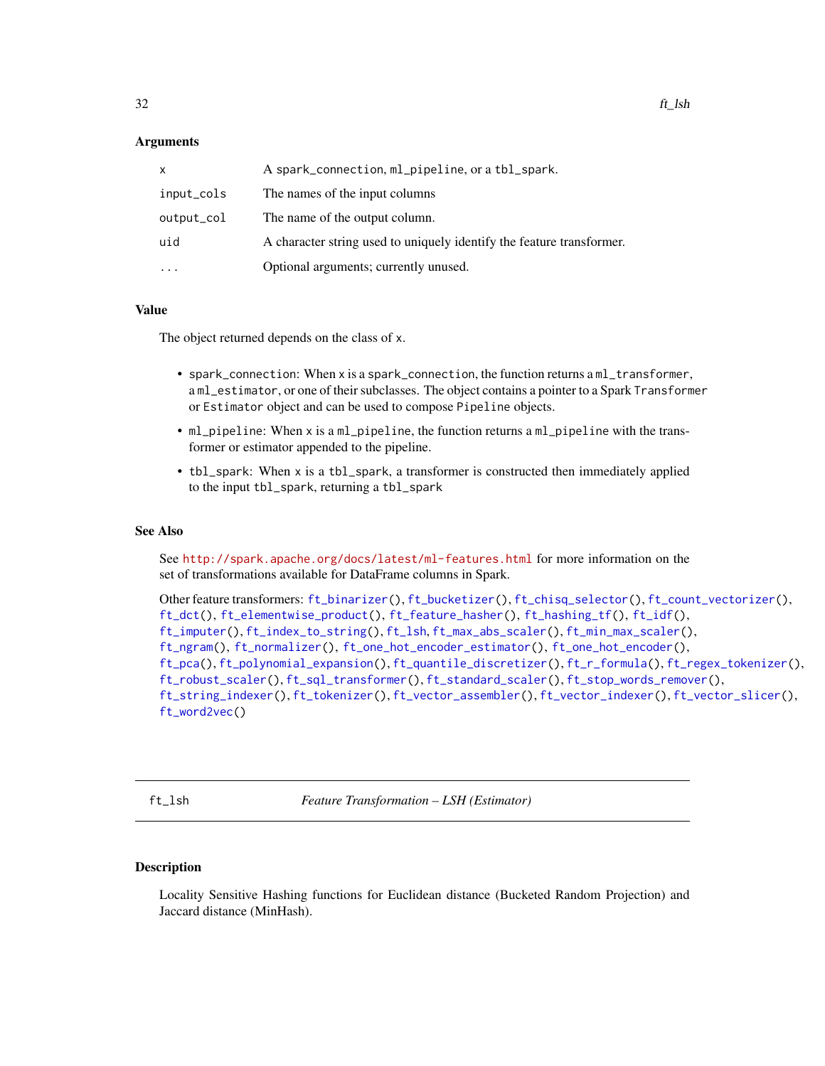### Arguments

| | |
|---|---|
| x | A spark_connection, ml_pipeline, or a tbl_spark. |
| input_cols | The names of the input columns |
| output_col | The name of the output column. |
| uid | A character string used to uniquely identify the feature transformer. |
| ... | Optional arguments; currently unused. |

### Value

The object returned depends on the class of x.

- spark_connection: When x is a spark_connection, the function returns a ml_transformer, a ml_estimator, or one of their subclasses. The object contains a pointer to a Spark Transformer or Estimator object and can be used to compose Pipeline objects.
- ml_pipeline: When x is a ml_pipeline, the function returns a ml_pipeline with the transformer or estimator appended to the pipeline.
- tbl_spark: When x is a tbl_spark, a transformer is constructed then immediately applied to the input tbl_spark, returning a tbl_spark

### See Also

See http://spark.apache.org/docs/latest/ml-features.html for more information on the set of transformations available for DataFrame columns in Spark.

Other feature transformers: ft_binarizer(), ft_bucketizer(), ft_chisq_selector(), ft_count_vectorizer(), ft_dct(), ft_elementwise_product(), ft_feature_hasher(), ft_hashing_tf(), ft_idf(), ft_imputer(), ft_index_to_string(), ft_lsh, ft_max_abs_scaler(), ft_min_max_scaler(), ft_ngram(), ft_normalizer(), ft_one_hot_encoder_estimator(), ft_one_hot_encoder(), ft_pca(), ft_polynomial_expansion(), ft_quantile_discretizer(), ft_r_formula(), ft_regex_tokenizer(), ft_robust_scaler(), ft_sql_transformer(), ft_standard_scaler(), ft_stop_words_remover(), ft_string_indexer(), ft_tokenizer(), ft_vector_assembler(), ft_vector_indexer(), ft_vector_slicer(), ft_word2vec()

---

## ft_lsh — *Feature Transformation – LSH (Estimator)*

### Description

Locality Sensitive Hashing functions for Euclidean distance (Bucketed Random Projection) and Jaccard distance (MinHash).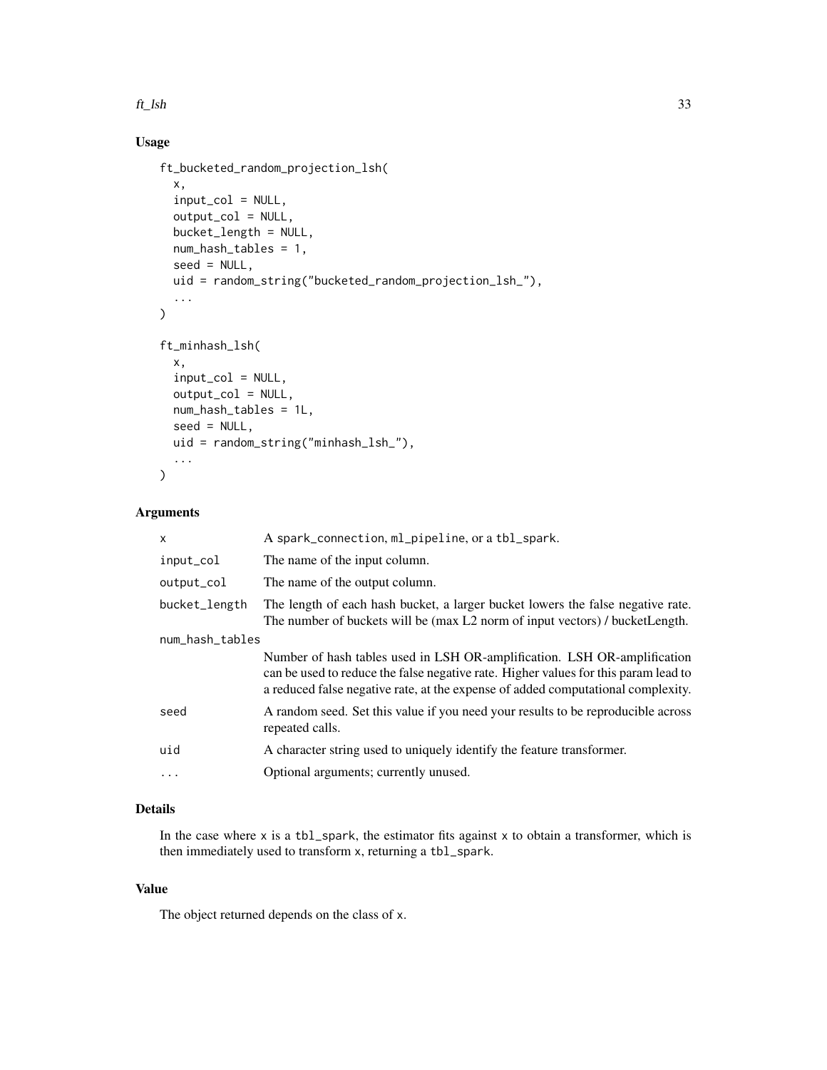## Usage

```
ft_bucketed_random_projection_lsh(
  x,
  input_col = NULL,
  output_col = NULL,
  bucket_length = NULL,
  num_hash_tables = 1,
  seed = NULL,
  uid = random_string("bucketed_random_projection_lsh_"),
  ...
)

ft_minhash_lsh(
  x,
  input_col = NULL,
  output_col = NULL,
  num_hash_tables = 1L,
  seed = NULL,
  uid = random_string("minhash_lsh_"),
  ...
)
```

## Arguments

| | |
|---|---|
| x | A spark_connection, ml_pipeline, or a tbl_spark. |
| input_col | The name of the input column. |
| output_col | The name of the output column. |
| bucket_length | The length of each hash bucket, a larger bucket lowers the false negative rate. The number of buckets will be (max L2 norm of input vectors) / bucketLength. |
| num_hash_tables | Number of hash tables used in LSH OR-amplification. LSH OR-amplification can be used to reduce the false negative rate. Higher values for this param lead to a reduced false negative rate, at the expense of added computational complexity. |
| seed | A random seed. Set this value if you need your results to be reproducible across repeated calls. |
| uid | A character string used to uniquely identify the feature transformer. |
| ... | Optional arguments; currently unused. |

## Details

In the case where x is a tbl_spark, the estimator fits against x to obtain a transformer, which is then immediately used to transform x, returning a tbl_spark.

## Value

The object returned depends on the class of x.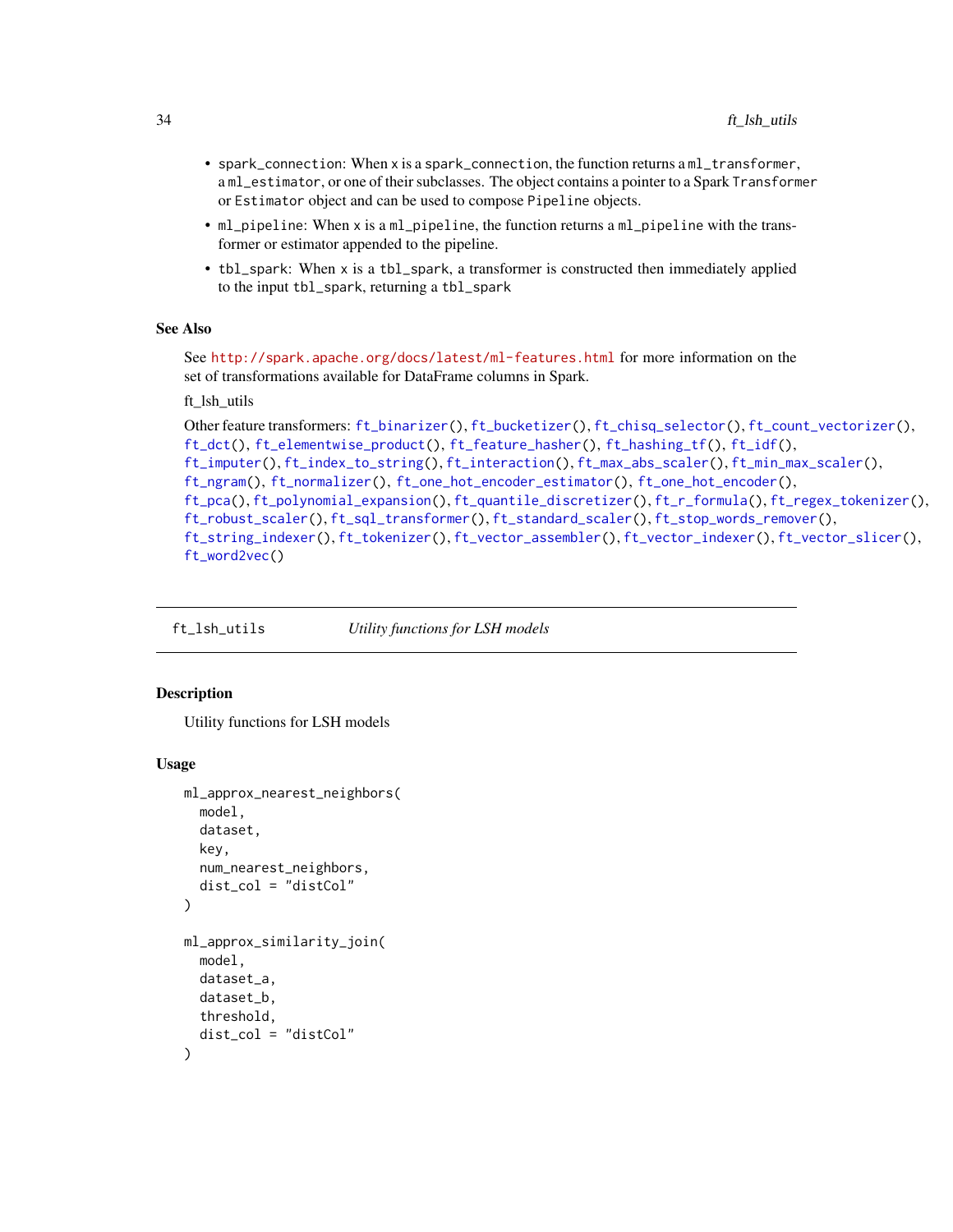- `spark_connection`: When `x` is a `spark_connection`, the function returns a `ml_transformer`, a `ml_estimator`, or one of their subclasses. The object contains a pointer to a Spark `Transformer` or `Estimator` object and can be used to compose `Pipeline` objects.
- `ml_pipeline`: When `x` is a `ml_pipeline`, the function returns a `ml_pipeline` with the transformer or estimator appended to the pipeline.
- `tbl_spark`: When `x` is a `tbl_spark`, a transformer is constructed then immediately applied to the input `tbl_spark`, returning a `tbl_spark`

### See Also

See http://spark.apache.org/docs/latest/ml-features.html for more information on the set of transformations available for DataFrame columns in Spark.

ft_lsh_utils

Other feature transformers: `ft_binarizer()`, `ft_bucketizer()`, `ft_chisq_selector()`, `ft_count_vectorizer()`, `ft_dct()`, `ft_elementwise_product()`, `ft_feature_hasher()`, `ft_hashing_tf()`, `ft_idf()`, `ft_imputer()`, `ft_index_to_string()`, `ft_interaction()`, `ft_max_abs_scaler()`, `ft_min_max_scaler()`, `ft_ngram()`, `ft_normalizer()`, `ft_one_hot_encoder_estimator()`, `ft_one_hot_encoder()`, `ft_pca()`, `ft_polynomial_expansion()`, `ft_quantile_discretizer()`, `ft_r_formula()`, `ft_regex_tokenizer()`, `ft_robust_scaler()`, `ft_sql_transformer()`, `ft_standard_scaler()`, `ft_stop_words_remover()`, `ft_string_indexer()`, `ft_tokenizer()`, `ft_vector_assembler()`, `ft_vector_indexer()`, `ft_vector_slicer()`, `ft_word2vec()`

---

## ft_lsh_utils *Utility functions for LSH models*

### Description

Utility functions for LSH models

### Usage

```
ml_approx_nearest_neighbors(
  model,
  dataset,
  key,
  num_nearest_neighbors,
  dist_col = "distCol"
)

ml_approx_similarity_join(
  model,
  dataset_a,
  dataset_b,
  threshold,
  dist_col = "distCol"
)
```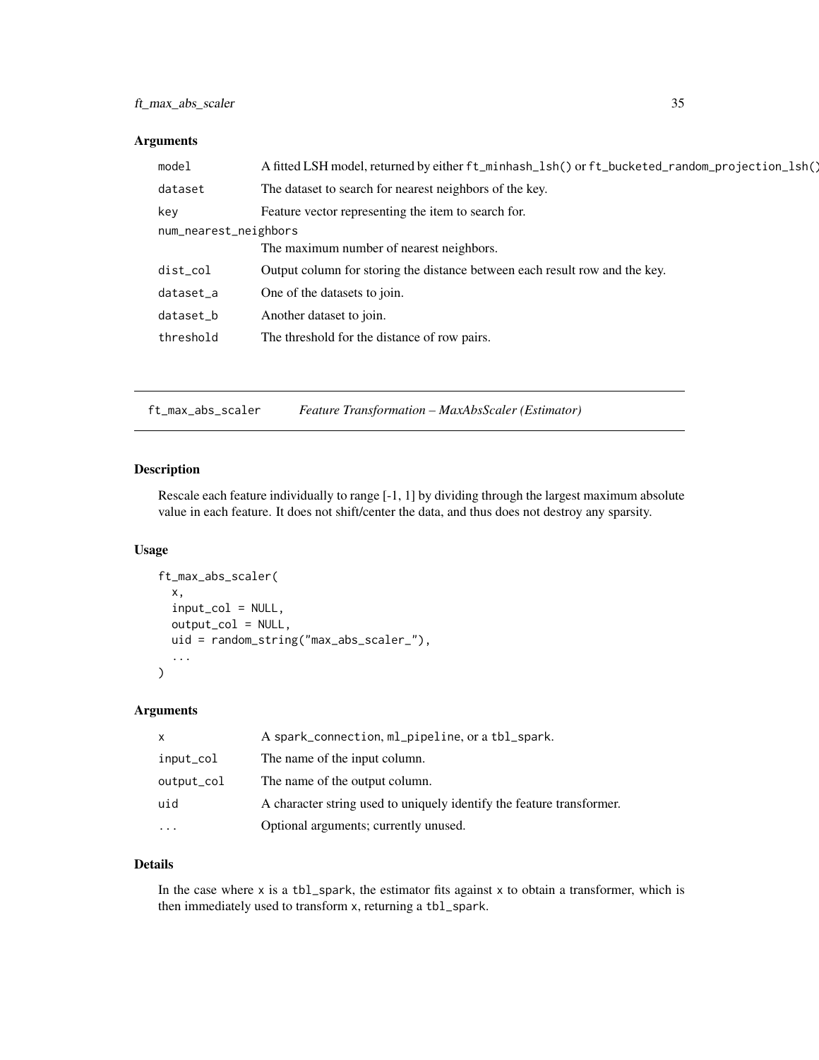## Arguments

| | |
|---|---|
| `model` | A fitted LSH model, returned by either `ft_minhash_lsh()` or `ft_bucketed_random_projection_lsh()` |
| `dataset` | The dataset to search for nearest neighbors of the key. |
| `key` | Feature vector representing the item to search for. |
| `num_nearest_neighbors` | The maximum number of nearest neighbors. |
| `dist_col` | Output column for storing the distance between each result row and the key. |
| `dataset_a` | One of the datasets to join. |
| `dataset_b` | Another dataset to join. |
| `threshold` | The threshold for the distance of row pairs. |

---

# ft_max_abs_scaler *Feature Transformation – MaxAbsScaler (Estimator)*

## Description

Rescale each feature individually to range [-1, 1] by dividing through the largest maximum absolute value in each feature. It does not shift/center the data, and thus does not destroy any sparsity.

## Usage

```
ft_max_abs_scaler(
  x,
  input_col = NULL,
  output_col = NULL,
  uid = random_string("max_abs_scaler_"),
  ...
)
```

## Arguments

| | |
|---|---|
| `x` | A `spark_connection`, `ml_pipeline`, or a `tbl_spark`. |
| `input_col` | The name of the input column. |
| `output_col` | The name of the output column. |
| `uid` | A character string used to uniquely identify the feature transformer. |
| `...` | Optional arguments; currently unused. |

## Details

In the case where `x` is a `tbl_spark`, the estimator fits against `x` to obtain a transformer, which is then immediately used to transform `x`, returning a `tbl_spark`.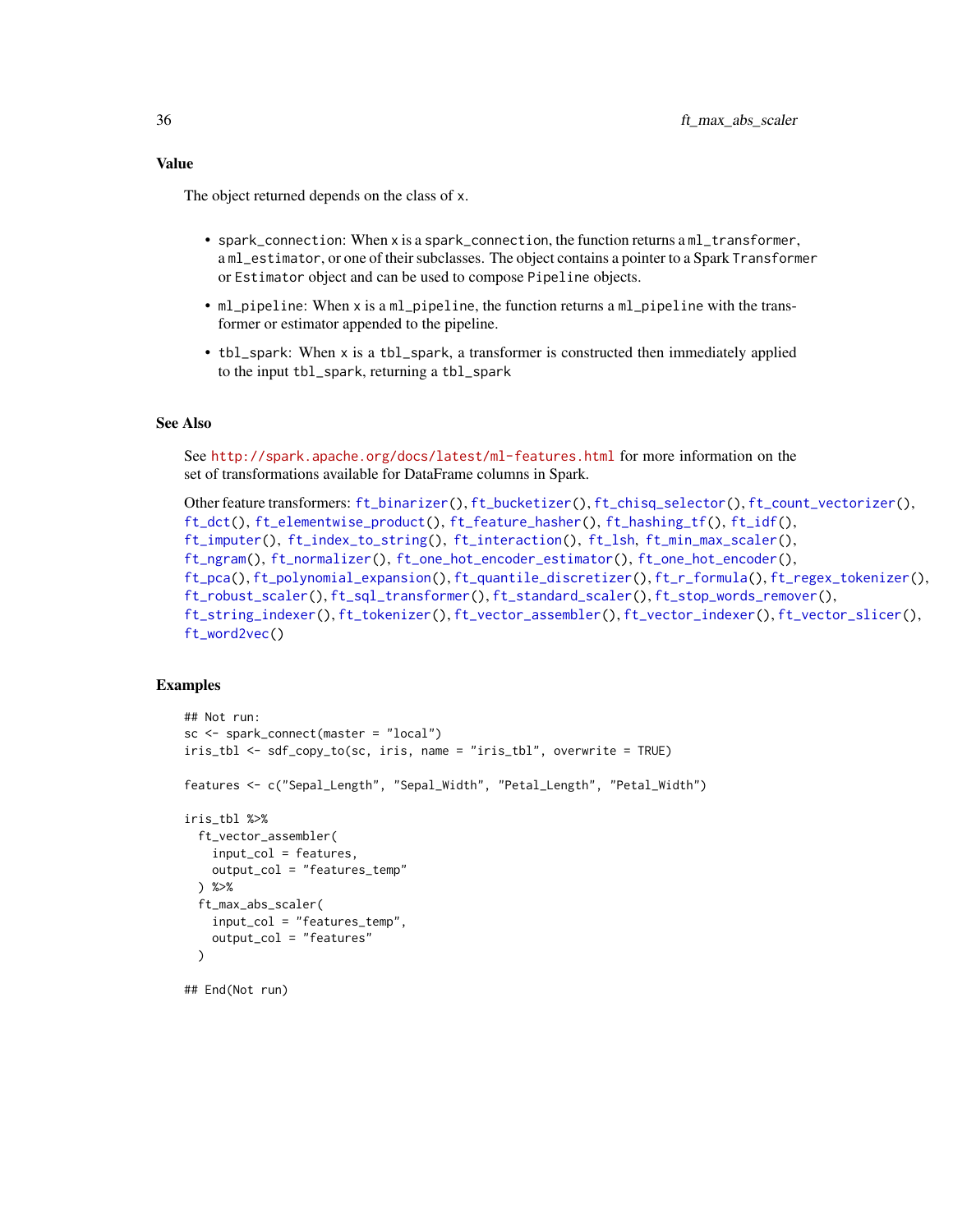### Value

The object returned depends on the class of `x`.

- `spark_connection`: When `x` is a `spark_connection`, the function returns a `ml_transformer`, a `ml_estimator`, or one of their subclasses. The object contains a pointer to a Spark `Transformer` or `Estimator` object and can be used to compose `Pipeline` objects.
- `ml_pipeline`: When `x` is a `ml_pipeline`, the function returns a `ml_pipeline` with the transformer or estimator appended to the pipeline.
- `tbl_spark`: When `x` is a `tbl_spark`, a transformer is constructed then immediately applied to the input `tbl_spark`, returning a `tbl_spark`

### See Also

See http://spark.apache.org/docs/latest/ml-features.html for more information on the set of transformations available for DataFrame columns in Spark.

Other feature transformers: `ft_binarizer()`, `ft_bucketizer()`, `ft_chisq_selector()`, `ft_count_vectorizer()`, `ft_dct()`, `ft_elementwise_product()`, `ft_feature_hasher()`, `ft_hashing_tf()`, `ft_idf()`, `ft_imputer()`, `ft_index_to_string()`, `ft_interaction()`, `ft_lsh`, `ft_min_max_scaler()`, `ft_ngram()`, `ft_normalizer()`, `ft_one_hot_encoder_estimator()`, `ft_one_hot_encoder()`, `ft_pca()`, `ft_polynomial_expansion()`, `ft_quantile_discretizer()`, `ft_r_formula()`, `ft_regex_tokenizer()`, `ft_robust_scaler()`, `ft_sql_transformer()`, `ft_standard_scaler()`, `ft_stop_words_remover()`, `ft_string_indexer()`, `ft_tokenizer()`, `ft_vector_assembler()`, `ft_vector_indexer()`, `ft_vector_slicer()`, `ft_word2vec()`

### Examples

```
## Not run:
sc <- spark_connect(master = "local")
iris_tbl <- sdf_copy_to(sc, iris, name = "iris_tbl", overwrite = TRUE)

features <- c("Sepal_Length", "Sepal_Width", "Petal_Length", "Petal_Width")

iris_tbl %>%
  ft_vector_assembler(
    input_col = features,
    output_col = "features_temp"
  ) %>%
  ft_max_abs_scaler(
    input_col = "features_temp",
    output_col = "features"
  )

## End(Not run)
```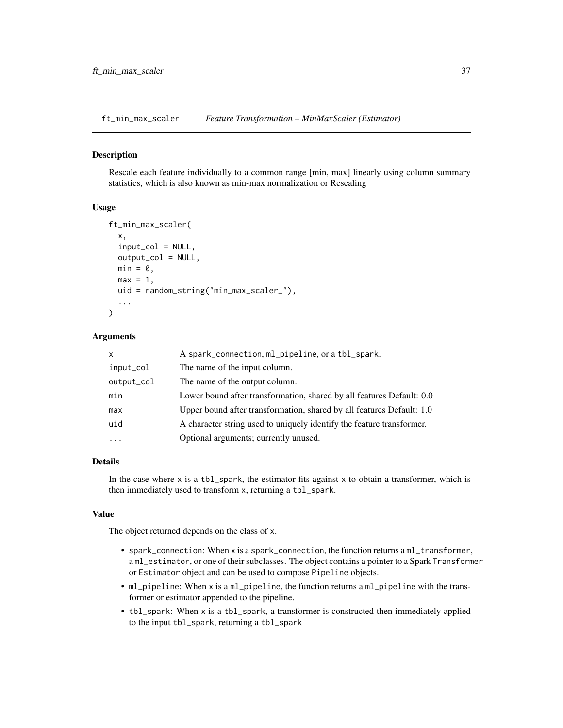## ft_min_max_scaler *Feature Transformation – MinMaxScaler (Estimator)*

### Description

Rescale each feature individually to a common range [min, max] linearly using column summary statistics, which is also known as min-max normalization or Rescaling

### Usage

```
ft_min_max_scaler(
  x,
  input_col = NULL,
  output_col = NULL,
  min = 0,
  max = 1,
  uid = random_string("min_max_scaler_"),
  ...
)
```

### Arguments

| | |
|---|---|
| x | A spark_connection, ml_pipeline, or a tbl_spark. |
| input_col | The name of the input column. |
| output_col | The name of the output column. |
| min | Lower bound after transformation, shared by all features Default: 0.0 |
| max | Upper bound after transformation, shared by all features Default: 1.0 |
| uid | A character string used to uniquely identify the feature transformer. |
| ... | Optional arguments; currently unused. |

### Details

In the case where x is a tbl_spark, the estimator fits against x to obtain a transformer, which is then immediately used to transform x, returning a tbl_spark.

### Value

The object returned depends on the class of x.

- spark_connection: When x is a spark_connection, the function returns a ml_transformer, a ml_estimator, or one of their subclasses. The object contains a pointer to a Spark Transformer or Estimator object and can be used to compose Pipeline objects.
- ml_pipeline: When x is a ml_pipeline, the function returns a ml_pipeline with the transformer or estimator appended to the pipeline.
- tbl_spark: When x is a tbl_spark, a transformer is constructed then immediately applied to the input tbl_spark, returning a tbl_spark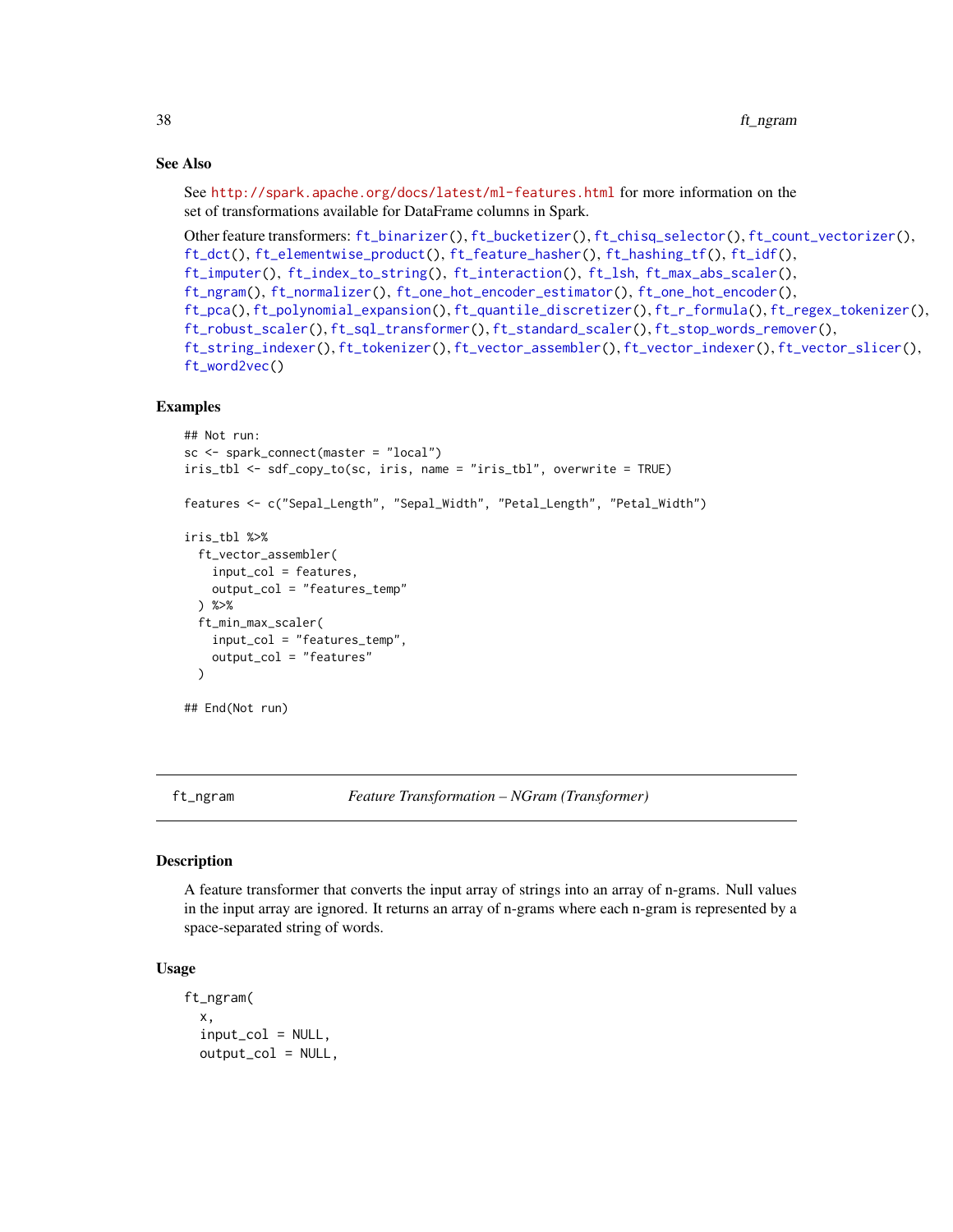## See Also

See http://spark.apache.org/docs/latest/ml-features.html for more information on the set of transformations available for DataFrame columns in Spark.

Other feature transformers: ft_binarizer(), ft_bucketizer(), ft_chisq_selector(), ft_count_vectorizer(), ft_dct(), ft_elementwise_product(), ft_feature_hasher(), ft_hashing_tf(), ft_idf(), ft_imputer(), ft_index_to_string(), ft_interaction(), ft_lsh, ft_max_abs_scaler(), ft_ngram(), ft_normalizer(), ft_one_hot_encoder_estimator(), ft_one_hot_encoder(), ft_pca(), ft_polynomial_expansion(), ft_quantile_discretizer(), ft_r_formula(), ft_regex_tokenizer(), ft_robust_scaler(), ft_sql_transformer(), ft_standard_scaler(), ft_stop_words_remover(), ft_string_indexer(), ft_tokenizer(), ft_vector_assembler(), ft_vector_indexer(), ft_vector_slicer(), ft_word2vec()

## Examples

```
## Not run:
sc <- spark_connect(master = "local")
iris_tbl <- sdf_copy_to(sc, iris, name = "iris_tbl", overwrite = TRUE)

features <- c("Sepal_Length", "Sepal_Width", "Petal_Length", "Petal_Width")

iris_tbl %>%
  ft_vector_assembler(
    input_col = features,
    output_col = "features_temp"
  ) %>%
  ft_min_max_scaler(
    input_col = "features_temp",
    output_col = "features"
  )

## End(Not run)
```

---

# ft_ngram    *Feature Transformation – NGram (Transformer)*

---

## Description

A feature transformer that converts the input array of strings into an array of n-grams. Null values in the input array are ignored. It returns an array of n-grams where each n-gram is represented by a space-separated string of words.

## Usage

```
ft_ngram(
  x,
  input_col = NULL,
  output_col = NULL,
```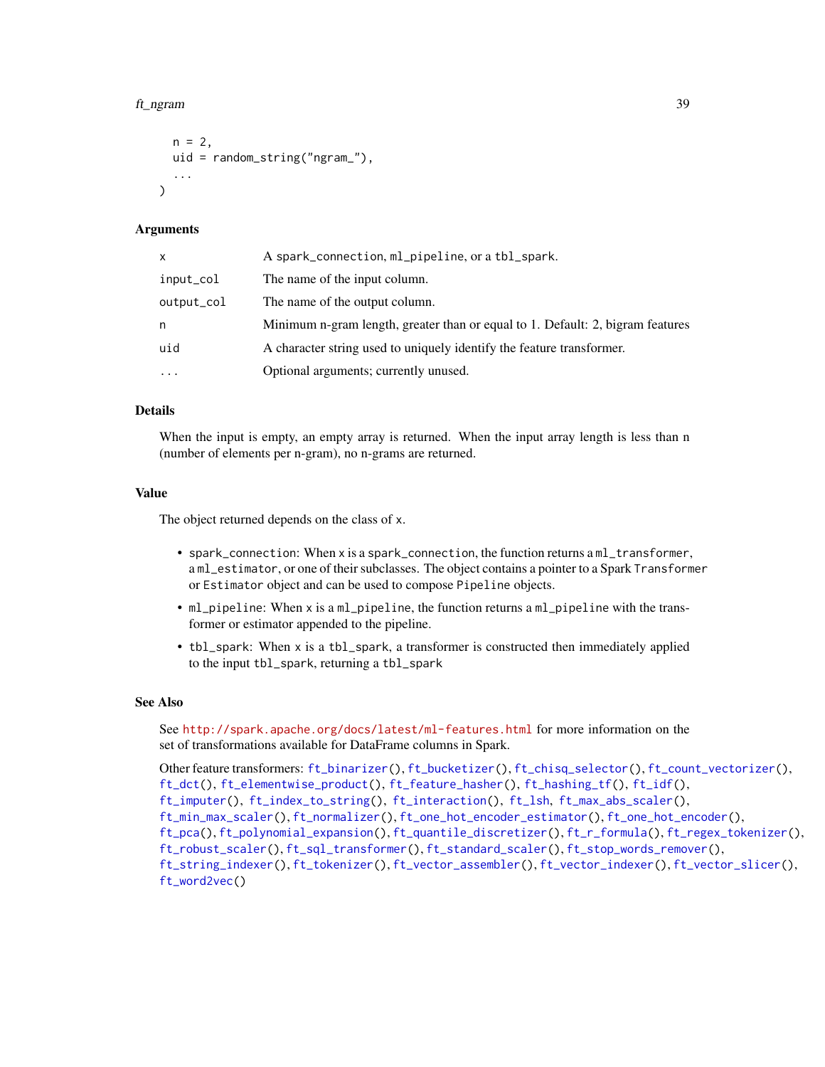```
  n = 2,
  uid = random_string("ngram_"),
  ...
)
```

### Arguments

| | |
|---|---|
| x | A spark_connection, ml_pipeline, or a tbl_spark. |
| input_col | The name of the input column. |
| output_col | The name of the output column. |
| n | Minimum n-gram length, greater than or equal to 1. Default: 2, bigram features |
| uid | A character string used to uniquely identify the feature transformer. |
| ... | Optional arguments; currently unused. |

### Details

When the input is empty, an empty array is returned. When the input array length is less than n (number of elements per n-gram), no n-grams are returned.

### Value

The object returned depends on the class of x.

- spark_connection: When x is a spark_connection, the function returns a ml_transformer, a ml_estimator, or one of their subclasses. The object contains a pointer to a Spark Transformer or Estimator object and can be used to compose Pipeline objects.
- ml_pipeline: When x is a ml_pipeline, the function returns a ml_pipeline with the transformer or estimator appended to the pipeline.
- tbl_spark: When x is a tbl_spark, a transformer is constructed then immediately applied to the input tbl_spark, returning a tbl_spark

### See Also

See http://spark.apache.org/docs/latest/ml-features.html for more information on the set of transformations available for DataFrame columns in Spark.

Other feature transformers: ft_binarizer(), ft_bucketizer(), ft_chisq_selector(), ft_count_vectorizer(), ft_dct(), ft_elementwise_product(), ft_feature_hasher(), ft_hashing_tf(), ft_idf(), ft_imputer(), ft_index_to_string(), ft_interaction(), ft_lsh, ft_max_abs_scaler(), ft_min_max_scaler(), ft_normalizer(), ft_one_hot_encoder_estimator(), ft_one_hot_encoder(), ft_pca(), ft_polynomial_expansion(), ft_quantile_discretizer(), ft_r_formula(), ft_regex_tokenizer(), ft_robust_scaler(), ft_sql_transformer(), ft_standard_scaler(), ft_stop_words_remover(), ft_string_indexer(), ft_tokenizer(), ft_vector_assembler(), ft_vector_indexer(), ft_vector_slicer(), ft_word2vec()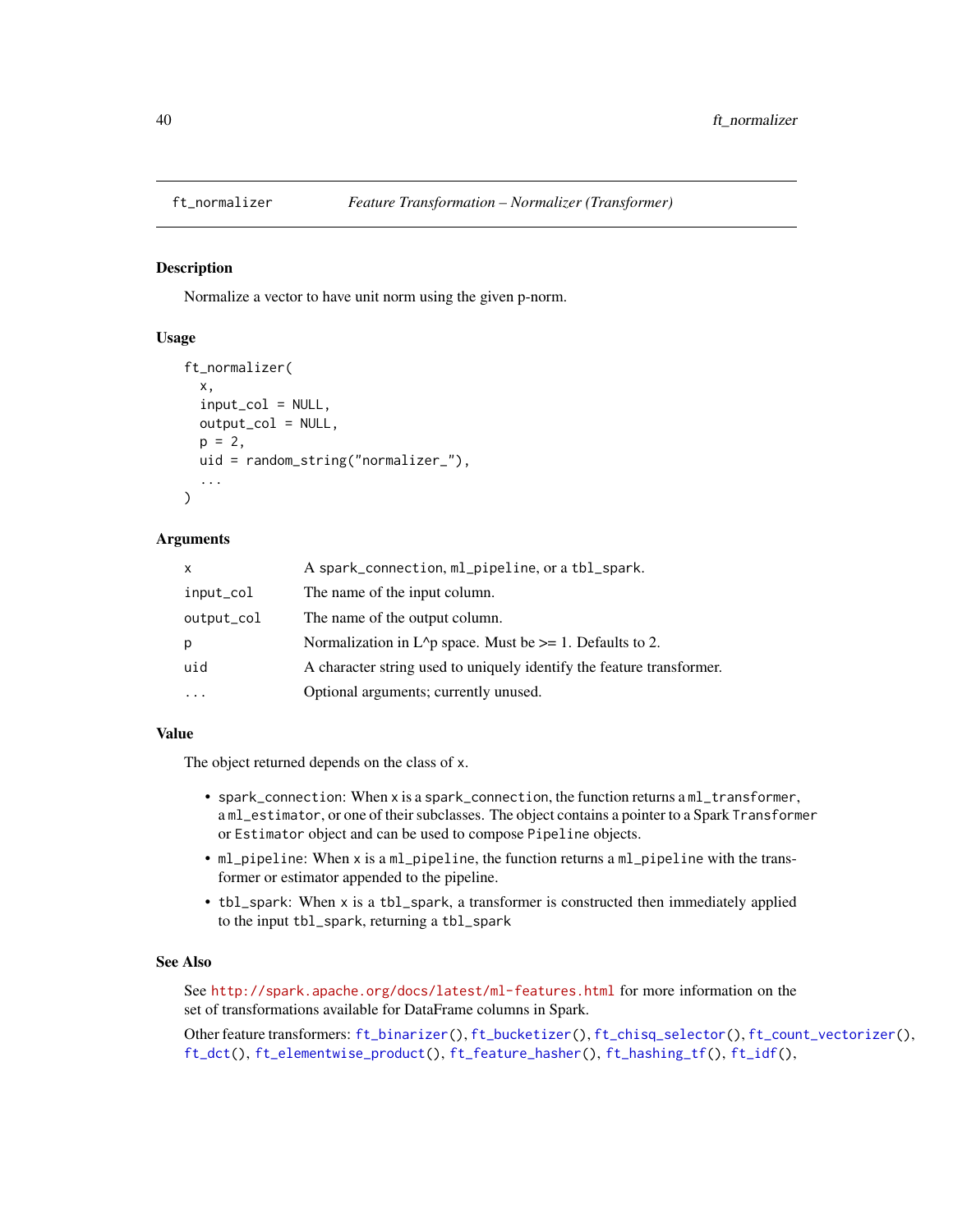# ft_normalizer — *Feature Transformation – Normalizer (Transformer)*

## Description

Normalize a vector to have unit norm using the given p-norm.

## Usage

```
ft_normalizer(
  x,
  input_col = NULL,
  output_col = NULL,
  p = 2,
  uid = random_string("normalizer_"),
  ...
)
```

## Arguments

| | |
|---|---|
| x | A spark_connection, ml_pipeline, or a tbl_spark. |
| input_col | The name of the input column. |
| output_col | The name of the output column. |
| p | Normalization in L^p space. Must be >= 1. Defaults to 2. |
| uid | A character string used to uniquely identify the feature transformer. |
| ... | Optional arguments; currently unused. |

## Value

The object returned depends on the class of x.

- spark_connection: When x is a spark_connection, the function returns a ml_transformer, a ml_estimator, or one of their subclasses. The object contains a pointer to a Spark Transformer or Estimator object and can be used to compose Pipeline objects.
- ml_pipeline: When x is a ml_pipeline, the function returns a ml_pipeline with the transformer or estimator appended to the pipeline.
- tbl_spark: When x is a tbl_spark, a transformer is constructed then immediately applied to the input tbl_spark, returning a tbl_spark

## See Also

See http://spark.apache.org/docs/latest/ml-features.html for more information on the set of transformations available for DataFrame columns in Spark.

Other feature transformers: ft_binarizer(), ft_bucketizer(), ft_chisq_selector(), ft_count_vectorizer(), ft_dct(), ft_elementwise_product(), ft_feature_hasher(), ft_hashing_tf(), ft_idf(),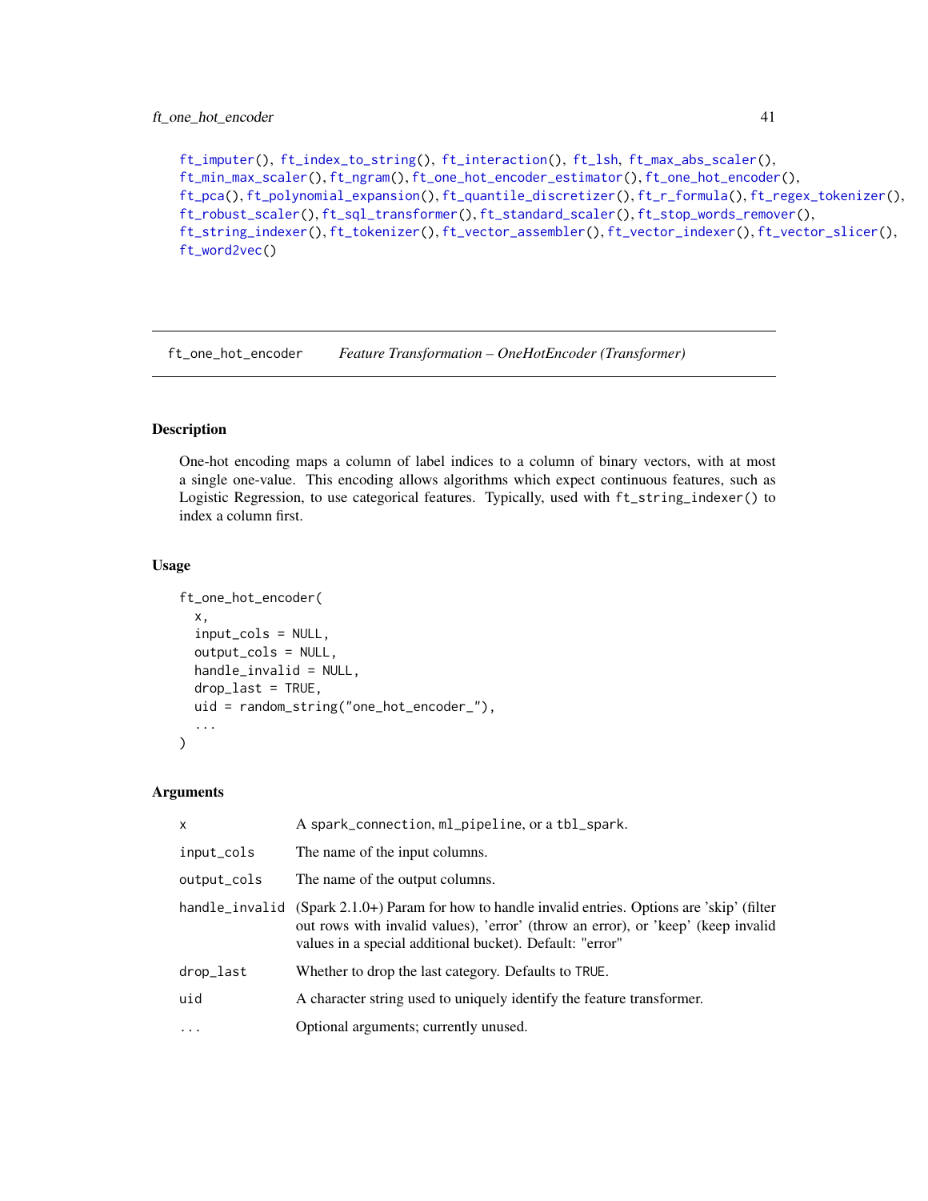ft_imputer(), ft_index_to_string(), ft_interaction(), ft_lsh, ft_max_abs_scaler(), ft_min_max_scaler(), ft_ngram(), ft_one_hot_encoder_estimator(), ft_one_hot_encoder(), ft_pca(), ft_polynomial_expansion(), ft_quantile_discretizer(), ft_r_formula(), ft_regex_tokenizer(), ft_robust_scaler(), ft_sql_transformer(), ft_standard_scaler(), ft_stop_words_remover(), ft_string_indexer(), ft_tokenizer(), ft_vector_assembler(), ft_vector_indexer(), ft_vector_slicer(), ft_word2vec()

---

## ft_one_hot_encoder *Feature Transformation – OneHotEncoder (Transformer)*

### Description

One-hot encoding maps a column of label indices to a column of binary vectors, with at most a single one-value. This encoding allows algorithms which expect continuous features, such as Logistic Regression, to use categorical features. Typically, used with ft_string_indexer() to index a column first.

### Usage

```
ft_one_hot_encoder(
  x,
  input_cols = NULL,
  output_cols = NULL,
  handle_invalid = NULL,
  drop_last = TRUE,
  uid = random_string("one_hot_encoder_"),
  ...
)
```

### Arguments

| | |
|---|---|
| x | A spark_connection, ml_pipeline, or a tbl_spark. |
| input_cols | The name of the input columns. |
| output_cols | The name of the output columns. |
| handle_invalid | (Spark 2.1.0+) Param for how to handle invalid entries. Options are 'skip' (filter out rows with invalid values), 'error' (throw an error), or 'keep' (keep invalid values in a special additional bucket). Default: "error" |
| drop_last | Whether to drop the last category. Defaults to TRUE. |
| uid | A character string used to uniquely identify the feature transformer. |
| ... | Optional arguments; currently unused. |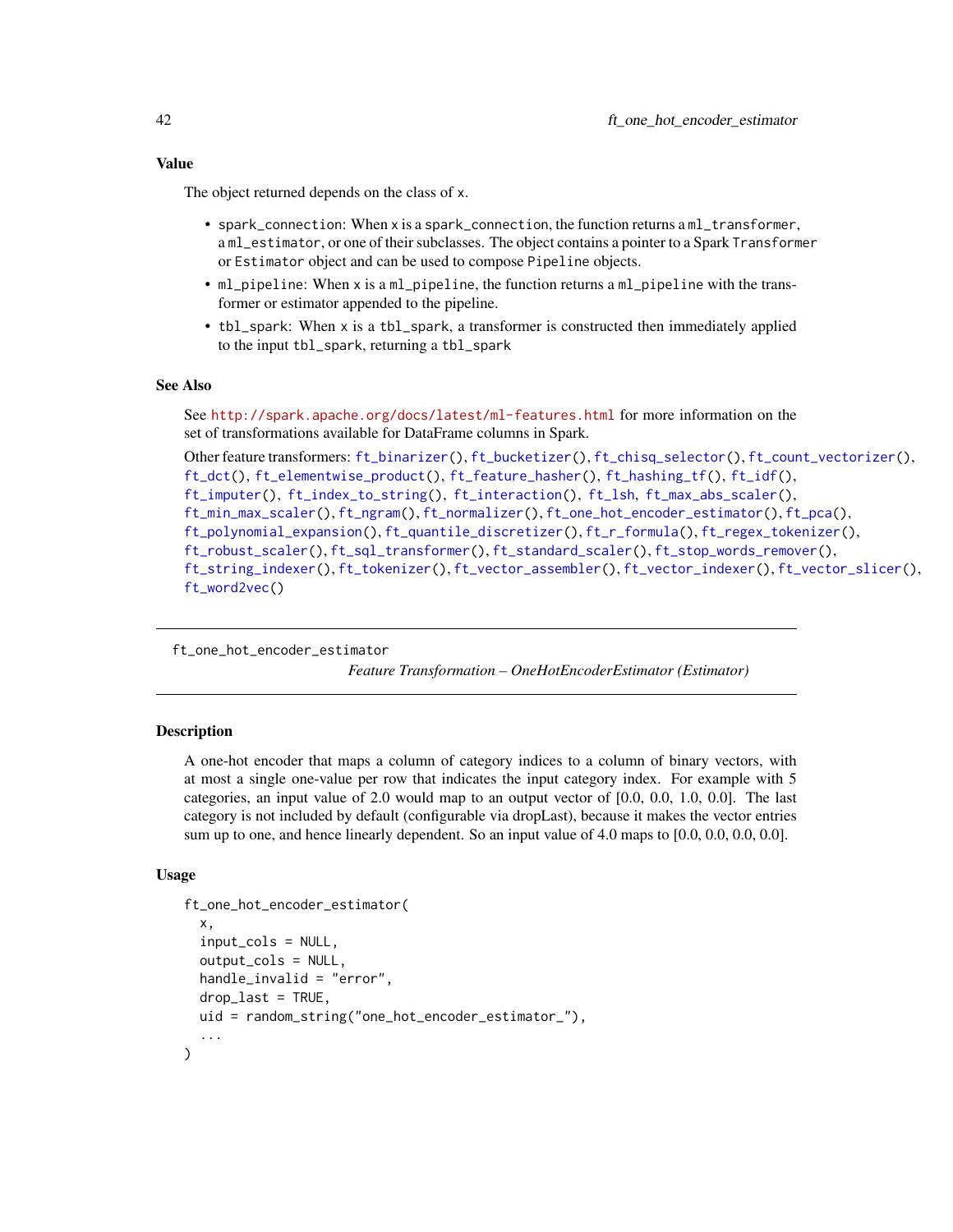### Value

The object returned depends on the class of x.

- spark_connection: When x is a spark_connection, the function returns a ml_transformer, a ml_estimator, or one of their subclasses. The object contains a pointer to a Spark Transformer or Estimator object and can be used to compose Pipeline objects.
- ml_pipeline: When x is a ml_pipeline, the function returns a ml_pipeline with the transformer or estimator appended to the pipeline.
- tbl_spark: When x is a tbl_spark, a transformer is constructed then immediately applied to the input tbl_spark, returning a tbl_spark

### See Also

See http://spark.apache.org/docs/latest/ml-features.html for more information on the set of transformations available for DataFrame columns in Spark.

Other feature transformers: ft_binarizer(), ft_bucketizer(), ft_chisq_selector(), ft_count_vectorizer(), ft_dct(), ft_elementwise_product(), ft_feature_hasher(), ft_hashing_tf(), ft_idf(), ft_imputer(), ft_index_to_string(), ft_interaction(), ft_lsh, ft_max_abs_scaler(), ft_min_max_scaler(), ft_ngram(), ft_normalizer(), ft_one_hot_encoder_estimator(), ft_pca(), ft_polynomial_expansion(), ft_quantile_discretizer(), ft_r_formula(), ft_regex_tokenizer(), ft_robust_scaler(), ft_sql_transformer(), ft_standard_scaler(), ft_stop_words_remover(), ft_string_indexer(), ft_tokenizer(), ft_vector_assembler(), ft_vector_indexer(), ft_vector_slicer(), ft_word2vec()

---

## ft_one_hot_encoder_estimator

*Feature Transformation – OneHotEncoderEstimator (Estimator)*

### Description

A one-hot encoder that maps a column of category indices to a column of binary vectors, with at most a single one-value per row that indicates the input category index. For example with 5 categories, an input value of 2.0 would map to an output vector of [0.0, 0.0, 1.0, 0.0]. The last category is not included by default (configurable via dropLast), because it makes the vector entries sum up to one, and hence linearly dependent. So an input value of 4.0 maps to [0.0, 0.0, 0.0, 0.0].

### Usage

```
ft_one_hot_encoder_estimator(
  x,
  input_cols = NULL,
  output_cols = NULL,
  handle_invalid = "error",
  drop_last = TRUE,
  uid = random_string("one_hot_encoder_estimator_"),
  ...
)
```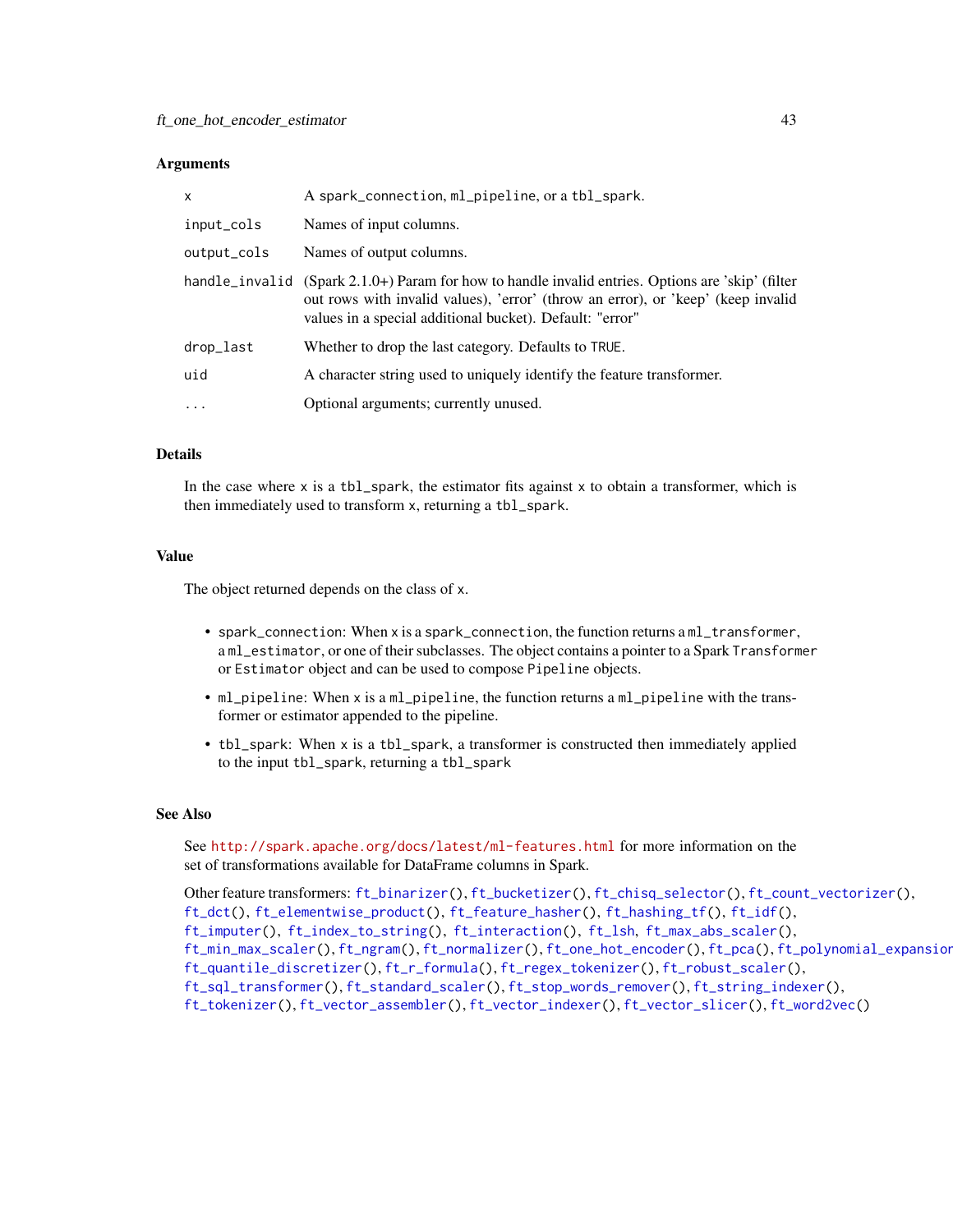### Arguments

| | |
|---|---|
| x | A spark_connection, ml_pipeline, or a tbl_spark. |
| input_cols | Names of input columns. |
| output_cols | Names of output columns. |
| handle_invalid | (Spark 2.1.0+) Param for how to handle invalid entries. Options are 'skip' (filter out rows with invalid values), 'error' (throw an error), or 'keep' (keep invalid values in a special additional bucket). Default: "error" |
| drop_last | Whether to drop the last category. Defaults to TRUE. |
| uid | A character string used to uniquely identify the feature transformer. |
| ... | Optional arguments; currently unused. |

### Details

In the case where x is a tbl_spark, the estimator fits against x to obtain a transformer, which is then immediately used to transform x, returning a tbl_spark.

### Value

The object returned depends on the class of x.

- spark_connection: When x is a spark_connection, the function returns a ml_transformer, a ml_estimator, or one of their subclasses. The object contains a pointer to a Spark Transformer or Estimator object and can be used to compose Pipeline objects.
- ml_pipeline: When x is a ml_pipeline, the function returns a ml_pipeline with the transformer or estimator appended to the pipeline.
- tbl_spark: When x is a tbl_spark, a transformer is constructed then immediately applied to the input tbl_spark, returning a tbl_spark

### See Also

See http://spark.apache.org/docs/latest/ml-features.html for more information on the set of transformations available for DataFrame columns in Spark.

Other feature transformers: ft_binarizer(), ft_bucketizer(), ft_chisq_selector(), ft_count_vectorizer(), ft_dct(), ft_elementwise_product(), ft_feature_hasher(), ft_hashing_tf(), ft_idf(), ft_imputer(), ft_index_to_string(), ft_interaction(), ft_lsh, ft_max_abs_scaler(), ft_min_max_scaler(), ft_ngram(), ft_normalizer(), ft_one_hot_encoder(), ft_pca(), ft_polynomial_expansion(), ft_quantile_discretizer(), ft_r_formula(), ft_regex_tokenizer(), ft_robust_scaler(), ft_sql_transformer(), ft_standard_scaler(), ft_stop_words_remover(), ft_string_indexer(), ft_tokenizer(), ft_vector_assembler(), ft_vector_indexer(), ft_vector_slicer(), ft_word2vec()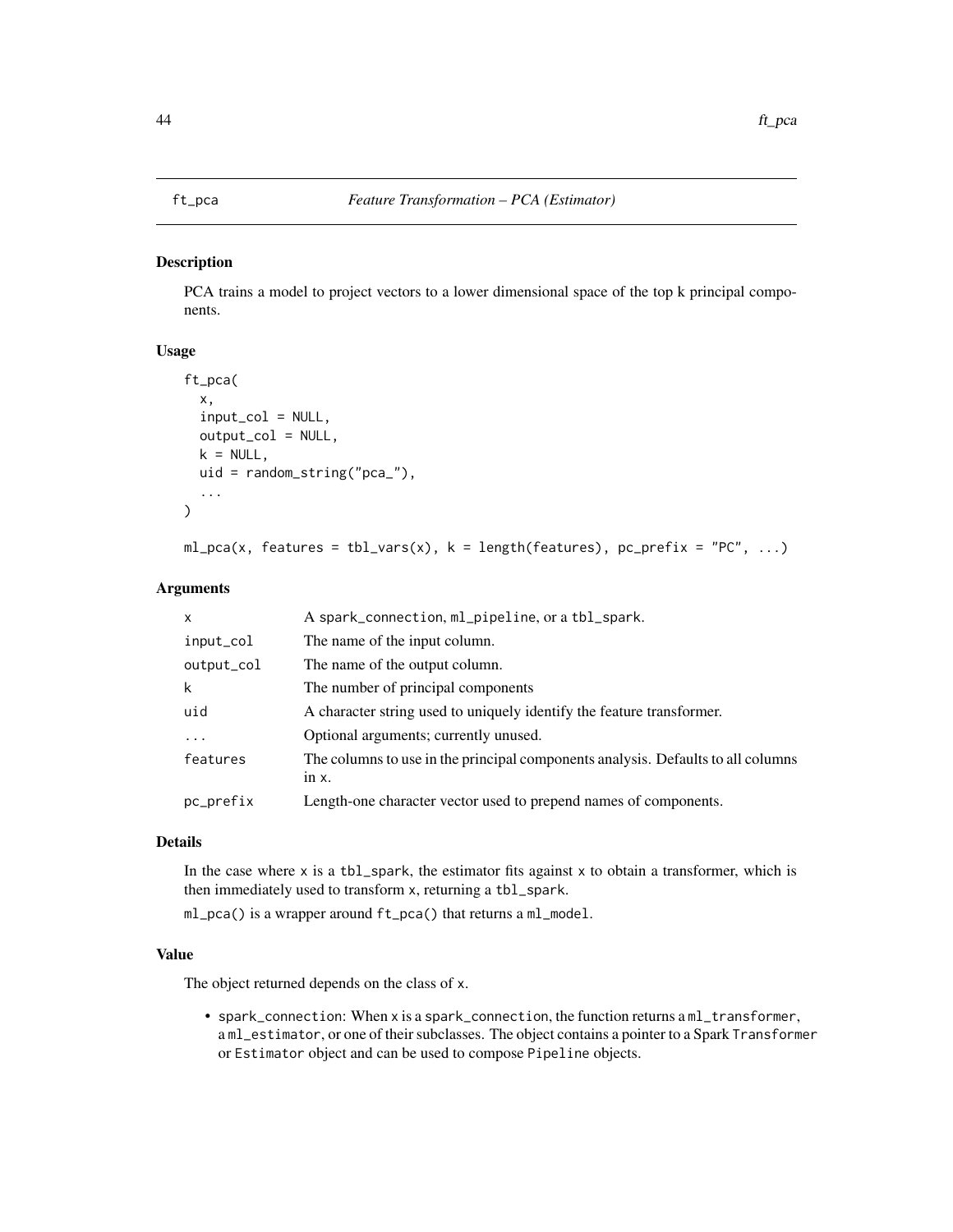# ft_pca — *Feature Transformation – PCA (Estimator)*

## Description

PCA trains a model to project vectors to a lower dimensional space of the top k principal components.

## Usage

```
ft_pca(
  x,
  input_col = NULL,
  output_col = NULL,
  k = NULL,
  uid = random_string("pca_"),
  ...
)

ml_pca(x, features = tbl_vars(x), k = length(features), pc_prefix = "PC", ...)
```

## Arguments

| | |
|---|---|
| `x` | A `spark_connection`, `ml_pipeline`, or a `tbl_spark`. |
| `input_col` | The name of the input column. |
| `output_col` | The name of the output column. |
| `k` | The number of principal components |
| `uid` | A character string used to uniquely identify the feature transformer. |
| `...` | Optional arguments; currently unused. |
| `features` | The columns to use in the principal components analysis. Defaults to all columns in `x`. |
| `pc_prefix` | Length-one character vector used to prepend names of components. |

## Details

In the case where `x` is a `tbl_spark`, the estimator fits against `x` to obtain a transformer, which is then immediately used to transform `x`, returning a `tbl_spark`.

`ml_pca()` is a wrapper around `ft_pca()` that returns a `ml_model`.

## Value

The object returned depends on the class of `x`.

- `spark_connection`: When `x` is a `spark_connection`, the function returns a `ml_transformer`, a `ml_estimator`, or one of their subclasses. The object contains a pointer to a Spark `Transformer` or `Estimator` object and can be used to compose `Pipeline` objects.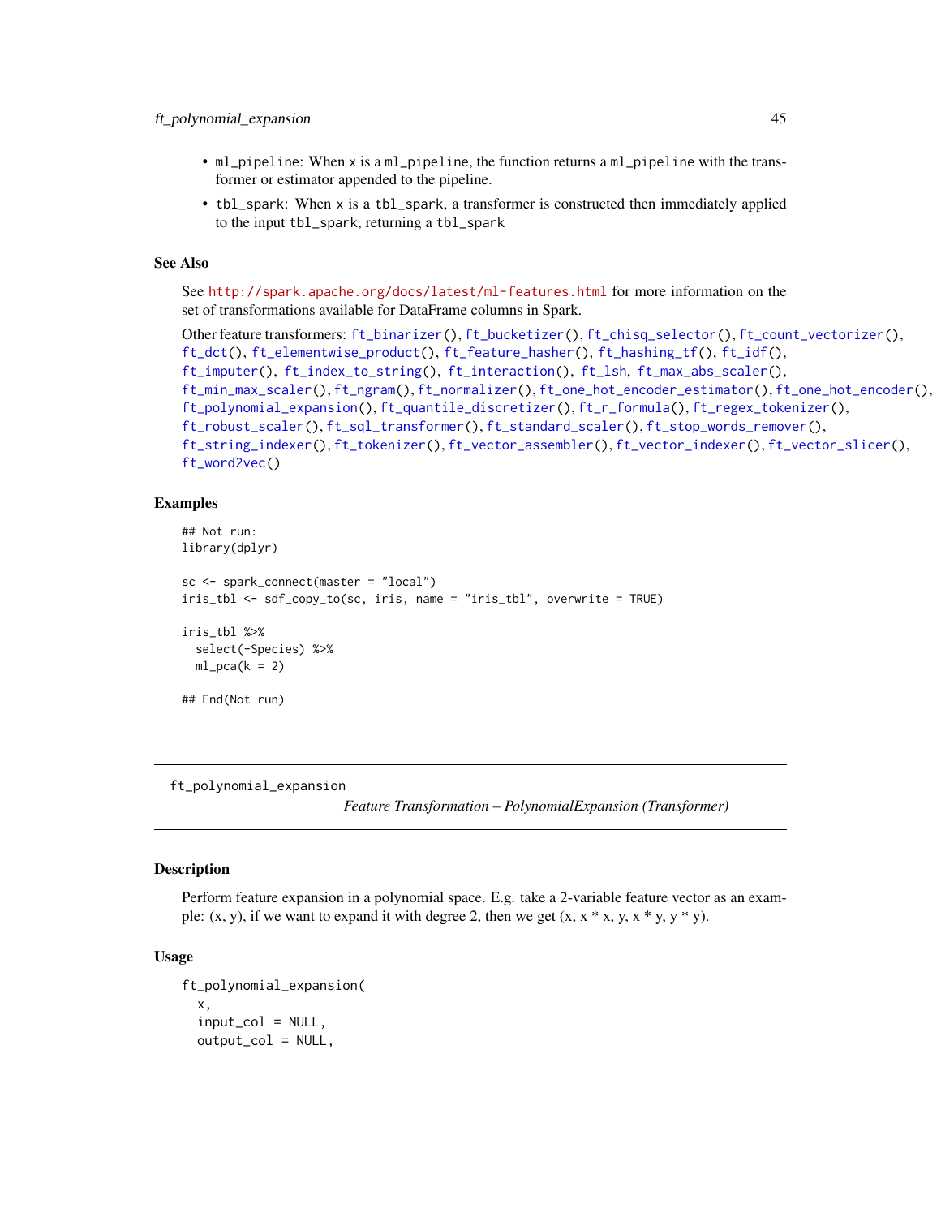- `ml_pipeline`: When `x` is a `ml_pipeline`, the function returns a `ml_pipeline` with the transformer or estimator appended to the pipeline.
- `tbl_spark`: When `x` is a `tbl_spark`, a transformer is constructed then immediately applied to the input `tbl_spark`, returning a `tbl_spark`

### See Also

See http://spark.apache.org/docs/latest/ml-features.html for more information on the set of transformations available for DataFrame columns in Spark.

Other feature transformers: ft_binarizer(), ft_bucketizer(), ft_chisq_selector(), ft_count_vectorizer(), ft_dct(), ft_elementwise_product(), ft_feature_hasher(), ft_hashing_tf(), ft_idf(), ft_imputer(), ft_index_to_string(), ft_interaction(), ft_lsh, ft_max_abs_scaler(), ft_min_max_scaler(), ft_ngram(), ft_normalizer(), ft_one_hot_encoder_estimator(), ft_one_hot_encoder(), ft_polynomial_expansion(), ft_quantile_discretizer(), ft_r_formula(), ft_regex_tokenizer(), ft_robust_scaler(), ft_sql_transformer(), ft_standard_scaler(), ft_stop_words_remover(), ft_string_indexer(), ft_tokenizer(), ft_vector_assembler(), ft_vector_indexer(), ft_vector_slicer(), ft_word2vec()

### Examples

```
## Not run:
library(dplyr)

sc <- spark_connect(master = "local")
iris_tbl <- sdf_copy_to(sc, iris, name = "iris_tbl", overwrite = TRUE)

iris_tbl %>%
  select(-Species) %>%
  ml_pca(k = 2)

## End(Not run)
```

---

## ft_polynomial_expansion

*Feature Transformation – PolynomialExpansion (Transformer)*

---

### Description

Perform feature expansion in a polynomial space. E.g. take a 2-variable feature vector as an example: (x, y), if we want to expand it with degree 2, then we get (x, x * x, y, x * y, y * y).

### Usage

```
ft_polynomial_expansion(
  x,
  input_col = NULL,
  output_col = NULL,
```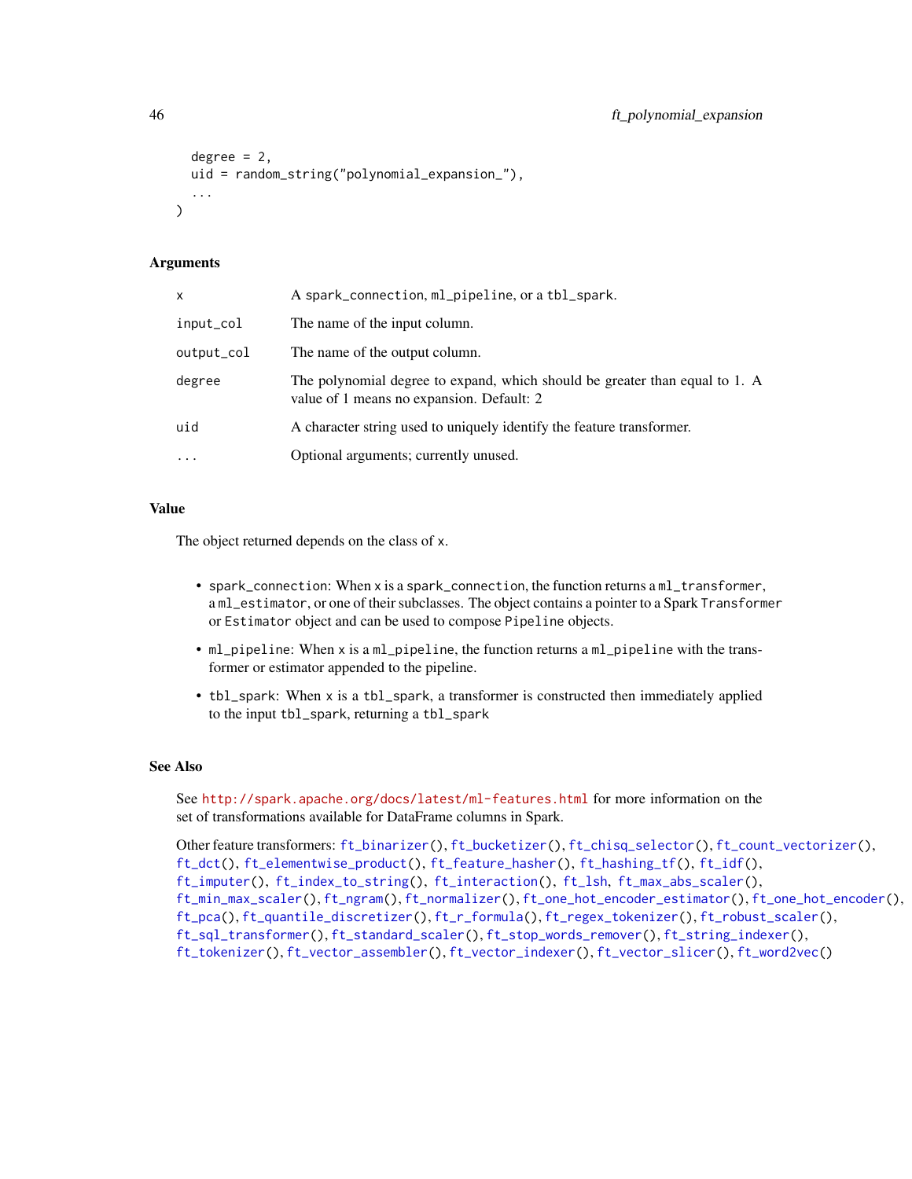```
  degree = 2,
  uid = random_string("polynomial_expansion_"),
  ...
)
```

### Arguments

| | |
|---|---|
| x | A spark_connection, ml_pipeline, or a tbl_spark. |
| input_col | The name of the input column. |
| output_col | The name of the output column. |
| degree | The polynomial degree to expand, which should be greater than equal to 1. A value of 1 means no expansion. Default: 2 |
| uid | A character string used to uniquely identify the feature transformer. |
| ... | Optional arguments; currently unused. |

### Value

The object returned depends on the class of x.

- spark_connection: When x is a spark_connection, the function returns a ml_transformer, a ml_estimator, or one of their subclasses. The object contains a pointer to a Spark Transformer or Estimator object and can be used to compose Pipeline objects.
- ml_pipeline: When x is a ml_pipeline, the function returns a ml_pipeline with the transformer or estimator appended to the pipeline.
- tbl_spark: When x is a tbl_spark, a transformer is constructed then immediately applied to the input tbl_spark, returning a tbl_spark

### See Also

See http://spark.apache.org/docs/latest/ml-features.html for more information on the set of transformations available for DataFrame columns in Spark.

Other feature transformers: ft_binarizer(), ft_bucketizer(), ft_chisq_selector(), ft_count_vectorizer(), ft_dct(), ft_elementwise_product(), ft_feature_hasher(), ft_hashing_tf(), ft_idf(), ft_imputer(), ft_index_to_string(), ft_interaction(), ft_lsh, ft_max_abs_scaler(), ft_min_max_scaler(), ft_ngram(), ft_normalizer(), ft_one_hot_encoder_estimator(), ft_one_hot_encoder(), ft_pca(), ft_quantile_discretizer(), ft_r_formula(), ft_regex_tokenizer(), ft_robust_scaler(), ft_sql_transformer(), ft_standard_scaler(), ft_stop_words_remover(), ft_string_indexer(), ft_tokenizer(), ft_vector_assembler(), ft_vector_indexer(), ft_vector_slicer(), ft_word2vec()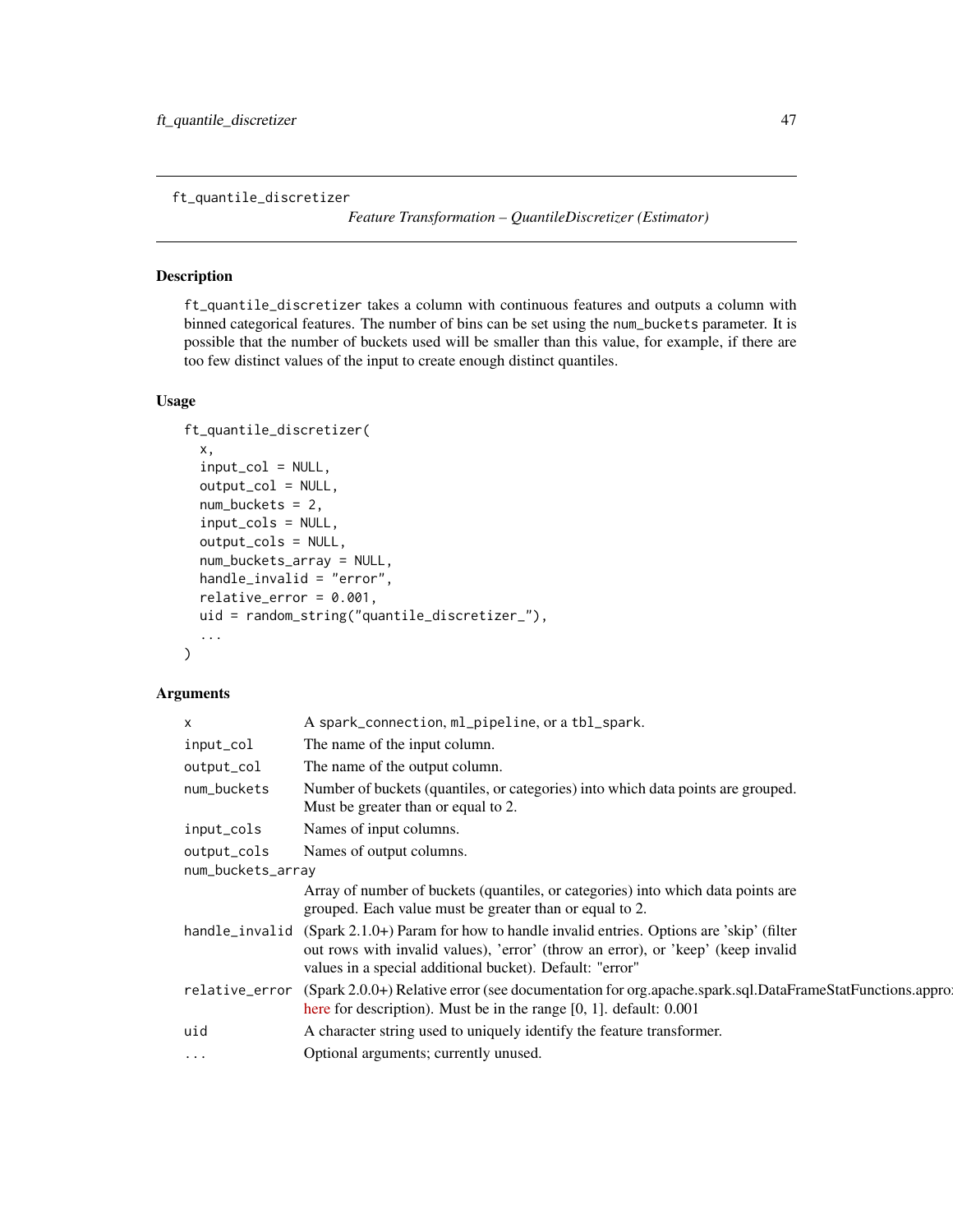ft_quantile_discretizer *Feature Transformation – QuantileDiscretizer (Estimator)*

## Description

ft_quantile_discretizer takes a column with continuous features and outputs a column with binned categorical features. The number of bins can be set using the num_buckets parameter. It is possible that the number of buckets used will be smaller than this value, for example, if there are too few distinct values of the input to create enough distinct quantiles.

## Usage

```
ft_quantile_discretizer(
  x,
  input_col = NULL,
  output_col = NULL,
  num_buckets = 2,
  input_cols = NULL,
  output_cols = NULL,
  num_buckets_array = NULL,
  handle_invalid = "error",
  relative_error = 0.001,
  uid = random_string("quantile_discretizer_"),
  ...
)
```

## Arguments

| | |
|---|---|
| x | A spark_connection, ml_pipeline, or a tbl_spark. |
| input_col | The name of the input column. |
| output_col | The name of the output column. |
| num_buckets | Number of buckets (quantiles, or categories) into which data points are grouped. Must be greater than or equal to 2. |
| input_cols | Names of input columns. |
| output_cols | Names of output columns. |
| num_buckets_array | Array of number of buckets (quantiles, or categories) into which data points are grouped. Each value must be greater than or equal to 2. |
| handle_invalid | (Spark 2.1.0+) Param for how to handle invalid entries. Options are 'skip' (filter out rows with invalid values), 'error' (throw an error), or 'keep' (keep invalid values in a special additional bucket). Default: "error" |
| relative_error | (Spark 2.0.0+) Relative error (see documentation for org.apache.spark.sql.DataFrameStatFunctions.appro here for description). Must be in the range [0, 1]. default: 0.001 |
| uid | A character string used to uniquely identify the feature transformer. |
| ... | Optional arguments; currently unused. |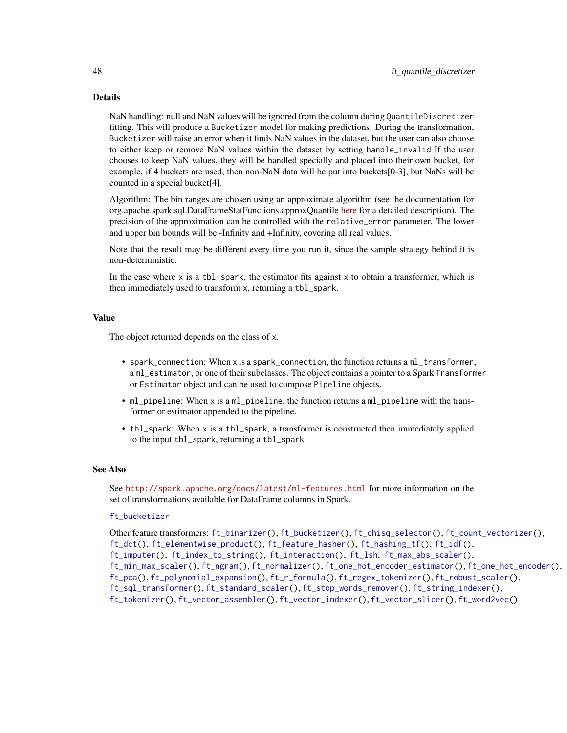## Details

NaN handling: null and NaN values will be ignored from the column during `QuantileDiscretizer` fitting. This will produce a `Bucketizer` model for making predictions. During the transformation, `Bucketizer` will raise an error when it finds NaN values in the dataset, but the user can also choose to either keep or remove NaN values within the dataset by setting `handle_invalid` If the user chooses to keep NaN values, they will be handled specially and placed into their own bucket, for example, if 4 buckets are used, then non-NaN data will be put into buckets[0-3], but NaNs will be counted in a special bucket[4].

Algorithm: The bin ranges are chosen using an approximate algorithm (see the documentation for org.apache.spark.sql.DataFrameStatFunctions.approxQuantile here for a detailed description). The precision of the approximation can be controlled with the `relative_error` parameter. The lower and upper bin bounds will be -Infinity and +Infinity, covering all real values.

Note that the result may be different every time you run it, since the sample strategy behind it is non-deterministic.

In the case where `x` is a `tbl_spark`, the estimator fits against `x` to obtain a transformer, which is then immediately used to transform `x`, returning a `tbl_spark`.

## Value

The object returned depends on the class of `x`.

- `spark_connection`: When `x` is a `spark_connection`, the function returns a `ml_transformer`, a `ml_estimator`, or one of their subclasses. The object contains a pointer to a Spark `Transformer` or `Estimator` object and can be used to compose `Pipeline` objects.
- `ml_pipeline`: When `x` is a `ml_pipeline`, the function returns a `ml_pipeline` with the transformer or estimator appended to the pipeline.
- `tbl_spark`: When `x` is a `tbl_spark`, a transformer is constructed then immediately applied to the input `tbl_spark`, returning a `tbl_spark`

## See Also

See `http://spark.apache.org/docs/latest/ml-features.html` for more information on the set of transformations available for DataFrame columns in Spark.

`ft_bucketizer`

Other feature transformers: `ft_binarizer()`, `ft_bucketizer()`, `ft_chisq_selector()`, `ft_count_vectorizer()`, `ft_dct()`, `ft_elementwise_product()`, `ft_feature_hasher()`, `ft_hashing_tf()`, `ft_idf()`, `ft_imputer()`, `ft_index_to_string()`, `ft_interaction()`, `ft_lsh`, `ft_max_abs_scaler()`, `ft_min_max_scaler()`, `ft_ngram()`, `ft_normalizer()`, `ft_one_hot_encoder_estimator()`, `ft_one_hot_encoder()`, `ft_pca()`, `ft_polynomial_expansion()`, `ft_r_formula()`, `ft_regex_tokenizer()`, `ft_robust_scaler()`, `ft_sql_transformer()`, `ft_standard_scaler()`, `ft_stop_words_remover()`, `ft_string_indexer()`, `ft_tokenizer()`, `ft_vector_assembler()`, `ft_vector_indexer()`, `ft_vector_slicer()`, `ft_word2vec()`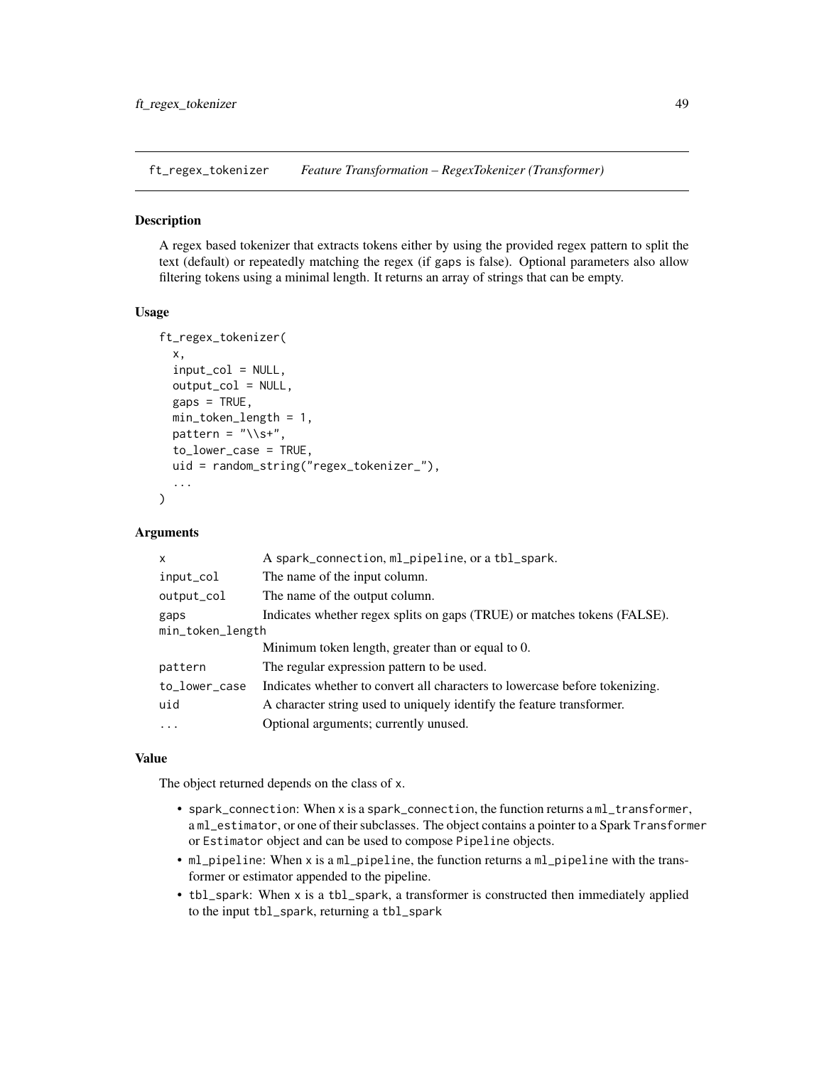# ft_regex_tokenizer *Feature Transformation – RegexTokenizer (Transformer)*

## Description

A regex based tokenizer that extracts tokens either by using the provided regex pattern to split the text (default) or repeatedly matching the regex (if gaps is false). Optional parameters also allow filtering tokens using a minimal length. It returns an array of strings that can be empty.

## Usage

```
ft_regex_tokenizer(
  x,
  input_col = NULL,
  output_col = NULL,
  gaps = TRUE,
  min_token_length = 1,
  pattern = "\\s+",
  to_lower_case = TRUE,
  uid = random_string("regex_tokenizer_"),
  ...
)
```

## Arguments

| | |
|---|---|
| x | A spark_connection, ml_pipeline, or a tbl_spark. |
| input_col | The name of the input column. |
| output_col | The name of the output column. |
| gaps | Indicates whether regex splits on gaps (TRUE) or matches tokens (FALSE). |
| min_token_length | Minimum token length, greater than or equal to 0. |
| pattern | The regular expression pattern to be used. |
| to_lower_case | Indicates whether to convert all characters to lowercase before tokenizing. |
| uid | A character string used to uniquely identify the feature transformer. |
| ... | Optional arguments; currently unused. |

## Value

The object returned depends on the class of x.

- spark_connection: When x is a spark_connection, the function returns a ml_transformer, a ml_estimator, or one of their subclasses. The object contains a pointer to a Spark Transformer or Estimator object and can be used to compose Pipeline objects.
- ml_pipeline: When x is a ml_pipeline, the function returns a ml_pipeline with the transformer or estimator appended to the pipeline.
- tbl_spark: When x is a tbl_spark, a transformer is constructed then immediately applied to the input tbl_spark, returning a tbl_spark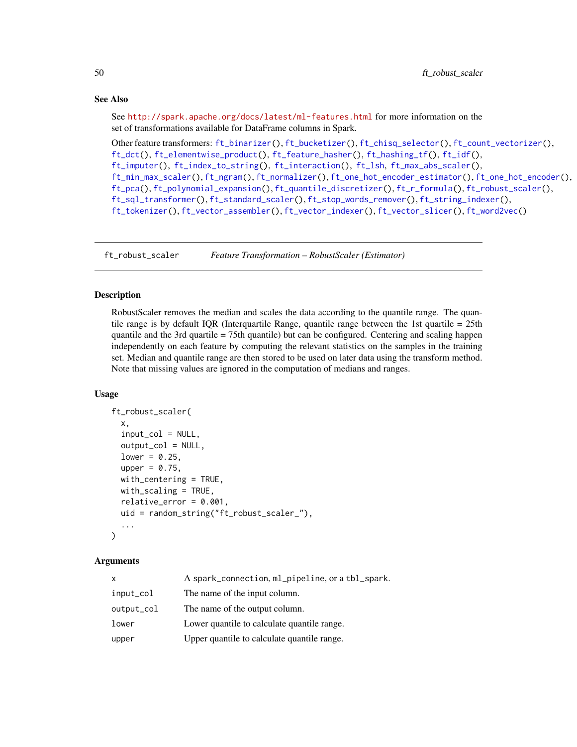## See Also

See http://spark.apache.org/docs/latest/ml-features.html for more information on the set of transformations available for DataFrame columns in Spark.

Other feature transformers: ft_binarizer(), ft_bucketizer(), ft_chisq_selector(), ft_count_vectorizer(), ft_dct(), ft_elementwise_product(), ft_feature_hasher(), ft_hashing_tf(), ft_idf(), ft_imputer(), ft_index_to_string(), ft_interaction(), ft_lsh, ft_max_abs_scaler(), ft_min_max_scaler(), ft_ngram(), ft_normalizer(), ft_one_hot_encoder_estimator(), ft_one_hot_encoder(), ft_pca(), ft_polynomial_expansion(), ft_quantile_discretizer(), ft_r_formula(), ft_robust_scaler(), ft_sql_transformer(), ft_standard_scaler(), ft_stop_words_remover(), ft_string_indexer(), ft_tokenizer(), ft_vector_assembler(), ft_vector_indexer(), ft_vector_slicer(), ft_word2vec()

---

# ft_robust_scaler — *Feature Transformation – RobustScaler (Estimator)*

## Description

RobustScaler removes the median and scales the data according to the quantile range. The quantile range is by default IQR (Interquartile Range, quantile range between the 1st quartile = 25th quantile and the 3rd quartile = 75th quantile) but can be configured. Centering and scaling happen independently on each feature by computing the relevant statistics on the samples in the training set. Median and quantile range are then stored to be used on later data using the transform method. Note that missing values are ignored in the computation of medians and ranges.

## Usage

```
ft_robust_scaler(
  x,
  input_col = NULL,
  output_col = NULL,
  lower = 0.25,
  upper = 0.75,
  with_centering = TRUE,
  with_scaling = TRUE,
  relative_error = 0.001,
  uid = random_string("ft_robust_scaler_"),
  ...
)
```

## Arguments

| | |
|---|---|
| x | A spark_connection, ml_pipeline, or a tbl_spark. |
| input_col | The name of the input column. |
| output_col | The name of the output column. |
| lower | Lower quantile to calculate quantile range. |
| upper | Upper quantile to calculate quantile range. |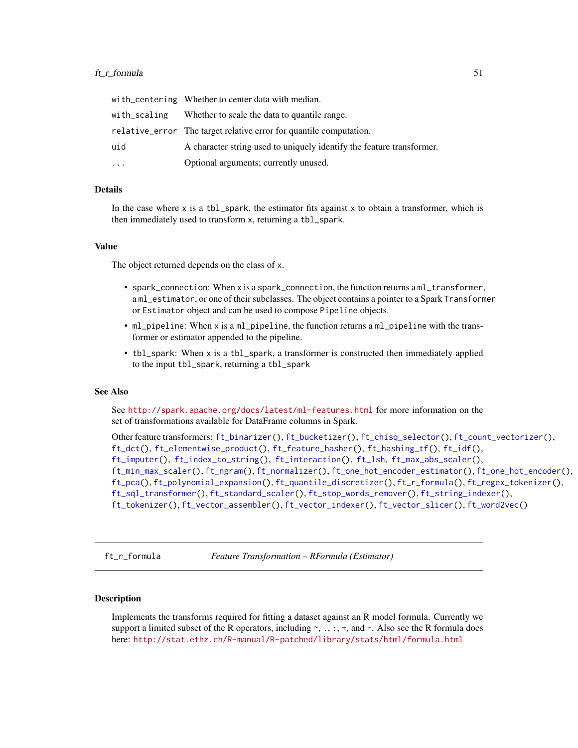| | |
|---|---|
| `with_centering` | Whether to center data with median. |
| `with_scaling` | Whether to scale the data to quantile range. |
| `relative_error` | The target relative error for quantile computation. |
| `uid` | A character string used to uniquely identify the feature transformer. |
| `...` | Optional arguments; currently unused. |

### Details

In the case where `x` is a `tbl_spark`, the estimator fits against `x` to obtain a transformer, which is then immediately used to transform `x`, returning a `tbl_spark`.

### Value

The object returned depends on the class of `x`.

- `spark_connection`: When `x` is a `spark_connection`, the function returns a `ml_transformer`, a `ml_estimator`, or one of their subclasses. The object contains a pointer to a Spark `Transformer` or `Estimator` object and can be used to compose `Pipeline` objects.
- `ml_pipeline`: When `x` is a `ml_pipeline`, the function returns a `ml_pipeline` with the transformer or estimator appended to the pipeline.
- `tbl_spark`: When `x` is a `tbl_spark`, a transformer is constructed then immediately applied to the input `tbl_spark`, returning a `tbl_spark`

### See Also

See http://spark.apache.org/docs/latest/ml-features.html for more information on the set of transformations available for DataFrame columns in Spark.

Other feature transformers: `ft_binarizer()`, `ft_bucketizer()`, `ft_chisq_selector()`, `ft_count_vectorizer()`, `ft_dct()`, `ft_elementwise_product()`, `ft_feature_hasher()`, `ft_hashing_tf()`, `ft_idf()`, `ft_imputer()`, `ft_index_to_string()`, `ft_interaction()`, `ft_lsh`, `ft_max_abs_scaler()`, `ft_min_max_scaler()`, `ft_ngram()`, `ft_normalizer()`, `ft_one_hot_encoder_estimator()`, `ft_one_hot_encoder()`, `ft_pca()`, `ft_polynomial_expansion()`, `ft_quantile_discretizer()`, `ft_r_formula()`, `ft_regex_tokenizer()`, `ft_sql_transformer()`, `ft_standard_scaler()`, `ft_stop_words_remover()`, `ft_string_indexer()`, `ft_tokenizer()`, `ft_vector_assembler()`, `ft_vector_indexer()`, `ft_vector_slicer()`, `ft_word2vec()`

---

## ft_r_formula — *Feature Transformation – RFormula (Estimator)*

---

### Description

Implements the transforms required for fitting a dataset against an R model formula. Currently we support a limited subset of the R operators, including `~`, `.`, `:`, `+`, and `-`. Also see the R formula docs here: http://stat.ethz.ch/R-manual/R-patched/library/stats/html/formula.html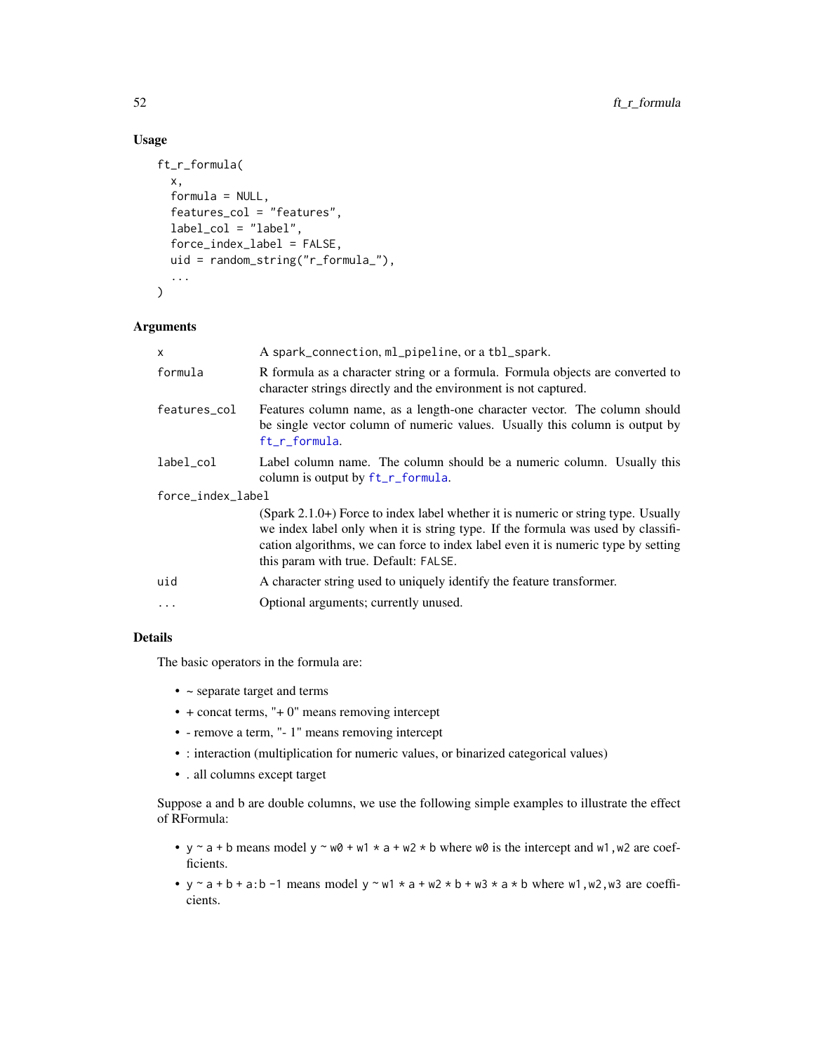### Usage

```
ft_r_formula(
  x,
  formula = NULL,
  features_col = "features",
  label_col = "label",
  force_index_label = FALSE,
  uid = random_string("r_formula_"),
  ...
)
```

### Arguments

| | |
|---|---|
| x | A spark_connection, ml_pipeline, or a tbl_spark. |
| formula | R formula as a character string or a formula. Formula objects are converted to character strings directly and the environment is not captured. |
| features_col | Features column name, as a length-one character vector. The column should be single vector column of numeric values. Usually this column is output by ft_r_formula. |
| label_col | Label column name. The column should be a numeric column. Usually this column is output by ft_r_formula. |
| force_index_label | (Spark 2.1.0+) Force to index label whether it is numeric or string type. Usually we index label only when it is string type. If the formula was used by classification algorithms, we can force to index label even it is numeric type by setting this param with true. Default: FALSE. |
| uid | A character string used to uniquely identify the feature transformer. |
| ... | Optional arguments; currently unused. |

### Details

The basic operators in the formula are:

- ~ separate target and terms
- + concat terms, "+ 0" means removing intercept
- - remove a term, "- 1" means removing intercept
- : interaction (multiplication for numeric values, or binarized categorical values)
- . all columns except target

Suppose a and b are double columns, we use the following simple examples to illustrate the effect of RFormula:

- `y ~ a + b` means model `y ~ w0 + w1 * a + w2 * b` where `w0` is the intercept and `w1, w2` are coefficients.
- `y ~ a + b + a:b -1` means model `y ~ w1 * a + w2 * b + w3 * a * b` where `w1, w2, w3` are coefficients.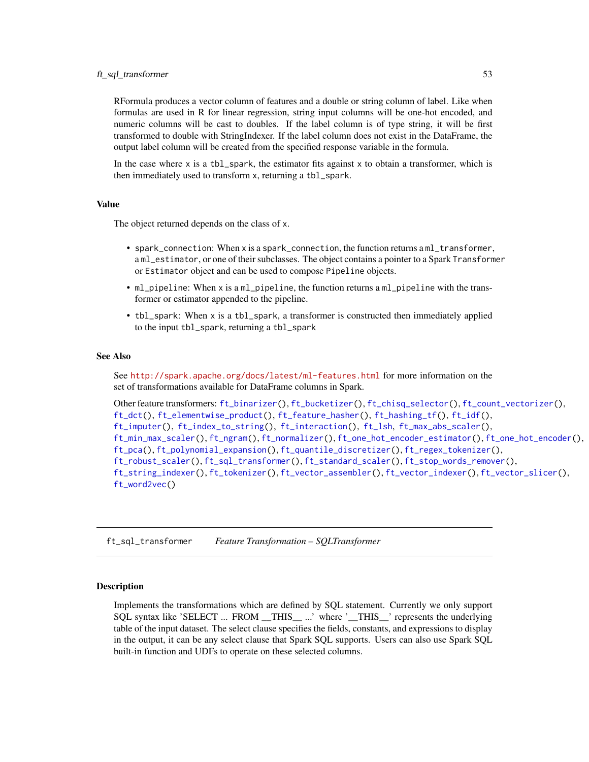RFormula produces a vector column of features and a double or string column of label. Like when formulas are used in R for linear regression, string input columns will be one-hot encoded, and numeric columns will be cast to doubles. If the label column is of type string, it will be first transformed to double with StringIndexer. If the label column does not exist in the DataFrame, the output label column will be created from the specified response variable in the formula.

In the case where `x` is a `tbl_spark`, the estimator fits against `x` to obtain a transformer, which is then immediately used to transform `x`, returning a `tbl_spark`.

### Value

The object returned depends on the class of `x`.

- `spark_connection`: When `x` is a `spark_connection`, the function returns a `ml_transformer`, a `ml_estimator`, or one of their subclasses. The object contains a pointer to a Spark `Transformer` or `Estimator` object and can be used to compose `Pipeline` objects.
- `ml_pipeline`: When `x` is a `ml_pipeline`, the function returns a `ml_pipeline` with the transformer or estimator appended to the pipeline.
- `tbl_spark`: When `x` is a `tbl_spark`, a transformer is constructed then immediately applied to the input `tbl_spark`, returning a `tbl_spark`

### See Also

See http://spark.apache.org/docs/latest/ml-features.html for more information on the set of transformations available for DataFrame columns in Spark.

Other feature transformers: `ft_binarizer()`, `ft_bucketizer()`, `ft_chisq_selector()`, `ft_count_vectorizer()`, `ft_dct()`, `ft_elementwise_product()`, `ft_feature_hasher()`, `ft_hashing_tf()`, `ft_idf()`, `ft_imputer()`, `ft_index_to_string()`, `ft_interaction()`, `ft_lsh`, `ft_max_abs_scaler()`, `ft_min_max_scaler()`, `ft_ngram()`, `ft_normalizer()`, `ft_one_hot_encoder_estimator()`, `ft_one_hot_encoder()`, `ft_pca()`, `ft_polynomial_expansion()`, `ft_quantile_discretizer()`, `ft_regex_tokenizer()`, `ft_robust_scaler()`, `ft_sql_transformer()`, `ft_standard_scaler()`, `ft_stop_words_remover()`, `ft_string_indexer()`, `ft_tokenizer()`, `ft_vector_assembler()`, `ft_vector_indexer()`, `ft_vector_slicer()`, `ft_word2vec()`

---

## ft_sql_transformer    *Feature Transformation – SQLTransformer*

### Description

Implements the transformations which are defined by SQL statement. Currently we only support SQL syntax like 'SELECT ... FROM __THIS__ ...' where '__THIS__' represents the underlying table of the input dataset. The select clause specifies the fields, constants, and expressions to display in the output, it can be any select clause that Spark SQL supports. Users can also use Spark SQL built-in function and UDFs to operate on these selected columns.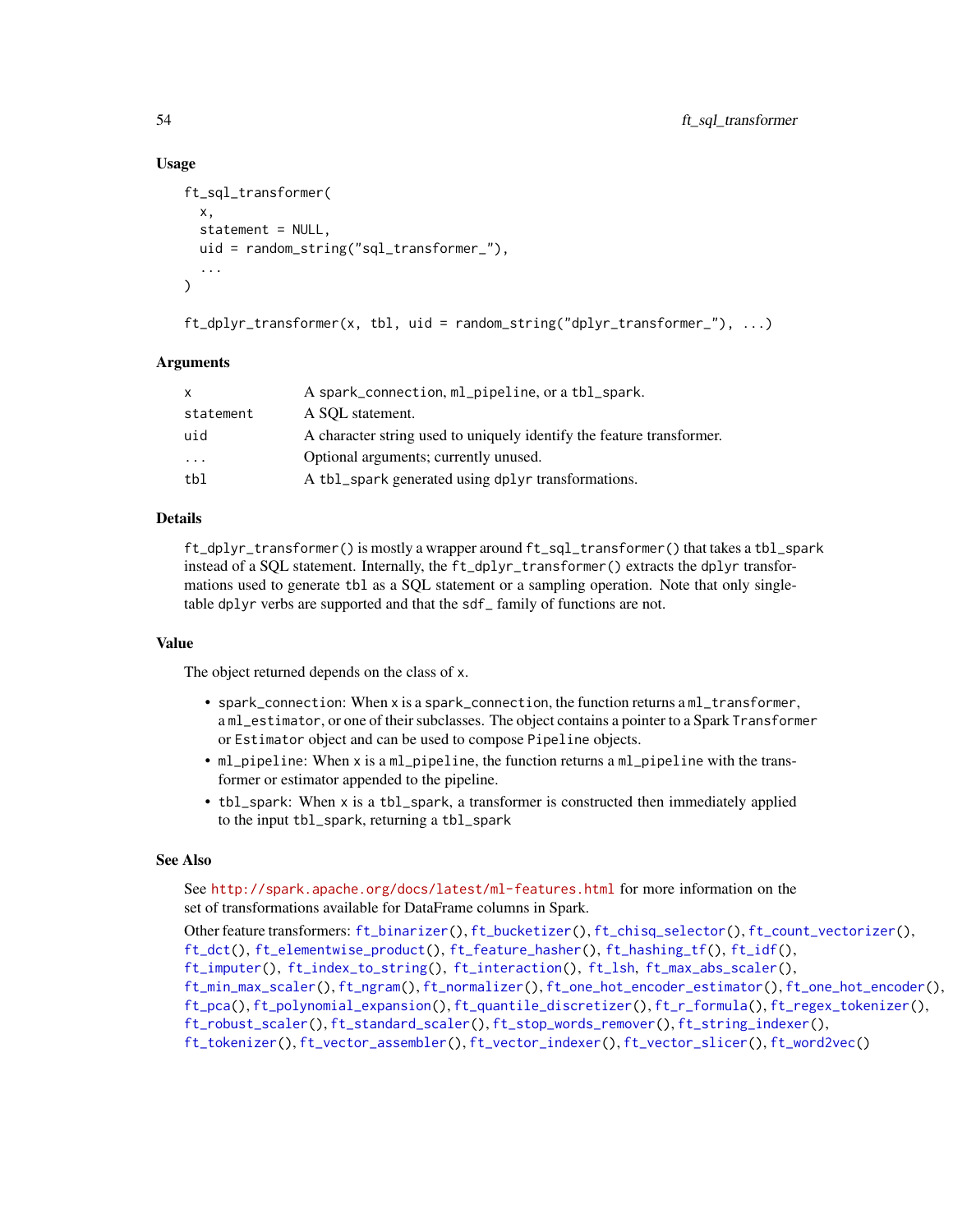### Usage

```
ft_sql_transformer(
  x,
  statement = NULL,
  uid = random_string("sql_transformer_"),
  ...
)

ft_dplyr_transformer(x, tbl, uid = random_string("dplyr_transformer_"), ...)
```

### Arguments

| | |
|---|---|
| x | A spark_connection, ml_pipeline, or a tbl_spark. |
| statement | A SQL statement. |
| uid | A character string used to uniquely identify the feature transformer. |
| ... | Optional arguments; currently unused. |
| tbl | A tbl_spark generated using dplyr transformations. |

### Details

ft_dplyr_transformer() is mostly a wrapper around ft_sql_transformer() that takes a tbl_spark instead of a SQL statement. Internally, the ft_dplyr_transformer() extracts the dplyr transformations used to generate tbl as a SQL statement or a sampling operation. Note that only single-table dplyr verbs are supported and that the sdf_ family of functions are not.

### Value

The object returned depends on the class of x.

- spark_connection: When x is a spark_connection, the function returns a ml_transformer, a ml_estimator, or one of their subclasses. The object contains a pointer to a Spark Transformer or Estimator object and can be used to compose Pipeline objects.
- ml_pipeline: When x is a ml_pipeline, the function returns a ml_pipeline with the transformer or estimator appended to the pipeline.
- tbl_spark: When x is a tbl_spark, a transformer is constructed then immediately applied to the input tbl_spark, returning a tbl_spark

### See Also

See http://spark.apache.org/docs/latest/ml-features.html for more information on the set of transformations available for DataFrame columns in Spark.

Other feature transformers: ft_binarizer(), ft_bucketizer(), ft_chisq_selector(), ft_count_vectorizer(), ft_dct(), ft_elementwise_product(), ft_feature_hasher(), ft_hashing_tf(), ft_idf(), ft_imputer(), ft_index_to_string(), ft_interaction(), ft_lsh, ft_max_abs_scaler(), ft_min_max_scaler(), ft_ngram(), ft_normalizer(), ft_one_hot_encoder_estimator(), ft_one_hot_encoder(), ft_pca(), ft_polynomial_expansion(), ft_quantile_discretizer(), ft_r_formula(), ft_regex_tokenizer(), ft_robust_scaler(), ft_standard_scaler(), ft_stop_words_remover(), ft_string_indexer(), ft_tokenizer(), ft_vector_assembler(), ft_vector_indexer(), ft_vector_slicer(), ft_word2vec()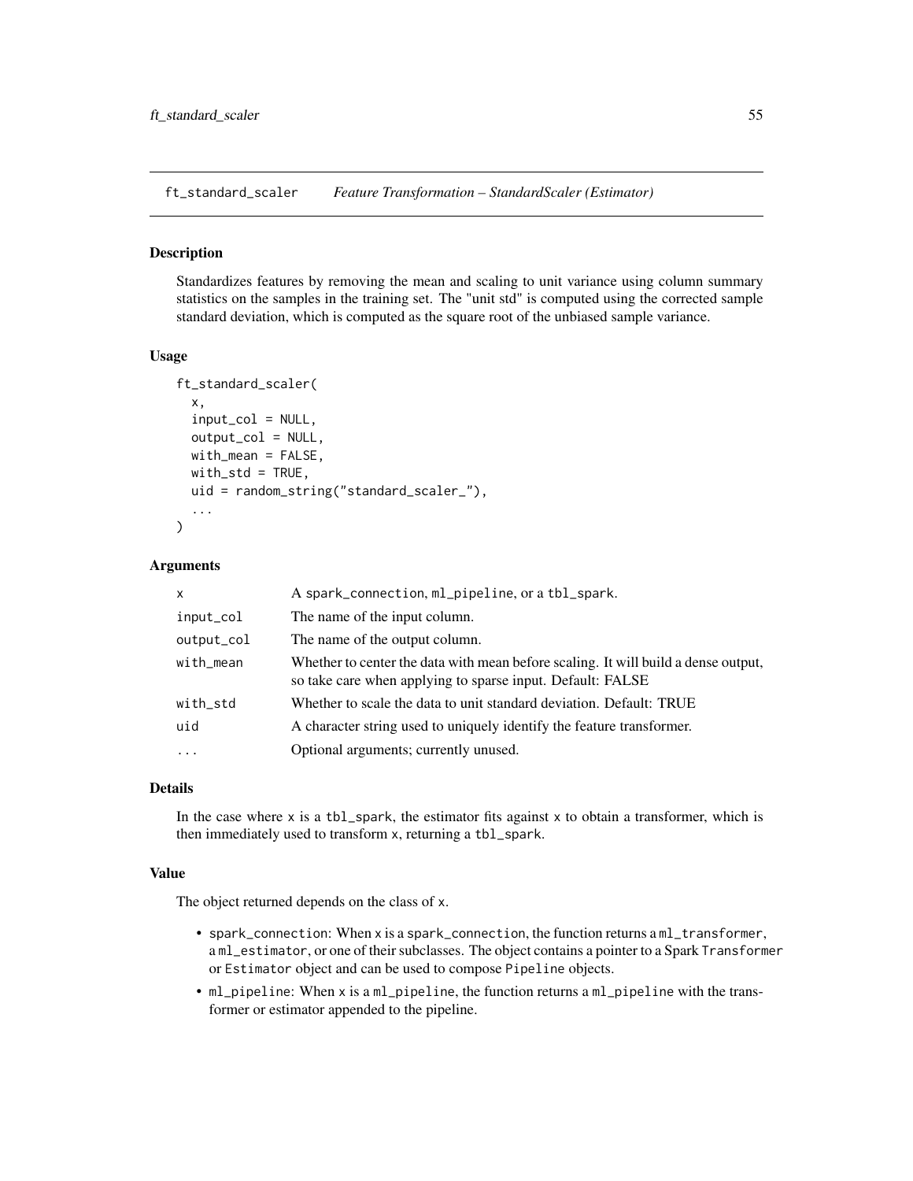## ft_standard_scaler *Feature Transformation – StandardScaler (Estimator)*

### Description

Standardizes features by removing the mean and scaling to unit variance using column summary statistics on the samples in the training set. The "unit std" is computed using the corrected sample standard deviation, which is computed as the square root of the unbiased sample variance.

### Usage

```
ft_standard_scaler(
  x,
  input_col = NULL,
  output_col = NULL,
  with_mean = FALSE,
  with_std = TRUE,
  uid = random_string("standard_scaler_"),
  ...
)
```

### Arguments

| | |
|---|---|
| `x` | A `spark_connection`, `ml_pipeline`, or a `tbl_spark`. |
| `input_col` | The name of the input column. |
| `output_col` | The name of the output column. |
| `with_mean` | Whether to center the data with mean before scaling. It will build a dense output, so take care when applying to sparse input. Default: FALSE |
| `with_std` | Whether to scale the data to unit standard deviation. Default: TRUE |
| `uid` | A character string used to uniquely identify the feature transformer. |
| `...` | Optional arguments; currently unused. |

### Details

In the case where `x` is a `tbl_spark`, the estimator fits against `x` to obtain a transformer, which is then immediately used to transform `x`, returning a `tbl_spark`.

### Value

The object returned depends on the class of `x`.

- `spark_connection`: When `x` is a `spark_connection`, the function returns a `ml_transformer`, a `ml_estimator`, or one of their subclasses. The object contains a pointer to a Spark `Transformer` or `Estimator` object and can be used to compose `Pipeline` objects.
- `ml_pipeline`: When `x` is a `ml_pipeline`, the function returns a `ml_pipeline` with the transformer or estimator appended to the pipeline.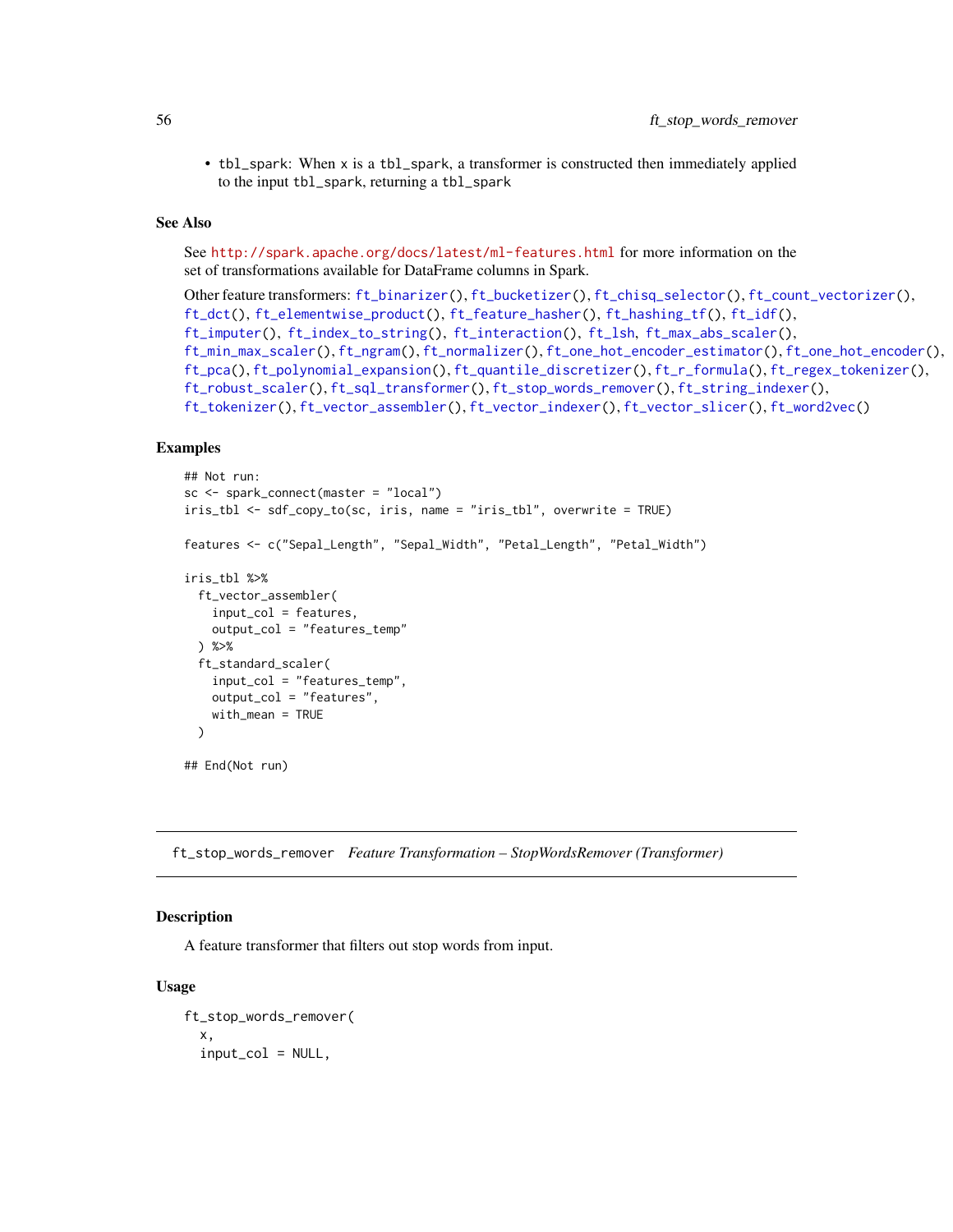- `tbl_spark`: When `x` is a `tbl_spark`, a transformer is constructed then immediately applied to the input `tbl_spark`, returning a `tbl_spark`

### See Also

See http://spark.apache.org/docs/latest/ml-features.html for more information on the set of transformations available for DataFrame columns in Spark.

Other feature transformers: ft_binarizer(), ft_bucketizer(), ft_chisq_selector(), ft_count_vectorizer(), ft_dct(), ft_elementwise_product(), ft_feature_hasher(), ft_hashing_tf(), ft_idf(), ft_imputer(), ft_index_to_string(), ft_interaction(), ft_lsh, ft_max_abs_scaler(), ft_min_max_scaler(), ft_ngram(), ft_normalizer(), ft_one_hot_encoder_estimator(), ft_one_hot_encoder(), ft_pca(), ft_polynomial_expansion(), ft_quantile_discretizer(), ft_r_formula(), ft_regex_tokenizer(), ft_robust_scaler(), ft_sql_transformer(), ft_stop_words_remover(), ft_string_indexer(), ft_tokenizer(), ft_vector_assembler(), ft_vector_indexer(), ft_vector_slicer(), ft_word2vec()

### Examples

```
## Not run:
sc <- spark_connect(master = "local")
iris_tbl <- sdf_copy_to(sc, iris, name = "iris_tbl", overwrite = TRUE)

features <- c("Sepal_Length", "Sepal_Width", "Petal_Length", "Petal_Width")

iris_tbl %>%
  ft_vector_assembler(
    input_col = features,
    output_col = "features_temp"
  ) %>%
  ft_standard_scaler(
    input_col = "features_temp",
    output_col = "features",
    with_mean = TRUE
  )

## End(Not run)
```

---

## ft_stop_words_remover    *Feature Transformation – StopWordsRemover (Transformer)*

---

### Description

A feature transformer that filters out stop words from input.

### Usage

```
ft_stop_words_remover(
  x,
  input_col = NULL,
```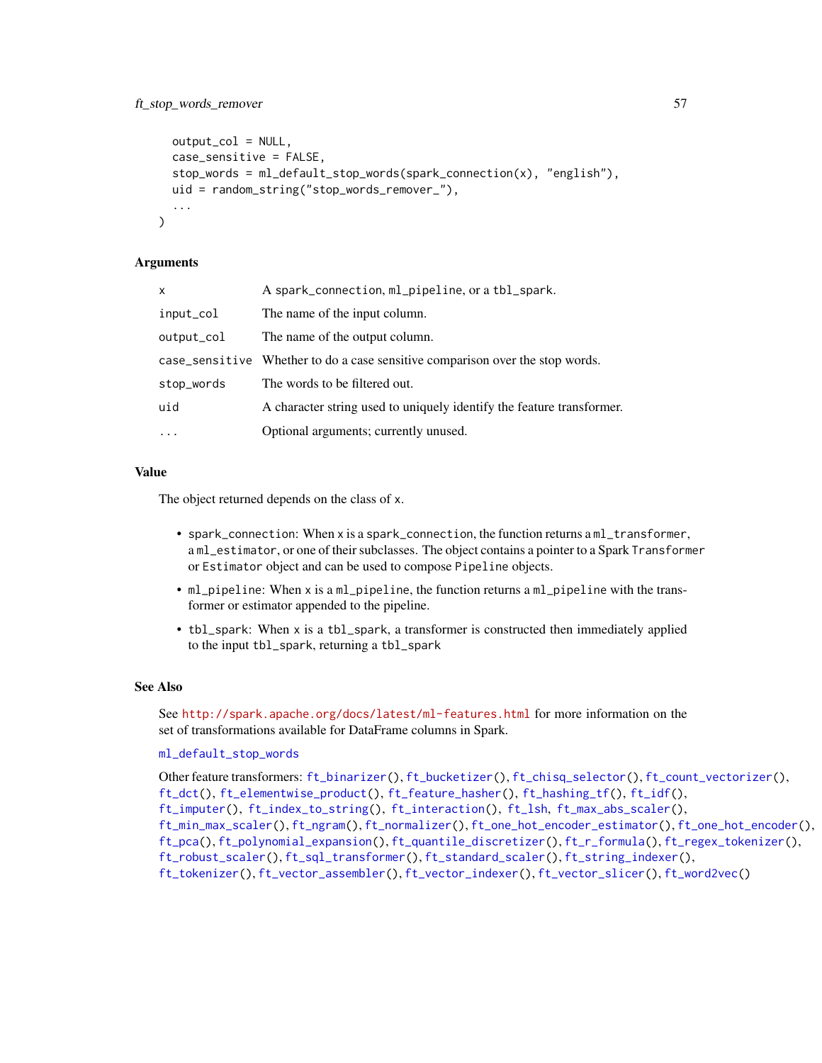```
  output_col = NULL,
  case_sensitive = FALSE,
  stop_words = ml_default_stop_words(spark_connection(x), "english"),
  uid = random_string("stop_words_remover_"),
  ...
)
```

### Arguments

| | |
|---|---|
| x | A spark_connection, ml_pipeline, or a tbl_spark. |
| input_col | The name of the input column. |
| output_col | The name of the output column. |
| case_sensitive | Whether to do a case sensitive comparison over the stop words. |
| stop_words | The words to be filtered out. |
| uid | A character string used to uniquely identify the feature transformer. |
| ... | Optional arguments; currently unused. |

### Value

The object returned depends on the class of x.

- spark_connection: When x is a spark_connection, the function returns a ml_transformer, a ml_estimator, or one of their subclasses. The object contains a pointer to a Spark Transformer or Estimator object and can be used to compose Pipeline objects.
- ml_pipeline: When x is a ml_pipeline, the function returns a ml_pipeline with the transformer or estimator appended to the pipeline.
- tbl_spark: When x is a tbl_spark, a transformer is constructed then immediately applied to the input tbl_spark, returning a tbl_spark

### See Also

See http://spark.apache.org/docs/latest/ml-features.html for more information on the set of transformations available for DataFrame columns in Spark.

ml_default_stop_words

Other feature transformers: ft_binarizer(), ft_bucketizer(), ft_chisq_selector(), ft_count_vectorizer(), ft_dct(), ft_elementwise_product(), ft_feature_hasher(), ft_hashing_tf(), ft_idf(), ft_imputer(), ft_index_to_string(), ft_interaction(), ft_lsh, ft_max_abs_scaler(), ft_min_max_scaler(), ft_ngram(), ft_normalizer(), ft_one_hot_encoder_estimator(), ft_one_hot_encoder(), ft_pca(), ft_polynomial_expansion(), ft_quantile_discretizer(), ft_r_formula(), ft_regex_tokenizer(), ft_robust_scaler(), ft_sql_transformer(), ft_standard_scaler(), ft_string_indexer(), ft_tokenizer(), ft_vector_assembler(), ft_vector_indexer(), ft_vector_slicer(), ft_word2vec()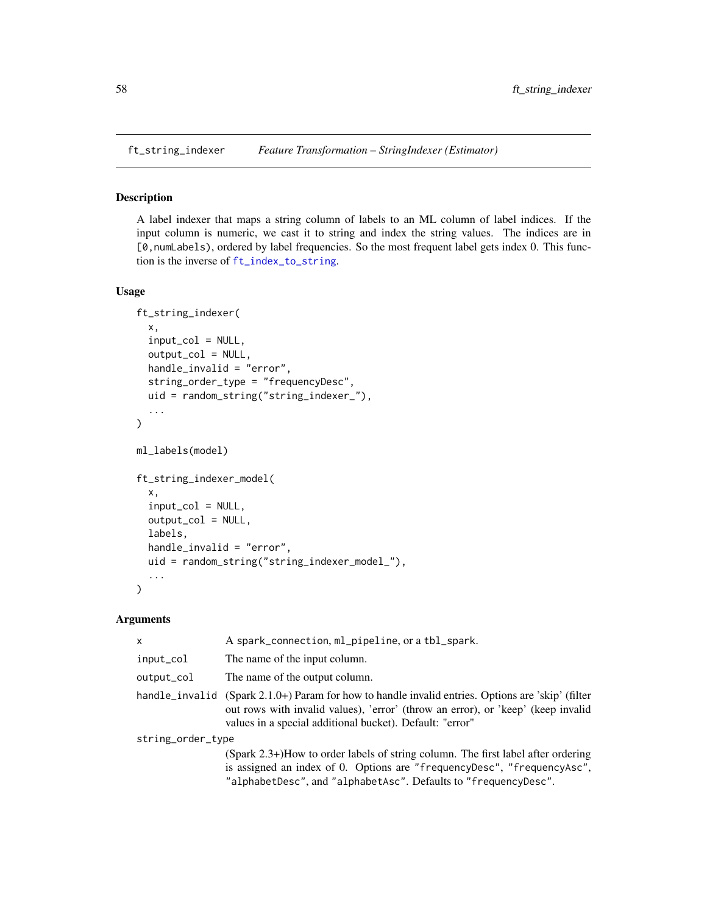ft_string_indexer    *Feature Transformation – StringIndexer (Estimator)*

## Description

A label indexer that maps a string column of labels to an ML column of label indices. If the input column is numeric, we cast it to string and index the string values. The indices are in `[0,numLabels)`, ordered by label frequencies. So the most frequent label gets index 0. This function is the inverse of `ft_index_to_string`.

## Usage

```
ft_string_indexer(
  x,
  input_col = NULL,
  output_col = NULL,
  handle_invalid = "error",
  string_order_type = "frequencyDesc",
  uid = random_string("string_indexer_"),
  ...
)

ml_labels(model)

ft_string_indexer_model(
  x,
  input_col = NULL,
  output_col = NULL,
  labels,
  handle_invalid = "error",
  uid = random_string("string_indexer_model_"),
  ...
)
```

## Arguments

| | |
|---|---|
| `x` | A `spark_connection`, `ml_pipeline`, or a `tbl_spark`. |
| `input_col` | The name of the input column. |
| `output_col` | The name of the output column. |
| `handle_invalid` | (Spark 2.1.0+) Param for how to handle invalid entries. Options are 'skip' (filter out rows with invalid values), 'error' (throw an error), or 'keep' (keep invalid values in a special additional bucket). Default: "error" |
| `string_order_type` | (Spark 2.3+)How to order labels of string column. The first label after ordering is assigned an index of 0. Options are `"frequencyDesc"`, `"frequencyAsc"`, `"alphabetDesc"`, and `"alphabetAsc"`. Defaults to `"frequencyDesc"`. |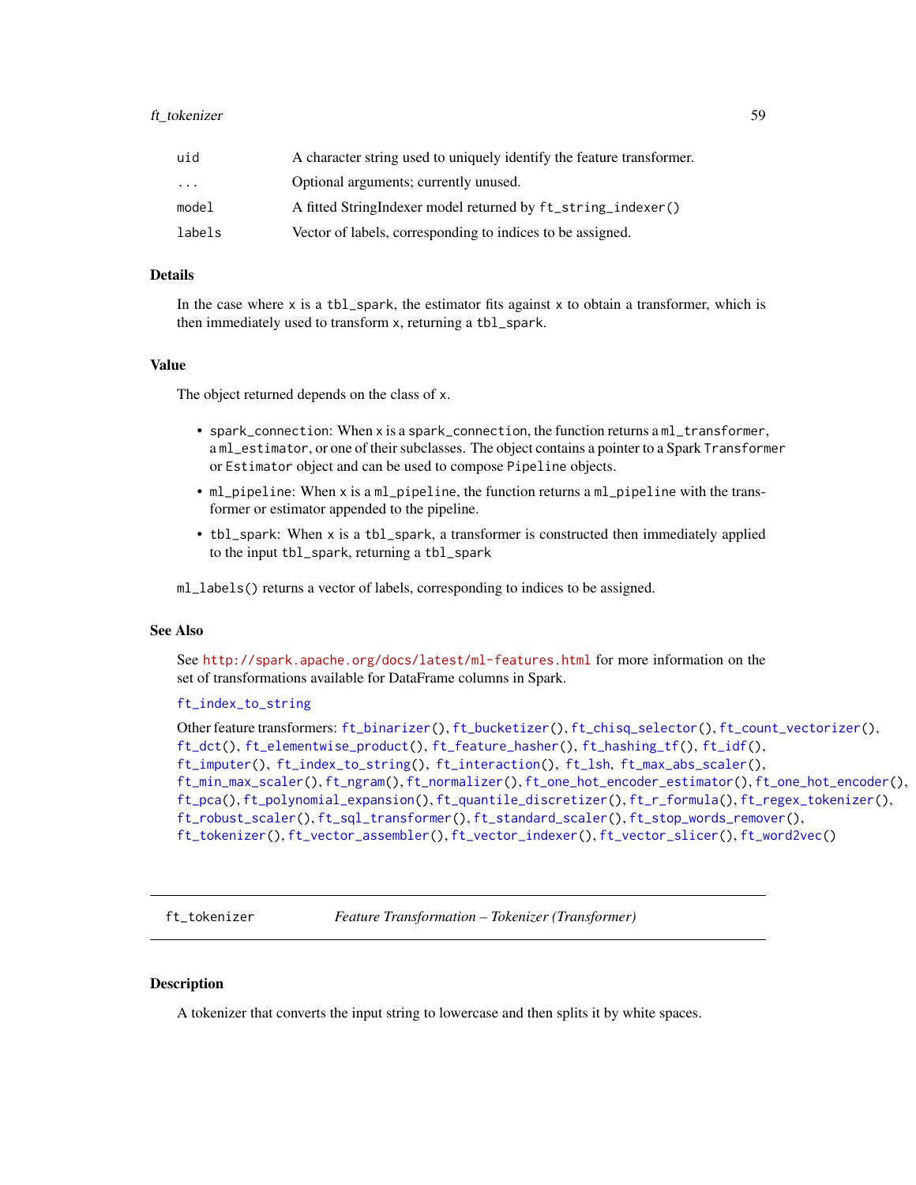| | |
|---|---|
| uid | A character string used to uniquely identify the feature transformer. |
| ... | Optional arguments; currently unused. |
| model | A fitted StringIndexer model returned by `ft_string_indexer()` |
| labels | Vector of labels, corresponding to indices to be assigned. |

### Details

In the case where `x` is a `tbl_spark`, the estimator fits against `x` to obtain a transformer, which is then immediately used to transform `x`, returning a `tbl_spark`.

### Value

The object returned depends on the class of `x`.

- `spark_connection`: When `x` is a `spark_connection`, the function returns a `ml_transformer`, a `ml_estimator`, or one of their subclasses. The object contains a pointer to a Spark `Transformer` or `Estimator` object and can be used to compose `Pipeline` objects.
- `ml_pipeline`: When `x` is a `ml_pipeline`, the function returns a `ml_pipeline` with the transformer or estimator appended to the pipeline.
- `tbl_spark`: When `x` is a `tbl_spark`, a transformer is constructed then immediately applied to the input `tbl_spark`, returning a `tbl_spark`

`ml_labels()` returns a vector of labels, corresponding to indices to be assigned.

### See Also

See http://spark.apache.org/docs/latest/ml-features.html for more information on the set of transformations available for DataFrame columns in Spark.

ft_index_to_string

Other feature transformers: ft_binarizer(), ft_bucketizer(), ft_chisq_selector(), ft_count_vectorizer(), ft_dct(), ft_elementwise_product(), ft_feature_hasher(), ft_hashing_tf(), ft_idf(), ft_imputer(), ft_index_to_string(), ft_interaction(), ft_lsh, ft_max_abs_scaler(), ft_min_max_scaler(), ft_ngram(), ft_normalizer(), ft_one_hot_encoder_estimator(), ft_one_hot_encoder(), ft_pca(), ft_polynomial_expansion(), ft_quantile_discretizer(), ft_r_formula(), ft_regex_tokenizer(), ft_robust_scaler(), ft_sql_transformer(), ft_standard_scaler(), ft_stop_words_remover(), ft_tokenizer(), ft_vector_assembler(), ft_vector_indexer(), ft_vector_slicer(), ft_word2vec()

---

## ft_tokenizer — *Feature Transformation – Tokenizer (Transformer)*

### Description

A tokenizer that converts the input string to lowercase and then splits it by white spaces.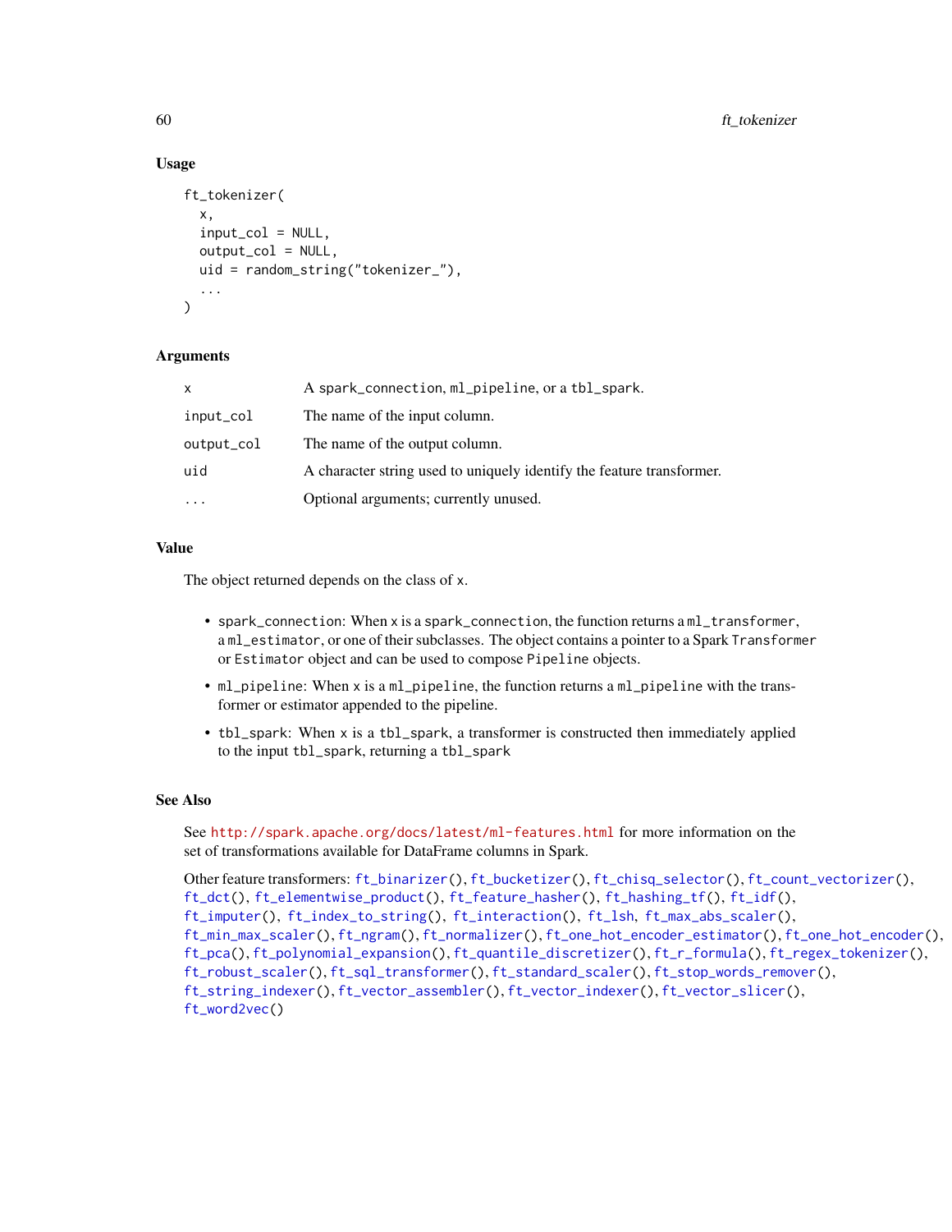## Usage

```
ft_tokenizer(
  x,
  input_col = NULL,
  output_col = NULL,
  uid = random_string("tokenizer_"),
  ...
)
```

## Arguments

| | |
|---|---|
| x | A spark_connection, ml_pipeline, or a tbl_spark. |
| input_col | The name of the input column. |
| output_col | The name of the output column. |
| uid | A character string used to uniquely identify the feature transformer. |
| ... | Optional arguments; currently unused. |

## Value

The object returned depends on the class of x.

- spark_connection: When x is a spark_connection, the function returns a ml_transformer, a ml_estimator, or one of their subclasses. The object contains a pointer to a Spark Transformer or Estimator object and can be used to compose Pipeline objects.
- ml_pipeline: When x is a ml_pipeline, the function returns a ml_pipeline with the transformer or estimator appended to the pipeline.
- tbl_spark: When x is a tbl_spark, a transformer is constructed then immediately applied to the input tbl_spark, returning a tbl_spark

## See Also

See http://spark.apache.org/docs/latest/ml-features.html for more information on the set of transformations available for DataFrame columns in Spark.

Other feature transformers: ft_binarizer(), ft_bucketizer(), ft_chisq_selector(), ft_count_vectorizer(), ft_dct(), ft_elementwise_product(), ft_feature_hasher(), ft_hashing_tf(), ft_idf(), ft_imputer(), ft_index_to_string(), ft_interaction(), ft_lsh, ft_max_abs_scaler(), ft_min_max_scaler(), ft_ngram(), ft_normalizer(), ft_one_hot_encoder_estimator(), ft_one_hot_encoder(), ft_pca(), ft_polynomial_expansion(), ft_quantile_discretizer(), ft_r_formula(), ft_regex_tokenizer(), ft_robust_scaler(), ft_sql_transformer(), ft_standard_scaler(), ft_stop_words_remover(), ft_string_indexer(), ft_vector_assembler(), ft_vector_indexer(), ft_vector_slicer(), ft_word2vec()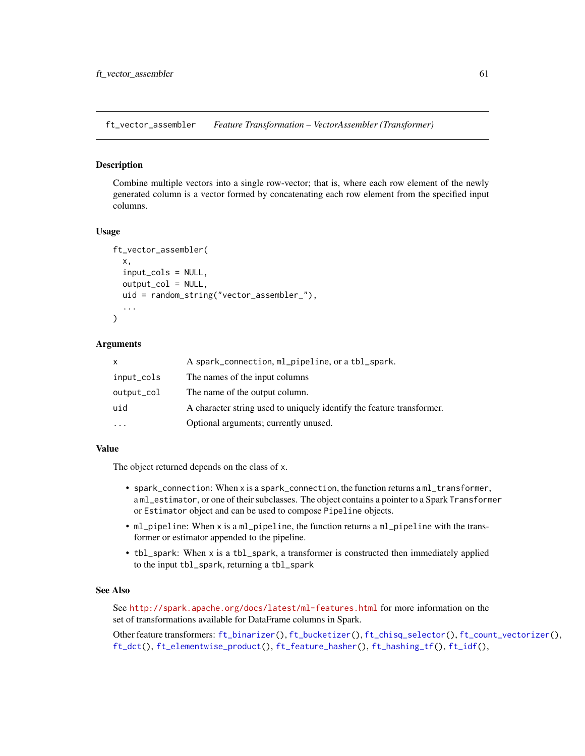ft_vector_assembler *Feature Transformation – VectorAssembler (Transformer)*

## Description

Combine multiple vectors into a single row-vector; that is, where each row element of the newly generated column is a vector formed by concatenating each row element from the specified input columns.

## Usage

```
ft_vector_assembler(
  x,
  input_cols = NULL,
  output_col = NULL,
  uid = random_string("vector_assembler_"),
  ...
)
```

## Arguments

| | |
|---|---|
| x | A spark_connection, ml_pipeline, or a tbl_spark. |
| input_cols | The names of the input columns |
| output_col | The name of the output column. |
| uid | A character string used to uniquely identify the feature transformer. |
| ... | Optional arguments; currently unused. |

## Value

The object returned depends on the class of x.

- spark_connection: When x is a spark_connection, the function returns a ml_transformer, a ml_estimator, or one of their subclasses. The object contains a pointer to a Spark Transformer or Estimator object and can be used to compose Pipeline objects.
- ml_pipeline: When x is a ml_pipeline, the function returns a ml_pipeline with the transformer or estimator appended to the pipeline.
- tbl_spark: When x is a tbl_spark, a transformer is constructed then immediately applied to the input tbl_spark, returning a tbl_spark

## See Also

See http://spark.apache.org/docs/latest/ml-features.html for more information on the set of transformations available for DataFrame columns in Spark.

Other feature transformers: ft_binarizer(), ft_bucketizer(), ft_chisq_selector(), ft_count_vectorizer(), ft_dct(), ft_elementwise_product(), ft_feature_hasher(), ft_hashing_tf(), ft_idf(),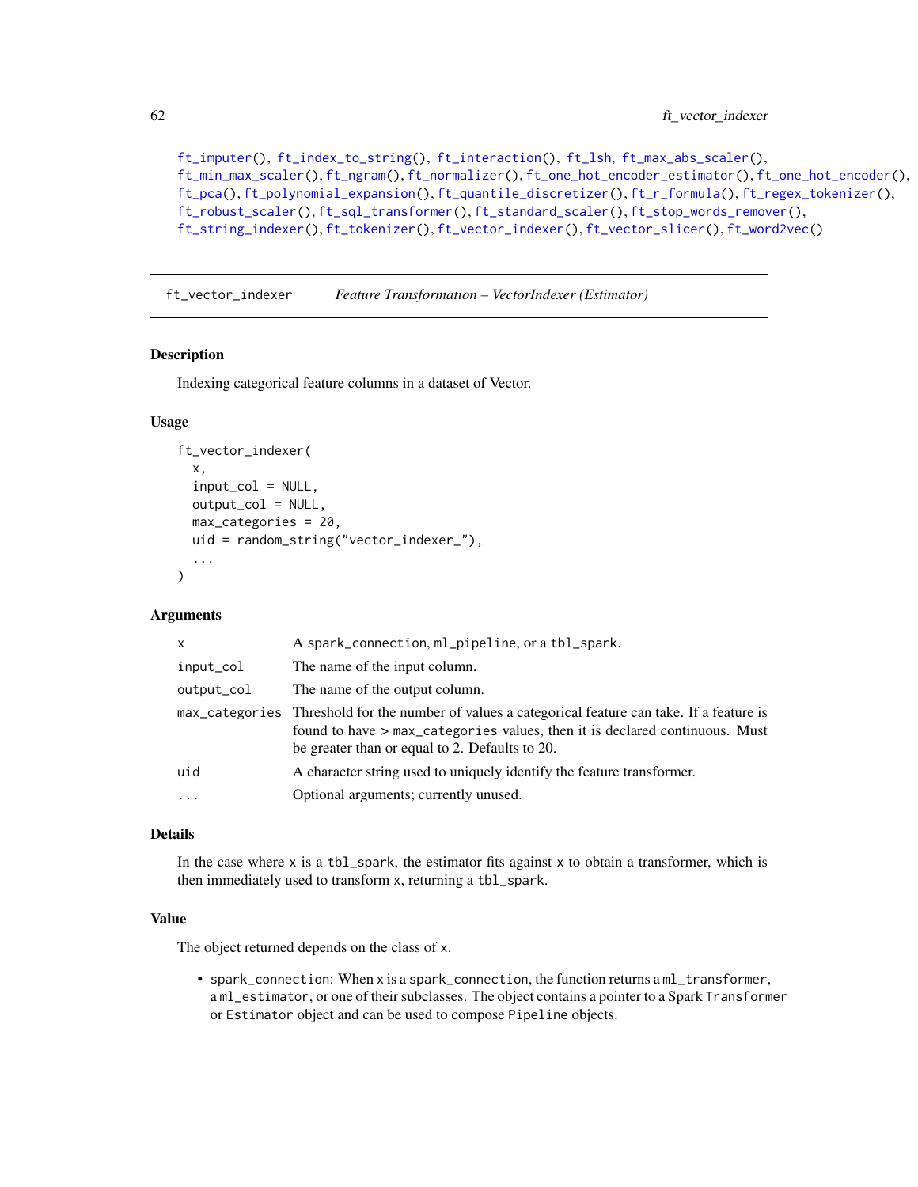ft_imputer(), ft_index_to_string(), ft_interaction(), ft_lsh, ft_max_abs_scaler(), ft_min_max_scaler(), ft_ngram(), ft_normalizer(), ft_one_hot_encoder_estimator(), ft_one_hot_encoder(), ft_pca(), ft_polynomial_expansion(), ft_quantile_discretizer(), ft_r_formula(), ft_regex_tokenizer(), ft_robust_scaler(), ft_sql_transformer(), ft_standard_scaler(), ft_stop_words_remover(), ft_string_indexer(), ft_tokenizer(), ft_vector_indexer(), ft_vector_slicer(), ft_word2vec()

---

## ft_vector_indexer *Feature Transformation – VectorIndexer (Estimator)*

### Description

Indexing categorical feature columns in a dataset of Vector.

### Usage

```
ft_vector_indexer(
  x,
  input_col = NULL,
  output_col = NULL,
  max_categories = 20,
  uid = random_string("vector_indexer_"),
  ...
)
```

### Arguments

| | |
|---|---|
| x | A spark_connection, ml_pipeline, or a tbl_spark. |
| input_col | The name of the input column. |
| output_col | The name of the output column. |
| max_categories | Threshold for the number of values a categorical feature can take. If a feature is found to have > max_categories values, then it is declared continuous. Must be greater than or equal to 2. Defaults to 20. |
| uid | A character string used to uniquely identify the feature transformer. |
| ... | Optional arguments; currently unused. |

### Details

In the case where x is a tbl_spark, the estimator fits against x to obtain a transformer, which is then immediately used to transform x, returning a tbl_spark.

### Value

The object returned depends on the class of x.

- spark_connection: When x is a spark_connection, the function returns a ml_transformer, a ml_estimator, or one of their subclasses. The object contains a pointer to a Spark Transformer or Estimator object and can be used to compose Pipeline objects.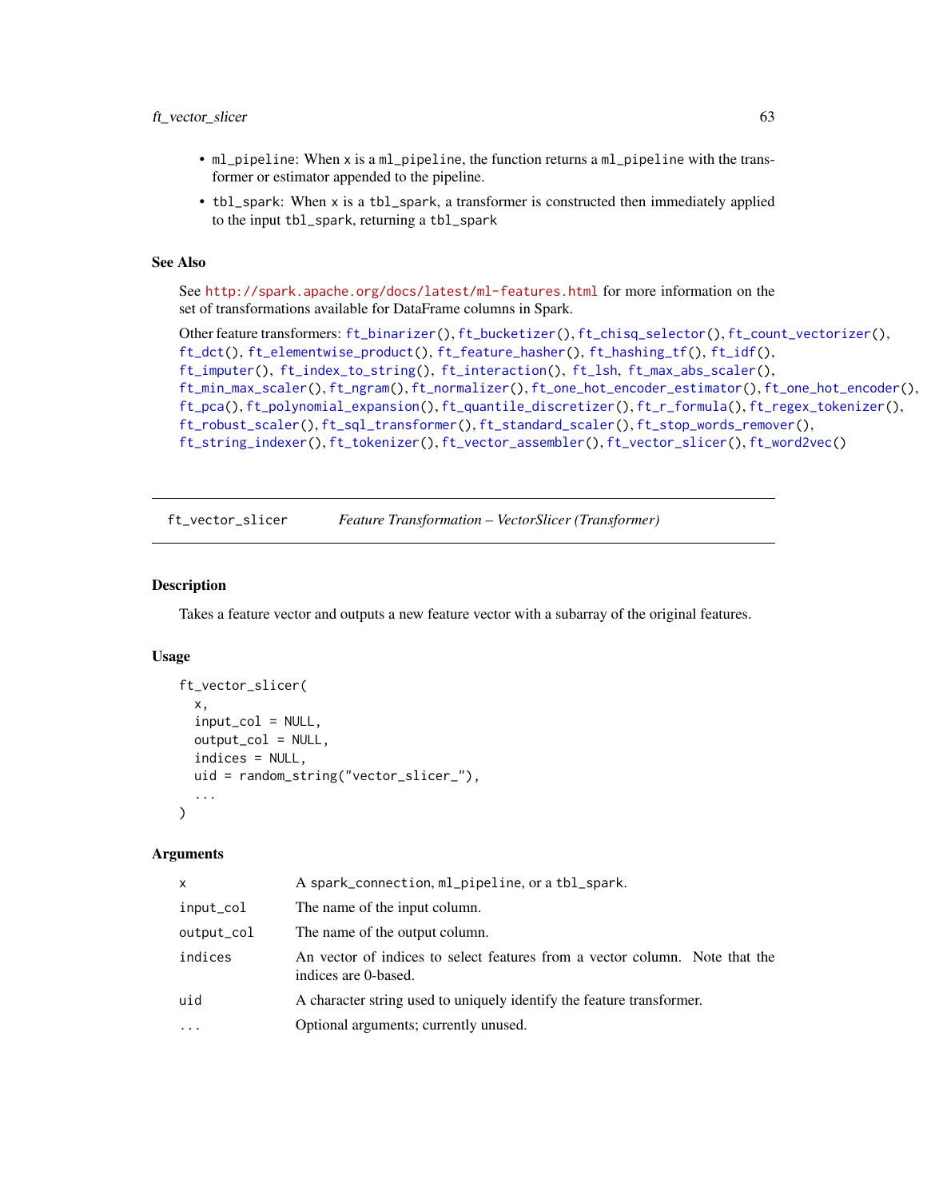- ml_pipeline: When x is a ml_pipeline, the function returns a ml_pipeline with the transformer or estimator appended to the pipeline.
- tbl_spark: When x is a tbl_spark, a transformer is constructed then immediately applied to the input tbl_spark, returning a tbl_spark

### See Also

See http://spark.apache.org/docs/latest/ml-features.html for more information on the set of transformations available for DataFrame columns in Spark.

Other feature transformers: ft_binarizer(), ft_bucketizer(), ft_chisq_selector(), ft_count_vectorizer(), ft_dct(), ft_elementwise_product(), ft_feature_hasher(), ft_hashing_tf(), ft_idf(), ft_imputer(), ft_index_to_string(), ft_interaction(), ft_lsh, ft_max_abs_scaler(), ft_min_max_scaler(), ft_ngram(), ft_normalizer(), ft_one_hot_encoder_estimator(), ft_one_hot_encoder(), ft_pca(), ft_polynomial_expansion(), ft_quantile_discretizer(), ft_r_formula(), ft_regex_tokenizer(), ft_robust_scaler(), ft_sql_transformer(), ft_standard_scaler(), ft_stop_words_remover(), ft_string_indexer(), ft_tokenizer(), ft_vector_assembler(), ft_vector_slicer(), ft_word2vec()

---

## ft_vector_slicer — *Feature Transformation – VectorSlicer (Transformer)*

### Description

Takes a feature vector and outputs a new feature vector with a subarray of the original features.

### Usage

```
ft_vector_slicer(
  x,
  input_col = NULL,
  output_col = NULL,
  indices = NULL,
  uid = random_string("vector_slicer_"),
  ...
)
```

### Arguments

| | |
|---|---|
| x | A spark_connection, ml_pipeline, or a tbl_spark. |
| input_col | The name of the input column. |
| output_col | The name of the output column. |
| indices | An vector of indices to select features from a vector column. Note that the indices are 0-based. |
| uid | A character string used to uniquely identify the feature transformer. |
| ... | Optional arguments; currently unused. |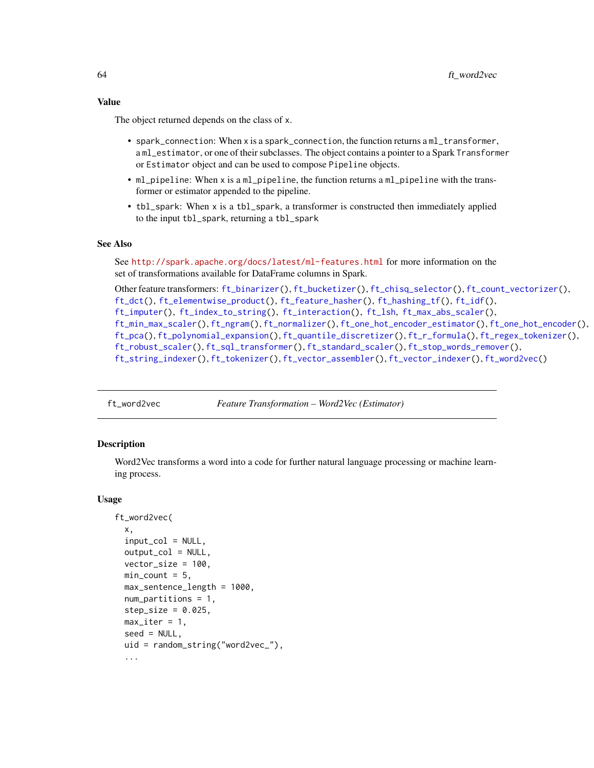### Value

The object returned depends on the class of x.

- spark_connection: When x is a spark_connection, the function returns a ml_transformer, a ml_estimator, or one of their subclasses. The object contains a pointer to a Spark Transformer or Estimator object and can be used to compose Pipeline objects.
- ml_pipeline: When x is a ml_pipeline, the function returns a ml_pipeline with the transformer or estimator appended to the pipeline.
- tbl_spark: When x is a tbl_spark, a transformer is constructed then immediately applied to the input tbl_spark, returning a tbl_spark

### See Also

See http://spark.apache.org/docs/latest/ml-features.html for more information on the set of transformations available for DataFrame columns in Spark.

Other feature transformers: ft_binarizer(), ft_bucketizer(), ft_chisq_selector(), ft_count_vectorizer(), ft_dct(), ft_elementwise_product(), ft_feature_hasher(), ft_hashing_tf(), ft_idf(), ft_imputer(), ft_index_to_string(), ft_interaction(), ft_lsh, ft_max_abs_scaler(), ft_min_max_scaler(), ft_ngram(), ft_normalizer(), ft_one_hot_encoder_estimator(), ft_one_hot_encoder(), ft_pca(), ft_polynomial_expansion(), ft_quantile_discretizer(), ft_r_formula(), ft_regex_tokenizer(), ft_robust_scaler(), ft_sql_transformer(), ft_standard_scaler(), ft_stop_words_remover(), ft_string_indexer(), ft_tokenizer(), ft_vector_assembler(), ft_vector_indexer(), ft_word2vec()

---

## ft_word2vec — *Feature Transformation – Word2Vec (Estimator)*

### Description

Word2Vec transforms a word into a code for further natural language processing or machine learning process.

### Usage

```
ft_word2vec(
  x,
  input_col = NULL,
  output_col = NULL,
  vector_size = 100,
  min_count = 5,
  max_sentence_length = 1000,
  num_partitions = 1,
  step_size = 0.025,
  max_iter = 1,
  seed = NULL,
  uid = random_string("word2vec_"),
  ...
```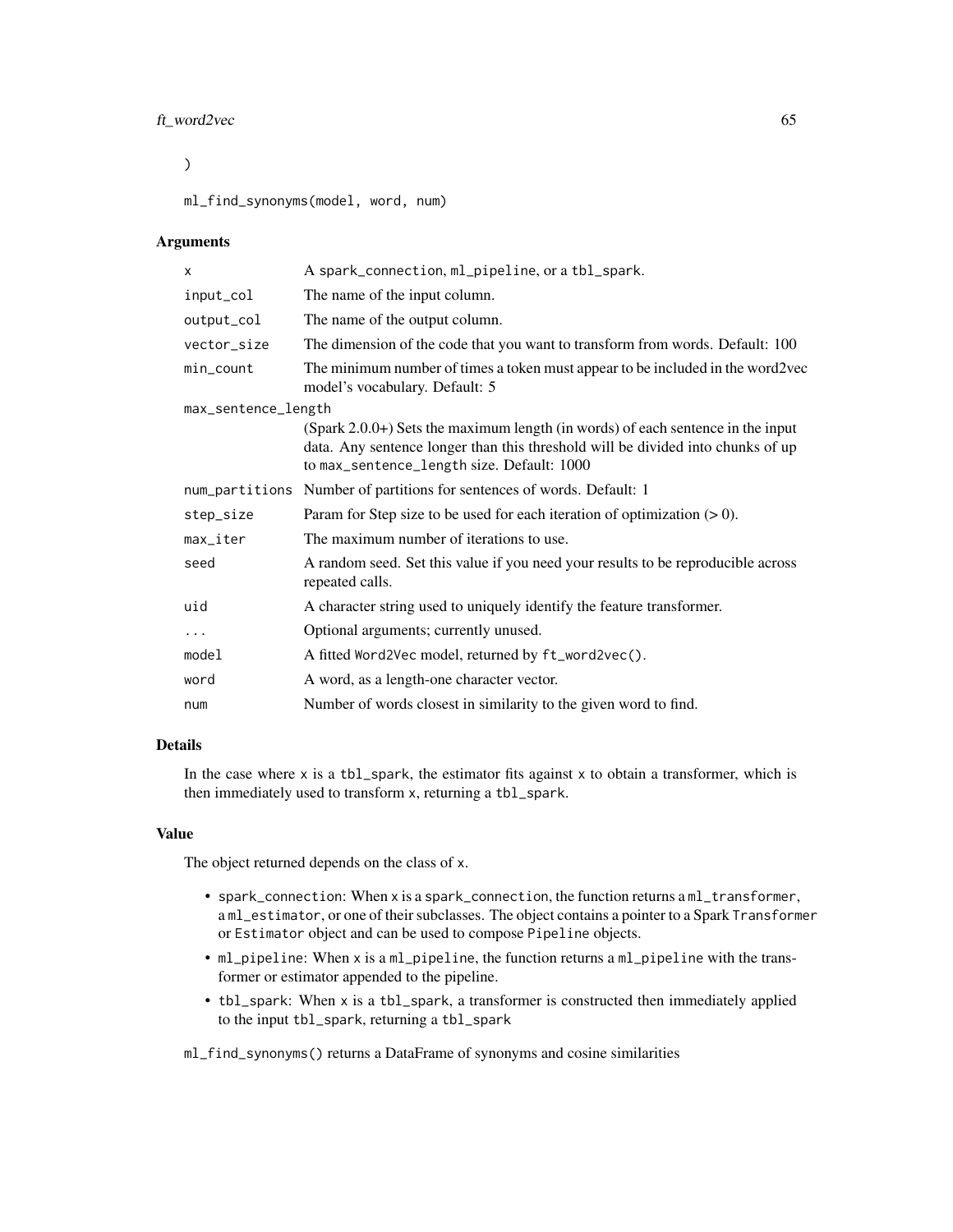```
)

ml_find_synonyms(model, word, num)
```

## Arguments

| | |
|---|---|
| x | A spark_connection, ml_pipeline, or a tbl_spark. |
| input_col | The name of the input column. |
| output_col | The name of the output column. |
| vector_size | The dimension of the code that you want to transform from words. Default: 100 |
| min_count | The minimum number of times a token must appear to be included in the word2vec model's vocabulary. Default: 5 |
| max_sentence_length | (Spark 2.0.0+) Sets the maximum length (in words) of each sentence in the input data. Any sentence longer than this threshold will be divided into chunks of up to max_sentence_length size. Default: 1000 |
| num_partitions | Number of partitions for sentences of words. Default: 1 |
| step_size | Param for Step size to be used for each iteration of optimization (> 0). |
| max_iter | The maximum number of iterations to use. |
| seed | A random seed. Set this value if you need your results to be reproducible across repeated calls. |
| uid | A character string used to uniquely identify the feature transformer. |
| ... | Optional arguments; currently unused. |
| model | A fitted Word2Vec model, returned by ft_word2vec(). |
| word | A word, as a length-one character vector. |
| num | Number of words closest in similarity to the given word to find. |

## Details

In the case where x is a tbl_spark, the estimator fits against x to obtain a transformer, which is then immediately used to transform x, returning a tbl_spark.

## Value

The object returned depends on the class of x.

- spark_connection: When x is a spark_connection, the function returns a ml_transformer, a ml_estimator, or one of their subclasses. The object contains a pointer to a Spark Transformer or Estimator object and can be used to compose Pipeline objects.
- ml_pipeline: When x is a ml_pipeline, the function returns a ml_pipeline with the transformer or estimator appended to the pipeline.
- tbl_spark: When x is a tbl_spark, a transformer is constructed then immediately applied to the input tbl_spark, returning a tbl_spark

ml_find_synonyms() returns a DataFrame of synonyms and cosine similarities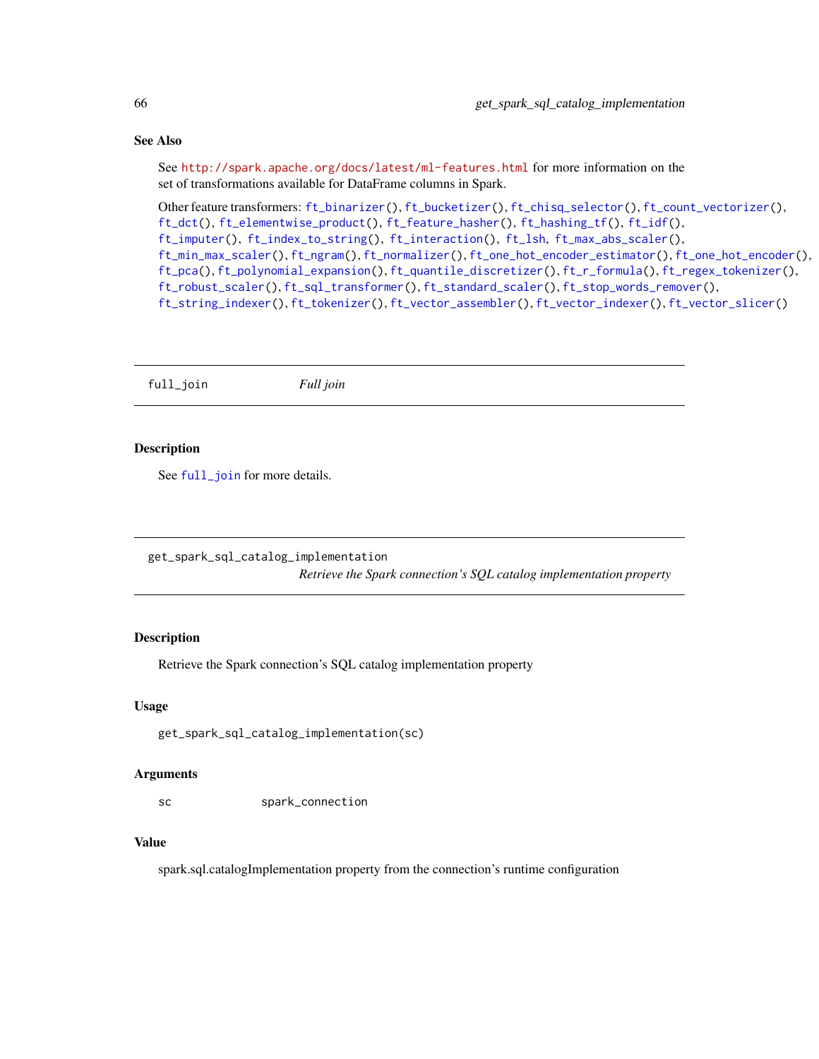### See Also

See http://spark.apache.org/docs/latest/ml-features.html for more information on the set of transformations available for DataFrame columns in Spark.

Other feature transformers: ft_binarizer(), ft_bucketizer(), ft_chisq_selector(), ft_count_vectorizer(), ft_dct(), ft_elementwise_product(), ft_feature_hasher(), ft_hashing_tf(), ft_idf(), ft_imputer(), ft_index_to_string(), ft_interaction(), ft_lsh, ft_max_abs_scaler(), ft_min_max_scaler(), ft_ngram(), ft_normalizer(), ft_one_hot_encoder_estimator(), ft_one_hot_encoder(), ft_pca(), ft_polynomial_expansion(), ft_quantile_discretizer(), ft_r_formula(), ft_regex_tokenizer(), ft_robust_scaler(), ft_sql_transformer(), ft_standard_scaler(), ft_stop_words_remover(), ft_string_indexer(), ft_tokenizer(), ft_vector_assembler(), ft_vector_indexer(), ft_vector_slicer()

---

## full_join — *Full join*

### Description

See full_join for more details.

---

## get_spark_sql_catalog_implementation — *Retrieve the Spark connection's SQL catalog implementation property*

### Description

Retrieve the Spark connection's SQL catalog implementation property

### Usage

```
get_spark_sql_catalog_implementation(sc)
```

### Arguments

| | |
|---|---|
| sc | spark_connection |

### Value

spark.sql.catalogImplementation property from the connection's runtime configuration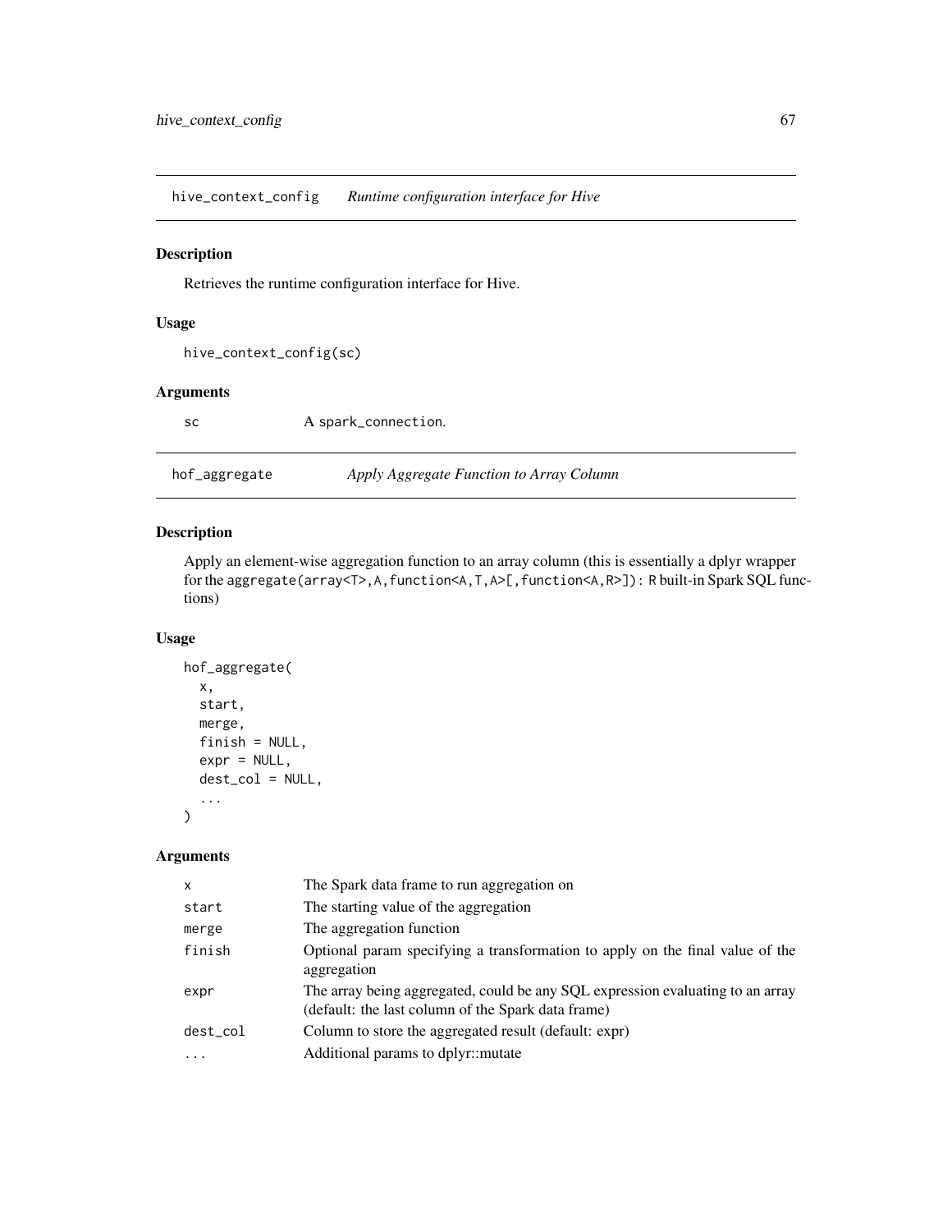## hive_context_config — *Runtime configuration interface for Hive*

### Description

Retrieves the runtime configuration interface for Hive.

### Usage

```
hive_context_config(sc)
```

### Arguments

| | |
|---|---|
| sc | A `spark_connection`. |

## hof_aggregate — *Apply Aggregate Function to Array Column*

### Description

Apply an element-wise aggregation function to an array column (this is essentially a dplyr wrapper for the `aggregate(array<T>,A,function<A,T,A>[,function<A,R>]): R` built-in Spark SQL functions)

### Usage

```
hof_aggregate(
  x,
  start,
  merge,
  finish = NULL,
  expr = NULL,
  dest_col = NULL,
  ...
)
```

### Arguments

| | |
|---|---|
| x | The Spark data frame to run aggregation on |
| start | The starting value of the aggregation |
| merge | The aggregation function |
| finish | Optional param specifying a transformation to apply on the final value of the aggregation |
| expr | The array being aggregated, could be any SQL expression evaluating to an array (default: the last column of the Spark data frame) |
| dest_col | Column to store the aggregated result (default: expr) |
| ... | Additional params to dplyr::mutate |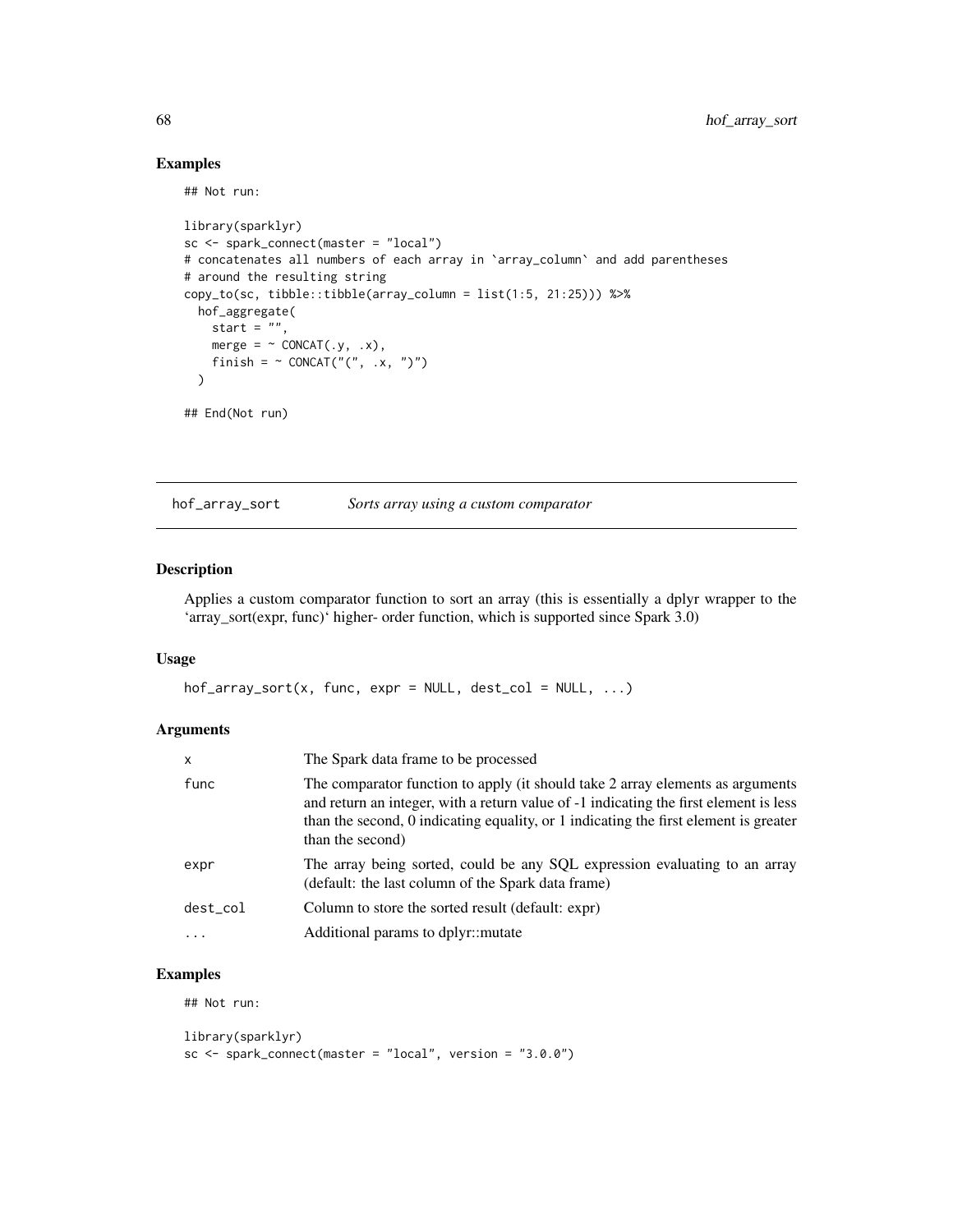### Examples

```
## Not run:

library(sparklyr)
sc <- spark_connect(master = "local")
# concatenates all numbers of each array in `array_column` and add parentheses
# around the resulting string
copy_to(sc, tibble::tibble(array_column = list(1:5, 21:25))) %>%
  hof_aggregate(
    start = "",
    merge = ~ CONCAT(.y, .x),
    finish = ~ CONCAT("(", .x, ")")
  )

## End(Not run)
```

## hof_array_sort *Sorts array using a custom comparator*

### Description

Applies a custom comparator function to sort an array (this is essentially a dplyr wrapper to the 'array_sort(expr, func)' higher- order function, which is supported since Spark 3.0)

### Usage

```
hof_array_sort(x, func, expr = NULL, dest_col = NULL, ...)
```

### Arguments

| | |
|---|---|
| x | The Spark data frame to be processed |
| func | The comparator function to apply (it should take 2 array elements as arguments and return an integer, with a return value of -1 indicating the first element is less than the second, 0 indicating equality, or 1 indicating the first element is greater than the second) |
| expr | The array being sorted, could be any SQL expression evaluating to an array (default: the last column of the Spark data frame) |
| dest_col | Column to store the sorted result (default: expr) |
| ... | Additional params to dplyr::mutate |

### Examples

```
## Not run:

library(sparklyr)
sc <- spark_connect(master = "local", version = "3.0.0")
```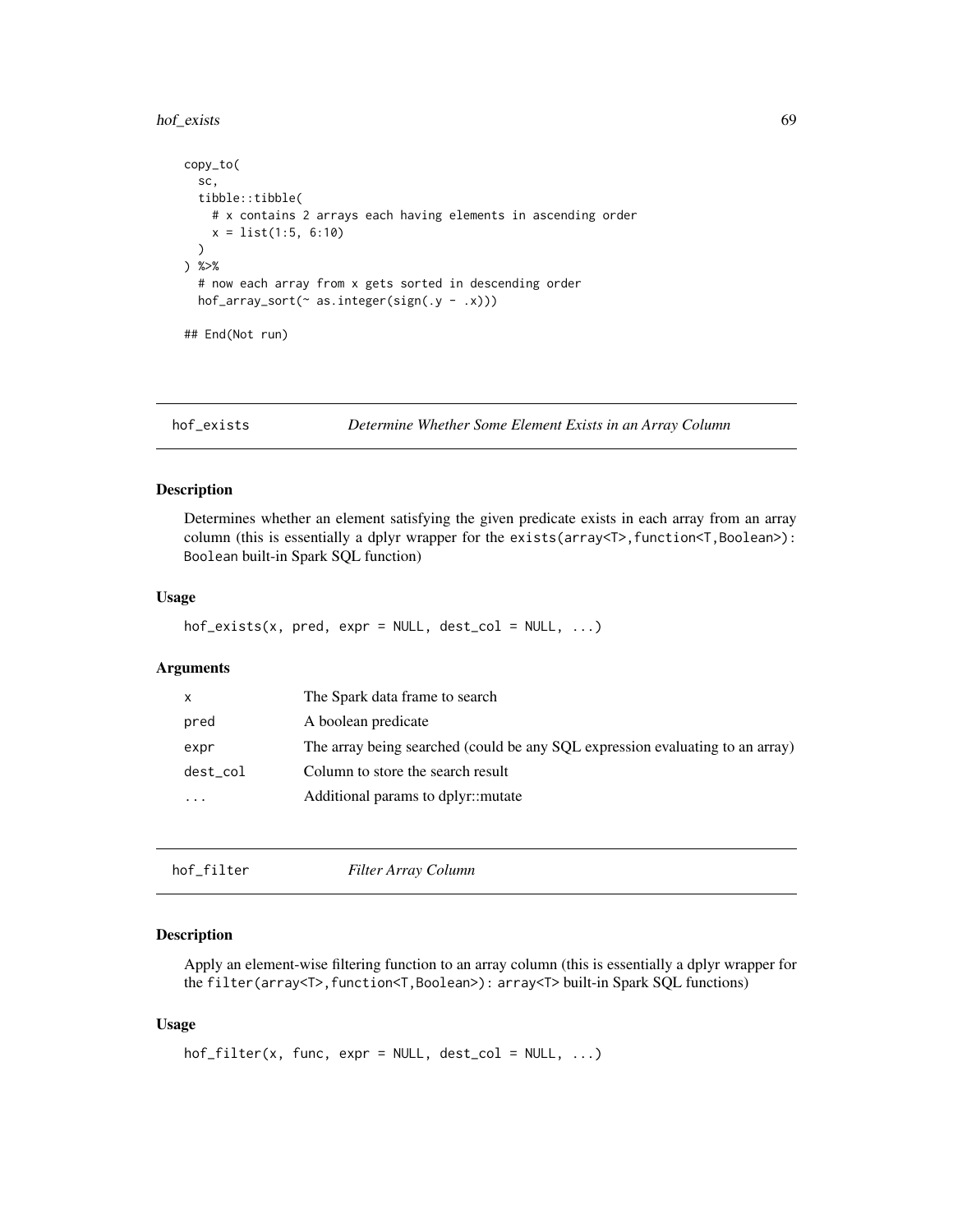```
copy_to(
  sc,
  tibble::tibble(
    # x contains 2 arrays each having elements in ascending order
    x = list(1:5, 6:10)
  )
) %>%
  # now each array from x gets sorted in descending order
  hof_array_sort(~ as.integer(sign(.y - .x)))

## End(Not run)
```

## hof_exists — *Determine Whether Some Element Exists in an Array Column*

### Description

Determines whether an element satisfying the given predicate exists in each array from an array column (this is essentially a dplyr wrapper for the `exists(array<T>,function<T,Boolean>): Boolean` built-in Spark SQL function)

### Usage

```
hof_exists(x, pred, expr = NULL, dest_col = NULL, ...)
```

### Arguments

| | |
|---|---|
| x | The Spark data frame to search |
| pred | A boolean predicate |
| expr | The array being searched (could be any SQL expression evaluating to an array) |
| dest_col | Column to store the search result |
| ... | Additional params to dplyr::mutate |

## hof_filter — *Filter Array Column*

### Description

Apply an element-wise filtering function to an array column (this is essentially a dplyr wrapper for the `filter(array<T>,function<T,Boolean>): array<T>` built-in Spark SQL functions)

### Usage

```
hof_filter(x, func, expr = NULL, dest_col = NULL, ...)
```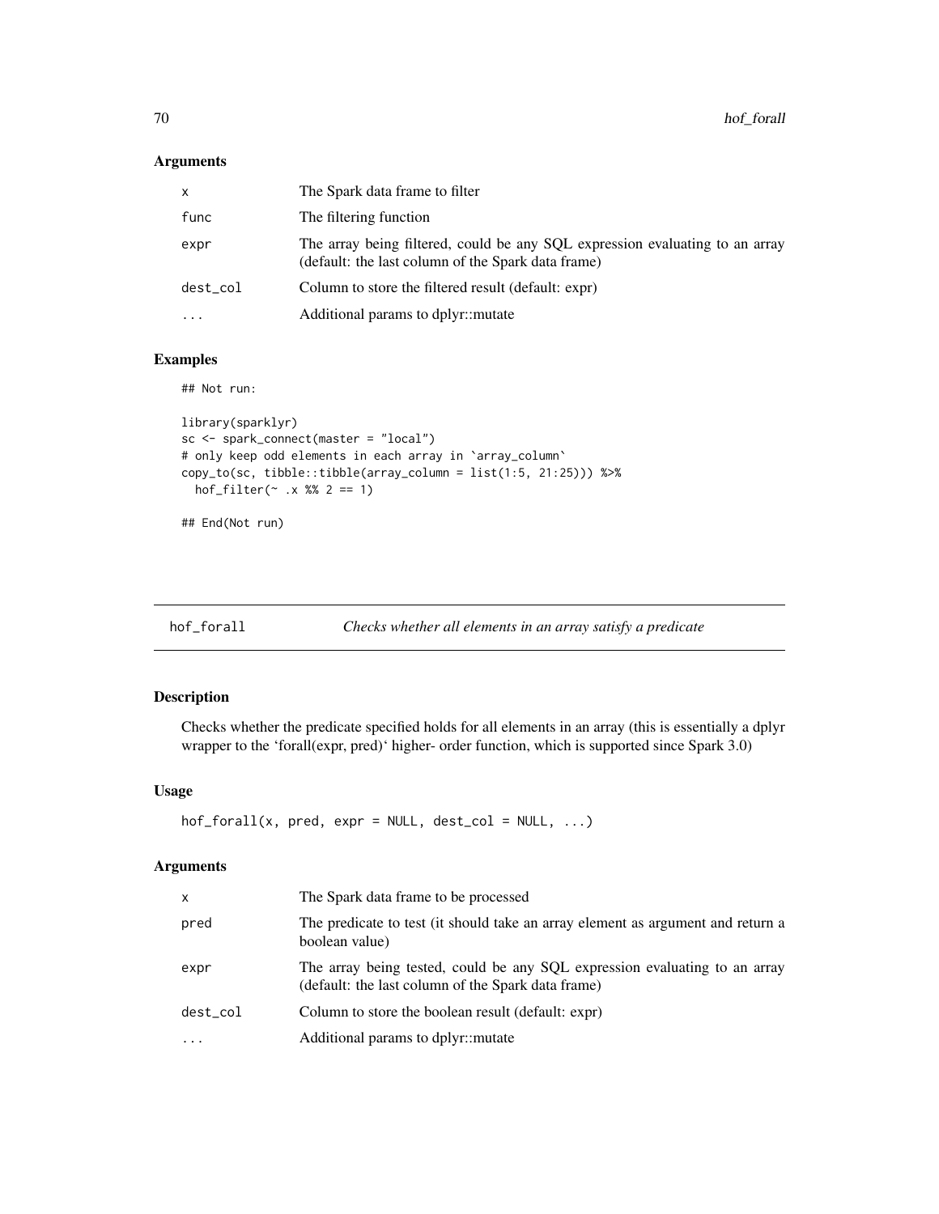### Arguments

| | |
|---|---|
| x | The Spark data frame to filter |
| func | The filtering function |
| expr | The array being filtered, could be any SQL expression evaluating to an array (default: the last column of the Spark data frame) |
| dest_col | Column to store the filtered result (default: expr) |
| ... | Additional params to dplyr::mutate |

### Examples

```
## Not run:

library(sparklyr)
sc <- spark_connect(master = "local")
# only keep odd elements in each array in `array_column`
copy_to(sc, tibble::tibble(array_column = list(1:5, 21:25))) %>%
  hof_filter(~ .x %% 2 == 1)

## End(Not run)
```

---

## hof_forall *Checks whether all elements in an array satisfy a predicate*

---

### Description

Checks whether the predicate specified holds for all elements in an array (this is essentially a dplyr wrapper to the 'forall(expr, pred)' higher- order function, which is supported since Spark 3.0)

### Usage

```
hof_forall(x, pred, expr = NULL, dest_col = NULL, ...)
```

### Arguments

| | |
|---|---|
| x | The Spark data frame to be processed |
| pred | The predicate to test (it should take an array element as argument and return a boolean value) |
| expr | The array being tested, could be any SQL expression evaluating to an array (default: the last column of the Spark data frame) |
| dest_col | Column to store the boolean result (default: expr) |
| ... | Additional params to dplyr::mutate |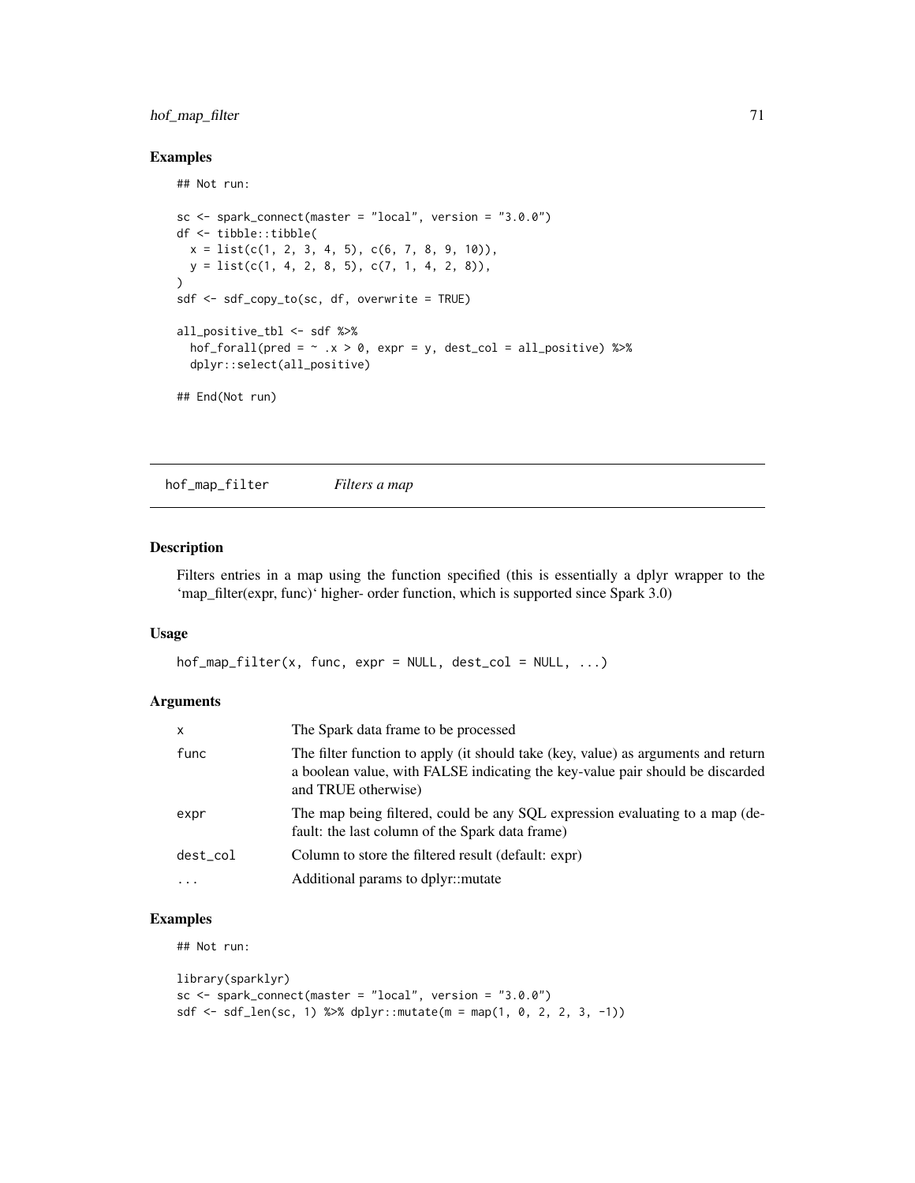## Examples

```
## Not run:

sc <- spark_connect(master = "local", version = "3.0.0")
df <- tibble::tibble(
  x = list(c(1, 2, 3, 4, 5), c(6, 7, 8, 9, 10)),
  y = list(c(1, 4, 2, 8, 5), c(7, 1, 4, 2, 8)),
)
sdf <- sdf_copy_to(sc, df, overwrite = TRUE)

all_positive_tbl <- sdf %>%
  hof_forall(pred = ~ .x > 0, expr = y, dest_col = all_positive) %>%
  dplyr::select(all_positive)

## End(Not run)
```

---

# hof_map_filter *Filters a map*

## Description

Filters entries in a map using the function specified (this is essentially a dplyr wrapper to the 'map_filter(expr, func)' higher- order function, which is supported since Spark 3.0)

## Usage

```
hof_map_filter(x, func, expr = NULL, dest_col = NULL, ...)
```

## Arguments

| | |
|---|---|
| x | The Spark data frame to be processed |
| func | The filter function to apply (it should take (key, value) as arguments and return a boolean value, with FALSE indicating the key-value pair should be discarded and TRUE otherwise) |
| expr | The map being filtered, could be any SQL expression evaluating to a map (default: the last column of the Spark data frame) |
| dest_col | Column to store the filtered result (default: expr) |
| ... | Additional params to dplyr::mutate |

## Examples

```
## Not run:

library(sparklyr)
sc <- spark_connect(master = "local", version = "3.0.0")
sdf <- sdf_len(sc, 1) %>% dplyr::mutate(m = map(1, 0, 2, 2, 3, -1))
```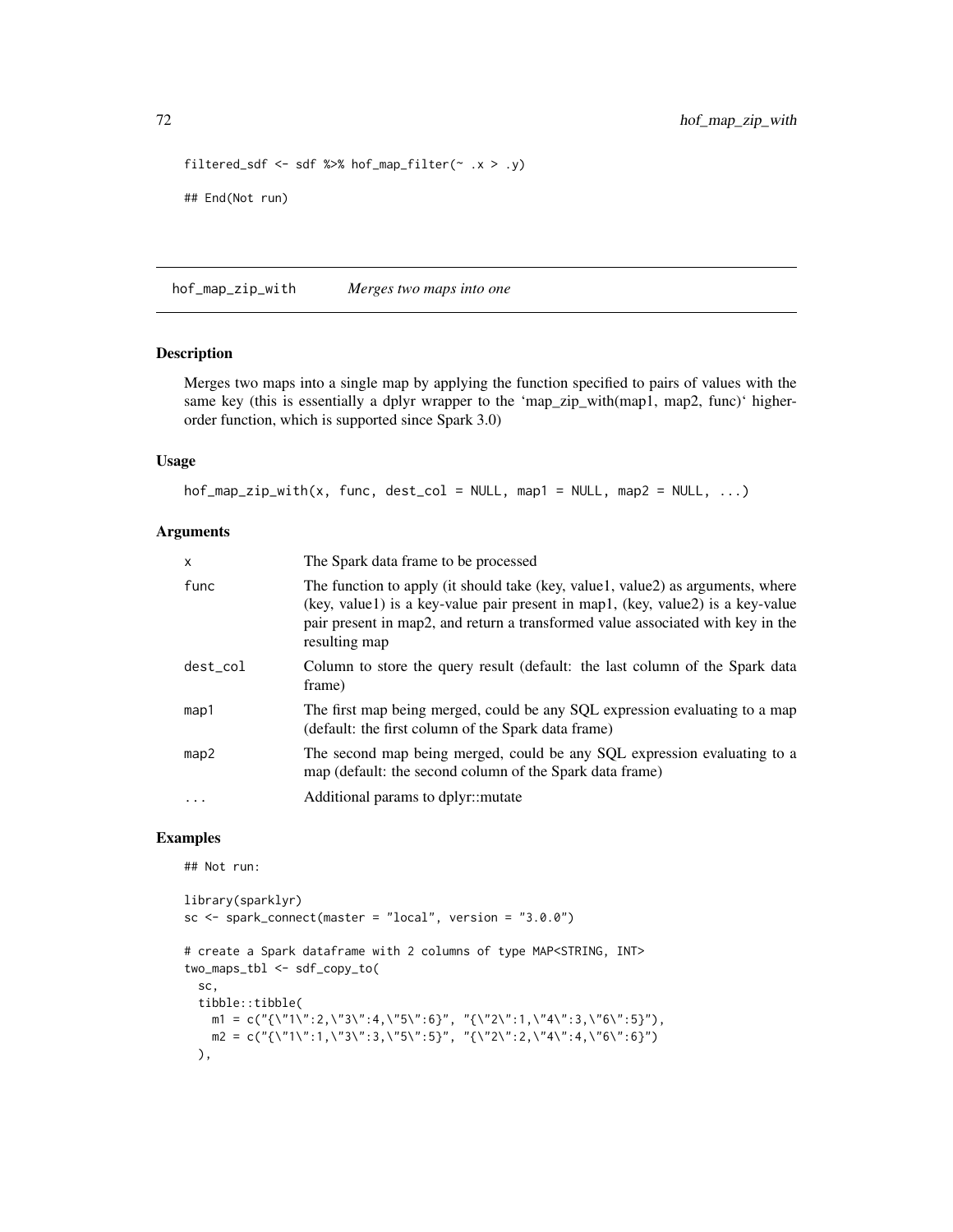```
filtered_sdf <- sdf %>% hof_map_filter(~ .x > .y)

## End(Not run)
```

## hof_map_zip_with *Merges two maps into one*

### Description

Merges two maps into a single map by applying the function specified to pairs of values with the same key (this is essentially a dplyr wrapper to the 'map_zip_with(map1, map2, func)' higher-order function, which is supported since Spark 3.0)

### Usage

```
hof_map_zip_with(x, func, dest_col = NULL, map1 = NULL, map2 = NULL, ...)
```

### Arguments

| | |
|---|---|
| x | The Spark data frame to be processed |
| func | The function to apply (it should take (key, value1, value2) as arguments, where (key, value1) is a key-value pair present in map1, (key, value2) is a key-value pair present in map2, and return a transformed value associated with key in the resulting map |
| dest_col | Column to store the query result (default: the last column of the Spark data frame) |
| map1 | The first map being merged, could be any SQL expression evaluating to a map (default: the first column of the Spark data frame) |
| map2 | The second map being merged, could be any SQL expression evaluating to a map (default: the second column of the Spark data frame) |
| ... | Additional params to dplyr::mutate |

### Examples

```
## Not run:

library(sparklyr)
sc <- spark_connect(master = "local", version = "3.0.0")

# create a Spark dataframe with 2 columns of type MAP<STRING, INT>
two_maps_tbl <- sdf_copy_to(
  sc,
  tibble::tibble(
    m1 = c("{\"1\":2,\"3\":4,\"5\":6}", "{\"2\":1,\"4\":3,\"6\":5}"),
    m2 = c("{\"1\":1,\"3\":3,\"5\":5}", "{\"2\":2,\"4\":4,\"6\":6}")
  ),
```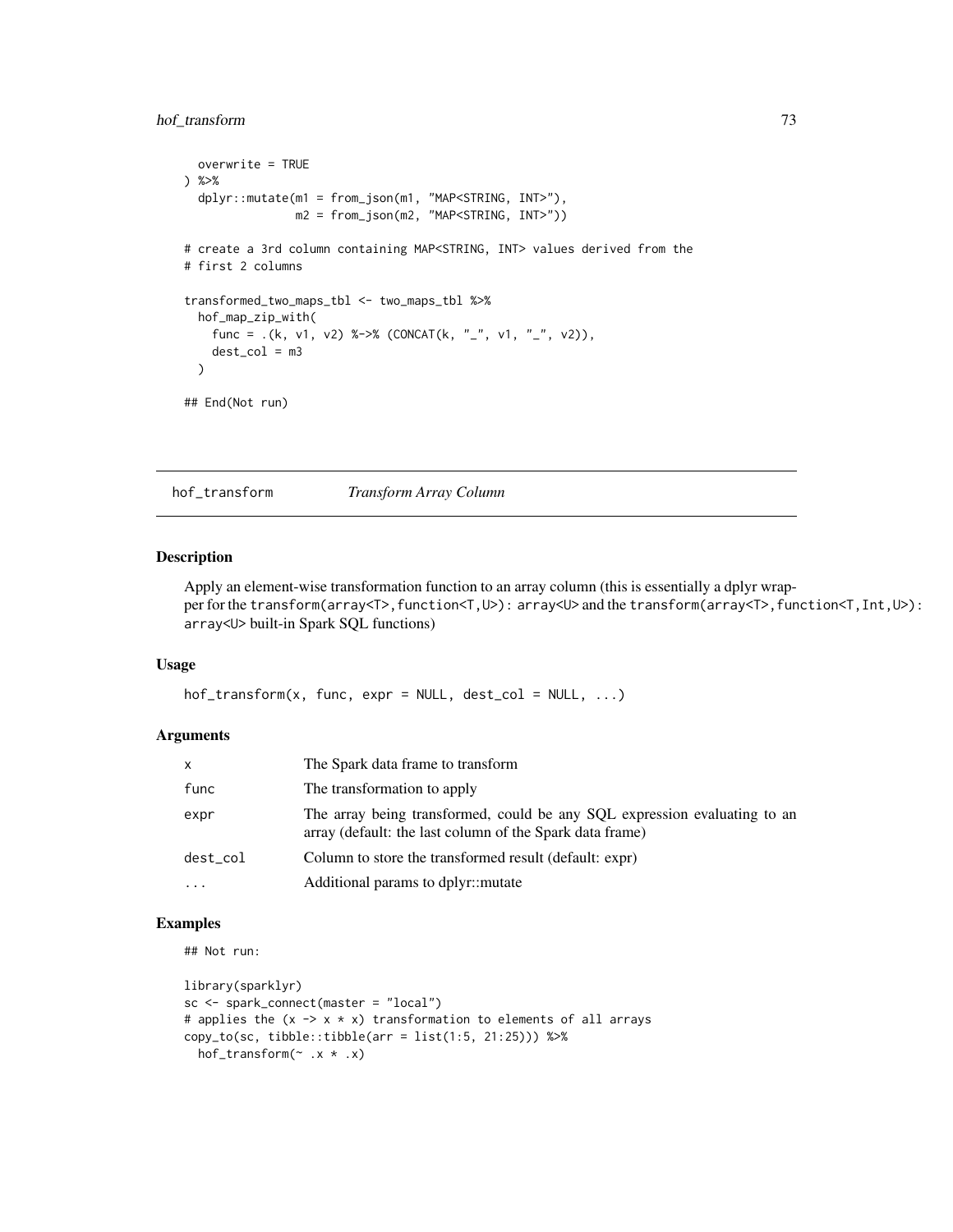```
  overwrite = TRUE
) %>%
  dplyr::mutate(m1 = from_json(m1, "MAP<STRING, INT>"),
                m2 = from_json(m2, "MAP<STRING, INT>"))

# create a 3rd column containing MAP<STRING, INT> values derived from the
# first 2 columns

transformed_two_maps_tbl <- two_maps_tbl %>%
  hof_map_zip_with(
    func = .(k, v1, v2) %->% (CONCAT(k, "_", v1, "_", v2)),
    dest_col = m3
  )

## End(Not run)
```

## hof_transform *Transform Array Column*

### Description

Apply an element-wise transformation function to an array column (this is essentially a dplyr wrapper for the `transform(array<T>, function<T,U>): array<U>` and the `transform(array<T>, function<T,Int,U>): array<U>` built-in Spark SQL functions)

### Usage

```
hof_transform(x, func, expr = NULL, dest_col = NULL, ...)
```

### Arguments

| | |
|---|---|
| x | The Spark data frame to transform |
| func | The transformation to apply |
| expr | The array being transformed, could be any SQL expression evaluating to an array (default: the last column of the Spark data frame) |
| dest_col | Column to store the transformed result (default: expr) |
| ... | Additional params to dplyr::mutate |

### Examples

```
## Not run:

library(sparklyr)
sc <- spark_connect(master = "local")
# applies the (x -> x * x) transformation to elements of all arrays
copy_to(sc, tibble::tibble(arr = list(1:5, 21:25))) %>%
  hof_transform(~ .x * .x)
```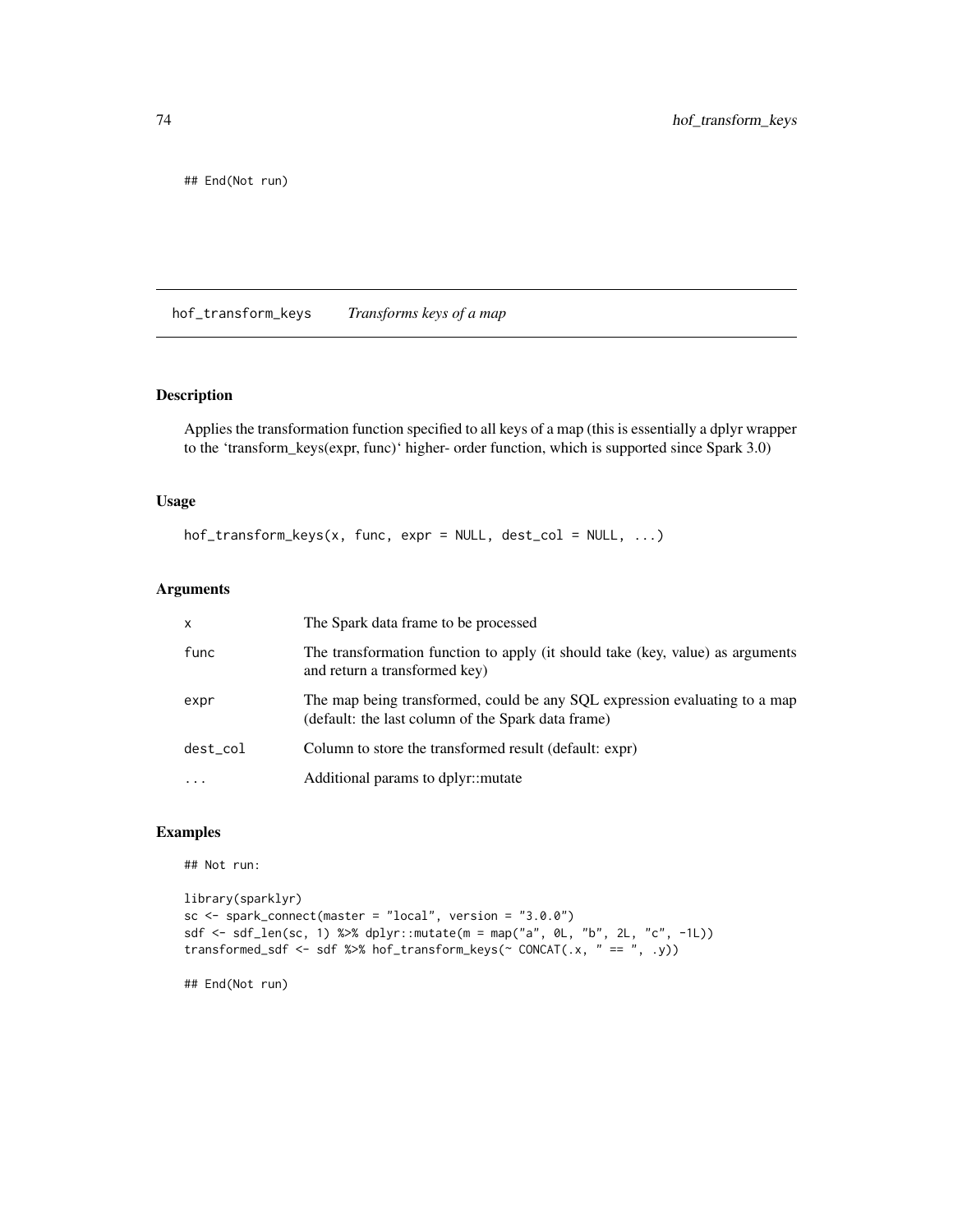```
## End(Not run)
```

## hof_transform_keys *Transforms keys of a map*

### Description

Applies the transformation function specified to all keys of a map (this is essentially a dplyr wrapper to the 'transform_keys(expr, func)' higher- order function, which is supported since Spark 3.0)

### Usage

```
hof_transform_keys(x, func, expr = NULL, dest_col = NULL, ...)
```

### Arguments

| | |
|---|---|
| x | The Spark data frame to be processed |
| func | The transformation function to apply (it should take (key, value) as arguments and return a transformed key) |
| expr | The map being transformed, could be any SQL expression evaluating to a map (default: the last column of the Spark data frame) |
| dest_col | Column to store the transformed result (default: expr) |
| ... | Additional params to dplyr::mutate |

### Examples

```
## Not run:

library(sparklyr)
sc <- spark_connect(master = "local", version = "3.0.0")
sdf <- sdf_len(sc, 1) %>% dplyr::mutate(m = map("a", 0L, "b", 2L, "c", -1L))
transformed_sdf <- sdf %>% hof_transform_keys(~ CONCAT(.x, " == ", .y))

## End(Not run)
```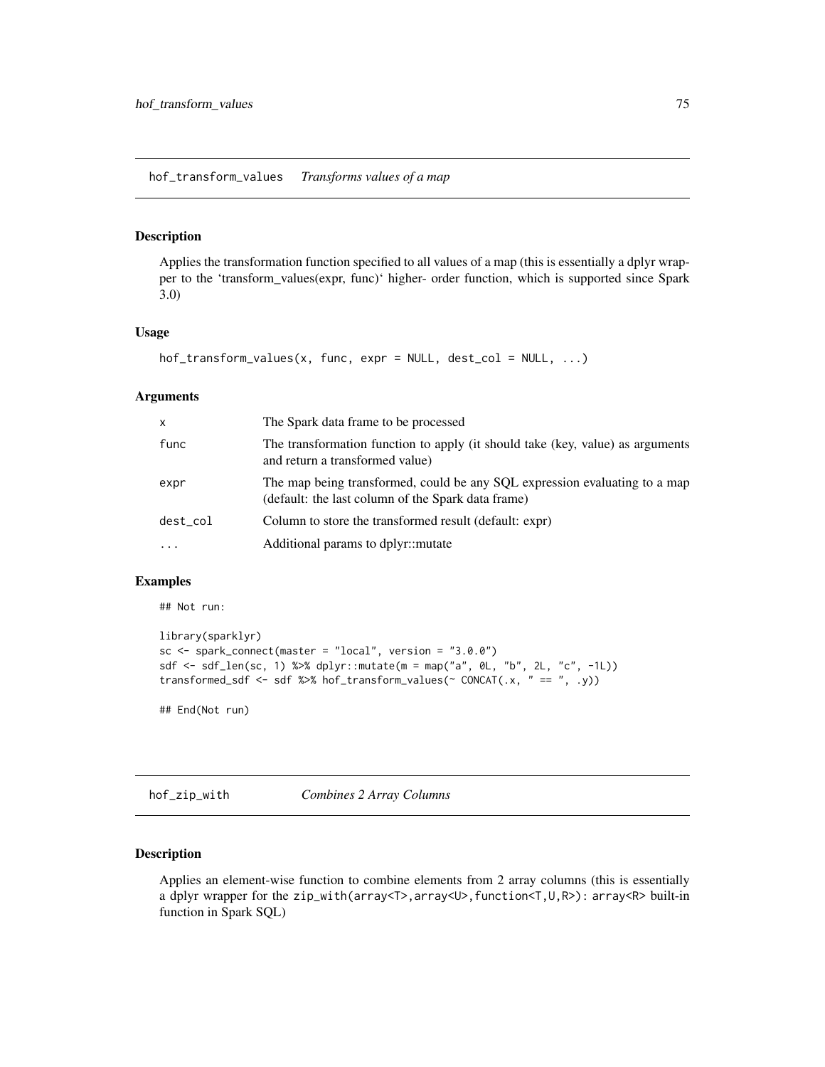## hof_transform_values    *Transforms values of a map*

### Description

Applies the transformation function specified to all values of a map (this is essentially a dplyr wrapper to the 'transform_values(expr, func)' higher- order function, which is supported since Spark 3.0)

### Usage

```
hof_transform_values(x, func, expr = NULL, dest_col = NULL, ...)
```

### Arguments

| | |
|---|---|
| x | The Spark data frame to be processed |
| func | The transformation function to apply (it should take (key, value) as arguments and return a transformed value) |
| expr | The map being transformed, could be any SQL expression evaluating to a map (default: the last column of the Spark data frame) |
| dest_col | Column to store the transformed result (default: expr) |
| ... | Additional params to dplyr::mutate |

### Examples

```
## Not run:

library(sparklyr)
sc <- spark_connect(master = "local", version = "3.0.0")
sdf <- sdf_len(sc, 1) %>% dplyr::mutate(m = map("a", 0L, "b", 2L, "c", -1L))
transformed_sdf <- sdf %>% hof_transform_values(~ CONCAT(.x, " == ", .y))

## End(Not run)
```

## hof_zip_with    *Combines 2 Array Columns*

### Description

Applies an element-wise function to combine elements from 2 array columns (this is essentially a dplyr wrapper for the `zip_with(array<T>,array<U>,function<T,U,R>): array<R>` built-in function in Spark SQL)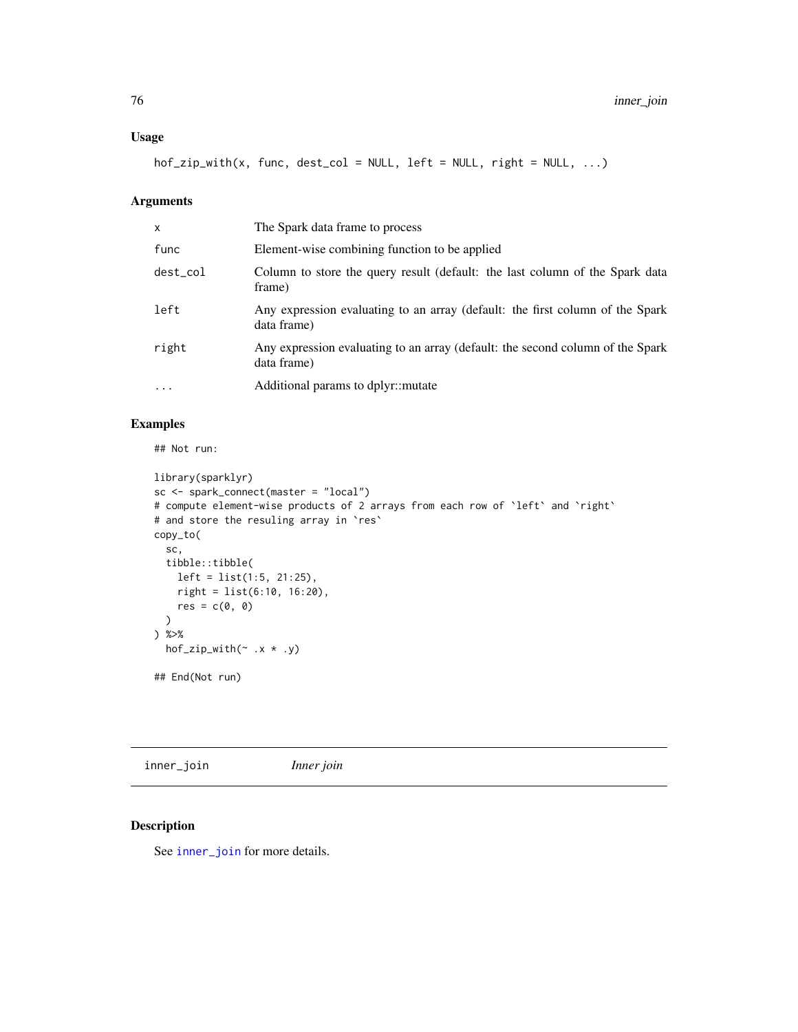### Usage

```
hof_zip_with(x, func, dest_col = NULL, left = NULL, right = NULL, ...)
```

### Arguments

| | |
|---|---|
| x | The Spark data frame to process |
| func | Element-wise combining function to be applied |
| dest_col | Column to store the query result (default: the last column of the Spark data frame) |
| left | Any expression evaluating to an array (default: the first column of the Spark data frame) |
| right | Any expression evaluating to an array (default: the second column of the Spark data frame) |
| ... | Additional params to dplyr::mutate |

### Examples

```
## Not run:

library(sparklyr)
sc <- spark_connect(master = "local")
# compute element-wise products of 2 arrays from each row of `left` and `right`
# and store the resuling array in `res`
copy_to(
  sc,
  tibble::tibble(
    left = list(1:5, 21:25),
    right = list(6:10, 16:20),
    res = c(0, 0)
  )
) %>%
  hof_zip_with(~ .x * .y)

## End(Not run)
```

---

## inner_join *Inner join*

---

### Description

See inner_join for more details.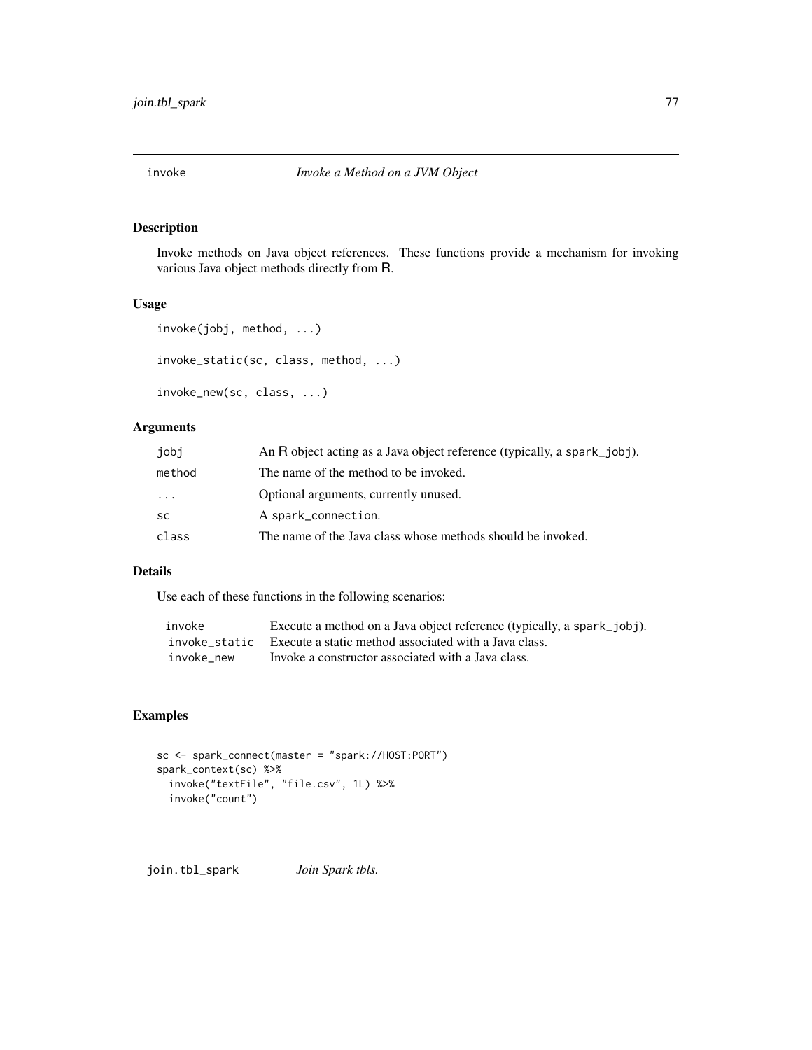## invoke — *Invoke a Method on a JVM Object*

### Description

Invoke methods on Java object references. These functions provide a mechanism for invoking various Java object methods directly from R.

### Usage

```
invoke(jobj, method, ...)

invoke_static(sc, class, method, ...)

invoke_new(sc, class, ...)
```

### Arguments

| | |
|---|---|
| `jobj` | An R object acting as a Java object reference (typically, a `spark_jobj`). |
| `method` | The name of the method to be invoked. |
| `...` | Optional arguments, currently unused. |
| `sc` | A `spark_connection`. |
| `class` | The name of the Java class whose methods should be invoked. |

### Details

Use each of these functions in the following scenarios:

| | |
|---|---|
| `invoke` | Execute a method on a Java object reference (typically, a `spark_jobj`). |
| `invoke_static` | Execute a static method associated with a Java class. |
| `invoke_new` | Invoke a constructor associated with a Java class. |

### Examples

```
sc <- spark_connect(master = "spark://HOST:PORT")
spark_context(sc) %>%
  invoke("textFile", "file.csv", 1L) %>%
  invoke("count")
```

## join.tbl_spark — *Join Spark tbls.*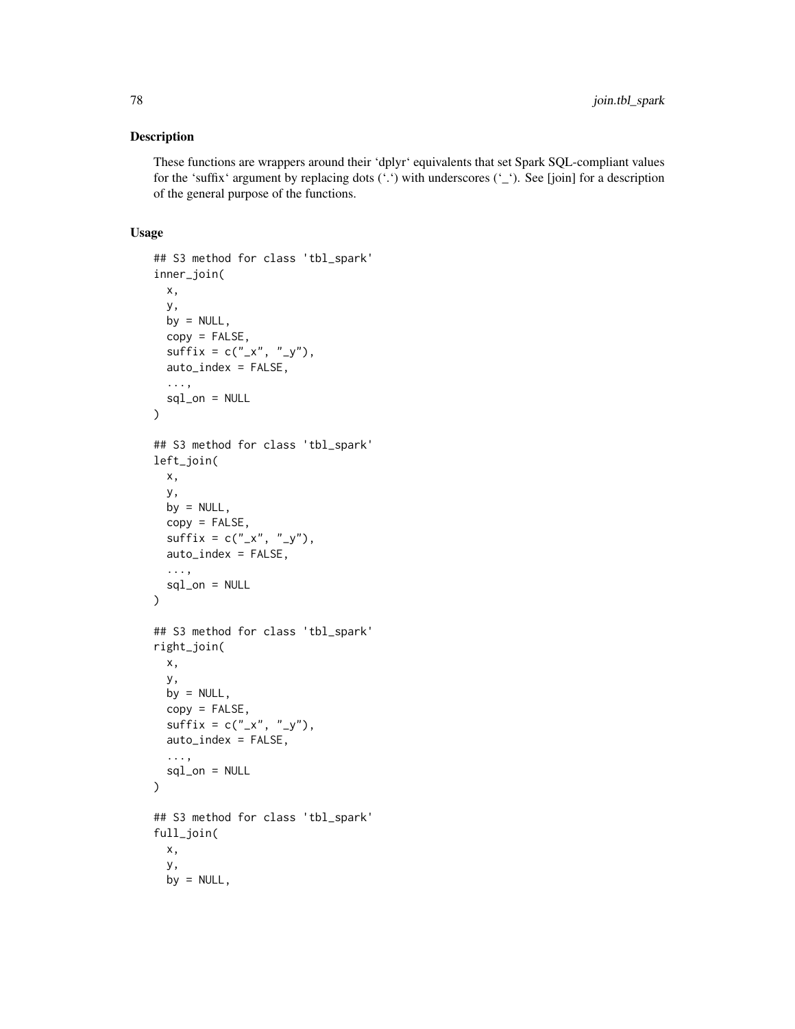## Description

These functions are wrappers around their 'dplyr' equivalents that set Spark SQL-compliant values for the 'suffix' argument by replacing dots ('.') with underscores ('_'). See [join] for a description of the general purpose of the functions.

## Usage

```
## S3 method for class 'tbl_spark'
inner_join(
  x,
  y,
  by = NULL,
  copy = FALSE,
  suffix = c("_x", "_y"),
  auto_index = FALSE,
  ...,
  sql_on = NULL
)

## S3 method for class 'tbl_spark'
left_join(
  x,
  y,
  by = NULL,
  copy = FALSE,
  suffix = c("_x", "_y"),
  auto_index = FALSE,
  ...,
  sql_on = NULL
)

## S3 method for class 'tbl_spark'
right_join(
  x,
  y,
  by = NULL,
  copy = FALSE,
  suffix = c("_x", "_y"),
  auto_index = FALSE,
  ...,
  sql_on = NULL
)

## S3 method for class 'tbl_spark'
full_join(
  x,
  y,
  by = NULL,
```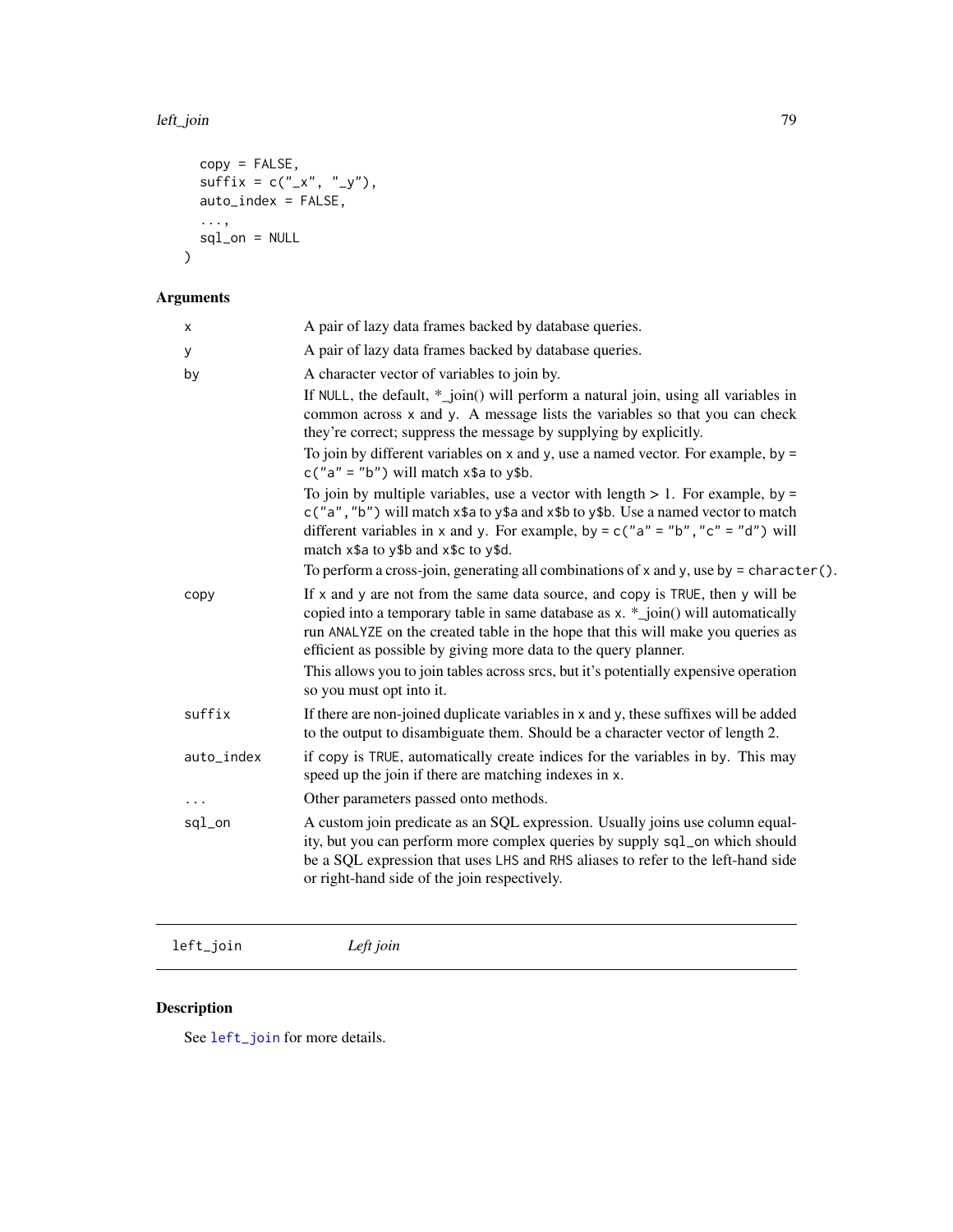```
  copy = FALSE,
  suffix = c("_x", "_y"),
  auto_index = FALSE,
  ...,
  sql_on = NULL
)
```

## Arguments

| | |
|---|---|
| x | A pair of lazy data frames backed by database queries. |
| y | A pair of lazy data frames backed by database queries. |
| by | A character vector of variables to join by.<br>If `NULL`, the default, *_join() will perform a natural join, using all variables in common across `x` and `y`. A message lists the variables so that you can check they're correct; suppress the message by supplying by explicitly.<br>To join by different variables on `x` and `y`, use a named vector. For example, `by = c("a" = "b")` will match `x$a` to `y$b`.<br>To join by multiple variables, use a vector with length > 1. For example, `by = c("a","b")` will match `x$a` to `y$a` and `x$b` to `y$b`. Use a named vector to match different variables in `x` and `y`. For example, `by = c("a" = "b","c" = "d")` will match `x$a` to `y$b` and `x$c` to `y$d`.<br>To perform a cross-join, generating all combinations of `x` and `y`, use `by = character()`. |
| copy | If `x` and `y` are not from the same data source, and `copy` is `TRUE`, then `y` will be copied into a temporary table in same database as `x`. *_join() will automatically run `ANALYZE` on the created table in the hope that this will make you queries as efficient as possible by giving more data to the query planner.<br>This allows you to join tables across srcs, but it's potentially expensive operation so you must opt into it. |
| suffix | If there are non-joined duplicate variables in `x` and `y`, these suffixes will be added to the output to disambiguate them. Should be a character vector of length 2. |
| auto_index | if `copy` is `TRUE`, automatically create indices for the variables in `by`. This may speed up the join if there are matching indexes in `x`. |
| ... | Other parameters passed onto methods. |
| sql_on | A custom join predicate as an SQL expression. Usually joins use column equality, but you can perform more complex queries by supply `sql_on` which should be a SQL expression that uses `LHS` and `RHS` aliases to refer to the left-hand side or right-hand side of the join respectively. |

---

`left_join` *Left join*

---

## Description

See `left_join` for more details.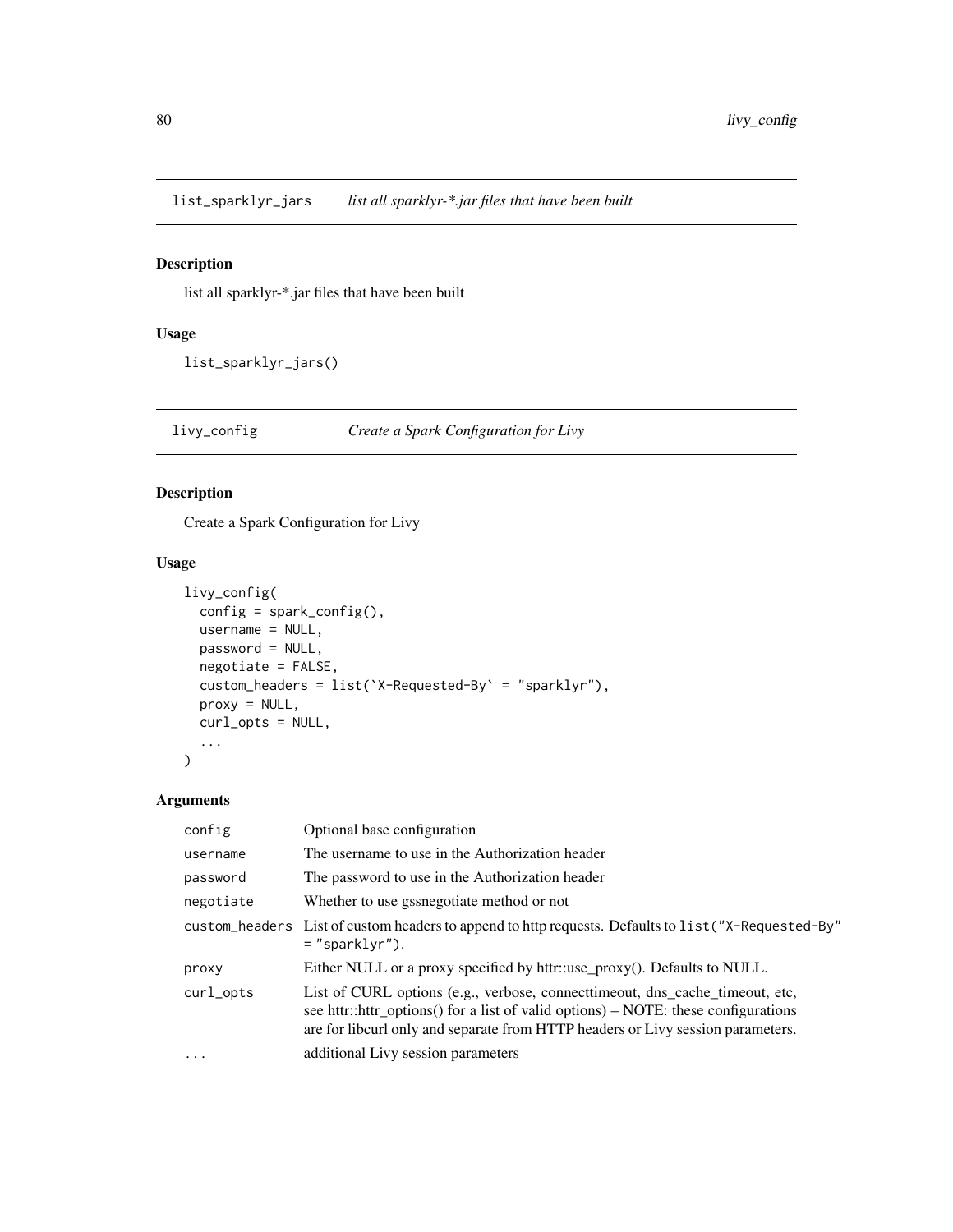## list_sparklyr_jars    *list all sparklyr-*.jar files that have been built*

### Description

list all sparklyr-*.jar files that have been built

### Usage

```
list_sparklyr_jars()
```

## livy_config    *Create a Spark Configuration for Livy*

### Description

Create a Spark Configuration for Livy

### Usage

```
livy_config(
  config = spark_config(),
  username = NULL,
  password = NULL,
  negotiate = FALSE,
  custom_headers = list(`X-Requested-By` = "sparklyr"),
  proxy = NULL,
  curl_opts = NULL,
  ...
)
```

### Arguments

| | |
|---|---|
| `config` | Optional base configuration |
| `username` | The username to use in the Authorization header |
| `password` | The password to use in the Authorization header |
| `negotiate` | Whether to use gssnegotiate method or not |
| `custom_headers` | List of custom headers to append to http requests. Defaults to `list("X-Requested-By" = "sparklyr")`. |
| `proxy` | Either NULL or a proxy specified by httr::use_proxy(). Defaults to NULL. |
| `curl_opts` | List of CURL options (e.g., verbose, connecttimeout, dns_cache_timeout, etc, see httr::httr_options() for a list of valid options) – NOTE: these configurations are for libcurl only and separate from HTTP headers or Livy session parameters. |
| `...` | additional Livy session parameters |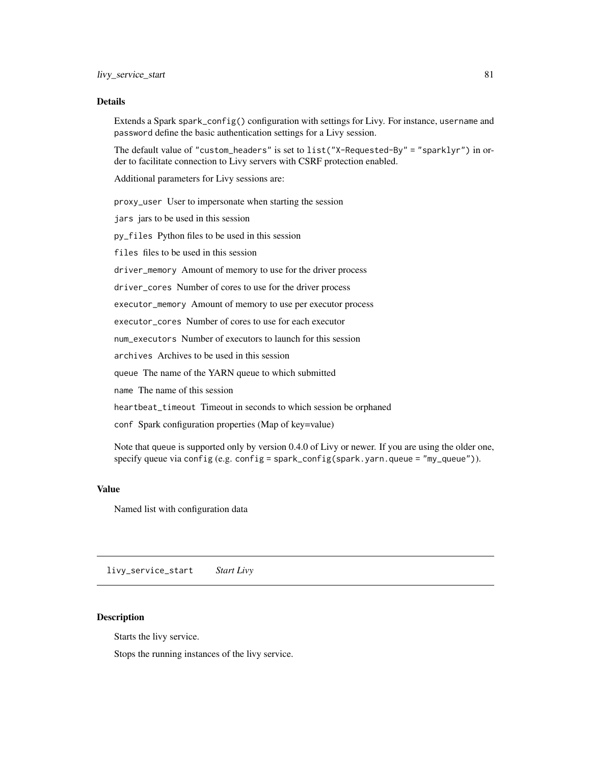### Details

Extends a Spark `spark_config()` configuration with settings for Livy. For instance, `username` and `password` define the basic authentication settings for a Livy session.

The default value of `"custom_headers"` is set to `list("X-Requested-By" = "sparklyr")` in order to facilitate connection to Livy servers with CSRF protection enabled.

Additional parameters for Livy sessions are:

- `proxy_user` User to impersonate when starting the session
- `jars` jars to be used in this session
- `py_files` Python files to be used in this session
- `files` files to be used in this session
- `driver_memory` Amount of memory to use for the driver process
- `driver_cores` Number of cores to use for the driver process
- `executor_memory` Amount of memory to use per executor process
- `executor_cores` Number of cores to use for each executor
- `num_executors` Number of executors to launch for this session
- `archives` Archives to be used in this session
- `queue` The name of the YARN queue to which submitted
- `name` The name of this session
- `heartbeat_timeout` Timeout in seconds to which session be orphaned
- `conf` Spark configuration properties (Map of key=value)

Note that `queue` is supported only by version 0.4.0 of Livy or newer. If you are using the older one, specify queue via `config` (e.g. `config = spark_config(spark.yarn.queue = "my_queue")`).

### Value

Named list with configuration data

---

## `livy_service_start` *Start Livy*

---

### Description

Starts the livy service.

Stops the running instances of the livy service.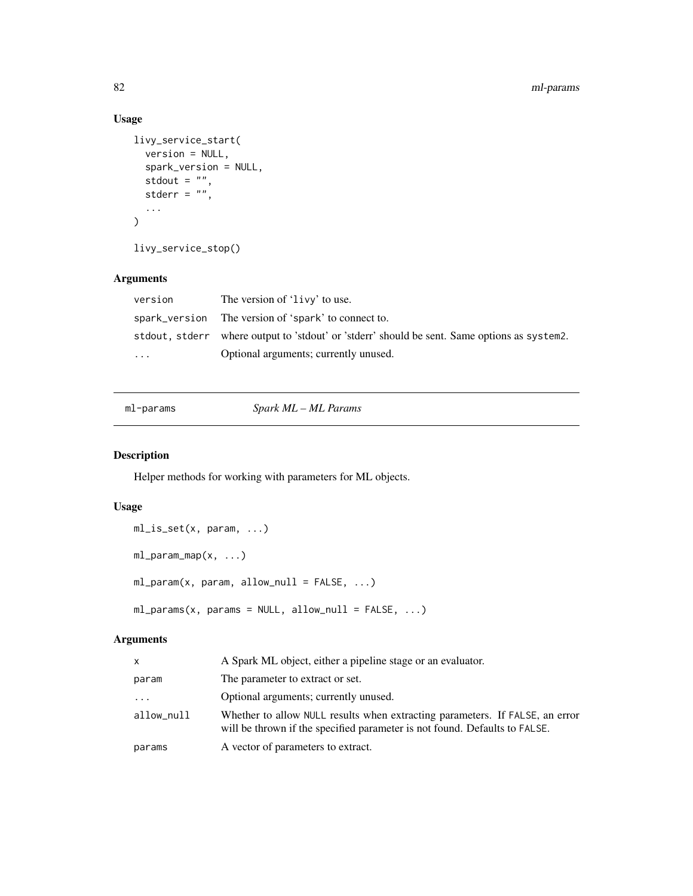## Usage

```
livy_service_start(
  version = NULL,
  spark_version = NULL,
  stdout = "",
  stderr = "",
  ...
)

livy_service_stop()
```

## Arguments

| | |
|---|---|
| version | The version of 'livy' to use. |
| spark_version | The version of 'spark' to connect to. |
| stdout, stderr | where output to 'stdout' or 'stderr' should be sent. Same options as system2. |
| ... | Optional arguments; currently unused. |

---

# ml-params *Spark ML – ML Params*

## Description

Helper methods for working with parameters for ML objects.

## Usage

```
ml_is_set(x, param, ...)

ml_param_map(x, ...)

ml_param(x, param, allow_null = FALSE, ...)

ml_params(x, params = NULL, allow_null = FALSE, ...)
```

## Arguments

| | |
|---|---|
| x | A Spark ML object, either a pipeline stage or an evaluator. |
| param | The parameter to extract or set. |
| ... | Optional arguments; currently unused. |
| allow_null | Whether to allow NULL results when extracting parameters. If FALSE, an error will be thrown if the specified parameter is not found. Defaults to FALSE. |
| params | A vector of parameters to extract. |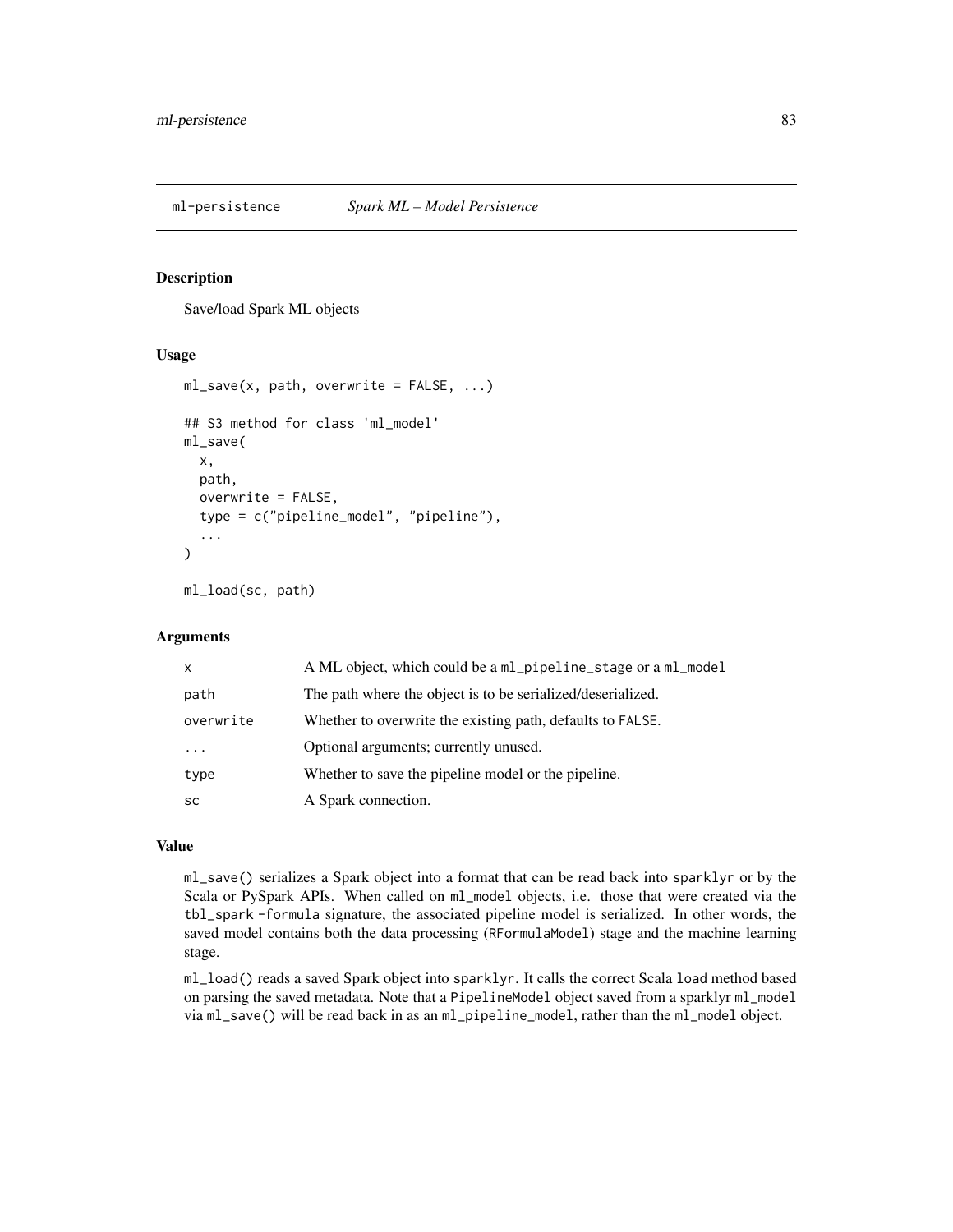# ml-persistence *Spark ML – Model Persistence*

## Description

Save/load Spark ML objects

## Usage

```
ml_save(x, path, overwrite = FALSE, ...)

## S3 method for class 'ml_model'
ml_save(
  x,
  path,
  overwrite = FALSE,
  type = c("pipeline_model", "pipeline"),
  ...
)

ml_load(sc, path)
```

## Arguments

| | |
|---|---|
| x | A ML object, which could be a `ml_pipeline_stage` or a `ml_model` |
| path | The path where the object is to be serialized/deserialized. |
| overwrite | Whether to overwrite the existing path, defaults to `FALSE`. |
| ... | Optional arguments; currently unused. |
| type | Whether to save the pipeline model or the pipeline. |
| sc | A Spark connection. |

## Value

`ml_save()` serializes a Spark object into a format that can be read back into `sparklyr` or by the Scala or PySpark APIs. When called on `ml_model` objects, i.e. those that were created via the `tbl_spark - formula` signature, the associated pipeline model is serialized. In other words, the saved model contains both the data processing (`RFormulaModel`) stage and the machine learning stage.

`ml_load()` reads a saved Spark object into `sparklyr`. It calls the correct Scala `load` method based on parsing the saved metadata. Note that a `PipelineModel` object saved from a sparklyr `ml_model` via `ml_save()` will be read back in as an `ml_pipeline_model`, rather than the `ml_model` object.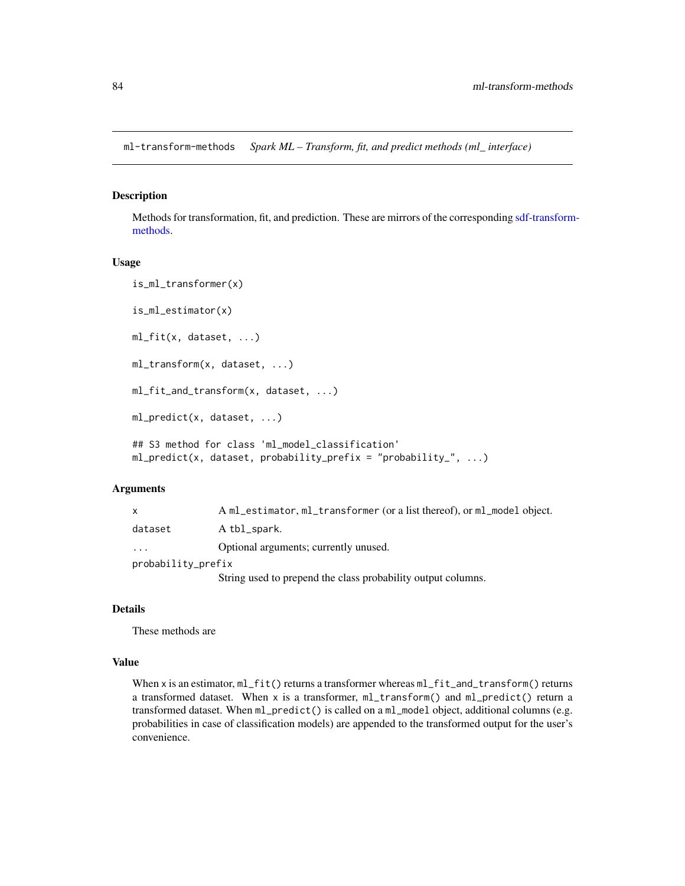ml-transform-methods *Spark ML – Transform, fit, and predict methods (ml_ interface)*

## Description

Methods for transformation, fit, and prediction. These are mirrors of the corresponding sdf-transform-methods.

## Usage

```
is_ml_transformer(x)

is_ml_estimator(x)

ml_fit(x, dataset, ...)

ml_transform(x, dataset, ...)

ml_fit_and_transform(x, dataset, ...)

ml_predict(x, dataset, ...)

## S3 method for class 'ml_model_classification'
ml_predict(x, dataset, probability_prefix = "probability_", ...)
```

## Arguments

| | |
|---|---|
| `x` | A `ml_estimator`, `ml_transformer` (or a list thereof), or `ml_model` object. |
| `dataset` | A `tbl_spark`. |
| `...` | Optional arguments; currently unused. |
| `probability_prefix` | String used to prepend the class probability output columns. |

## Details

These methods are

## Value

When `x` is an estimator, `ml_fit()` returns a transformer whereas `ml_fit_and_transform()` returns a transformed dataset. When `x` is a transformer, `ml_transform()` and `ml_predict()` return a transformed dataset. When `ml_predict()` is called on a `ml_model` object, additional columns (e.g. probabilities in case of classification models) are appended to the transformed output for the user's convenience.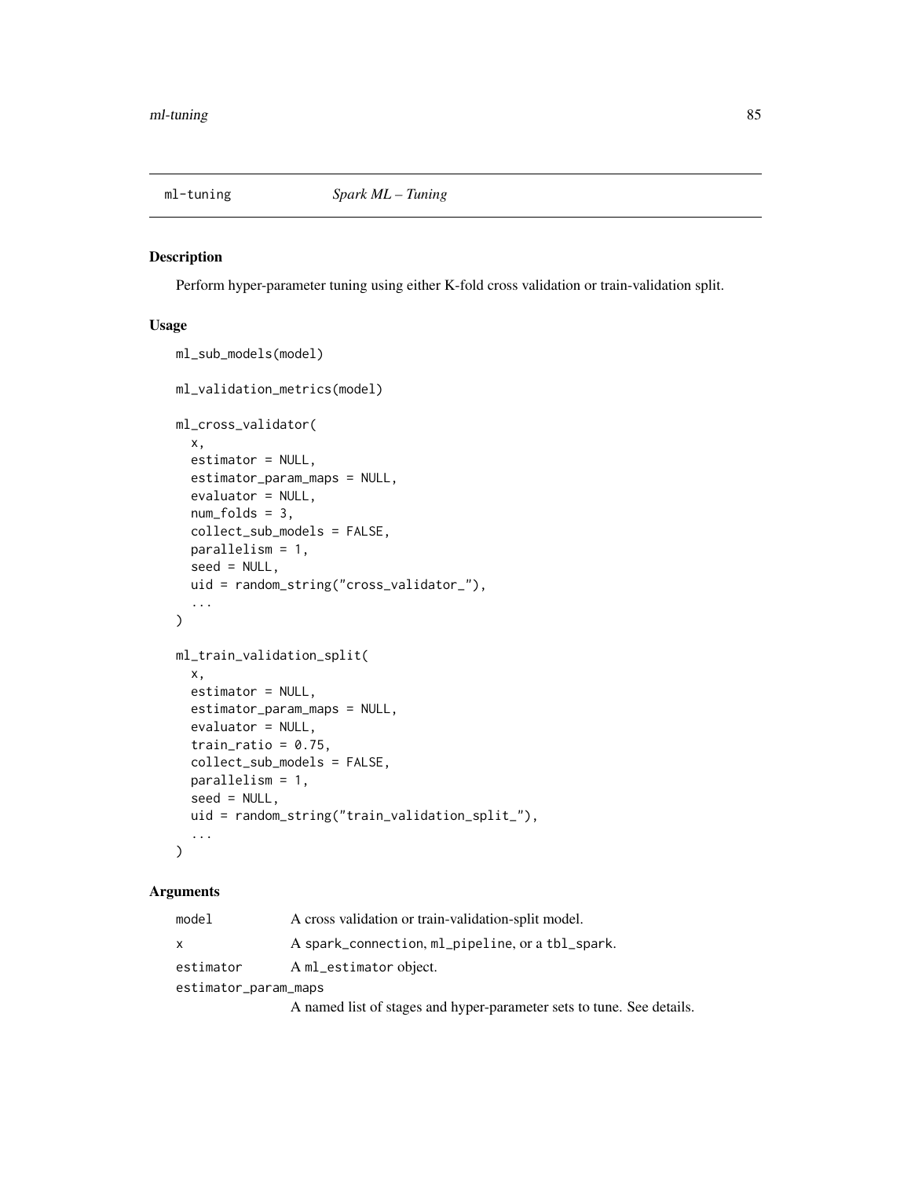ml-tuning *Spark ML – Tuning*

## Description

Perform hyper-parameter tuning using either K-fold cross validation or train-validation split.

## Usage

```
ml_sub_models(model)

ml_validation_metrics(model)

ml_cross_validator(
  x,
  estimator = NULL,
  estimator_param_maps = NULL,
  evaluator = NULL,
  num_folds = 3,
  collect_sub_models = FALSE,
  parallelism = 1,
  seed = NULL,
  uid = random_string("cross_validator_"),
  ...
)

ml_train_validation_split(
  x,
  estimator = NULL,
  estimator_param_maps = NULL,
  evaluator = NULL,
  train_ratio = 0.75,
  collect_sub_models = FALSE,
  parallelism = 1,
  seed = NULL,
  uid = random_string("train_validation_split_"),
  ...
)
```

## Arguments

| | |
|---|---|
| `model` | A cross validation or train-validation-split model. |
| `x` | A `spark_connection`, `ml_pipeline`, or a `tbl_spark`. |
| `estimator` | A `ml_estimator` object. |
| `estimator_param_maps` | A named list of stages and hyper-parameter sets to tune. See details. |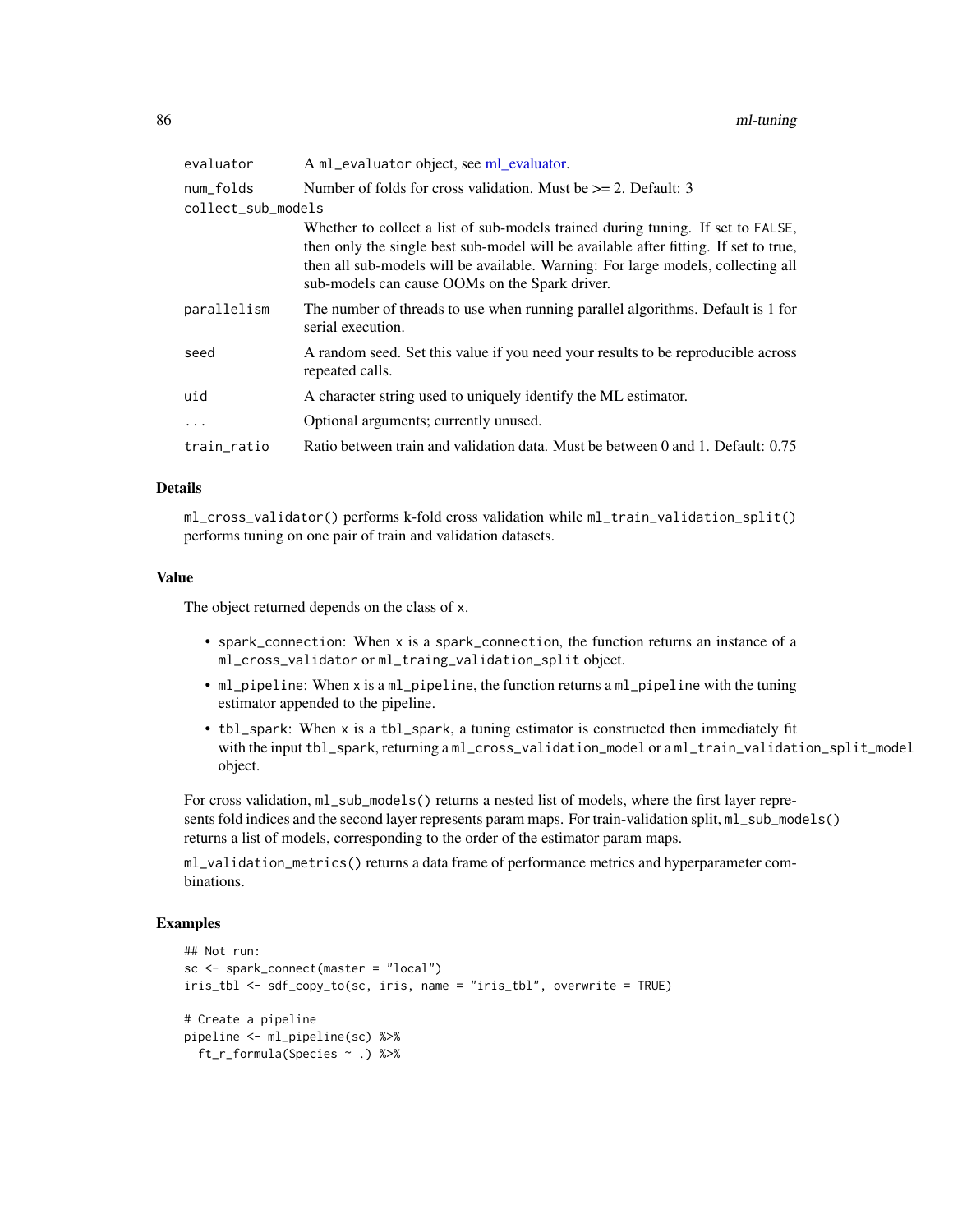| | |
|---|---|
| evaluator | A ml_evaluator object, see ml_evaluator. |
| num_folds | Number of folds for cross validation. Must be >= 2. Default: 3 |
| collect_sub_models | Whether to collect a list of sub-models trained during tuning. If set to FALSE, then only the single best sub-model will be available after fitting. If set to true, then all sub-models will be available. Warning: For large models, collecting all sub-models can cause OOMs on the Spark driver. |
| parallelism | The number of threads to use when running parallel algorithms. Default is 1 for serial execution. |
| seed | A random seed. Set this value if you need your results to be reproducible across repeated calls. |
| uid | A character string used to uniquely identify the ML estimator. |
| ... | Optional arguments; currently unused. |
| train_ratio | Ratio between train and validation data. Must be between 0 and 1. Default: 0.75 |

## Details

ml_cross_validator() performs k-fold cross validation while ml_train_validation_split() performs tuning on one pair of train and validation datasets.

## Value

The object returned depends on the class of x.

- spark_connection: When x is a spark_connection, the function returns an instance of a ml_cross_validator or ml_traing_validation_split object.
- ml_pipeline: When x is a ml_pipeline, the function returns a ml_pipeline with the tuning estimator appended to the pipeline.
- tbl_spark: When x is a tbl_spark, a tuning estimator is constructed then immediately fit with the input tbl_spark, returning a ml_cross_validation_model or a ml_train_validation_split_model object.

For cross validation, ml_sub_models() returns a nested list of models, where the first layer represents fold indices and the second layer represents param maps. For train-validation split, ml_sub_models() returns a list of models, corresponding to the order of the estimator param maps.

ml_validation_metrics() returns a data frame of performance metrics and hyperparameter combinations.

## Examples

```
## Not run:
sc <- spark_connect(master = "local")
iris_tbl <- sdf_copy_to(sc, iris, name = "iris_tbl", overwrite = TRUE)

# Create a pipeline
pipeline <- ml_pipeline(sc) %>%
  ft_r_formula(Species ~ .) %>%
```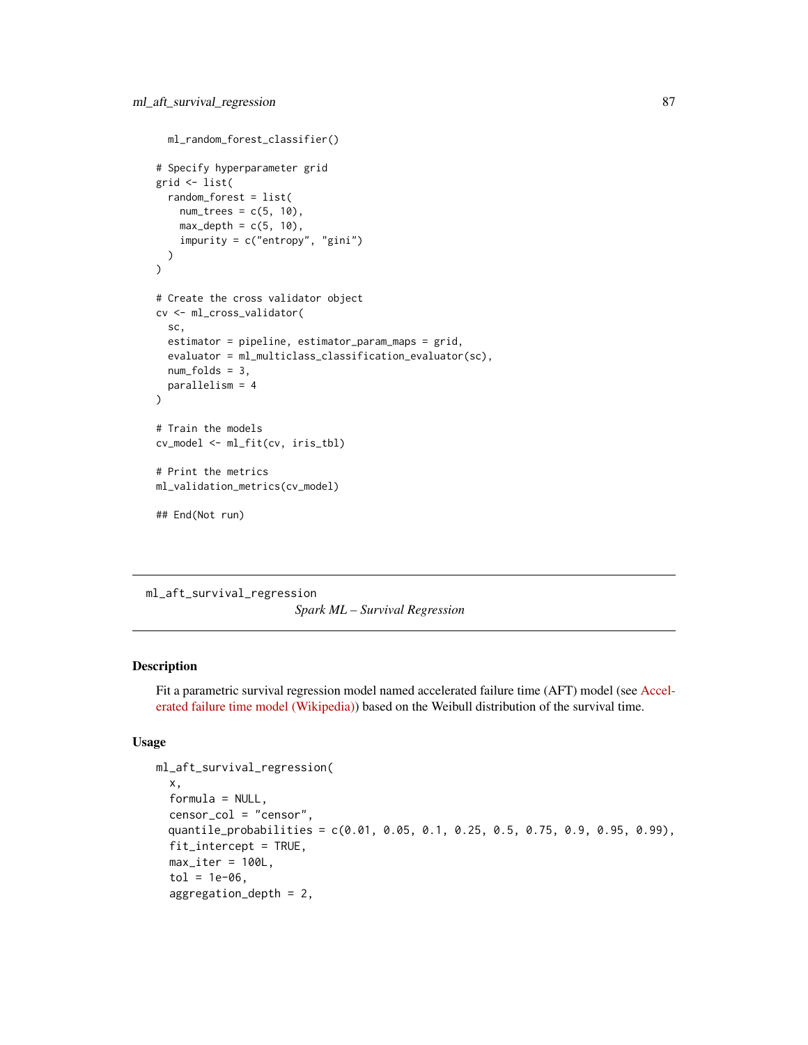```
  ml_random_forest_classifier()

# Specify hyperparameter grid
grid <- list(
  random_forest = list(
    num_trees = c(5, 10),
    max_depth = c(5, 10),
    impurity = c("entropy", "gini")
  )
)

# Create the cross validator object
cv <- ml_cross_validator(
  sc,
  estimator = pipeline, estimator_param_maps = grid,
  evaluator = ml_multiclass_classification_evaluator(sc),
  num_folds = 3,
  parallelism = 4
)

# Train the models
cv_model <- ml_fit(cv, iris_tbl)

# Print the metrics
ml_validation_metrics(cv_model)

## End(Not run)
```

---

`ml_aft_survival_regression` *Spark ML – Survival Regression*

---

## Description

Fit a parametric survival regression model named accelerated failure time (AFT) model (see Accelerated failure time model (Wikipedia)) based on the Weibull distribution of the survival time.

## Usage

```
ml_aft_survival_regression(
  x,
  formula = NULL,
  censor_col = "censor",
  quantile_probabilities = c(0.01, 0.05, 0.1, 0.25, 0.5, 0.75, 0.9, 0.95, 0.99),
  fit_intercept = TRUE,
  max_iter = 100L,
  tol = 1e-06,
  aggregation_depth = 2,
```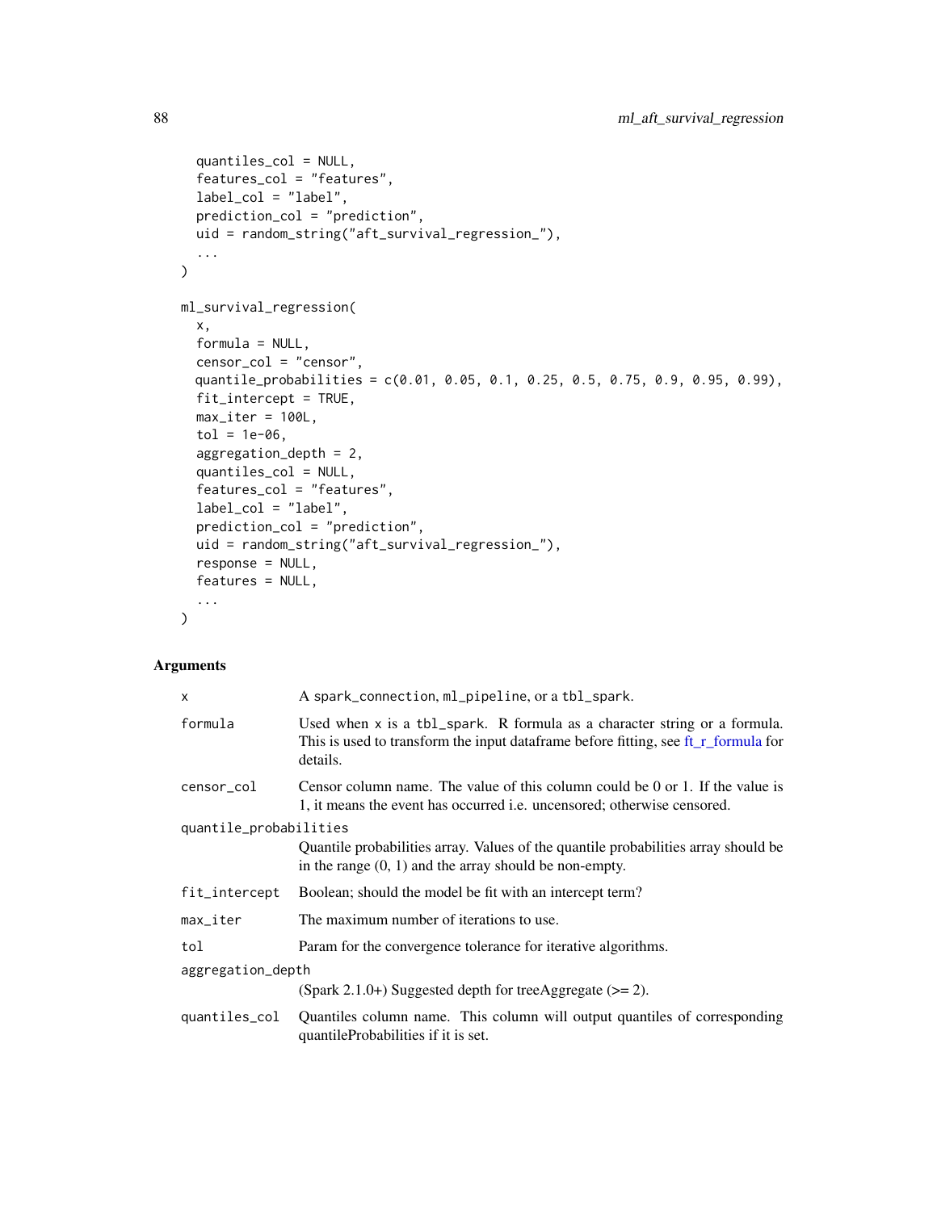```
  quantiles_col = NULL,
  features_col = "features",
  label_col = "label",
  prediction_col = "prediction",
  uid = random_string("aft_survival_regression_"),
  ...
)

ml_survival_regression(
  x,
  formula = NULL,
  censor_col = "censor",
  quantile_probabilities = c(0.01, 0.05, 0.1, 0.25, 0.5, 0.75, 0.9, 0.95, 0.99),
  fit_intercept = TRUE,
  max_iter = 100L,
  tol = 1e-06,
  aggregation_depth = 2,
  quantiles_col = NULL,
  features_col = "features",
  label_col = "label",
  prediction_col = "prediction",
  uid = random_string("aft_survival_regression_"),
  response = NULL,
  features = NULL,
  ...
)
```

## Arguments

| | |
|---|---|
| x | A spark_connection, ml_pipeline, or a tbl_spark. |
| formula | Used when x is a tbl_spark. R formula as a character string or a formula. This is used to transform the input dataframe before fitting, see ft_r_formula for details. |
| censor_col | Censor column name. The value of this column could be 0 or 1. If the value is 1, it means the event has occurred i.e. uncensored; otherwise censored. |
| quantile_probabilities | Quantile probabilities array. Values of the quantile probabilities array should be in the range (0, 1) and the array should be non-empty. |
| fit_intercept | Boolean; should the model be fit with an intercept term? |
| max_iter | The maximum number of iterations to use. |
| tol | Param for the convergence tolerance for iterative algorithms. |
| aggregation_depth | (Spark 2.1.0+) Suggested depth for treeAggregate (>= 2). |
| quantiles_col | Quantiles column name. This column will output quantiles of corresponding quantileProbabilities if it is set. |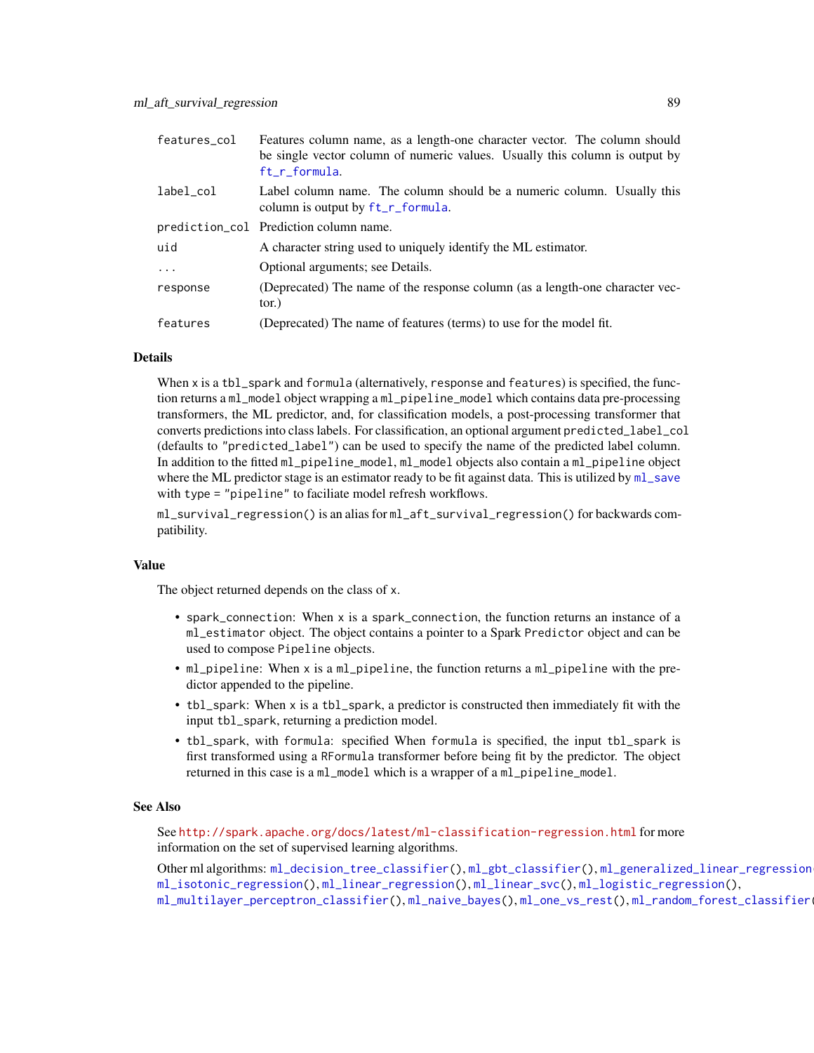| | |
|---|---|
| features_col | Features column name, as a length-one character vector. The column should be single vector column of numeric values. Usually this column is output by ft_r_formula. |
| label_col | Label column name. The column should be a numeric column. Usually this column is output by ft_r_formula. |
| prediction_col | Prediction column name. |
| uid | A character string used to uniquely identify the ML estimator. |
| ... | Optional arguments; see Details. |
| response | (Deprecated) The name of the response column (as a length-one character vector.) |
| features | (Deprecated) The name of features (terms) to use for the model fit. |

## Details

When x is a tbl_spark and formula (alternatively, response and features) is specified, the function returns a ml_model object wrapping a ml_pipeline_model which contains data pre-processing transformers, the ML predictor, and, for classification models, a post-processing transformer that converts predictions into class labels. For classification, an optional argument predicted_label_col (defaults to "predicted_label") can be used to specify the name of the predicted label column. In addition to the fitted ml_pipeline_model, ml_model objects also contain a ml_pipeline object where the ML predictor stage is an estimator ready to be fit against data. This is utilized by ml_save with type = "pipeline" to faciliate model refresh workflows.

ml_survival_regression() is an alias for ml_aft_survival_regression() for backwards compatibility.

## Value

The object returned depends on the class of x.

- spark_connection: When x is a spark_connection, the function returns an instance of a ml_estimator object. The object contains a pointer to a Spark Predictor object and can be used to compose Pipeline objects.
- ml_pipeline: When x is a ml_pipeline, the function returns a ml_pipeline with the predictor appended to the pipeline.
- tbl_spark: When x is a tbl_spark, a predictor is constructed then immediately fit with the input tbl_spark, returning a prediction model.
- tbl_spark, with formula: specified When formula is specified, the input tbl_spark is first transformed using a RFormula transformer before being fit by the predictor. The object returned in this case is a ml_model which is a wrapper of a ml_pipeline_model.

## See Also

See http://spark.apache.org/docs/latest/ml-classification-regression.html for more information on the set of supervised learning algorithms.

Other ml algorithms: ml_decision_tree_classifier(), ml_gbt_classifier(), ml_generalized_linear_regression(), ml_isotonic_regression(), ml_linear_regression(), ml_linear_svc(), ml_logistic_regression(), ml_multilayer_perceptron_classifier(), ml_naive_bayes(), ml_one_vs_rest(), ml_random_forest_classifier()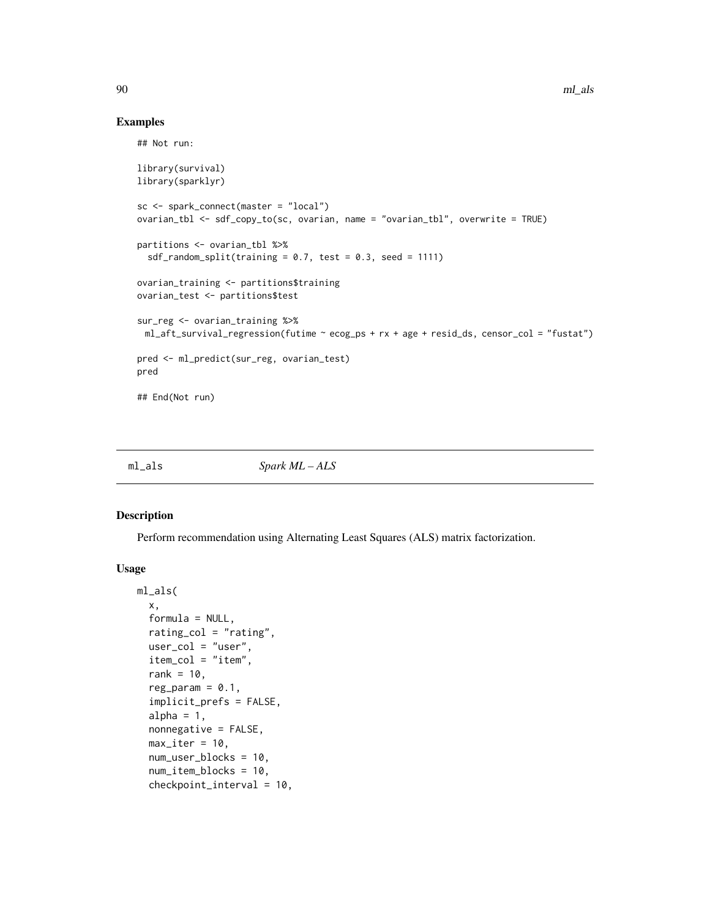## Examples

```
## Not run:

library(survival)
library(sparklyr)

sc <- spark_connect(master = "local")
ovarian_tbl <- sdf_copy_to(sc, ovarian, name = "ovarian_tbl", overwrite = TRUE)

partitions <- ovarian_tbl %>%
  sdf_random_split(training = 0.7, test = 0.3, seed = 1111)

ovarian_training <- partitions$training
ovarian_test <- partitions$test

sur_reg <- ovarian_training %>%
  ml_aft_survival_regression(futime ~ ecog_ps + rx + age + resid_ds, censor_col = "fustat")

pred <- ml_predict(sur_reg, ovarian_test)
pred

## End(Not run)
```

---

`ml_als` *Spark ML – ALS*

---

## Description

Perform recommendation using Alternating Least Squares (ALS) matrix factorization.

## Usage

```
ml_als(
  x,
  formula = NULL,
  rating_col = "rating",
  user_col = "user",
  item_col = "item",
  rank = 10,
  reg_param = 0.1,
  implicit_prefs = FALSE,
  alpha = 1,
  nonnegative = FALSE,
  max_iter = 10,
  num_user_blocks = 10,
  num_item_blocks = 10,
  checkpoint_interval = 10,
```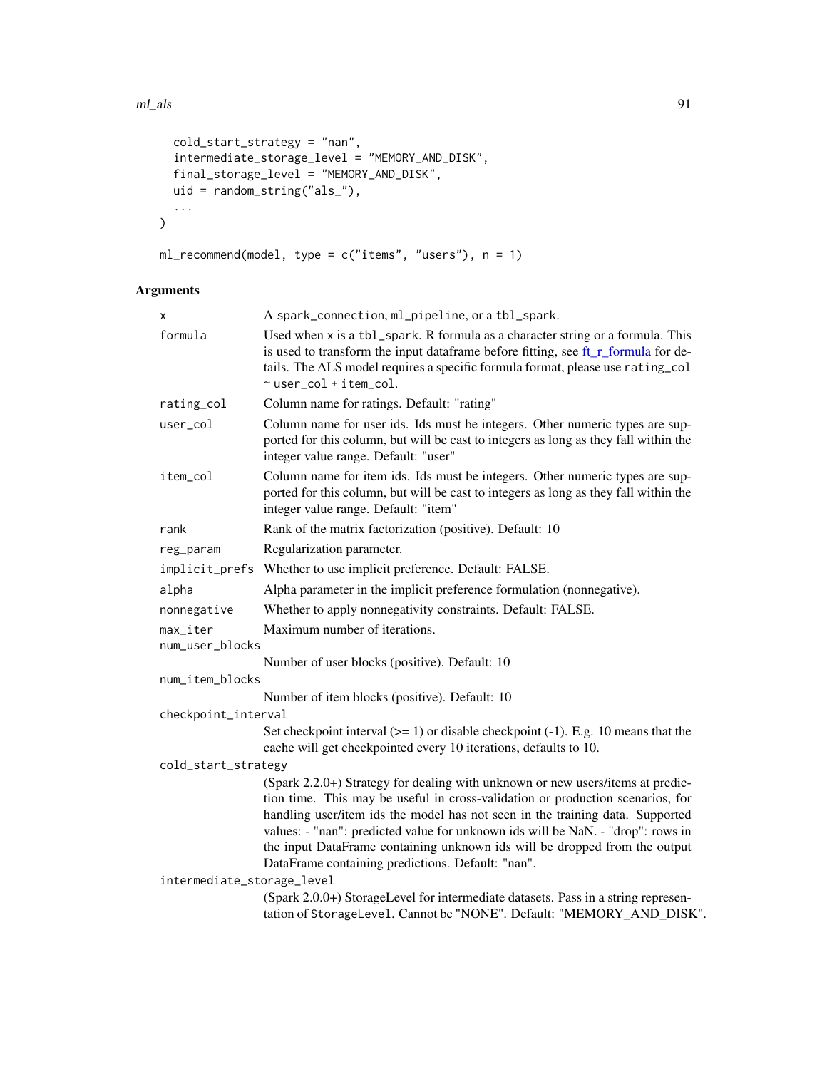```
  cold_start_strategy = "nan",
  intermediate_storage_level = "MEMORY_AND_DISK",
  final_storage_level = "MEMORY_AND_DISK",
  uid = random_string("als_"),
  ...
)

ml_recommend(model, type = c("items", "users"), n = 1)
```

## Arguments

| | |
|---|---|
| x | A spark_connection, ml_pipeline, or a tbl_spark. |
| formula | Used when x is a tbl_spark. R formula as a character string or a formula. This is used to transform the input dataframe before fitting, see ft_r_formula for details. The ALS model requires a specific formula format, please use rating_col ~ user_col + item_col. |
| rating_col | Column name for ratings. Default: "rating" |
| user_col | Column name for user ids. Ids must be integers. Other numeric types are supported for this column, but will be cast to integers as long as they fall within the integer value range. Default: "user" |
| item_col | Column name for item ids. Ids must be integers. Other numeric types are supported for this column, but will be cast to integers as long as they fall within the integer value range. Default: "item" |
| rank | Rank of the matrix factorization (positive). Default: 10 |
| reg_param | Regularization parameter. |
| implicit_prefs | Whether to use implicit preference. Default: FALSE. |
| alpha | Alpha parameter in the implicit preference formulation (nonnegative). |
| nonnegative | Whether to apply nonnegativity constraints. Default: FALSE. |
| max_iter | Maximum number of iterations. |
| num_user_blocks | Number of user blocks (positive). Default: 10 |
| num_item_blocks | Number of item blocks (positive). Default: 10 |
| checkpoint_interval | Set checkpoint interval (>= 1) or disable checkpoint (-1). E.g. 10 means that the cache will get checkpointed every 10 iterations, defaults to 10. |
| cold_start_strategy | (Spark 2.2.0+) Strategy for dealing with unknown or new users/items at prediction time. This may be useful in cross-validation or production scenarios, for handling user/item ids the model has not seen in the training data. Supported values: - "nan": predicted value for unknown ids will be NaN. - "drop": rows in the input DataFrame containing unknown ids will be dropped from the output DataFrame containing predictions. Default: "nan". |
| intermediate_storage_level | (Spark 2.0.0+) StorageLevel for intermediate datasets. Pass in a string representation of StorageLevel. Cannot be "NONE". Default: "MEMORY_AND_DISK". |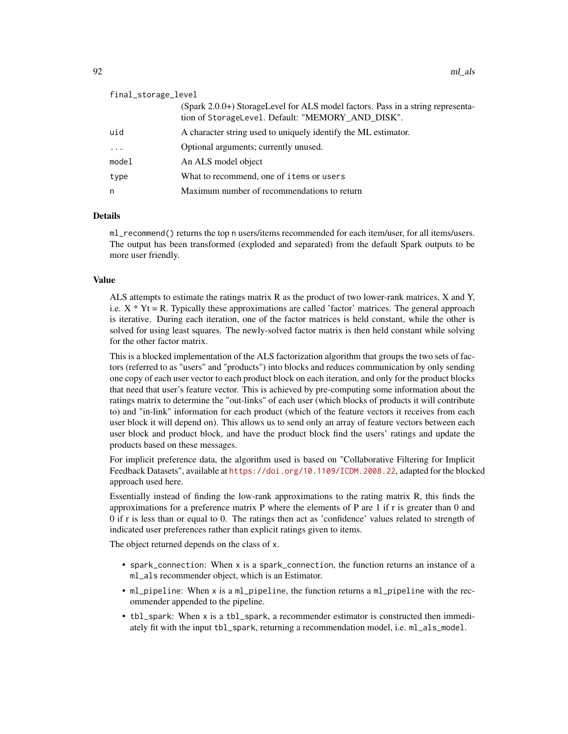| | |
|---|---|
| `final_storage_level` | (Spark 2.0.0+) StorageLevel for ALS model factors. Pass in a string representation of `StorageLevel`. Default: "MEMORY_AND_DISK". |
| `uid` | A character string used to uniquely identify the ML estimator. |
| `...` | Optional arguments; currently unused. |
| `model` | An ALS model object |
| `type` | What to recommend, one of `items` or `users` |
| `n` | Maximum number of recommendations to return |

## Details

`ml_recommend()` returns the top `n` users/items recommended for each item/user, for all items/users. The output has been transformed (exploded and separated) from the default Spark outputs to be more user friendly.

## Value

ALS attempts to estimate the ratings matrix R as the product of two lower-rank matrices, X and Y, i.e. X * Yt = R. Typically these approximations are called 'factor' matrices. The general approach is iterative. During each iteration, one of the factor matrices is held constant, while the other is solved for using least squares. The newly-solved factor matrix is then held constant while solving for the other factor matrix.

This is a blocked implementation of the ALS factorization algorithm that groups the two sets of factors (referred to as "users" and "products") into blocks and reduces communication by only sending one copy of each user vector to each product block on each iteration, and only for the product blocks that need that user's feature vector. This is achieved by pre-computing some information about the ratings matrix to determine the "out-links" of each user (which blocks of products it will contribute to) and "in-link" information for each product (which of the feature vectors it receives from each user block it will depend on). This allows us to send only an array of feature vectors between each user block and product block, and have the product block find the users' ratings and update the products based on these messages.

For implicit preference data, the algorithm used is based on "Collaborative Filtering for Implicit Feedback Datasets", available at https://doi.org/10.1109/ICDM.2008.22, adapted for the blocked approach used here.

Essentially instead of finding the low-rank approximations to the rating matrix R, this finds the approximations for a preference matrix P where the elements of P are 1 if r is greater than 0 and 0 if r is less than or equal to 0. The ratings then act as 'confidence' values related to strength of indicated user preferences rather than explicit ratings given to items.

The object returned depends on the class of `x`.

- `spark_connection`: When `x` is a `spark_connection`, the function returns an instance of a `ml_als` recommender object, which is an Estimator.
- `ml_pipeline`: When `x` is a `ml_pipeline`, the function returns a `ml_pipeline` with the recommender appended to the pipeline.
- `tbl_spark`: When `x` is a `tbl_spark`, a recommender estimator is constructed then immediately fit with the input `tbl_spark`, returning a recommendation model, i.e. `ml_als_model`.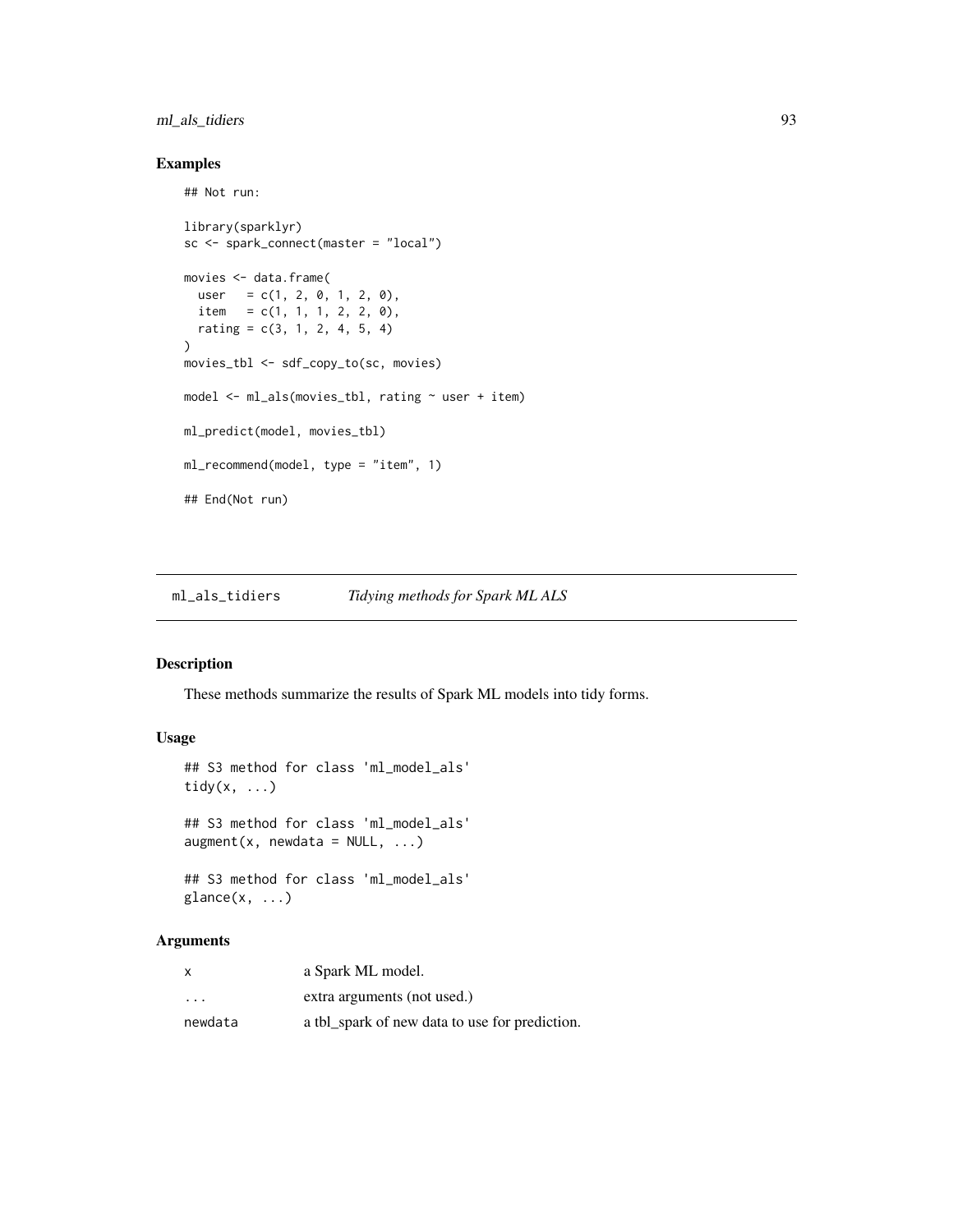## Examples

```
## Not run:

library(sparklyr)
sc <- spark_connect(master = "local")

movies <- data.frame(
  user   = c(1, 2, 0, 1, 2, 0),
  item   = c(1, 1, 1, 2, 2, 0),
  rating = c(3, 1, 2, 4, 5, 4)
)
movies_tbl <- sdf_copy_to(sc, movies)

model <- ml_als(movies_tbl, rating ~ user + item)

ml_predict(model, movies_tbl)

ml_recommend(model, type = "item", 1)

## End(Not run)
```

---

# ml_als_tidiers *Tidying methods for Spark ML ALS*

---

## Description

These methods summarize the results of Spark ML models into tidy forms.

## Usage

```
## S3 method for class 'ml_model_als'
tidy(x, ...)

## S3 method for class 'ml_model_als'
augment(x, newdata = NULL, ...)

## S3 method for class 'ml_model_als'
glance(x, ...)
```

## Arguments

| | |
|---|---|
| x | a Spark ML model. |
| ... | extra arguments (not used.) |
| newdata | a tbl_spark of new data to use for prediction. |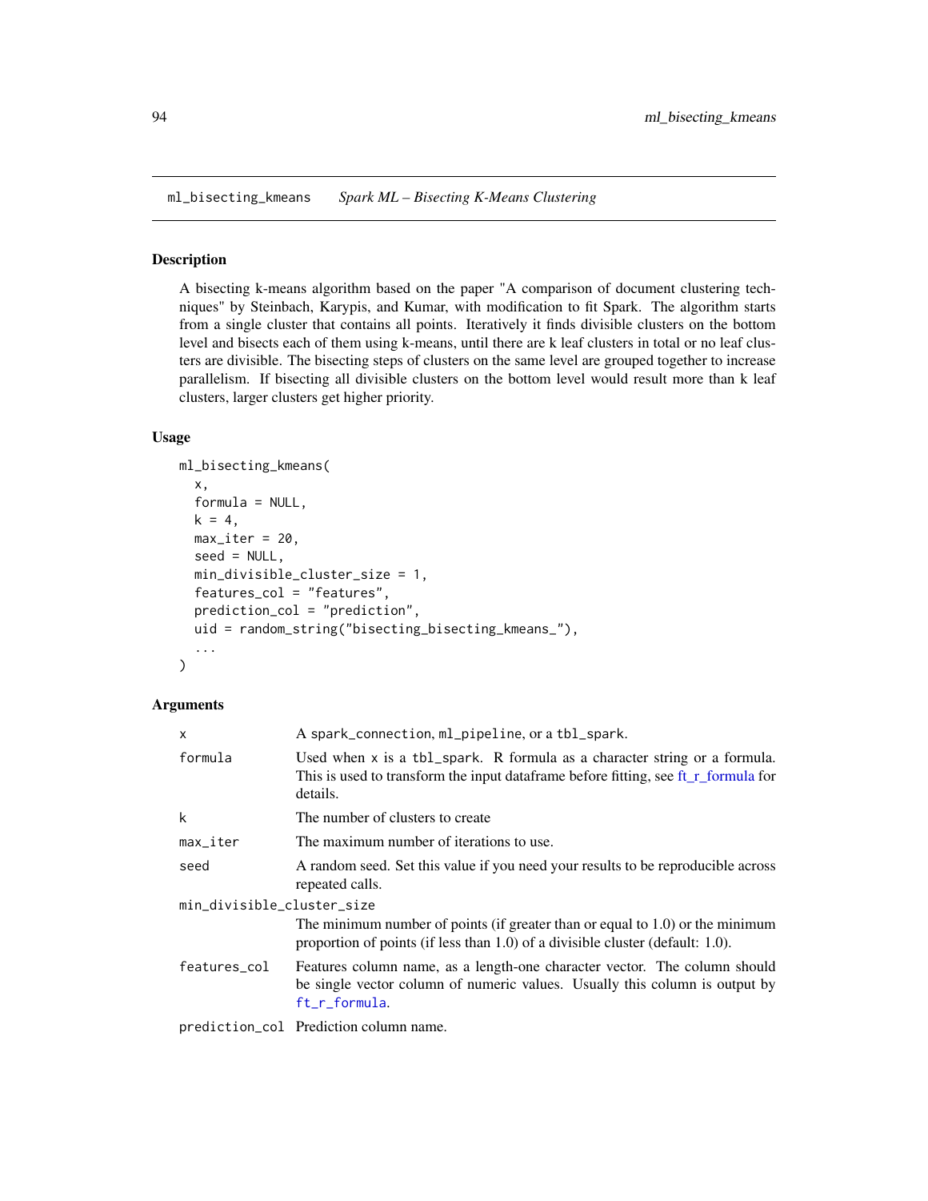# ml_bisecting_kmeans *Spark ML – Bisecting K-Means Clustering*

## Description

A bisecting k-means algorithm based on the paper "A comparison of document clustering techniques" by Steinbach, Karypis, and Kumar, with modification to fit Spark. The algorithm starts from a single cluster that contains all points. Iteratively it finds divisible clusters on the bottom level and bisects each of them using k-means, until there are k leaf clusters in total or no leaf clusters are divisible. The bisecting steps of clusters on the same level are grouped together to increase parallelism. If bisecting all divisible clusters on the bottom level would result more than k leaf clusters, larger clusters get higher priority.

## Usage

```
ml_bisecting_kmeans(
  x,
  formula = NULL,
  k = 4,
  max_iter = 20,
  seed = NULL,
  min_divisible_cluster_size = 1,
  features_col = "features",
  prediction_col = "prediction",
  uid = random_string("bisecting_bisecting_kmeans_"),
  ...
)
```

## Arguments

| | |
|---|---|
| `x` | A `spark_connection`, `ml_pipeline`, or a `tbl_spark`. |
| `formula` | Used when `x` is a `tbl_spark`. R formula as a character string or a formula. This is used to transform the input dataframe before fitting, see ft_r_formula for details. |
| `k` | The number of clusters to create |
| `max_iter` | The maximum number of iterations to use. |
| `seed` | A random seed. Set this value if you need your results to be reproducible across repeated calls. |
| `min_divisible_cluster_size` | The minimum number of points (if greater than or equal to 1.0) or the minimum proportion of points (if less than 1.0) of a divisible cluster (default: 1.0). |
| `features_col` | Features column name, as a length-one character vector. The column should be single vector column of numeric values. Usually this column is output by `ft_r_formula`. |
| `prediction_col` | Prediction column name. |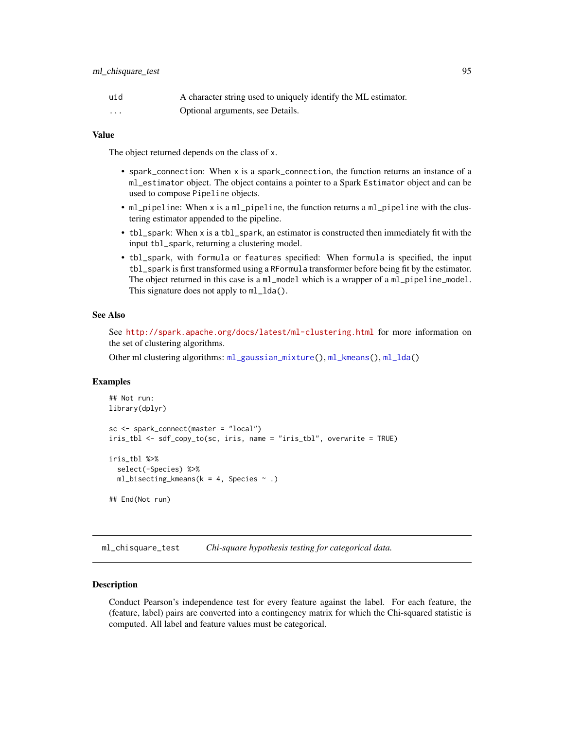| | |
|---|---|
| `uid` | A character string used to uniquely identify the ML estimator. |
| `...` | Optional arguments, see Details. |

### Value

The object returned depends on the class of `x`.

- `spark_connection`: When `x` is a `spark_connection`, the function returns an instance of a `ml_estimator` object. The object contains a pointer to a Spark `Estimator` object and can be used to compose `Pipeline` objects.
- `ml_pipeline`: When `x` is a `ml_pipeline`, the function returns a `ml_pipeline` with the clustering estimator appended to the pipeline.
- `tbl_spark`: When `x` is a `tbl_spark`, an estimator is constructed then immediately fit with the input `tbl_spark`, returning a clustering model.
- `tbl_spark`, with `formula` or `features` specified: When `formula` is specified, the input `tbl_spark` is first transformed using a `RFormula` transformer before being fit by the estimator. The object returned in this case is a `ml_model` which is a wrapper of a `ml_pipeline_model`. This signature does not apply to `ml_lda()`.

### See Also

See http://spark.apache.org/docs/latest/ml-clustering.html for more information on the set of clustering algorithms.

Other ml clustering algorithms: `ml_gaussian_mixture()`, `ml_kmeans()`, `ml_lda()`

### Examples

```
## Not run:
library(dplyr)

sc <- spark_connect(master = "local")
iris_tbl <- sdf_copy_to(sc, iris, name = "iris_tbl", overwrite = TRUE)

iris_tbl %>%
  select(-Species) %>%
  ml_bisecting_kmeans(k = 4, Species ~ .)

## End(Not run)
```

---

## `ml_chisquare_test` *Chi-square hypothesis testing for categorical data.*

---

### Description

Conduct Pearson's independence test for every feature against the label. For each feature, the (feature, label) pairs are converted into a contingency matrix for which the Chi-squared statistic is computed. All label and feature values must be categorical.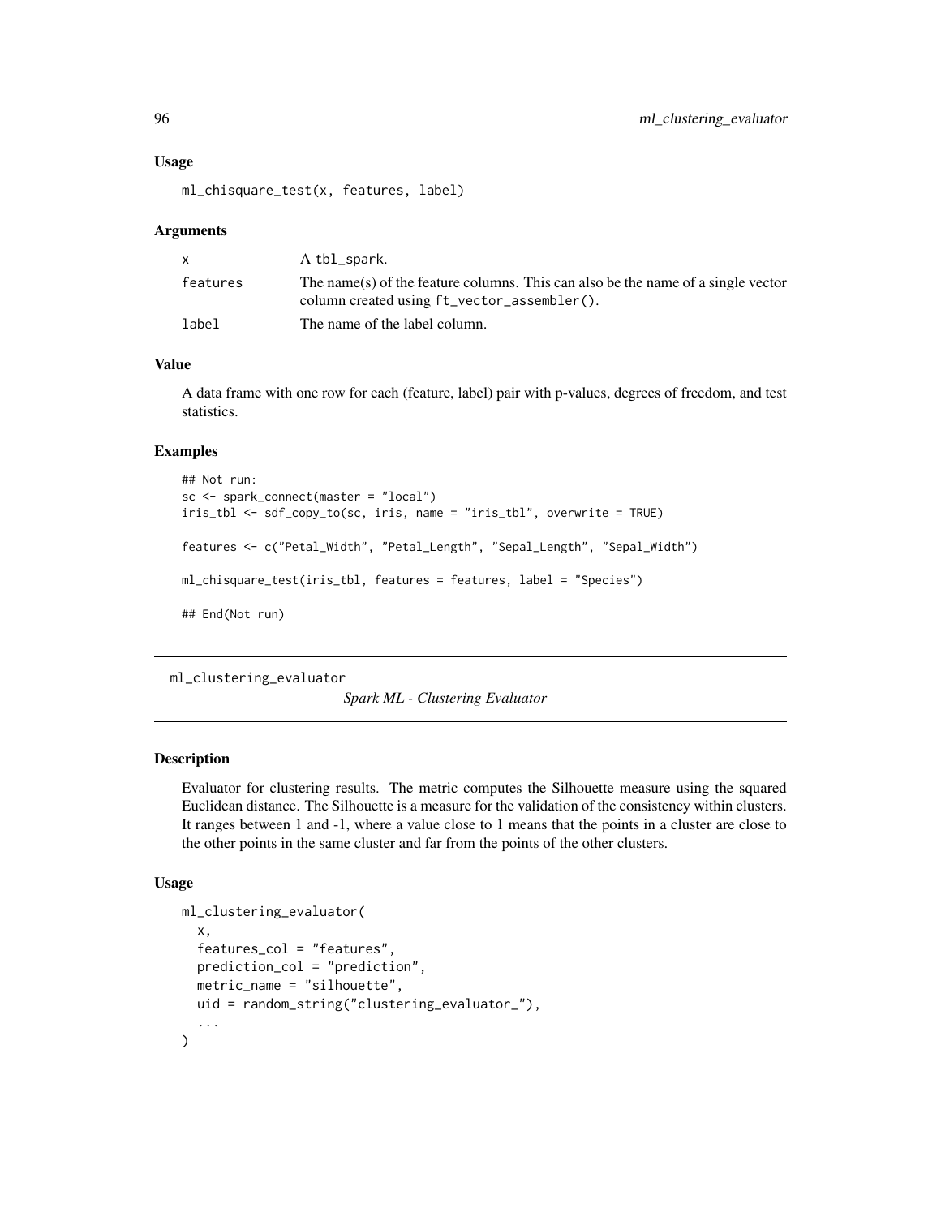### Usage

```
ml_chisquare_test(x, features, label)
```

### Arguments

| | |
|---|---|
| x | A tbl_spark. |
| features | The name(s) of the feature columns. This can also be the name of a single vector column created using ft_vector_assembler(). |
| label | The name of the label column. |

### Value

A data frame with one row for each (feature, label) pair with p-values, degrees of freedom, and test statistics.

### Examples

```
## Not run:
sc <- spark_connect(master = "local")
iris_tbl <- sdf_copy_to(sc, iris, name = "iris_tbl", overwrite = TRUE)

features <- c("Petal_Width", "Petal_Length", "Sepal_Length", "Sepal_Width")

ml_chisquare_test(iris_tbl, features = features, label = "Species")

## End(Not run)
```

---

## ml_clustering_evaluator

*Spark ML - Clustering Evaluator*

---

### Description

Evaluator for clustering results. The metric computes the Silhouette measure using the squared Euclidean distance. The Silhouette is a measure for the validation of the consistency within clusters. It ranges between 1 and -1, where a value close to 1 means that the points in a cluster are close to the other points in the same cluster and far from the points of the other clusters.

### Usage

```
ml_clustering_evaluator(
  x,
  features_col = "features",
  prediction_col = "prediction",
  metric_name = "silhouette",
  uid = random_string("clustering_evaluator_"),
  ...
)
```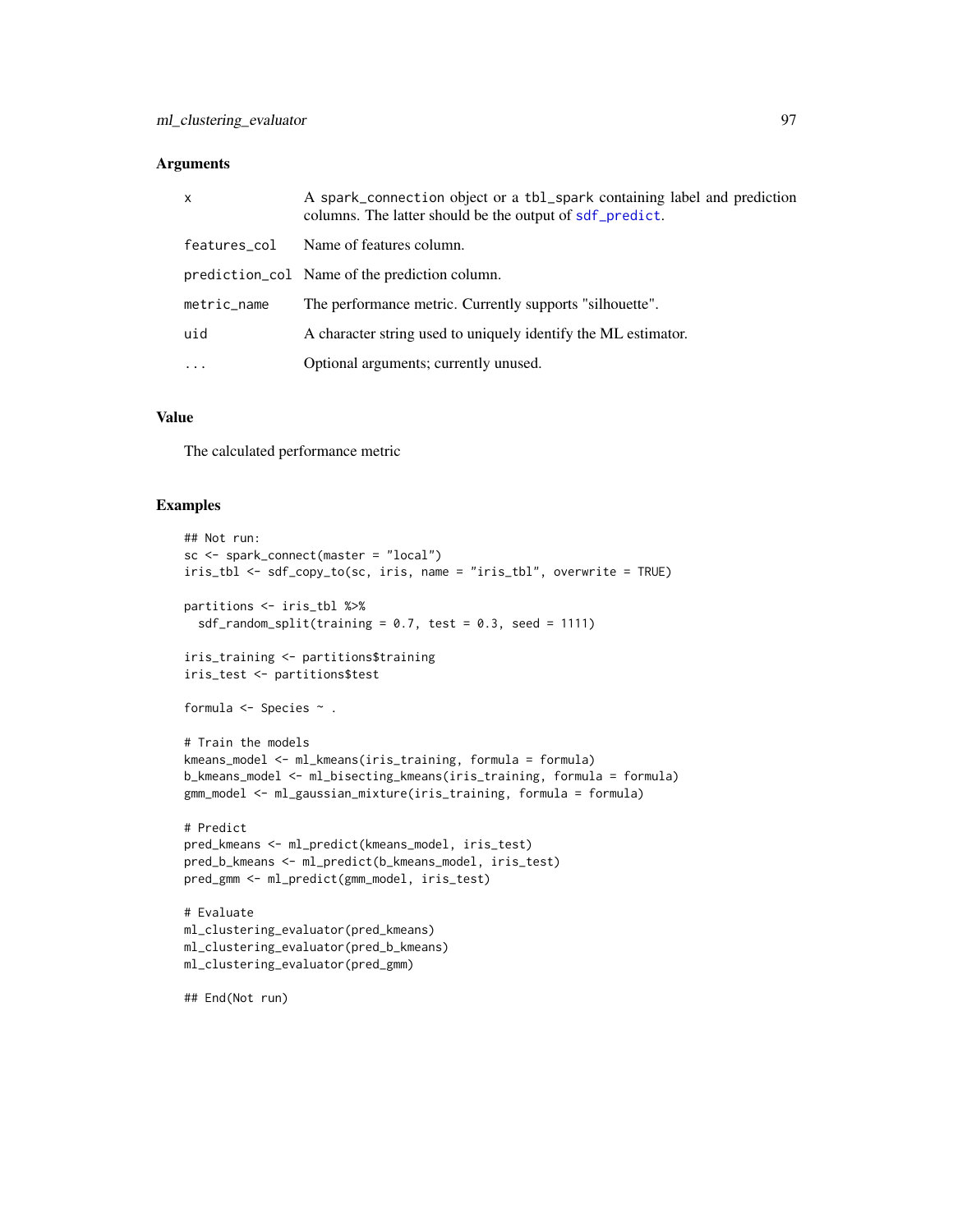### Arguments

| | |
|---|---|
| x | A spark_connection object or a tbl_spark containing label and prediction columns. The latter should be the output of sdf_predict. |
| features_col | Name of features column. |
| prediction_col | Name of the prediction column. |
| metric_name | The performance metric. Currently supports "silhouette". |
| uid | A character string used to uniquely identify the ML estimator. |
| ... | Optional arguments; currently unused. |

### Value

The calculated performance metric

### Examples

```
## Not run:
sc <- spark_connect(master = "local")
iris_tbl <- sdf_copy_to(sc, iris, name = "iris_tbl", overwrite = TRUE)

partitions <- iris_tbl %>%
  sdf_random_split(training = 0.7, test = 0.3, seed = 1111)

iris_training <- partitions$training
iris_test <- partitions$test

formula <- Species ~ .

# Train the models
kmeans_model <- ml_kmeans(iris_training, formula = formula)
b_kmeans_model <- ml_bisecting_kmeans(iris_training, formula = formula)
gmm_model <- ml_gaussian_mixture(iris_training, formula = formula)

# Predict
pred_kmeans <- ml_predict(kmeans_model, iris_test)
pred_b_kmeans <- ml_predict(b_kmeans_model, iris_test)
pred_gmm <- ml_predict(gmm_model, iris_test)

# Evaluate
ml_clustering_evaluator(pred_kmeans)
ml_clustering_evaluator(pred_b_kmeans)
ml_clustering_evaluator(pred_gmm)

## End(Not run)
```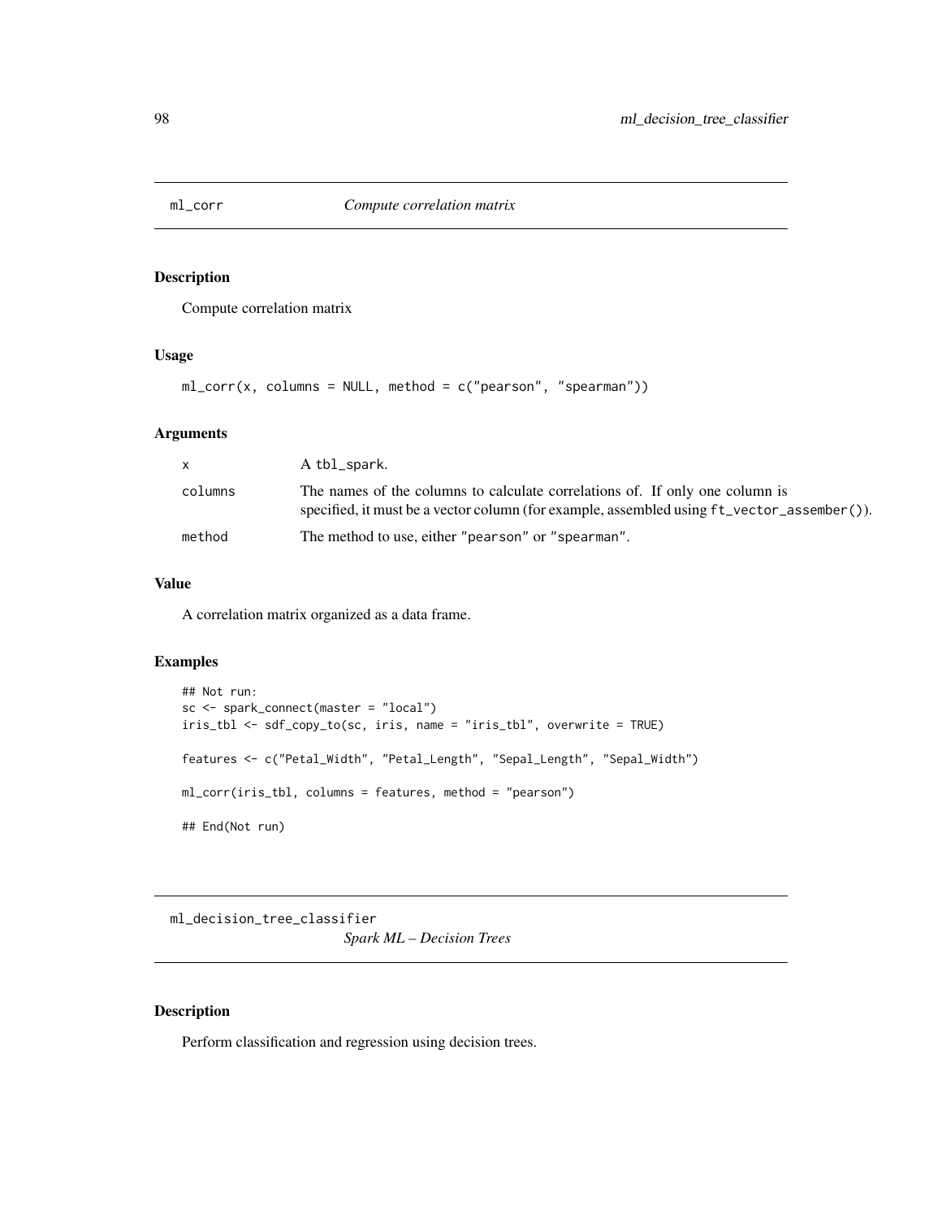## ml_corr *Compute correlation matrix*

### Description

Compute correlation matrix

### Usage

```
ml_corr(x, columns = NULL, method = c("pearson", "spearman"))
```

### Arguments

| | |
|---|---|
| x | A tbl_spark. |
| columns | The names of the columns to calculate correlations of. If only one column is specified, it must be a vector column (for example, assembled using ft_vector_assember()). |
| method | The method to use, either "pearson" or "spearman". |

### Value

A correlation matrix organized as a data frame.

### Examples

```
## Not run:
sc <- spark_connect(master = "local")
iris_tbl <- sdf_copy_to(sc, iris, name = "iris_tbl", overwrite = TRUE)

features <- c("Petal_Width", "Petal_Length", "Sepal_Length", "Sepal_Width")

ml_corr(iris_tbl, columns = features, method = "pearson")

## End(Not run)
```

## ml_decision_tree_classifier *Spark ML – Decision Trees*

### Description

Perform classification and regression using decision trees.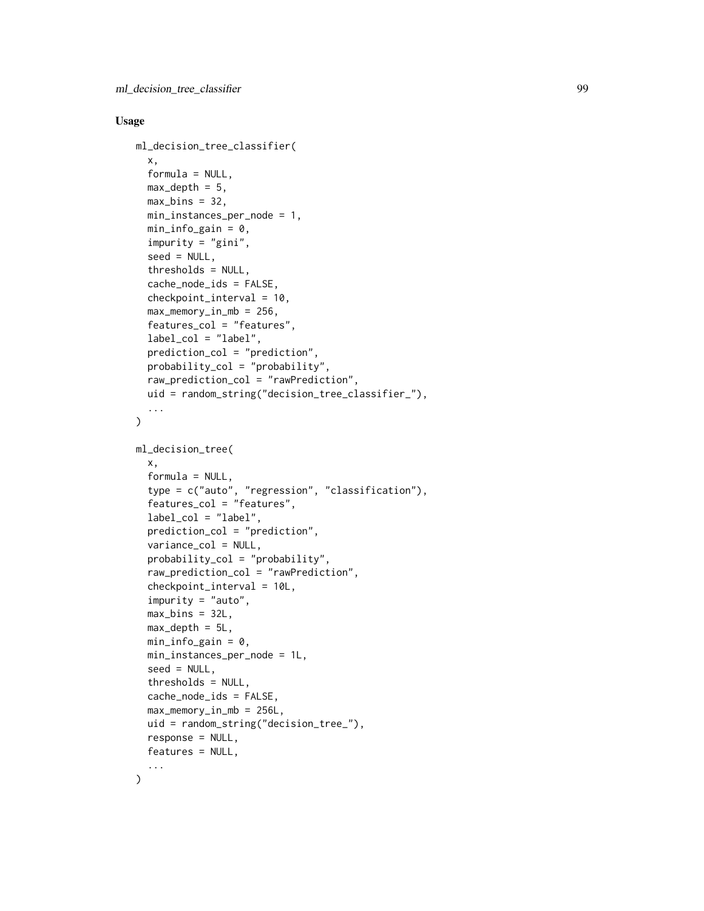## Usage

```
ml_decision_tree_classifier(
  x,
  formula = NULL,
  max_depth = 5,
  max_bins = 32,
  min_instances_per_node = 1,
  min_info_gain = 0,
  impurity = "gini",
  seed = NULL,
  thresholds = NULL,
  cache_node_ids = FALSE,
  checkpoint_interval = 10,
  max_memory_in_mb = 256,
  features_col = "features",
  label_col = "label",
  prediction_col = "prediction",
  probability_col = "probability",
  raw_prediction_col = "rawPrediction",
  uid = random_string("decision_tree_classifier_"),
  ...
)

ml_decision_tree(
  x,
  formula = NULL,
  type = c("auto", "regression", "classification"),
  features_col = "features",
  label_col = "label",
  prediction_col = "prediction",
  variance_col = NULL,
  probability_col = "probability",
  raw_prediction_col = "rawPrediction",
  checkpoint_interval = 10L,
  impurity = "auto",
  max_bins = 32L,
  max_depth = 5L,
  min_info_gain = 0,
  min_instances_per_node = 1L,
  seed = NULL,
  thresholds = NULL,
  cache_node_ids = FALSE,
  max_memory_in_mb = 256L,
  uid = random_string("decision_tree_"),
  response = NULL,
  features = NULL,
  ...
)
```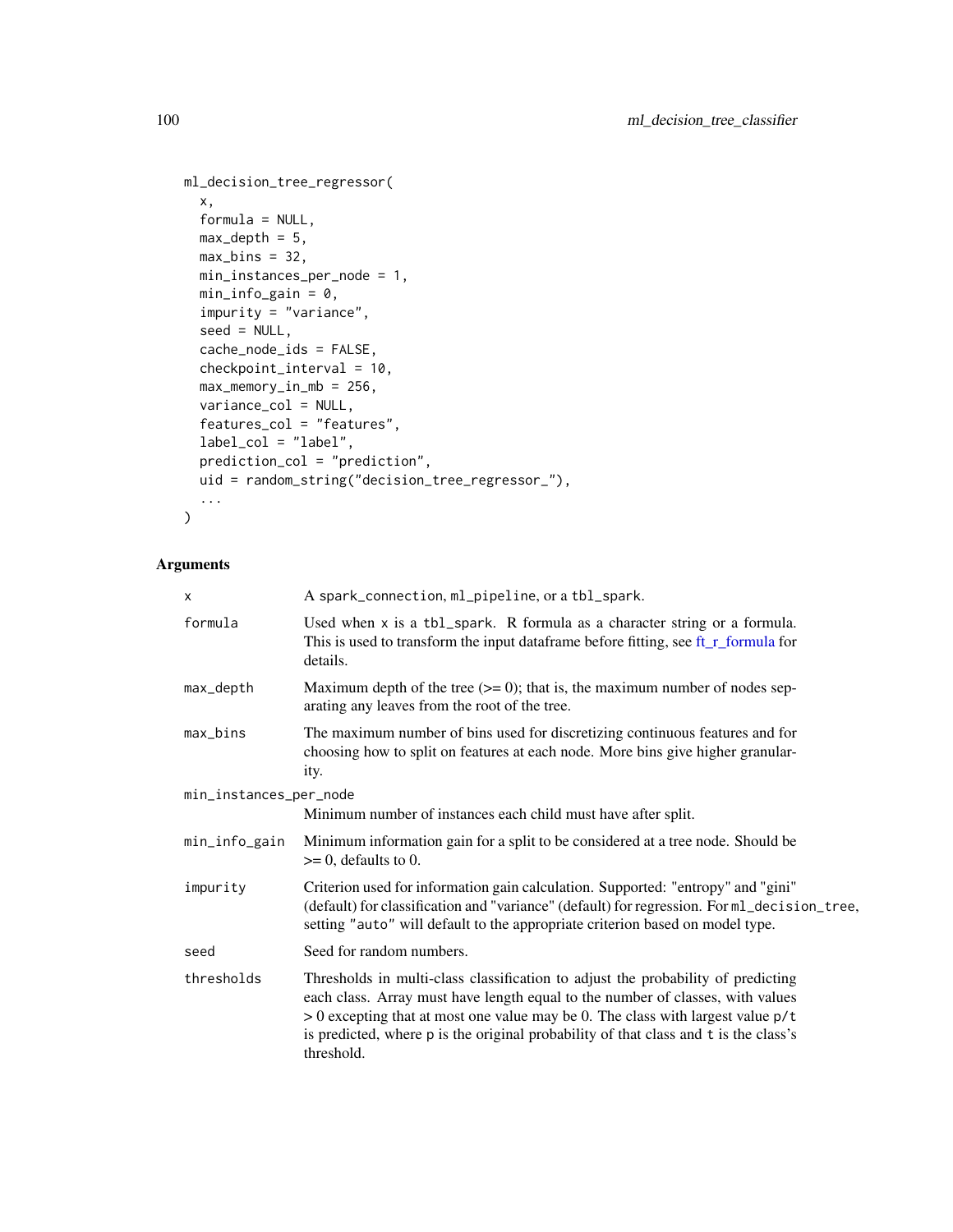```
ml_decision_tree_regressor(
  x,
  formula = NULL,
  max_depth = 5,
  max_bins = 32,
  min_instances_per_node = 1,
  min_info_gain = 0,
  impurity = "variance",
  seed = NULL,
  cache_node_ids = FALSE,
  checkpoint_interval = 10,
  max_memory_in_mb = 256,
  variance_col = NULL,
  features_col = "features",
  label_col = "label",
  prediction_col = "prediction",
  uid = random_string("decision_tree_regressor_"),
  ...
)
```

## Arguments

| | |
|---|---|
| x | A spark_connection, ml_pipeline, or a tbl_spark. |
| formula | Used when x is a tbl_spark. R formula as a character string or a formula. This is used to transform the input dataframe before fitting, see ft_r_formula for details. |
| max_depth | Maximum depth of the tree (>= 0); that is, the maximum number of nodes separating any leaves from the root of the tree. |
| max_bins | The maximum number of bins used for discretizing continuous features and for choosing how to split on features at each node. More bins give higher granularity. |
| min_instances_per_node | Minimum number of instances each child must have after split. |
| min_info_gain | Minimum information gain for a split to be considered at a tree node. Should be >= 0, defaults to 0. |
| impurity | Criterion used for information gain calculation. Supported: "entropy" and "gini" (default) for classification and "variance" (default) for regression. For ml_decision_tree, setting "auto" will default to the appropriate criterion based on model type. |
| seed | Seed for random numbers. |
| thresholds | Thresholds in multi-class classification to adjust the probability of predicting each class. Array must have length equal to the number of classes, with values > 0 excepting that at most one value may be 0. The class with largest value p/t is predicted, where p is the original probability of that class and t is the class's threshold. |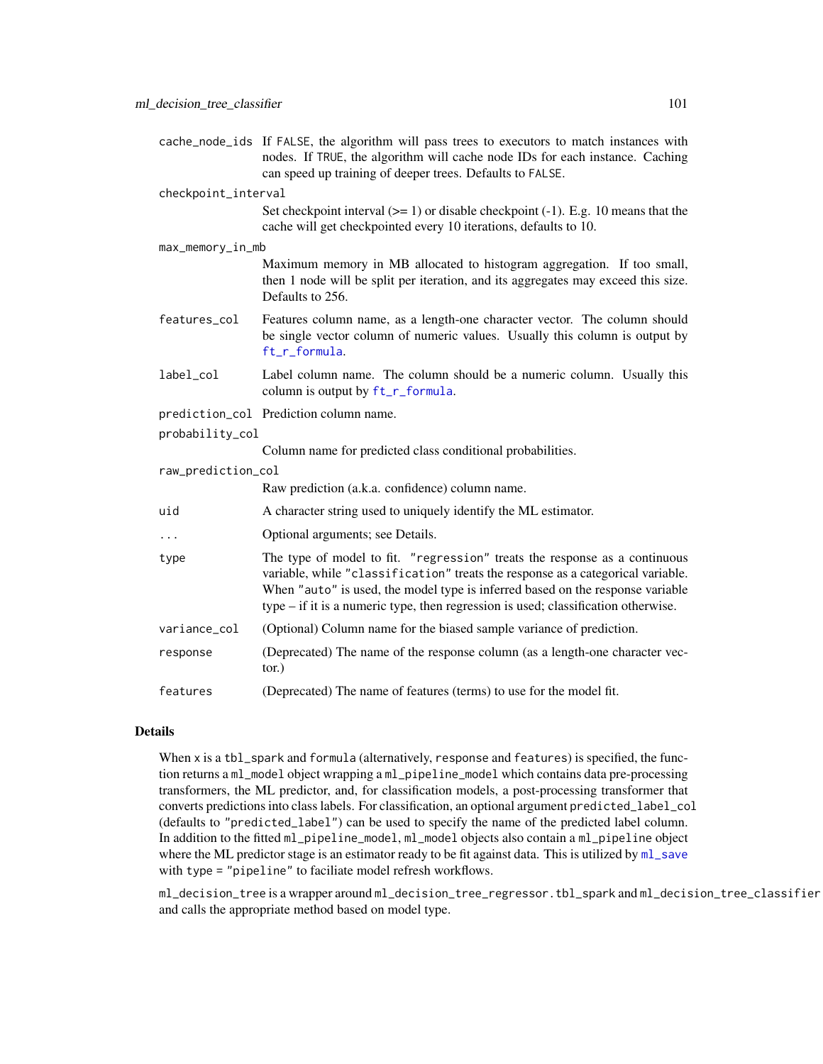| | |
|---|---|
| `cache_node_ids` | If `FALSE`, the algorithm will pass trees to executors to match instances with nodes. If `TRUE`, the algorithm will cache node IDs for each instance. Caching can speed up training of deeper trees. Defaults to `FALSE`. |
| `checkpoint_interval` | Set checkpoint interval (>= 1) or disable checkpoint (-1). E.g. 10 means that the cache will get checkpointed every 10 iterations, defaults to 10. |
| `max_memory_in_mb` | Maximum memory in MB allocated to histogram aggregation. If too small, then 1 node will be split per iteration, and its aggregates may exceed this size. Defaults to 256. |
| `features_col` | Features column name, as a length-one character vector. The column should be single vector column of numeric values. Usually this column is output by `ft_r_formula`. |
| `label_col` | Label column name. The column should be a numeric column. Usually this column is output by `ft_r_formula`. |
| `prediction_col` | Prediction column name. |
| `probability_col` | Column name for predicted class conditional probabilities. |
| `raw_prediction_col` | Raw prediction (a.k.a. confidence) column name. |
| `uid` | A character string used to uniquely identify the ML estimator. |
| `...` | Optional arguments; see Details. |
| `type` | The type of model to fit. `"regression"` treats the response as a continuous variable, while `"classification"` treats the response as a categorical variable. When `"auto"` is used, the model type is inferred based on the response variable type – if it is a numeric type, then regression is used; classification otherwise. |
| `variance_col` | (Optional) Column name for the biased sample variance of prediction. |
| `response` | (Deprecated) The name of the response column (as a length-one character vector.) |
| `features` | (Deprecated) The name of features (terms) to use for the model fit. |

## Details

When `x` is a `tbl_spark` and `formula` (alternatively, `response` and `features`) is specified, the function returns a `ml_model` object wrapping a `ml_pipeline_model` which contains data pre-processing transformers, the ML predictor, and, for classification models, a post-processing transformer that converts predictions into class labels. For classification, an optional argument `predicted_label_col` (defaults to `"predicted_label"`) can be used to specify the name of the predicted label column. In addition to the fitted `ml_pipeline_model`, `ml_model` objects also contain a `ml_pipeline` object where the ML predictor stage is an estimator ready to be fit against data. This is utilized by `ml_save` with `type = "pipeline"` to faciliate model refresh workflows.

`ml_decision_tree` is a wrapper around `ml_decision_tree_regressor.tbl_spark` and `ml_decision_tree_classifier` and calls the appropriate method based on model type.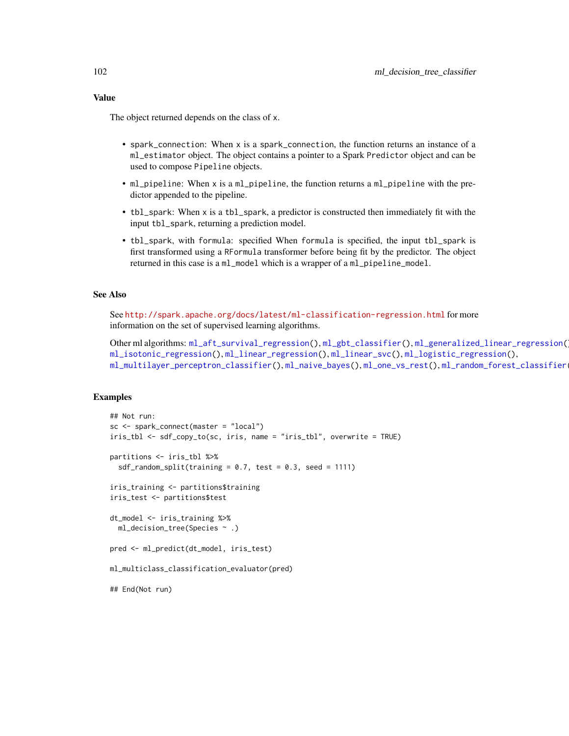## Value

The object returned depends on the class of x.

- spark_connection: When x is a spark_connection, the function returns an instance of a ml_estimator object. The object contains a pointer to a Spark Predictor object and can be used to compose Pipeline objects.
- ml_pipeline: When x is a ml_pipeline, the function returns a ml_pipeline with the predictor appended to the pipeline.
- tbl_spark: When x is a tbl_spark, a predictor is constructed then immediately fit with the input tbl_spark, returning a prediction model.
- tbl_spark, with formula: specified When formula is specified, the input tbl_spark is first transformed using a RFormula transformer before being fit by the predictor. The object returned in this case is a ml_model which is a wrapper of a ml_pipeline_model.

## See Also

See http://spark.apache.org/docs/latest/ml-classification-regression.html for more information on the set of supervised learning algorithms.

Other ml algorithms: ml_aft_survival_regression(), ml_gbt_classifier(), ml_generalized_linear_regression(), ml_isotonic_regression(), ml_linear_regression(), ml_linear_svc(), ml_logistic_regression(), ml_multilayer_perceptron_classifier(), ml_naive_bayes(), ml_one_vs_rest(), ml_random_forest_classifier()

## Examples

```
## Not run:
sc <- spark_connect(master = "local")
iris_tbl <- sdf_copy_to(sc, iris, name = "iris_tbl", overwrite = TRUE)

partitions <- iris_tbl %>%
  sdf_random_split(training = 0.7, test = 0.3, seed = 1111)

iris_training <- partitions$training
iris_test <- partitions$test

dt_model <- iris_training %>%
  ml_decision_tree(Species ~ .)

pred <- ml_predict(dt_model, iris_test)

ml_multiclass_classification_evaluator(pred)

## End(Not run)
```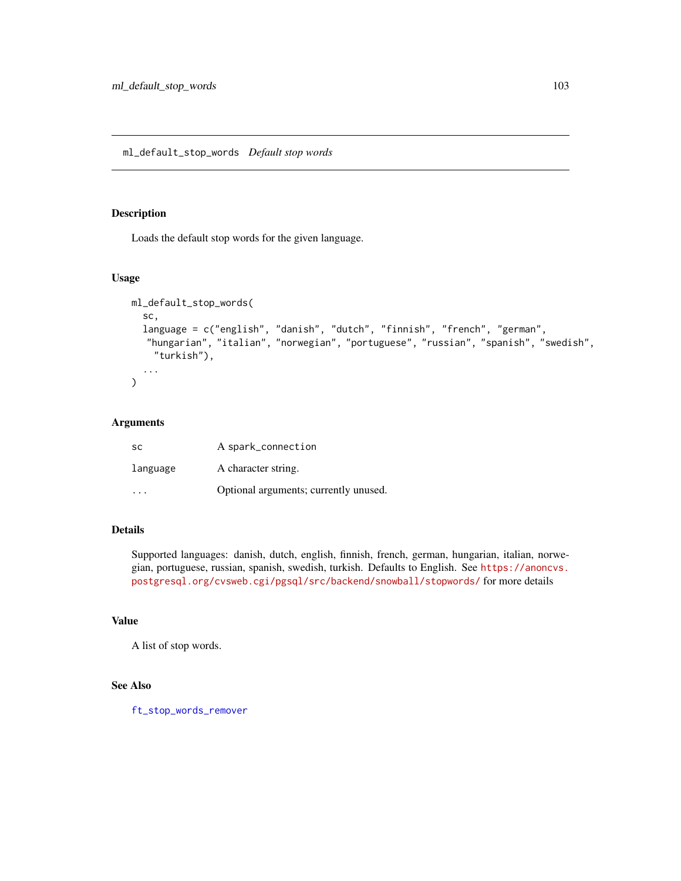## ml_default_stop_words *Default stop words*

### Description

Loads the default stop words for the given language.

### Usage

```
ml_default_stop_words(
  sc,
  language = c("english", "danish", "dutch", "finnish", "french", "german",
   "hungarian", "italian", "norwegian", "portuguese", "russian", "spanish", "swedish",
    "turkish"),
  ...
)
```

### Arguments

| | |
|---|---|
| sc | A spark_connection |
| language | A character string. |
| ... | Optional arguments; currently unused. |

### Details

Supported languages: danish, dutch, english, finnish, french, german, hungarian, italian, norwegian, portuguese, russian, spanish, swedish, turkish. Defaults to English. See https://anoncvs.postgresql.org/cvsweb.cgi/pgsql/src/backend/snowball/stopwords/ for more details

### Value

A list of stop words.

### See Also

ft_stop_words_remover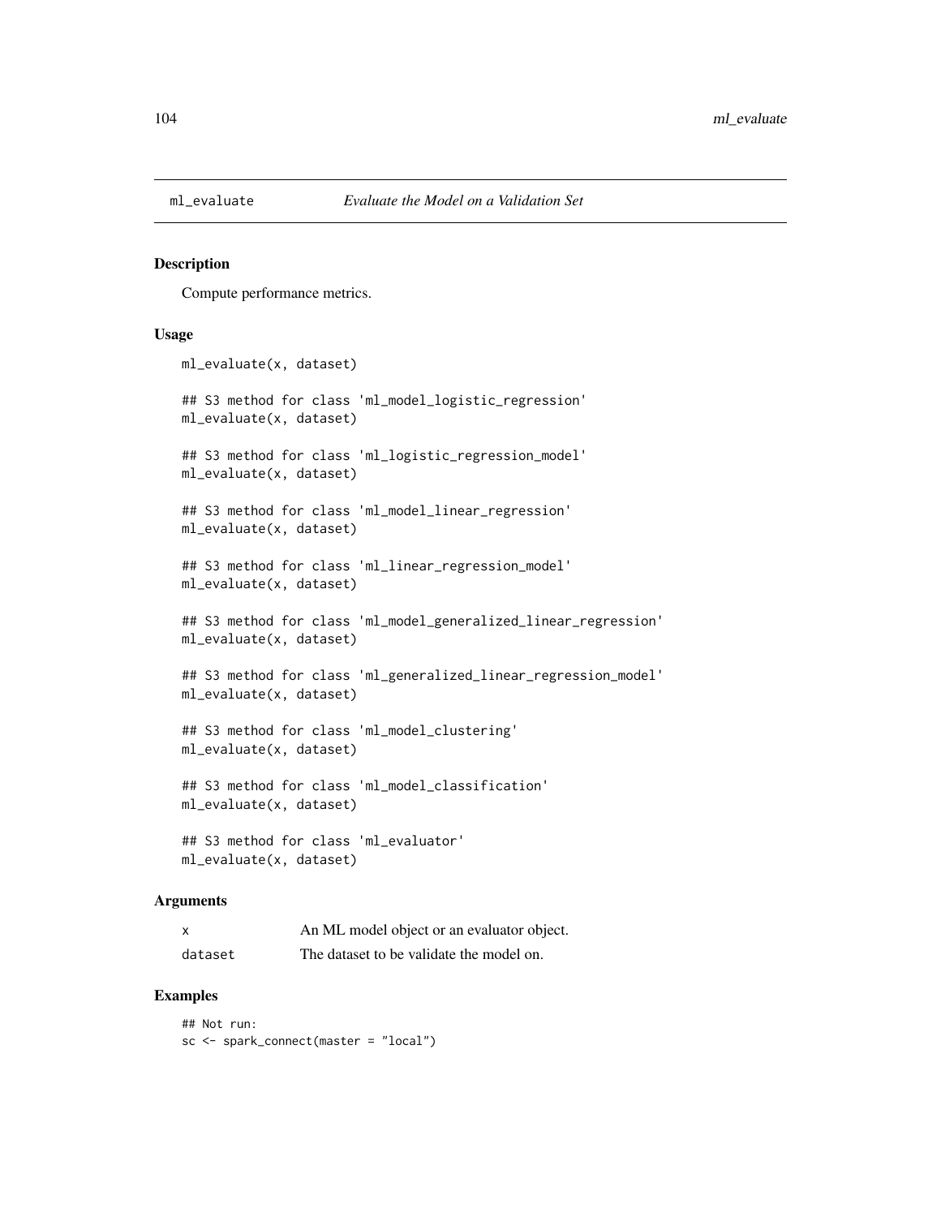ml_evaluate *Evaluate the Model on a Validation Set*

## Description

Compute performance metrics.

## Usage

```
ml_evaluate(x, dataset)

## S3 method for class 'ml_model_logistic_regression'
ml_evaluate(x, dataset)

## S3 method for class 'ml_logistic_regression_model'
ml_evaluate(x, dataset)

## S3 method for class 'ml_model_linear_regression'
ml_evaluate(x, dataset)

## S3 method for class 'ml_linear_regression_model'
ml_evaluate(x, dataset)

## S3 method for class 'ml_model_generalized_linear_regression'
ml_evaluate(x, dataset)

## S3 method for class 'ml_generalized_linear_regression_model'
ml_evaluate(x, dataset)

## S3 method for class 'ml_model_clustering'
ml_evaluate(x, dataset)

## S3 method for class 'ml_model_classification'
ml_evaluate(x, dataset)

## S3 method for class 'ml_evaluator'
ml_evaluate(x, dataset)
```

## Arguments

| | |
|---|---|
| x | An ML model object or an evaluator object. |
| dataset | The dataset to be validate the model on. |

## Examples

```
## Not run:
sc <- spark_connect(master = "local")
```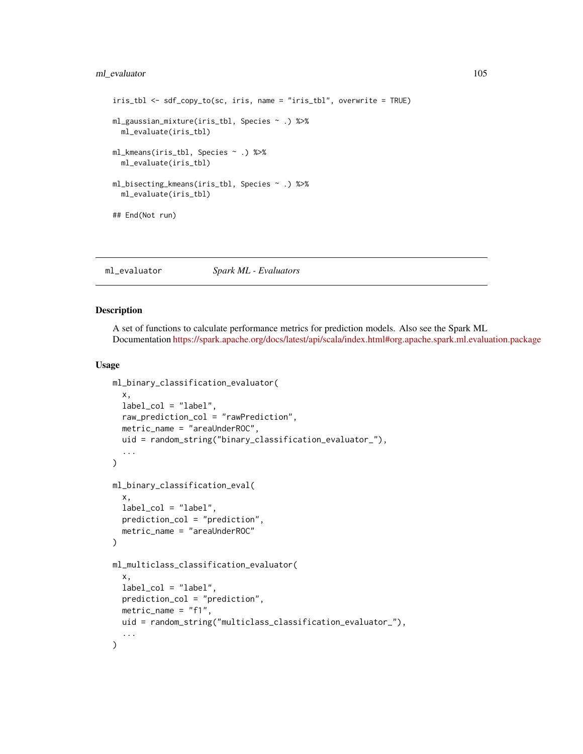```
iris_tbl <- sdf_copy_to(sc, iris, name = "iris_tbl", overwrite = TRUE)

ml_gaussian_mixture(iris_tbl, Species ~ .) %>%
  ml_evaluate(iris_tbl)

ml_kmeans(iris_tbl, Species ~ .) %>%
  ml_evaluate(iris_tbl)

ml_bisecting_kmeans(iris_tbl, Species ~ .) %>%
  ml_evaluate(iris_tbl)

## End(Not run)
```

---

`ml_evaluator` *Spark ML - Evaluators*

---

## Description

A set of functions to calculate performance metrics for prediction models. Also see the Spark ML Documentation https://spark.apache.org/docs/latest/api/scala/index.html#org.apache.spark.ml.evaluation.package

## Usage

```
ml_binary_classification_evaluator(
  x,
  label_col = "label",
  raw_prediction_col = "rawPrediction",
  metric_name = "areaUnderROC",
  uid = random_string("binary_classification_evaluator_"),
  ...
)

ml_binary_classification_eval(
  x,
  label_col = "label",
  prediction_col = "prediction",
  metric_name = "areaUnderROC"
)

ml_multiclass_classification_evaluator(
  x,
  label_col = "label",
  prediction_col = "prediction",
  metric_name = "f1",
  uid = random_string("multiclass_classification_evaluator_"),
  ...
)
```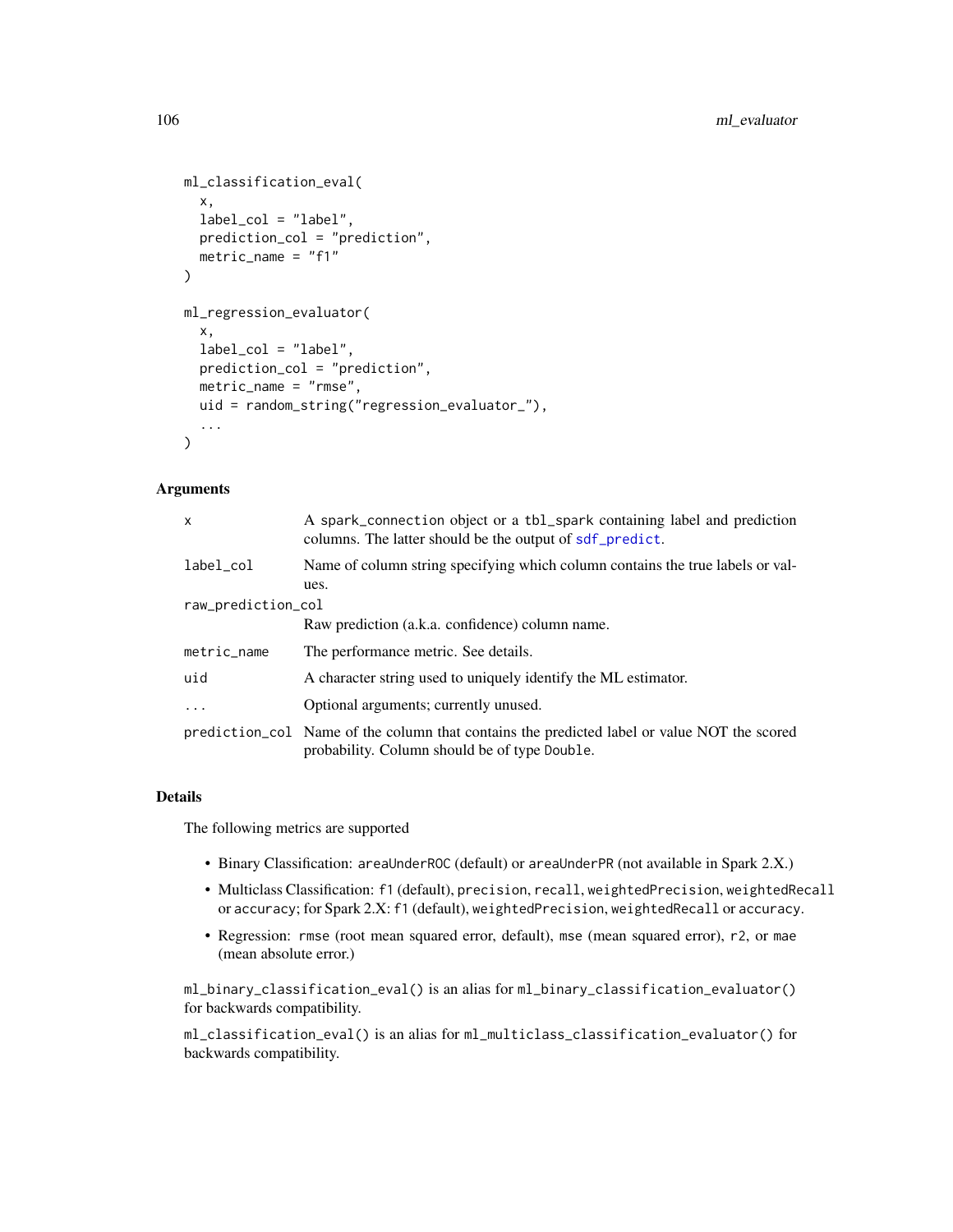```
ml_classification_eval(
  x,
  label_col = "label",
  prediction_col = "prediction",
  metric_name = "f1"
)

ml_regression_evaluator(
  x,
  label_col = "label",
  prediction_col = "prediction",
  metric_name = "rmse",
  uid = random_string("regression_evaluator_"),
  ...
)
```

### Arguments

| | |
|---|---|
| x | A spark_connection object or a tbl_spark containing label and prediction columns. The latter should be the output of sdf_predict. |
| label_col | Name of column string specifying which column contains the true labels or values. |
| raw_prediction_col | Raw prediction (a.k.a. confidence) column name. |
| metric_name | The performance metric. See details. |
| uid | A character string used to uniquely identify the ML estimator. |
| ... | Optional arguments; currently unused. |
| prediction_col | Name of the column that contains the predicted label or value NOT the scored probability. Column should be of type Double. |

### Details

The following metrics are supported

- Binary Classification: areaUnderROC (default) or areaUnderPR (not available in Spark 2.X.)
- Multiclass Classification: f1 (default), precision, recall, weightedPrecision, weightedRecall or accuracy; for Spark 2.X: f1 (default), weightedPrecision, weightedRecall or accuracy.
- Regression: rmse (root mean squared error, default), mse (mean squared error), r2, or mae (mean absolute error.)

ml_binary_classification_eval() is an alias for ml_binary_classification_evaluator() for backwards compatibility.

ml_classification_eval() is an alias for ml_multiclass_classification_evaluator() for backwards compatibility.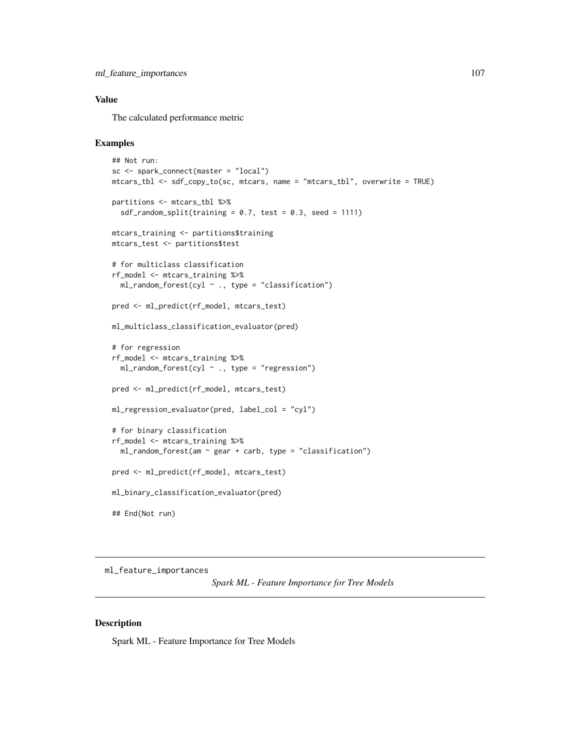## Value

The calculated performance metric

## Examples

```
## Not run:
sc <- spark_connect(master = "local")
mtcars_tbl <- sdf_copy_to(sc, mtcars, name = "mtcars_tbl", overwrite = TRUE)

partitions <- mtcars_tbl %>%
  sdf_random_split(training = 0.7, test = 0.3, seed = 1111)

mtcars_training <- partitions$training
mtcars_test <- partitions$test

# for multiclass classification
rf_model <- mtcars_training %>%
  ml_random_forest(cyl ~ ., type = "classification")

pred <- ml_predict(rf_model, mtcars_test)

ml_multiclass_classification_evaluator(pred)

# for regression
rf_model <- mtcars_training %>%
  ml_random_forest(cyl ~ ., type = "regression")

pred <- ml_predict(rf_model, mtcars_test)

ml_regression_evaluator(pred, label_col = "cyl")

# for binary classification
rf_model <- mtcars_training %>%
  ml_random_forest(am ~ gear + carb, type = "classification")

pred <- ml_predict(rf_model, mtcars_test)

ml_binary_classification_evaluator(pred)

## End(Not run)
```

---

# ml_feature_importances — *Spark ML - Feature Importance for Tree Models*

---

## Description

Spark ML - Feature Importance for Tree Models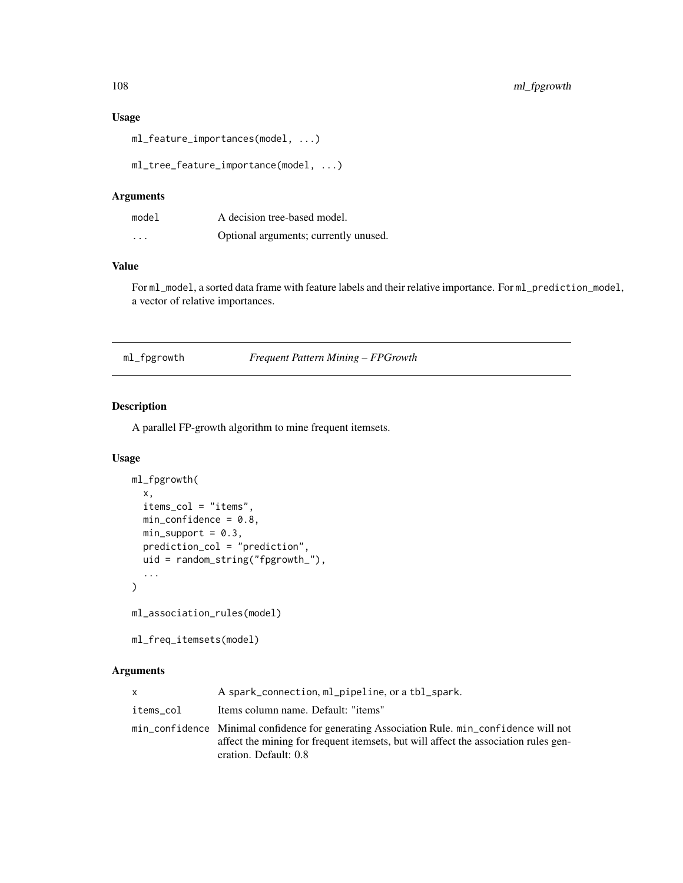### Usage

```
ml_feature_importances(model, ...)

ml_tree_feature_importance(model, ...)
```

### Arguments

| | |
|---|---|
| model | A decision tree-based model. |
| ... | Optional arguments; currently unused. |

### Value

For `ml_model`, a sorted data frame with feature labels and their relative importance. For `ml_prediction_model`, a vector of relative importances.

---

## ml_fpgrowth *Frequent Pattern Mining – FPGrowth*

### Description

A parallel FP-growth algorithm to mine frequent itemsets.

### Usage

```
ml_fpgrowth(
  x,
  items_col = "items",
  min_confidence = 0.8,
  min_support = 0.3,
  prediction_col = "prediction",
  uid = random_string("fpgrowth_"),
  ...
)

ml_association_rules(model)

ml_freq_itemsets(model)
```

### Arguments

| | |
|---|---|
| x | A `spark_connection`, `ml_pipeline`, or a `tbl_spark`. |
| items_col | Items column name. Default: "items" |
| min_confidence | Minimal confidence for generating Association Rule. `min_confidence` will not affect the mining for frequent itemsets, but will affect the association rules generation. Default: 0.8 |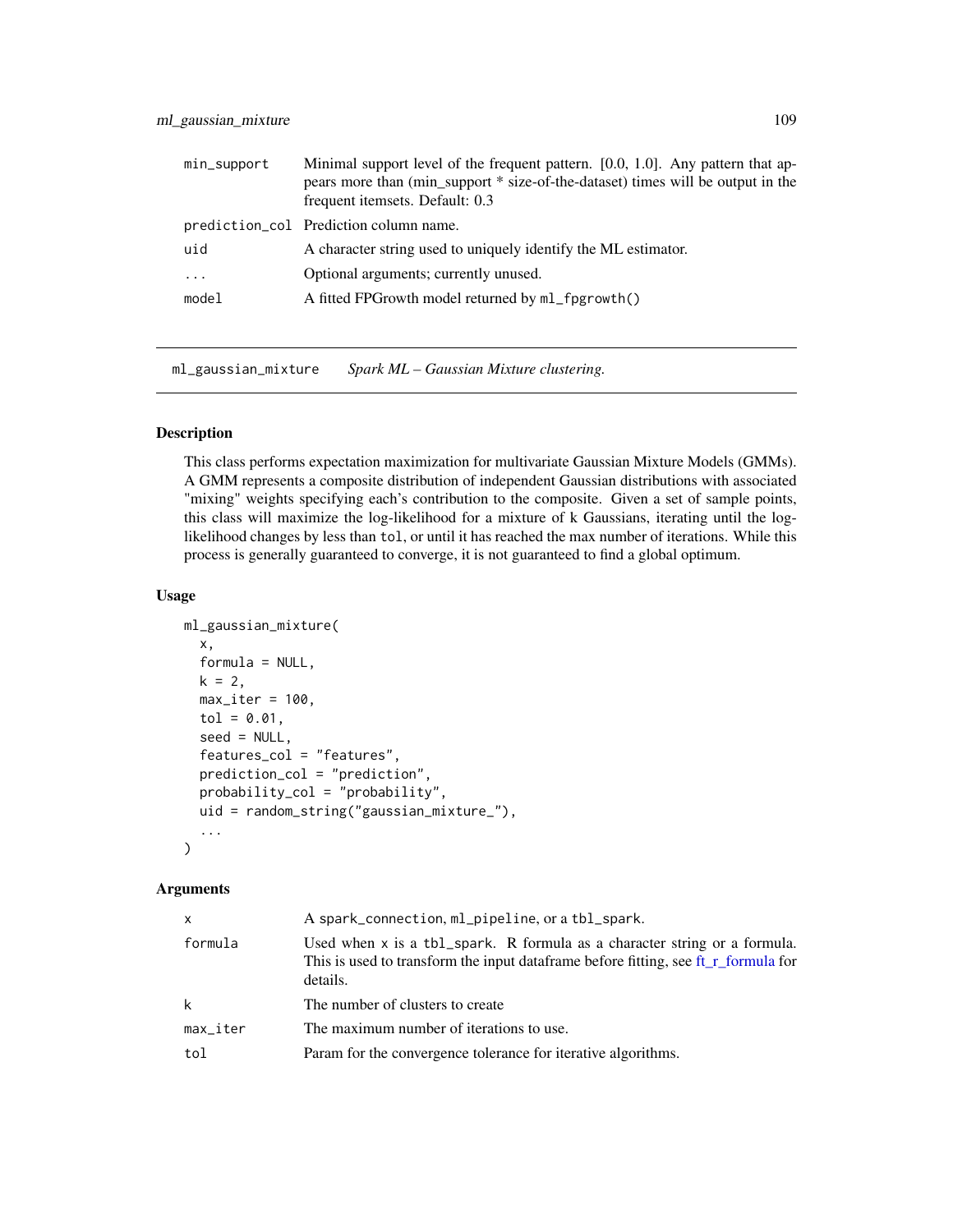| | |
|---|---|
| min_support | Minimal support level of the frequent pattern. [0.0, 1.0]. Any pattern that appears more than (min_support * size-of-the-dataset) times will be output in the frequent itemsets. Default: 0.3 |
| prediction_col | Prediction column name. |
| uid | A character string used to uniquely identify the ML estimator. |
| ... | Optional arguments; currently unused. |
| model | A fitted FPGrowth model returned by `ml_fpgrowth()` |

---

## ml_gaussian_mixture    *Spark ML – Gaussian Mixture clustering.*

### Description

This class performs expectation maximization for multivariate Gaussian Mixture Models (GMMs). A GMM represents a composite distribution of independent Gaussian distributions with associated "mixing" weights specifying each's contribution to the composite. Given a set of sample points, this class will maximize the log-likelihood for a mixture of k Gaussians, iterating until the log-likelihood changes by less than `tol`, or until it has reached the max number of iterations. While this process is generally guaranteed to converge, it is not guaranteed to find a global optimum.

### Usage

```
ml_gaussian_mixture(
  x,
  formula = NULL,
  k = 2,
  max_iter = 100,
  tol = 0.01,
  seed = NULL,
  features_col = "features",
  prediction_col = "prediction",
  probability_col = "probability",
  uid = random_string("gaussian_mixture_"),
  ...
)
```

### Arguments

| | |
|---|---|
| x | A `spark_connection`, `ml_pipeline`, or a `tbl_spark`. |
| formula | Used when `x` is a `tbl_spark`. R formula as a character string or a formula. This is used to transform the input dataframe before fitting, see ft_r_formula for details. |
| k | The number of clusters to create |
| max_iter | The maximum number of iterations to use. |
| tol | Param for the convergence tolerance for iterative algorithms. |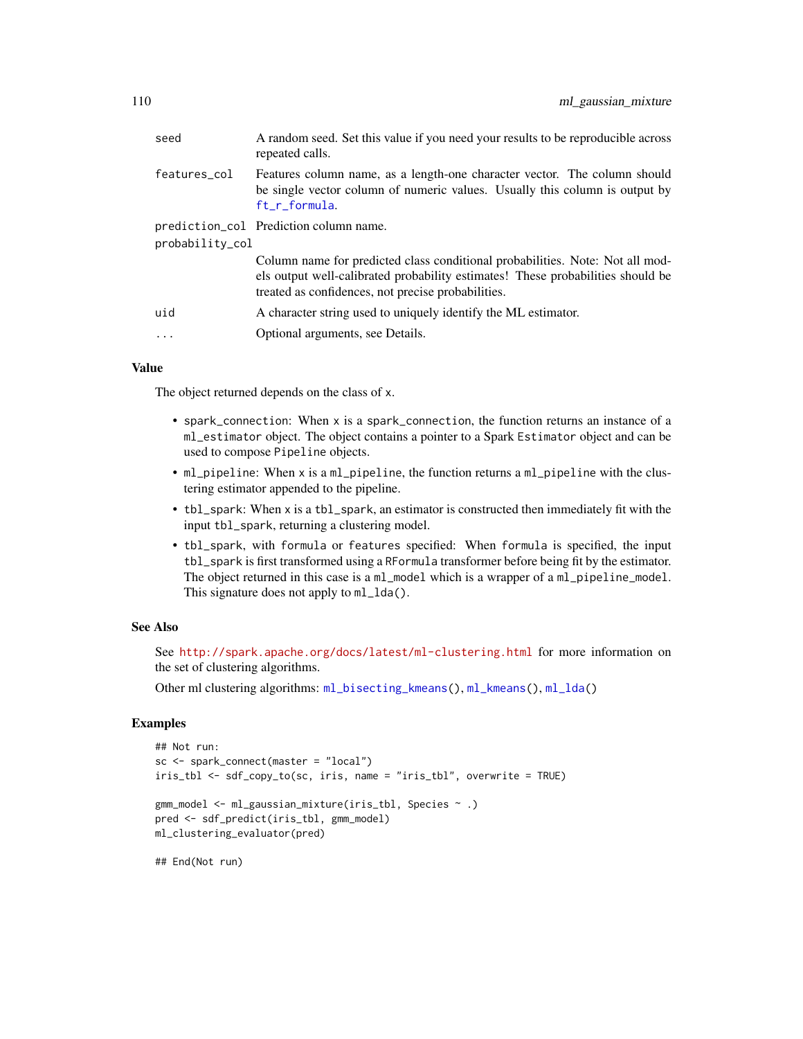| | |
|---|---|
| seed | A random seed. Set this value if you need your results to be reproducible across repeated calls. |
| features_col | Features column name, as a length-one character vector. The column should be single vector column of numeric values. Usually this column is output by ft_r_formula. |
| prediction_col | Prediction column name. |
| probability_col | Column name for predicted class conditional probabilities. Note: Not all models output well-calibrated probability estimates! These probabilities should be treated as confidences, not precise probabilities. |
| uid | A character string used to uniquely identify the ML estimator. |
| ... | Optional arguments, see Details. |

### Value

The object returned depends on the class of x.

- spark_connection: When x is a spark_connection, the function returns an instance of a ml_estimator object. The object contains a pointer to a Spark Estimator object and can be used to compose Pipeline objects.
- ml_pipeline: When x is a ml_pipeline, the function returns a ml_pipeline with the clustering estimator appended to the pipeline.
- tbl_spark: When x is a tbl_spark, an estimator is constructed then immediately fit with the input tbl_spark, returning a clustering model.
- tbl_spark, with formula or features specified: When formula is specified, the input tbl_spark is first transformed using a RFormula transformer before being fit by the estimator. The object returned in this case is a ml_model which is a wrapper of a ml_pipeline_model. This signature does not apply to ml_lda().

### See Also

See http://spark.apache.org/docs/latest/ml-clustering.html for more information on the set of clustering algorithms.

Other ml clustering algorithms: ml_bisecting_kmeans(), ml_kmeans(), ml_lda()

### Examples

```
## Not run:
sc <- spark_connect(master = "local")
iris_tbl <- sdf_copy_to(sc, iris, name = "iris_tbl", overwrite = TRUE)

gmm_model <- ml_gaussian_mixture(iris_tbl, Species ~ .)
pred <- sdf_predict(iris_tbl, gmm_model)
ml_clustering_evaluator(pred)

## End(Not run)
```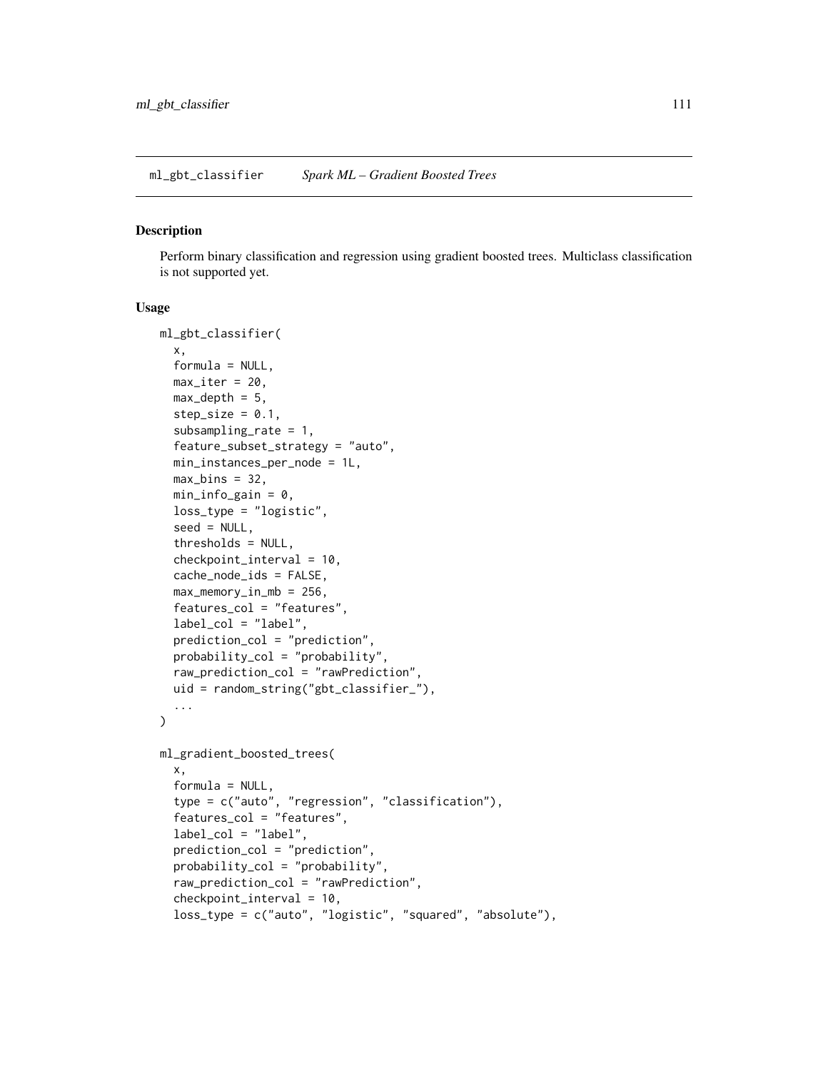ml_gbt_classifier    *Spark ML – Gradient Boosted Trees*

## Description

Perform binary classification and regression using gradient boosted trees. Multiclass classification is not supported yet.

## Usage

```
ml_gbt_classifier(
  x,
  formula = NULL,
  max_iter = 20,
  max_depth = 5,
  step_size = 0.1,
  subsampling_rate = 1,
  feature_subset_strategy = "auto",
  min_instances_per_node = 1L,
  max_bins = 32,
  min_info_gain = 0,
  loss_type = "logistic",
  seed = NULL,
  thresholds = NULL,
  checkpoint_interval = 10,
  cache_node_ids = FALSE,
  max_memory_in_mb = 256,
  features_col = "features",
  label_col = "label",
  prediction_col = "prediction",
  probability_col = "probability",
  raw_prediction_col = "rawPrediction",
  uid = random_string("gbt_classifier_"),
  ...
)

ml_gradient_boosted_trees(
  x,
  formula = NULL,
  type = c("auto", "regression", "classification"),
  features_col = "features",
  label_col = "label",
  prediction_col = "prediction",
  probability_col = "probability",
  raw_prediction_col = "rawPrediction",
  checkpoint_interval = 10,
  loss_type = c("auto", "logistic", "squared", "absolute"),
```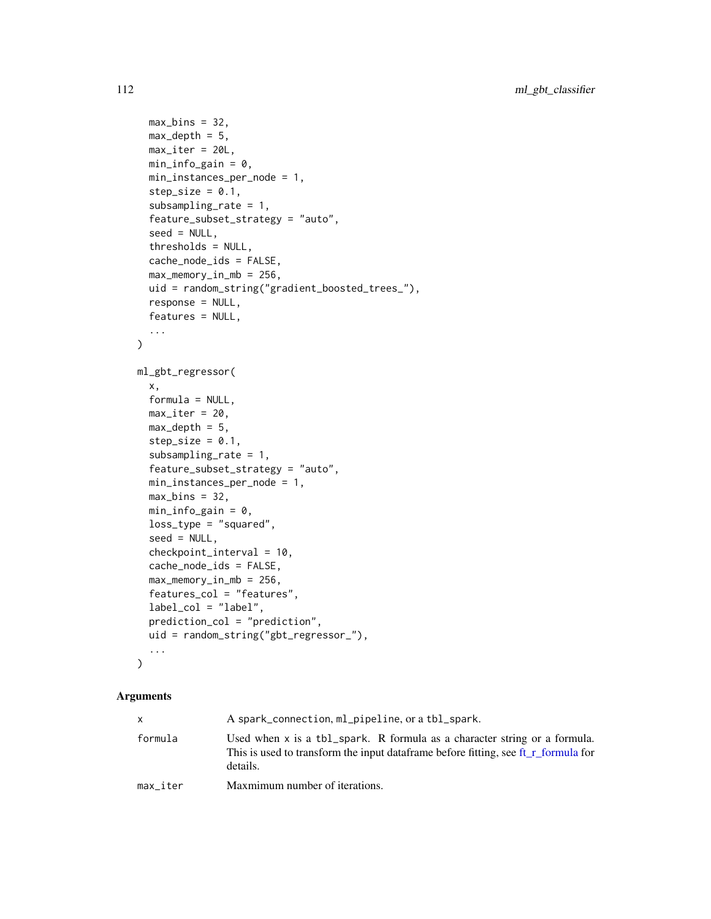```
  max_bins = 32,
  max_depth = 5,
  max_iter = 20L,
  min_info_gain = 0,
  min_instances_per_node = 1,
  step_size = 0.1,
  subsampling_rate = 1,
  feature_subset_strategy = "auto",
  seed = NULL,
  thresholds = NULL,
  cache_node_ids = FALSE,
  max_memory_in_mb = 256,
  uid = random_string("gradient_boosted_trees_"),
  response = NULL,
  features = NULL,
  ...
)

ml_gbt_regressor(
  x,
  formula = NULL,
  max_iter = 20,
  max_depth = 5,
  step_size = 0.1,
  subsampling_rate = 1,
  feature_subset_strategy = "auto",
  min_instances_per_node = 1,
  max_bins = 32,
  min_info_gain = 0,
  loss_type = "squared",
  seed = NULL,
  checkpoint_interval = 10,
  cache_node_ids = FALSE,
  max_memory_in_mb = 256,
  features_col = "features",
  label_col = "label",
  prediction_col = "prediction",
  uid = random_string("gbt_regressor_"),
  ...
)
```

## Arguments

| | |
|---|---|
| x | A `spark_connection`, `ml_pipeline`, or a `tbl_spark`. |
| formula | Used when x is a `tbl_spark`. R formula as a character string or a formula. This is used to transform the input dataframe before fitting, see ft_r_formula for details. |
| max_iter | Maxmimum number of iterations. |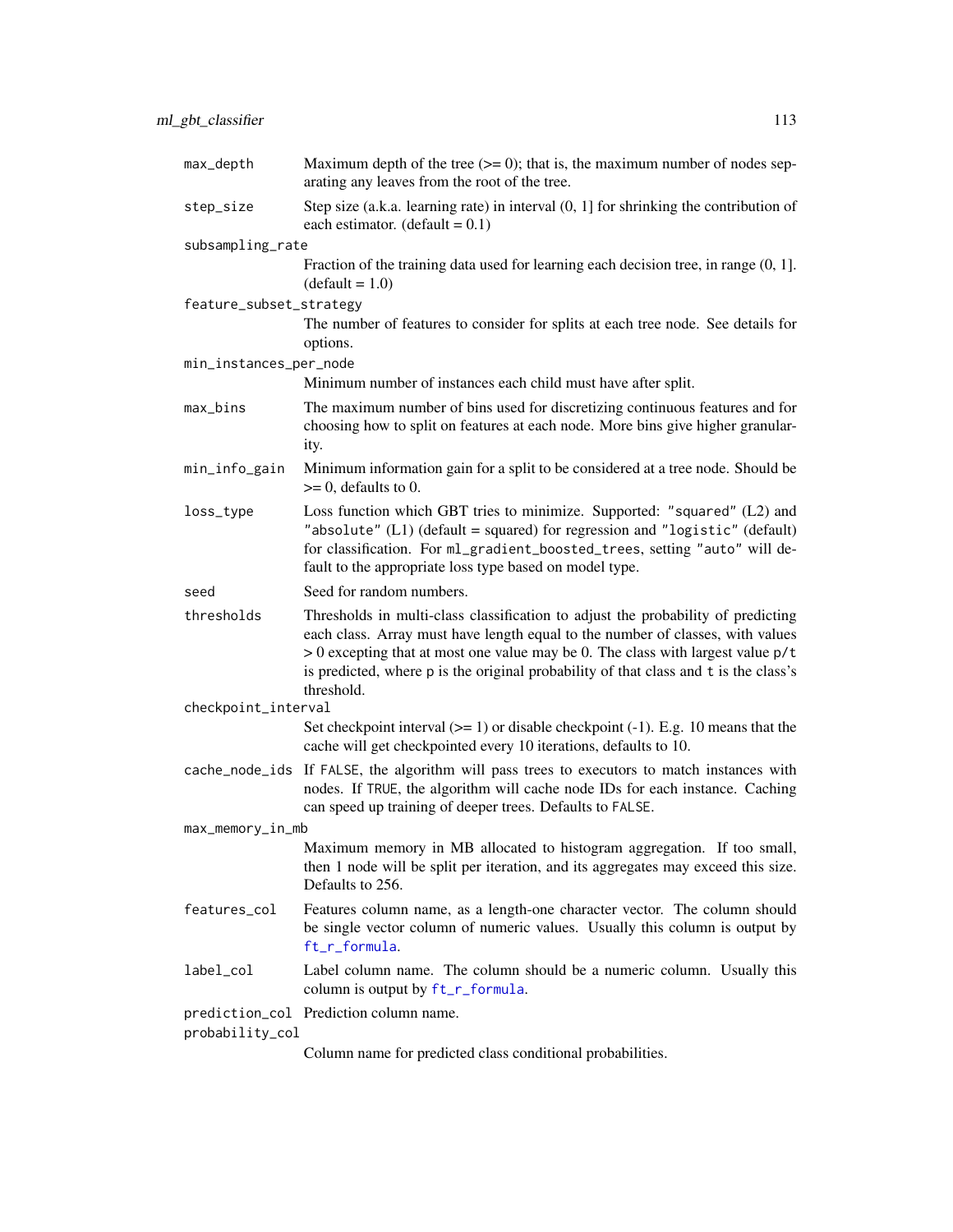| | |
|---|---|
| `max_depth` | Maximum depth of the tree (>= 0); that is, the maximum number of nodes separating any leaves from the root of the tree. |
| `step_size` | Step size (a.k.a. learning rate) in interval (0, 1] for shrinking the contribution of each estimator. (default = 0.1) |
| `subsampling_rate` | Fraction of the training data used for learning each decision tree, in range (0, 1]. (default = 1.0) |
| `feature_subset_strategy` | The number of features to consider for splits at each tree node. See details for options. |
| `min_instances_per_node` | Minimum number of instances each child must have after split. |
| `max_bins` | The maximum number of bins used for discretizing continuous features and for choosing how to split on features at each node. More bins give higher granularity. |
| `min_info_gain` | Minimum information gain for a split to be considered at a tree node. Should be >= 0, defaults to 0. |
| `loss_type` | Loss function which GBT tries to minimize. Supported: `"squared"` (L2) and `"absolute"` (L1) (default = squared) for regression and `"logistic"` (default) for classification. For `ml_gradient_boosted_trees`, setting `"auto"` will default to the appropriate loss type based on model type. |
| `seed` | Seed for random numbers. |
| `thresholds` | Thresholds in multi-class classification to adjust the probability of predicting each class. Array must have length equal to the number of classes, with values > 0 excepting that at most one value may be 0. The class with largest value `p/t` is predicted, where `p` is the original probability of that class and `t` is the class's threshold. |
| `checkpoint_interval` | Set checkpoint interval (>= 1) or disable checkpoint (-1). E.g. 10 means that the cache will get checkpointed every 10 iterations, defaults to 10. |
| `cache_node_ids` | If `FALSE`, the algorithm will pass trees to executors to match instances with nodes. If `TRUE`, the algorithm will cache node IDs for each instance. Caching can speed up training of deeper trees. Defaults to `FALSE`. |
| `max_memory_in_mb` | Maximum memory in MB allocated to histogram aggregation. If too small, then 1 node will be split per iteration, and its aggregates may exceed this size. Defaults to 256. |
| `features_col` | Features column name, as a length-one character vector. The column should be single vector column of numeric values. Usually this column is output by `ft_r_formula`. |
| `label_col` | Label column name. The column should be a numeric column. Usually this column is output by `ft_r_formula`. |
| `prediction_col` | Prediction column name. |
| `probability_col` | Column name for predicted class conditional probabilities. |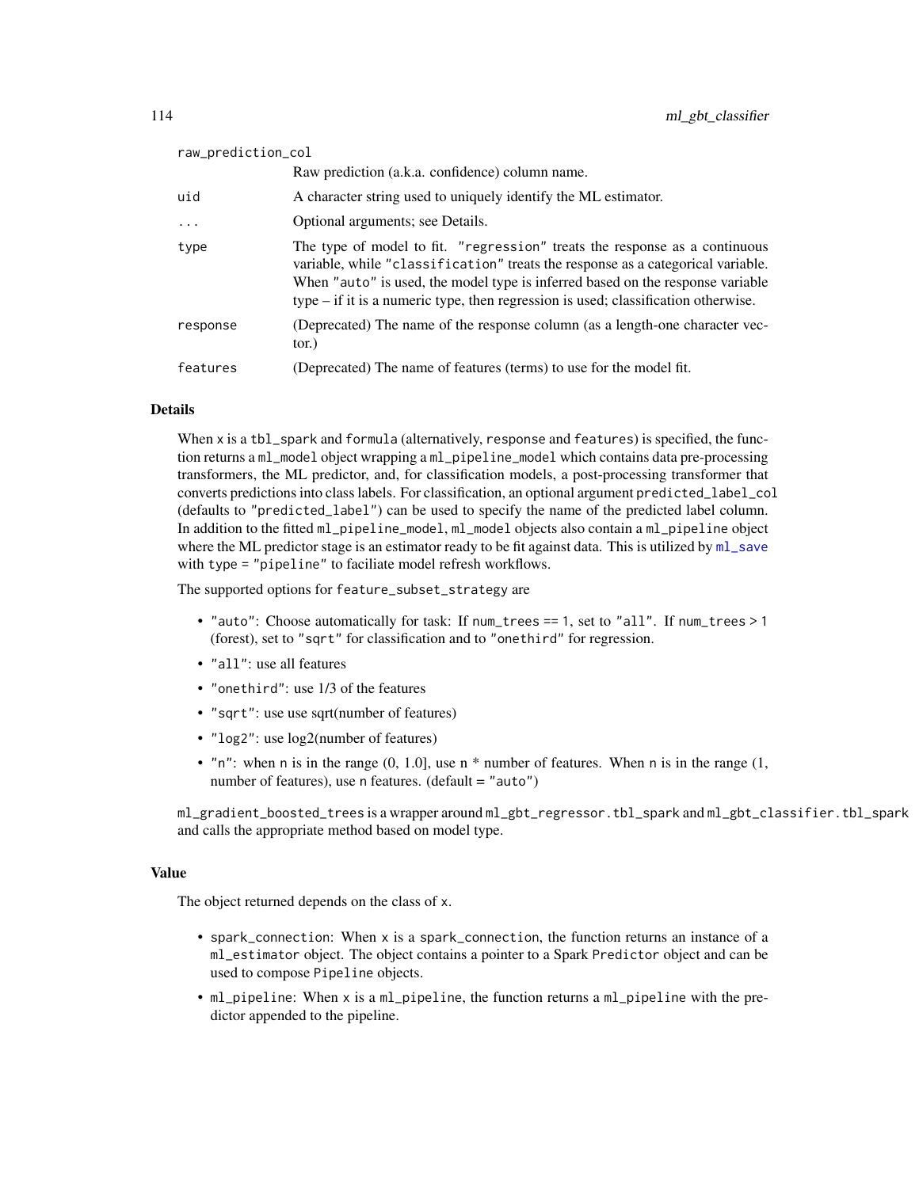| | |
|---|---|
| raw_prediction_col | Raw prediction (a.k.a. confidence) column name. |
| uid | A character string used to uniquely identify the ML estimator. |
| ... | Optional arguments; see Details. |
| type | The type of model to fit. "regression" treats the response as a continuous variable, while "classification" treats the response as a categorical variable. When "auto" is used, the model type is inferred based on the response variable type – if it is a numeric type, then regression is used; classification otherwise. |
| response | (Deprecated) The name of the response column (as a length-one character vector.) |
| features | (Deprecated) The name of features (terms) to use for the model fit. |

## Details

When x is a tbl_spark and formula (alternatively, response and features) is specified, the function returns a ml_model object wrapping a ml_pipeline_model which contains data pre-processing transformers, the ML predictor, and, for classification models, a post-processing transformer that converts predictions into class labels. For classification, an optional argument predicted_label_col (defaults to "predicted_label") can be used to specify the name of the predicted label column. In addition to the fitted ml_pipeline_model, ml_model objects also contain a ml_pipeline object where the ML predictor stage is an estimator ready to be fit against data. This is utilized by ml_save with type = "pipeline" to faciliate model refresh workflows.

The supported options for feature_subset_strategy are

- "auto": Choose automatically for task: If num_trees == 1, set to "all". If num_trees > 1 (forest), set to "sqrt" for classification and to "onethird" for regression.
- "all": use all features
- "onethird": use 1/3 of the features
- "sqrt": use use sqrt(number of features)
- "log2": use log2(number of features)
- "n": when n is in the range (0, 1.0], use n * number of features. When n is in the range (1, number of features), use n features. (default = "auto")

ml_gradient_boosted_trees is a wrapper around ml_gbt_regressor.tbl_spark and ml_gbt_classifier.tbl_spark and calls the appropriate method based on model type.

## Value

The object returned depends on the class of x.

- spark_connection: When x is a spark_connection, the function returns an instance of a ml_estimator object. The object contains a pointer to a Spark Predictor object and can be used to compose Pipeline objects.
- ml_pipeline: When x is a ml_pipeline, the function returns a ml_pipeline with the predictor appended to the pipeline.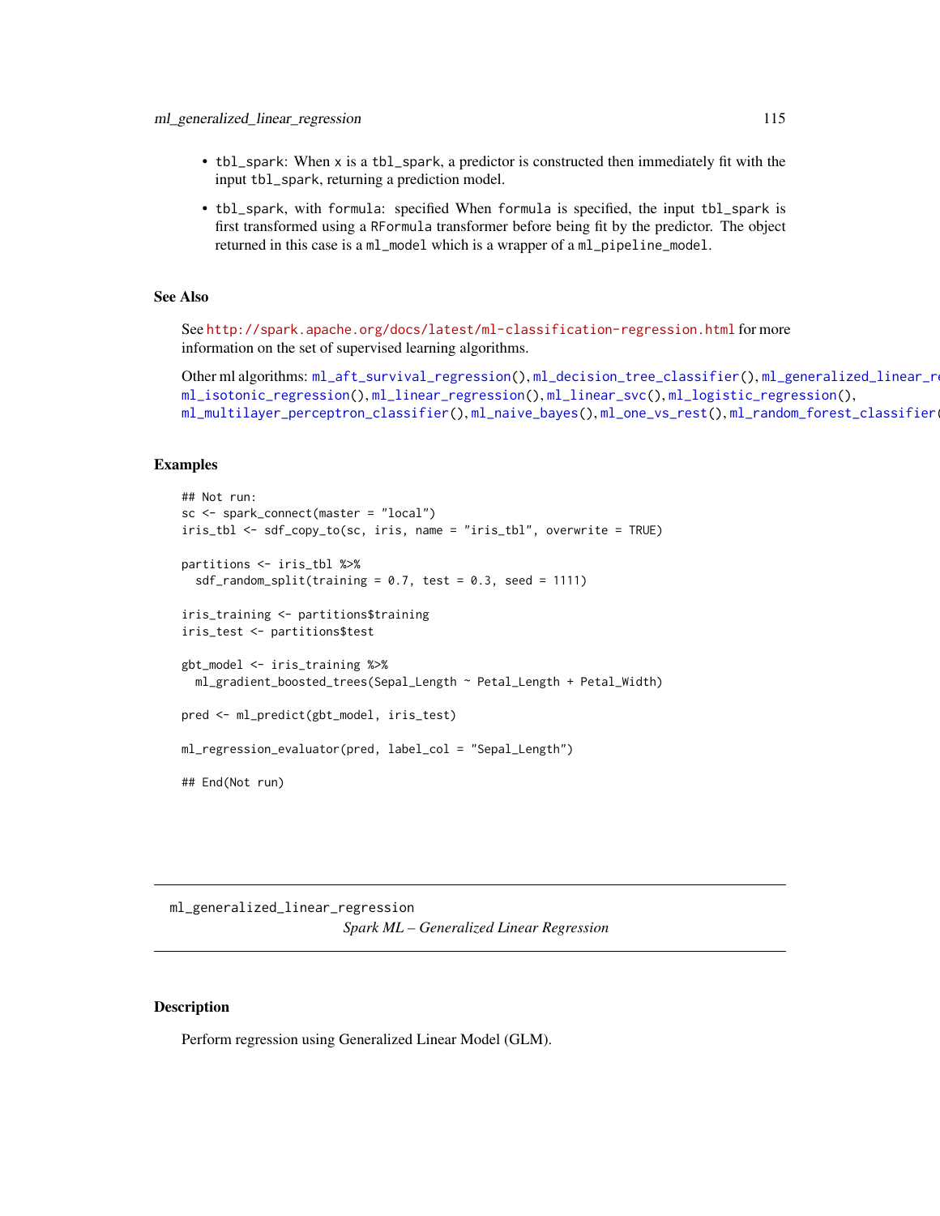- `tbl_spark`: When `x` is a `tbl_spark`, a predictor is constructed then immediately fit with the input `tbl_spark`, returning a prediction model.
- `tbl_spark`, with `formula`: specified When `formula` is specified, the input `tbl_spark` is first transformed using a `RFormula` transformer before being fit by the predictor. The object returned in this case is a `ml_model` which is a wrapper of a `ml_pipeline_model`.

## See Also

See http://spark.apache.org/docs/latest/ml-classification-regression.html for more information on the set of supervised learning algorithms.

Other ml algorithms: `ml_aft_survival_regression()`, `ml_decision_tree_classifier()`, `ml_generalized_linear_re` `ml_isotonic_regression()`, `ml_linear_regression()`, `ml_linear_svc()`, `ml_logistic_regression()`, `ml_multilayer_perceptron_classifier()`, `ml_naive_bayes()`, `ml_one_vs_rest()`, `ml_random_forest_classifier(`

## Examples

```
## Not run:
sc <- spark_connect(master = "local")
iris_tbl <- sdf_copy_to(sc, iris, name = "iris_tbl", overwrite = TRUE)

partitions <- iris_tbl %>%
  sdf_random_split(training = 0.7, test = 0.3, seed = 1111)

iris_training <- partitions$training
iris_test <- partitions$test

gbt_model <- iris_training %>%
  ml_gradient_boosted_trees(Sepal_Length ~ Petal_Length + Petal_Width)

pred <- ml_predict(gbt_model, iris_test)

ml_regression_evaluator(pred, label_col = "Sepal_Length")

## End(Not run)
```

---

# ml_generalized_linear_regression

*Spark ML – Generalized Linear Regression*

## Description

Perform regression using Generalized Linear Model (GLM).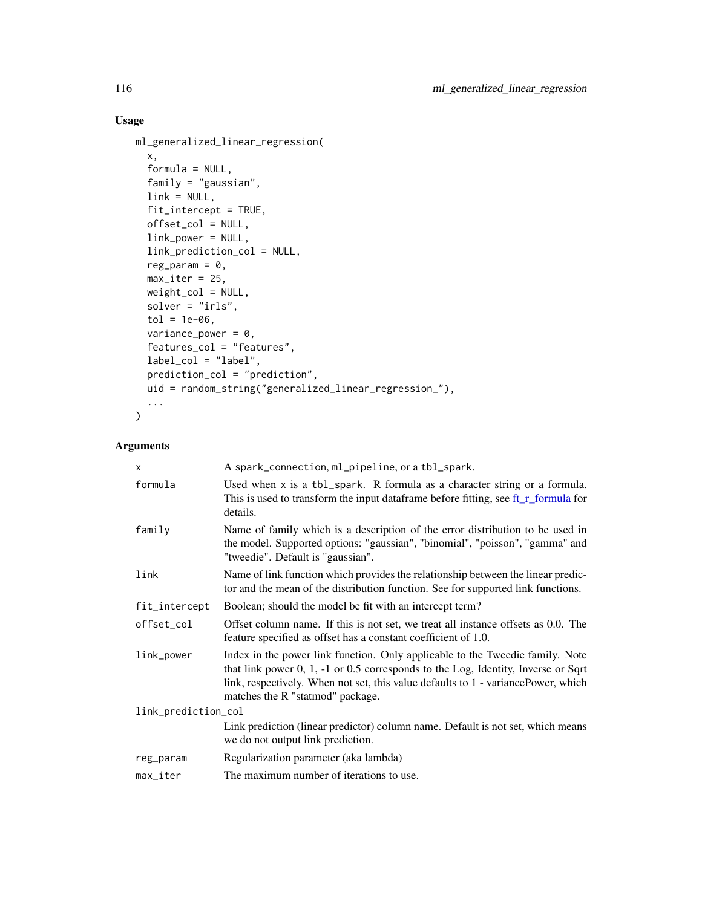## Usage

```
ml_generalized_linear_regression(
  x,
  formula = NULL,
  family = "gaussian",
  link = NULL,
  fit_intercept = TRUE,
  offset_col = NULL,
  link_power = NULL,
  link_prediction_col = NULL,
  reg_param = 0,
  max_iter = 25,
  weight_col = NULL,
  solver = "irls",
  tol = 1e-06,
  variance_power = 0,
  features_col = "features",
  label_col = "label",
  prediction_col = "prediction",
  uid = random_string("generalized_linear_regression_"),
  ...
)
```

## Arguments

| | |
|---|---|
| `x` | A `spark_connection`, `ml_pipeline`, or a `tbl_spark`. |
| `formula` | Used when `x` is a `tbl_spark`. R formula as a character string or a formula. This is used to transform the input dataframe before fitting, see ft_r_formula for details. |
| `family` | Name of family which is a description of the error distribution to be used in the model. Supported options: "gaussian", "binomial", "poisson", "gamma" and "tweedie". Default is "gaussian". |
| `link` | Name of link function which provides the relationship between the linear predictor and the mean of the distribution function. See for supported link functions. |
| `fit_intercept` | Boolean; should the model be fit with an intercept term? |
| `offset_col` | Offset column name. If this is not set, we treat all instance offsets as 0.0. The feature specified as offset has a constant coefficient of 1.0. |
| `link_power` | Index in the power link function. Only applicable to the Tweedie family. Note that link power 0, 1, -1 or 0.5 corresponds to the Log, Identity, Inverse or Sqrt link, respectively. When not set, this value defaults to 1 - variancePower, which matches the R "statmod" package. |
| `link_prediction_col` | Link prediction (linear predictor) column name. Default is not set, which means we do not output link prediction. |
| `reg_param` | Regularization parameter (aka lambda) |
| `max_iter` | The maximum number of iterations to use. |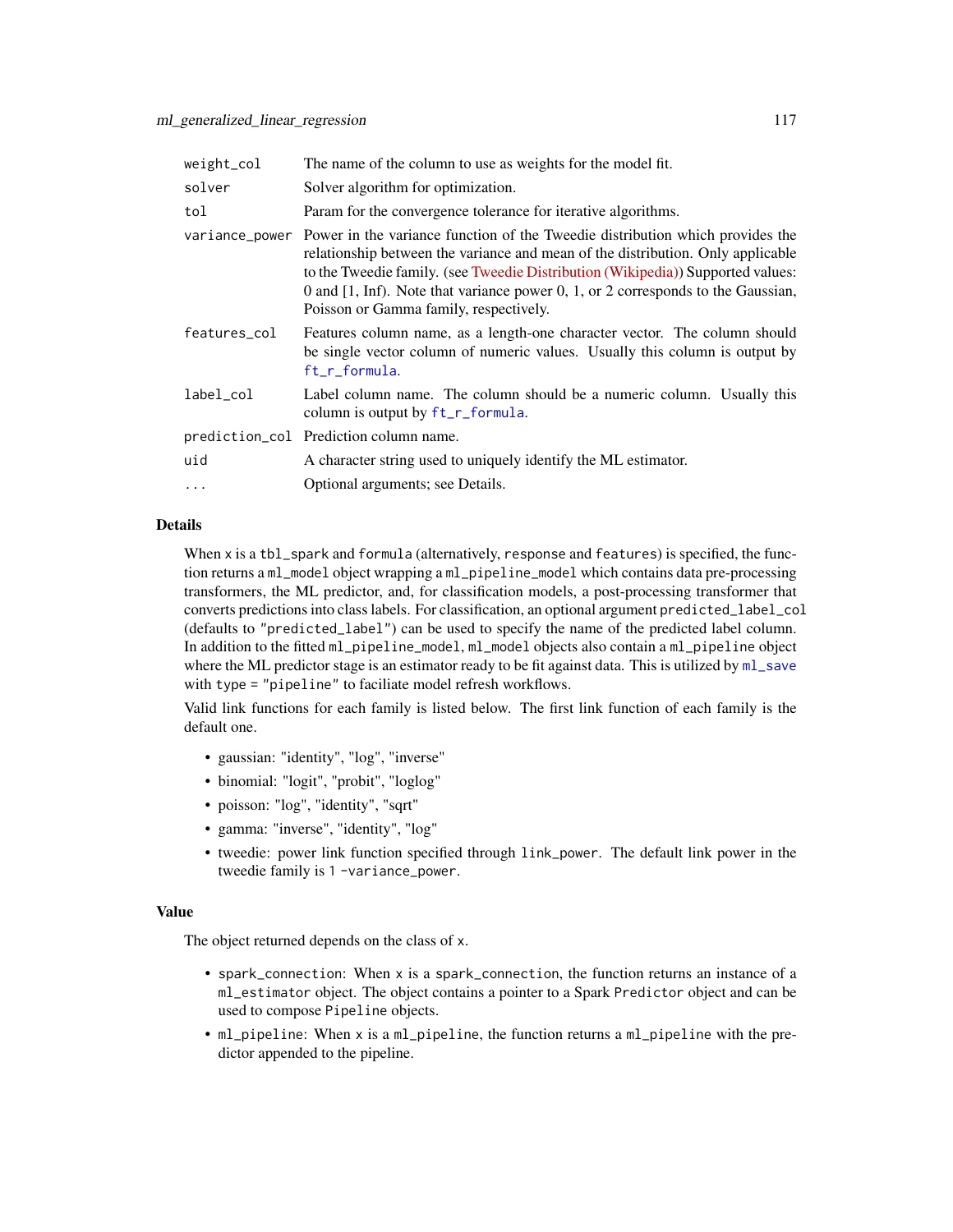| | |
|---|---|
| weight_col | The name of the column to use as weights for the model fit. |
| solver | Solver algorithm for optimization. |
| tol | Param for the convergence tolerance for iterative algorithms. |
| variance_power | Power in the variance function of the Tweedie distribution which provides the relationship between the variance and mean of the distribution. Only applicable to the Tweedie family. (see Tweedie Distribution (Wikipedia)) Supported values: 0 and [1, Inf). Note that variance power 0, 1, or 2 corresponds to the Gaussian, Poisson or Gamma family, respectively. |
| features_col | Features column name, as a length-one character vector. The column should be single vector column of numeric values. Usually this column is output by `ft_r_formula`. |
| label_col | Label column name. The column should be a numeric column. Usually this column is output by `ft_r_formula`. |
| prediction_col | Prediction column name. |
| uid | A character string used to uniquely identify the ML estimator. |
| ... | Optional arguments; see Details. |

## Details

When `x` is a `tbl_spark` and `formula` (alternatively, `response` and `features`) is specified, the function returns a `ml_model` object wrapping a `ml_pipeline_model` which contains data pre-processing transformers, the ML predictor, and, for classification models, a post-processing transformer that converts predictions into class labels. For classification, an optional argument `predicted_label_col` (defaults to `"predicted_label"`) can be used to specify the name of the predicted label column. In addition to the fitted `ml_pipeline_model`, `ml_model` objects also contain a `ml_pipeline` object where the ML predictor stage is an estimator ready to be fit against data. This is utilized by `ml_save` with `type = "pipeline"` to faciliate model refresh workflows.

Valid link functions for each family is listed below. The first link function of each family is the default one.

- gaussian: "identity", "log", "inverse"
- binomial: "logit", "probit", "loglog"
- poisson: "log", "identity", "sqrt"
- gamma: "inverse", "identity", "log"
- tweedie: power link function specified through `link_power`. The default link power in the tweedie family is `1 -variance_power`.

## Value

The object returned depends on the class of `x`.

- `spark_connection`: When `x` is a `spark_connection`, the function returns an instance of a `ml_estimator` object. The object contains a pointer to a Spark `Predictor` object and can be used to compose `Pipeline` objects.
- `ml_pipeline`: When `x` is a `ml_pipeline`, the function returns a `ml_pipeline` with the predictor appended to the pipeline.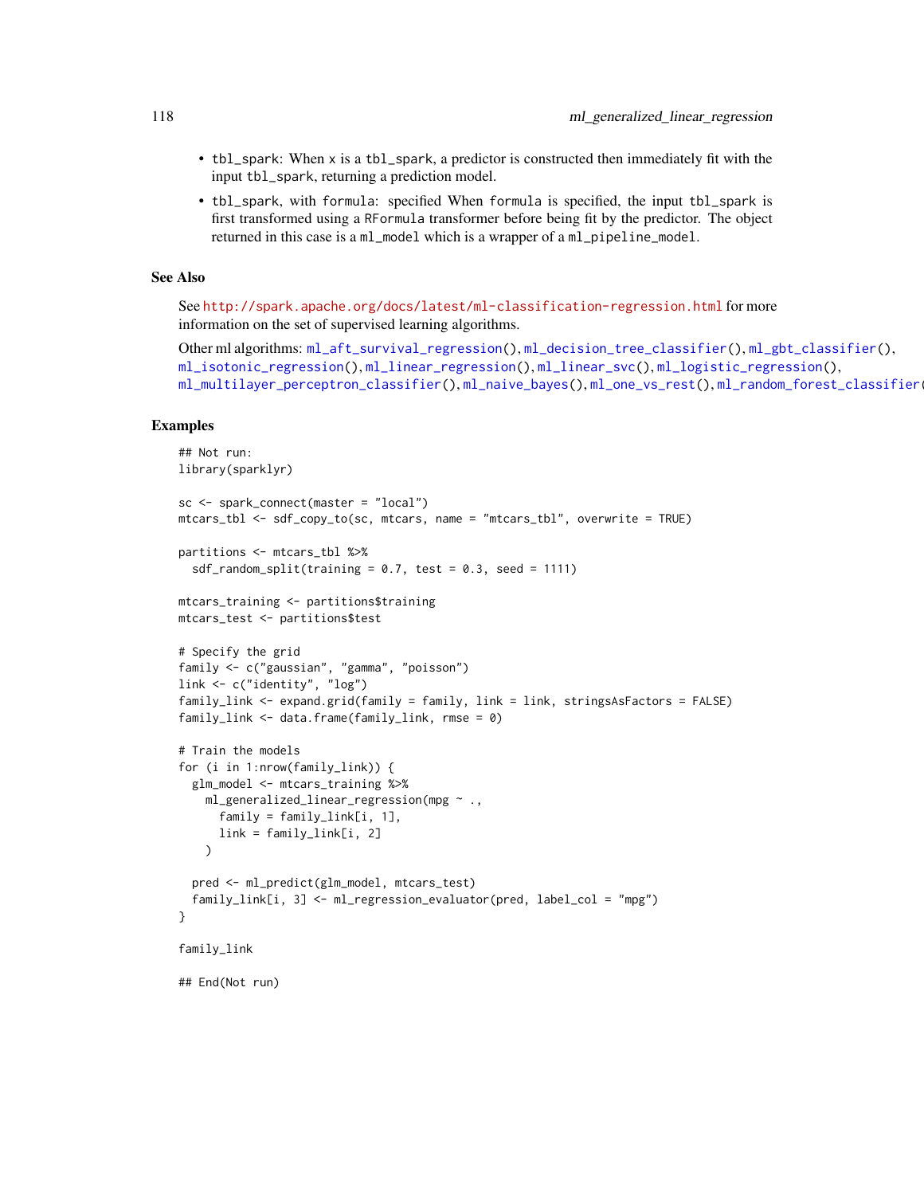- tbl_spark: When x is a tbl_spark, a predictor is constructed then immediately fit with the input tbl_spark, returning a prediction model.
- tbl_spark, with formula: specified When formula is specified, the input tbl_spark is first transformed using a RFormula transformer before being fit by the predictor. The object returned in this case is a ml_model which is a wrapper of a ml_pipeline_model.

## See Also

See http://spark.apache.org/docs/latest/ml-classification-regression.html for more information on the set of supervised learning algorithms.

Other ml algorithms: ml_aft_survival_regression(), ml_decision_tree_classifier(), ml_gbt_classifier(), ml_isotonic_regression(), ml_linear_regression(), ml_linear_svc(), ml_logistic_regression(), ml_multilayer_perceptron_classifier(), ml_naive_bayes(), ml_one_vs_rest(), ml_random_forest_classifier()

## Examples

```
## Not run:
library(sparklyr)

sc <- spark_connect(master = "local")
mtcars_tbl <- sdf_copy_to(sc, mtcars, name = "mtcars_tbl", overwrite = TRUE)

partitions <- mtcars_tbl %>%
  sdf_random_split(training = 0.7, test = 0.3, seed = 1111)

mtcars_training <- partitions$training
mtcars_test <- partitions$test

# Specify the grid
family <- c("gaussian", "gamma", "poisson")
link <- c("identity", "log")
family_link <- expand.grid(family = family, link = link, stringsAsFactors = FALSE)
family_link <- data.frame(family_link, rmse = 0)

# Train the models
for (i in 1:nrow(family_link)) {
  glm_model <- mtcars_training %>%
    ml_generalized_linear_regression(mpg ~ .,
      family = family_link[i, 1],
      link = family_link[i, 2]
    )

  pred <- ml_predict(glm_model, mtcars_test)
  family_link[i, 3] <- ml_regression_evaluator(pred, label_col = "mpg")
}

family_link

## End(Not run)
```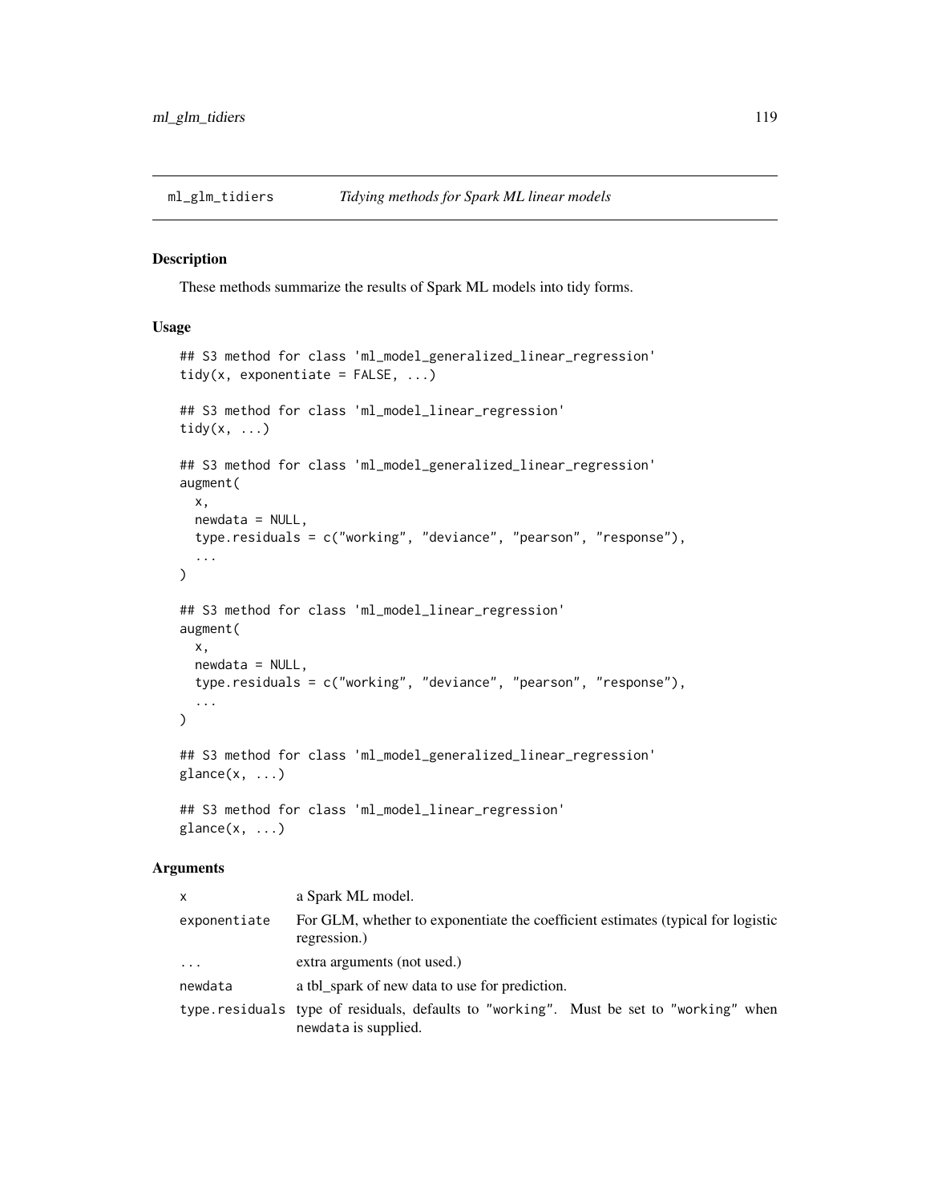ml_glm_tidiers *Tidying methods for Spark ML linear models*

## Description

These methods summarize the results of Spark ML models into tidy forms.

## Usage

```
## S3 method for class 'ml_model_generalized_linear_regression'
tidy(x, exponentiate = FALSE, ...)

## S3 method for class 'ml_model_linear_regression'
tidy(x, ...)

## S3 method for class 'ml_model_generalized_linear_regression'
augment(
  x,
  newdata = NULL,
  type.residuals = c("working", "deviance", "pearson", "response"),
  ...
)

## S3 method for class 'ml_model_linear_regression'
augment(
  x,
  newdata = NULL,
  type.residuals = c("working", "deviance", "pearson", "response"),
  ...
)

## S3 method for class 'ml_model_generalized_linear_regression'
glance(x, ...)

## S3 method for class 'ml_model_linear_regression'
glance(x, ...)
```

## Arguments

| | |
|---|---|
| x | a Spark ML model. |
| exponentiate | For GLM, whether to exponentiate the coefficient estimates (typical for logistic regression.) |
| ... | extra arguments (not used.) |
| newdata | a tbl_spark of new data to use for prediction. |
| type.residuals | type of residuals, defaults to "working". Must be set to "working" when newdata is supplied. |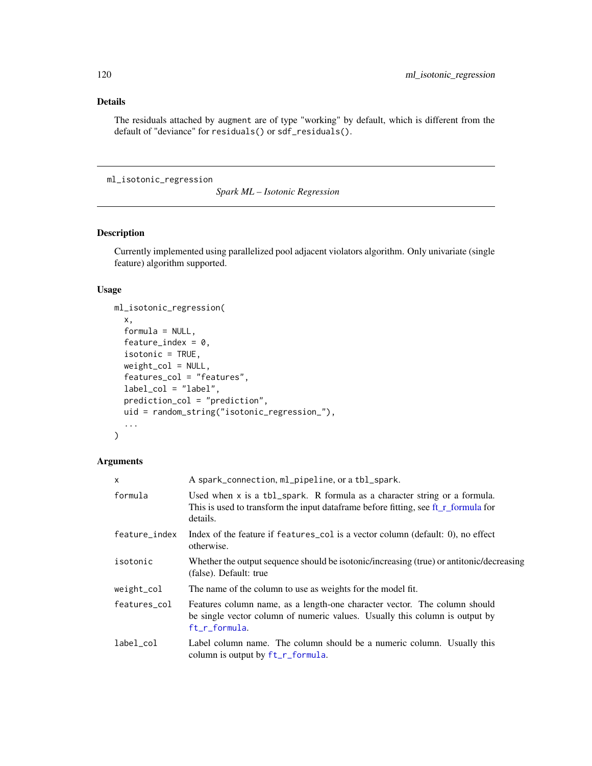## Details

The residuals attached by `augment` are of type "working" by default, which is different from the default of "deviance" for `residuals()` or `sdf_residuals()`.

---

`ml_isotonic_regression` *Spark ML – Isotonic Regression*

---

## Description

Currently implemented using parallelized pool adjacent violators algorithm. Only univariate (single feature) algorithm supported.

## Usage

```
ml_isotonic_regression(
  x,
  formula = NULL,
  feature_index = 0,
  isotonic = TRUE,
  weight_col = NULL,
  features_col = "features",
  label_col = "label",
  prediction_col = "prediction",
  uid = random_string("isotonic_regression_"),
  ...
)
```

## Arguments

| | |
|---|---|
| `x` | A `spark_connection`, `ml_pipeline`, or a `tbl_spark`. |
| `formula` | Used when `x` is a `tbl_spark`. R formula as a character string or a formula. This is used to transform the input dataframe before fitting, see ft_r_formula for details. |
| `feature_index` | Index of the feature if `features_col` is a vector column (default: 0), no effect otherwise. |
| `isotonic` | Whether the output sequence should be isotonic/increasing (true) or antitonic/decreasing (false). Default: true |
| `weight_col` | The name of the column to use as weights for the model fit. |
| `features_col` | Features column name, as a length-one character vector. The column should be single vector column of numeric values. Usually this column is output by `ft_r_formula`. |
| `label_col` | Label column name. The column should be a numeric column. Usually this column is output by `ft_r_formula`. |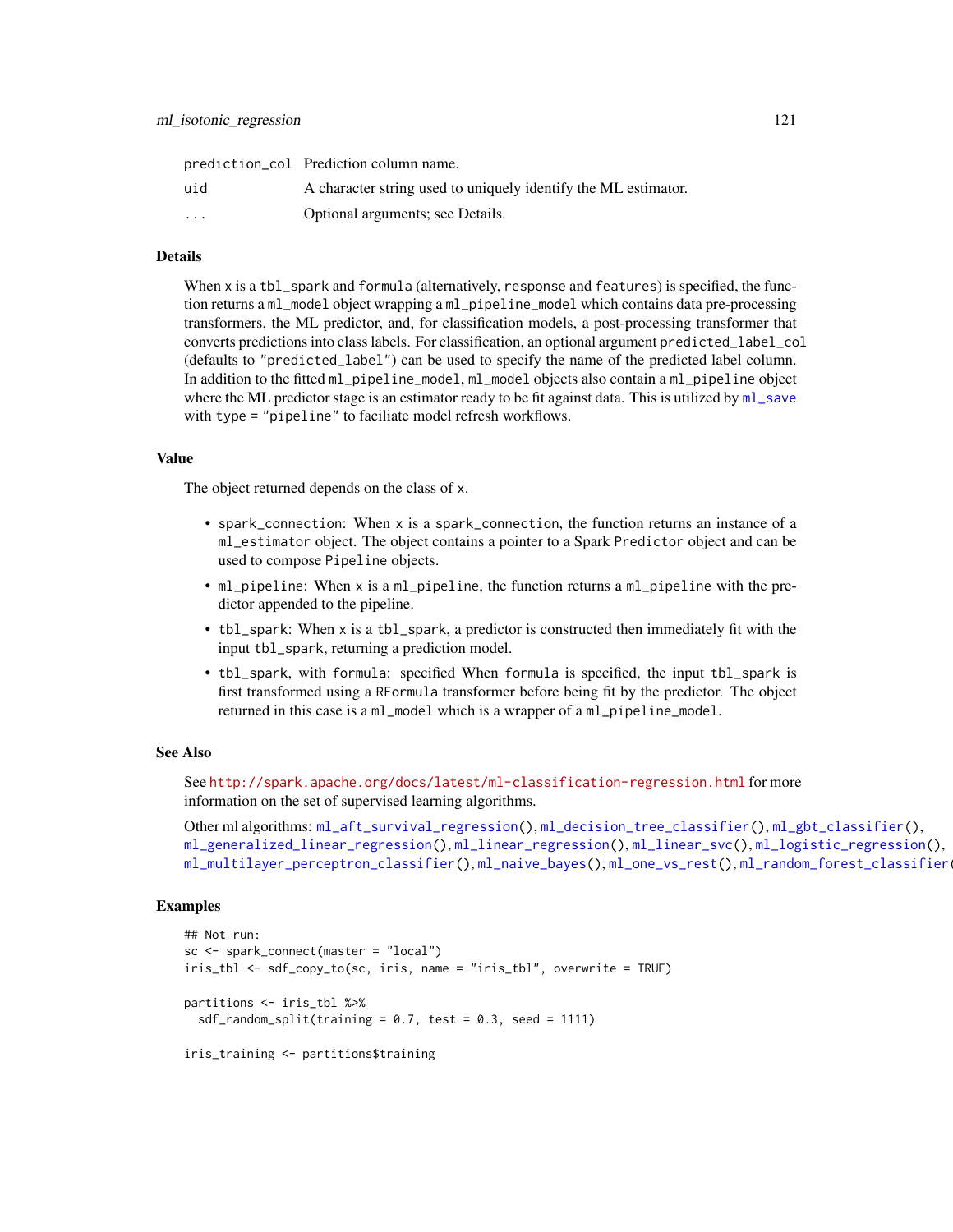| | |
|---|---|
| prediction_col | Prediction column name. |
| uid | A character string used to uniquely identify the ML estimator. |
| ... | Optional arguments; see Details. |

## Details

When x is a tbl_spark and formula (alternatively, response and features) is specified, the function returns a ml_model object wrapping a ml_pipeline_model which contains data pre-processing transformers, the ML predictor, and, for classification models, a post-processing transformer that converts predictions into class labels. For classification, an optional argument predicted_label_col (defaults to "predicted_label") can be used to specify the name of the predicted label column. In addition to the fitted ml_pipeline_model, ml_model objects also contain a ml_pipeline object where the ML predictor stage is an estimator ready to be fit against data. This is utilized by ml_save with type = "pipeline" to faciliate model refresh workflows.

## Value

The object returned depends on the class of x.

- spark_connection: When x is a spark_connection, the function returns an instance of a ml_estimator object. The object contains a pointer to a Spark Predictor object and can be used to compose Pipeline objects.
- ml_pipeline: When x is a ml_pipeline, the function returns a ml_pipeline with the predictor appended to the pipeline.
- tbl_spark: When x is a tbl_spark, a predictor is constructed then immediately fit with the input tbl_spark, returning a prediction model.
- tbl_spark, with formula: specified When formula is specified, the input tbl_spark is first transformed using a RFormula transformer before being fit by the predictor. The object returned in this case is a ml_model which is a wrapper of a ml_pipeline_model.

## See Also

See http://spark.apache.org/docs/latest/ml-classification-regression.html for more information on the set of supervised learning algorithms.

Other ml algorithms: ml_aft_survival_regression(), ml_decision_tree_classifier(), ml_gbt_classifier(), ml_generalized_linear_regression(), ml_linear_regression(), ml_linear_svc(), ml_logistic_regression(), ml_multilayer_perceptron_classifier(), ml_naive_bayes(), ml_one_vs_rest(), ml_random_forest_classifier(

## Examples

```
## Not run:
sc <- spark_connect(master = "local")
iris_tbl <- sdf_copy_to(sc, iris, name = "iris_tbl", overwrite = TRUE)

partitions <- iris_tbl %>%
  sdf_random_split(training = 0.7, test = 0.3, seed = 1111)

iris_training <- partitions$training
```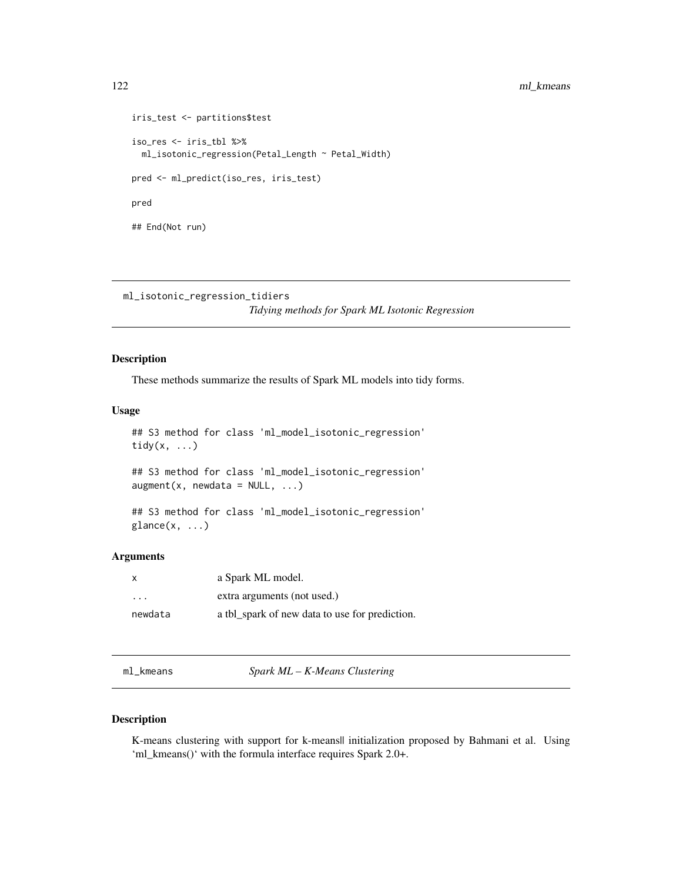```
iris_test <- partitions$test

iso_res <- iris_tbl %>%
  ml_isotonic_regression(Petal_Length ~ Petal_Width)

pred <- ml_predict(iso_res, iris_test)

pred

## End(Not run)
```

## ml_isotonic_regression_tidiers
*Tidying methods for Spark ML Isotonic Regression*

### Description

These methods summarize the results of Spark ML models into tidy forms.

### Usage

```
## S3 method for class 'ml_model_isotonic_regression'
tidy(x, ...)

## S3 method for class 'ml_model_isotonic_regression'
augment(x, newdata = NULL, ...)

## S3 method for class 'ml_model_isotonic_regression'
glance(x, ...)
```

### Arguments

| | |
|---|---|
| x | a Spark ML model. |
| ... | extra arguments (not used.) |
| newdata | a tbl_spark of new data to use for prediction. |

## ml_kmeans
*Spark ML – K-Means Clustering*

### Description

K-means clustering with support for k-means|| initialization proposed by Bahmani et al. Using 'ml_kmeans()' with the formula interface requires Spark 2.0+.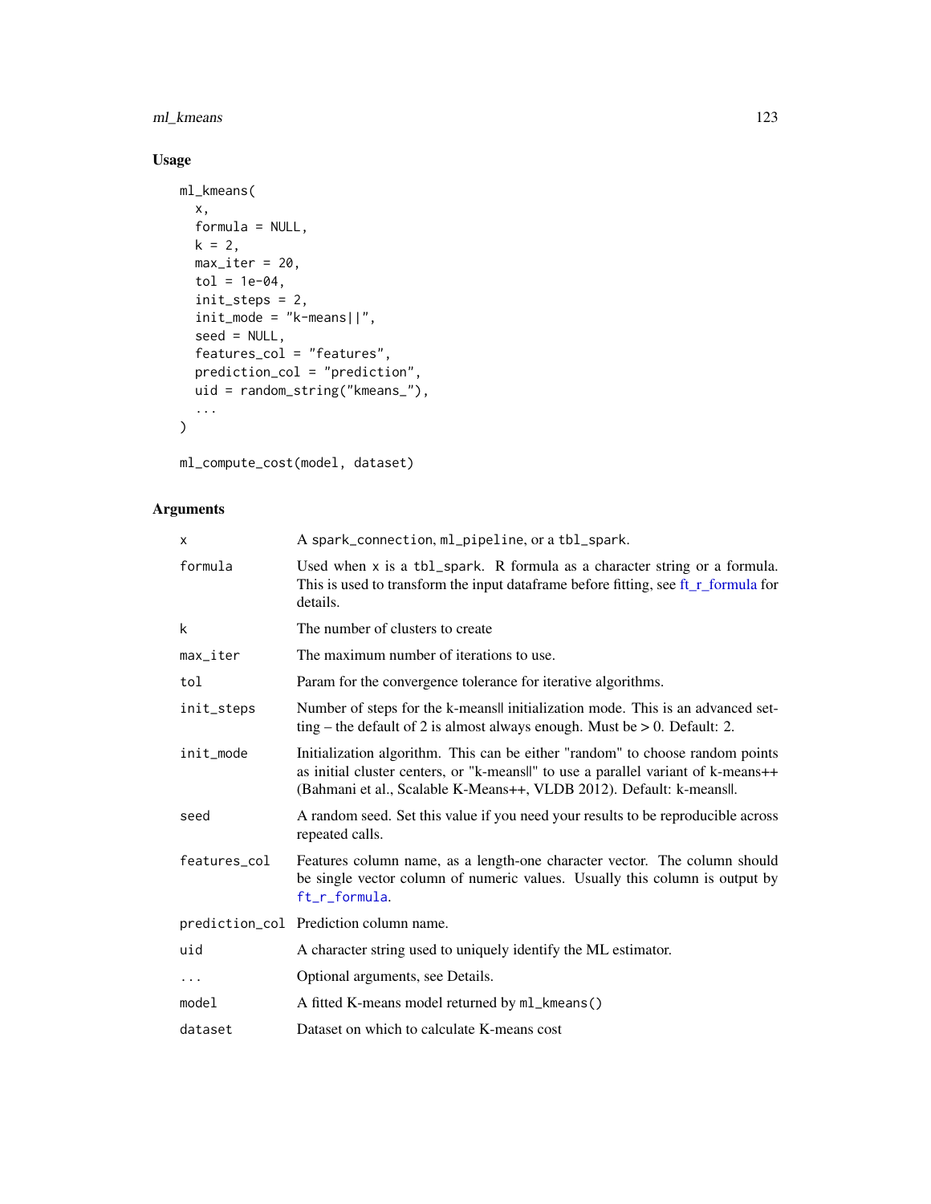## Usage

```
ml_kmeans(
  x,
  formula = NULL,
  k = 2,
  max_iter = 20,
  tol = 1e-04,
  init_steps = 2,
  init_mode = "k-means||",
  seed = NULL,
  features_col = "features",
  prediction_col = "prediction",
  uid = random_string("kmeans_"),
  ...
)

ml_compute_cost(model, dataset)
```

## Arguments

| | |
|---|---|
| `x` | A `spark_connection`, `ml_pipeline`, or a `tbl_spark`. |
| `formula` | Used when `x` is a `tbl_spark`. R formula as a character string or a formula. This is used to transform the input dataframe before fitting, see ft_r_formula for details. |
| `k` | The number of clusters to create |
| `max_iter` | The maximum number of iterations to use. |
| `tol` | Param for the convergence tolerance for iterative algorithms. |
| `init_steps` | Number of steps for the k-means\|\| initialization mode. This is an advanced setting – the default of 2 is almost always enough. Must be > 0. Default: 2. |
| `init_mode` | Initialization algorithm. This can be either "random" to choose random points as initial cluster centers, or "k-means\|\|" to use a parallel variant of k-means++ (Bahmani et al., Scalable K-Means++, VLDB 2012). Default: k-means\|\|. |
| `seed` | A random seed. Set this value if you need your results to be reproducible across repeated calls. |
| `features_col` | Features column name, as a length-one character vector. The column should be single vector column of numeric values. Usually this column is output by `ft_r_formula`. |
| `prediction_col` | Prediction column name. |
| `uid` | A character string used to uniquely identify the ML estimator. |
| `...` | Optional arguments, see Details. |
| `model` | A fitted K-means model returned by `ml_kmeans()` |
| `dataset` | Dataset on which to calculate K-means cost |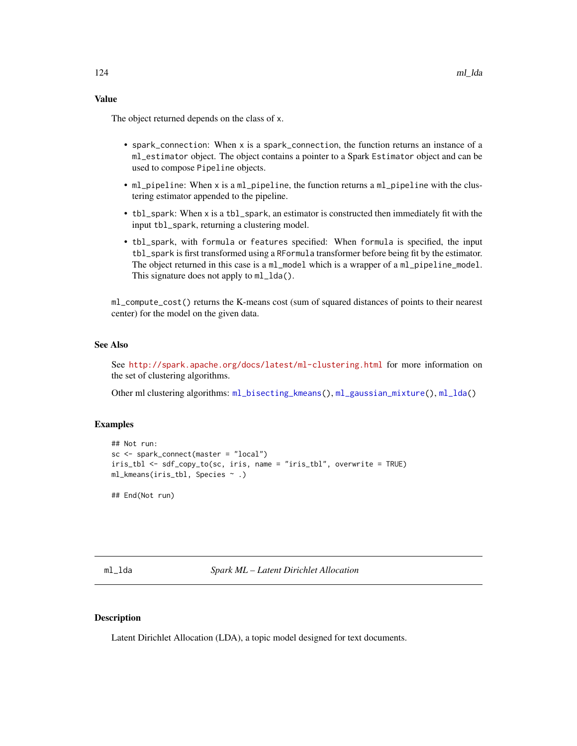### Value

The object returned depends on the class of x.

- spark_connection: When x is a spark_connection, the function returns an instance of a ml_estimator object. The object contains a pointer to a Spark Estimator object and can be used to compose Pipeline objects.
- ml_pipeline: When x is a ml_pipeline, the function returns a ml_pipeline with the clustering estimator appended to the pipeline.
- tbl_spark: When x is a tbl_spark, an estimator is constructed then immediately fit with the input tbl_spark, returning a clustering model.
- tbl_spark, with formula or features specified: When formula is specified, the input tbl_spark is first transformed using a RFormula transformer before being fit by the estimator. The object returned in this case is a ml_model which is a wrapper of a ml_pipeline_model. This signature does not apply to ml_lda().

ml_compute_cost() returns the K-means cost (sum of squared distances of points to their nearest center) for the model on the given data.

### See Also

See http://spark.apache.org/docs/latest/ml-clustering.html for more information on the set of clustering algorithms.

Other ml clustering algorithms: ml_bisecting_kmeans(), ml_gaussian_mixture(), ml_lda()

### Examples

```
## Not run:
sc <- spark_connect(master = "local")
iris_tbl <- sdf_copy_to(sc, iris, name = "iris_tbl", overwrite = TRUE)
ml_kmeans(iris_tbl, Species ~ .)

## End(Not run)
```

## ml_lda *Spark ML – Latent Dirichlet Allocation*

### Description

Latent Dirichlet Allocation (LDA), a topic model designed for text documents.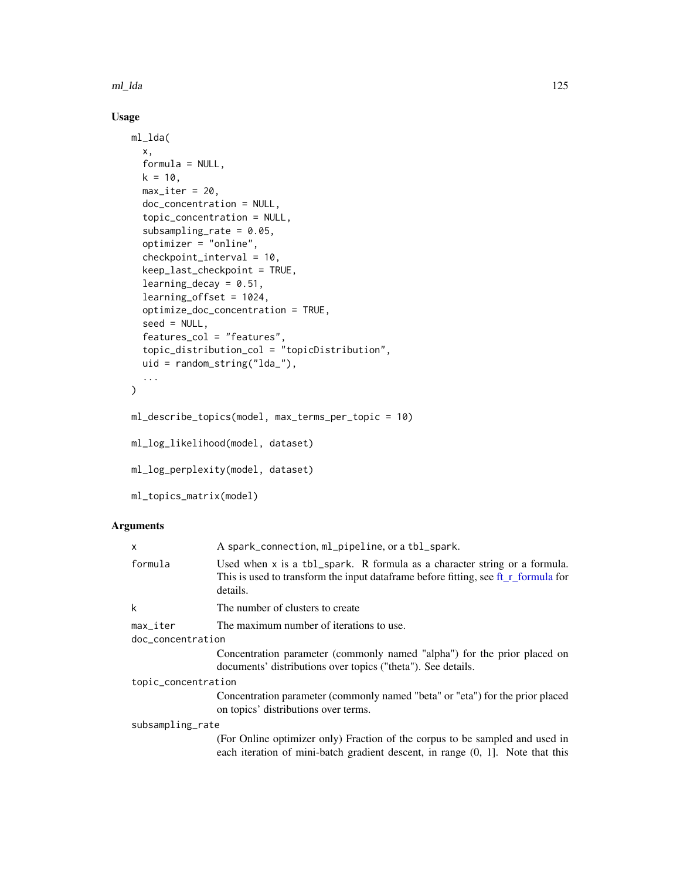## Usage

```
ml_lda(
  x,
  formula = NULL,
  k = 10,
  max_iter = 20,
  doc_concentration = NULL,
  topic_concentration = NULL,
  subsampling_rate = 0.05,
  optimizer = "online",
  checkpoint_interval = 10,
  keep_last_checkpoint = TRUE,
  learning_decay = 0.51,
  learning_offset = 1024,
  optimize_doc_concentration = TRUE,
  seed = NULL,
  features_col = "features",
  topic_distribution_col = "topicDistribution",
  uid = random_string("lda_"),
  ...
)

ml_describe_topics(model, max_terms_per_topic = 10)

ml_log_likelihood(model, dataset)

ml_log_perplexity(model, dataset)

ml_topics_matrix(model)
```

## Arguments

- `x` — A `spark_connection`, `ml_pipeline`, or a `tbl_spark`.
- `formula` — Used when `x` is a `tbl_spark`. R formula as a character string or a formula. This is used to transform the input dataframe before fitting, see ft_r_formula for details.
- `k` — The number of clusters to create
- `max_iter` — The maximum number of iterations to use.
- `doc_concentration` — Concentration parameter (commonly named "alpha") for the prior placed on documents' distributions over topics ("theta"). See details.
- `topic_concentration` — Concentration parameter (commonly named "beta" or "eta") for the prior placed on topics' distributions over terms.
- `subsampling_rate` — (For Online optimizer only) Fraction of the corpus to be sampled and used in each iteration of mini-batch gradient descent, in range (0, 1]. Note that this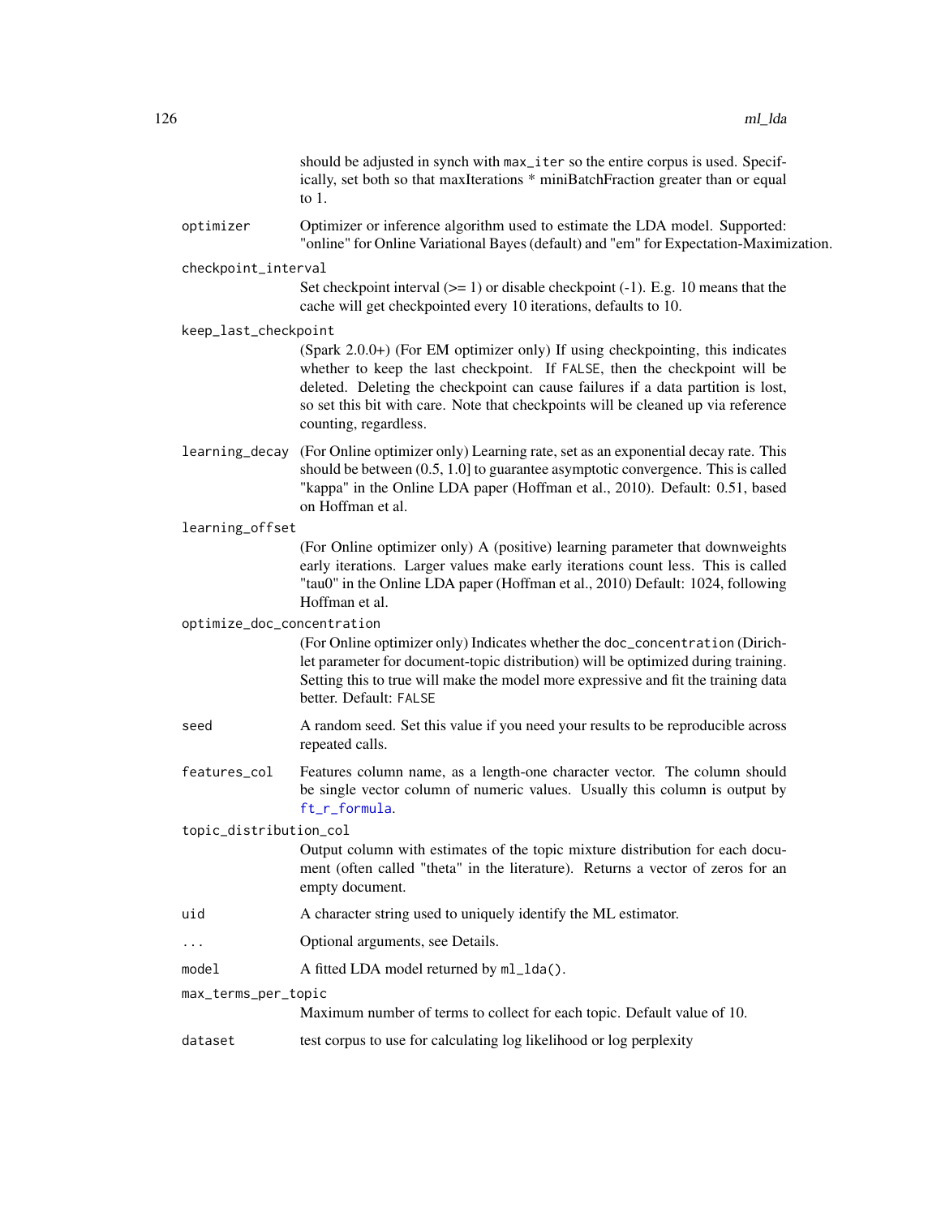should be adjusted in synch with `max_iter` so the entire corpus is used. Specifically, set both so that maxIterations * miniBatchFraction greater than or equal to 1.

`optimizer`
: Optimizer or inference algorithm used to estimate the LDA model. Supported: "online" for Online Variational Bayes (default) and "em" for Expectation-Maximization.

`checkpoint_interval`
: Set checkpoint interval (>= 1) or disable checkpoint (-1). E.g. 10 means that the cache will get checkpointed every 10 iterations, defaults to 10.

`keep_last_checkpoint`
: (Spark 2.0.0+) (For EM optimizer only) If using checkpointing, this indicates whether to keep the last checkpoint. If `FALSE`, then the checkpoint will be deleted. Deleting the checkpoint can cause failures if a data partition is lost, so set this bit with care. Note that checkpoints will be cleaned up via reference counting, regardless.

`learning_decay`
: (For Online optimizer only) Learning rate, set as an exponential decay rate. This should be between (0.5, 1.0] to guarantee asymptotic convergence. This is called "kappa" in the Online LDA paper (Hoffman et al., 2010). Default: 0.51, based on Hoffman et al.

`learning_offset`
: (For Online optimizer only) A (positive) learning parameter that downweights early iterations. Larger values make early iterations count less. This is called "tau0" in the Online LDA paper (Hoffman et al., 2010) Default: 1024, following Hoffman et al.

`optimize_doc_concentration`
: (For Online optimizer only) Indicates whether the `doc_concentration` (Dirichlet parameter for document-topic distribution) will be optimized during training. Setting this to true will make the model more expressive and fit the training data better. Default: `FALSE`

`seed`
: A random seed. Set this value if you need your results to be reproducible across repeated calls.

`features_col`
: Features column name, as a length-one character vector. The column should be single vector column of numeric values. Usually this column is output by `ft_r_formula`.

`topic_distribution_col`
: Output column with estimates of the topic mixture distribution for each document (often called "theta" in the literature). Returns a vector of zeros for an empty document.

`uid`
: A character string used to uniquely identify the ML estimator.

`...`
: Optional arguments, see Details.

`model`
: A fitted LDA model returned by `ml_lda()`.

`max_terms_per_topic`
: Maximum number of terms to collect for each topic. Default value of 10.

`dataset`
: test corpus to use for calculating log likelihood or log perplexity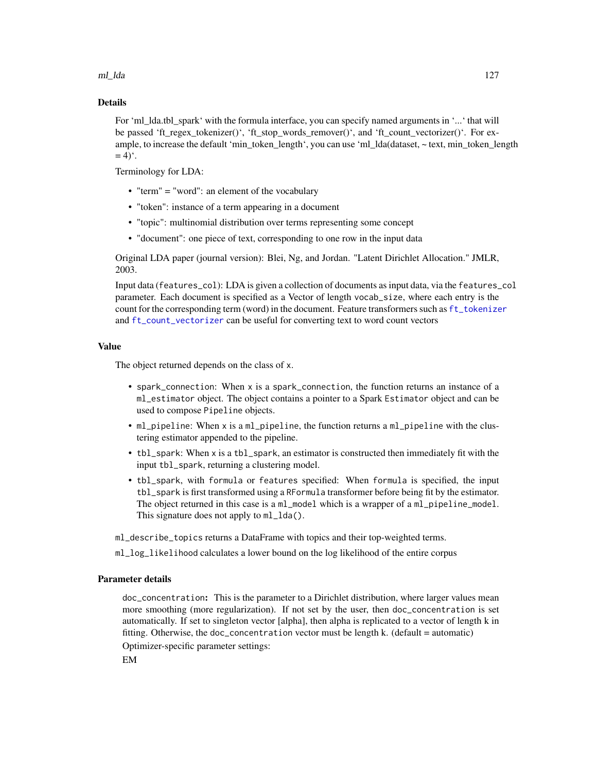## Details

For 'ml_lda.tbl_spark' with the formula interface, you can specify named arguments in '...' that will be passed 'ft_regex_tokenizer()', 'ft_stop_words_remover()', and 'ft_count_vectorizer()'. For example, to increase the default 'min_token_length', you can use 'ml_lda(dataset, ~ text, min_token_length = 4)'.

Terminology for LDA:

- "term" = "word": an element of the vocabulary
- "token": instance of a term appearing in a document
- "topic": multinomial distribution over terms representing some concept
- "document": one piece of text, corresponding to one row in the input data

Original LDA paper (journal version): Blei, Ng, and Jordan. "Latent Dirichlet Allocation." JMLR, 2003.

Input data (`features_col`): LDA is given a collection of documents as input data, via the `features_col` parameter. Each document is specified as a Vector of length `vocab_size`, where each entry is the count for the corresponding term (word) in the document. Feature transformers such as `ft_tokenizer` and `ft_count_vectorizer` can be useful for converting text to word count vectors

## Value

The object returned depends on the class of `x`.

- `spark_connection`: When `x` is a `spark_connection`, the function returns an instance of a `ml_estimator` object. The object contains a pointer to a Spark `Estimator` object and can be used to compose `Pipeline` objects.
- `ml_pipeline`: When `x` is a `ml_pipeline`, the function returns a `ml_pipeline` with the clustering estimator appended to the pipeline.
- `tbl_spark`: When `x` is a `tbl_spark`, an estimator is constructed then immediately fit with the input `tbl_spark`, returning a clustering model.
- `tbl_spark`, with `formula` or `features` specified: When `formula` is specified, the input `tbl_spark` is first transformed using a `RFormula` transformer before being fit by the estimator. The object returned in this case is a `ml_model` which is a wrapper of a `ml_pipeline_model`. This signature does not apply to `ml_lda()`.

`ml_describe_topics` returns a DataFrame with topics and their top-weighted terms.

`ml_log_likelihood` calculates a lower bound on the log likelihood of the entire corpus

## Parameter details

**`doc_concentration`:** This is the parameter to a Dirichlet distribution, where larger values mean more smoothing (more regularization). If not set by the user, then `doc_concentration` is set automatically. If set to singleton vector [alpha], then alpha is replicated to a vector of length k in fitting. Otherwise, the `doc_concentration` vector must be length k. (default = automatic)

Optimizer-specific parameter settings:

EM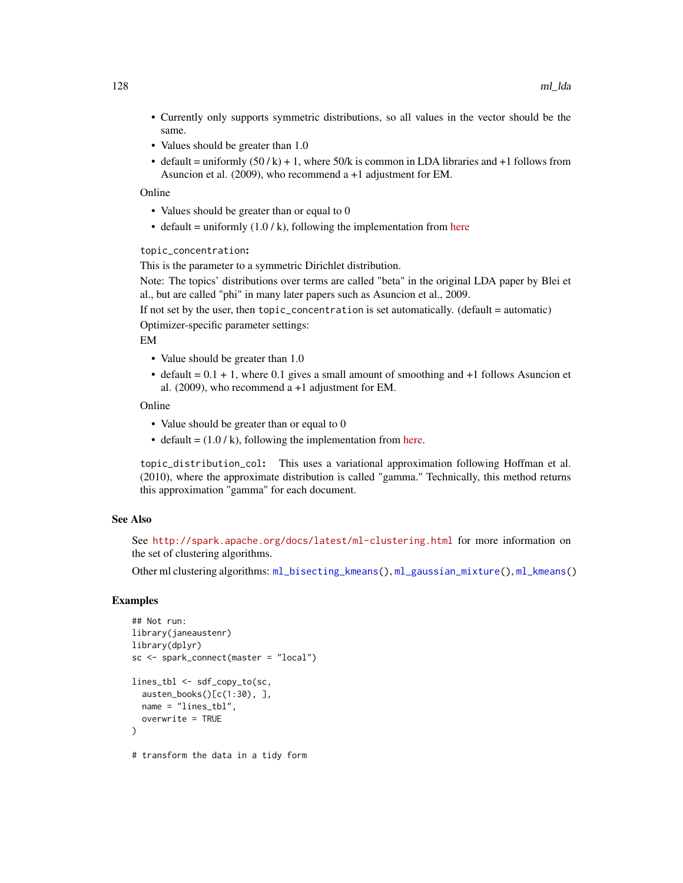- Currently only supports symmetric distributions, so all values in the vector should be the same.
- Values should be greater than 1.0
- default = uniformly (50 / k) + 1, where 50/k is common in LDA libraries and +1 follows from Asuncion et al. (2009), who recommend a +1 adjustment for EM.

Online

- Values should be greater than or equal to 0
- default = uniformly (1.0 / k), following the implementation from here

`topic_concentration`:

This is the parameter to a symmetric Dirichlet distribution.

Note: The topics' distributions over terms are called "beta" in the original LDA paper by Blei et al., but are called "phi" in many later papers such as Asuncion et al., 2009.

If not set by the user, then `topic_concentration` is set automatically. (default = automatic)

Optimizer-specific parameter settings:

EM

- Value should be greater than 1.0
- default = 0.1 + 1, where 0.1 gives a small amount of smoothing and +1 follows Asuncion et al. (2009), who recommend a +1 adjustment for EM.

Online

- Value should be greater than or equal to 0
- default = (1.0 / k), following the implementation from here.

`topic_distribution_col`: This uses a variational approximation following Hoffman et al. (2010), where the approximate distribution is called "gamma." Technically, this method returns this approximation "gamma" for each document.

## See Also

See http://spark.apache.org/docs/latest/ml-clustering.html for more information on the set of clustering algorithms.

Other ml clustering algorithms: `ml_bisecting_kmeans()`, `ml_gaussian_mixture()`, `ml_kmeans()`

## Examples

```
## Not run:
library(janeaustenr)
library(dplyr)
sc <- spark_connect(master = "local")

lines_tbl <- sdf_copy_to(sc,
  austen_books()[c(1:30), ],
  name = "lines_tbl",
  overwrite = TRUE
)

# transform the data in a tidy form
```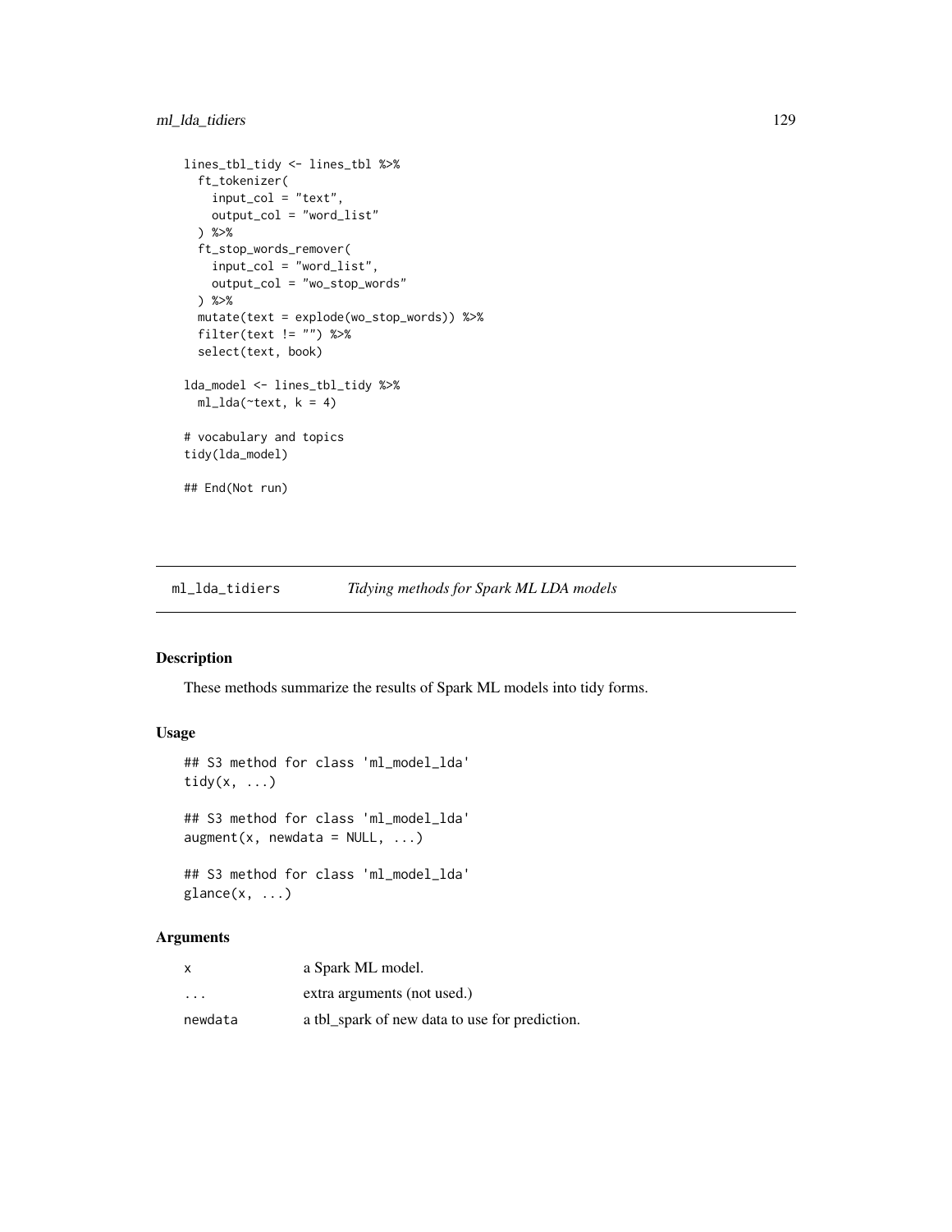```
lines_tbl_tidy <- lines_tbl %>%
  ft_tokenizer(
    input_col = "text",
    output_col = "word_list"
  ) %>%
  ft_stop_words_remover(
    input_col = "word_list",
    output_col = "wo_stop_words"
  ) %>%
  mutate(text = explode(wo_stop_words)) %>%
  filter(text != "") %>%
  select(text, book)

lda_model <- lines_tbl_tidy %>%
  ml_lda(~text, k = 4)

# vocabulary and topics
tidy(lda_model)

## End(Not run)
```

## ml_lda_tidiers — *Tidying methods for Spark ML LDA models*

### Description

These methods summarize the results of Spark ML models into tidy forms.

### Usage

```
## S3 method for class 'ml_model_lda'
tidy(x, ...)

## S3 method for class 'ml_model_lda'
augment(x, newdata = NULL, ...)

## S3 method for class 'ml_model_lda'
glance(x, ...)
```

### Arguments

| | |
|---|---|
| x | a Spark ML model. |
| ... | extra arguments (not used.) |
| newdata | a tbl_spark of new data to use for prediction. |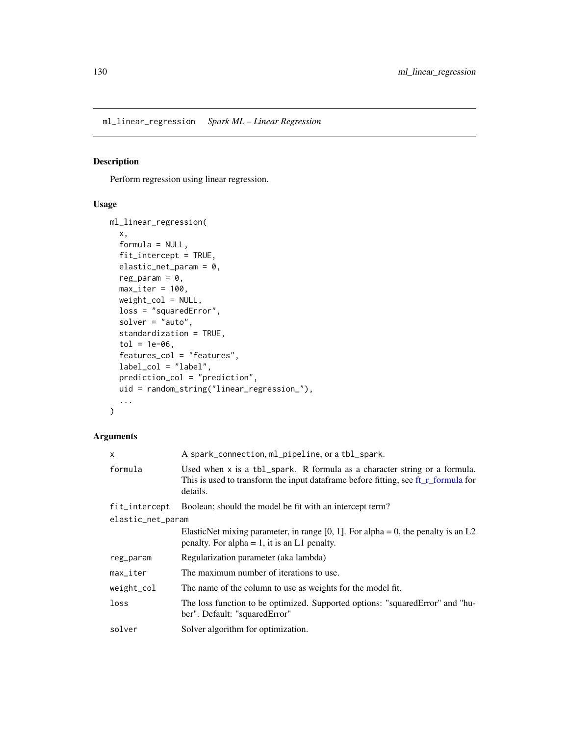ml_linear_regression    *Spark ML – Linear Regression*

## Description

Perform regression using linear regression.

## Usage

```
ml_linear_regression(
  x,
  formula = NULL,
  fit_intercept = TRUE,
  elastic_net_param = 0,
  reg_param = 0,
  max_iter = 100,
  weight_col = NULL,
  loss = "squaredError",
  solver = "auto",
  standardization = TRUE,
  tol = 1e-06,
  features_col = "features",
  label_col = "label",
  prediction_col = "prediction",
  uid = random_string("linear_regression_"),
  ...
)
```

## Arguments

| | |
|---|---|
| `x` | A `spark_connection`, `ml_pipeline`, or a `tbl_spark`. |
| `formula` | Used when `x` is a `tbl_spark`. R formula as a character string or a formula. This is used to transform the input dataframe before fitting, see ft_r_formula for details. |
| `fit_intercept` | Boolean; should the model be fit with an intercept term? |
| `elastic_net_param` | ElasticNet mixing parameter, in range [0, 1]. For alpha = 0, the penalty is an L2 penalty. For alpha = 1, it is an L1 penalty. |
| `reg_param` | Regularization parameter (aka lambda) |
| `max_iter` | The maximum number of iterations to use. |
| `weight_col` | The name of the column to use as weights for the model fit. |
| `loss` | The loss function to be optimized. Supported options: "squaredError" and "huber". Default: "squaredError" |
| `solver` | Solver algorithm for optimization. |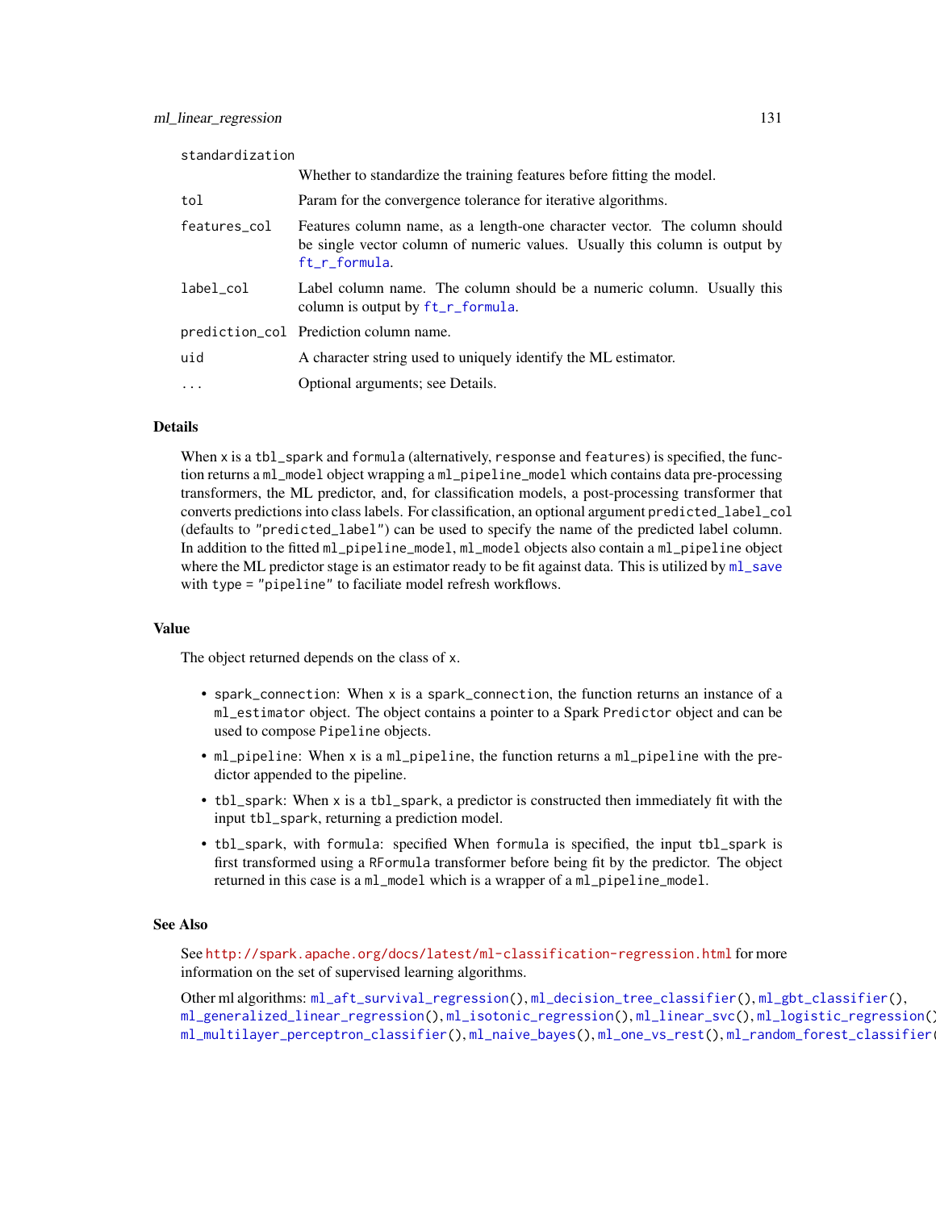| | |
|---|---|
| standardization | Whether to standardize the training features before fitting the model. |
| tol | Param for the convergence tolerance for iterative algorithms. |
| features_col | Features column name, as a length-one character vector. The column should be single vector column of numeric values. Usually this column is output by ft_r_formula. |
| label_col | Label column name. The column should be a numeric column. Usually this column is output by ft_r_formula. |
| prediction_col | Prediction column name. |
| uid | A character string used to uniquely identify the ML estimator. |
| ... | Optional arguments; see Details. |

## Details

When x is a tbl_spark and formula (alternatively, response and features) is specified, the function returns a ml_model object wrapping a ml_pipeline_model which contains data pre-processing transformers, the ML predictor, and, for classification models, a post-processing transformer that converts predictions into class labels. For classification, an optional argument predicted_label_col (defaults to "predicted_label") can be used to specify the name of the predicted label column. In addition to the fitted ml_pipeline_model, ml_model objects also contain a ml_pipeline object where the ML predictor stage is an estimator ready to be fit against data. This is utilized by ml_save with type = "pipeline" to faciliate model refresh workflows.

## Value

The object returned depends on the class of x.

- spark_connection: When x is a spark_connection, the function returns an instance of a ml_estimator object. The object contains a pointer to a Spark Predictor object and can be used to compose Pipeline objects.
- ml_pipeline: When x is a ml_pipeline, the function returns a ml_pipeline with the predictor appended to the pipeline.
- tbl_spark: When x is a tbl_spark, a predictor is constructed then immediately fit with the input tbl_spark, returning a prediction model.
- tbl_spark, with formula: specified When formula is specified, the input tbl_spark is first transformed using a RFormula transformer before being fit by the predictor. The object returned in this case is a ml_model which is a wrapper of a ml_pipeline_model.

## See Also

See http://spark.apache.org/docs/latest/ml-classification-regression.html for more information on the set of supervised learning algorithms.

Other ml algorithms: ml_aft_survival_regression(), ml_decision_tree_classifier(), ml_gbt_classifier(), ml_generalized_linear_regression(), ml_isotonic_regression(), ml_linear_svc(), ml_logistic_regression(), ml_multilayer_perceptron_classifier(), ml_naive_bayes(), ml_one_vs_rest(), ml_random_forest_classifier(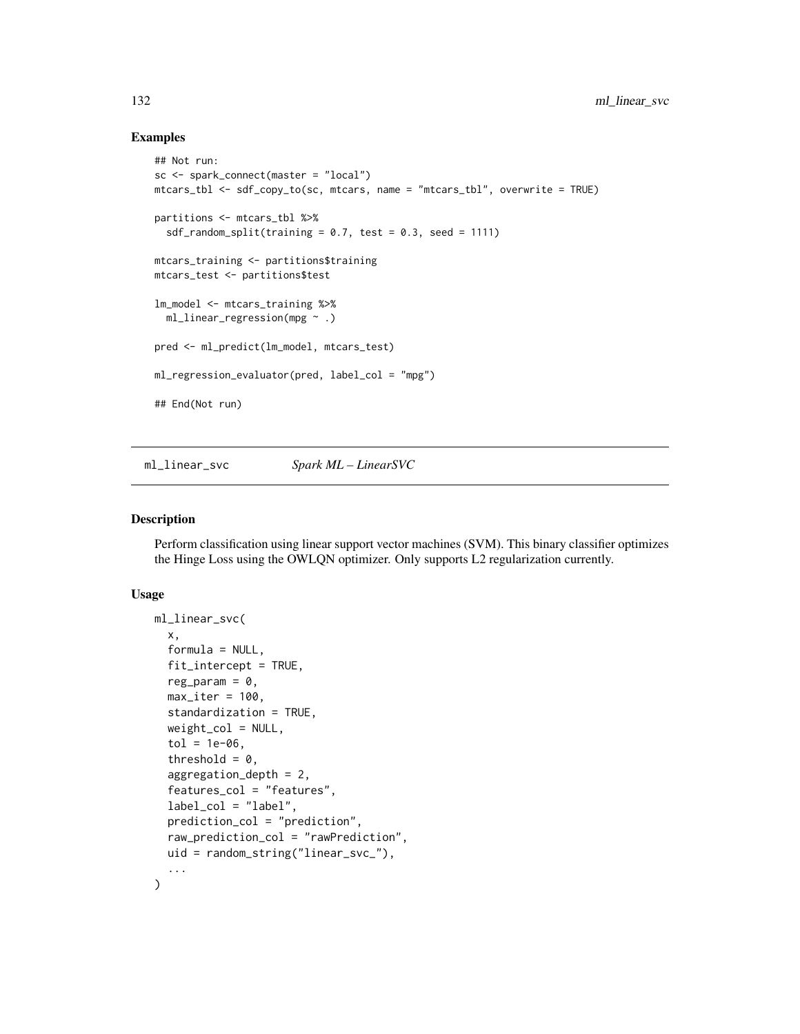## Examples

```
## Not run:
sc <- spark_connect(master = "local")
mtcars_tbl <- sdf_copy_to(sc, mtcars, name = "mtcars_tbl", overwrite = TRUE)

partitions <- mtcars_tbl %>%
  sdf_random_split(training = 0.7, test = 0.3, seed = 1111)

mtcars_training <- partitions$training
mtcars_test <- partitions$test

lm_model <- mtcars_training %>%
  ml_linear_regression(mpg ~ .)

pred <- ml_predict(lm_model, mtcars_test)

ml_regression_evaluator(pred, label_col = "mpg")

## End(Not run)
```

---

# ml_linear_svc *Spark ML – LinearSVC*

## Description

Perform classification using linear support vector machines (SVM). This binary classifier optimizes the Hinge Loss using the OWLQN optimizer. Only supports L2 regularization currently.

## Usage

```
ml_linear_svc(
  x,
  formula = NULL,
  fit_intercept = TRUE,
  reg_param = 0,
  max_iter = 100,
  standardization = TRUE,
  weight_col = NULL,
  tol = 1e-06,
  threshold = 0,
  aggregation_depth = 2,
  features_col = "features",
  label_col = "label",
  prediction_col = "prediction",
  raw_prediction_col = "rawPrediction",
  uid = random_string("linear_svc_"),
  ...
)
```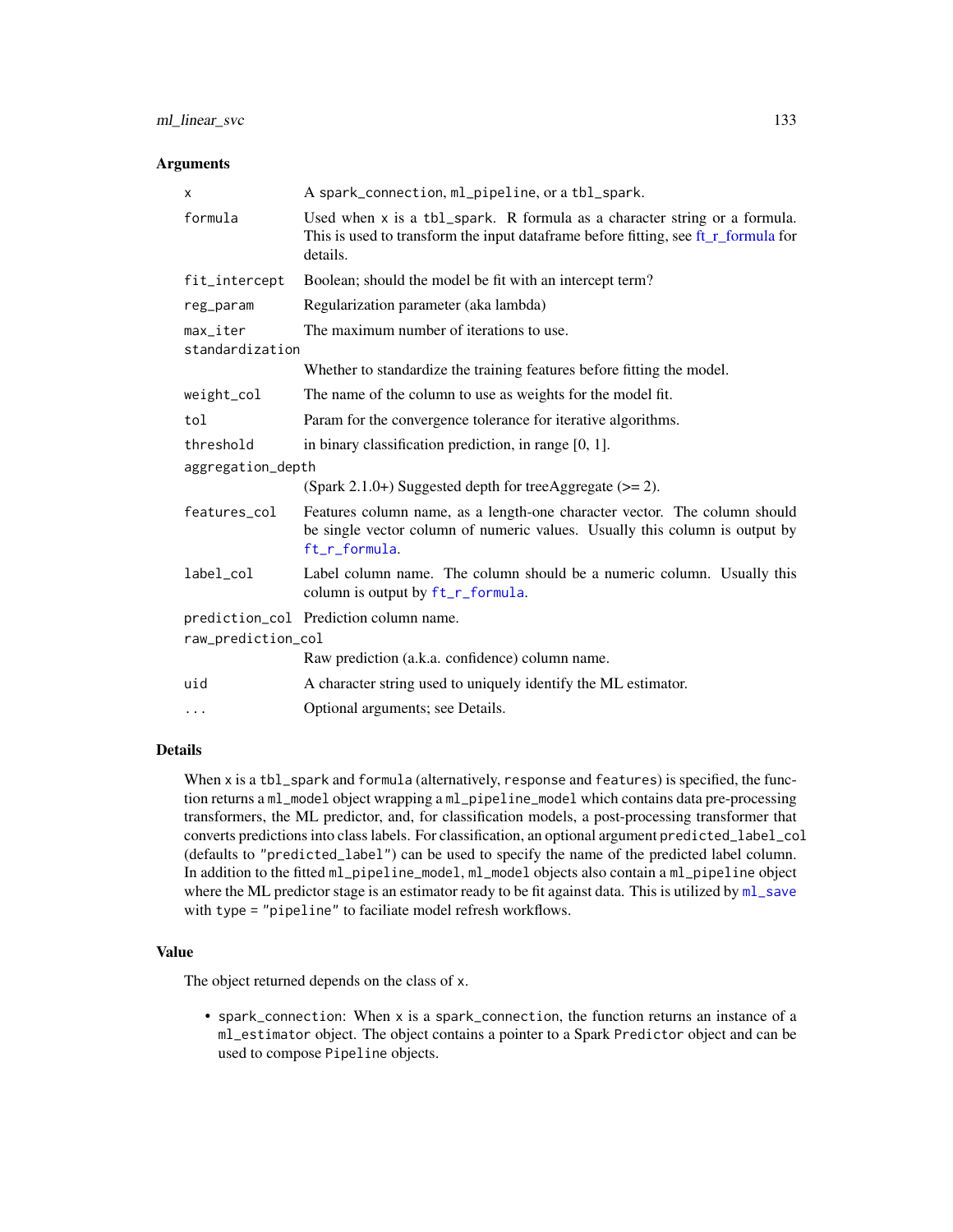### Arguments

| | |
|---|---|
| x | A spark_connection, ml_pipeline, or a tbl_spark. |
| formula | Used when x is a tbl_spark. R formula as a character string or a formula. This is used to transform the input dataframe before fitting, see ft_r_formula for details. |
| fit_intercept | Boolean; should the model be fit with an intercept term? |
| reg_param | Regularization parameter (aka lambda) |
| max_iter | The maximum number of iterations to use. |
| standardization | Whether to standardize the training features before fitting the model. |
| weight_col | The name of the column to use as weights for the model fit. |
| tol | Param for the convergence tolerance for iterative algorithms. |
| threshold | in binary classification prediction, in range [0, 1]. |
| aggregation_depth | (Spark 2.1.0+) Suggested depth for treeAggregate (>= 2). |
| features_col | Features column name, as a length-one character vector. The column should be single vector column of numeric values. Usually this column is output by ft_r_formula. |
| label_col | Label column name. The column should be a numeric column. Usually this column is output by ft_r_formula. |
| prediction_col | Prediction column name. |
| raw_prediction_col | Raw prediction (a.k.a. confidence) column name. |
| uid | A character string used to uniquely identify the ML estimator. |
| ... | Optional arguments; see Details. |

### Details

When x is a tbl_spark and formula (alternatively, response and features) is specified, the function returns a ml_model object wrapping a ml_pipeline_model which contains data pre-processing transformers, the ML predictor, and, for classification models, a post-processing transformer that converts predictions into class labels. For classification, an optional argument predicted_label_col (defaults to "predicted_label") can be used to specify the name of the predicted label column. In addition to the fitted ml_pipeline_model, ml_model objects also contain a ml_pipeline object where the ML predictor stage is an estimator ready to be fit against data. This is utilized by ml_save with type = "pipeline" to faciliate model refresh workflows.

### Value

The object returned depends on the class of x.

- spark_connection: When x is a spark_connection, the function returns an instance of a ml_estimator object. The object contains a pointer to a Spark Predictor object and can be used to compose Pipeline objects.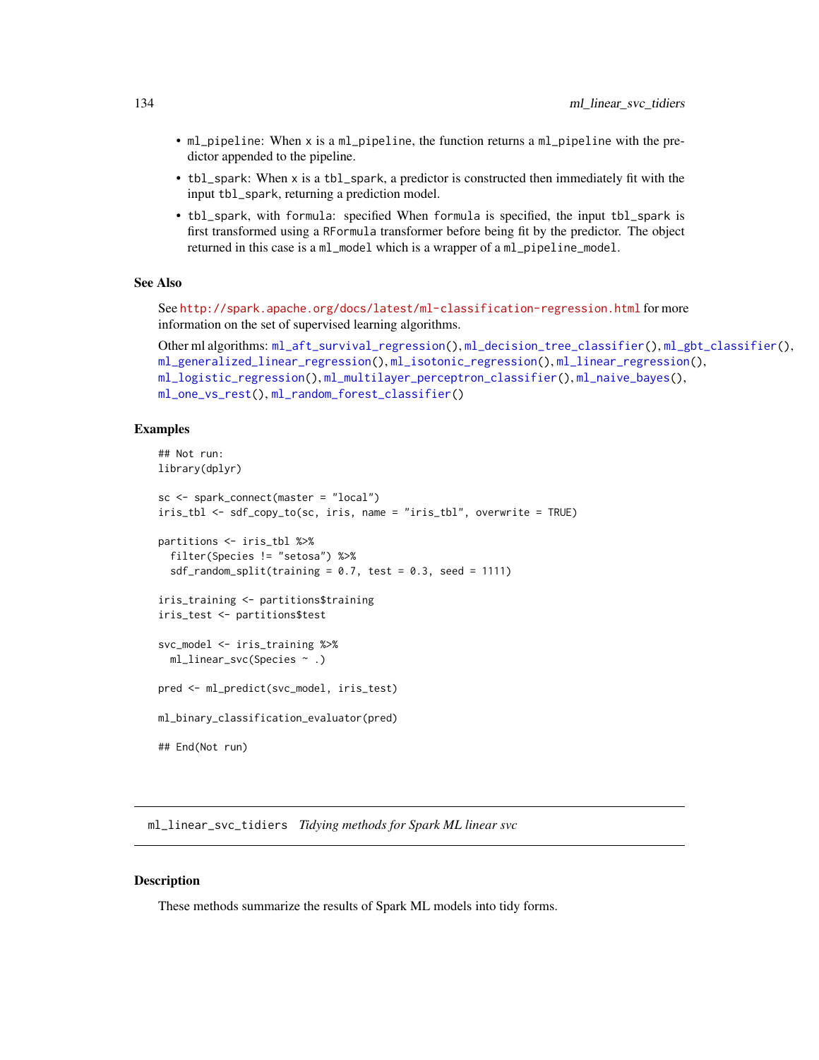- `ml_pipeline`: When `x` is a `ml_pipeline`, the function returns a `ml_pipeline` with the predictor appended to the pipeline.
- `tbl_spark`: When `x` is a `tbl_spark`, a predictor is constructed then immediately fit with the input `tbl_spark`, returning a prediction model.
- `tbl_spark`, with `formula`: specified When `formula` is specified, the input `tbl_spark` is first transformed using a `RFormula` transformer before being fit by the predictor. The object returned in this case is a `ml_model` which is a wrapper of a `ml_pipeline_model`.

### See Also

See http://spark.apache.org/docs/latest/ml-classification-regression.html for more information on the set of supervised learning algorithms.

Other ml algorithms: `ml_aft_survival_regression()`, `ml_decision_tree_classifier()`, `ml_gbt_classifier()`, `ml_generalized_linear_regression()`, `ml_isotonic_regression()`, `ml_linear_regression()`, `ml_logistic_regression()`, `ml_multilayer_perceptron_classifier()`, `ml_naive_bayes()`, `ml_one_vs_rest()`, `ml_random_forest_classifier()`

### Examples

```
## Not run:
library(dplyr)

sc <- spark_connect(master = "local")
iris_tbl <- sdf_copy_to(sc, iris, name = "iris_tbl", overwrite = TRUE)

partitions <- iris_tbl %>%
  filter(Species != "setosa") %>%
  sdf_random_split(training = 0.7, test = 0.3, seed = 1111)

iris_training <- partitions$training
iris_test <- partitions$test

svc_model <- iris_training %>%
  ml_linear_svc(Species ~ .)

pred <- ml_predict(svc_model, iris_test)

ml_binary_classification_evaluator(pred)

## End(Not run)
```

---

## `ml_linear_svc_tidiers` *Tidying methods for Spark ML linear svc*

### Description

These methods summarize the results of Spark ML models into tidy forms.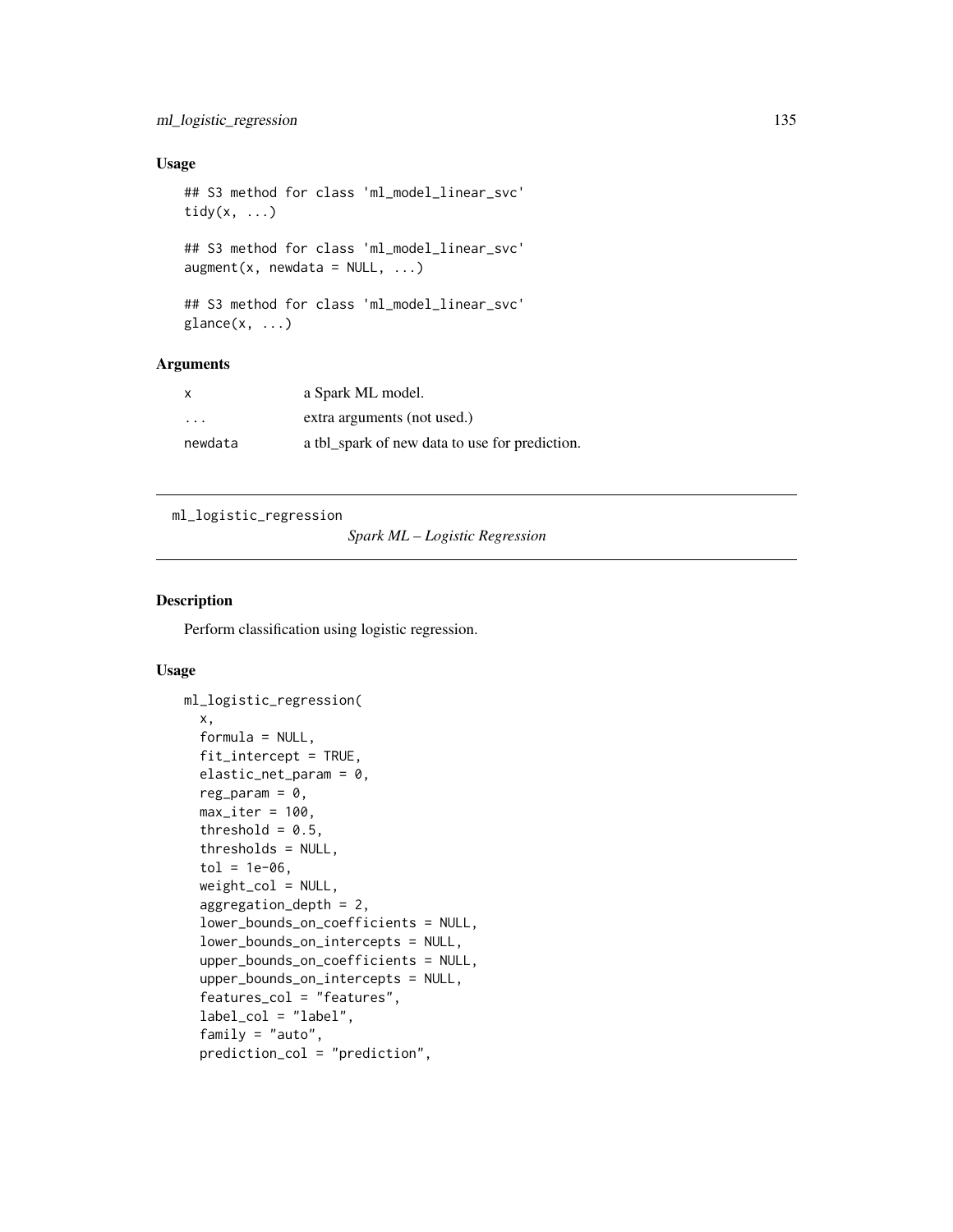## Usage

```
## S3 method for class 'ml_model_linear_svc'
tidy(x, ...)

## S3 method for class 'ml_model_linear_svc'
augment(x, newdata = NULL, ...)

## S3 method for class 'ml_model_linear_svc'
glance(x, ...)
```

## Arguments

| | |
|---|---|
| x | a Spark ML model. |
| ... | extra arguments (not used.) |
| newdata | a tbl_spark of new data to use for prediction. |

---

ml_logistic_regression

*Spark ML – Logistic Regression*

---

## Description

Perform classification using logistic regression.

## Usage

```
ml_logistic_regression(
  x,
  formula = NULL,
  fit_intercept = TRUE,
  elastic_net_param = 0,
  reg_param = 0,
  max_iter = 100,
  threshold = 0.5,
  thresholds = NULL,
  tol = 1e-06,
  weight_col = NULL,
  aggregation_depth = 2,
  lower_bounds_on_coefficients = NULL,
  lower_bounds_on_intercepts = NULL,
  upper_bounds_on_coefficients = NULL,
  upper_bounds_on_intercepts = NULL,
  features_col = "features",
  label_col = "label",
  family = "auto",
  prediction_col = "prediction",
```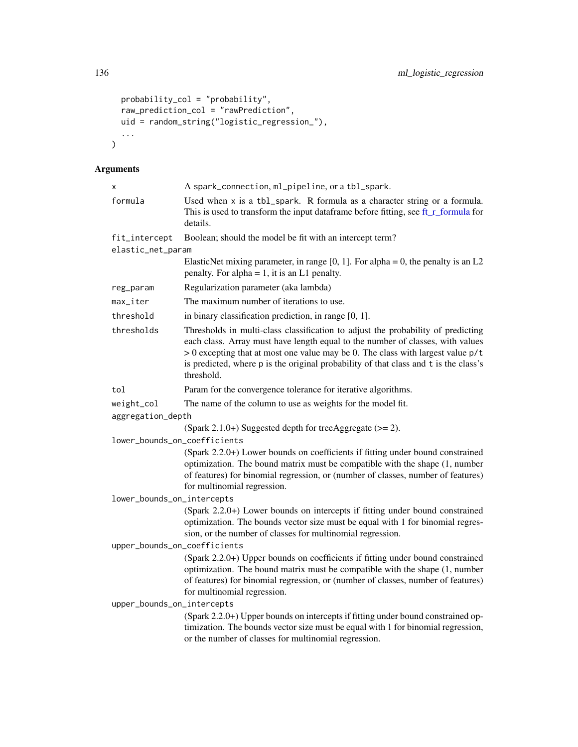```
  probability_col = "probability",
  raw_prediction_col = "rawPrediction",
  uid = random_string("logistic_regression_"),
  ...
)
```

### Arguments

| | |
|---|---|
| x | A spark_connection, ml_pipeline, or a tbl_spark. |
| formula | Used when x is a tbl_spark. R formula as a character string or a formula. This is used to transform the input dataframe before fitting, see ft_r_formula for details. |
| fit_intercept | Boolean; should the model be fit with an intercept term? |
| elastic_net_param | ElasticNet mixing parameter, in range [0, 1]. For alpha = 0, the penalty is an L2 penalty. For alpha = 1, it is an L1 penalty. |
| reg_param | Regularization parameter (aka lambda) |
| max_iter | The maximum number of iterations to use. |
| threshold | in binary classification prediction, in range [0, 1]. |
| thresholds | Thresholds in multi-class classification to adjust the probability of predicting each class. Array must have length equal to the number of classes, with values > 0 excepting that at most one value may be 0. The class with largest value p/t is predicted, where p is the original probability of that class and t is the class's threshold. |
| tol | Param for the convergence tolerance for iterative algorithms. |
| weight_col | The name of the column to use as weights for the model fit. |
| aggregation_depth | (Spark 2.1.0+) Suggested depth for treeAggregate (>= 2). |
| lower_bounds_on_coefficients | (Spark 2.2.0+) Lower bounds on coefficients if fitting under bound constrained optimization. The bound matrix must be compatible with the shape (1, number of features) for binomial regression, or (number of classes, number of features) for multinomial regression. |
| lower_bounds_on_intercepts | (Spark 2.2.0+) Lower bounds on intercepts if fitting under bound constrained optimization. The bounds vector size must be equal with 1 for binomial regression, or the number of classes for multinomial regression. |
| upper_bounds_on_coefficients | (Spark 2.2.0+) Upper bounds on coefficients if fitting under bound constrained optimization. The bound matrix must be compatible with the shape (1, number of features) for binomial regression, or (number of classes, number of features) for multinomial regression. |
| upper_bounds_on_intercepts | (Spark 2.2.0+) Upper bounds on intercepts if fitting under bound constrained optimization. The bounds vector size must be equal with 1 for binomial regression, or the number of classes for multinomial regression. |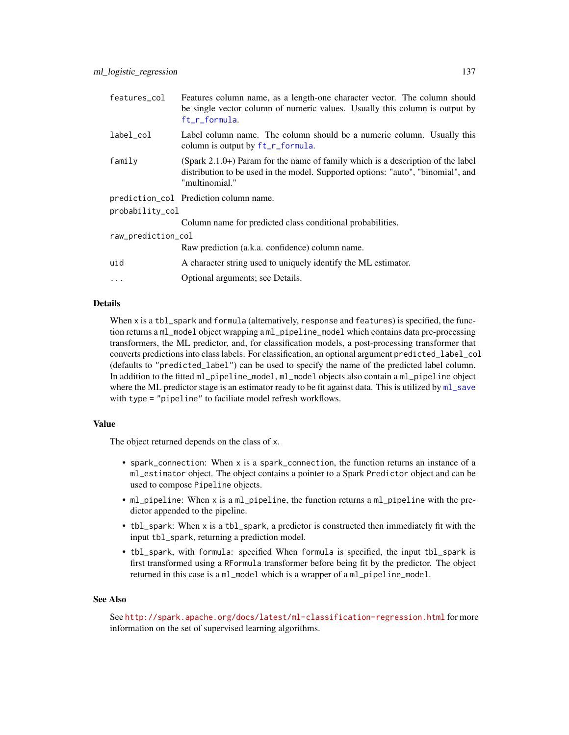| | |
|---|---|
| features_col | Features column name, as a length-one character vector. The column should be single vector column of numeric values. Usually this column is output by ft_r_formula. |
| label_col | Label column name. The column should be a numeric column. Usually this column is output by ft_r_formula. |
| family | (Spark 2.1.0+) Param for the name of family which is a description of the label distribution to be used in the model. Supported options: "auto", "binomial", and "multinomial." |
| prediction_col | Prediction column name. |
| probability_col | Column name for predicted class conditional probabilities. |
| raw_prediction_col | Raw prediction (a.k.a. confidence) column name. |
| uid | A character string used to uniquely identify the ML estimator. |
| ... | Optional arguments; see Details. |

## Details

When x is a tbl_spark and formula (alternatively, response and features) is specified, the function returns a ml_model object wrapping a ml_pipeline_model which contains data pre-processing transformers, the ML predictor, and, for classification models, a post-processing transformer that converts predictions into class labels. For classification, an optional argument predicted_label_col (defaults to "predicted_label") can be used to specify the name of the predicted label column. In addition to the fitted ml_pipeline_model, ml_model objects also contain a ml_pipeline object where the ML predictor stage is an estimator ready to be fit against data. This is utilized by ml_save with type = "pipeline" to faciliate model refresh workflows.

## Value

The object returned depends on the class of x.

- spark_connection: When x is a spark_connection, the function returns an instance of a ml_estimator object. The object contains a pointer to a Spark Predictor object and can be used to compose Pipeline objects.
- ml_pipeline: When x is a ml_pipeline, the function returns a ml_pipeline with the predictor appended to the pipeline.
- tbl_spark: When x is a tbl_spark, a predictor is constructed then immediately fit with the input tbl_spark, returning a prediction model.
- tbl_spark, with formula: specified When formula is specified, the input tbl_spark is first transformed using a RFormula transformer before being fit by the predictor. The object returned in this case is a ml_model which is a wrapper of a ml_pipeline_model.

## See Also

See http://spark.apache.org/docs/latest/ml-classification-regression.html for more information on the set of supervised learning algorithms.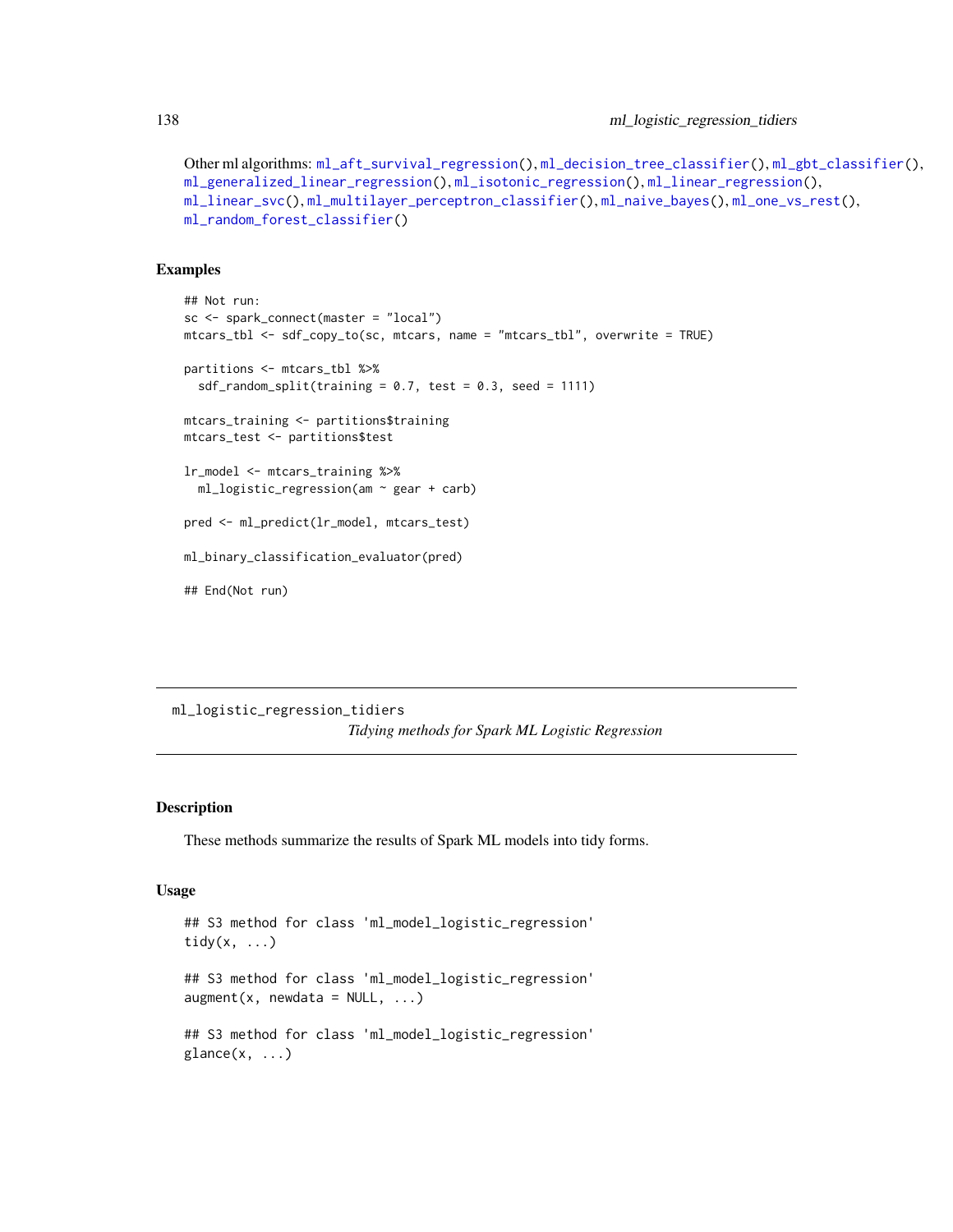Other ml algorithms: ml_aft_survival_regression(), ml_decision_tree_classifier(), ml_gbt_classifier(), ml_generalized_linear_regression(), ml_isotonic_regression(), ml_linear_regression(), ml_linear_svc(), ml_multilayer_perceptron_classifier(), ml_naive_bayes(), ml_one_vs_rest(), ml_random_forest_classifier()

## Examples

```
## Not run:
sc <- spark_connect(master = "local")
mtcars_tbl <- sdf_copy_to(sc, mtcars, name = "mtcars_tbl", overwrite = TRUE)

partitions <- mtcars_tbl %>%
  sdf_random_split(training = 0.7, test = 0.3, seed = 1111)

mtcars_training <- partitions$training
mtcars_test <- partitions$test

lr_model <- mtcars_training %>%
  ml_logistic_regression(am ~ gear + carb)

pred <- ml_predict(lr_model, mtcars_test)

ml_binary_classification_evaluator(pred)

## End(Not run)
```

---

# ml_logistic_regression_tidiers

*Tidying methods for Spark ML Logistic Regression*

---

## Description

These methods summarize the results of Spark ML models into tidy forms.

## Usage

```
## S3 method for class 'ml_model_logistic_regression'
tidy(x, ...)

## S3 method for class 'ml_model_logistic_regression'
augment(x, newdata = NULL, ...)

## S3 method for class 'ml_model_logistic_regression'
glance(x, ...)
```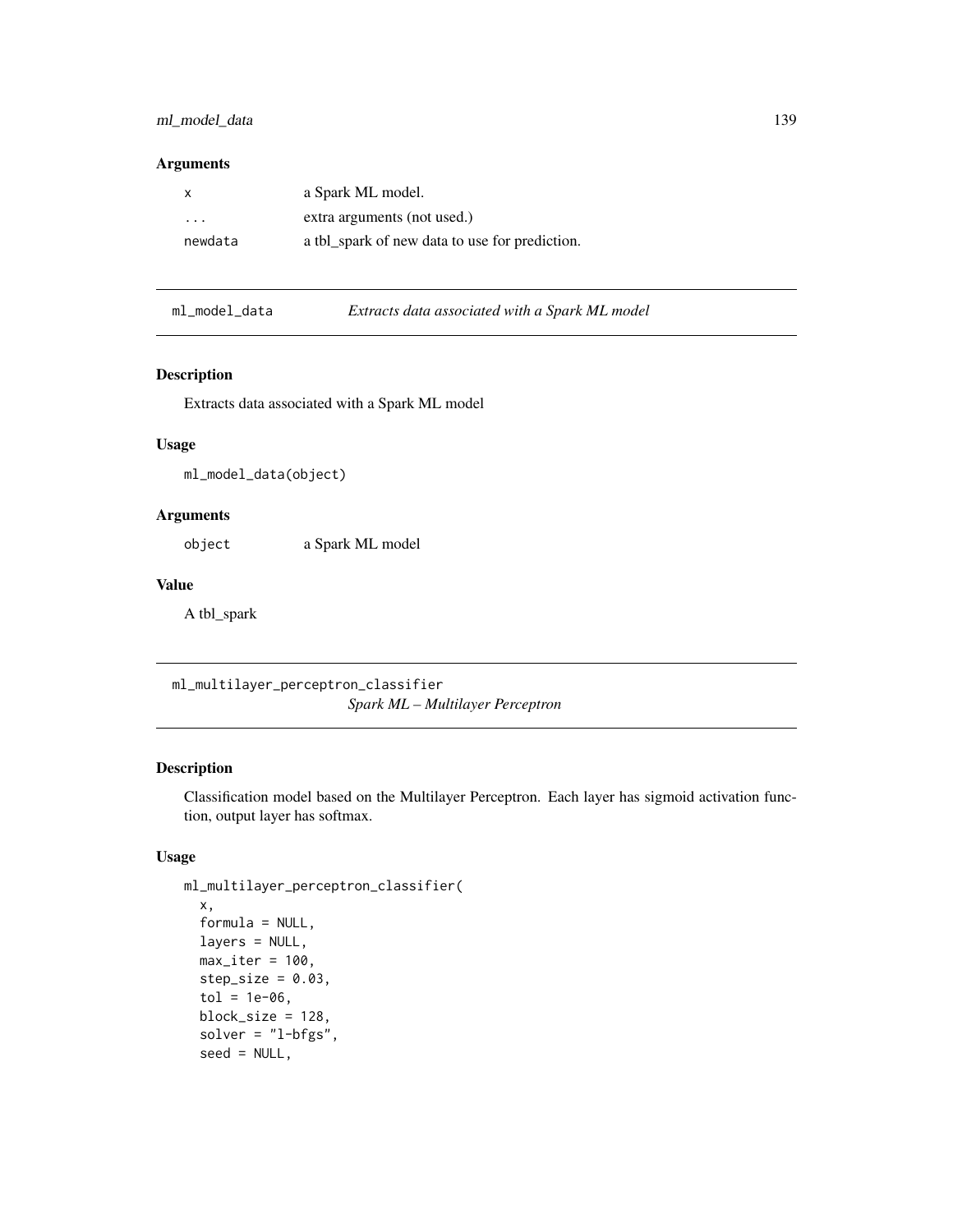## Arguments

| | |
|---|---|
| x | a Spark ML model. |
| ... | extra arguments (not used.) |
| newdata | a tbl_spark of new data to use for prediction. |

---

## ml_model_data — *Extracts data associated with a Spark ML model*

### Description

Extracts data associated with a Spark ML model

### Usage

```
ml_model_data(object)
```

### Arguments

| | |
|---|---|
| object | a Spark ML model |

### Value

A tbl_spark

---

## ml_multilayer_perceptron_classifier — *Spark ML – Multilayer Perceptron*

### Description

Classification model based on the Multilayer Perceptron. Each layer has sigmoid activation function, output layer has softmax.

### Usage

```
ml_multilayer_perceptron_classifier(
  x,
  formula = NULL,
  layers = NULL,
  max_iter = 100,
  step_size = 0.03,
  tol = 1e-06,
  block_size = 128,
  solver = "l-bfgs",
  seed = NULL,
```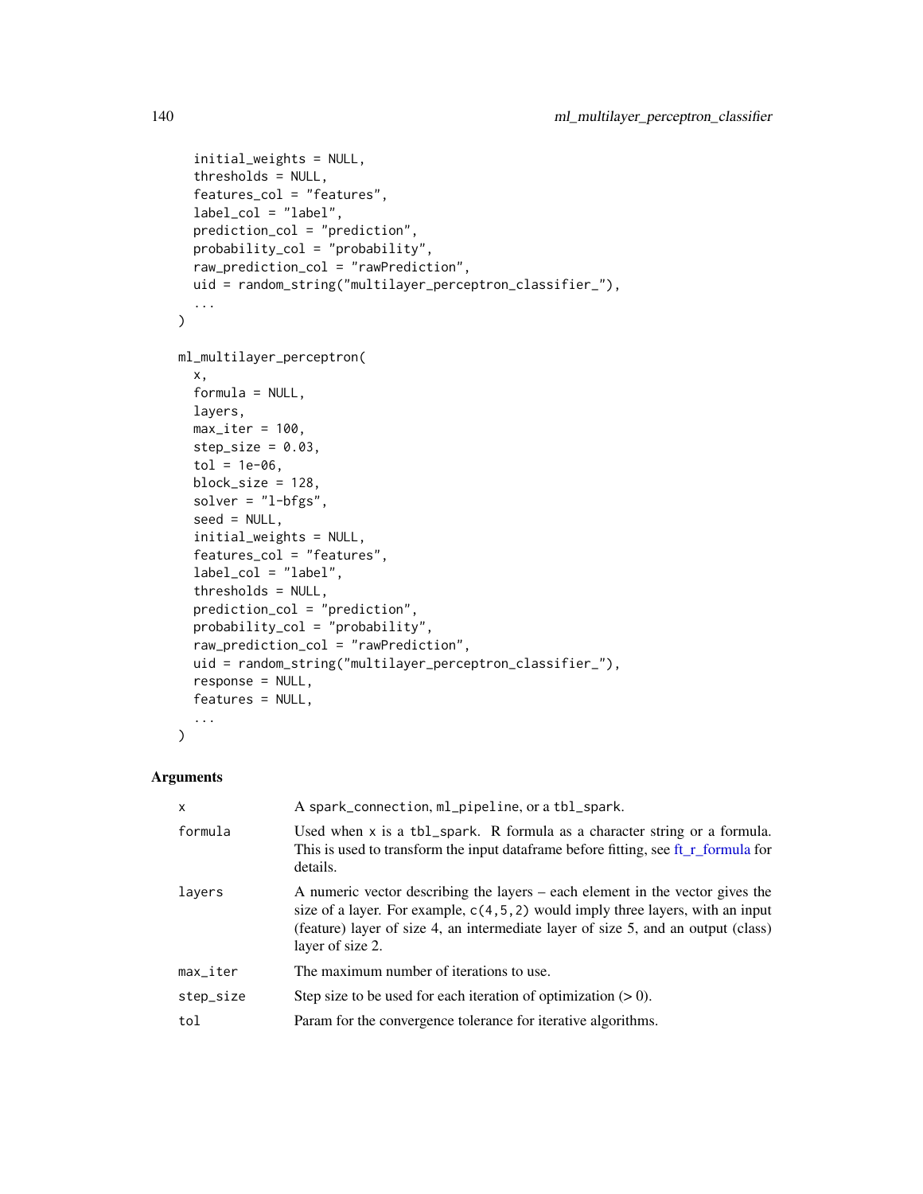```
  initial_weights = NULL,
  thresholds = NULL,
  features_col = "features",
  label_col = "label",
  prediction_col = "prediction",
  probability_col = "probability",
  raw_prediction_col = "rawPrediction",
  uid = random_string("multilayer_perceptron_classifier_"),
  ...
)

ml_multilayer_perceptron(
  x,
  formula = NULL,
  layers,
  max_iter = 100,
  step_size = 0.03,
  tol = 1e-06,
  block_size = 128,
  solver = "l-bfgs",
  seed = NULL,
  initial_weights = NULL,
  features_col = "features",
  label_col = "label",
  thresholds = NULL,
  prediction_col = "prediction",
  probability_col = "probability",
  raw_prediction_col = "rawPrediction",
  uid = random_string("multilayer_perceptron_classifier_"),
  response = NULL,
  features = NULL,
  ...
)
```

## Arguments

| | |
|---|---|
| x | A spark_connection, ml_pipeline, or a tbl_spark. |
| formula | Used when x is a tbl_spark. R formula as a character string or a formula. This is used to transform the input dataframe before fitting, see ft_r_formula for details. |
| layers | A numeric vector describing the layers – each element in the vector gives the size of a layer. For example, c(4,5,2) would imply three layers, with an input (feature) layer of size 4, an intermediate layer of size 5, and an output (class) layer of size 2. |
| max_iter | The maximum number of iterations to use. |
| step_size | Step size to be used for each iteration of optimization (> 0). |
| tol | Param for the convergence tolerance for iterative algorithms. |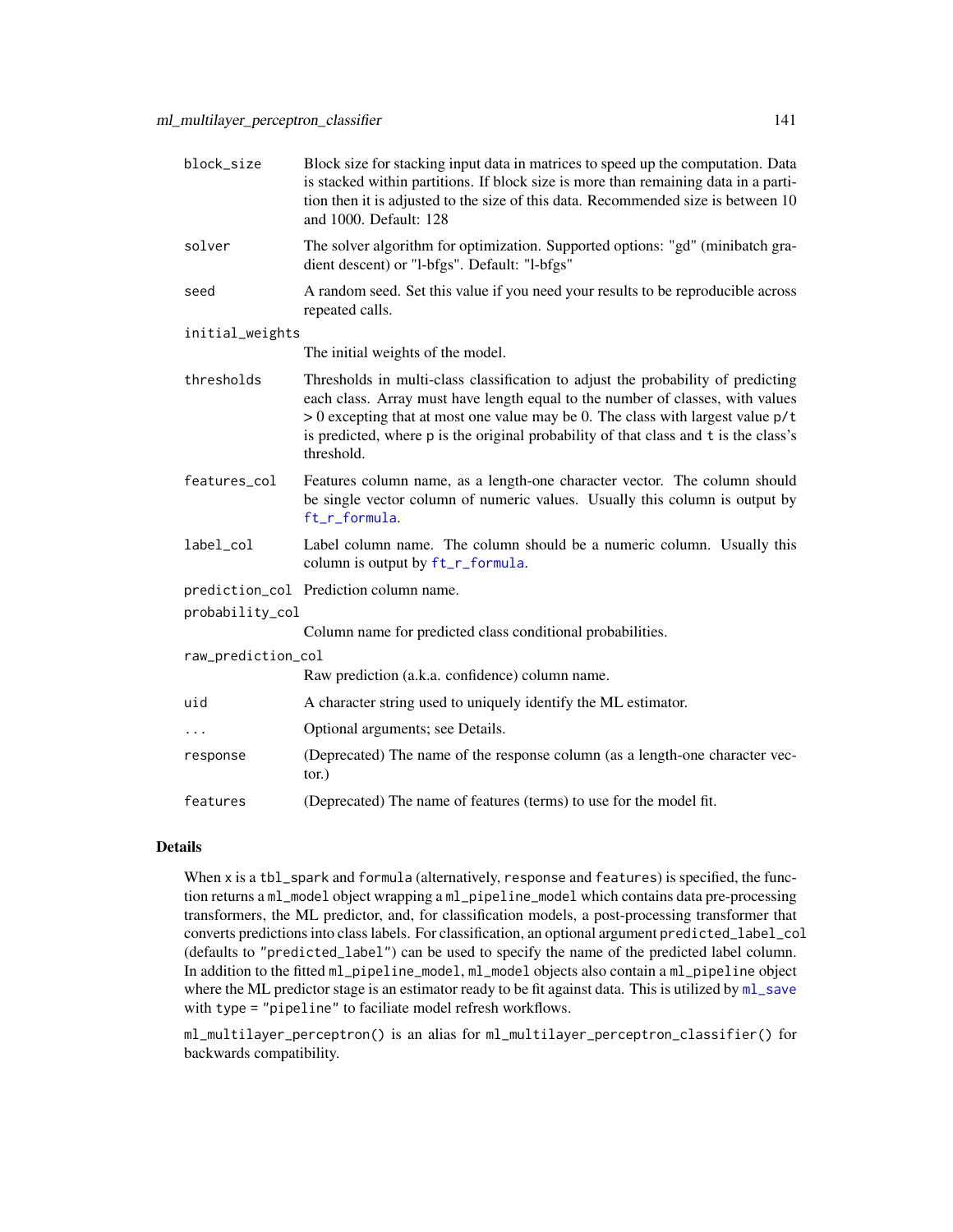| | |
|---|---|
| `block_size` | Block size for stacking input data in matrices to speed up the computation. Data is stacked within partitions. If block size is more than remaining data in a partition then it is adjusted to the size of this data. Recommended size is between 10 and 1000. Default: 128 |
| `solver` | The solver algorithm for optimization. Supported options: "gd" (minibatch gradient descent) or "l-bfgs". Default: "l-bfgs" |
| `seed` | A random seed. Set this value if you need your results to be reproducible across repeated calls. |
| `initial_weights` | The initial weights of the model. |
| `thresholds` | Thresholds in multi-class classification to adjust the probability of predicting each class. Array must have length equal to the number of classes, with values > 0 excepting that at most one value may be 0. The class with largest value `p/t` is predicted, where `p` is the original probability of that class and `t` is the class's threshold. |
| `features_col` | Features column name, as a length-one character vector. The column should be single vector column of numeric values. Usually this column is output by `ft_r_formula`. |
| `label_col` | Label column name. The column should be a numeric column. Usually this column is output by `ft_r_formula`. |
| `prediction_col` | Prediction column name. |
| `probability_col` | Column name for predicted class conditional probabilities. |
| `raw_prediction_col` | Raw prediction (a.k.a. confidence) column name. |
| `uid` | A character string used to uniquely identify the ML estimator. |
| `...` | Optional arguments; see Details. |
| `response` | (Deprecated) The name of the response column (as a length-one character vector.) |
| `features` | (Deprecated) The name of features (terms) to use for the model fit. |

## Details

When `x` is a `tbl_spark` and `formula` (alternatively, `response` and `features`) is specified, the function returns a `ml_model` object wrapping a `ml_pipeline_model` which contains data pre-processing transformers, the ML predictor, and, for classification models, a post-processing transformer that converts predictions into class labels. For classification, an optional argument `predicted_label_col` (defaults to `"predicted_label"`) can be used to specify the name of the predicted label column. In addition to the fitted `ml_pipeline_model`, `ml_model` objects also contain a `ml_pipeline` object where the ML predictor stage is an estimator ready to be fit against data. This is utilized by `ml_save` with `type = "pipeline"` to faciliate model refresh workflows.

`ml_multilayer_perceptron()` is an alias for `ml_multilayer_perceptron_classifier()` for backwards compatibility.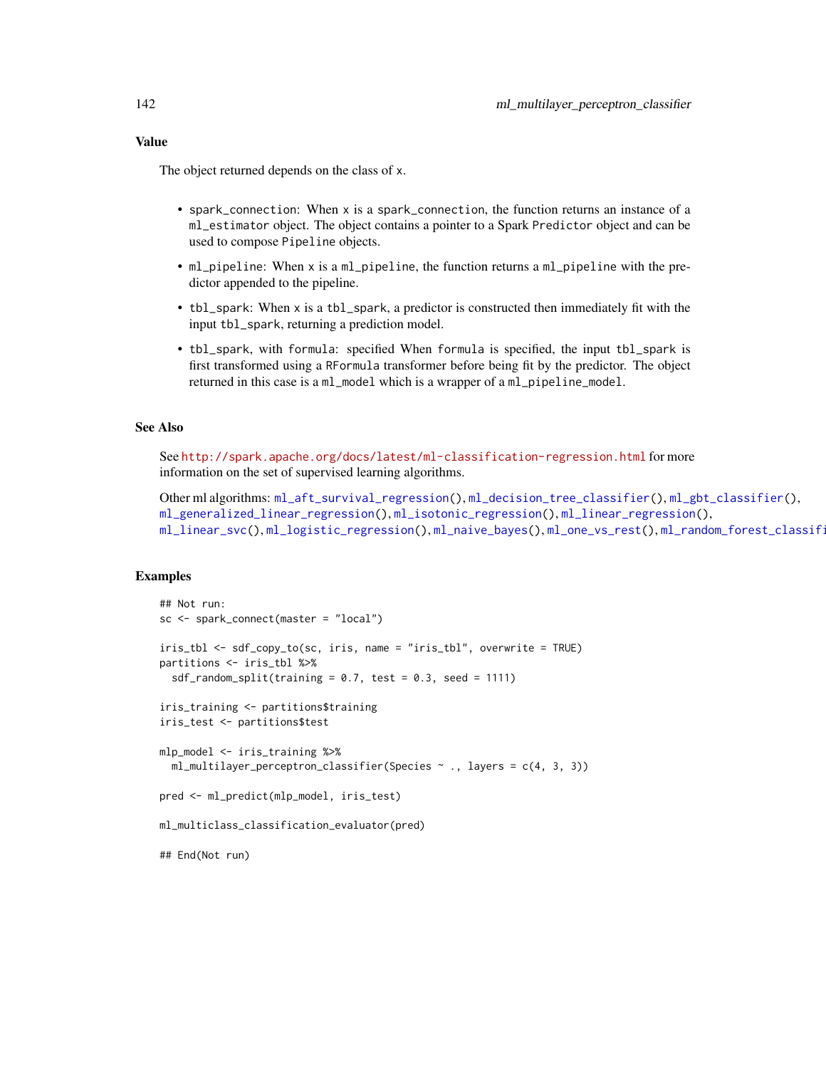## Value

The object returned depends on the class of `x`.

- `spark_connection`: When `x` is a `spark_connection`, the function returns an instance of a `ml_estimator` object. The object contains a pointer to a Spark `Predictor` object and can be used to compose `Pipeline` objects.
- `ml_pipeline`: When `x` is a `ml_pipeline`, the function returns a `ml_pipeline` with the predictor appended to the pipeline.
- `tbl_spark`: When `x` is a `tbl_spark`, a predictor is constructed then immediately fit with the input `tbl_spark`, returning a prediction model.
- `tbl_spark`, with `formula`: specified When `formula` is specified, the input `tbl_spark` is first transformed using a `RFormula` transformer before being fit by the predictor. The object returned in this case is a `ml_model` which is a wrapper of a `ml_pipeline_model`.

## See Also

See http://spark.apache.org/docs/latest/ml-classification-regression.html for more information on the set of supervised learning algorithms.

Other ml algorithms: `ml_aft_survival_regression()`, `ml_decision_tree_classifier()`, `ml_gbt_classifier()`, `ml_generalized_linear_regression()`, `ml_isotonic_regression()`, `ml_linear_regression()`, `ml_linear_svc()`, `ml_logistic_regression()`, `ml_naive_bayes()`, `ml_one_vs_rest()`, `ml_random_forest_classifi`

## Examples

```
## Not run:
sc <- spark_connect(master = "local")

iris_tbl <- sdf_copy_to(sc, iris, name = "iris_tbl", overwrite = TRUE)
partitions <- iris_tbl %>%
  sdf_random_split(training = 0.7, test = 0.3, seed = 1111)

iris_training <- partitions$training
iris_test <- partitions$test

mlp_model <- iris_training %>%
  ml_multilayer_perceptron_classifier(Species ~ ., layers = c(4, 3, 3))

pred <- ml_predict(mlp_model, iris_test)

ml_multiclass_classification_evaluator(pred)

## End(Not run)
```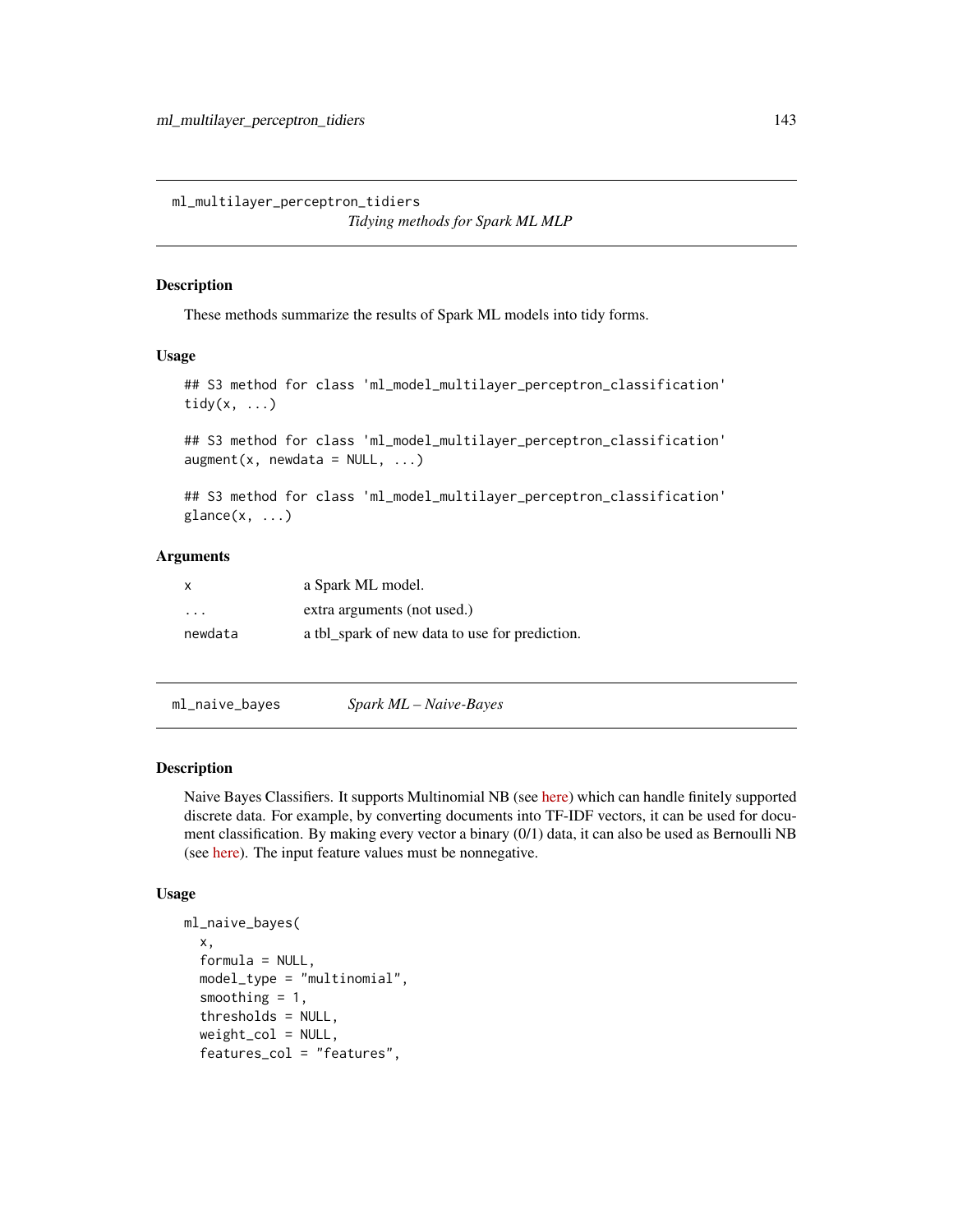## ml_multilayer_perceptron_tidiers

*Tidying methods for Spark ML MLP*

### Description

These methods summarize the results of Spark ML models into tidy forms.

### Usage

```
## S3 method for class 'ml_model_multilayer_perceptron_classification'
tidy(x, ...)

## S3 method for class 'ml_model_multilayer_perceptron_classification'
augment(x, newdata = NULL, ...)

## S3 method for class 'ml_model_multilayer_perceptron_classification'
glance(x, ...)
```

### Arguments

| | |
|---|---|
| `x` | a Spark ML model. |
| `...` | extra arguments (not used.) |
| `newdata` | a tbl_spark of new data to use for prediction. |

## ml_naive_bayes

*Spark ML – Naive-Bayes*

### Description

Naive Bayes Classifiers. It supports Multinomial NB (see here) which can handle finitely supported discrete data. For example, by converting documents into TF-IDF vectors, it can be used for document classification. By making every vector a binary (0/1) data, it can also be used as Bernoulli NB (see here). The input feature values must be nonnegative.

### Usage

```
ml_naive_bayes(
  x,
  formula = NULL,
  model_type = "multinomial",
  smoothing = 1,
  thresholds = NULL,
  weight_col = NULL,
  features_col = "features",
```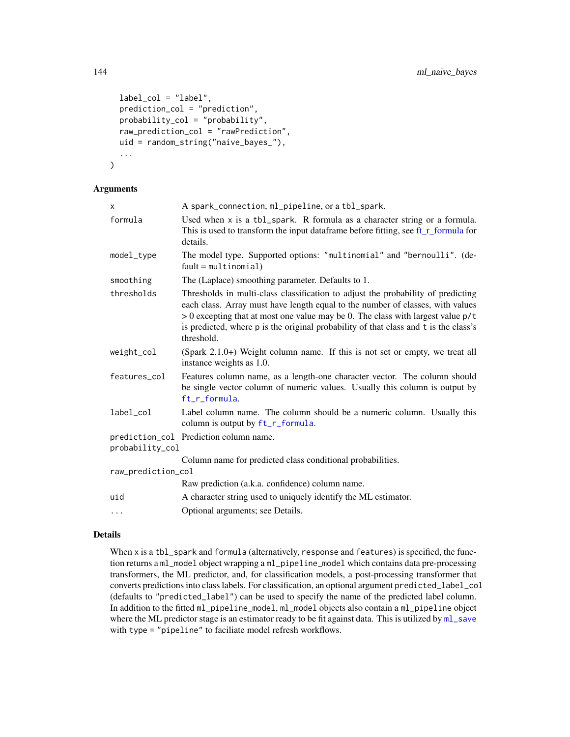```
  label_col = "label",
  prediction_col = "prediction",
  probability_col = "probability",
  raw_prediction_col = "rawPrediction",
  uid = random_string("naive_bayes_"),
  ...
)
```

## Arguments

| | |
|---|---|
| x | A spark_connection, ml_pipeline, or a tbl_spark. |
| formula | Used when x is a tbl_spark. R formula as a character string or a formula. This is used to transform the input dataframe before fitting, see ft_r_formula for details. |
| model_type | The model type. Supported options: "multinomial" and "bernoulli". (default = multinomial) |
| smoothing | The (Laplace) smoothing parameter. Defaults to 1. |
| thresholds | Thresholds in multi-class classification to adjust the probability of predicting each class. Array must have length equal to the number of classes, with values > 0 excepting that at most one value may be 0. The class with largest value p/t is predicted, where p is the original probability of that class and t is the class's threshold. |
| weight_col | (Spark 2.1.0+) Weight column name. If this is not set or empty, we treat all instance weights as 1.0. |
| features_col | Features column name, as a length-one character vector. The column should be single vector column of numeric values. Usually this column is output by ft_r_formula. |
| label_col | Label column name. The column should be a numeric column. Usually this column is output by ft_r_formula. |
| prediction_col | Prediction column name. |
| probability_col | Column name for predicted class conditional probabilities. |
| raw_prediction_col | Raw prediction (a.k.a. confidence) column name. |
| uid | A character string used to uniquely identify the ML estimator. |
| ... | Optional arguments; see Details. |

## Details

When x is a tbl_spark and formula (alternatively, response and features) is specified, the function returns a ml_model object wrapping a ml_pipeline_model which contains data pre-processing transformers, the ML predictor, and, for classification models, a post-processing transformer that converts predictions into class labels. For classification, an optional argument predicted_label_col (defaults to "predicted_label") can be used to specify the name of the predicted label column. In addition to the fitted ml_pipeline_model, ml_model objects also contain a ml_pipeline object where the ML predictor stage is an estimator ready to be fit against data. This is utilized by ml_save with type = "pipeline" to faciliate model refresh workflows.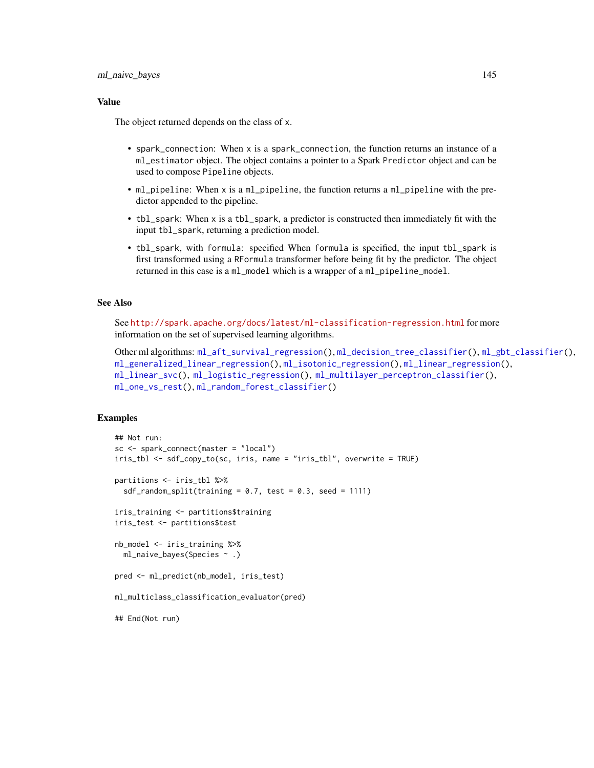## Value

The object returned depends on the class of `x`.

- `spark_connection`: When `x` is a `spark_connection`, the function returns an instance of a `ml_estimator` object. The object contains a pointer to a Spark `Predictor` object and can be used to compose `Pipeline` objects.
- `ml_pipeline`: When `x` is a `ml_pipeline`, the function returns a `ml_pipeline` with the predictor appended to the pipeline.
- `tbl_spark`: When `x` is a `tbl_spark`, a predictor is constructed then immediately fit with the input `tbl_spark`, returning a prediction model.
- `tbl_spark`, with `formula`: specified When `formula` is specified, the input `tbl_spark` is first transformed using a `RFormula` transformer before being fit by the predictor. The object returned in this case is a `ml_model` which is a wrapper of a `ml_pipeline_model`.

## See Also

See http://spark.apache.org/docs/latest/ml-classification-regression.html for more information on the set of supervised learning algorithms.

Other ml algorithms: `ml_aft_survival_regression()`, `ml_decision_tree_classifier()`, `ml_gbt_classifier()`, `ml_generalized_linear_regression()`, `ml_isotonic_regression()`, `ml_linear_regression()`, `ml_linear_svc()`, `ml_logistic_regression()`, `ml_multilayer_perceptron_classifier()`, `ml_one_vs_rest()`, `ml_random_forest_classifier()`

## Examples

```
## Not run:
sc <- spark_connect(master = "local")
iris_tbl <- sdf_copy_to(sc, iris, name = "iris_tbl", overwrite = TRUE)

partitions <- iris_tbl %>%
  sdf_random_split(training = 0.7, test = 0.3, seed = 1111)

iris_training <- partitions$training
iris_test <- partitions$test

nb_model <- iris_training %>%
  ml_naive_bayes(Species ~ .)

pred <- ml_predict(nb_model, iris_test)

ml_multiclass_classification_evaluator(pred)

## End(Not run)
```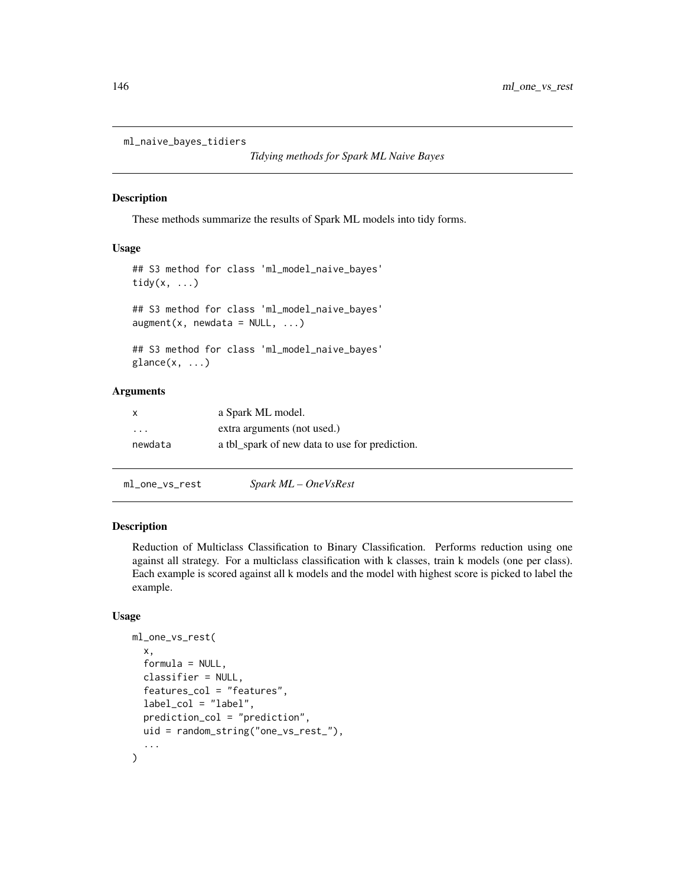## ml_naive_bayes_tidiers — *Tidying methods for Spark ML Naive Bayes*

### Description

These methods summarize the results of Spark ML models into tidy forms.

### Usage

```
## S3 method for class 'ml_model_naive_bayes'
tidy(x, ...)

## S3 method for class 'ml_model_naive_bayes'
augment(x, newdata = NULL, ...)

## S3 method for class 'ml_model_naive_bayes'
glance(x, ...)
```

### Arguments

| | |
|---|---|
| x | a Spark ML model. |
| ... | extra arguments (not used.) |
| newdata | a tbl_spark of new data to use for prediction. |

## ml_one_vs_rest — *Spark ML – OneVsRest*

### Description

Reduction of Multiclass Classification to Binary Classification. Performs reduction using one against all strategy. For a multiclass classification with k classes, train k models (one per class). Each example is scored against all k models and the model with highest score is picked to label the example.

### Usage

```
ml_one_vs_rest(
  x,
  formula = NULL,
  classifier = NULL,
  features_col = "features",
  label_col = "label",
  prediction_col = "prediction",
  uid = random_string("one_vs_rest_"),
  ...
)
```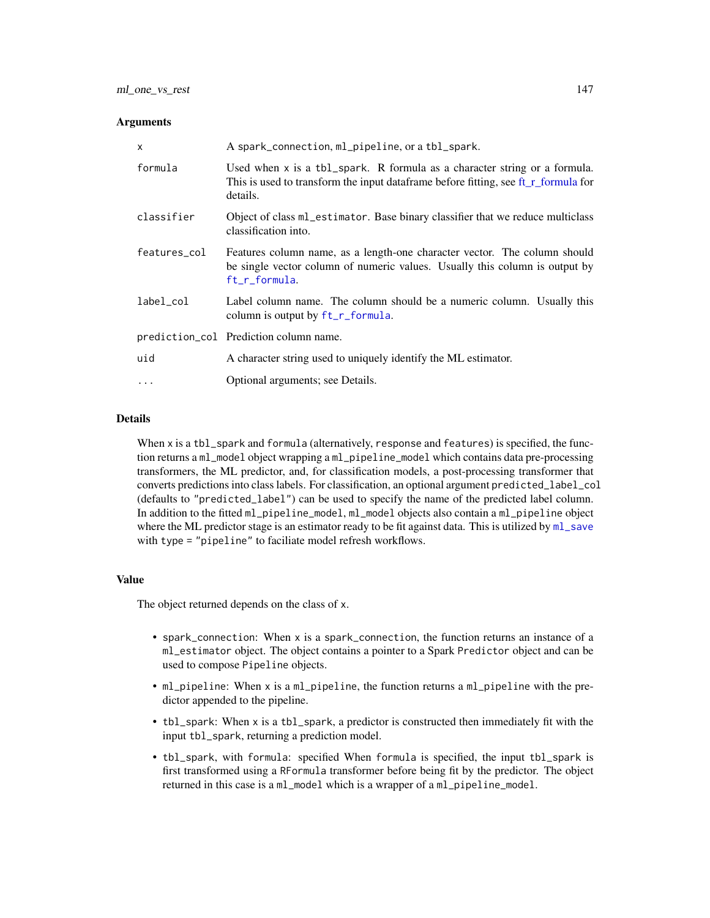### Arguments

| | |
|---|---|
| x | A spark_connection, ml_pipeline, or a tbl_spark. |
| formula | Used when x is a tbl_spark. R formula as a character string or a formula. This is used to transform the input dataframe before fitting, see ft_r_formula for details. |
| classifier | Object of class ml_estimator. Base binary classifier that we reduce multiclass classification into. |
| features_col | Features column name, as a length-one character vector. The column should be single vector column of numeric values. Usually this column is output by ft_r_formula. |
| label_col | Label column name. The column should be a numeric column. Usually this column is output by ft_r_formula. |
| prediction_col | Prediction column name. |
| uid | A character string used to uniquely identify the ML estimator. |
| ... | Optional arguments; see Details. |

### Details

When x is a tbl_spark and formula (alternatively, response and features) is specified, the function returns a ml_model object wrapping a ml_pipeline_model which contains data pre-processing transformers, the ML predictor, and, for classification models, a post-processing transformer that converts predictions into class labels. For classification, an optional argument predicted_label_col (defaults to "predicted_label") can be used to specify the name of the predicted label column. In addition to the fitted ml_pipeline_model, ml_model objects also contain a ml_pipeline object where the ML predictor stage is an estimator ready to be fit against data. This is utilized by ml_save with type = "pipeline" to faciliate model refresh workflows.

### Value

The object returned depends on the class of x.

- spark_connection: When x is a spark_connection, the function returns an instance of a ml_estimator object. The object contains a pointer to a Spark Predictor object and can be used to compose Pipeline objects.
- ml_pipeline: When x is a ml_pipeline, the function returns a ml_pipeline with the predictor appended to the pipeline.
- tbl_spark: When x is a tbl_spark, a predictor is constructed then immediately fit with the input tbl_spark, returning a prediction model.
- tbl_spark, with formula: specified When formula is specified, the input tbl_spark is first transformed using a RFormula transformer before being fit by the predictor. The object returned in this case is a ml_model which is a wrapper of a ml_pipeline_model.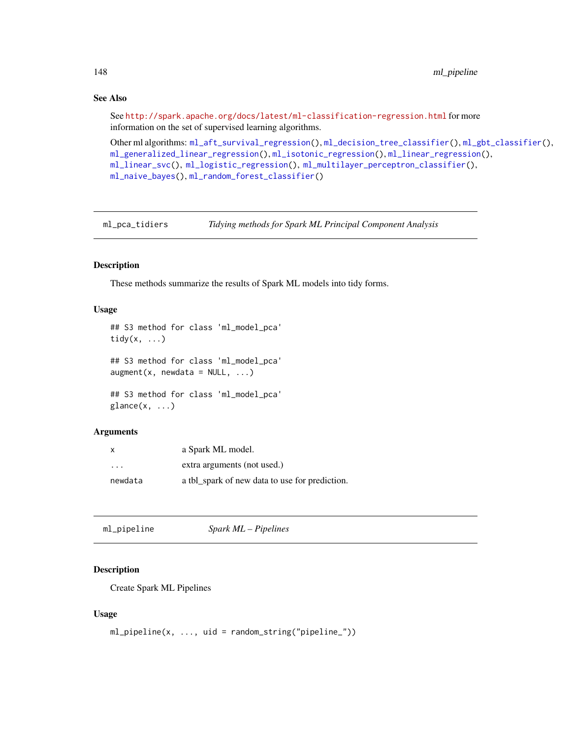### See Also

See http://spark.apache.org/docs/latest/ml-classification-regression.html for more information on the set of supervised learning algorithms.

Other ml algorithms: ml_aft_survival_regression(), ml_decision_tree_classifier(), ml_gbt_classifier(), ml_generalized_linear_regression(), ml_isotonic_regression(), ml_linear_regression(), ml_linear_svc(), ml_logistic_regression(), ml_multilayer_perceptron_classifier(), ml_naive_bayes(), ml_random_forest_classifier()

---

## ml_pca_tidiers — *Tidying methods for Spark ML Principal Component Analysis*

### Description

These methods summarize the results of Spark ML models into tidy forms.

### Usage

```
## S3 method for class 'ml_model_pca'
tidy(x, ...)

## S3 method for class 'ml_model_pca'
augment(x, newdata = NULL, ...)

## S3 method for class 'ml_model_pca'
glance(x, ...)
```

### Arguments

| | |
|---|---|
| x | a Spark ML model. |
| ... | extra arguments (not used.) |
| newdata | a tbl_spark of new data to use for prediction. |

---

## ml_pipeline — *Spark ML – Pipelines*

### Description

Create Spark ML Pipelines

### Usage

```
ml_pipeline(x, ..., uid = random_string("pipeline_"))
```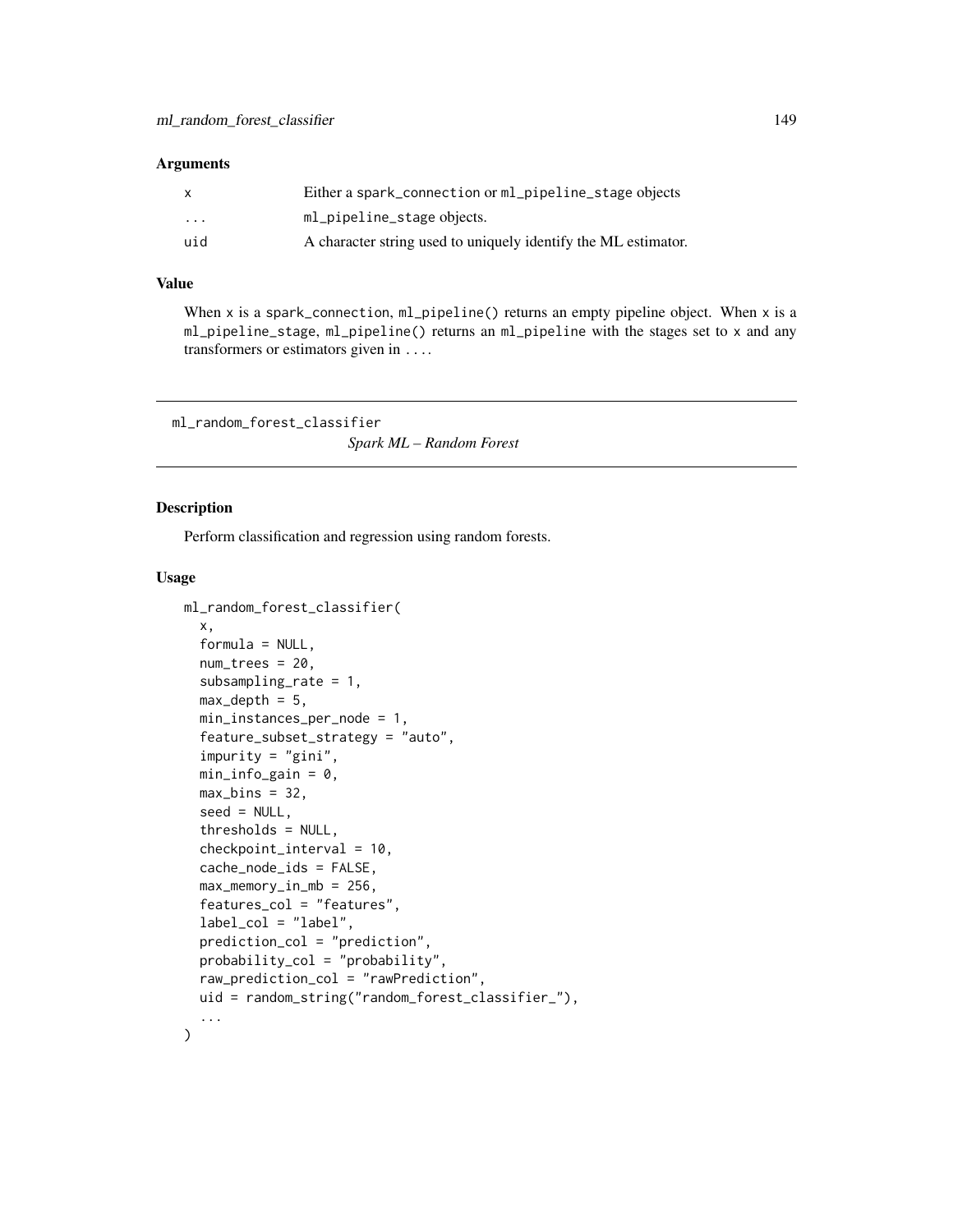## Arguments

| | |
|---|---|
| x | Either a spark_connection or ml_pipeline_stage objects |
| ... | ml_pipeline_stage objects. |
| uid | A character string used to uniquely identify the ML estimator. |

## Value

When x is a spark_connection, ml_pipeline() returns an empty pipeline object. When x is a ml_pipeline_stage, ml_pipeline() returns an ml_pipeline with the stages set to x and any transformers or estimators given in ....

---

# ml_random_forest_classifier

*Spark ML – Random Forest*

---

## Description

Perform classification and regression using random forests.

## Usage

```
ml_random_forest_classifier(
  x,
  formula = NULL,
  num_trees = 20,
  subsampling_rate = 1,
  max_depth = 5,
  min_instances_per_node = 1,
  feature_subset_strategy = "auto",
  impurity = "gini",
  min_info_gain = 0,
  max_bins = 32,
  seed = NULL,
  thresholds = NULL,
  checkpoint_interval = 10,
  cache_node_ids = FALSE,
  max_memory_in_mb = 256,
  features_col = "features",
  label_col = "label",
  prediction_col = "prediction",
  probability_col = "probability",
  raw_prediction_col = "rawPrediction",
  uid = random_string("random_forest_classifier_"),
  ...
)
```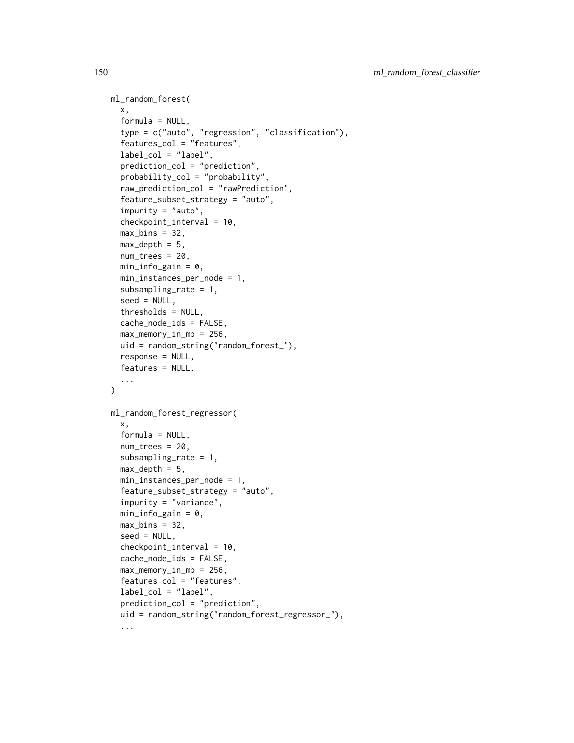```
ml_random_forest(
  x,
  formula = NULL,
  type = c("auto", "regression", "classification"),
  features_col = "features",
  label_col = "label",
  prediction_col = "prediction",
  probability_col = "probability",
  raw_prediction_col = "rawPrediction",
  feature_subset_strategy = "auto",
  impurity = "auto",
  checkpoint_interval = 10,
  max_bins = 32,
  max_depth = 5,
  num_trees = 20,
  min_info_gain = 0,
  min_instances_per_node = 1,
  subsampling_rate = 1,
  seed = NULL,
  thresholds = NULL,
  cache_node_ids = FALSE,
  max_memory_in_mb = 256,
  uid = random_string("random_forest_"),
  response = NULL,
  features = NULL,
  ...
)

ml_random_forest_regressor(
  x,
  formula = NULL,
  num_trees = 20,
  subsampling_rate = 1,
  max_depth = 5,
  min_instances_per_node = 1,
  feature_subset_strategy = "auto",
  impurity = "variance",
  min_info_gain = 0,
  max_bins = 32,
  seed = NULL,
  checkpoint_interval = 10,
  cache_node_ids = FALSE,
  max_memory_in_mb = 256,
  features_col = "features",
  label_col = "label",
  prediction_col = "prediction",
  uid = random_string("random_forest_regressor_"),
  ...
```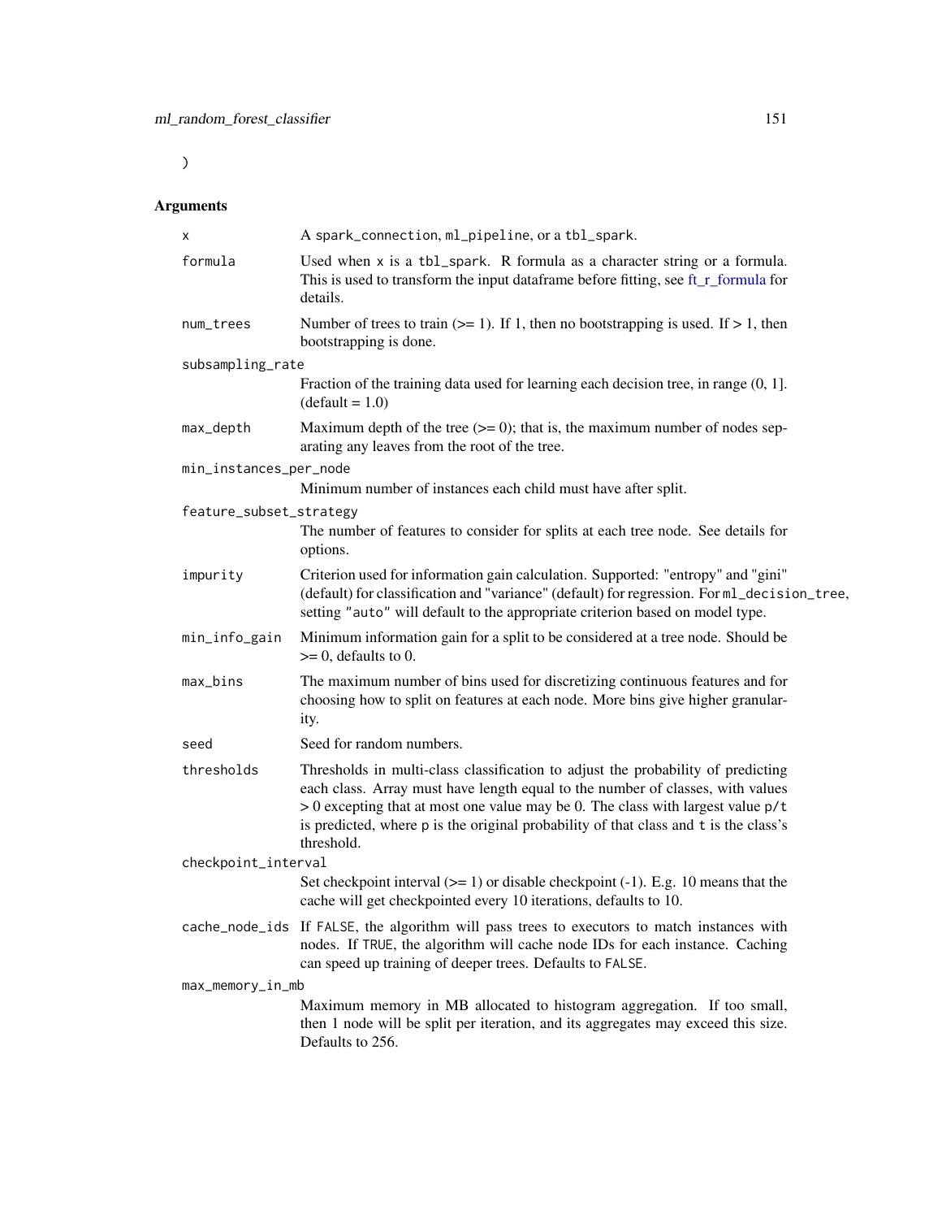```
)
```

## Arguments

| | |
|---|---|
| x | A spark_connection, ml_pipeline, or a tbl_spark. |
| formula | Used when x is a tbl_spark. R formula as a character string or a formula. This is used to transform the input dataframe before fitting, see ft_r_formula for details. |
| num_trees | Number of trees to train (>= 1). If 1, then no bootstrapping is used. If > 1, then bootstrapping is done. |
| subsampling_rate | Fraction of the training data used for learning each decision tree, in range (0, 1]. (default = 1.0) |
| max_depth | Maximum depth of the tree (>= 0); that is, the maximum number of nodes separating any leaves from the root of the tree. |
| min_instances_per_node | Minimum number of instances each child must have after split. |
| feature_subset_strategy | The number of features to consider for splits at each tree node. See details for options. |
| impurity | Criterion used for information gain calculation. Supported: "entropy" and "gini" (default) for classification and "variance" (default) for regression. For ml_decision_tree, setting "auto" will default to the appropriate criterion based on model type. |
| min_info_gain | Minimum information gain for a split to be considered at a tree node. Should be >= 0, defaults to 0. |
| max_bins | The maximum number of bins used for discretizing continuous features and for choosing how to split on features at each node. More bins give higher granularity. |
| seed | Seed for random numbers. |
| thresholds | Thresholds in multi-class classification to adjust the probability of predicting each class. Array must have length equal to the number of classes, with values > 0 excepting that at most one value may be 0. The class with largest value p/t is predicted, where p is the original probability of that class and t is the class's threshold. |
| checkpoint_interval | Set checkpoint interval (>= 1) or disable checkpoint (-1). E.g. 10 means that the cache will get checkpointed every 10 iterations, defaults to 10. |
| cache_node_ids | If FALSE, the algorithm will pass trees to executors to match instances with nodes. If TRUE, the algorithm will cache node IDs for each instance. Caching can speed up training of deeper trees. Defaults to FALSE. |
| max_memory_in_mb | Maximum memory in MB allocated to histogram aggregation. If too small, then 1 node will be split per iteration, and its aggregates may exceed this size. Defaults to 256. |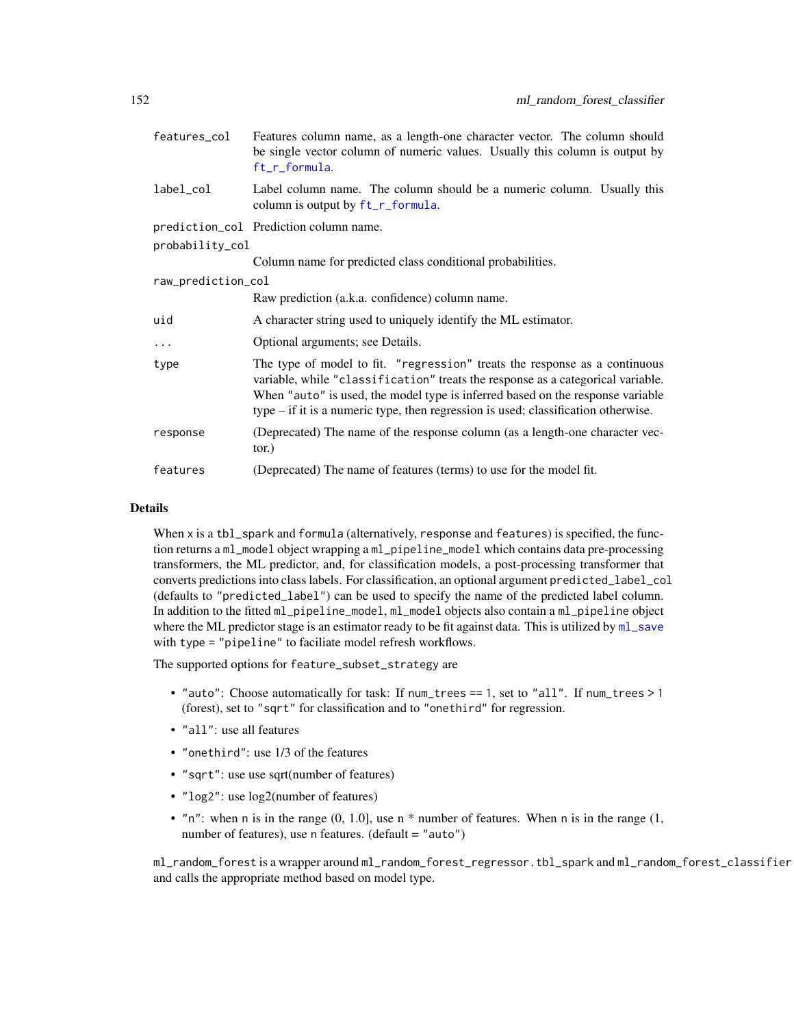| | |
|---|---|
| features_col | Features column name, as a length-one character vector. The column should be single vector column of numeric values. Usually this column is output by ft_r_formula. |
| label_col | Label column name. The column should be a numeric column. Usually this column is output by ft_r_formula. |
| prediction_col | Prediction column name. |
| probability_col | Column name for predicted class conditional probabilities. |
| raw_prediction_col | Raw prediction (a.k.a. confidence) column name. |
| uid | A character string used to uniquely identify the ML estimator. |
| ... | Optional arguments; see Details. |
| type | The type of model to fit. "regression" treats the response as a continuous variable, while "classification" treats the response as a categorical variable. When "auto" is used, the model type is inferred based on the response variable type – if it is a numeric type, then regression is used; classification otherwise. |
| response | (Deprecated) The name of the response column (as a length-one character vector.) |
| features | (Deprecated) The name of features (terms) to use for the model fit. |

## Details

When x is a tbl_spark and formula (alternatively, response and features) is specified, the function returns a ml_model object wrapping a ml_pipeline_model which contains data pre-processing transformers, the ML predictor, and, for classification models, a post-processing transformer that converts predictions into class labels. For classification, an optional argument predicted_label_col (defaults to "predicted_label") can be used to specify the name of the predicted label column. In addition to the fitted ml_pipeline_model, ml_model objects also contain a ml_pipeline object where the ML predictor stage is an estimator ready to be fit against data. This is utilized by ml_save with type = "pipeline" to faciliate model refresh workflows.

The supported options for feature_subset_strategy are

- "auto": Choose automatically for task: If num_trees == 1, set to "all". If num_trees > 1 (forest), set to "sqrt" for classification and to "onethird" for regression.
- "all": use all features
- "onethird": use 1/3 of the features
- "sqrt": use use sqrt(number of features)
- "log2": use log2(number of features)
- "n": when n is in the range (0, 1.0], use n * number of features. When n is in the range (1, number of features), use n features. (default = "auto")

ml_random_forest is a wrapper around ml_random_forest_regressor.tbl_spark and ml_random_forest_classifier and calls the appropriate method based on model type.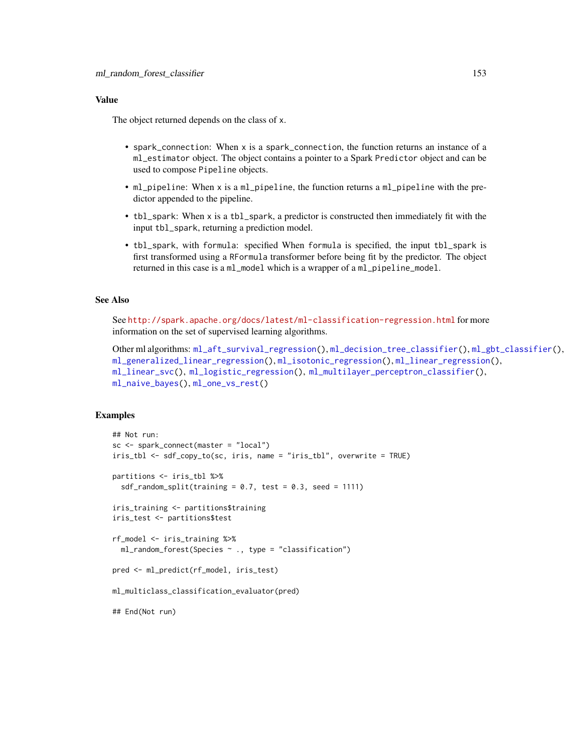## Value

The object returned depends on the class of `x`.

- `spark_connection`: When `x` is a `spark_connection`, the function returns an instance of a `ml_estimator` object. The object contains a pointer to a Spark `Predictor` object and can be used to compose `Pipeline` objects.
- `ml_pipeline`: When `x` is a `ml_pipeline`, the function returns a `ml_pipeline` with the predictor appended to the pipeline.
- `tbl_spark`: When `x` is a `tbl_spark`, a predictor is constructed then immediately fit with the input `tbl_spark`, returning a prediction model.
- `tbl_spark`, with `formula`: specified When `formula` is specified, the input `tbl_spark` is first transformed using a `RFormula` transformer before being fit by the predictor. The object returned in this case is a `ml_model` which is a wrapper of a `ml_pipeline_model`.

## See Also

See http://spark.apache.org/docs/latest/ml-classification-regression.html for more information on the set of supervised learning algorithms.

Other ml algorithms: `ml_aft_survival_regression()`, `ml_decision_tree_classifier()`, `ml_gbt_classifier()`, `ml_generalized_linear_regression()`, `ml_isotonic_regression()`, `ml_linear_regression()`, `ml_linear_svc()`, `ml_logistic_regression()`, `ml_multilayer_perceptron_classifier()`, `ml_naive_bayes()`, `ml_one_vs_rest()`

## Examples

```
## Not run:
sc <- spark_connect(master = "local")
iris_tbl <- sdf_copy_to(sc, iris, name = "iris_tbl", overwrite = TRUE)

partitions <- iris_tbl %>%
  sdf_random_split(training = 0.7, test = 0.3, seed = 1111)

iris_training <- partitions$training
iris_test <- partitions$test

rf_model <- iris_training %>%
  ml_random_forest(Species ~ ., type = "classification")

pred <- ml_predict(rf_model, iris_test)

ml_multiclass_classification_evaluator(pred)

## End(Not run)
```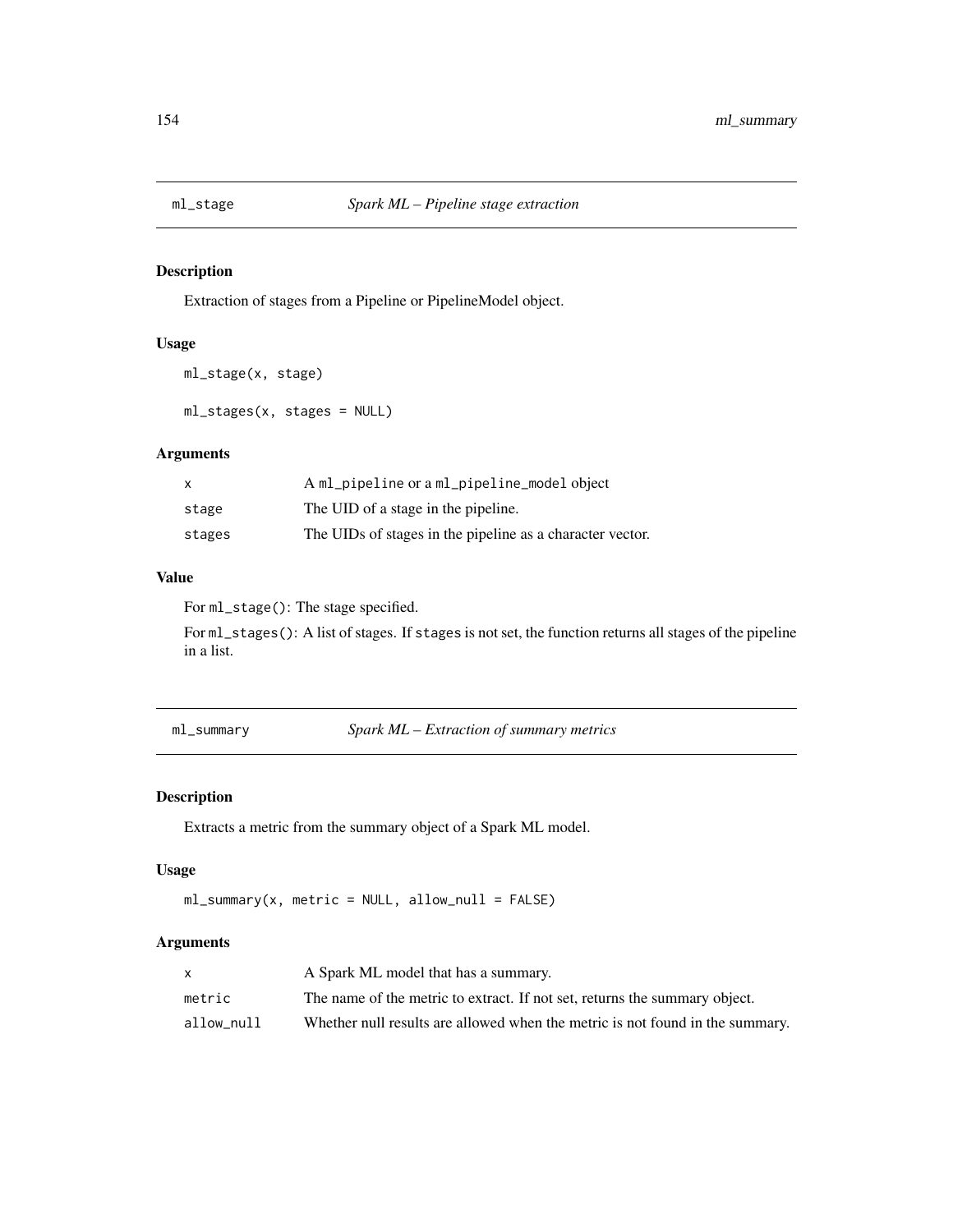## ml_stage — *Spark ML – Pipeline stage extraction*

### Description

Extraction of stages from a Pipeline or PipelineModel object.

### Usage

```
ml_stage(x, stage)

ml_stages(x, stages = NULL)
```

### Arguments

| | |
|---|---|
| x | A `ml_pipeline` or a `ml_pipeline_model` object |
| stage | The UID of a stage in the pipeline. |
| stages | The UIDs of stages in the pipeline as a character vector. |

### Value

For `ml_stage()`: The stage specified.

For `ml_stages()`: A list of stages. If `stages` is not set, the function returns all stages of the pipeline in a list.

## ml_summary — *Spark ML – Extraction of summary metrics*

### Description

Extracts a metric from the summary object of a Spark ML model.

### Usage

```
ml_summary(x, metric = NULL, allow_null = FALSE)
```

### Arguments

| | |
|---|---|
| x | A Spark ML model that has a summary. |
| metric | The name of the metric to extract. If not set, returns the summary object. |
| allow_null | Whether null results are allowed when the metric is not found in the summary. |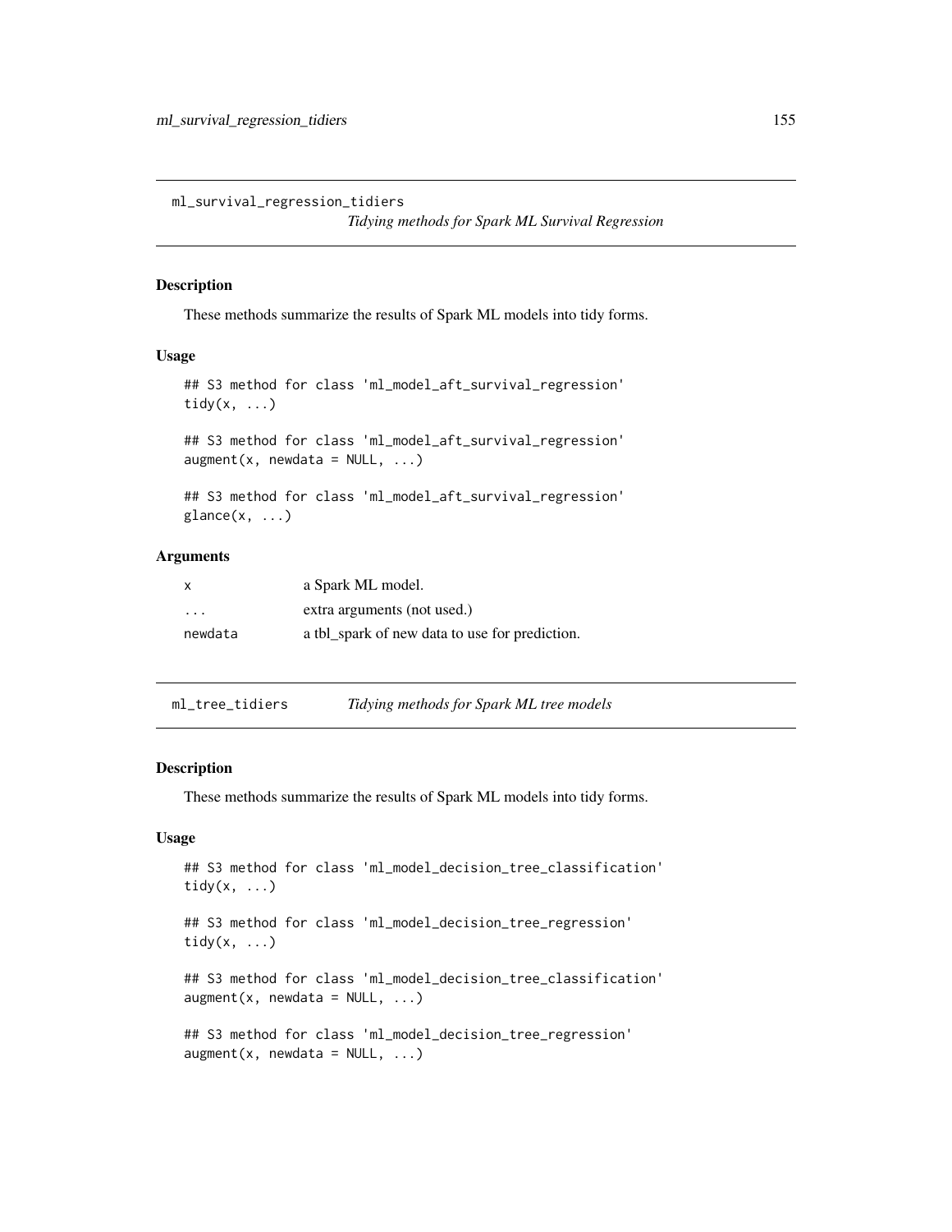## ml_survival_regression_tidiers

*Tidying methods for Spark ML Survival Regression*

### Description

These methods summarize the results of Spark ML models into tidy forms.

### Usage

```
## S3 method for class 'ml_model_aft_survival_regression'
tidy(x, ...)

## S3 method for class 'ml_model_aft_survival_regression'
augment(x, newdata = NULL, ...)

## S3 method for class 'ml_model_aft_survival_regression'
glance(x, ...)
```

### Arguments

| | |
|---|---|
| x | a Spark ML model. |
| ... | extra arguments (not used.) |
| newdata | a tbl_spark of new data to use for prediction. |

## ml_tree_tidiers

*Tidying methods for Spark ML tree models*

### Description

These methods summarize the results of Spark ML models into tidy forms.

### Usage

```
## S3 method for class 'ml_model_decision_tree_classification'
tidy(x, ...)

## S3 method for class 'ml_model_decision_tree_regression'
tidy(x, ...)

## S3 method for class 'ml_model_decision_tree_classification'
augment(x, newdata = NULL, ...)

## S3 method for class 'ml_model_decision_tree_regression'
augment(x, newdata = NULL, ...)
```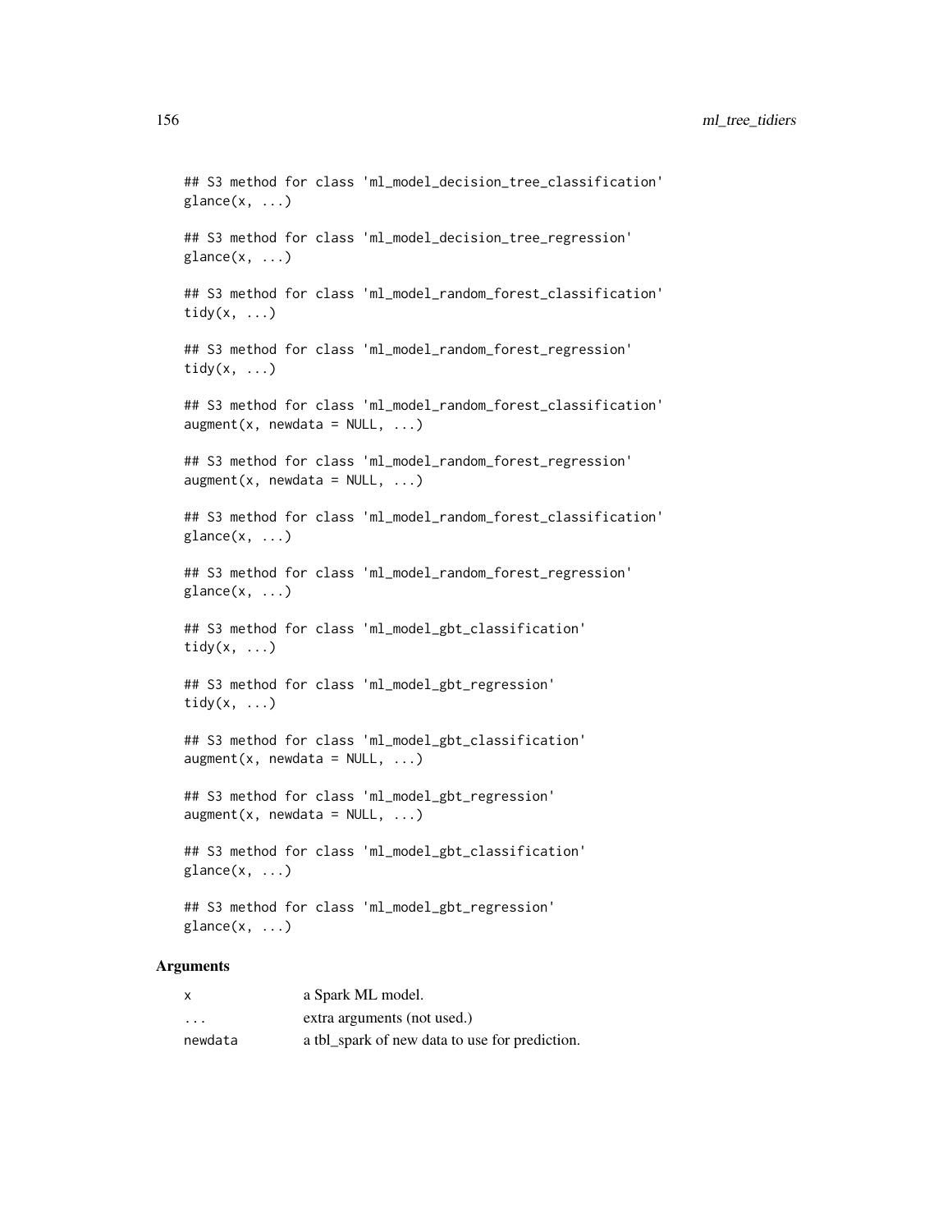```
## S3 method for class 'ml_model_decision_tree_classification'
glance(x, ...)

## S3 method for class 'ml_model_decision_tree_regression'
glance(x, ...)

## S3 method for class 'ml_model_random_forest_classification'
tidy(x, ...)

## S3 method for class 'ml_model_random_forest_regression'
tidy(x, ...)

## S3 method for class 'ml_model_random_forest_classification'
augment(x, newdata = NULL, ...)

## S3 method for class 'ml_model_random_forest_regression'
augment(x, newdata = NULL, ...)

## S3 method for class 'ml_model_random_forest_classification'
glance(x, ...)

## S3 method for class 'ml_model_random_forest_regression'
glance(x, ...)

## S3 method for class 'ml_model_gbt_classification'
tidy(x, ...)

## S3 method for class 'ml_model_gbt_regression'
tidy(x, ...)

## S3 method for class 'ml_model_gbt_classification'
augment(x, newdata = NULL, ...)

## S3 method for class 'ml_model_gbt_regression'
augment(x, newdata = NULL, ...)

## S3 method for class 'ml_model_gbt_classification'
glance(x, ...)

## S3 method for class 'ml_model_gbt_regression'
glance(x, ...)
```

### Arguments

| | |
|---|---|
| x | a Spark ML model. |
| ... | extra arguments (not used.) |
| newdata | a tbl_spark of new data to use for prediction. |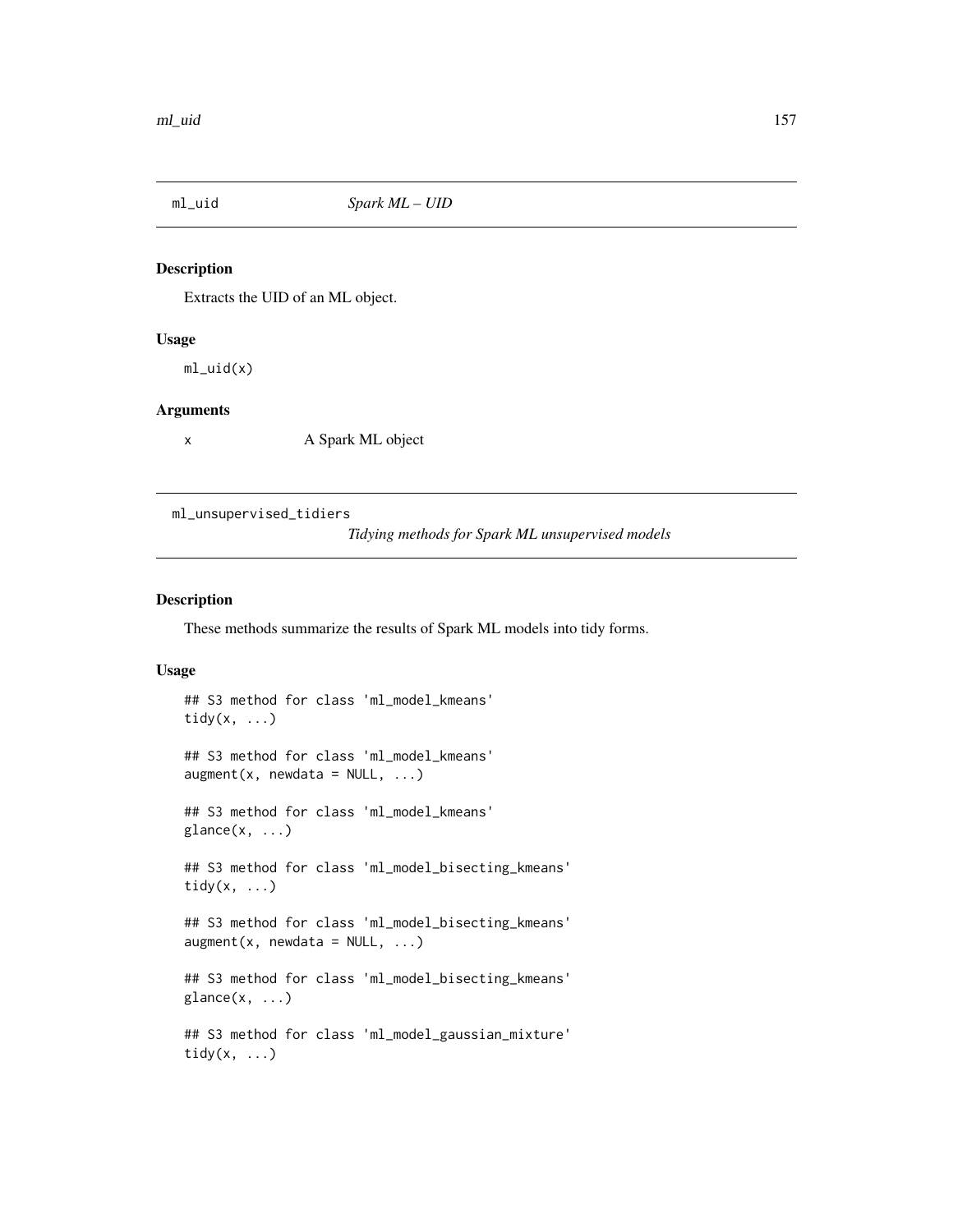## ml_uid — *Spark ML – UID*

### Description

Extracts the UID of an ML object.

### Usage

```
ml_uid(x)
```

### Arguments

| | |
|---|---|
| x | A Spark ML object |

## ml_unsupervised_tidiers — *Tidying methods for Spark ML unsupervised models*

### Description

These methods summarize the results of Spark ML models into tidy forms.

### Usage

```
## S3 method for class 'ml_model_kmeans'
tidy(x, ...)

## S3 method for class 'ml_model_kmeans'
augment(x, newdata = NULL, ...)

## S3 method for class 'ml_model_kmeans'
glance(x, ...)

## S3 method for class 'ml_model_bisecting_kmeans'
tidy(x, ...)

## S3 method for class 'ml_model_bisecting_kmeans'
augment(x, newdata = NULL, ...)

## S3 method for class 'ml_model_bisecting_kmeans'
glance(x, ...)

## S3 method for class 'ml_model_gaussian_mixture'
tidy(x, ...)
```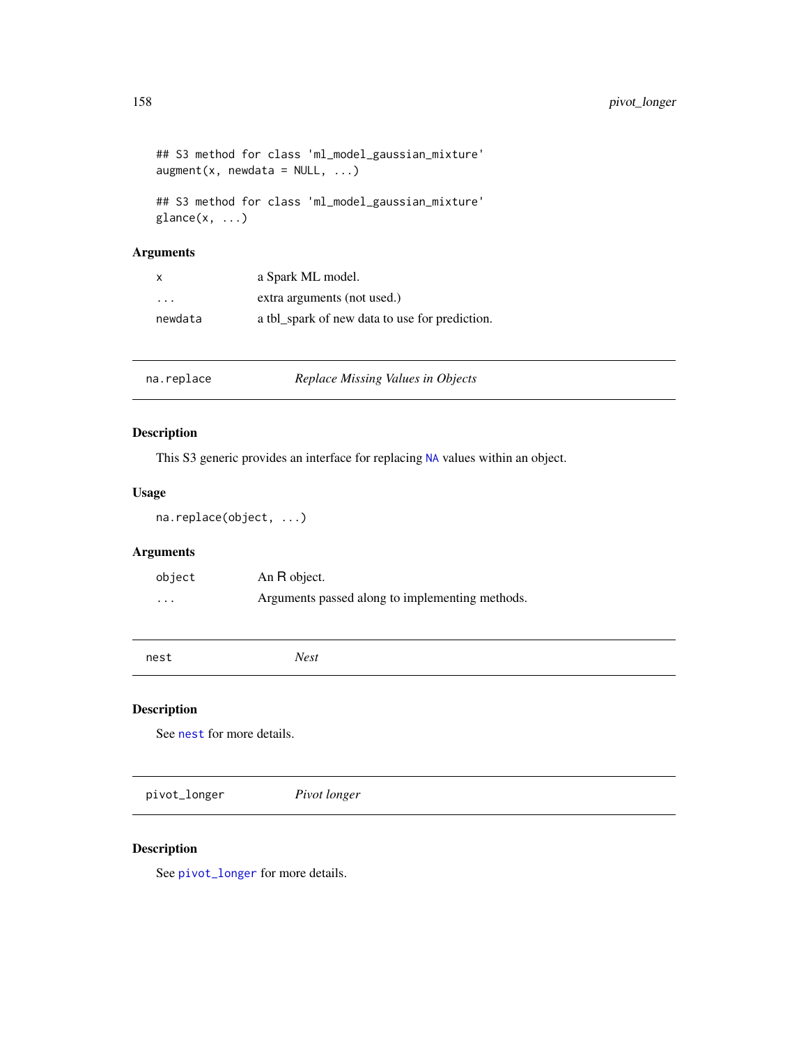```
## S3 method for class 'ml_model_gaussian_mixture'
augment(x, newdata = NULL, ...)

## S3 method for class 'ml_model_gaussian_mixture'
glance(x, ...)
```

### Arguments

| | |
|---|---|
| x | a Spark ML model. |
| ... | extra arguments (not used.) |
| newdata | a tbl_spark of new data to use for prediction. |

---

## na.replace — *Replace Missing Values in Objects*

### Description

This S3 generic provides an interface for replacing NA values within an object.

### Usage

```
na.replace(object, ...)
```

### Arguments

| | |
|---|---|
| object | An R object. |
| ... | Arguments passed along to implementing methods. |

---

## nest — *Nest*

### Description

See nest for more details.

---

## pivot_longer — *Pivot longer*

### Description

See pivot_longer for more details.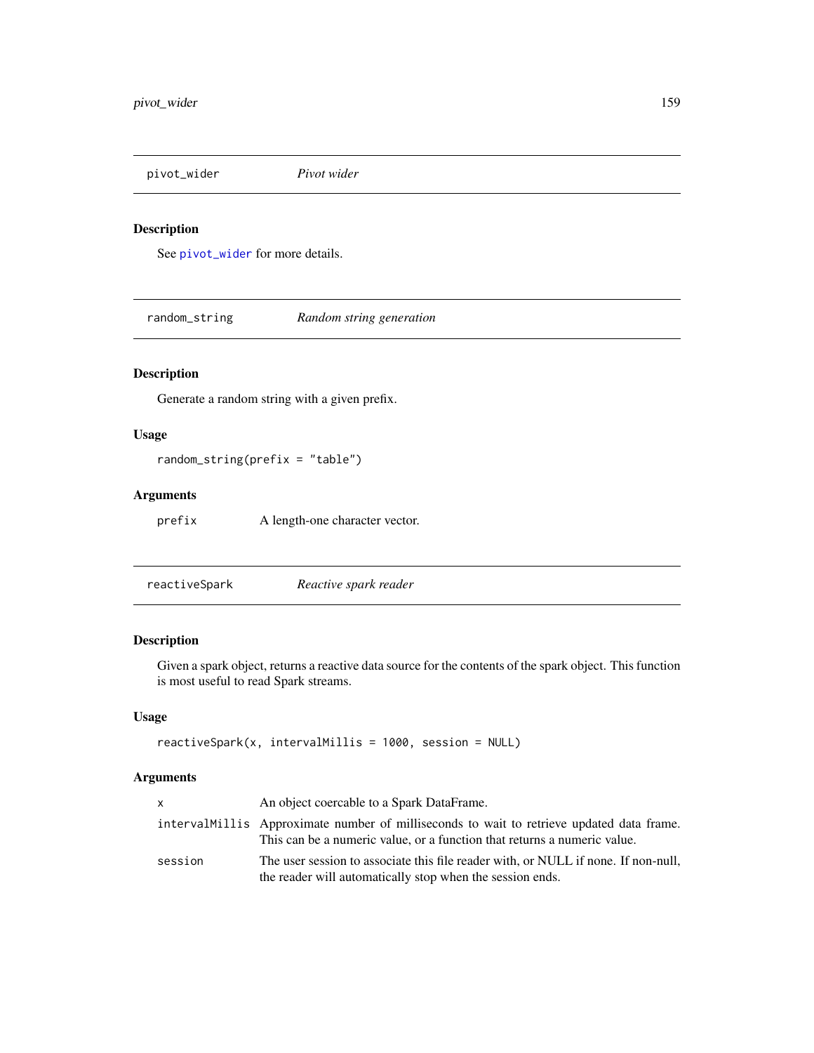## pivot_wider — *Pivot wider*

### Description

See `pivot_wider` for more details.

## random_string — *Random string generation*

### Description

Generate a random string with a given prefix.

### Usage

```
random_string(prefix = "table")
```

### Arguments

| | |
|---|---|
| prefix | A length-one character vector. |

## reactiveSpark — *Reactive spark reader*

### Description

Given a spark object, returns a reactive data source for the contents of the spark object. This function is most useful to read Spark streams.

### Usage

```
reactiveSpark(x, intervalMillis = 1000, session = NULL)
```

### Arguments

| | |
|---|---|
| x | An object coercable to a Spark DataFrame. |
| intervalMillis | Approximate number of milliseconds to wait to retrieve updated data frame. This can be a numeric value, or a function that returns a numeric value. |
| session | The user session to associate this file reader with, or NULL if none. If non-null, the reader will automatically stop when the session ends. |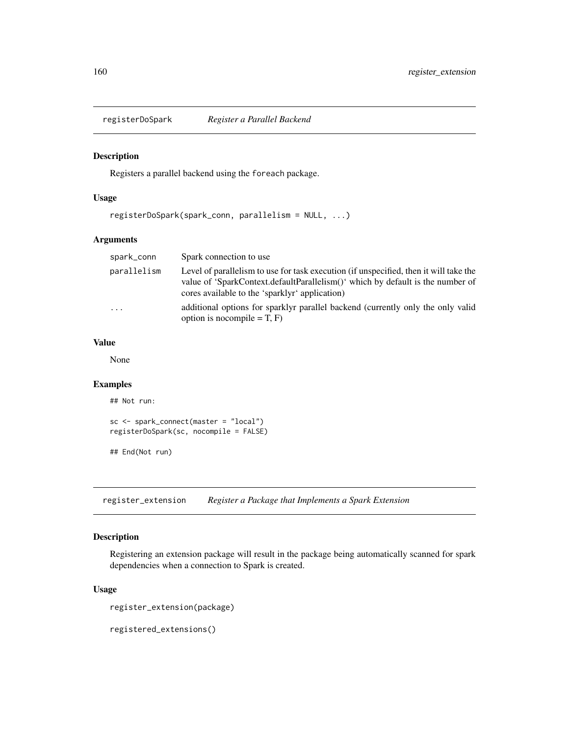## registerDoSpark — *Register a Parallel Backend*

### Description

Registers a parallel backend using the `foreach` package.

### Usage

```
registerDoSpark(spark_conn, parallelism = NULL, ...)
```

### Arguments

| | |
|---|---|
| `spark_conn` | Spark connection to use |
| `parallelism` | Level of parallelism to use for task execution (if unspecified, then it will take the value of 'SparkContext.defaultParallelism()' which by default is the number of cores available to the 'sparklyr' application) |
| `...` | additional options for sparklyr parallel backend (currently only the only valid option is nocompile = T, F) |

### Value

None

### Examples

```
## Not run:

sc <- spark_connect(master = "local")
registerDoSpark(sc, nocompile = FALSE)

## End(Not run)
```

## register_extension — *Register a Package that Implements a Spark Extension*

### Description

Registering an extension package will result in the package being automatically scanned for spark dependencies when a connection to Spark is created.

### Usage

```
register_extension(package)

registered_extensions()
```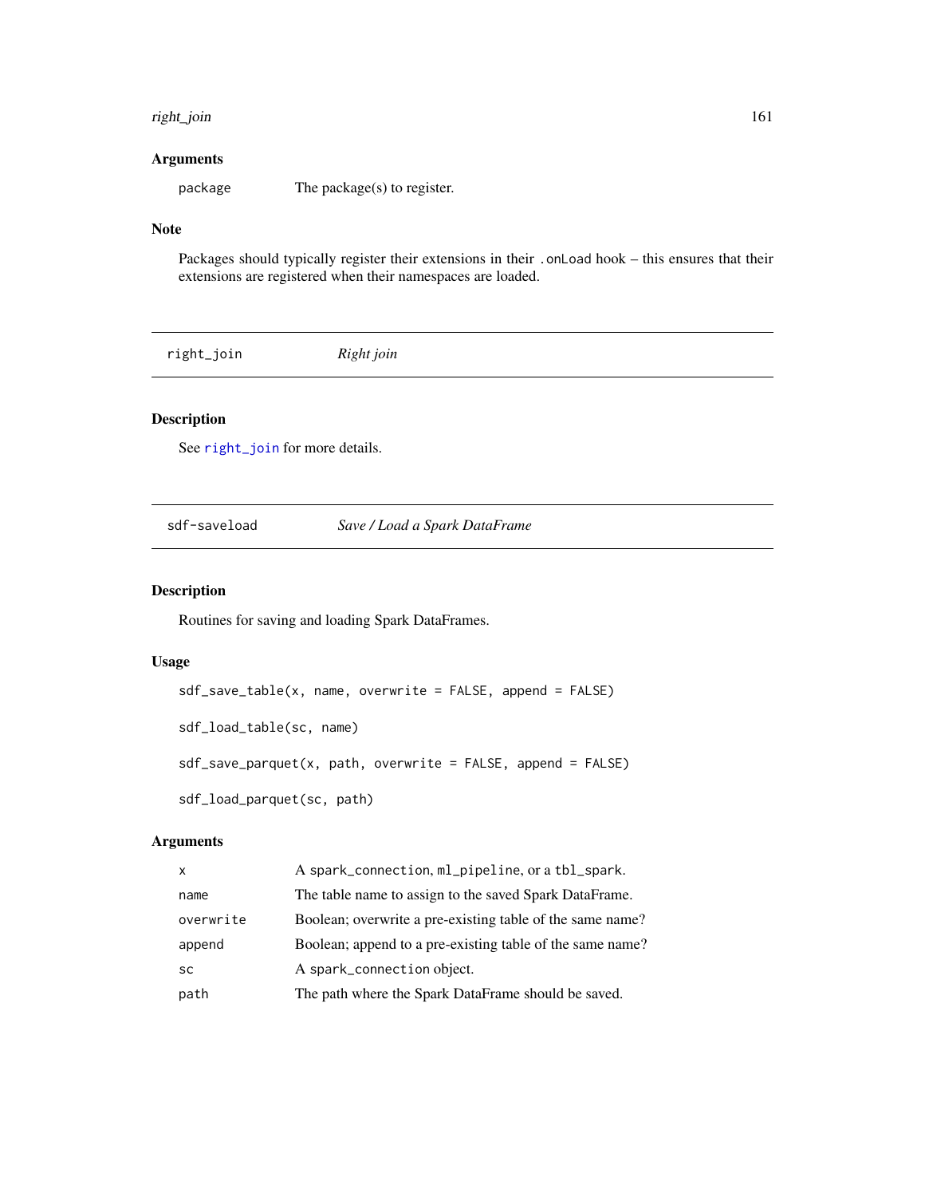### Arguments

| | |
|---|---|
| `package` | The package(s) to register. |

### Note

Packages should typically register their extensions in their `.onLoad` hook – this ensures that their extensions are registered when their namespaces are loaded.

---

## `right_join` *Right join*

---

### Description

See `right_join` for more details.

---

## `sdf-saveload` *Save / Load a Spark DataFrame*

---

### Description

Routines for saving and loading Spark DataFrames.

### Usage

```
sdf_save_table(x, name, overwrite = FALSE, append = FALSE)

sdf_load_table(sc, name)

sdf_save_parquet(x, path, overwrite = FALSE, append = FALSE)

sdf_load_parquet(sc, path)
```

### Arguments

| | |
|---|---|
| `x` | A `spark_connection`, `ml_pipeline`, or a `tbl_spark`. |
| `name` | The table name to assign to the saved Spark DataFrame. |
| `overwrite` | Boolean; overwrite a pre-existing table of the same name? |
| `append` | Boolean; append to a pre-existing table of the same name? |
| `sc` | A `spark_connection` object. |
| `path` | The path where the Spark DataFrame should be saved. |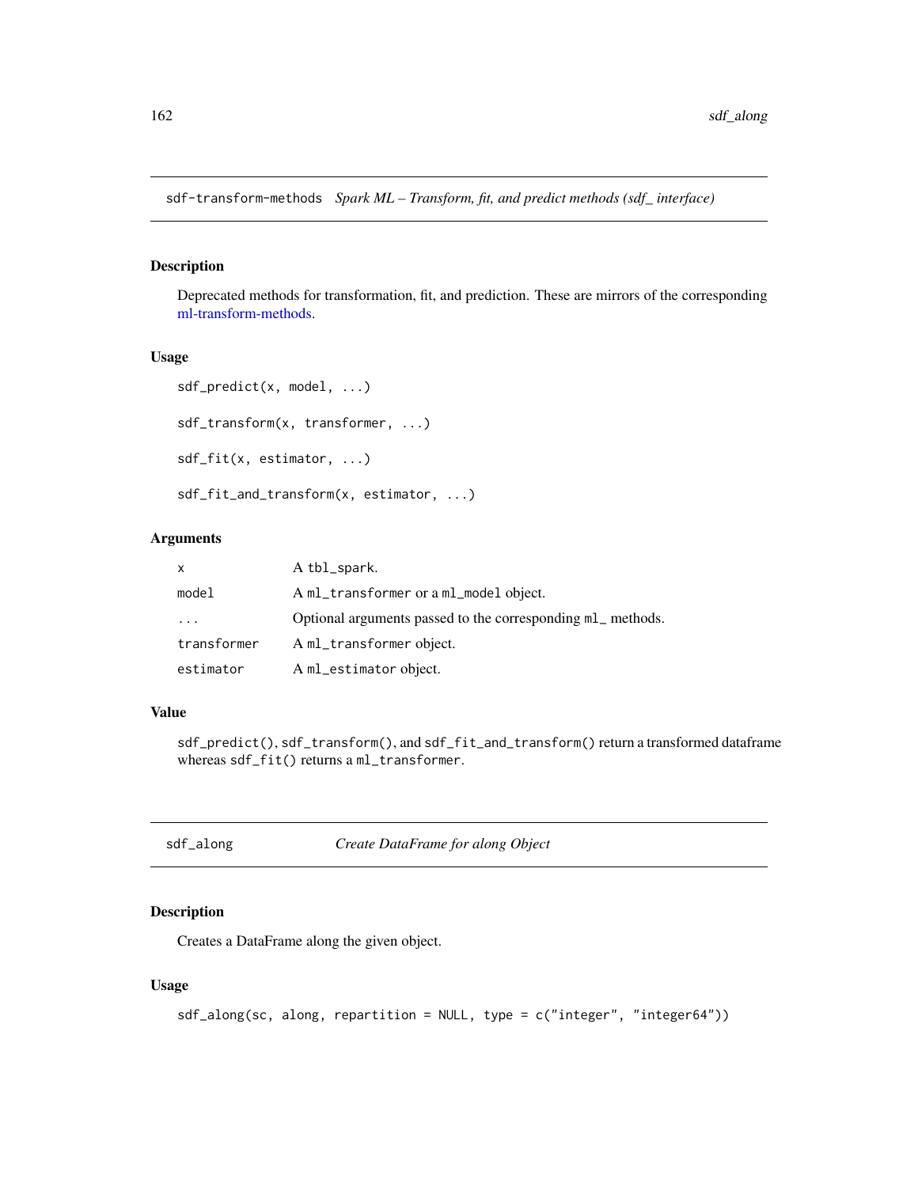## sdf-transform-methods *Spark ML – Transform, fit, and predict methods (sdf_ interface)*

### Description

Deprecated methods for transformation, fit, and prediction. These are mirrors of the corresponding ml-transform-methods.

### Usage

```
sdf_predict(x, model, ...)

sdf_transform(x, transformer, ...)

sdf_fit(x, estimator, ...)

sdf_fit_and_transform(x, estimator, ...)
```

### Arguments

| | |
|---|---|
| x | A tbl_spark. |
| model | A ml_transformer or a ml_model object. |
| ... | Optional arguments passed to the corresponding ml_ methods. |
| transformer | A ml_transformer object. |
| estimator | A ml_estimator object. |

### Value

sdf_predict(), sdf_transform(), and sdf_fit_and_transform() return a transformed dataframe whereas sdf_fit() returns a ml_transformer.

## sdf_along *Create DataFrame for along Object*

### Description

Creates a DataFrame along the given object.

### Usage

```
sdf_along(sc, along, repartition = NULL, type = c("integer", "integer64"))
```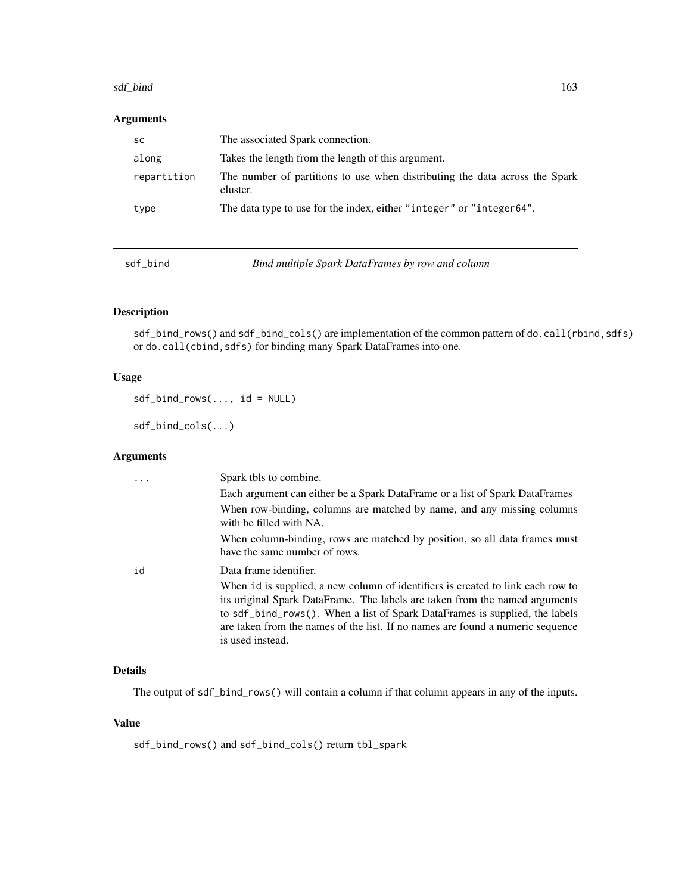## Arguments

| | |
|---|---|
| sc | The associated Spark connection. |
| along | Takes the length from the length of this argument. |
| repartition | The number of partitions to use when distributing the data across the Spark cluster. |
| type | The data type to use for the index, either "integer" or "integer64". |

---

## sdf_bind — *Bind multiple Spark DataFrames by row and column*

### Description

sdf_bind_rows() and sdf_bind_cols() are implementation of the common pattern of do.call(rbind,sdfs) or do.call(cbind,sdfs) for binding many Spark DataFrames into one.

### Usage

```
sdf_bind_rows(..., id = NULL)

sdf_bind_cols(...)
```

### Arguments

| | |
|---|---|
| ... | Spark tbls to combine.<br>Each argument can either be a Spark DataFrame or a list of Spark DataFrames<br>When row-binding, columns are matched by name, and any missing columns with be filled with NA.<br>When column-binding, rows are matched by position, so all data frames must have the same number of rows. |
| id | Data frame identifier.<br>When id is supplied, a new column of identifiers is created to link each row to its original Spark DataFrame. The labels are taken from the named arguments to sdf_bind_rows(). When a list of Spark DataFrames is supplied, the labels are taken from the names of the list. If no names are found a numeric sequence is used instead. |

### Details

The output of sdf_bind_rows() will contain a column if that column appears in any of the inputs.

### Value

sdf_bind_rows() and sdf_bind_cols() return tbl_spark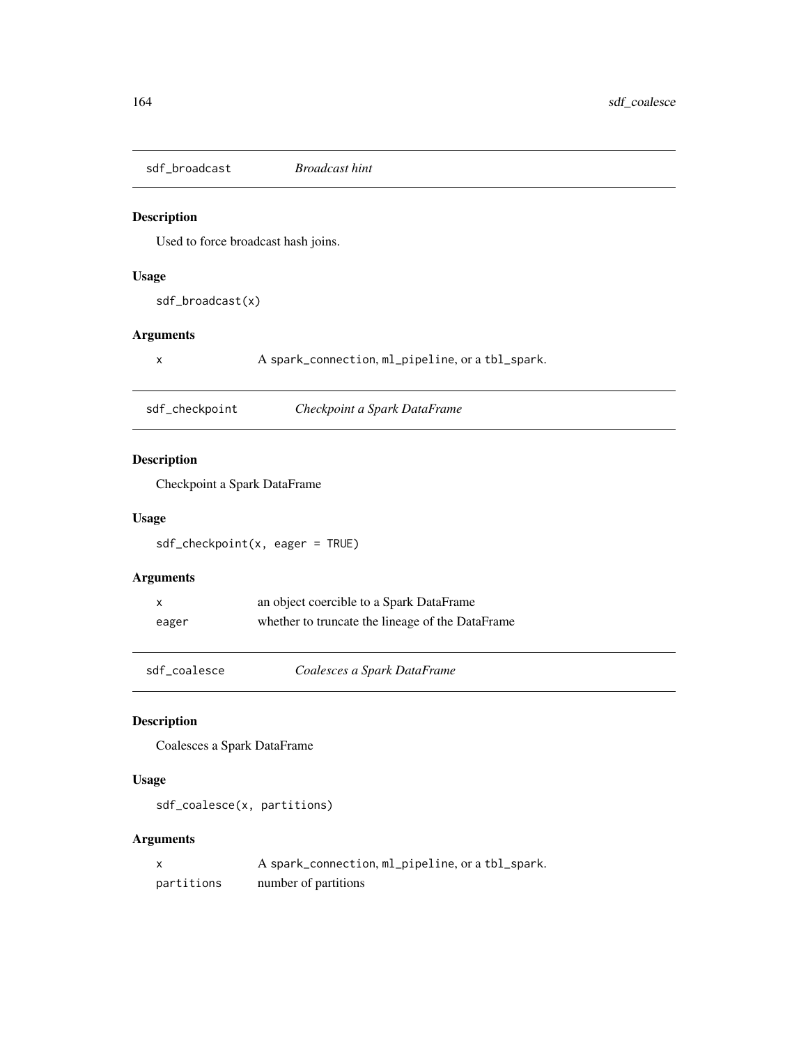## sdf_broadcast *Broadcast hint*

### Description

Used to force broadcast hash joins.

### Usage

```
sdf_broadcast(x)
```

### Arguments

| | |
|---|---|
| x | A spark_connection, ml_pipeline, or a tbl_spark. |

## sdf_checkpoint *Checkpoint a Spark DataFrame*

### Description

Checkpoint a Spark DataFrame

### Usage

```
sdf_checkpoint(x, eager = TRUE)
```

### Arguments

| | |
|---|---|
| x | an object coercible to a Spark DataFrame |
| eager | whether to truncate the lineage of the DataFrame |

## sdf_coalesce *Coalesces a Spark DataFrame*

### Description

Coalesces a Spark DataFrame

### Usage

```
sdf_coalesce(x, partitions)
```

### Arguments

| | |
|---|---|
| x | A spark_connection, ml_pipeline, or a tbl_spark. |
| partitions | number of partitions |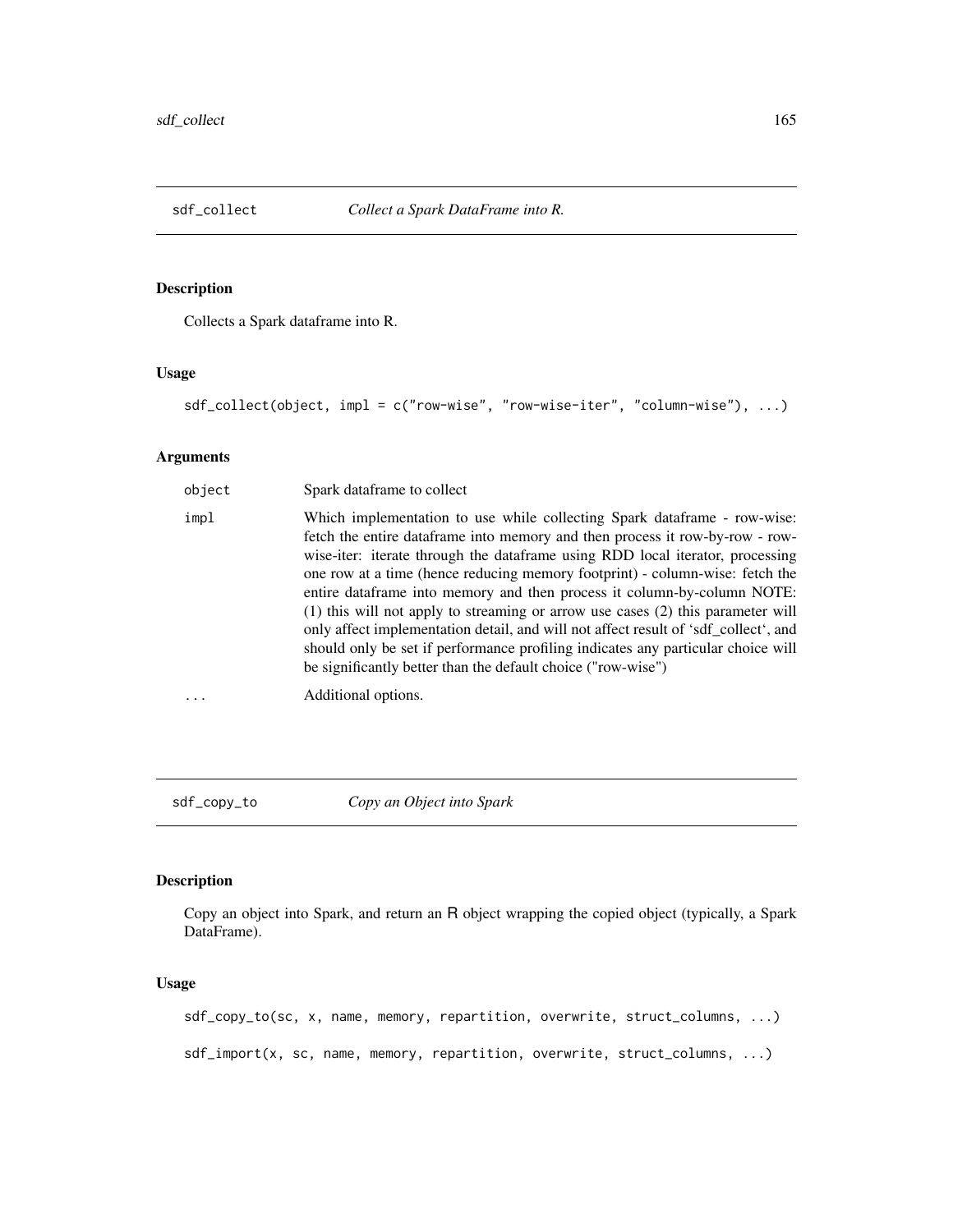## sdf_collect — *Collect a Spark DataFrame into R.*

### Description

Collects a Spark dataframe into R.

### Usage

```
sdf_collect(object, impl = c("row-wise", "row-wise-iter", "column-wise"), ...)
```

### Arguments

| | |
|---|---|
| object | Spark dataframe to collect |
| impl | Which implementation to use while collecting Spark dataframe - row-wise: fetch the entire dataframe into memory and then process it row-by-row - row-wise-iter: iterate through the dataframe using RDD local iterator, processing one row at a time (hence reducing memory footprint) - column-wise: fetch the entire dataframe into memory and then process it column-by-column NOTE: (1) this will not apply to streaming or arrow use cases (2) this parameter will only affect implementation detail, and will not affect result of 'sdf_collect', and should only be set if performance profiling indicates any particular choice will be significantly better than the default choice ("row-wise") |
| ... | Additional options. |

## sdf_copy_to — *Copy an Object into Spark*

### Description

Copy an object into Spark, and return an R object wrapping the copied object (typically, a Spark DataFrame).

### Usage

```
sdf_copy_to(sc, x, name, memory, repartition, overwrite, struct_columns, ...)

sdf_import(x, sc, name, memory, repartition, overwrite, struct_columns, ...)
```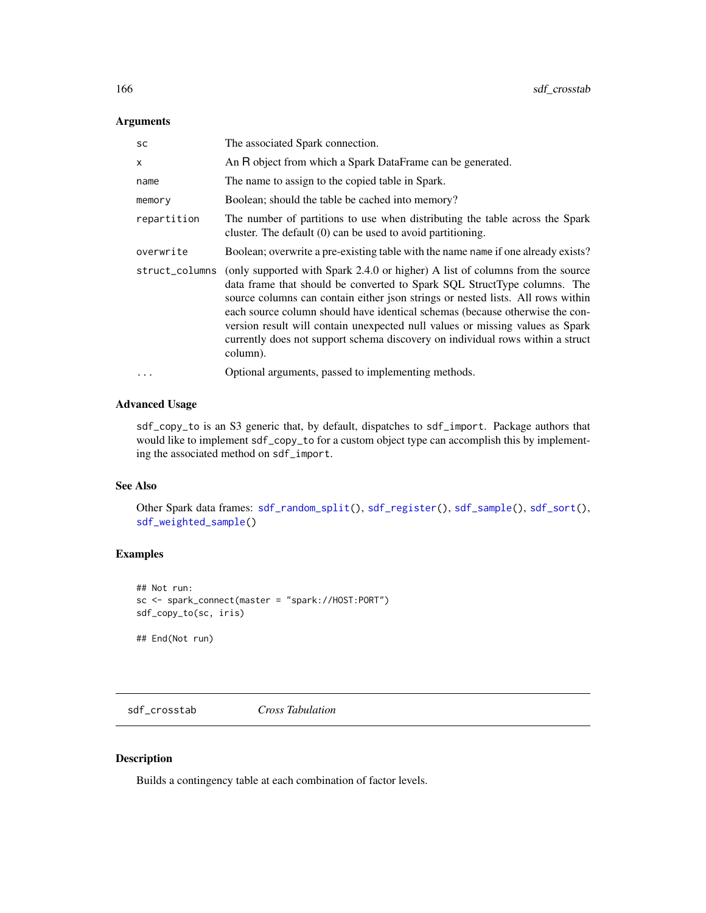### Arguments

| | |
|---|---|
| sc | The associated Spark connection. |
| x | An R object from which a Spark DataFrame can be generated. |
| name | The name to assign to the copied table in Spark. |
| memory | Boolean; should the table be cached into memory? |
| repartition | The number of partitions to use when distributing the table across the Spark cluster. The default (0) can be used to avoid partitioning. |
| overwrite | Boolean; overwrite a pre-existing table with the name name if one already exists? |
| struct_columns | (only supported with Spark 2.4.0 or higher) A list of columns from the source data frame that should be converted to Spark SQL StructType columns. The source columns can contain either json strings or nested lists. All rows within each source column should have identical schemas (because otherwise the conversion result will contain unexpected null values or missing values as Spark currently does not support schema discovery on individual rows within a struct column). |
| ... | Optional arguments, passed to implementing methods. |

### Advanced Usage

`sdf_copy_to` is an S3 generic that, by default, dispatches to `sdf_import`. Package authors that would like to implement `sdf_copy_to` for a custom object type can accomplish this by implementing the associated method on `sdf_import`.

### See Also

Other Spark data frames: `sdf_random_split()`, `sdf_register()`, `sdf_sample()`, `sdf_sort()`, `sdf_weighted_sample()`

### Examples

```
## Not run:
sc <- spark_connect(master = "spark://HOST:PORT")
sdf_copy_to(sc, iris)

## End(Not run)
```

---

## sdf_crosstab *Cross Tabulation*

### Description

Builds a contingency table at each combination of factor levels.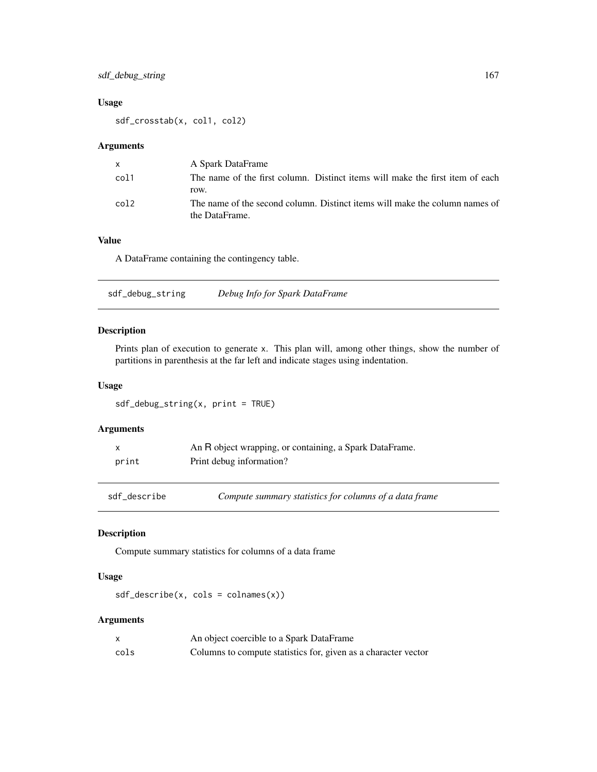### Usage

```
sdf_crosstab(x, col1, col2)
```

### Arguments

| | |
|---|---|
| x | A Spark DataFrame |
| col1 | The name of the first column. Distinct items will make the first item of each row. |
| col2 | The name of the second column. Distinct items will make the column names of the DataFrame. |

### Value

A DataFrame containing the contingency table.

## sdf_debug_string *Debug Info for Spark DataFrame*

### Description

Prints plan of execution to generate x. This plan will, among other things, show the number of partitions in parenthesis at the far left and indicate stages using indentation.

### Usage

```
sdf_debug_string(x, print = TRUE)
```

### Arguments

| | |
|---|---|
| x | An R object wrapping, or containing, a Spark DataFrame. |
| print | Print debug information? |

## sdf_describe *Compute summary statistics for columns of a data frame*

### Description

Compute summary statistics for columns of a data frame

### Usage

```
sdf_describe(x, cols = colnames(x))
```

### Arguments

| | |
|---|---|
| x | An object coercible to a Spark DataFrame |
| cols | Columns to compute statistics for, given as a character vector |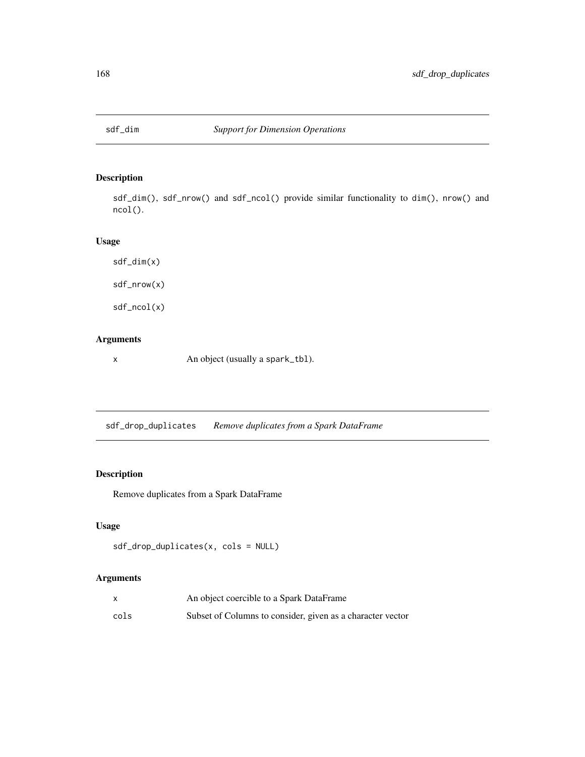## sdf_dim — *Support for Dimension Operations*

### Description

sdf_dim(), sdf_nrow() and sdf_ncol() provide similar functionality to dim(), nrow() and ncol().

### Usage

```
sdf_dim(x)

sdf_nrow(x)

sdf_ncol(x)
```

### Arguments

| | |
|---|---|
| x | An object (usually a spark_tbl). |

## sdf_drop_duplicates — *Remove duplicates from a Spark DataFrame*

### Description

Remove duplicates from a Spark DataFrame

### Usage

```
sdf_drop_duplicates(x, cols = NULL)
```

### Arguments

| | |
|---|---|
| x | An object coercible to a Spark DataFrame |
| cols | Subset of Columns to consider, given as a character vector |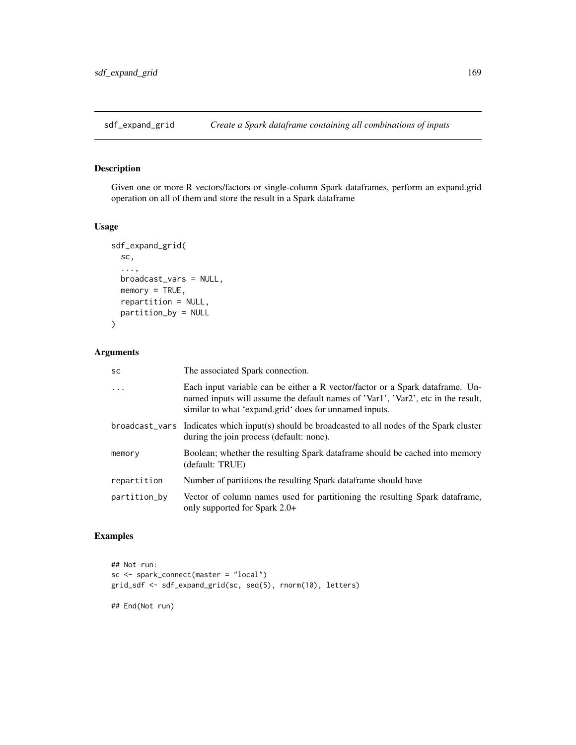# sdf_expand_grid — *Create a Spark dataframe containing all combinations of inputs*

## Description

Given one or more R vectors/factors or single-column Spark dataframes, perform an expand.grid operation on all of them and store the result in a Spark dataframe

## Usage

```
sdf_expand_grid(
  sc,
  ...,
  broadcast_vars = NULL,
  memory = TRUE,
  repartition = NULL,
  partition_by = NULL
)
```

## Arguments

| | |
|---|---|
| sc | The associated Spark connection. |
| ... | Each input variable can be either a R vector/factor or a Spark dataframe. Unnamed inputs will assume the default names of 'Var1', 'Var2', etc in the result, similar to what 'expand.grid' does for unnamed inputs. |
| broadcast_vars | Indicates which input(s) should be broadcasted to all nodes of the Spark cluster during the join process (default: none). |
| memory | Boolean; whether the resulting Spark dataframe should be cached into memory (default: TRUE) |
| repartition | Number of partitions the resulting Spark dataframe should have |
| partition_by | Vector of column names used for partitioning the resulting Spark dataframe, only supported for Spark 2.0+ |

## Examples

```
## Not run:
sc <- spark_connect(master = "local")
grid_sdf <- sdf_expand_grid(sc, seq(5), rnorm(10), letters)

## End(Not run)
```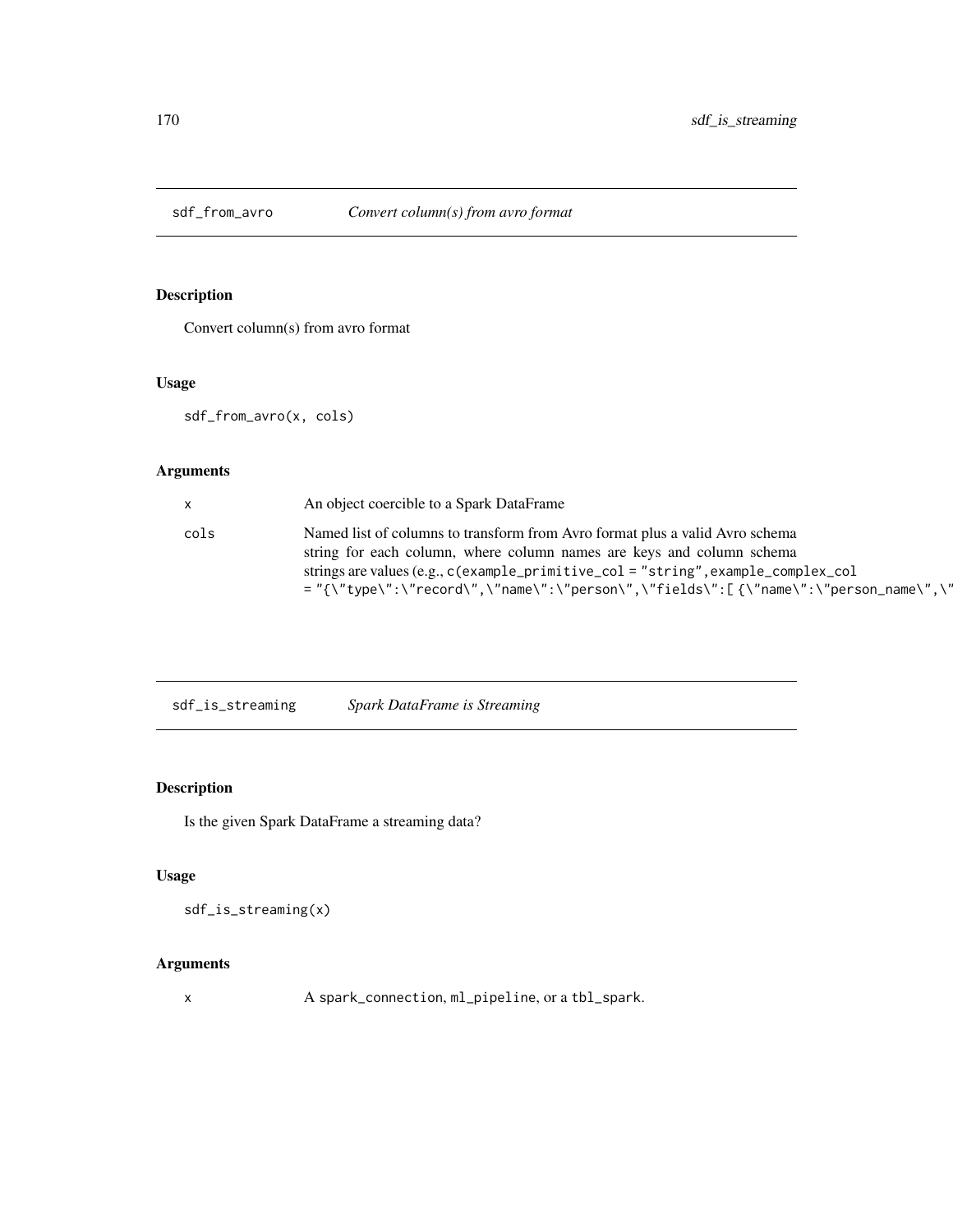# sdf_from_avro *Convert column(s) from avro format*

## Description

Convert column(s) from avro format

## Usage

```
sdf_from_avro(x, cols)
```

## Arguments

| | |
|---|---|
| x | An object coercible to a Spark DataFrame |
| cols | Named list of columns to transform from Avro format plus a valid Avro schema string for each column, where column names are keys and column schema strings are values (e.g., `c(example_primitive_col = "string",example_complex_col = "{\"type\":\"record\",\"name\":\"person\",\"fields\":[{\"name\":\"person_name\",\"` |

# sdf_is_streaming *Spark DataFrame is Streaming*

## Description

Is the given Spark DataFrame a streaming data?

## Usage

```
sdf_is_streaming(x)
```

## Arguments

| | |
|---|---|
| x | A `spark_connection`, `ml_pipeline`, or a `tbl_spark`. |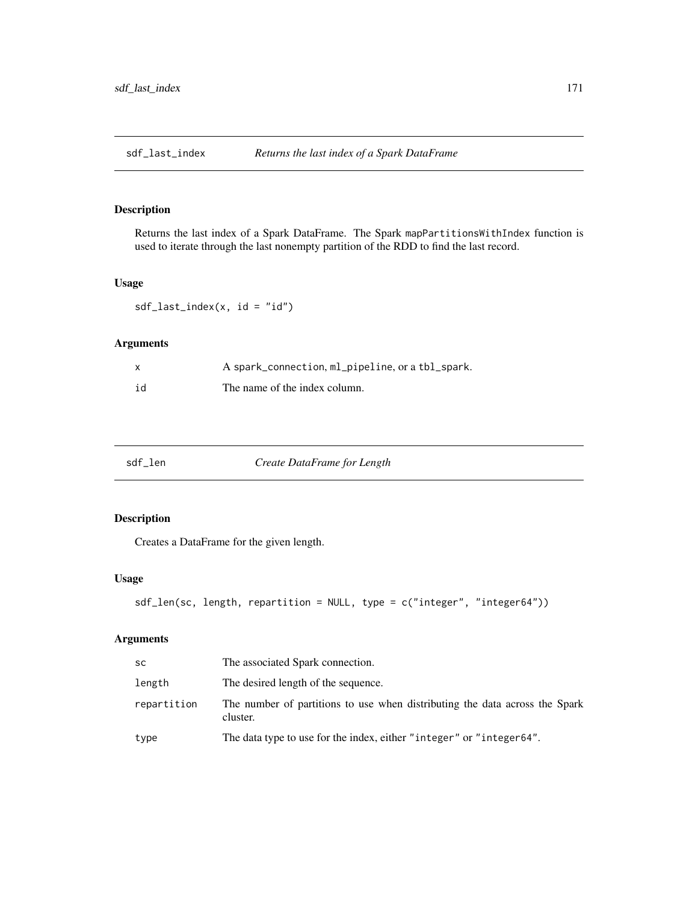## sdf_last_index — *Returns the last index of a Spark DataFrame*

### Description

Returns the last index of a Spark DataFrame. The Spark `mapPartitionsWithIndex` function is used to iterate through the last nonempty partition of the RDD to find the last record.

### Usage

```
sdf_last_index(x, id = "id")
```

### Arguments

| | |
|---|---|
| `x` | A `spark_connection`, `ml_pipeline`, or a `tbl_spark`. |
| `id` | The name of the index column. |

## sdf_len — *Create DataFrame for Length*

### Description

Creates a DataFrame for the given length.

### Usage

```
sdf_len(sc, length, repartition = NULL, type = c("integer", "integer64"))
```

### Arguments

| | |
|---|---|
| `sc` | The associated Spark connection. |
| `length` | The desired length of the sequence. |
| `repartition` | The number of partitions to use when distributing the data across the Spark cluster. |
| `type` | The data type to use for the index, either `"integer"` or `"integer64"`. |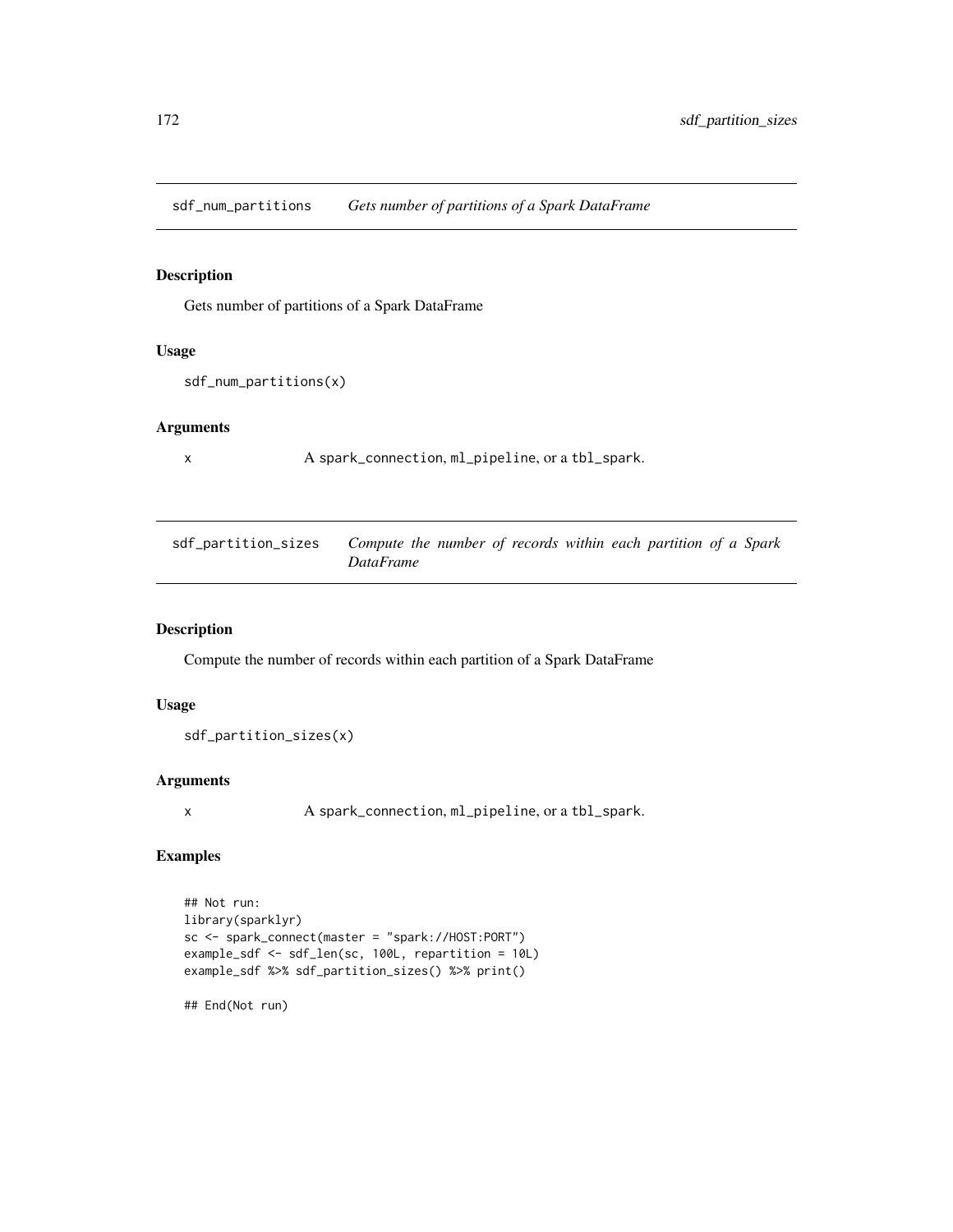## sdf_num_partitions *Gets number of partitions of a Spark DataFrame*

### Description

Gets number of partitions of a Spark DataFrame

### Usage

```
sdf_num_partitions(x)
```

### Arguments

x A spark_connection, ml_pipeline, or a tbl_spark.

## sdf_partition_sizes *Compute the number of records within each partition of a Spark DataFrame*

### Description

Compute the number of records within each partition of a Spark DataFrame

### Usage

```
sdf_partition_sizes(x)
```

### Arguments

x A spark_connection, ml_pipeline, or a tbl_spark.

### Examples

```
## Not run:
library(sparklyr)
sc <- spark_connect(master = "spark://HOST:PORT")
example_sdf <- sdf_len(sc, 100L, repartition = 10L)
example_sdf %>% sdf_partition_sizes() %>% print()

## End(Not run)
```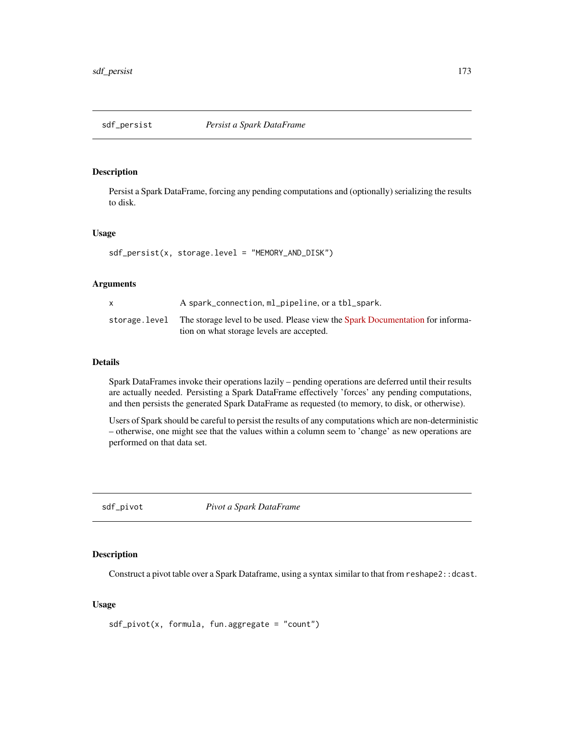## sdf_persist — *Persist a Spark DataFrame*

### Description

Persist a Spark DataFrame, forcing any pending computations and (optionally) serializing the results to disk.

### Usage

```
sdf_persist(x, storage.level = "MEMORY_AND_DISK")
```

### Arguments

| | |
|---|---|
| x | A spark_connection, ml_pipeline, or a tbl_spark. |
| storage.level | The storage level to be used. Please view the Spark Documentation for information on what storage levels are accepted. |

### Details

Spark DataFrames invoke their operations lazily – pending operations are deferred until their results are actually needed. Persisting a Spark DataFrame effectively 'forces' any pending computations, and then persists the generated Spark DataFrame as requested (to memory, to disk, or otherwise).

Users of Spark should be careful to persist the results of any computations which are non-deterministic – otherwise, one might see that the values within a column seem to 'change' as new operations are performed on that data set.

## sdf_pivot — *Pivot a Spark DataFrame*

### Description

Construct a pivot table over a Spark Dataframe, using a syntax similar to that from reshape2::dcast.

### Usage

```
sdf_pivot(x, formula, fun.aggregate = "count")
```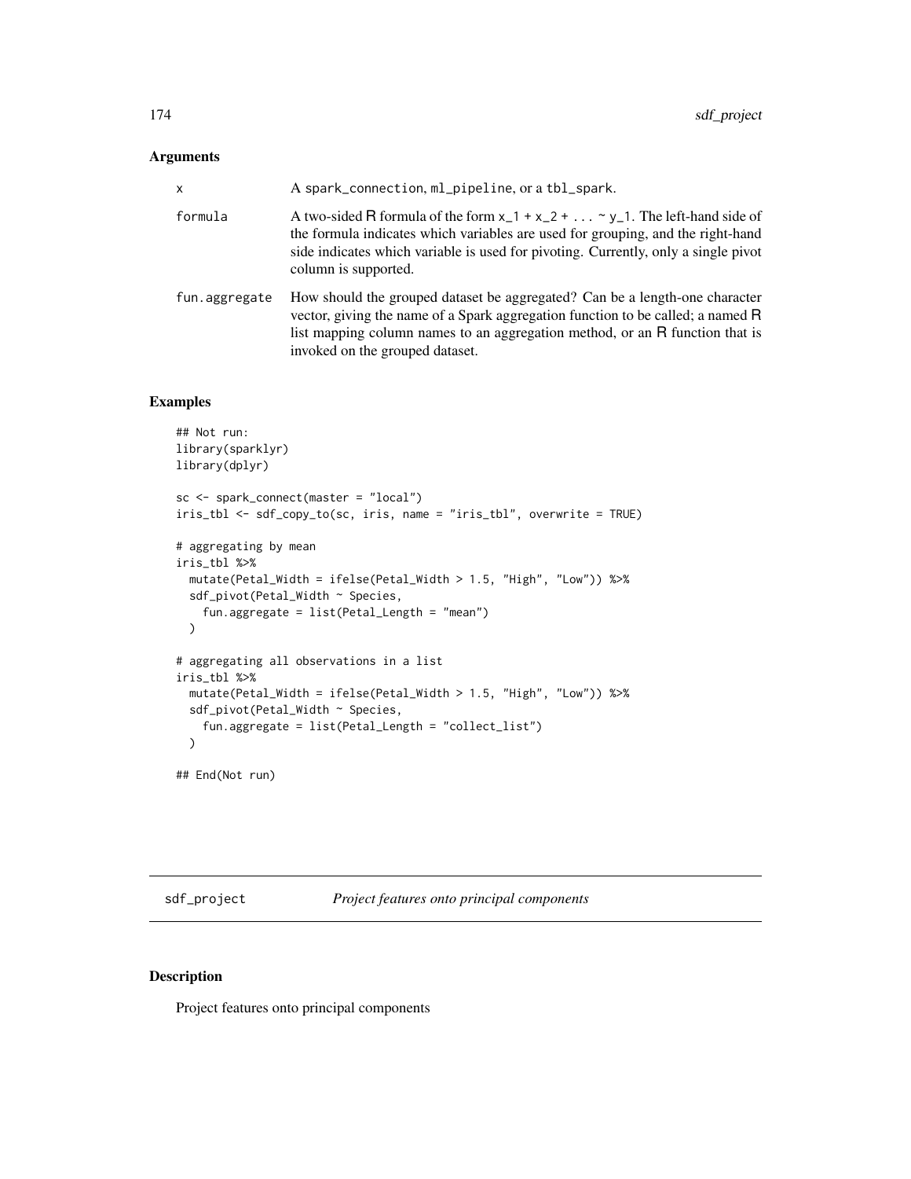### Arguments

| | |
|---|---|
| x | A spark_connection, ml_pipeline, or a tbl_spark. |
| formula | A two-sided R formula of the form x_1 + x_2 + ... ~ y_1. The left-hand side of the formula indicates which variables are used for grouping, and the right-hand side indicates which variable is used for pivoting. Currently, only a single pivot column is supported. |
| fun.aggregate | How should the grouped dataset be aggregated? Can be a length-one character vector, giving the name of a Spark aggregation function to be called; a named R list mapping column names to an aggregation method, or an R function that is invoked on the grouped dataset. |

### Examples

```
## Not run:
library(sparklyr)
library(dplyr)

sc <- spark_connect(master = "local")
iris_tbl <- sdf_copy_to(sc, iris, name = "iris_tbl", overwrite = TRUE)

# aggregating by mean
iris_tbl %>%
  mutate(Petal_Width = ifelse(Petal_Width > 1.5, "High", "Low")) %>%
  sdf_pivot(Petal_Width ~ Species,
    fun.aggregate = list(Petal_Length = "mean")
  )

# aggregating all observations in a list
iris_tbl %>%
  mutate(Petal_Width = ifelse(Petal_Width > 1.5, "High", "Low")) %>%
  sdf_pivot(Petal_Width ~ Species,
    fun.aggregate = list(Petal_Length = "collect_list")
  )

## End(Not run)
```

---

## sdf_project *Project features onto principal components*

### Description

Project features onto principal components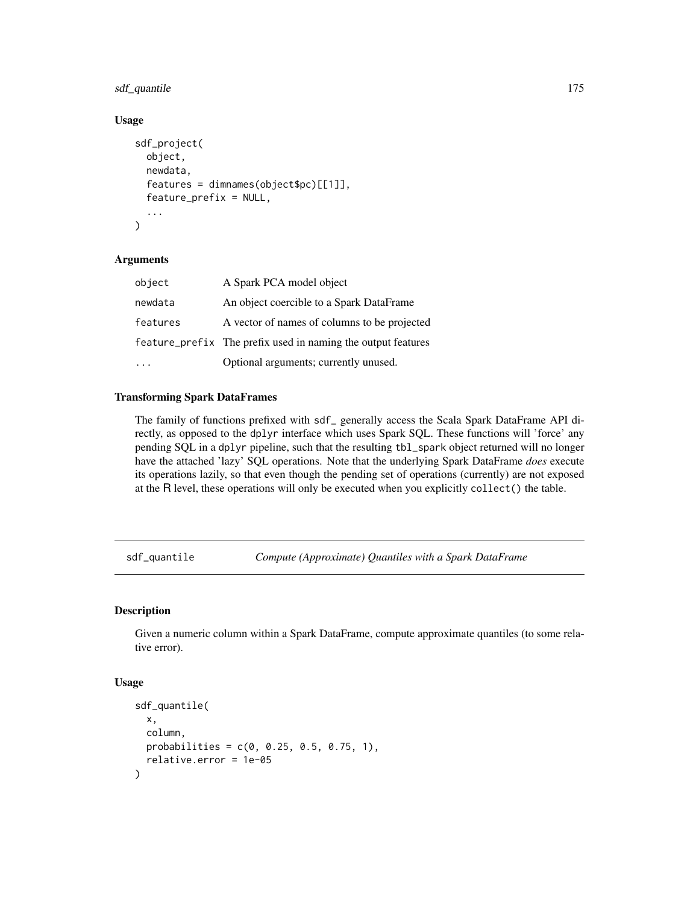### Usage

```
sdf_project(
  object,
  newdata,
  features = dimnames(object$pc)[[1]],
  feature_prefix = NULL,
  ...
)
```

### Arguments

| | |
|---|---|
| object | A Spark PCA model object |
| newdata | An object coercible to a Spark DataFrame |
| features | A vector of names of columns to be projected |
| feature_prefix | The prefix used in naming the output features |
| ... | Optional arguments; currently unused. |

### Transforming Spark DataFrames

The family of functions prefixed with `sdf_` generally access the Scala Spark DataFrame API directly, as opposed to the `dplyr` interface which uses Spark SQL. These functions will 'force' any pending SQL in a `dplyr` pipeline, such that the resulting `tbl_spark` object returned will no longer have the attached 'lazy' SQL operations. Note that the underlying Spark DataFrame *does* execute its operations lazily, so that even though the pending set of operations (currently) are not exposed at the R level, these operations will only be executed when you explicitly `collect()` the table.

## sdf_quantile — *Compute (Approximate) Quantiles with a Spark DataFrame*

### Description

Given a numeric column within a Spark DataFrame, compute approximate quantiles (to some relative error).

### Usage

```
sdf_quantile(
  x,
  column,
  probabilities = c(0, 0.25, 0.5, 0.75, 1),
  relative.error = 1e-05
)
```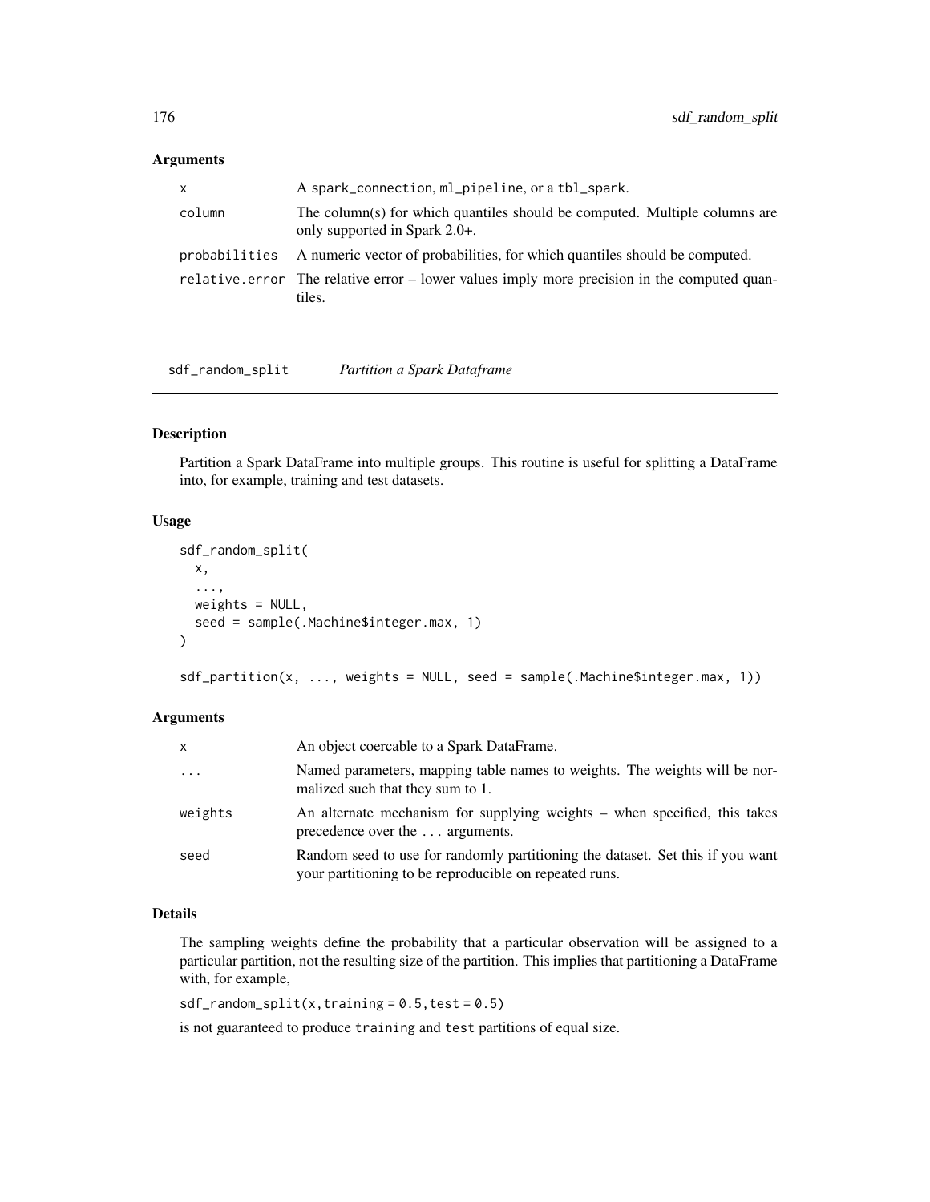### Arguments

| | |
|---|---|
| x | A spark_connection, ml_pipeline, or a tbl_spark. |
| column | The column(s) for which quantiles should be computed. Multiple columns are only supported in Spark 2.0+. |
| probabilities | A numeric vector of probabilities, for which quantiles should be computed. |
| relative.error | The relative error – lower values imply more precision in the computed quantiles. |

---

## sdf_random_split *Partition a Spark Dataframe*

---

### Description

Partition a Spark DataFrame into multiple groups. This routine is useful for splitting a DataFrame into, for example, training and test datasets.

### Usage

```
sdf_random_split(
  x,
  ...,
  weights = NULL,
  seed = sample(.Machine$integer.max, 1)
)

sdf_partition(x, ..., weights = NULL, seed = sample(.Machine$integer.max, 1))
```

### Arguments

| | |
|---|---|
| x | An object coercable to a Spark DataFrame. |
| ... | Named parameters, mapping table names to weights. The weights will be normalized such that they sum to 1. |
| weights | An alternate mechanism for supplying weights – when specified, this takes precedence over the ... arguments. |
| seed | Random seed to use for randomly partitioning the dataset. Set this if you want your partitioning to be reproducible on repeated runs. |

### Details

The sampling weights define the probability that a particular observation will be assigned to a particular partition, not the resulting size of the partition. This implies that partitioning a DataFrame with, for example,

`sdf_random_split(x,training = 0.5,test = 0.5)`

is not guaranteed to produce `training` and `test` partitions of equal size.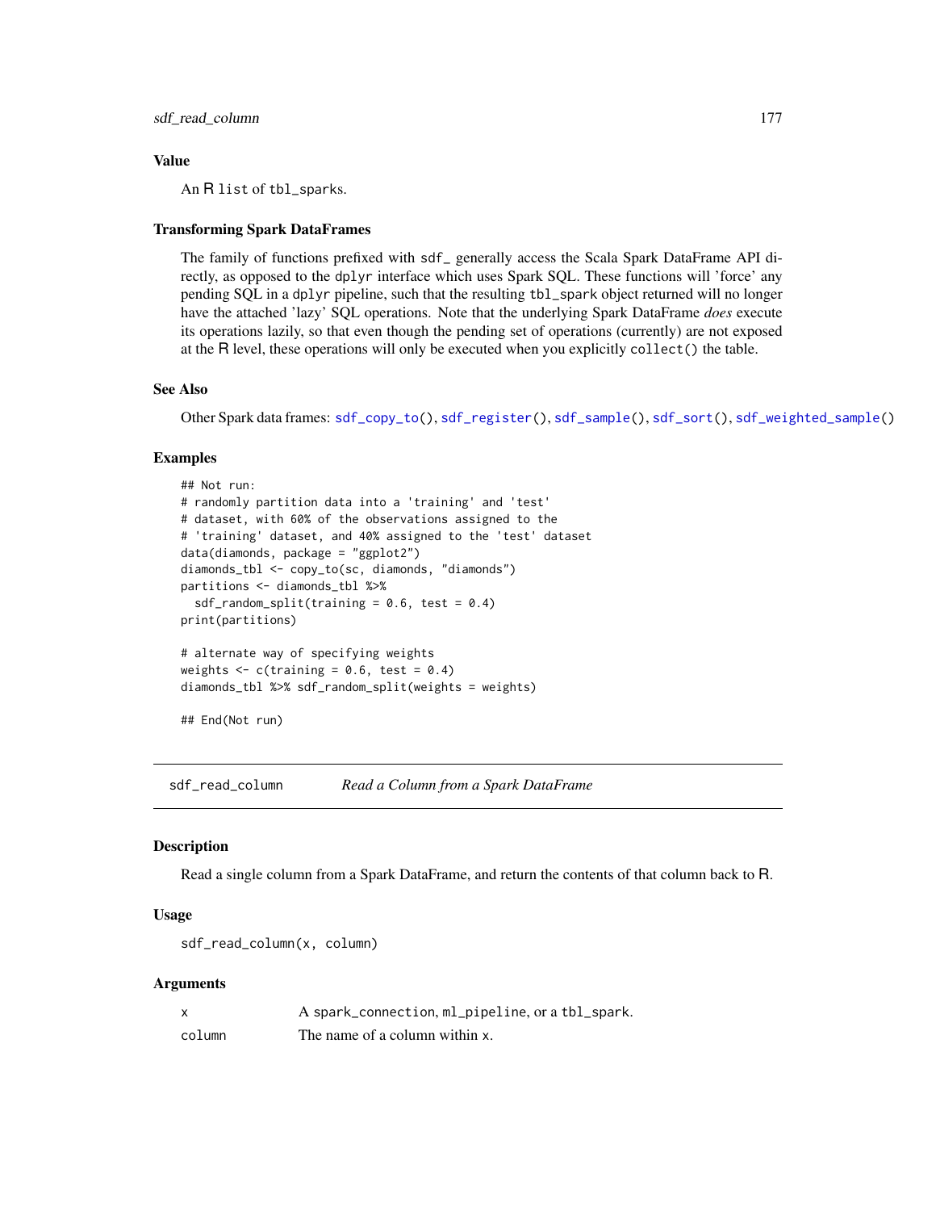### Value

An R `list` of `tbl_spark`s.

### Transforming Spark DataFrames

The family of functions prefixed with `sdf_` generally access the Scala Spark DataFrame API directly, as opposed to the `dplyr` interface which uses Spark SQL. These functions will 'force' any pending SQL in a `dplyr` pipeline, such that the resulting `tbl_spark` object returned will no longer have the attached 'lazy' SQL operations. Note that the underlying Spark DataFrame *does* execute its operations lazily, so that even though the pending set of operations (currently) are not exposed at the R level, these operations will only be executed when you explicitly `collect()` the table.

### See Also

Other Spark data frames: `sdf_copy_to()`, `sdf_register()`, `sdf_sample()`, `sdf_sort()`, `sdf_weighted_sample()`

### Examples

```
## Not run:
# randomly partition data into a 'training' and 'test'
# dataset, with 60% of the observations assigned to the
# 'training' dataset, and 40% assigned to the 'test' dataset
data(diamonds, package = "ggplot2")
diamonds_tbl <- copy_to(sc, diamonds, "diamonds")
partitions <- diamonds_tbl %>%
  sdf_random_split(training = 0.6, test = 0.4)
print(partitions)

# alternate way of specifying weights
weights <- c(training = 0.6, test = 0.4)
diamonds_tbl %>% sdf_random_split(weights = weights)

## End(Not run)
```

---

## sdf_read_column — *Read a Column from a Spark DataFrame*

### Description

Read a single column from a Spark DataFrame, and return the contents of that column back to R.

### Usage

```
sdf_read_column(x, column)
```

### Arguments

| | |
|---|---|
| `x` | A `spark_connection`, `ml_pipeline`, or a `tbl_spark`. |
| `column` | The name of a column within `x`. |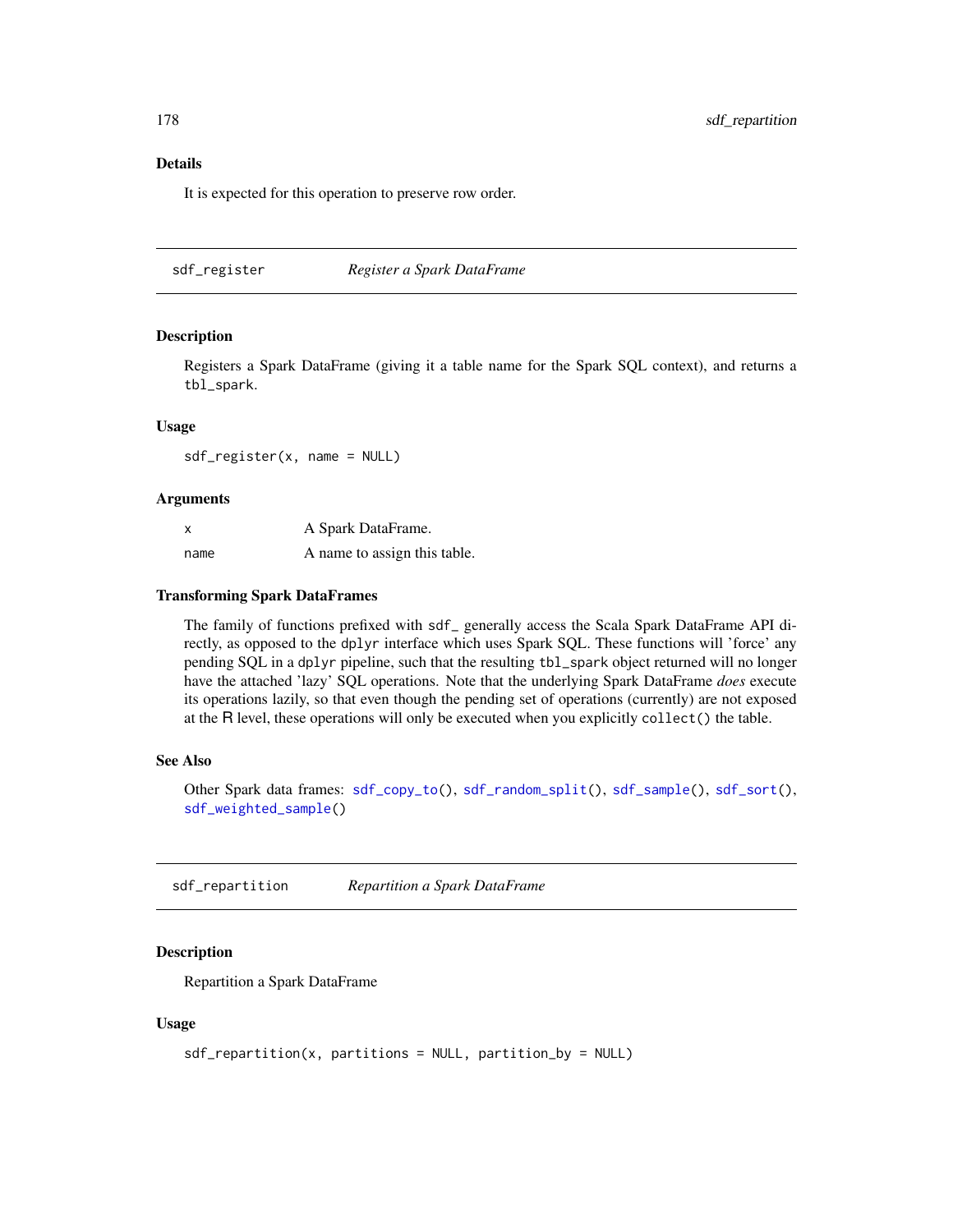### Details

It is expected for this operation to preserve row order.

---

## sdf_register — *Register a Spark DataFrame*

---

### Description

Registers a Spark DataFrame (giving it a table name for the Spark SQL context), and returns a `tbl_spark`.

### Usage

```
sdf_register(x, name = NULL)
```

### Arguments

| | |
|---|---|
| `x` | A Spark DataFrame. |
| `name` | A name to assign this table. |

### Transforming Spark DataFrames

The family of functions prefixed with `sdf_` generally access the Scala Spark DataFrame API directly, as opposed to the `dplyr` interface which uses Spark SQL. These functions will 'force' any pending SQL in a `dplyr` pipeline, such that the resulting `tbl_spark` object returned will no longer have the attached 'lazy' SQL operations. Note that the underlying Spark DataFrame *does* execute its operations lazily, so that even though the pending set of operations (currently) are not exposed at the R level, these operations will only be executed when you explicitly `collect()` the table.

### See Also

Other Spark data frames: `sdf_copy_to()`, `sdf_random_split()`, `sdf_sample()`, `sdf_sort()`, `sdf_weighted_sample()`

---

## sdf_repartition — *Repartition a Spark DataFrame*

---

### Description

Repartition a Spark DataFrame

### Usage

```
sdf_repartition(x, partitions = NULL, partition_by = NULL)
```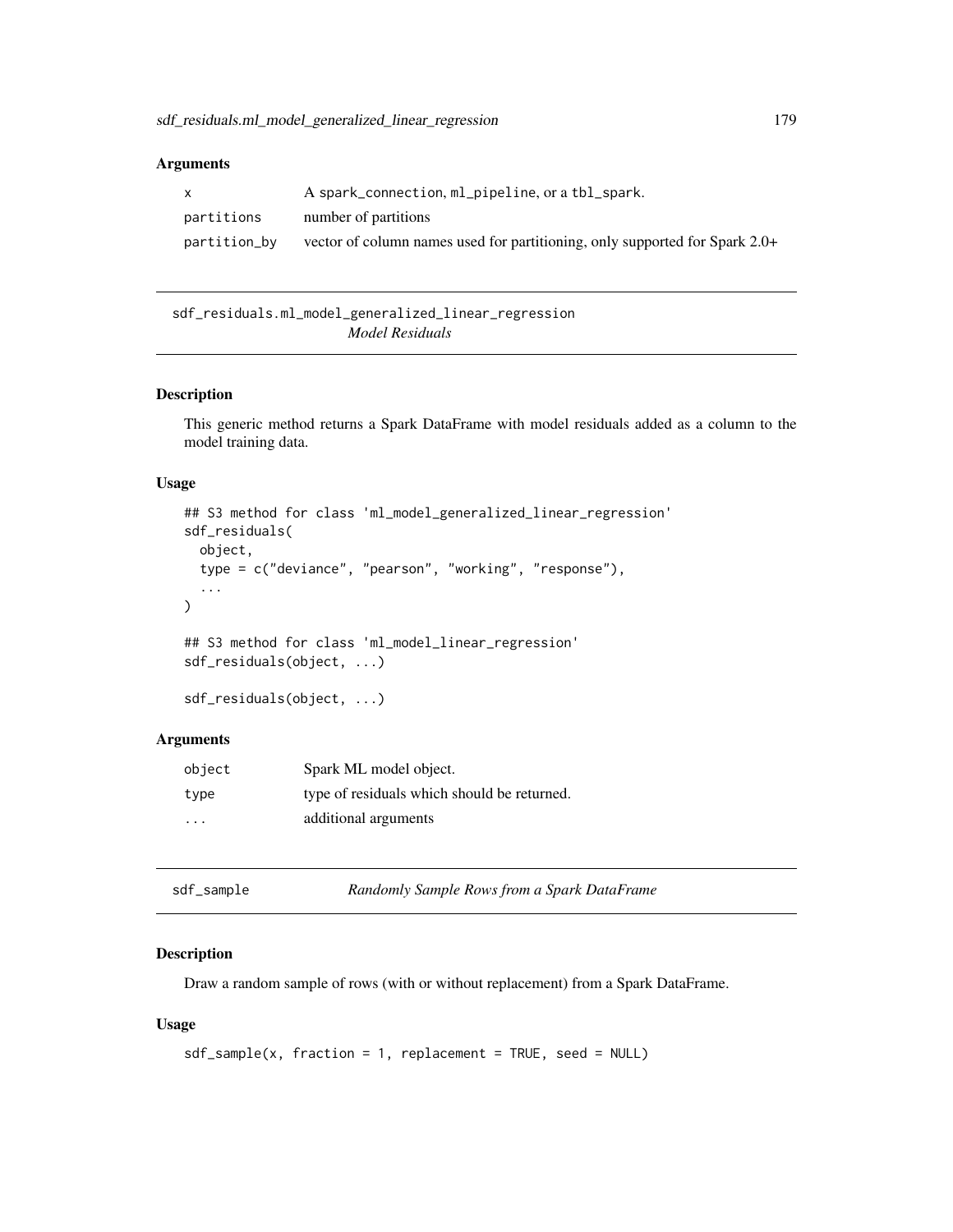### Arguments

| | |
|---|---|
| x | A spark_connection, ml_pipeline, or a tbl_spark. |
| partitions | number of partitions |
| partition_by | vector of column names used for partitioning, only supported for Spark 2.0+ |

---

## sdf_residuals.ml_model_generalized_linear_regression
*Model Residuals*

### Description

This generic method returns a Spark DataFrame with model residuals added as a column to the model training data.

### Usage

```
## S3 method for class 'ml_model_generalized_linear_regression'
sdf_residuals(
  object,
  type = c("deviance", "pearson", "working", "response"),
  ...
)

## S3 method for class 'ml_model_linear_regression'
sdf_residuals(object, ...)

sdf_residuals(object, ...)
```

### Arguments

| | |
|---|---|
| object | Spark ML model object. |
| type | type of residuals which should be returned. |
| ... | additional arguments |

---

## sdf_sample
*Randomly Sample Rows from a Spark DataFrame*

### Description

Draw a random sample of rows (with or without replacement) from a Spark DataFrame.

### Usage

```
sdf_sample(x, fraction = 1, replacement = TRUE, seed = NULL)
```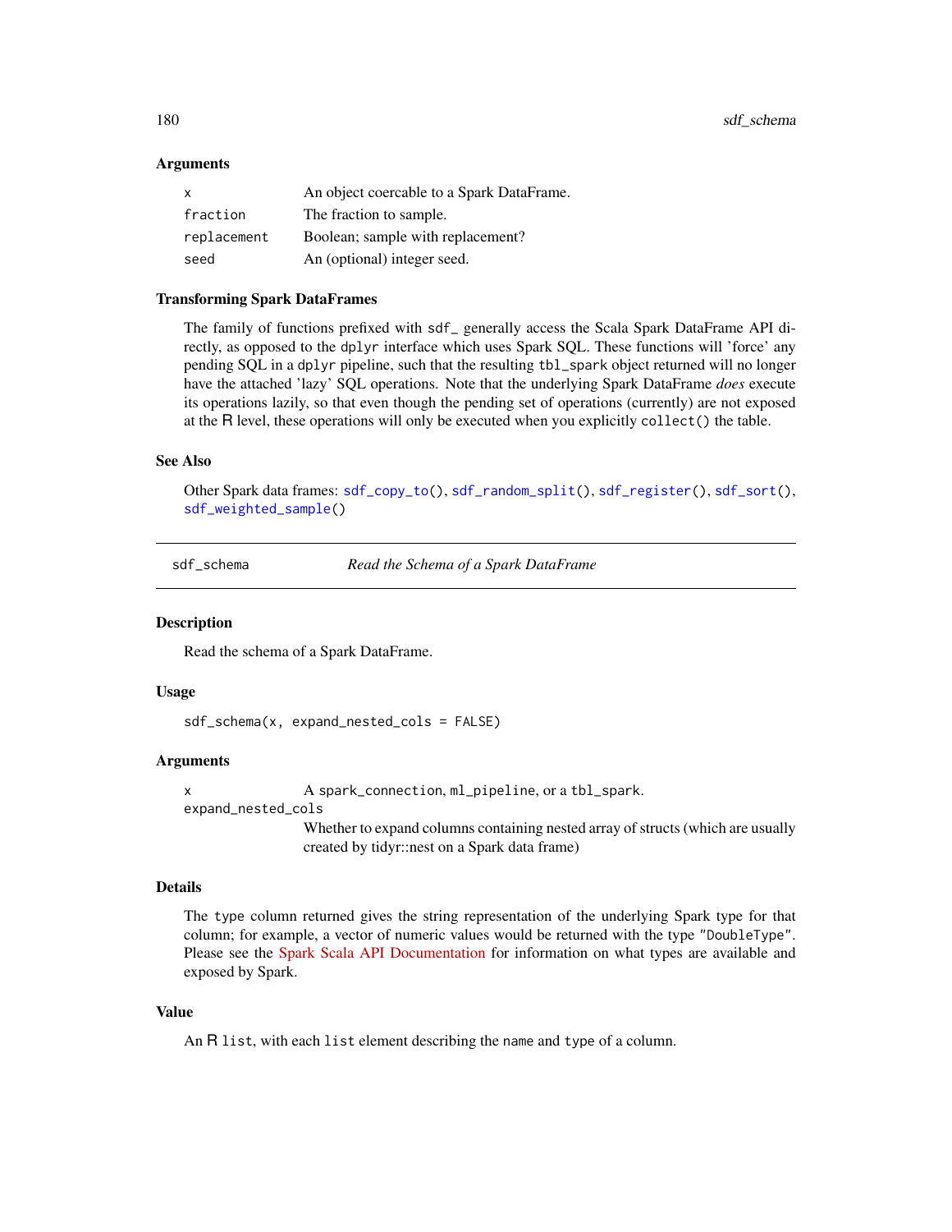### Arguments

| | |
|---|---|
| `x` | An object coercable to a Spark DataFrame. |
| `fraction` | The fraction to sample. |
| `replacement` | Boolean; sample with replacement? |
| `seed` | An (optional) integer seed. |

### Transforming Spark DataFrames

The family of functions prefixed with `sdf_` generally access the Scala Spark DataFrame API directly, as opposed to the `dplyr` interface which uses Spark SQL. These functions will 'force' any pending SQL in a `dplyr` pipeline, such that the resulting `tbl_spark` object returned will no longer have the attached 'lazy' SQL operations. Note that the underlying Spark DataFrame *does* execute its operations lazily, so that even though the pending set of operations (currently) are not exposed at the R level, these operations will only be executed when you explicitly `collect()` the table.

### See Also

Other Spark data frames: `sdf_copy_to()`, `sdf_random_split()`, `sdf_register()`, `sdf_sort()`, `sdf_weighted_sample()`

---

## sdf_schema — *Read the Schema of a Spark DataFrame*

### Description

Read the schema of a Spark DataFrame.

### Usage

```
sdf_schema(x, expand_nested_cols = FALSE)
```

### Arguments

| | |
|---|---|
| `x` | A `spark_connection`, `ml_pipeline`, or a `tbl_spark`. |
| `expand_nested_cols` | Whether to expand columns containing nested array of structs (which are usually created by tidyr::nest on a Spark data frame) |

### Details

The `type` column returned gives the string representation of the underlying Spark type for that column; for example, a vector of numeric values would be returned with the type `"DoubleType"`. Please see the Spark Scala API Documentation for information on what types are available and exposed by Spark.

### Value

An R `list`, with each `list` element describing the `name` and `type` of a column.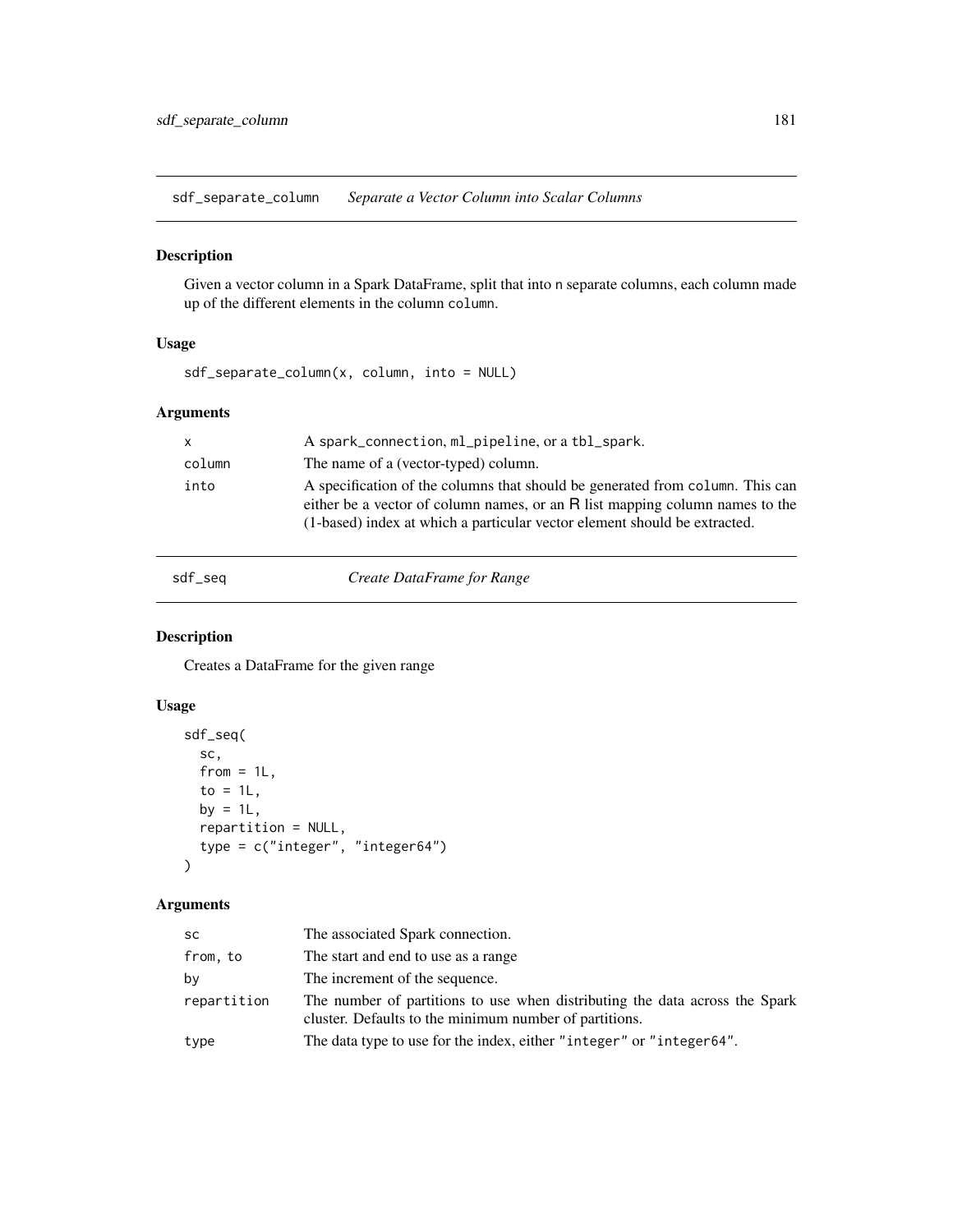## sdf_separate_column *Separate a Vector Column into Scalar Columns*

### Description

Given a vector column in a Spark DataFrame, split that into n separate columns, each column made up of the different elements in the column column.

### Usage

```
sdf_separate_column(x, column, into = NULL)
```

### Arguments

| | |
|---|---|
| x | A spark_connection, ml_pipeline, or a tbl_spark. |
| column | The name of a (vector-typed) column. |
| into | A specification of the columns that should be generated from column. This can either be a vector of column names, or an R list mapping column names to the (1-based) index at which a particular vector element should be extracted. |

## sdf_seq *Create DataFrame for Range*

### Description

Creates a DataFrame for the given range

### Usage

```
sdf_seq(
  sc,
  from = 1L,
  to = 1L,
  by = 1L,
  repartition = NULL,
  type = c("integer", "integer64")
)
```

### Arguments

| | |
|---|---|
| sc | The associated Spark connection. |
| from, to | The start and end to use as a range |
| by | The increment of the sequence. |
| repartition | The number of partitions to use when distributing the data across the Spark cluster. Defaults to the minimum number of partitions. |
| type | The data type to use for the index, either "integer" or "integer64". |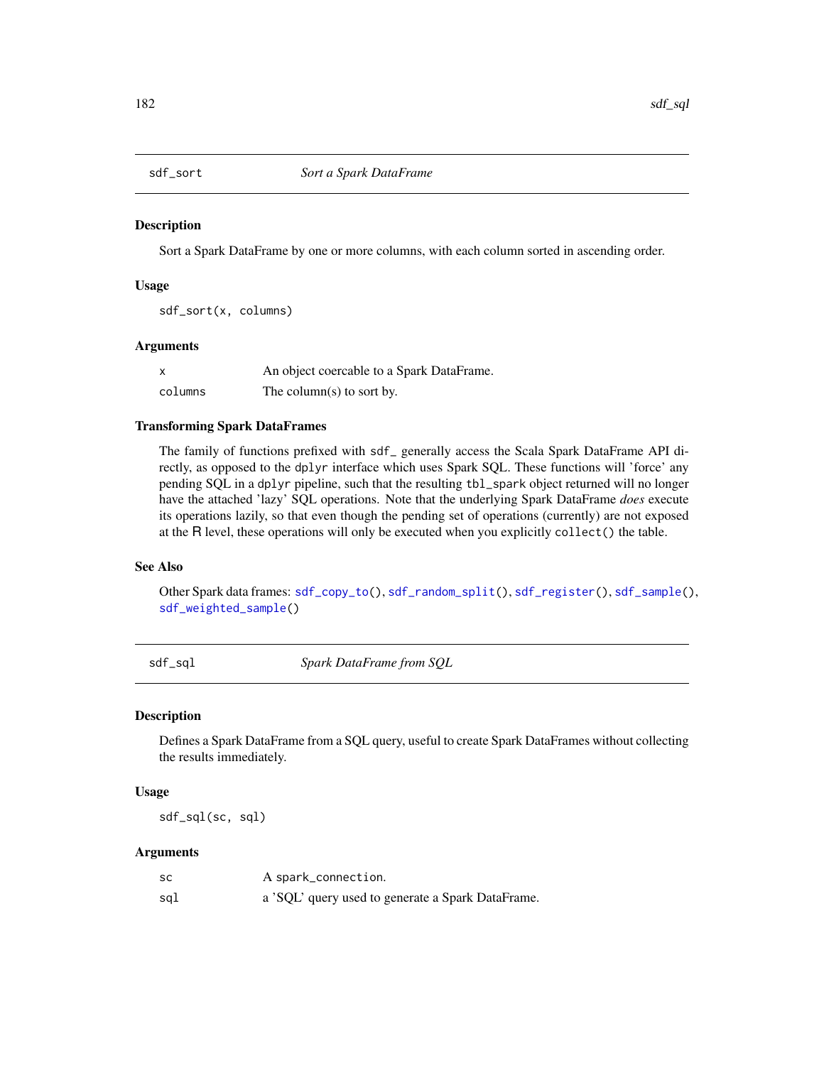## sdf_sort *Sort a Spark DataFrame*

### Description

Sort a Spark DataFrame by one or more columns, with each column sorted in ascending order.

### Usage

```
sdf_sort(x, columns)
```

### Arguments

| | |
|---|---|
| x | An object coercable to a Spark DataFrame. |
| columns | The column(s) to sort by. |

### Transforming Spark DataFrames

The family of functions prefixed with `sdf_` generally access the Scala Spark DataFrame API directly, as opposed to the `dplyr` interface which uses Spark SQL. These functions will 'force' any pending SQL in a `dplyr` pipeline, such that the resulting `tbl_spark` object returned will no longer have the attached 'lazy' SQL operations. Note that the underlying Spark DataFrame *does* execute its operations lazily, so that even though the pending set of operations (currently) are not exposed at the R level, these operations will only be executed when you explicitly `collect()` the table.

### See Also

Other Spark data frames: `sdf_copy_to()`, `sdf_random_split()`, `sdf_register()`, `sdf_sample()`, `sdf_weighted_sample()`

## sdf_sql *Spark DataFrame from SQL*

### Description

Defines a Spark DataFrame from a SQL query, useful to create Spark DataFrames without collecting the results immediately.

### Usage

```
sdf_sql(sc, sql)
```

### Arguments

| | |
|---|---|
| sc | A `spark_connection`. |
| sql | a 'SQL' query used to generate a Spark DataFrame. |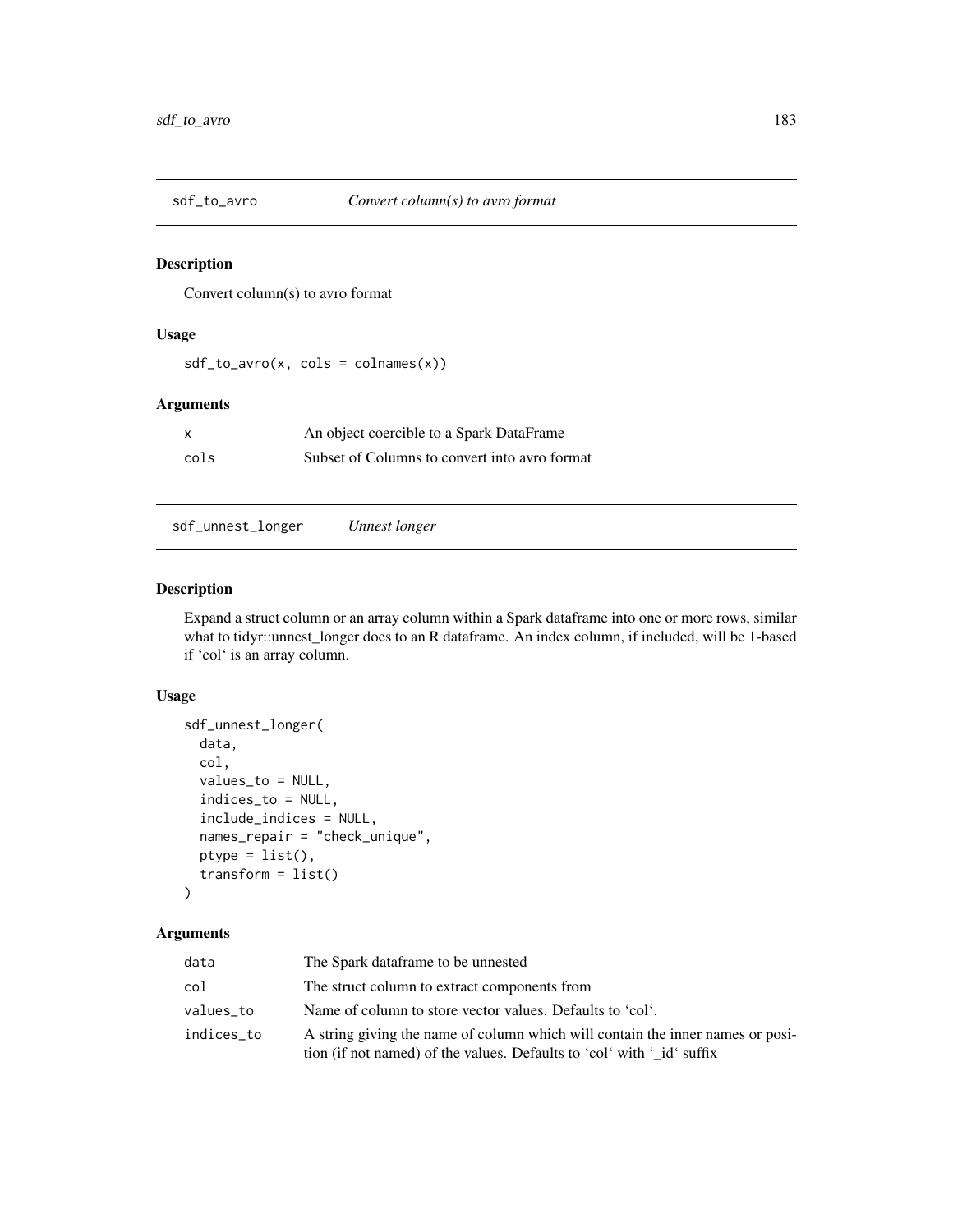## sdf_to_avro — *Convert column(s) to avro format*

### Description

Convert column(s) to avro format

### Usage

```
sdf_to_avro(x, cols = colnames(x))
```

### Arguments

| | |
|---|---|
| x | An object coercible to a Spark DataFrame |
| cols | Subset of Columns to convert into avro format |

## sdf_unnest_longer — *Unnest longer*

### Description

Expand a struct column or an array column within a Spark dataframe into one or more rows, similar what to tidyr::unnest_longer does to an R dataframe. An index column, if included, will be 1-based if ‘col‘ is an array column.

### Usage

```
sdf_unnest_longer(
  data,
  col,
  values_to = NULL,
  indices_to = NULL,
  include_indices = NULL,
  names_repair = "check_unique",
  ptype = list(),
  transform = list()
)
```

### Arguments

| | |
|---|---|
| data | The Spark dataframe to be unnested |
| col | The struct column to extract components from |
| values_to | Name of column to store vector values. Defaults to ‘col‘. |
| indices_to | A string giving the name of column which will contain the inner names or position (if not named) of the values. Defaults to ‘col‘ with ‘_id‘ suffix |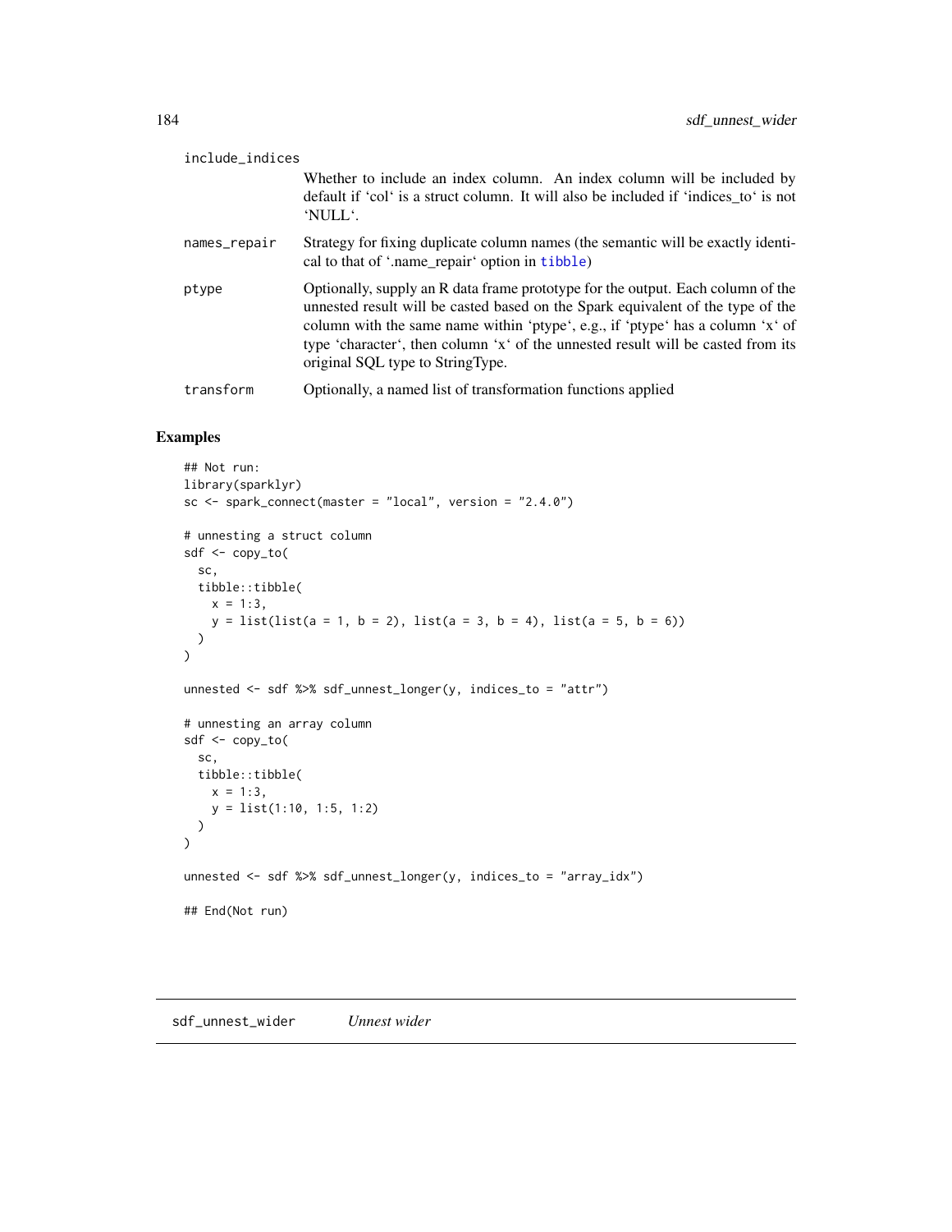| | |
|---|---|
| include_indices | Whether to include an index column. An index column will be included by default if 'col' is a struct column. It will also be included if 'indices_to' is not 'NULL'. |
| names_repair | Strategy for fixing duplicate column names (the semantic will be exactly identical to that of '.name_repair' option in tibble) |
| ptype | Optionally, supply an R data frame prototype for the output. Each column of the unnested result will be casted based on the Spark equivalent of the type of the column with the same name within 'ptype', e.g., if 'ptype' has a column 'x' of type 'character', then column 'x' of the unnested result will be casted from its original SQL type to StringType. |
| transform | Optionally, a named list of transformation functions applied |

## Examples

```
## Not run:
library(sparklyr)
sc <- spark_connect(master = "local", version = "2.4.0")

# unnesting a struct column
sdf <- copy_to(
  sc,
  tibble::tibble(
    x = 1:3,
    y = list(list(a = 1, b = 2), list(a = 3, b = 4), list(a = 5, b = 6))
  )
)

unnested <- sdf %>% sdf_unnest_longer(y, indices_to = "attr")

# unnesting an array column
sdf <- copy_to(
  sc,
  tibble::tibble(
    x = 1:3,
    y = list(1:10, 1:5, 1:2)
  )
)

unnested <- sdf %>% sdf_unnest_longer(y, indices_to = "array_idx")

## End(Not run)
```

# sdf_unnest_wider    *Unnest wider*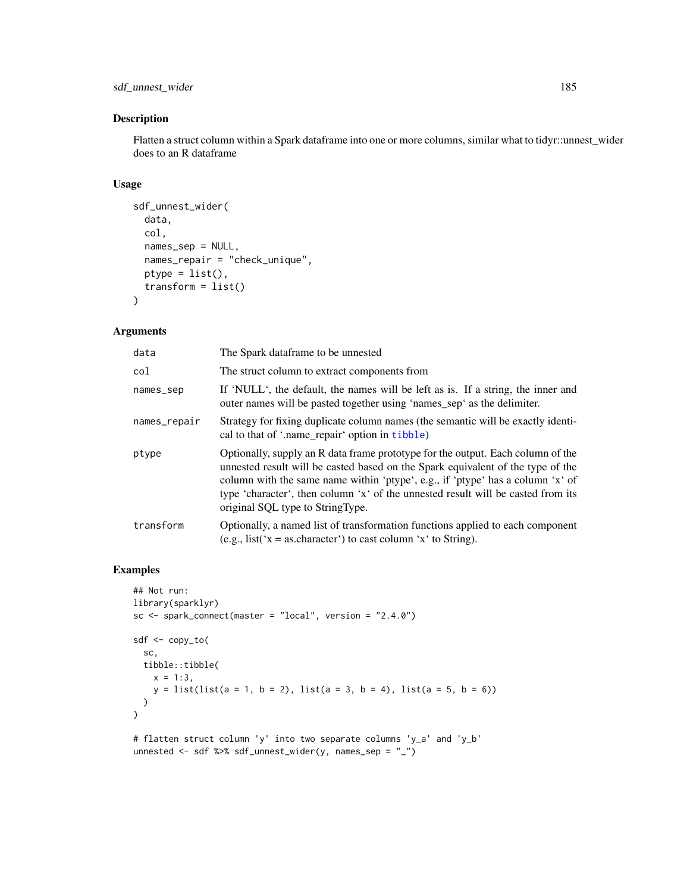### Description

Flatten a struct column within a Spark dataframe into one or more columns, similar what to tidyr::unnest_wider does to an R dataframe

### Usage

```
sdf_unnest_wider(
  data,
  col,
  names_sep = NULL,
  names_repair = "check_unique",
  ptype = list(),
  transform = list()
)
```

### Arguments

| | |
|---|---|
| data | The Spark dataframe to be unnested |
| col | The struct column to extract components from |
| names_sep | If 'NULL', the default, the names will be left as is. If a string, the inner and outer names will be pasted together using 'names_sep' as the delimiter. |
| names_repair | Strategy for fixing duplicate column names (the semantic will be exactly identical to that of '.name_repair' option in tibble) |
| ptype | Optionally, supply an R data frame prototype for the output. Each column of the unnested result will be casted based on the Spark equivalent of the type of the column with the same name within 'ptype', e.g., if 'ptype' has a column 'x' of type 'character', then column 'x' of the unnested result will be casted from its original SQL type to StringType. |
| transform | Optionally, a named list of transformation functions applied to each component (e.g., list('x = as.character') to cast column 'x' to String). |

### Examples

```
## Not run:
library(sparklyr)
sc <- spark_connect(master = "local", version = "2.4.0")

sdf <- copy_to(
  sc,
  tibble::tibble(
    x = 1:3,
    y = list(list(a = 1, b = 2), list(a = 3, b = 4), list(a = 5, b = 6))
  )
)

# flatten struct column 'y' into two separate columns 'y_a' and 'y_b'
unnested <- sdf %>% sdf_unnest_wider(y, names_sep = "_")
```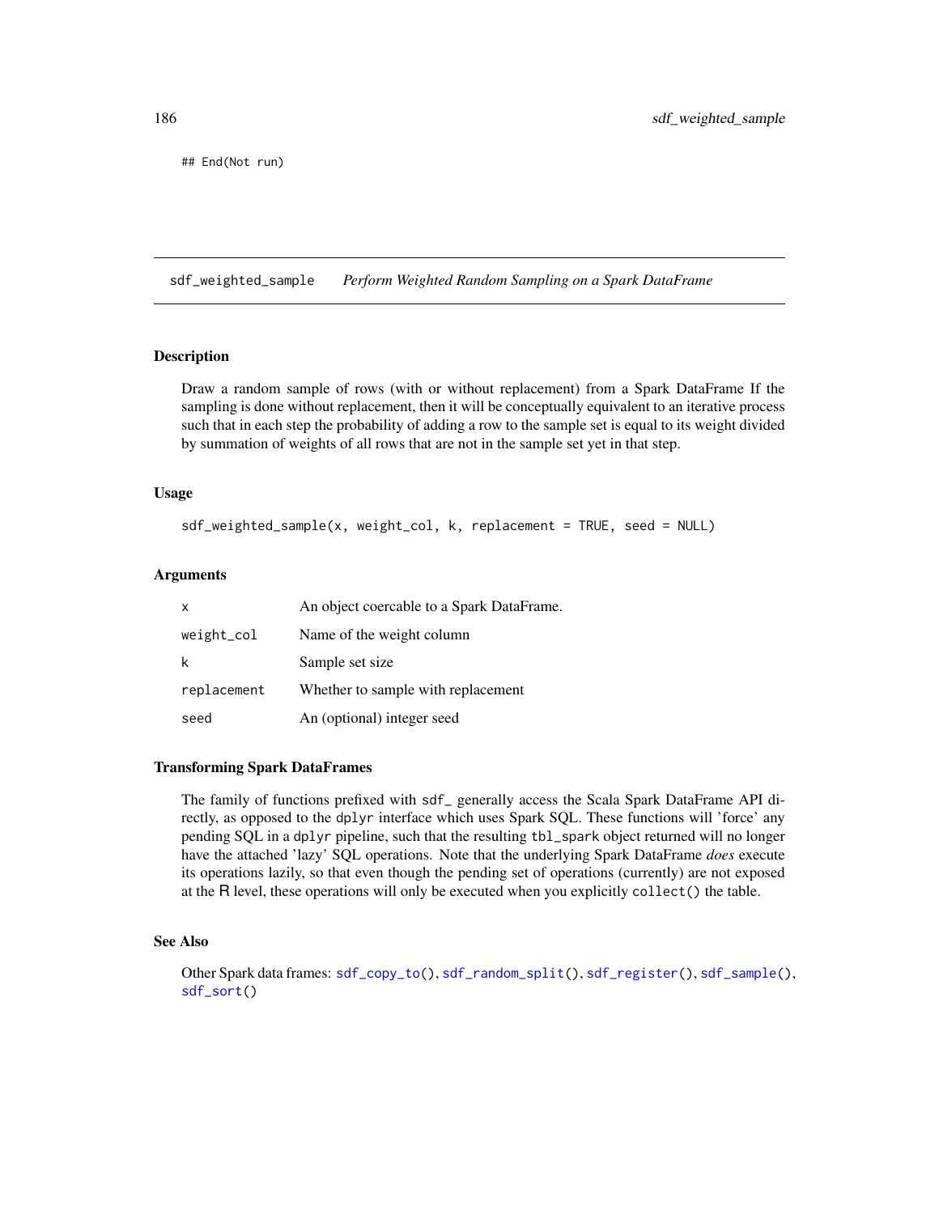```
## End(Not run)
```

## sdf_weighted_sample *Perform Weighted Random Sampling on a Spark DataFrame*

### Description

Draw a random sample of rows (with or without replacement) from a Spark DataFrame If the sampling is done without replacement, then it will be conceptually equivalent to an iterative process such that in each step the probability of adding a row to the sample set is equal to its weight divided by summation of weights of all rows that are not in the sample set yet in that step.

### Usage

```
sdf_weighted_sample(x, weight_col, k, replacement = TRUE, seed = NULL)
```

### Arguments

| | |
|---|---|
| x | An object coercable to a Spark DataFrame. |
| weight_col | Name of the weight column |
| k | Sample set size |
| replacement | Whether to sample with replacement |
| seed | An (optional) integer seed |

### Transforming Spark DataFrames

The family of functions prefixed with `sdf_` generally access the Scala Spark DataFrame API directly, as opposed to the `dplyr` interface which uses Spark SQL. These functions will 'force' any pending SQL in a `dplyr` pipeline, such that the resulting `tbl_spark` object returned will no longer have the attached 'lazy' SQL operations. Note that the underlying Spark DataFrame *does* execute its operations lazily, so that even though the pending set of operations (currently) are not exposed at the R level, these operations will only be executed when you explicitly `collect()` the table.

### See Also

Other Spark data frames: `sdf_copy_to()`, `sdf_random_split()`, `sdf_register()`, `sdf_sample()`, `sdf_sort()`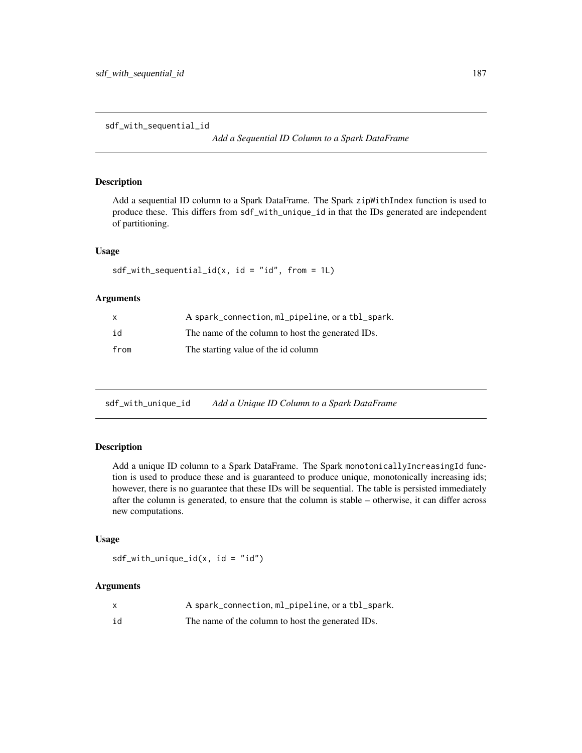## sdf_with_sequential_id

*Add a Sequential ID Column to a Spark DataFrame*

### Description

Add a sequential ID column to a Spark DataFrame. The Spark `zipWithIndex` function is used to produce these. This differs from `sdf_with_unique_id` in that the IDs generated are independent of partitioning.

### Usage

```
sdf_with_sequential_id(x, id = "id", from = 1L)
```

### Arguments

| | |
|---|---|
| x | A `spark_connection`, `ml_pipeline`, or a `tbl_spark`. |
| id | The name of the column to host the generated IDs. |
| from | The starting value of the id column |

## sdf_with_unique_id

*Add a Unique ID Column to a Spark DataFrame*

### Description

Add a unique ID column to a Spark DataFrame. The Spark `monotonicallyIncreasingId` function is used to produce these and is guaranteed to produce unique, monotonically increasing ids; however, there is no guarantee that these IDs will be sequential. The table is persisted immediately after the column is generated, to ensure that the column is stable – otherwise, it can differ across new computations.

### Usage

```
sdf_with_unique_id(x, id = "id")
```

### Arguments

| | |
|---|---|
| x | A `spark_connection`, `ml_pipeline`, or a `tbl_spark`. |
| id | The name of the column to host the generated IDs. |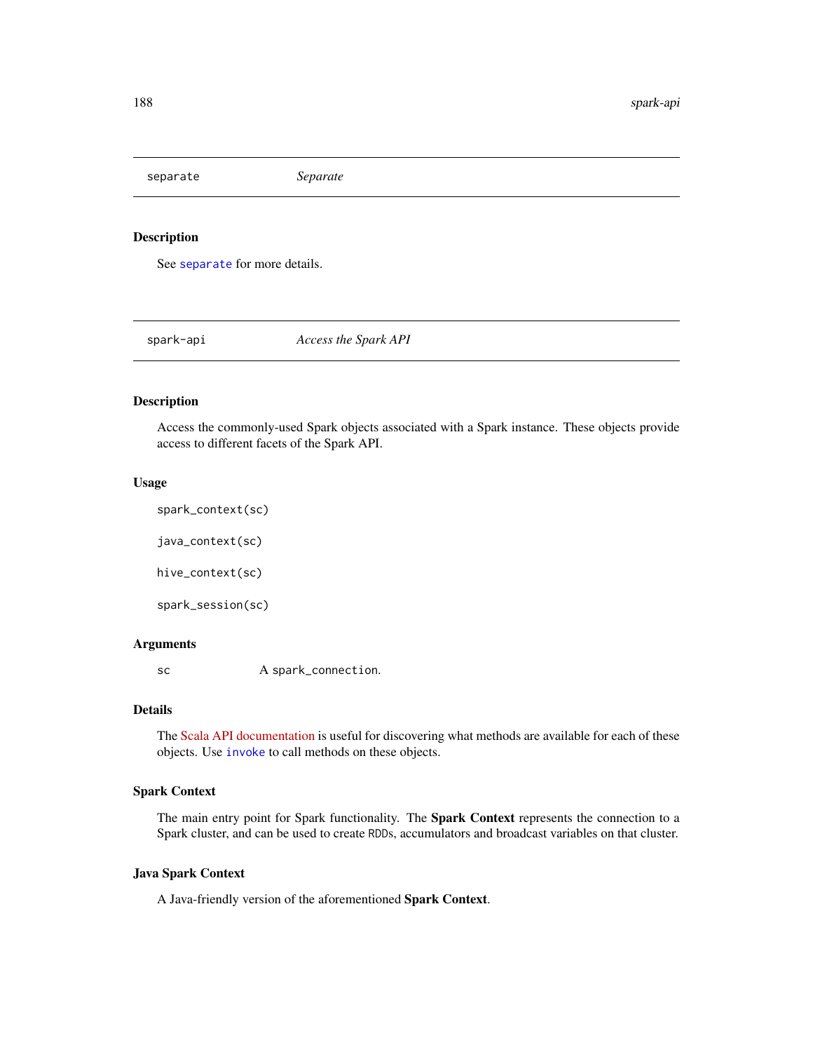## separate — *Separate*

### Description

See `separate` for more details.

## spark-api — *Access the Spark API*

### Description

Access the commonly-used Spark objects associated with a Spark instance. These objects provide access to different facets of the Spark API.

### Usage

```
spark_context(sc)

java_context(sc)

hive_context(sc)

spark_session(sc)
```

### Arguments

| | |
|---|---|
| sc | A spark_connection. |

### Details

The Scala API documentation is useful for discovering what methods are available for each of these objects. Use `invoke` to call methods on these objects.

### Spark Context

The main entry point for Spark functionality. The **Spark Context** represents the connection to a Spark cluster, and can be used to create RDDs, accumulators and broadcast variables on that cluster.

### Java Spark Context

A Java-friendly version of the aforementioned **Spark Context**.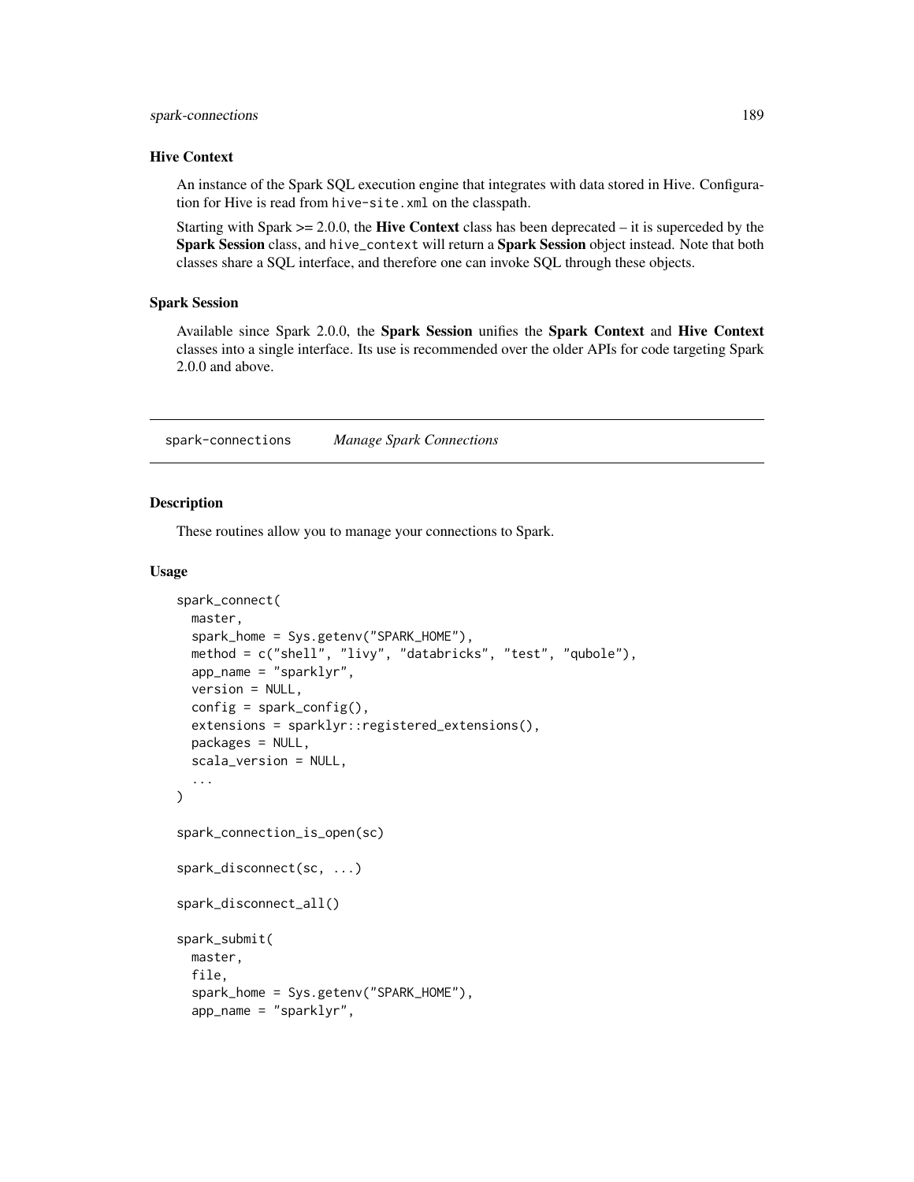### Hive Context

An instance of the Spark SQL execution engine that integrates with data stored in Hive. Configuration for Hive is read from `hive-site.xml` on the classpath.

Starting with Spark >= 2.0.0, the **Hive Context** class has been deprecated – it is superceded by the **Spark Session** class, and `hive_context` will return a **Spark Session** object instead. Note that both classes share a SQL interface, and therefore one can invoke SQL through these objects.

### Spark Session

Available since Spark 2.0.0, the **Spark Session** unifies the **Spark Context** and **Hive Context** classes into a single interface. Its use is recommended over the older APIs for code targeting Spark 2.0.0 and above.

---

## spark-connections    *Manage Spark Connections*

---

### Description

These routines allow you to manage your connections to Spark.

### Usage

```
spark_connect(
  master,
  spark_home = Sys.getenv("SPARK_HOME"),
  method = c("shell", "livy", "databricks", "test", "qubole"),
  app_name = "sparklyr",
  version = NULL,
  config = spark_config(),
  extensions = sparklyr::registered_extensions(),
  packages = NULL,
  scala_version = NULL,
  ...
)

spark_connection_is_open(sc)

spark_disconnect(sc, ...)

spark_disconnect_all()

spark_submit(
  master,
  file,
  spark_home = Sys.getenv("SPARK_HOME"),
  app_name = "sparklyr",
```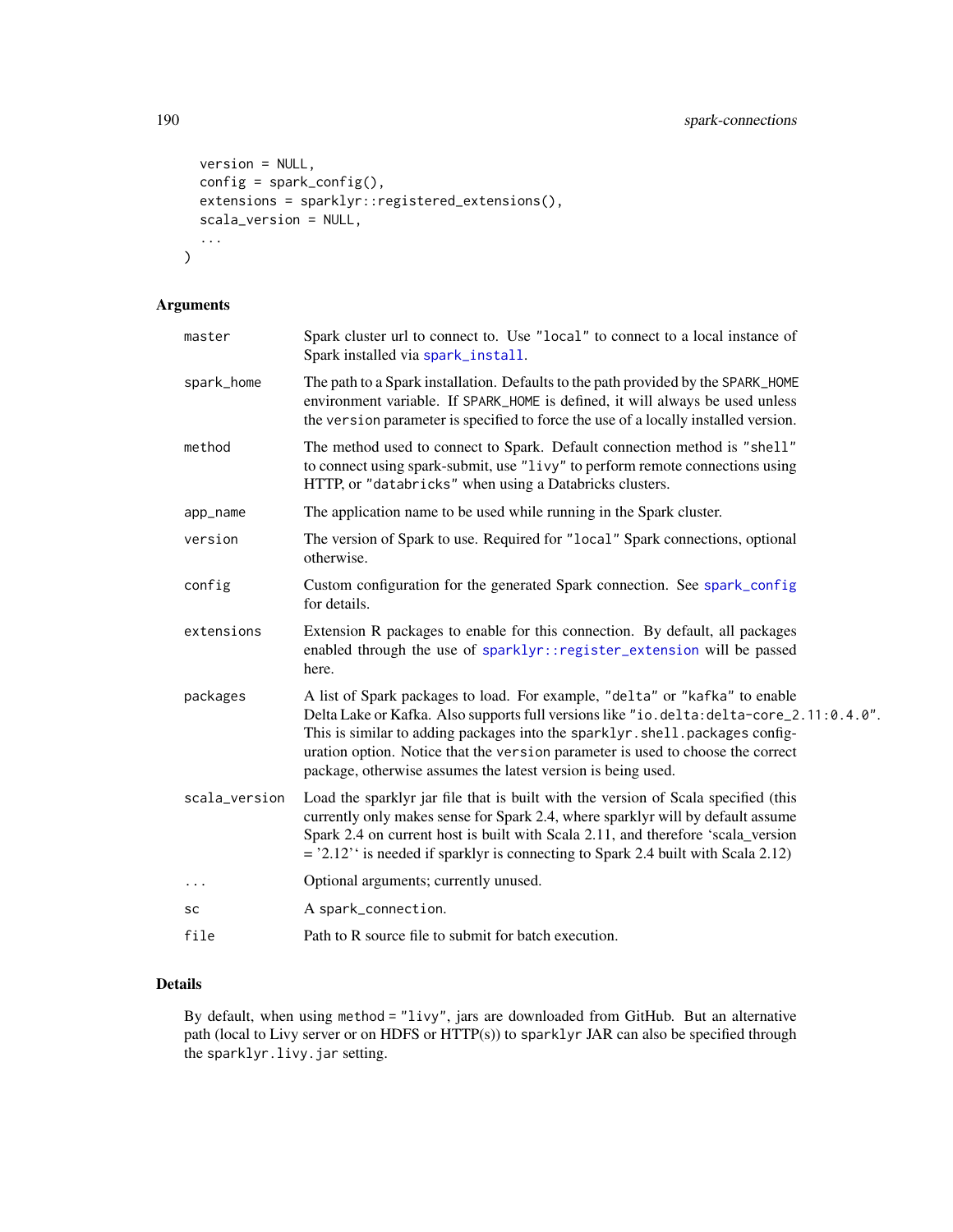```
  version = NULL,
  config = spark_config(),
  extensions = sparklyr::registered_extensions(),
  scala_version = NULL,
  ...
)
```

### Arguments

| | |
|---|---|
| master | Spark cluster url to connect to. Use "local" to connect to a local instance of Spark installed via spark_install. |
| spark_home | The path to a Spark installation. Defaults to the path provided by the SPARK_HOME environment variable. If SPARK_HOME is defined, it will always be used unless the version parameter is specified to force the use of a locally installed version. |
| method | The method used to connect to Spark. Default connection method is "shell" to connect using spark-submit, use "livy" to perform remote connections using HTTP, or "databricks" when using a Databricks clusters. |
| app_name | The application name to be used while running in the Spark cluster. |
| version | The version of Spark to use. Required for "local" Spark connections, optional otherwise. |
| config | Custom configuration for the generated Spark connection. See spark_config for details. |
| extensions | Extension R packages to enable for this connection. By default, all packages enabled through the use of sparklyr::register_extension will be passed here. |
| packages | A list of Spark packages to load. For example, "delta" or "kafka" to enable Delta Lake or Kafka. Also supports full versions like "io.delta:delta-core_2.11:0.4.0". This is similar to adding packages into the sparklyr.shell.packages configuration option. Notice that the version parameter is used to choose the correct package, otherwise assumes the latest version is being used. |
| scala_version | Load the sparklyr jar file that is built with the version of Scala specified (this currently only makes sense for Spark 2.4, where sparklyr will by default assume Spark 2.4 on current host is built with Scala 2.11, and therefore 'scala_version = '2.12'' is needed if sparklyr is connecting to Spark 2.4 built with Scala 2.12) |
| ... | Optional arguments; currently unused. |
| sc | A spark_connection. |
| file | Path to R source file to submit for batch execution. |

### Details

By default, when using method = "livy", jars are downloaded from GitHub. But an alternative path (local to Livy server or on HDFS or HTTP(s)) to sparklyr JAR can also be specified through the sparklyr.livy.jar setting.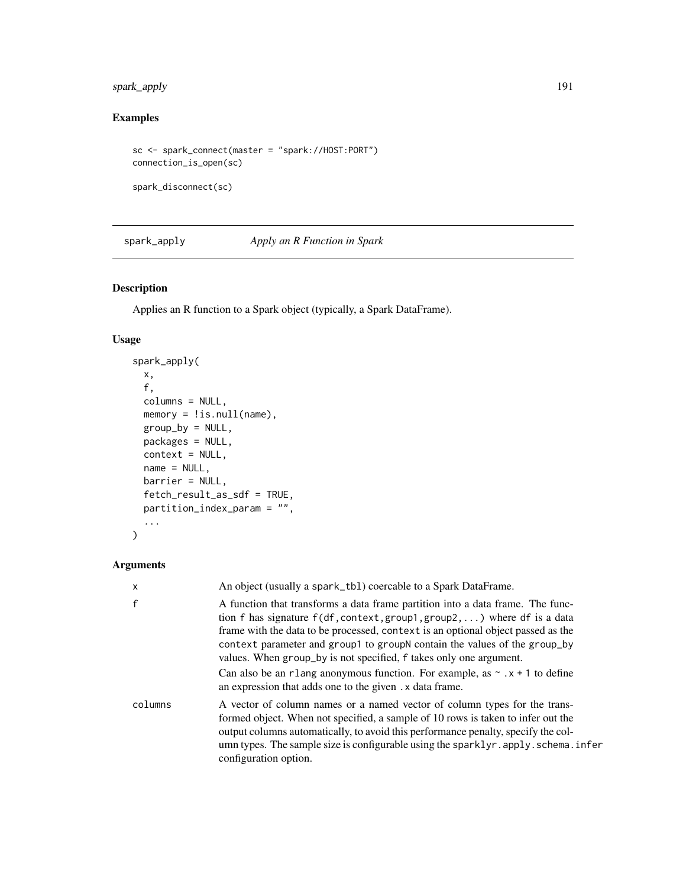## Examples

```
sc <- spark_connect(master = "spark://HOST:PORT")
connection_is_open(sc)

spark_disconnect(sc)
```

---

# spark_apply *Apply an R Function in Spark*

## Description

Applies an R function to a Spark object (typically, a Spark DataFrame).

## Usage

```
spark_apply(
  x,
  f,
  columns = NULL,
  memory = !is.null(name),
  group_by = NULL,
  packages = NULL,
  context = NULL,
  name = NULL,
  barrier = NULL,
  fetch_result_as_sdf = TRUE,
  partition_index_param = "",
  ...
)
```

## Arguments

| | |
|---|---|
| x | An object (usually a `spark_tbl`) coercable to a Spark DataFrame. |
| f | A function that transforms a data frame partition into a data frame. The function `f` has signature `f(df,context,group1,group2,...)` where `df` is a data frame with the data to be processed, `context` is an optional object passed as the `context` parameter and `group1` to `groupN` contain the values of the `group_by` values. When `group_by` is not specified, `f` takes only one argument. <br> Can also be an `rlang` anonymous function. For example, as `~ .x + 1` to define an expression that adds one to the given `.x` data frame. |
| columns | A vector of column names or a named vector of column types for the transformed object. When not specified, a sample of 10 rows is taken to infer out the output columns automatically, to avoid this performance penalty, specify the column types. The sample size is configurable using the `sparklyr.apply.schema.infer` configuration option. |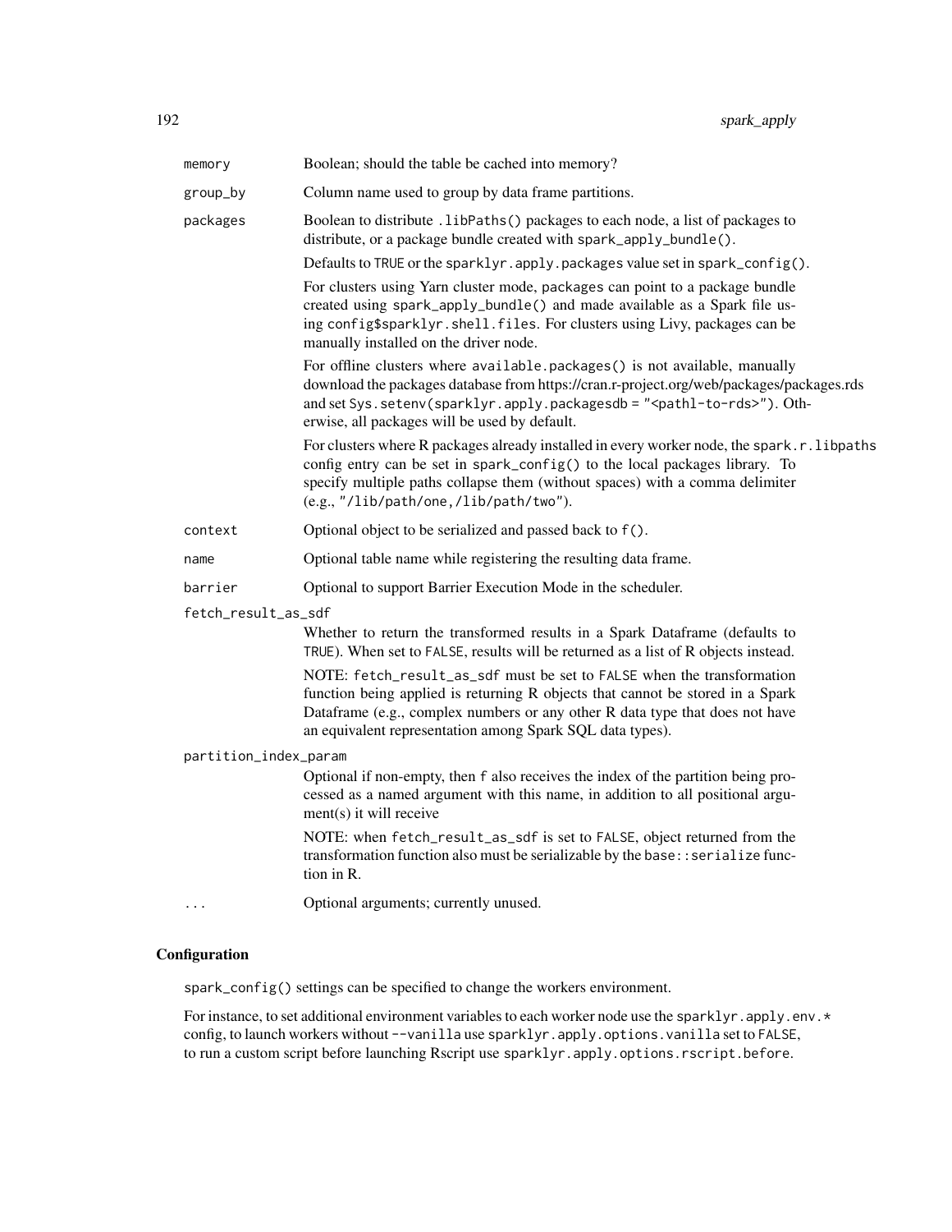| | |
|---|---|
| `memory` | Boolean; should the table be cached into memory? |
| `group_by` | Column name used to group by data frame partitions. |
| `packages` | Boolean to distribute `.libPaths()` packages to each node, a list of packages to distribute, or a package bundle created with `spark_apply_bundle()`.<br><br>Defaults to `TRUE` or the `sparklyr.apply.packages` value set in `spark_config()`.<br><br>For clusters using Yarn cluster mode, `packages` can point to a package bundle created using `spark_apply_bundle()` and made available as a Spark file using `config$sparklyr.shell.files`. For clusters using Livy, packages can be manually installed on the driver node.<br><br>For offline clusters where `available.packages()` is not available, manually download the packages database from https://cran.r-project.org/web/packages/packages.rds and set `Sys.setenv(sparklyr.apply.packagesdb = "<pathl-to-rds>")`. Otherwise, all packages will be used by default.<br><br>For clusters where R packages already installed in every worker node, the `spark.r.libpaths` config entry can be set in `spark_config()` to the local packages library. To specify multiple paths collapse them (without spaces) with a comma delimiter (e.g., `"/lib/path/one,/lib/path/two"`). |
| `context` | Optional object to be serialized and passed back to `f()`. |
| `name` | Optional table name while registering the resulting data frame. |
| `barrier` | Optional to support Barrier Execution Mode in the scheduler. |
| `fetch_result_as_sdf` | Whether to return the transformed results in a Spark Dataframe (defaults to `TRUE`). When set to `FALSE`, results will be returned as a list of R objects instead.<br><br>NOTE: `fetch_result_as_sdf` must be set to `FALSE` when the transformation function being applied is returning R objects that cannot be stored in a Spark Dataframe (e.g., complex numbers or any other R data type that does not have an equivalent representation among Spark SQL data types). |
| `partition_index_param` | Optional if non-empty, then `f` also receives the index of the partition being processed as a named argument with this name, in addition to all positional argument(s) it will receive<br><br>NOTE: when `fetch_result_as_sdf` is set to `FALSE`, object returned from the transformation function also must be serializable by the `base::serialize` function in R. |
| `...` | Optional arguments; currently unused. |

## Configuration

`spark_config()` settings can be specified to change the workers environment.

For instance, to set additional environment variables to each worker node use the `sparklyr.apply.env.*` config, to launch workers without `--vanilla` use `sparklyr.apply.options.vanilla` set to `FALSE`, to run a custom script before launching Rscript use `sparklyr.apply.options.rscript.before`.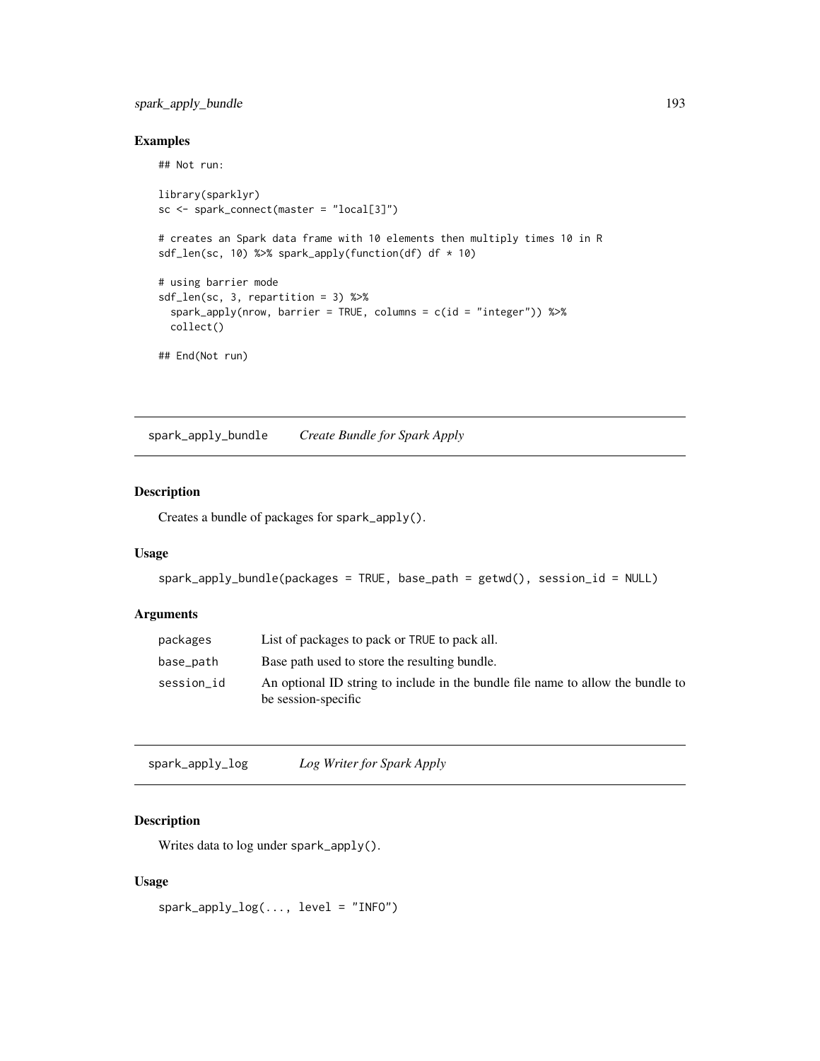## Examples

```
## Not run:

library(sparklyr)
sc <- spark_connect(master = "local[3]")

# creates an Spark data frame with 10 elements then multiply times 10 in R
sdf_len(sc, 10) %>% spark_apply(function(df) df * 10)

# using barrier mode
sdf_len(sc, 3, repartition = 3) %>%
  spark_apply(nrow, barrier = TRUE, columns = c(id = "integer")) %>%
  collect()

## End(Not run)
```

---

# spark_apply_bundle *Create Bundle for Spark Apply*

---

## Description

Creates a bundle of packages for spark_apply().

## Usage

```
spark_apply_bundle(packages = TRUE, base_path = getwd(), session_id = NULL)
```

## Arguments

| | |
|---|---|
| packages | List of packages to pack or TRUE to pack all. |
| base_path | Base path used to store the resulting bundle. |
| session_id | An optional ID string to include in the bundle file name to allow the bundle to be session-specific |

---

# spark_apply_log *Log Writer for Spark Apply*

---

## Description

Writes data to log under spark_apply().

## Usage

```
spark_apply_log(..., level = "INFO")
```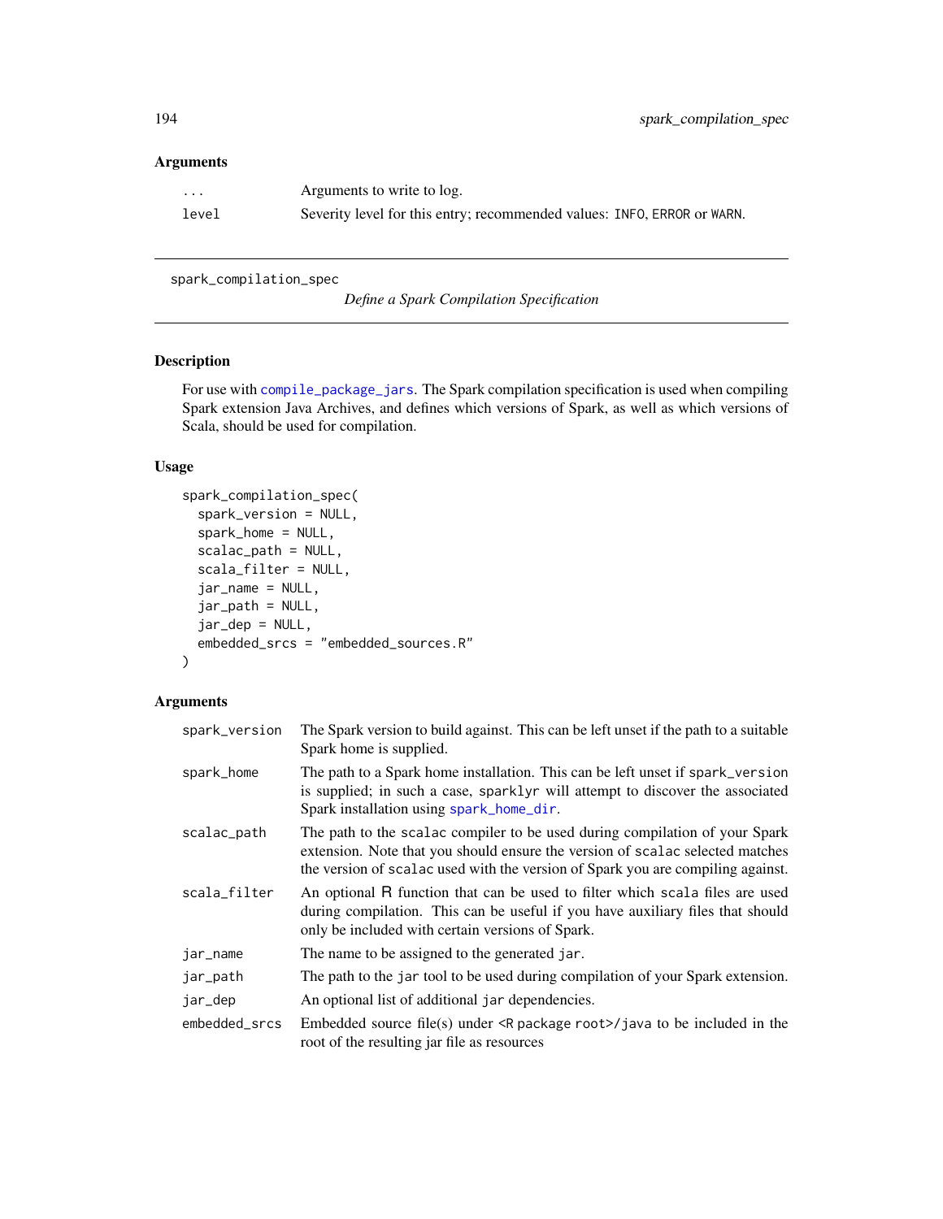### Arguments

| | |
|---|---|
| ... | Arguments to write to log. |
| level | Severity level for this entry; recommended values: INFO, ERROR or WARN. |

---

## spark_compilation_spec

*Define a Spark Compilation Specification*

---

### Description

For use with compile_package_jars. The Spark compilation specification is used when compiling Spark extension Java Archives, and defines which versions of Spark, as well as which versions of Scala, should be used for compilation.

### Usage

```
spark_compilation_spec(
  spark_version = NULL,
  spark_home = NULL,
  scalac_path = NULL,
  scala_filter = NULL,
  jar_name = NULL,
  jar_path = NULL,
  jar_dep = NULL,
  embedded_srcs = "embedded_sources.R"
)
```

### Arguments

| | |
|---|---|
| spark_version | The Spark version to build against. This can be left unset if the path to a suitable Spark home is supplied. |
| spark_home | The path to a Spark home installation. This can be left unset if spark_version is supplied; in such a case, sparklyr will attempt to discover the associated Spark installation using spark_home_dir. |
| scalac_path | The path to the scalac compiler to be used during compilation of your Spark extension. Note that you should ensure the version of scalac selected matches the version of scalac used with the version of Spark you are compiling against. |
| scala_filter | An optional R function that can be used to filter which scala files are used during compilation. This can be useful if you have auxiliary files that should only be included with certain versions of Spark. |
| jar_name | The name to be assigned to the generated jar. |
| jar_path | The path to the jar tool to be used during compilation of your Spark extension. |
| jar_dep | An optional list of additional jar dependencies. |
| embedded_srcs | Embedded source file(s) under <R package root>/java to be included in the root of the resulting jar file as resources |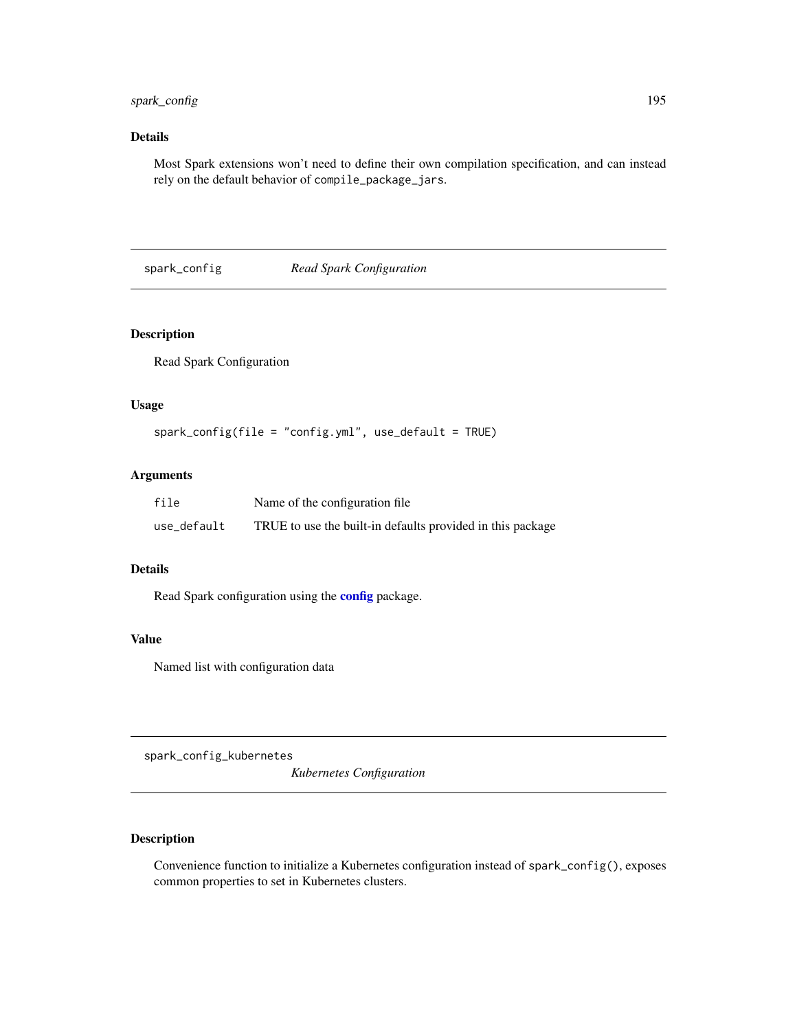### Details

Most Spark extensions won't need to define their own compilation specification, and can instead rely on the default behavior of `compile_package_jars`.

---

## spark_config — *Read Spark Configuration*

---

### Description

Read Spark Configuration

### Usage

```
spark_config(file = "config.yml", use_default = TRUE)
```

### Arguments

| | |
|---|---|
| `file` | Name of the configuration file |
| `use_default` | TRUE to use the built-in defaults provided in this package |

### Details

Read Spark configuration using the **config** package.

### Value

Named list with configuration data

---

## spark_config_kubernetes — *Kubernetes Configuration*

---

### Description

Convenience function to initialize a Kubernetes configuration instead of `spark_config()`, exposes common properties to set in Kubernetes clusters.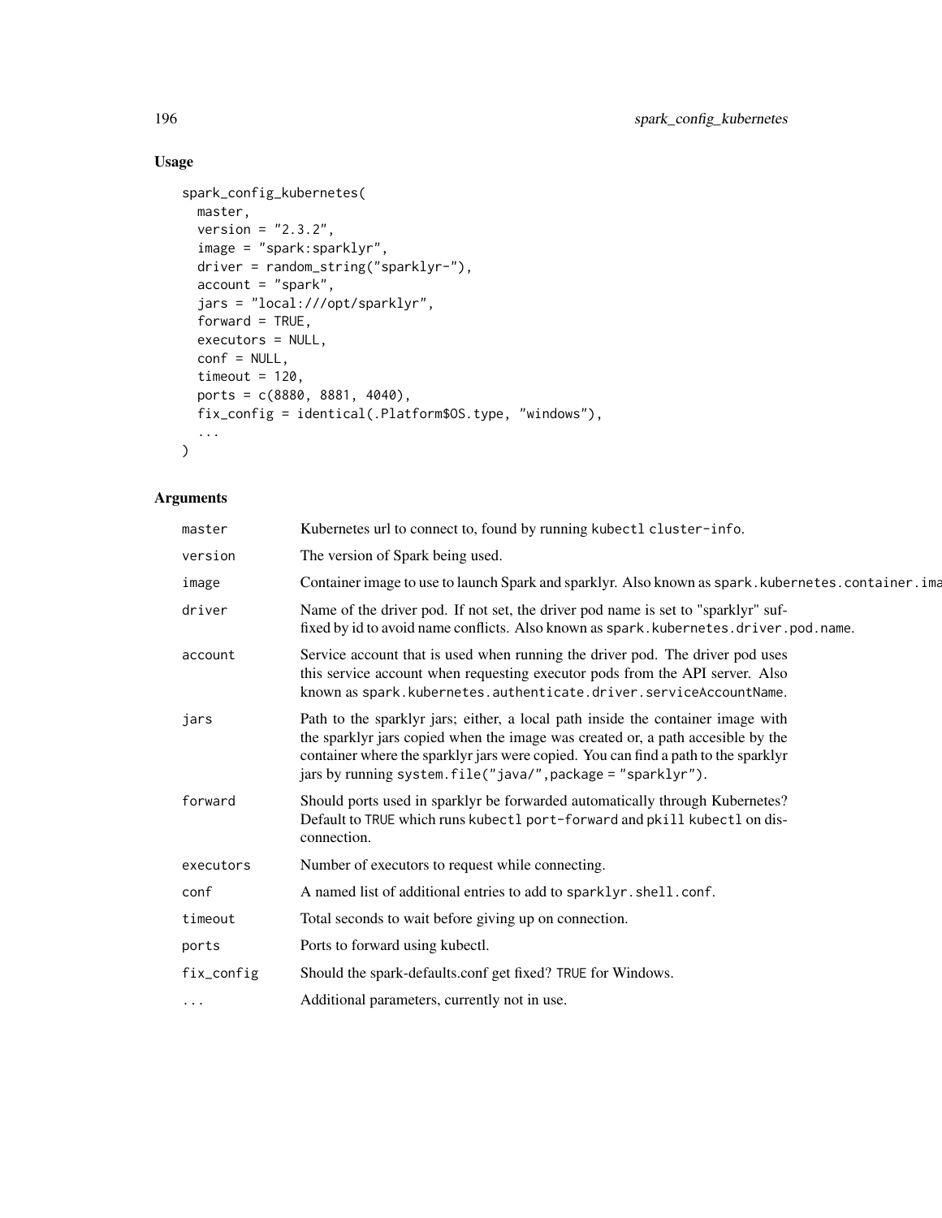## Usage

```
spark_config_kubernetes(
  master,
  version = "2.3.2",
  image = "spark:sparklyr",
  driver = random_string("sparklyr-"),
  account = "spark",
  jars = "local:///opt/sparklyr",
  forward = TRUE,
  executors = NULL,
  conf = NULL,
  timeout = 120,
  ports = c(8880, 8881, 4040),
  fix_config = identical(.Platform$OS.type, "windows"),
  ...
)
```

## Arguments

| | |
|---|---|
| master | Kubernetes url to connect to, found by running `kubectl cluster-info`. |
| version | The version of Spark being used. |
| image | Container image to use to launch Spark and sparklyr. Also known as `spark.kubernetes.container.ima` |
| driver | Name of the driver pod. If not set, the driver pod name is set to "sparklyr" suffixed by id to avoid name conflicts. Also known as `spark.kubernetes.driver.pod.name`. |
| account | Service account that is used when running the driver pod. The driver pod uses this service account when requesting executor pods from the API server. Also known as `spark.kubernetes.authenticate.driver.serviceAccountName`. |
| jars | Path to the sparklyr jars; either, a local path inside the container image with the sparklyr jars copied when the image was created or, a path accesible by the container where the sparklyr jars were copied. You can find a path to the sparklyr jars by running `system.file("java/",package = "sparklyr")`. |
| forward | Should ports used in sparklyr be forwarded automatically through Kubernetes? Default to `TRUE` which runs `kubectl port-forward` and `pkill kubectl` on disconnection. |
| executors | Number of executors to request while connecting. |
| conf | A named list of additional entries to add to `sparklyr.shell.conf`. |
| timeout | Total seconds to wait before giving up on connection. |
| ports | Ports to forward using kubectl. |
| fix_config | Should the spark-defaults.conf get fixed? `TRUE` for Windows. |
| ... | Additional parameters, currently not in use. |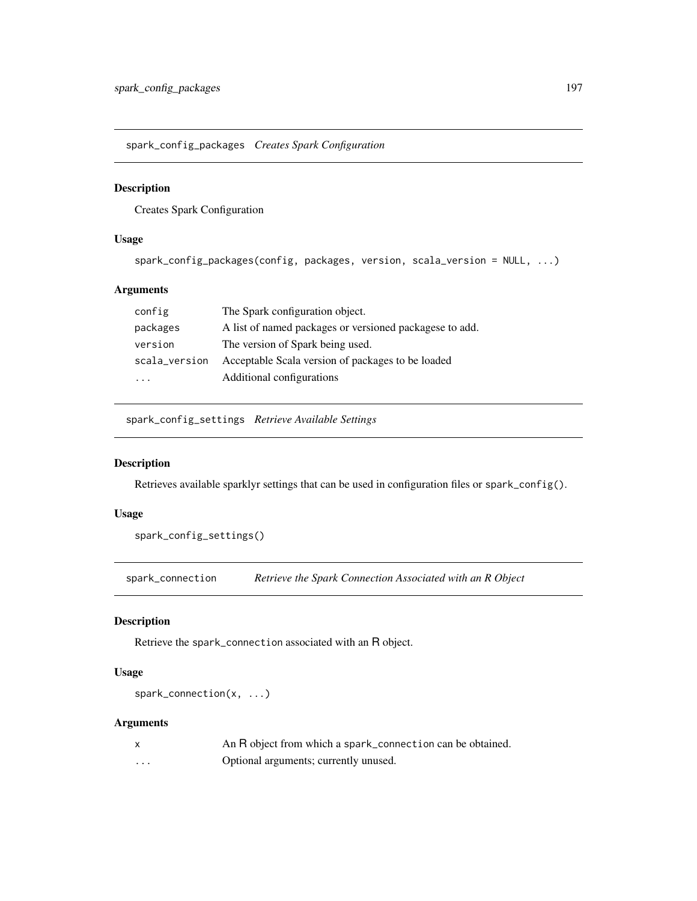## spark_config_packages *Creates Spark Configuration*

### Description

Creates Spark Configuration

### Usage

```
spark_config_packages(config, packages, version, scala_version = NULL, ...)
```

### Arguments

| | |
|---|---|
| config | The Spark configuration object. |
| packages | A list of named packages or versioned packagese to add. |
| version | The version of Spark being used. |
| scala_version | Acceptable Scala version of packages to be loaded |
| ... | Additional configurations |

## spark_config_settings *Retrieve Available Settings*

### Description

Retrieves available sparklyr settings that can be used in configuration files or `spark_config()`.

### Usage

```
spark_config_settings()
```

## spark_connection *Retrieve the Spark Connection Associated with an R Object*

### Description

Retrieve the `spark_connection` associated with an R object.

### Usage

```
spark_connection(x, ...)
```

### Arguments

| | |
|---|---|
| x | An R object from which a `spark_connection` can be obtained. |
| ... | Optional arguments; currently unused. |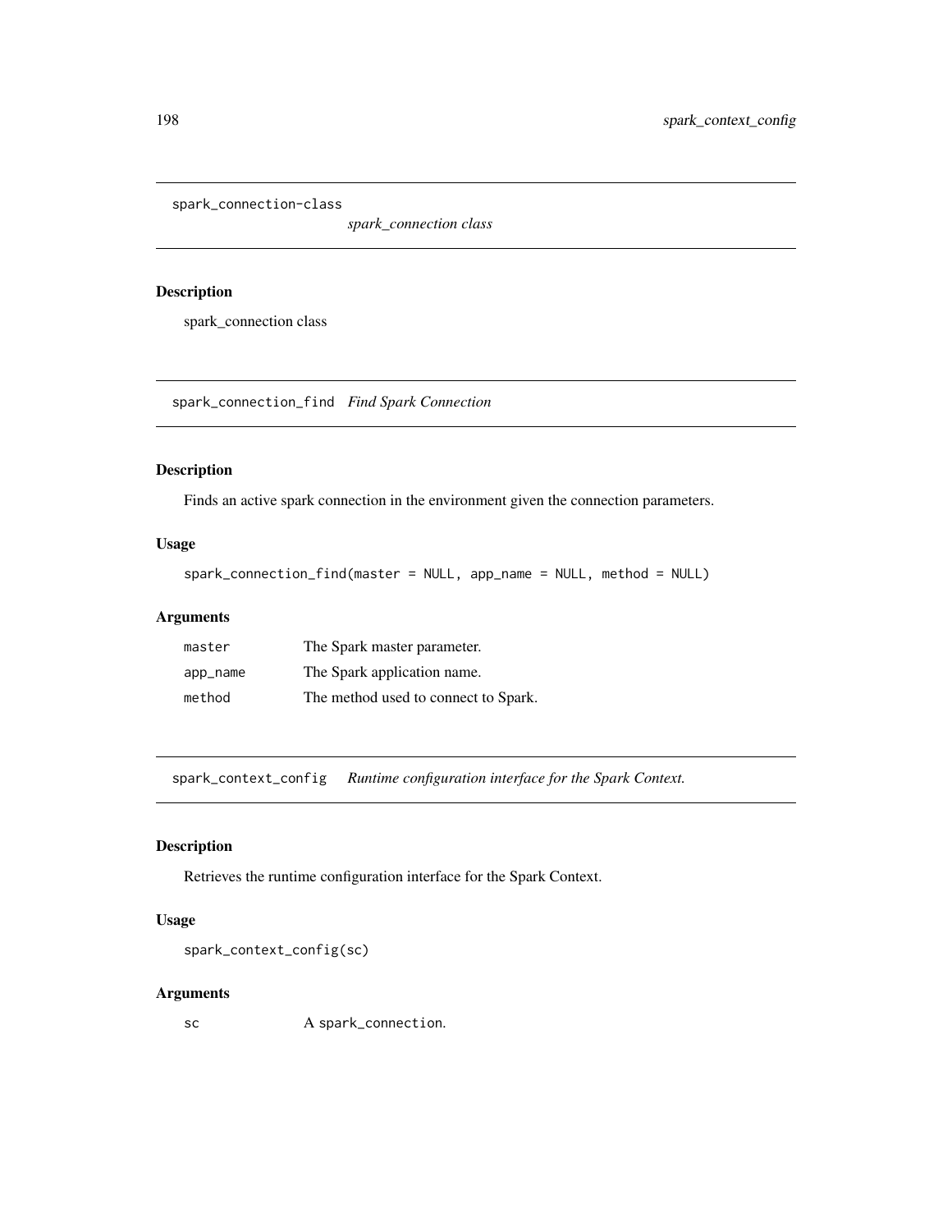## spark_connection-class — *spark_connection class*

### Description

spark_connection class

## spark_connection_find — *Find Spark Connection*

### Description

Finds an active spark connection in the environment given the connection parameters.

### Usage

```
spark_connection_find(master = NULL, app_name = NULL, method = NULL)
```

### Arguments

| | |
|---|---|
| master | The Spark master parameter. |
| app_name | The Spark application name. |
| method | The method used to connect to Spark. |

## spark_context_config — *Runtime configuration interface for the Spark Context.*

### Description

Retrieves the runtime configuration interface for the Spark Context.

### Usage

```
spark_context_config(sc)
```

### Arguments

| | |
|---|---|
| sc | A `spark_connection`. |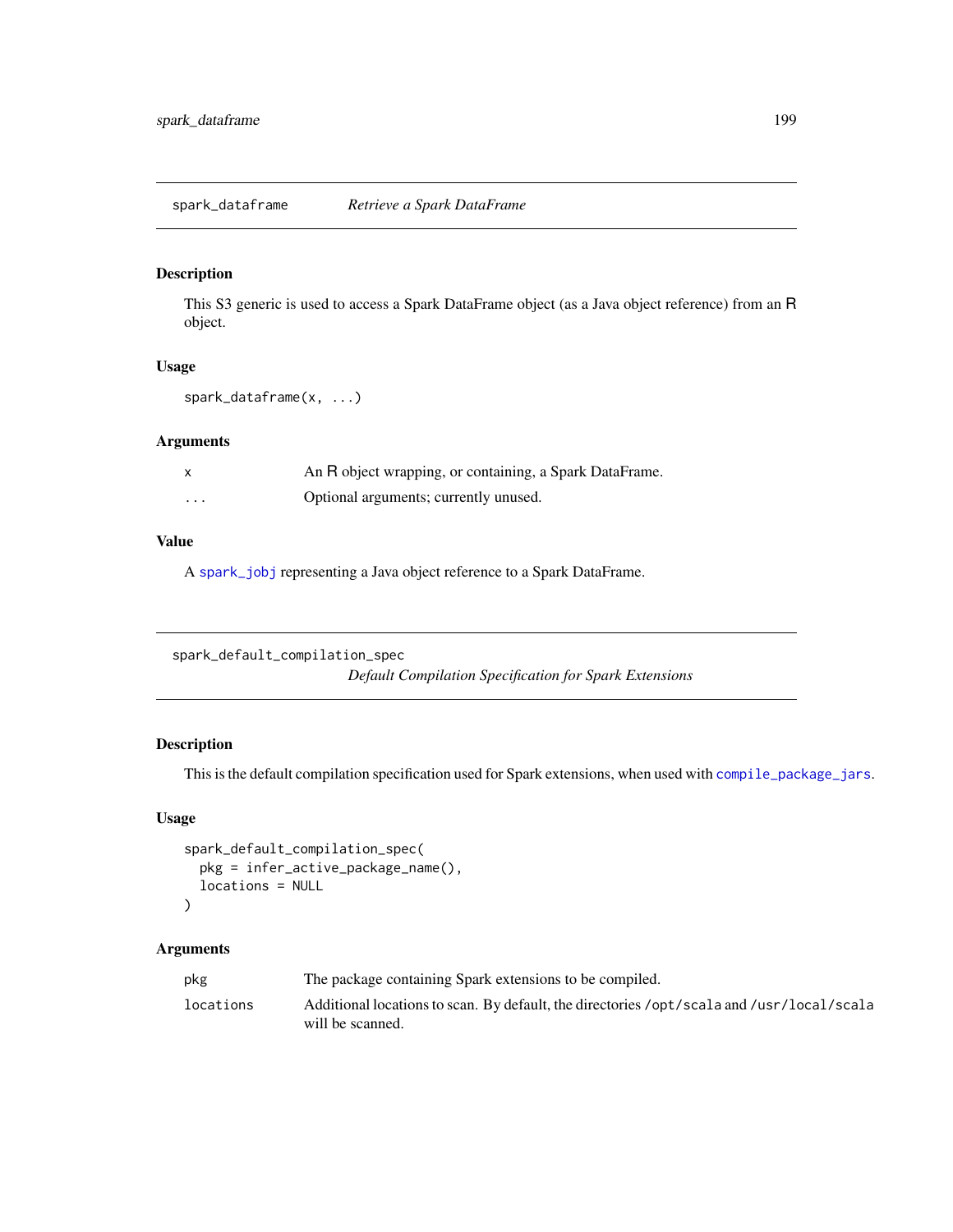## spark_dataframe — *Retrieve a Spark DataFrame*

### Description

This S3 generic is used to access a Spark DataFrame object (as a Java object reference) from an R object.

### Usage

```
spark_dataframe(x, ...)
```

### Arguments

| | |
|---|---|
| x | An R object wrapping, or containing, a Spark DataFrame. |
| ... | Optional arguments; currently unused. |

### Value

A `spark_jobj` representing a Java object reference to a Spark DataFrame.

## spark_default_compilation_spec — *Default Compilation Specification for Spark Extensions*

### Description

This is the default compilation specification used for Spark extensions, when used with `compile_package_jars`.

### Usage

```
spark_default_compilation_spec(
  pkg = infer_active_package_name(),
  locations = NULL
)
```

### Arguments

| | |
|---|---|
| pkg | The package containing Spark extensions to be compiled. |
| locations | Additional locations to scan. By default, the directories `/opt/scala` and `/usr/local/scala` will be scanned. |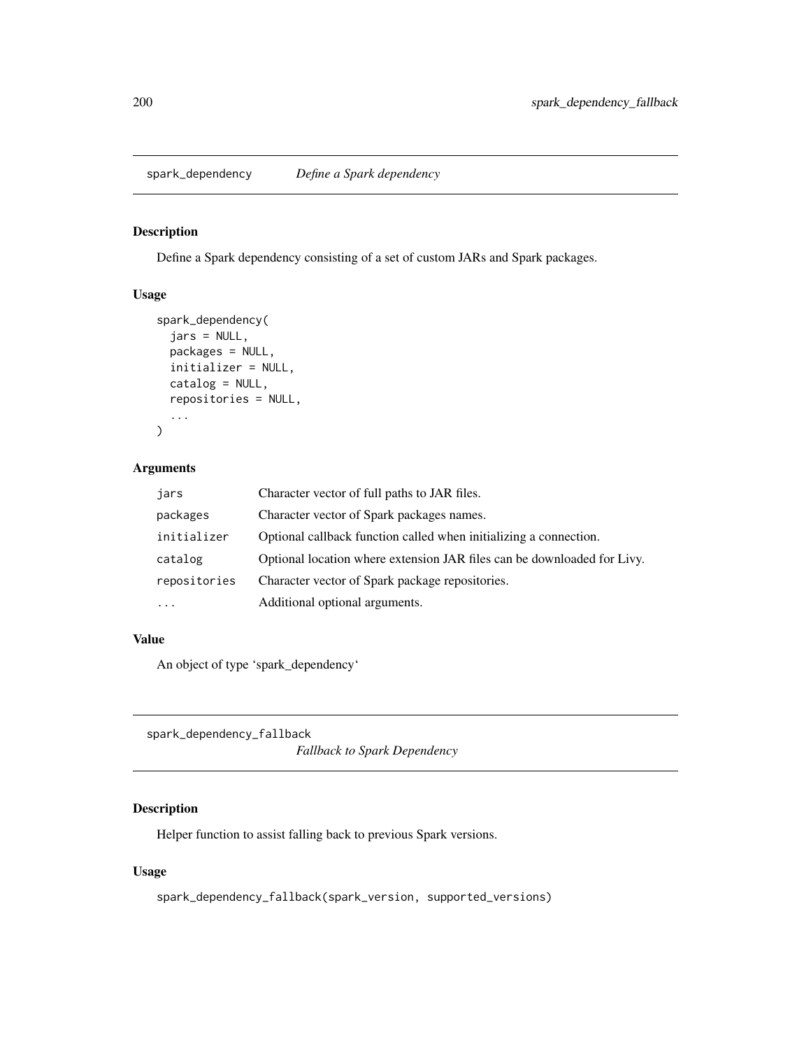## spark_dependency *Define a Spark dependency*

### Description

Define a Spark dependency consisting of a set of custom JARs and Spark packages.

### Usage

```
spark_dependency(
  jars = NULL,
  packages = NULL,
  initializer = NULL,
  catalog = NULL,
  repositories = NULL,
  ...
)
```

### Arguments

| | |
|---|---|
| jars | Character vector of full paths to JAR files. |
| packages | Character vector of Spark packages names. |
| initializer | Optional callback function called when initializing a connection. |
| catalog | Optional location where extension JAR files can be downloaded for Livy. |
| repositories | Character vector of Spark package repositories. |
| ... | Additional optional arguments. |

### Value

An object of type 'spark_dependency'

## spark_dependency_fallback *Fallback to Spark Dependency*

### Description

Helper function to assist falling back to previous Spark versions.

### Usage

```
spark_dependency_fallback(spark_version, supported_versions)
```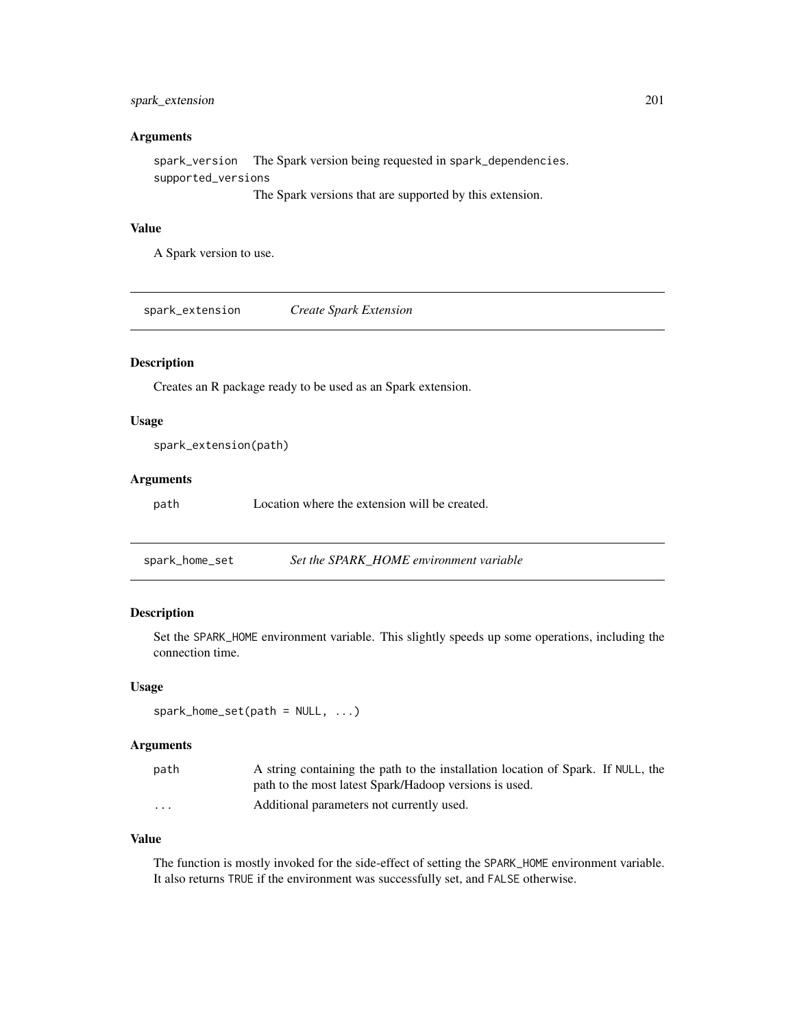### Arguments

| | |
|---|---|
| `spark_version` | The Spark version being requested in `spark_dependencies`. |
| `supported_versions` | The Spark versions that are supported by this extension. |

### Value

A Spark version to use.

---

## `spark_extension` *Create Spark Extension*

---

### Description

Creates an R package ready to be used as an Spark extension.

### Usage

```
spark_extension(path)
```

### Arguments

| | |
|---|---|
| `path` | Location where the extension will be created. |

---

## `spark_home_set` *Set the SPARK_HOME environment variable*

---

### Description

Set the `SPARK_HOME` environment variable. This slightly speeds up some operations, including the connection time.

### Usage

```
spark_home_set(path = NULL, ...)
```

### Arguments

| | |
|---|---|
| `path` | A string containing the path to the installation location of Spark. If `NULL`, the path to the most latest Spark/Hadoop versions is used. |
| `...` | Additional parameters not currently used. |

### Value

The function is mostly invoked for the side-effect of setting the `SPARK_HOME` environment variable. It also returns `TRUE` if the environment was successfully set, and `FALSE` otherwise.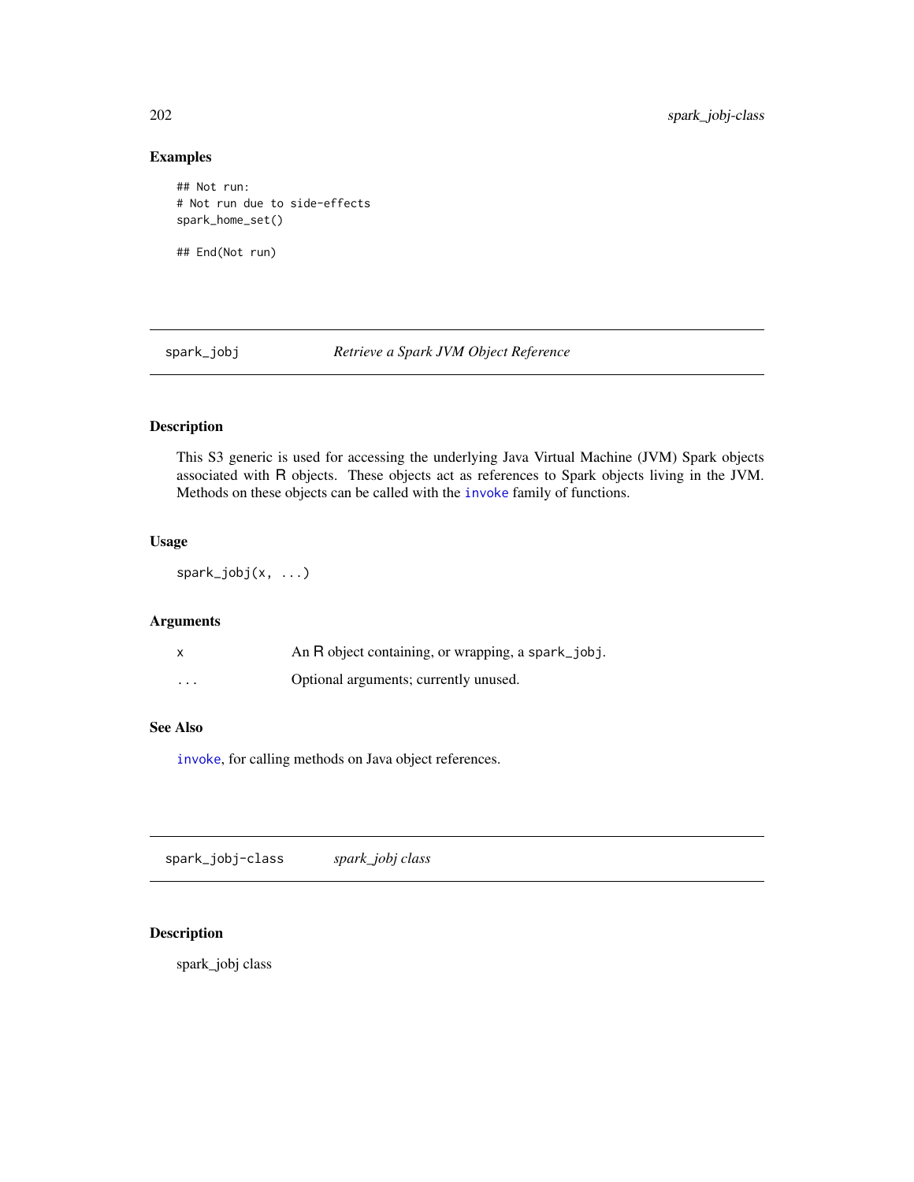## Examples

```
## Not run:
# Not run due to side-effects
spark_home_set()

## End(Not run)
```

---

# spark_jobj — *Retrieve a Spark JVM Object Reference*

---

## Description

This S3 generic is used for accessing the underlying Java Virtual Machine (JVM) Spark objects associated with R objects. These objects act as references to Spark objects living in the JVM. Methods on these objects can be called with the `invoke` family of functions.

## Usage

```
spark_jobj(x, ...)
```

## Arguments

| | |
|---|---|
| x | An R object containing, or wrapping, a `spark_jobj`. |
| ... | Optional arguments; currently unused. |

## See Also

`invoke`, for calling methods on Java object references.

---

# spark_jobj-class — *spark_jobj class*

---

## Description

spark_jobj class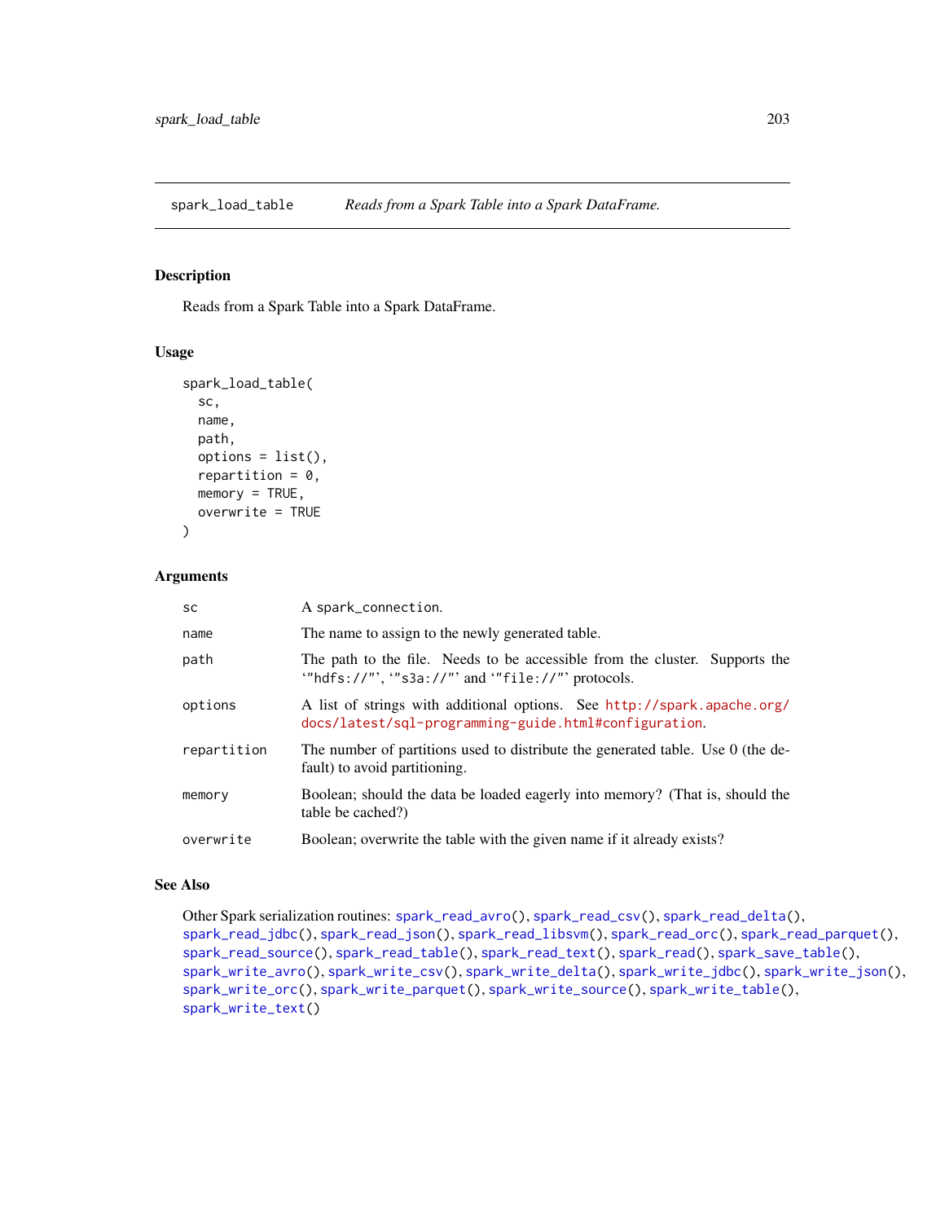# spark_load_table — *Reads from a Spark Table into a Spark DataFrame.*

## Description

Reads from a Spark Table into a Spark DataFrame.

## Usage

```
spark_load_table(
  sc,
  name,
  path,
  options = list(),
  repartition = 0,
  memory = TRUE,
  overwrite = TRUE
)
```

## Arguments

| | |
|---|---|
| sc | A spark_connection. |
| name | The name to assign to the newly generated table. |
| path | The path to the file. Needs to be accessible from the cluster. Supports the '"hdfs://"', '"s3a://"' and '"file://"' protocols. |
| options | A list of strings with additional options. See http://spark.apache.org/docs/latest/sql-programming-guide.html#configuration. |
| repartition | The number of partitions used to distribute the generated table. Use 0 (the default) to avoid partitioning. |
| memory | Boolean; should the data be loaded eagerly into memory? (That is, should the table be cached?) |
| overwrite | Boolean; overwrite the table with the given name if it already exists? |

## See Also

Other Spark serialization routines: spark_read_avro(), spark_read_csv(), spark_read_delta(), spark_read_jdbc(), spark_read_json(), spark_read_libsvm(), spark_read_orc(), spark_read_parquet(), spark_read_source(), spark_read_table(), spark_read_text(), spark_read(), spark_save_table(), spark_write_avro(), spark_write_csv(), spark_write_delta(), spark_write_jdbc(), spark_write_json(), spark_write_orc(), spark_write_parquet(), spark_write_source(), spark_write_table(), spark_write_text()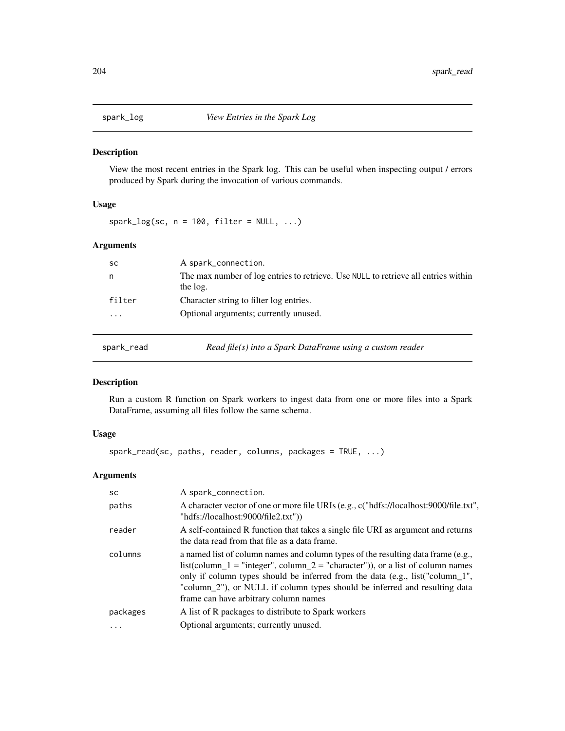## spark_log — *View Entries in the Spark Log*

### Description

View the most recent entries in the Spark log. This can be useful when inspecting output / errors produced by Spark during the invocation of various commands.

### Usage

```
spark_log(sc, n = 100, filter = NULL, ...)
```

### Arguments

| | |
|---|---|
| sc | A spark_connection. |
| n | The max number of log entries to retrieve. Use NULL to retrieve all entries within the log. |
| filter | Character string to filter log entries. |
| ... | Optional arguments; currently unused. |

## spark_read — *Read file(s) into a Spark DataFrame using a custom reader*

### Description

Run a custom R function on Spark workers to ingest data from one or more files into a Spark DataFrame, assuming all files follow the same schema.

### Usage

```
spark_read(sc, paths, reader, columns, packages = TRUE, ...)
```

### Arguments

| | |
|---|---|
| sc | A spark_connection. |
| paths | A character vector of one or more file URIs (e.g., c("hdfs://localhost:9000/file.txt", "hdfs://localhost:9000/file2.txt")) |
| reader | A self-contained R function that takes a single file URI as argument and returns the data read from that file as a data frame. |
| columns | a named list of column names and column types of the resulting data frame (e.g., list(column_1 = "integer", column_2 = "character")), or a list of column names only if column types should be inferred from the data (e.g., list("column_1", "column_2"), or NULL if column types should be inferred and resulting data frame can have arbitrary column names |
| packages | A list of R packages to distribute to Spark workers |
| ... | Optional arguments; currently unused. |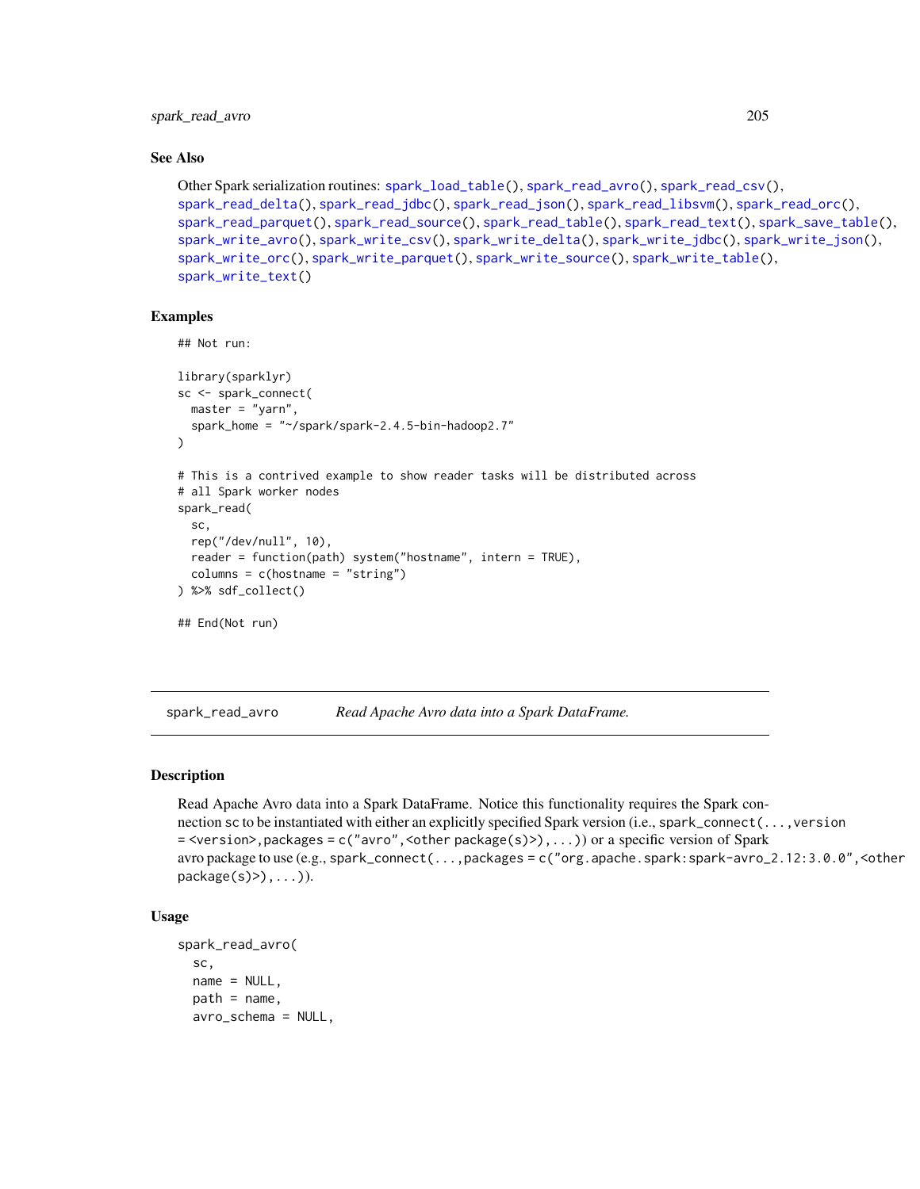## See Also

Other Spark serialization routines: spark_load_table(), spark_read_avro(), spark_read_csv(), spark_read_delta(), spark_read_jdbc(), spark_read_json(), spark_read_libsvm(), spark_read_orc(), spark_read_parquet(), spark_read_source(), spark_read_table(), spark_read_text(), spark_save_table(), spark_write_avro(), spark_write_csv(), spark_write_delta(), spark_write_jdbc(), spark_write_json(), spark_write_orc(), spark_write_parquet(), spark_write_source(), spark_write_table(), spark_write_text()

## Examples

```
## Not run:

library(sparklyr)
sc <- spark_connect(
  master = "yarn",
  spark_home = "~/spark/spark-2.4.5-bin-hadoop2.7"
)

# This is a contrived example to show reader tasks will be distributed across
# all Spark worker nodes
spark_read(
  sc,
  rep("/dev/null", 10),
  reader = function(path) system("hostname", intern = TRUE),
  columns = c(hostname = "string")
) %>% sdf_collect()

## End(Not run)
```

---

# spark_read_avro — *Read Apache Avro data into a Spark DataFrame.*

## Description

Read Apache Avro data into a Spark DataFrame. Notice this functionality requires the Spark connection sc to be instantiated with either an explicitly specified Spark version (i.e., `spark_connect(...,version = <version>,packages = c("avro",<other package(s)>),...)`) or a specific version of Spark avro package to use (e.g., `spark_connect(...,packages = c("org.apache.spark:spark-avro_2.12:3.0.0",<other package(s)>),...)`).

## Usage

```
spark_read_avro(
  sc,
  name = NULL,
  path = name,
  avro_schema = NULL,
```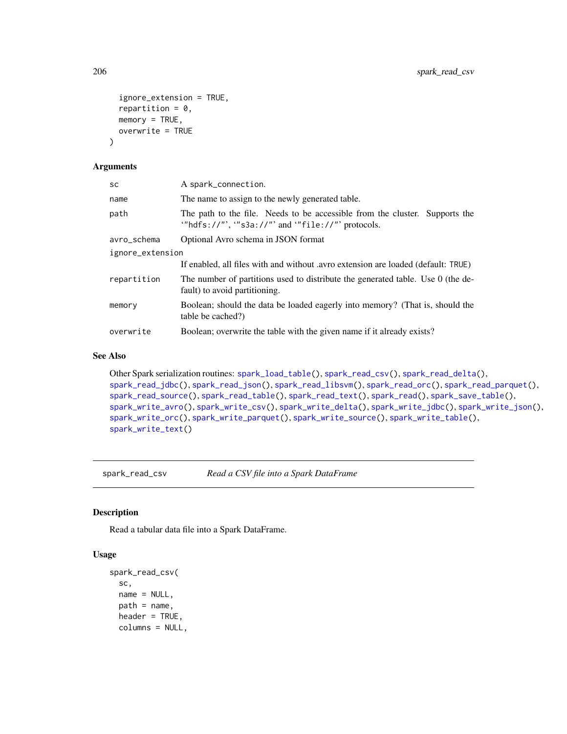```
  ignore_extension = TRUE,
  repartition = 0,
  memory = TRUE,
  overwrite = TRUE
)
```

### Arguments

| | |
|---|---|
| sc | A spark_connection. |
| name | The name to assign to the newly generated table. |
| path | The path to the file. Needs to be accessible from the cluster. Supports the ‘"hdfs://"’, ‘"s3a://"’ and ‘"file://"’ protocols. |
| avro_schema | Optional Avro schema in JSON format |
| ignore_extension | If enabled, all files with and without .avro extension are loaded (default: TRUE) |
| repartition | The number of partitions used to distribute the generated table. Use 0 (the default) to avoid partitioning. |
| memory | Boolean; should the data be loaded eagerly into memory? (That is, should the table be cached?) |
| overwrite | Boolean; overwrite the table with the given name if it already exists? |

### See Also

Other Spark serialization routines: spark_load_table(), spark_read_csv(), spark_read_delta(), spark_read_jdbc(), spark_read_json(), spark_read_libsvm(), spark_read_orc(), spark_read_parquet(), spark_read_source(), spark_read_table(), spark_read_text(), spark_read(), spark_save_table(), spark_write_avro(), spark_write_csv(), spark_write_delta(), spark_write_jdbc(), spark_write_json(), spark_write_orc(), spark_write_parquet(), spark_write_source(), spark_write_table(), spark_write_text()

---

## spark_read_csv — *Read a CSV file into a Spark DataFrame*

---

### Description

Read a tabular data file into a Spark DataFrame.

### Usage

```
spark_read_csv(
  sc,
  name = NULL,
  path = name,
  header = TRUE,
  columns = NULL,
```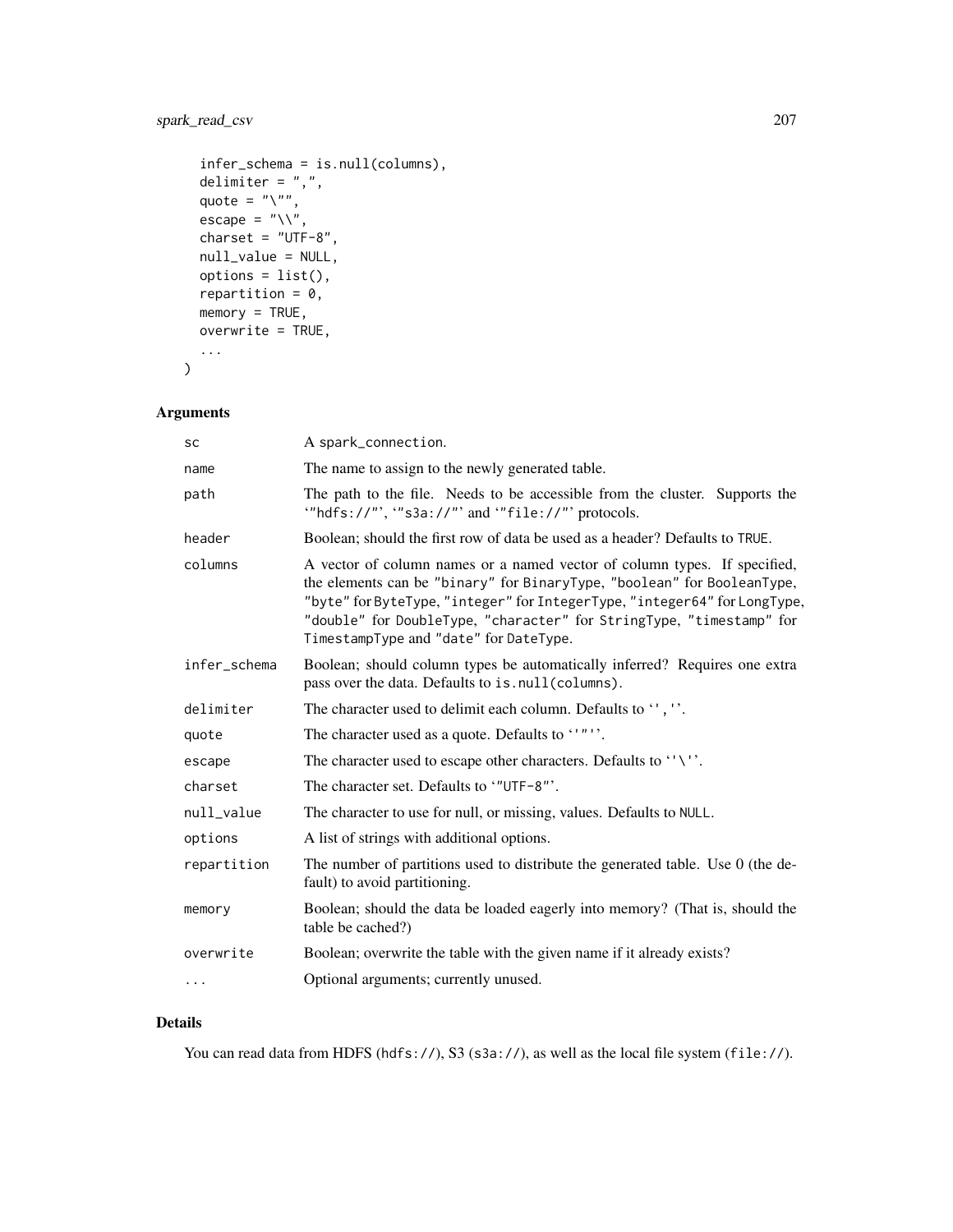```
  infer_schema = is.null(columns),
  delimiter = ",",
  quote = "\"",
  escape = "\\",
  charset = "UTF-8",
  null_value = NULL,
  options = list(),
  repartition = 0,
  memory = TRUE,
  overwrite = TRUE,
  ...
)
```

## Arguments

| | |
|---|---|
| sc | A spark_connection. |
| name | The name to assign to the newly generated table. |
| path | The path to the file. Needs to be accessible from the cluster. Supports the '"hdfs://"', '"s3a://"' and '"file://"' protocols. |
| header | Boolean; should the first row of data be used as a header? Defaults to TRUE. |
| columns | A vector of column names or a named vector of column types. If specified, the elements can be "binary" for BinaryType, "boolean" for BooleanType, "byte" for ByteType, "integer" for IntegerType, "integer64" for LongType, "double" for DoubleType, "character" for StringType, "timestamp" for TimestampType and "date" for DateType. |
| infer_schema | Boolean; should column types be automatically inferred? Requires one extra pass over the data. Defaults to is.null(columns). |
| delimiter | The character used to delimit each column. Defaults to '','''. |
| quote | The character used as a quote. Defaults to ''"''. |
| escape | The character used to escape other characters. Defaults to ''\''. |
| charset | The character set. Defaults to '"UTF-8"'. |
| null_value | The character to use for null, or missing, values. Defaults to NULL. |
| options | A list of strings with additional options. |
| repartition | The number of partitions used to distribute the generated table. Use 0 (the default) to avoid partitioning. |
| memory | Boolean; should the data be loaded eagerly into memory? (That is, should the table be cached?) |
| overwrite | Boolean; overwrite the table with the given name if it already exists? |
| ... | Optional arguments; currently unused. |

## Details

You can read data from HDFS (hdfs://), S3 (s3a://), as well as the local file system (file://).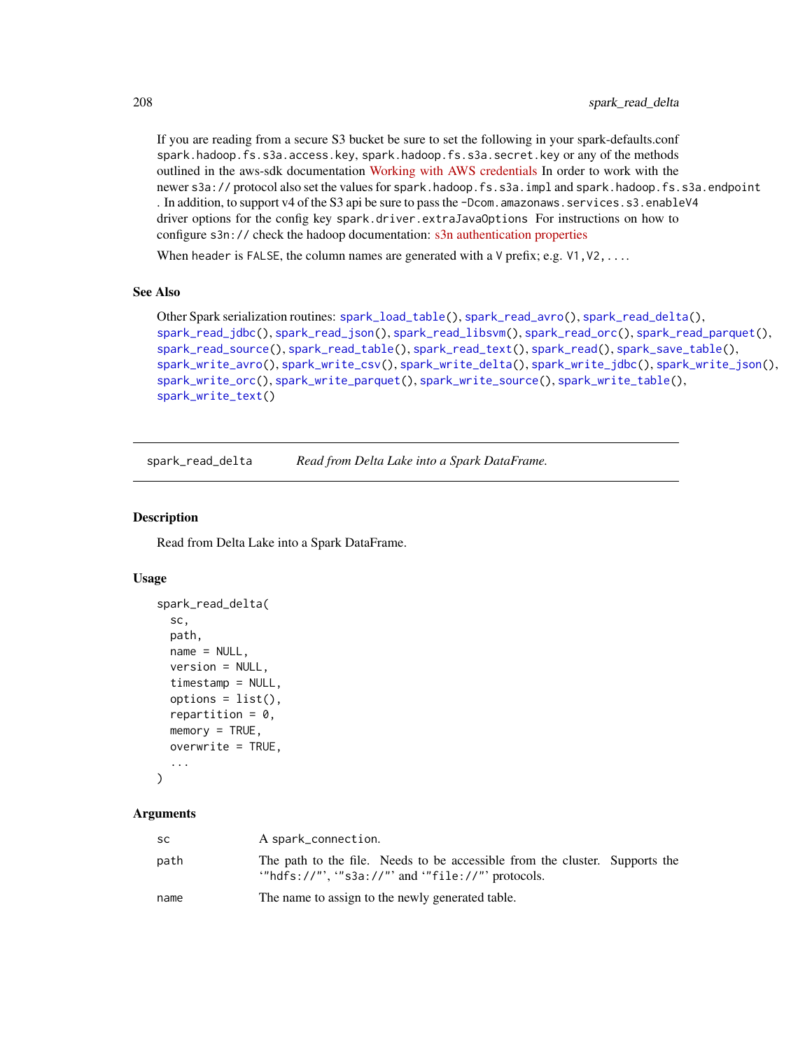If you are reading from a secure S3 bucket be sure to set the following in your spark-defaults.conf `spark.hadoop.fs.s3a.access.key`, `spark.hadoop.fs.s3a.secret.key` or any of the methods outlined in the aws-sdk documentation Working with AWS credentials In order to work with the newer `s3a://` protocol also set the values for `spark.hadoop.fs.s3a.impl` and `spark.hadoop.fs.s3a.endpoint` . In addition, to support v4 of the S3 api be sure to pass the `-Dcom.amazonaws.services.s3.enableV4` driver options for the config key `spark.driver.extraJavaOptions` For instructions on how to configure `s3n://` check the hadoop documentation: s3n authentication properties

When `header` is `FALSE`, the column names are generated with a `V` prefix; e.g. `V1, V2, ...`.

### See Also

Other Spark serialization routines: `spark_load_table()`, `spark_read_avro()`, `spark_read_delta()`, `spark_read_jdbc()`, `spark_read_json()`, `spark_read_libsvm()`, `spark_read_orc()`, `spark_read_parquet()`, `spark_read_source()`, `spark_read_table()`, `spark_read_text()`, `spark_read()`, `spark_save_table()`, `spark_write_avro()`, `spark_write_csv()`, `spark_write_delta()`, `spark_write_jdbc()`, `spark_write_json()`, `spark_write_orc()`, `spark_write_parquet()`, `spark_write_source()`, `spark_write_table()`, `spark_write_text()`

---

## spark_read_delta — *Read from Delta Lake into a Spark DataFrame.*

---

### Description

Read from Delta Lake into a Spark DataFrame.

### Usage

```
spark_read_delta(
  sc,
  path,
  name = NULL,
  version = NULL,
  timestamp = NULL,
  options = list(),
  repartition = 0,
  memory = TRUE,
  overwrite = TRUE,
  ...
)
```

### Arguments

| | |
|---|---|
| `sc` | A `spark_connection`. |
| `path` | The path to the file. Needs to be accessible from the cluster. Supports the '`"hdfs://"`', '`"s3a://"`' and '`"file://"`' protocols. |
| `name` | The name to assign to the newly generated table. |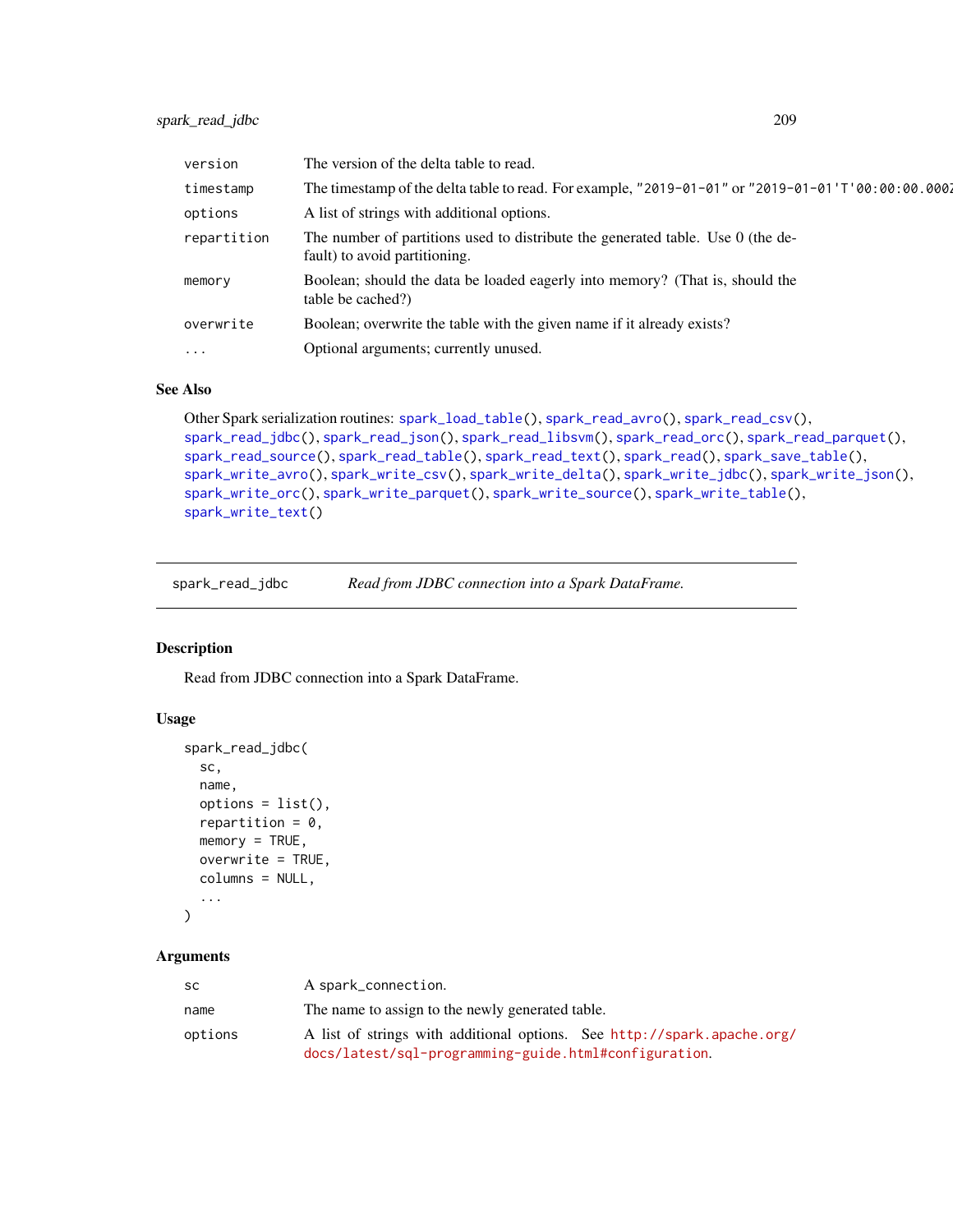| | |
|---|---|
| version | The version of the delta table to read. |
| timestamp | The timestamp of the delta table to read. For example, "2019-01-01" or "2019-01-01'T'00:00:00.000Z |
| options | A list of strings with additional options. |
| repartition | The number of partitions used to distribute the generated table. Use 0 (the default) to avoid partitioning. |
| memory | Boolean; should the data be loaded eagerly into memory? (That is, should the table be cached?) |
| overwrite | Boolean; overwrite the table with the given name if it already exists? |
| ... | Optional arguments; currently unused. |

### See Also

Other Spark serialization routines: spark_load_table(), spark_read_avro(), spark_read_csv(), spark_read_jdbc(), spark_read_json(), spark_read_libsvm(), spark_read_orc(), spark_read_parquet(), spark_read_source(), spark_read_table(), spark_read_text(), spark_read(), spark_save_table(), spark_write_avro(), spark_write_csv(), spark_write_delta(), spark_write_jdbc(), spark_write_json(), spark_write_orc(), spark_write_parquet(), spark_write_source(), spark_write_table(), spark_write_text()

---

## spark_read_jdbc — *Read from JDBC connection into a Spark DataFrame.*

### Description

Read from JDBC connection into a Spark DataFrame.

### Usage

```
spark_read_jdbc(
  sc,
  name,
  options = list(),
  repartition = 0,
  memory = TRUE,
  overwrite = TRUE,
  columns = NULL,
  ...
)
```

### Arguments

| | |
|---|---|
| sc | A spark_connection. |
| name | The name to assign to the newly generated table. |
| options | A list of strings with additional options. See http://spark.apache.org/docs/latest/sql-programming-guide.html#configuration. |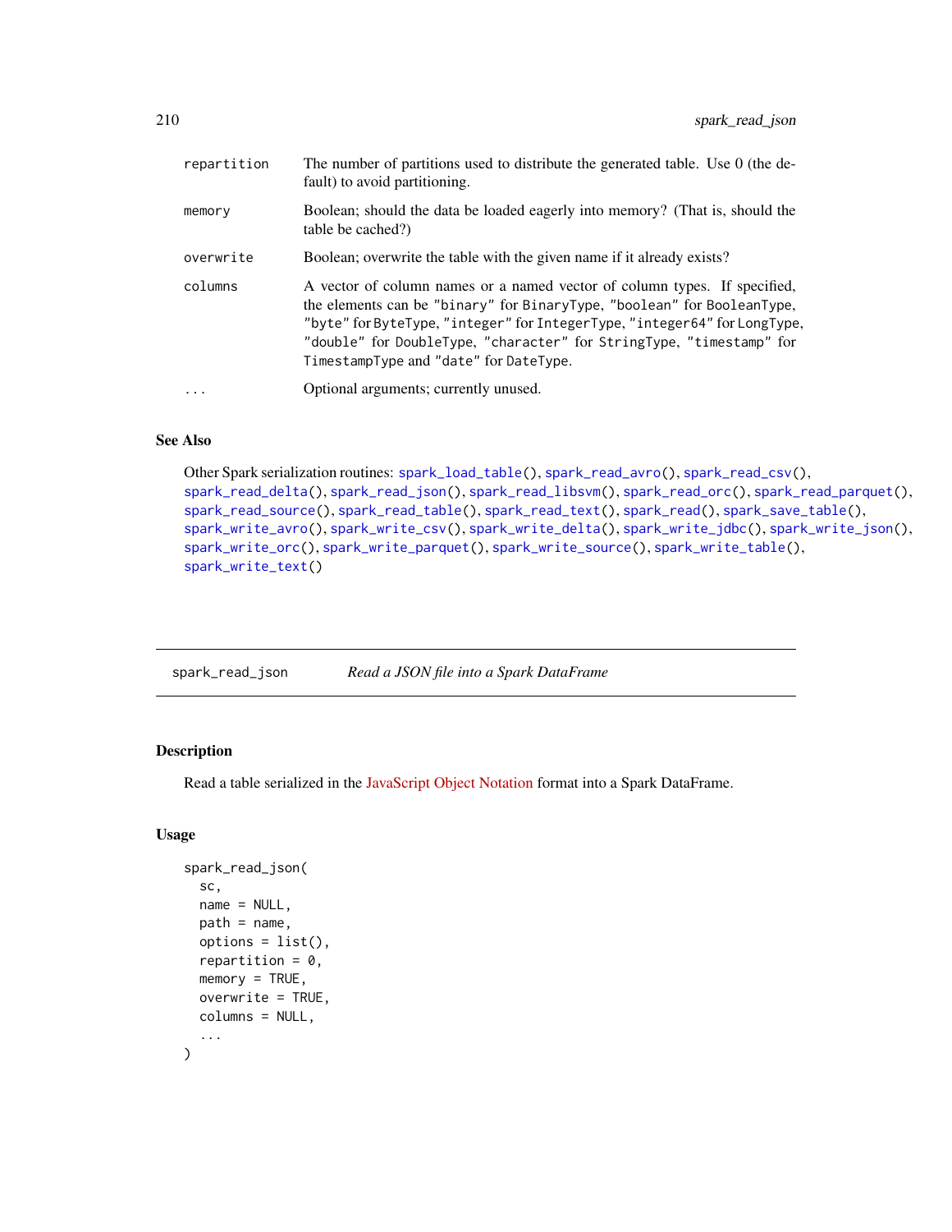| | |
|---|---|
| repartition | The number of partitions used to distribute the generated table. Use 0 (the default) to avoid partitioning. |
| memory | Boolean; should the data be loaded eagerly into memory? (That is, should the table be cached?) |
| overwrite | Boolean; overwrite the table with the given name if it already exists? |
| columns | A vector of column names or a named vector of column types. If specified, the elements can be "binary" for BinaryType, "boolean" for BooleanType, "byte" for ByteType, "integer" for IntegerType, "integer64" for LongType, "double" for DoubleType, "character" for StringType, "timestamp" for TimestampType and "date" for DateType. |
| ... | Optional arguments; currently unused. |

### See Also

Other Spark serialization routines: spark_load_table(), spark_read_avro(), spark_read_csv(), spark_read_delta(), spark_read_json(), spark_read_libsvm(), spark_read_orc(), spark_read_parquet(), spark_read_source(), spark_read_table(), spark_read_text(), spark_read(), spark_save_table(), spark_write_avro(), spark_write_csv(), spark_write_delta(), spark_write_jdbc(), spark_write_json(), spark_write_orc(), spark_write_parquet(), spark_write_source(), spark_write_table(), spark_write_text()

---

## spark_read_json *Read a JSON file into a Spark DataFrame*

### Description

Read a table serialized in the JavaScript Object Notation format into a Spark DataFrame.

### Usage

```
spark_read_json(
  sc,
  name = NULL,
  path = name,
  options = list(),
  repartition = 0,
  memory = TRUE,
  overwrite = TRUE,
  columns = NULL,
  ...
)
```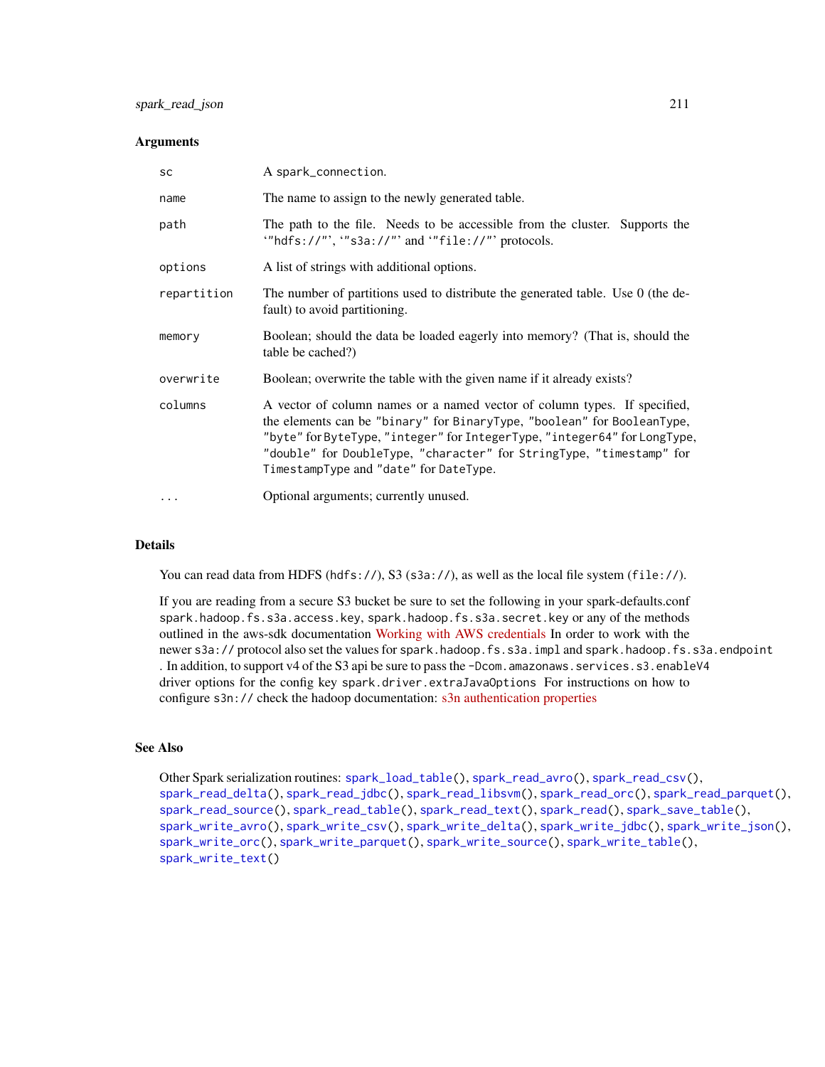## Arguments

| | |
|---|---|
| `sc` | A `spark_connection`. |
| `name` | The name to assign to the newly generated table. |
| `path` | The path to the file. Needs to be accessible from the cluster. Supports the ‘"hdfs://"’, ‘"s3a://"’ and ‘"file://"’ protocols. |
| `options` | A list of strings with additional options. |
| `repartition` | The number of partitions used to distribute the generated table. Use 0 (the default) to avoid partitioning. |
| `memory` | Boolean; should the data be loaded eagerly into memory? (That is, should the table be cached?) |
| `overwrite` | Boolean; overwrite the table with the given name if it already exists? |
| `columns` | A vector of column names or a named vector of column types. If specified, the elements can be `"binary"` for `BinaryType`, `"boolean"` for `BooleanType`, `"byte"` for `ByteType`, `"integer"` for `IntegerType`, `"integer64"` for `LongType`, `"double"` for `DoubleType`, `"character"` for `StringType`, `"timestamp"` for `TimestampType` and `"date"` for `DateType`. |
| `...` | Optional arguments; currently unused. |

## Details

You can read data from HDFS (`hdfs://`), S3 (`s3a://`), as well as the local file system (`file://`).

If you are reading from a secure S3 bucket be sure to set the following in your spark-defaults.conf `spark.hadoop.fs.s3a.access.key`, `spark.hadoop.fs.s3a.secret.key` or any of the methods outlined in the aws-sdk documentation Working with AWS credentials In order to work with the newer `s3a://` protocol also set the values for `spark.hadoop.fs.s3a.impl` and `spark.hadoop.fs.s3a.endpoint` . In addition, to support v4 of the S3 api be sure to pass the `-Dcom.amazonaws.services.s3.enableV4` driver options for the config key `spark.driver.extraJavaOptions` For instructions on how to configure `s3n://` check the hadoop documentation: s3n authentication properties

## See Also

Other Spark serialization routines: `spark_load_table()`, `spark_read_avro()`, `spark_read_csv()`, `spark_read_delta()`, `spark_read_jdbc()`, `spark_read_libsvm()`, `spark_read_orc()`, `spark_read_parquet()`, `spark_read_source()`, `spark_read_table()`, `spark_read_text()`, `spark_read()`, `spark_save_table()`, `spark_write_avro()`, `spark_write_csv()`, `spark_write_delta()`, `spark_write_jdbc()`, `spark_write_json()`, `spark_write_orc()`, `spark_write_parquet()`, `spark_write_source()`, `spark_write_table()`, `spark_write_text()`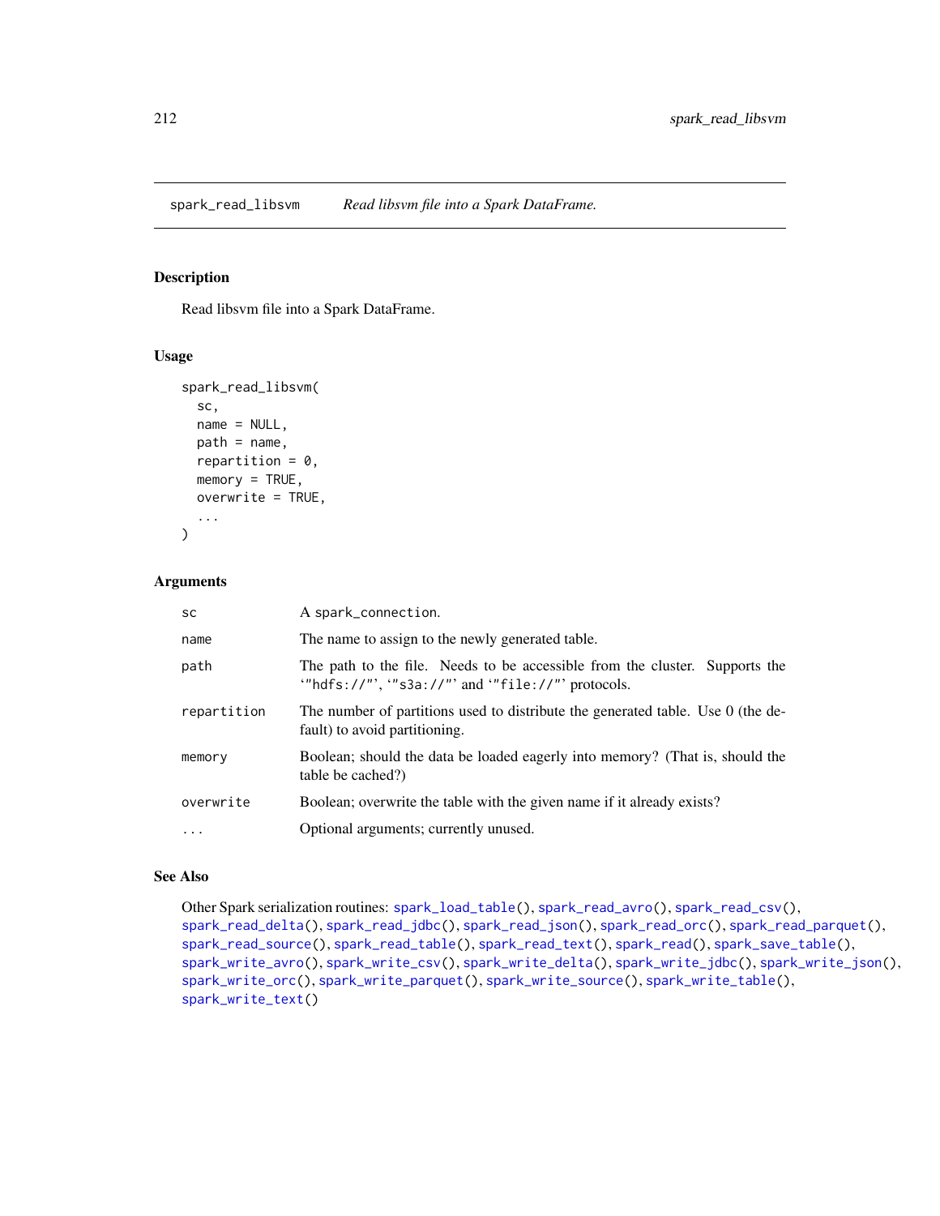## spark_read_libsvm    *Read libsvm file into a Spark DataFrame.*

### Description

Read libsvm file into a Spark DataFrame.

### Usage

```
spark_read_libsvm(
  sc,
  name = NULL,
  path = name,
  repartition = 0,
  memory = TRUE,
  overwrite = TRUE,
  ...
)
```

### Arguments

| | |
|---|---|
| sc | A spark_connection. |
| name | The name to assign to the newly generated table. |
| path | The path to the file. Needs to be accessible from the cluster. Supports the ‘"hdfs://"’, ‘"s3a://"’ and ‘"file://"’ protocols. |
| repartition | The number of partitions used to distribute the generated table. Use 0 (the default) to avoid partitioning. |
| memory | Boolean; should the data be loaded eagerly into memory? (That is, should the table be cached?) |
| overwrite | Boolean; overwrite the table with the given name if it already exists? |
| ... | Optional arguments; currently unused. |

### See Also

Other Spark serialization routines: spark_load_table(), spark_read_avro(), spark_read_csv(), spark_read_delta(), spark_read_jdbc(), spark_read_json(), spark_read_orc(), spark_read_parquet(), spark_read_source(), spark_read_table(), spark_read_text(), spark_read(), spark_save_table(), spark_write_avro(), spark_write_csv(), spark_write_delta(), spark_write_jdbc(), spark_write_json(), spark_write_orc(), spark_write_parquet(), spark_write_source(), spark_write_table(), spark_write_text()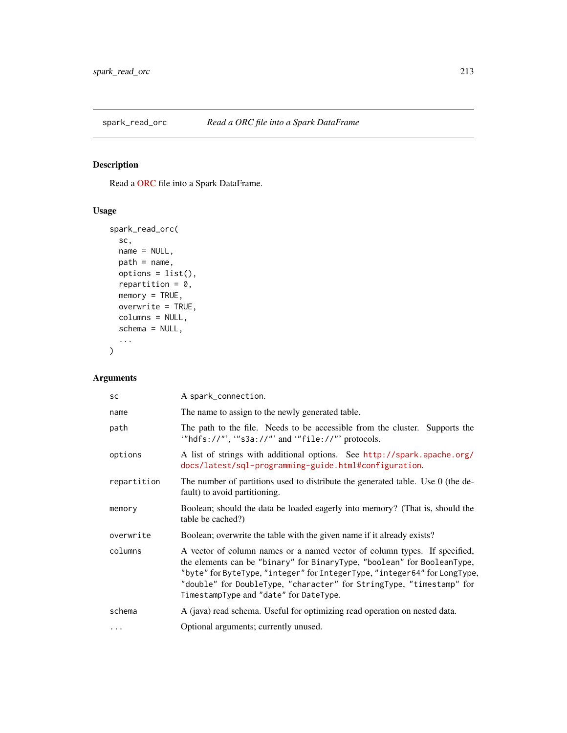## spark_read_orc — *Read a ORC file into a Spark DataFrame*

### Description

Read a ORC file into a Spark DataFrame.

### Usage

```
spark_read_orc(
  sc,
  name = NULL,
  path = name,
  options = list(),
  repartition = 0,
  memory = TRUE,
  overwrite = TRUE,
  columns = NULL,
  schema = NULL,
  ...
)
```

### Arguments

| | |
|---|---|
| sc | A spark_connection. |
| name | The name to assign to the newly generated table. |
| path | The path to the file. Needs to be accessible from the cluster. Supports the ‘"hdfs://"’, ‘"s3a://"’ and ‘"file://"’ protocols. |
| options | A list of strings with additional options. See http://spark.apache.org/docs/latest/sql-programming-guide.html#configuration. |
| repartition | The number of partitions used to distribute the generated table. Use 0 (the default) to avoid partitioning. |
| memory | Boolean; should the data be loaded eagerly into memory? (That is, should the table be cached?) |
| overwrite | Boolean; overwrite the table with the given name if it already exists? |
| columns | A vector of column names or a named vector of column types. If specified, the elements can be "binary" for BinaryType, "boolean" for BooleanType, "byte" for ByteType, "integer" for IntegerType, "integer64" for LongType, "double" for DoubleType, "character" for StringType, "timestamp" for TimestampType and "date" for DateType. |
| schema | A (java) read schema. Useful for optimizing read operation on nested data. |
| ... | Optional arguments; currently unused. |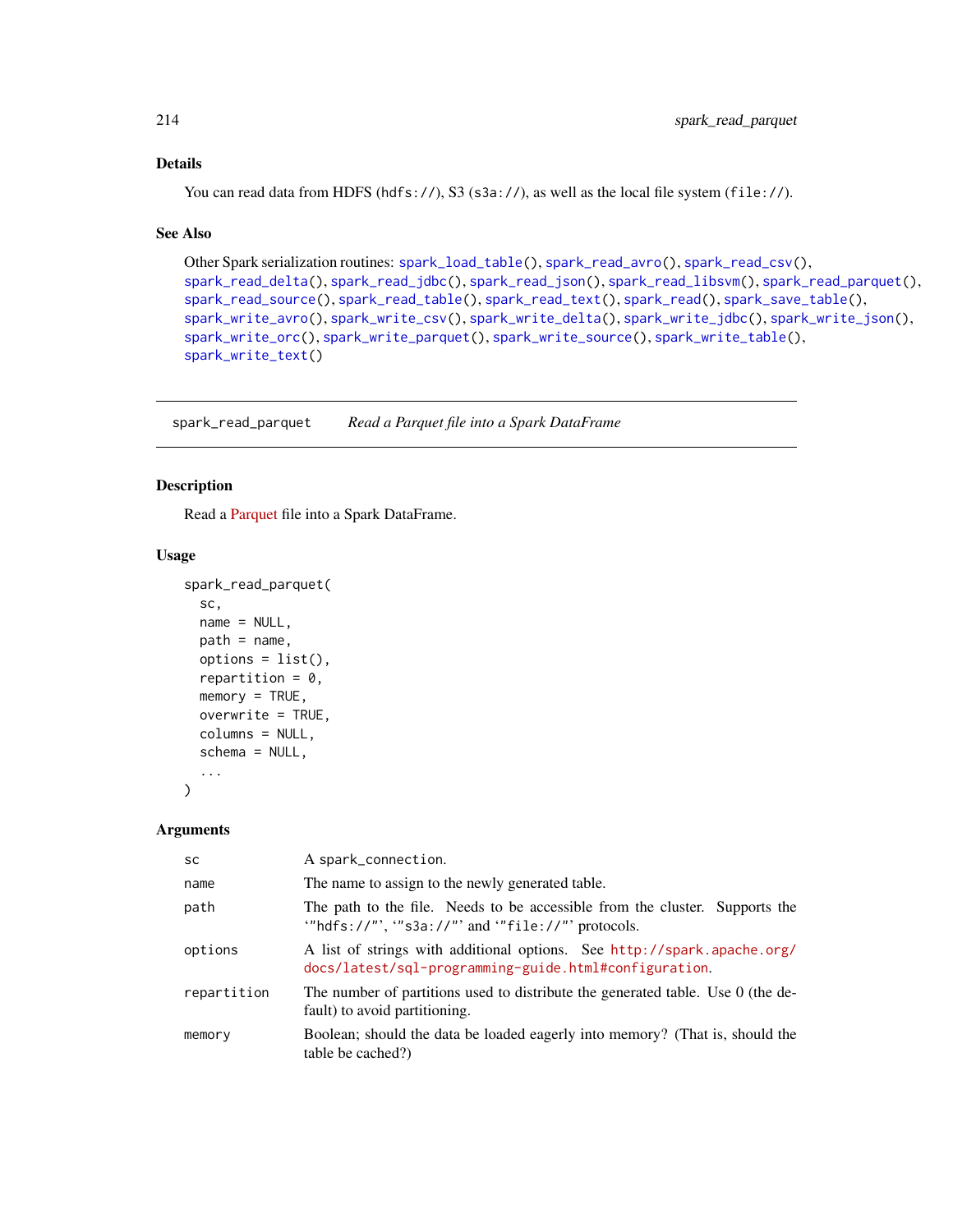## Details

You can read data from HDFS (`hdfs://`), S3 (`s3a://`), as well as the local file system (`file://`).

## See Also

Other Spark serialization routines: `spark_load_table()`, `spark_read_avro()`, `spark_read_csv()`, `spark_read_delta()`, `spark_read_jdbc()`, `spark_read_json()`, `spark_read_libsvm()`, `spark_read_parquet()`, `spark_read_source()`, `spark_read_table()`, `spark_read_text()`, `spark_read()`, `spark_save_table()`, `spark_write_avro()`, `spark_write_csv()`, `spark_write_delta()`, `spark_write_jdbc()`, `spark_write_json()`, `spark_write_orc()`, `spark_write_parquet()`, `spark_write_source()`, `spark_write_table()`, `spark_write_text()`

---

# spark_read_parquet — *Read a Parquet file into a Spark DataFrame*

## Description

Read a Parquet file into a Spark DataFrame.

## Usage

```
spark_read_parquet(
  sc,
  name = NULL,
  path = name,
  options = list(),
  repartition = 0,
  memory = TRUE,
  overwrite = TRUE,
  columns = NULL,
  schema = NULL,
  ...
)
```

## Arguments

| | |
|---|---|
| sc | A `spark_connection`. |
| name | The name to assign to the newly generated table. |
| path | The path to the file. Needs to be accessible from the cluster. Supports the '"hdfs://"', '"s3a://"' and '"file://"' protocols. |
| options | A list of strings with additional options. See http://spark.apache.org/docs/latest/sql-programming-guide.html#configuration. |
| repartition | The number of partitions used to distribute the generated table. Use 0 (the default) to avoid partitioning. |
| memory | Boolean; should the data be loaded eagerly into memory? (That is, should the table be cached?) |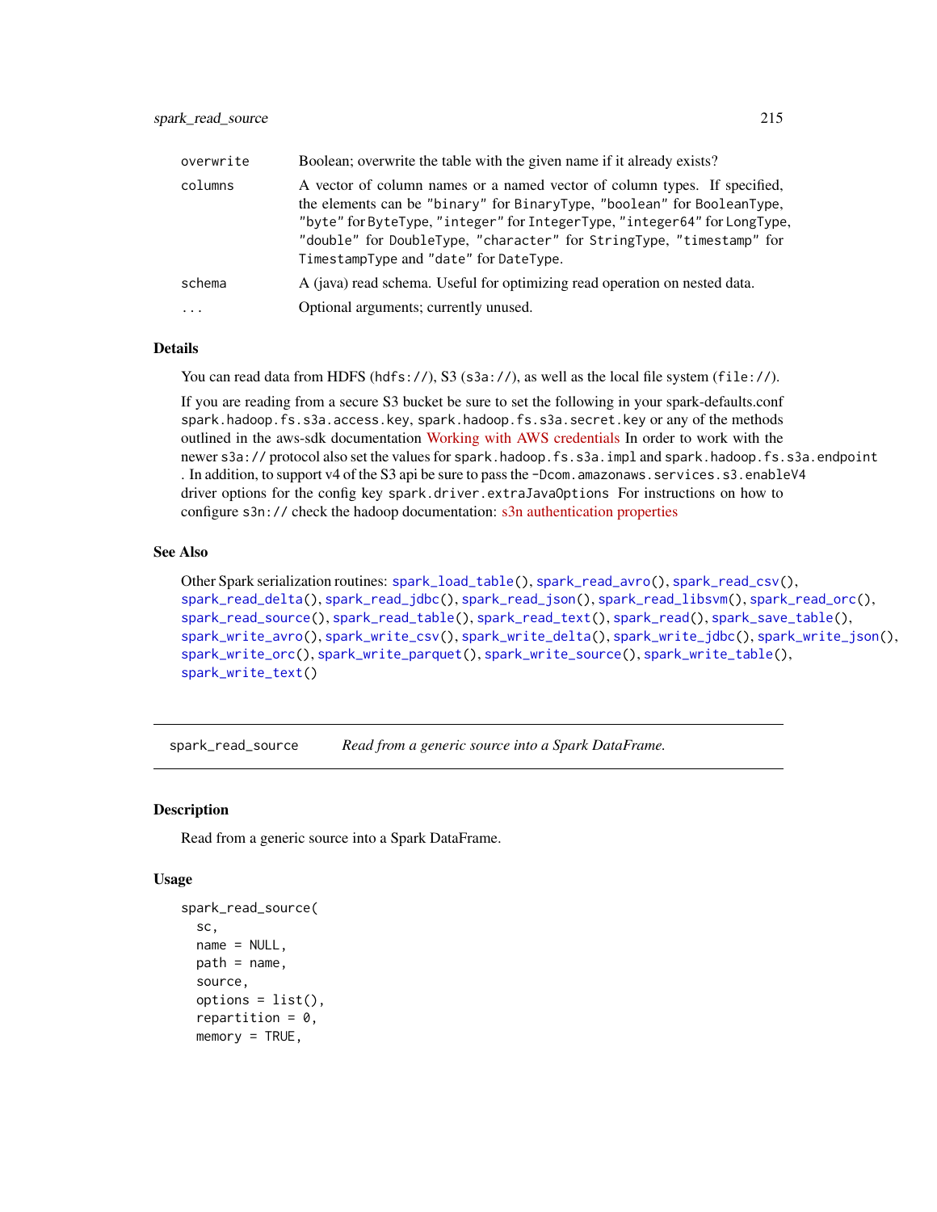| | |
|---|---|
| `overwrite` | Boolean; overwrite the table with the given name if it already exists? |
| `columns` | A vector of column names or a named vector of column types. If specified, the elements can be `"binary"` for `BinaryType`, `"boolean"` for `BooleanType`, `"byte"` for `ByteType`, `"integer"` for `IntegerType`, `"integer64"` for `LongType`, `"double"` for `DoubleType`, `"character"` for `StringType`, `"timestamp"` for `TimestampType` and `"date"` for `DateType`. |
| `schema` | A (java) read schema. Useful for optimizing read operation on nested data. |
| `...` | Optional arguments; currently unused. |

### Details

You can read data from HDFS (`hdfs://`), S3 (`s3a://`), as well as the local file system (`file://`).

If you are reading from a secure S3 bucket be sure to set the following in your spark-defaults.conf `spark.hadoop.fs.s3a.access.key`, `spark.hadoop.fs.s3a.secret.key` or any of the methods outlined in the aws-sdk documentation Working with AWS credentials In order to work with the newer `s3a://` protocol also set the values for `spark.hadoop.fs.s3a.impl` and `spark.hadoop.fs.s3a.endpoint` . In addition, to support v4 of the S3 api be sure to pass the `-Dcom.amazonaws.services.s3.enableV4` driver options for the config key `spark.driver.extraJavaOptions` For instructions on how to configure `s3n://` check the hadoop documentation: s3n authentication properties

### See Also

Other Spark serialization routines: `spark_load_table()`, `spark_read_avro()`, `spark_read_csv()`, `spark_read_delta()`, `spark_read_jdbc()`, `spark_read_json()`, `spark_read_libsvm()`, `spark_read_orc()`, `spark_read_source()`, `spark_read_table()`, `spark_read_text()`, `spark_read()`, `spark_save_table()`, `spark_write_avro()`, `spark_write_csv()`, `spark_write_delta()`, `spark_write_jdbc()`, `spark_write_json()`, `spark_write_orc()`, `spark_write_parquet()`, `spark_write_source()`, `spark_write_table()`, `spark_write_text()`

---

## spark_read_source — *Read from a generic source into a Spark DataFrame.*

---

### Description

Read from a generic source into a Spark DataFrame.

### Usage

```
spark_read_source(
  sc,
  name = NULL,
  path = name,
  source,
  options = list(),
  repartition = 0,
  memory = TRUE,
```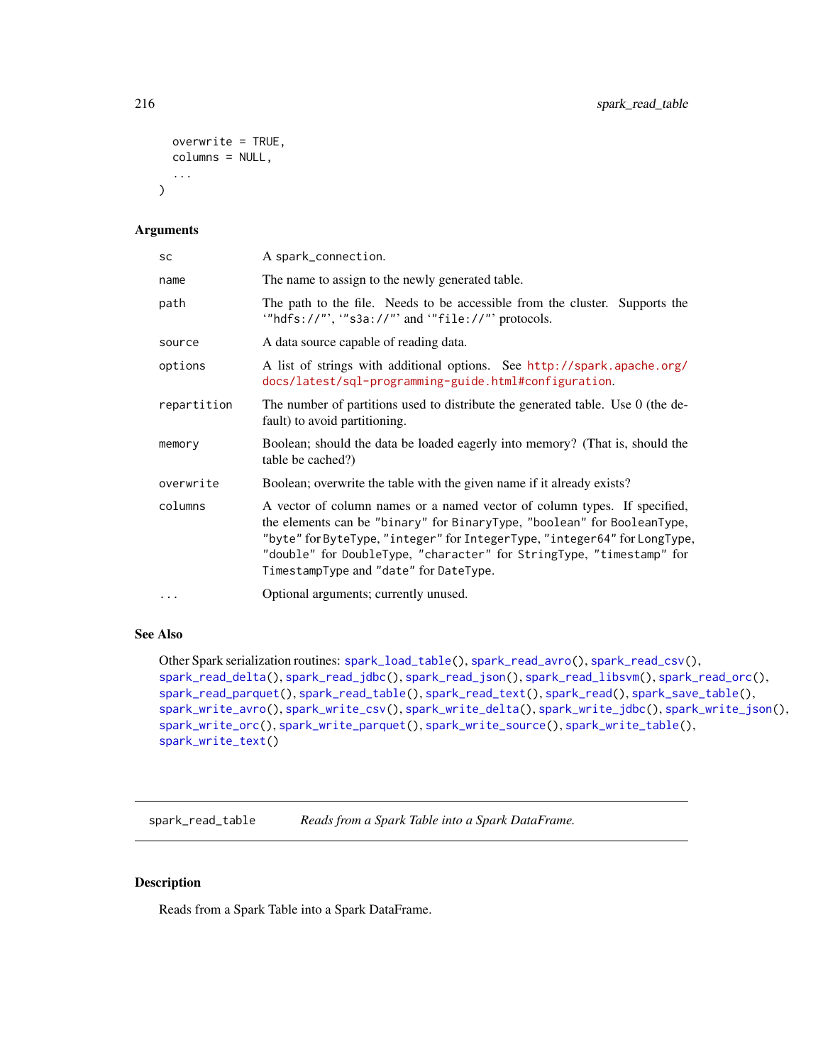```
  overwrite = TRUE,
  columns = NULL,
  ...
)
```

## Arguments

| | |
|---|---|
| sc | A spark_connection. |
| name | The name to assign to the newly generated table. |
| path | The path to the file. Needs to be accessible from the cluster. Supports the '"hdfs://"', '"s3a://"' and '"file://"' protocols. |
| source | A data source capable of reading data. |
| options | A list of strings with additional options. See http://spark.apache.org/docs/latest/sql-programming-guide.html#configuration. |
| repartition | The number of partitions used to distribute the generated table. Use 0 (the default) to avoid partitioning. |
| memory | Boolean; should the data be loaded eagerly into memory? (That is, should the table be cached?) |
| overwrite | Boolean; overwrite the table with the given name if it already exists? |
| columns | A vector of column names or a named vector of column types. If specified, the elements can be "binary" for BinaryType, "boolean" for BooleanType, "byte" for ByteType, "integer" for IntegerType, "integer64" for LongType, "double" for DoubleType, "character" for StringType, "timestamp" for TimestampType and "date" for DateType. |
| ... | Optional arguments; currently unused. |

## See Also

Other Spark serialization routines: spark_load_table(), spark_read_avro(), spark_read_csv(), spark_read_delta(), spark_read_jdbc(), spark_read_json(), spark_read_libsvm(), spark_read_orc(), spark_read_parquet(), spark_read_table(), spark_read_text(), spark_read(), spark_save_table(), spark_write_avro(), spark_write_csv(), spark_write_delta(), spark_write_jdbc(), spark_write_json(), spark_write_orc(), spark_write_parquet(), spark_write_source(), spark_write_table(), spark_write_text()

---

# spark_read_table — *Reads from a Spark Table into a Spark DataFrame.*

## Description

Reads from a Spark Table into a Spark DataFrame.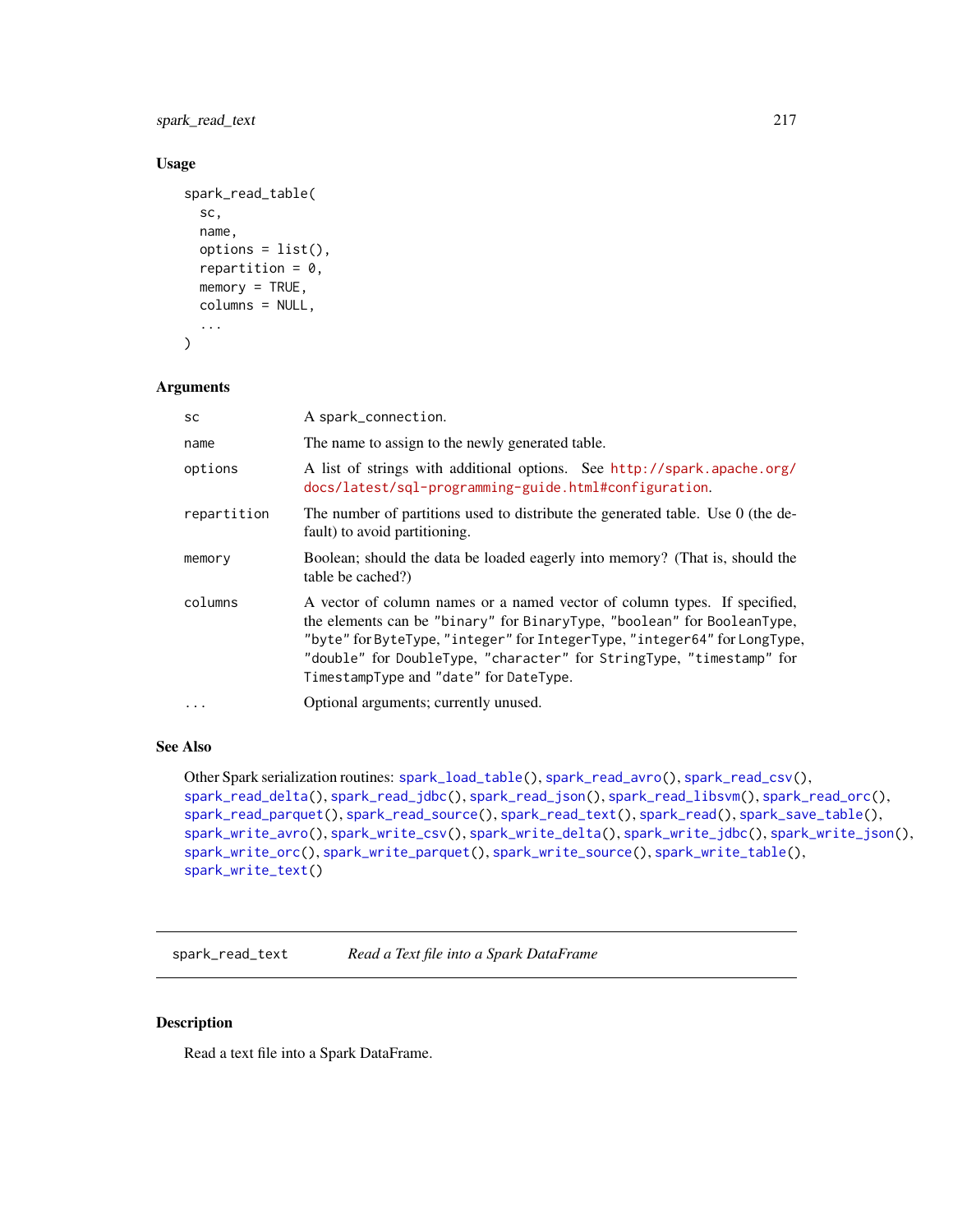## Usage

```
spark_read_table(
  sc,
  name,
  options = list(),
  repartition = 0,
  memory = TRUE,
  columns = NULL,
  ...
)
```

## Arguments

| | |
|---|---|
| sc | A spark_connection. |
| name | The name to assign to the newly generated table. |
| options | A list of strings with additional options. See http://spark.apache.org/docs/latest/sql-programming-guide.html#configuration. |
| repartition | The number of partitions used to distribute the generated table. Use 0 (the default) to avoid partitioning. |
| memory | Boolean; should the data be loaded eagerly into memory? (That is, should the table be cached?) |
| columns | A vector of column names or a named vector of column types. If specified, the elements can be "binary" for BinaryType, "boolean" for BooleanType, "byte" for ByteType, "integer" for IntegerType, "integer64" for LongType, "double" for DoubleType, "character" for StringType, "timestamp" for TimestampType and "date" for DateType. |
| ... | Optional arguments; currently unused. |

## See Also

Other Spark serialization routines: spark_load_table(), spark_read_avro(), spark_read_csv(), spark_read_delta(), spark_read_jdbc(), spark_read_json(), spark_read_libsvm(), spark_read_orc(), spark_read_parquet(), spark_read_source(), spark_read_text(), spark_read(), spark_save_table(), spark_write_avro(), spark_write_csv(), spark_write_delta(), spark_write_jdbc(), spark_write_json(), spark_write_orc(), spark_write_parquet(), spark_write_source(), spark_write_table(), spark_write_text()

---

# spark_read_text    *Read a Text file into a Spark DataFrame*

## Description

Read a text file into a Spark DataFrame.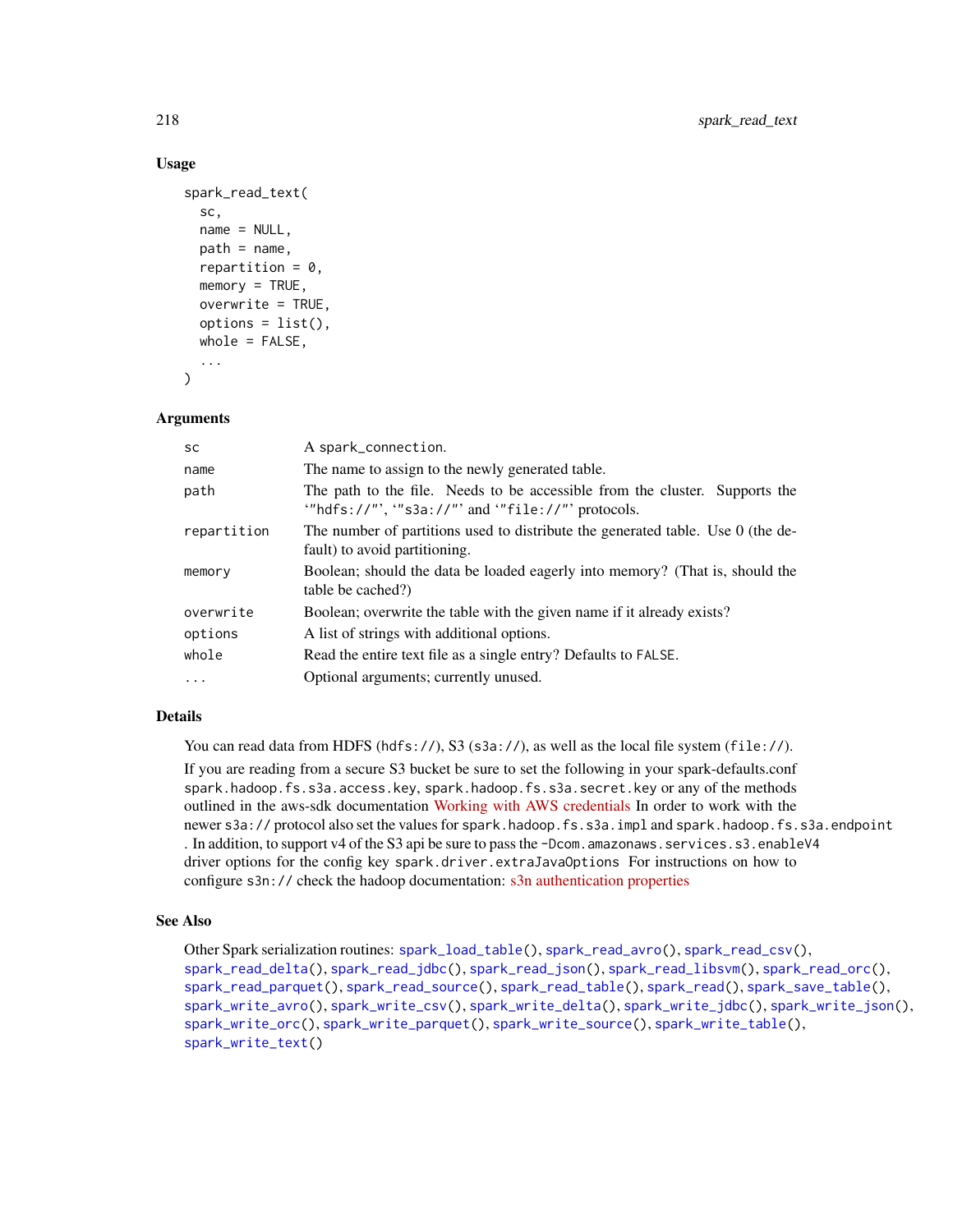### Usage

```
spark_read_text(
  sc,
  name = NULL,
  path = name,
  repartition = 0,
  memory = TRUE,
  overwrite = TRUE,
  options = list(),
  whole = FALSE,
  ...
)
```

### Arguments

| | |
|---|---|
| sc | A spark_connection. |
| name | The name to assign to the newly generated table. |
| path | The path to the file. Needs to be accessible from the cluster. Supports the ‘"hdfs://"’, ‘"s3a://"’ and ‘"file://"’ protocols. |
| repartition | The number of partitions used to distribute the generated table. Use 0 (the default) to avoid partitioning. |
| memory | Boolean; should the data be loaded eagerly into memory? (That is, should the table be cached?) |
| overwrite | Boolean; overwrite the table with the given name if it already exists? |
| options | A list of strings with additional options. |
| whole | Read the entire text file as a single entry? Defaults to FALSE. |
| ... | Optional arguments; currently unused. |

### Details

You can read data from HDFS (hdfs://), S3 (s3a://), as well as the local file system (file://).

If you are reading from a secure S3 bucket be sure to set the following in your spark-defaults.conf spark.hadoop.fs.s3a.access.key, spark.hadoop.fs.s3a.secret.key or any of the methods outlined in the aws-sdk documentation Working with AWS credentials In order to work with the newer s3a:// protocol also set the values for spark.hadoop.fs.s3a.impl and spark.hadoop.fs.s3a.endpoint . In addition, to support v4 of the S3 api be sure to pass the -Dcom.amazonaws.services.s3.enableV4 driver options for the config key spark.driver.extraJavaOptions For instructions on how to configure s3n:// check the hadoop documentation: s3n authentication properties

### See Also

Other Spark serialization routines: spark_load_table(), spark_read_avro(), spark_read_csv(), spark_read_delta(), spark_read_jdbc(), spark_read_json(), spark_read_libsvm(), spark_read_orc(), spark_read_parquet(), spark_read_source(), spark_read_table(), spark_read(), spark_save_table(), spark_write_avro(), spark_write_csv(), spark_write_delta(), spark_write_jdbc(), spark_write_json(), spark_write_orc(), spark_write_parquet(), spark_write_source(), spark_write_table(), spark_write_text()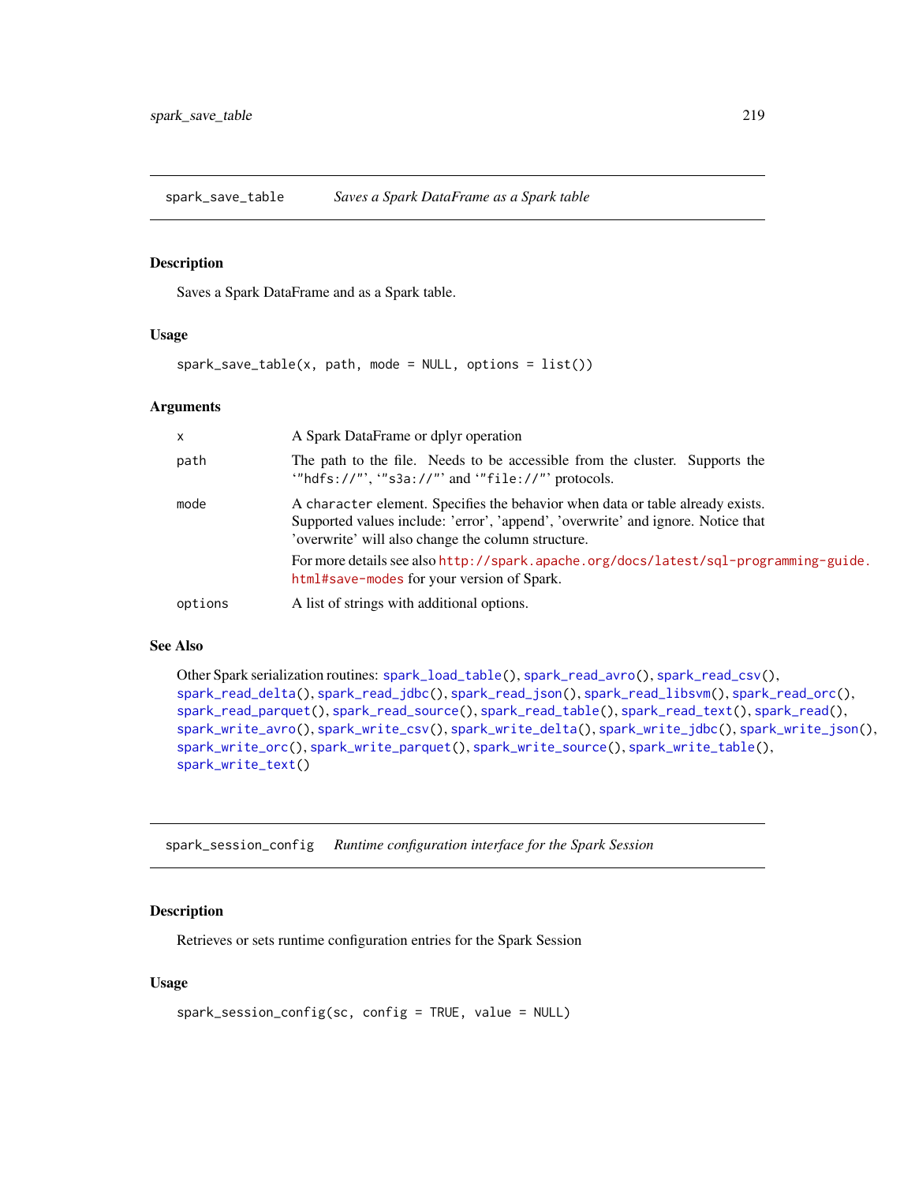## spark_save_table *Saves a Spark DataFrame as a Spark table*

### Description

Saves a Spark DataFrame and as a Spark table.

### Usage

```
spark_save_table(x, path, mode = NULL, options = list())
```

### Arguments

| | |
|---|---|
| x | A Spark DataFrame or dplyr operation |
| path | The path to the file. Needs to be accessible from the cluster. Supports the '"hdfs://"', '"s3a://"' and '"file://"' protocols. |
| mode | A character element. Specifies the behavior when data or table already exists. Supported values include: 'error', 'append', 'overwrite' and ignore. Notice that 'overwrite' will also change the column structure.<br>For more details see also http://spark.apache.org/docs/latest/sql-programming-guide.html#save-modes for your version of Spark. |
| options | A list of strings with additional options. |

### See Also

Other Spark serialization routines: spark_load_table(), spark_read_avro(), spark_read_csv(), spark_read_delta(), spark_read_jdbc(), spark_read_json(), spark_read_libsvm(), spark_read_orc(), spark_read_parquet(), spark_read_source(), spark_read_table(), spark_read_text(), spark_read(), spark_write_avro(), spark_write_csv(), spark_write_delta(), spark_write_jdbc(), spark_write_json(), spark_write_orc(), spark_write_parquet(), spark_write_source(), spark_write_table(), spark_write_text()

## spark_session_config *Runtime configuration interface for the Spark Session*

### Description

Retrieves or sets runtime configuration entries for the Spark Session

### Usage

```
spark_session_config(sc, config = TRUE, value = NULL)
```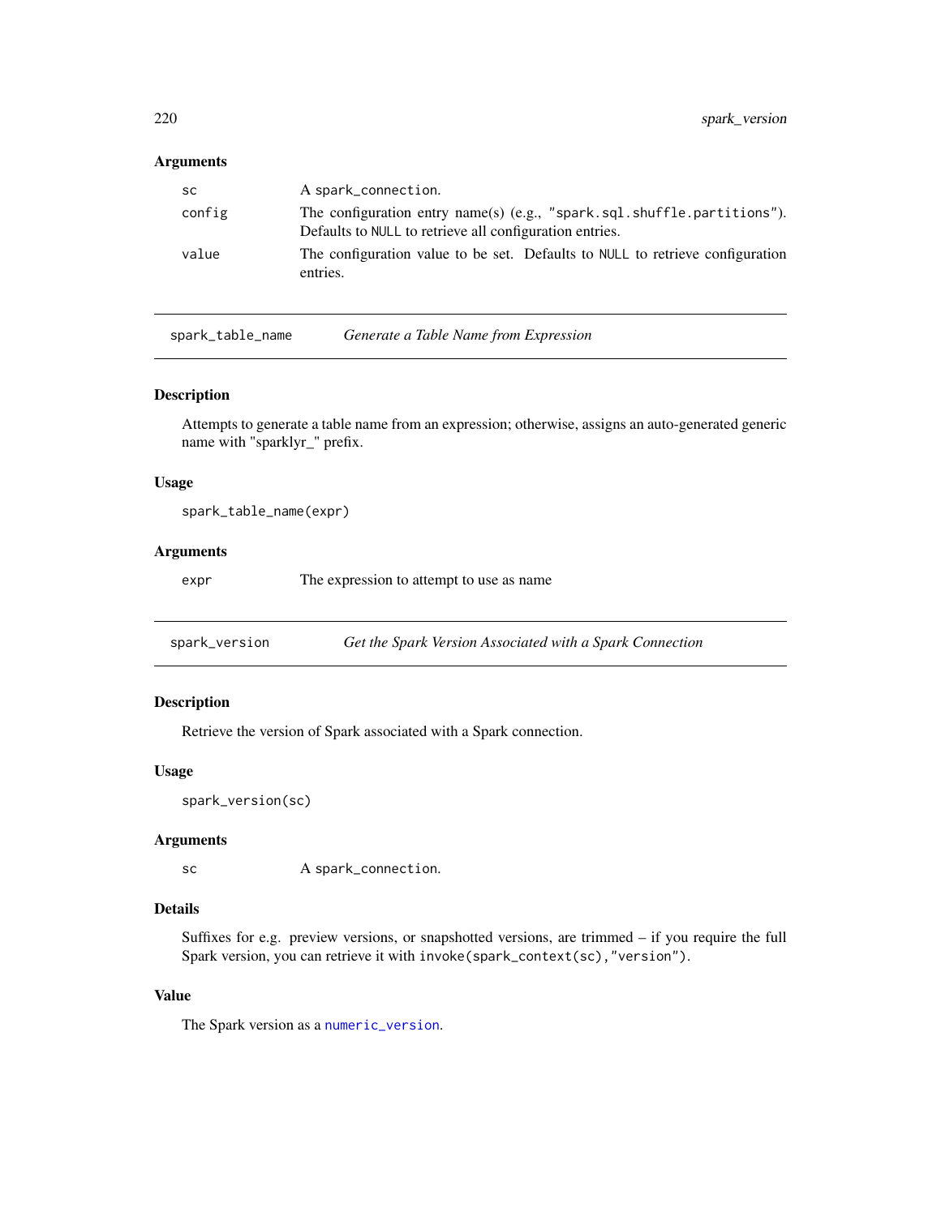### Arguments

| | |
|---|---|
| sc | A spark_connection. |
| config | The configuration entry name(s) (e.g., "spark.sql.shuffle.partitions"). Defaults to NULL to retrieve all configuration entries. |
| value | The configuration value to be set. Defaults to NULL to retrieve configuration entries. |

---

## spark_table_name — *Generate a Table Name from Expression*

### Description

Attempts to generate a table name from an expression; otherwise, assigns an auto-generated generic name with "sparklyr_" prefix.

### Usage

```
spark_table_name(expr)
```

### Arguments

| | |
|---|---|
| expr | The expression to attempt to use as name |

---

## spark_version — *Get the Spark Version Associated with a Spark Connection*

### Description

Retrieve the version of Spark associated with a Spark connection.

### Usage

```
spark_version(sc)
```

### Arguments

| | |
|---|---|
| sc | A spark_connection. |

### Details

Suffixes for e.g. preview versions, or snapshotted versions, are trimmed – if you require the full Spark version, you can retrieve it with `invoke(spark_context(sc),"version")`.

### Value

The Spark version as a `numeric_version`.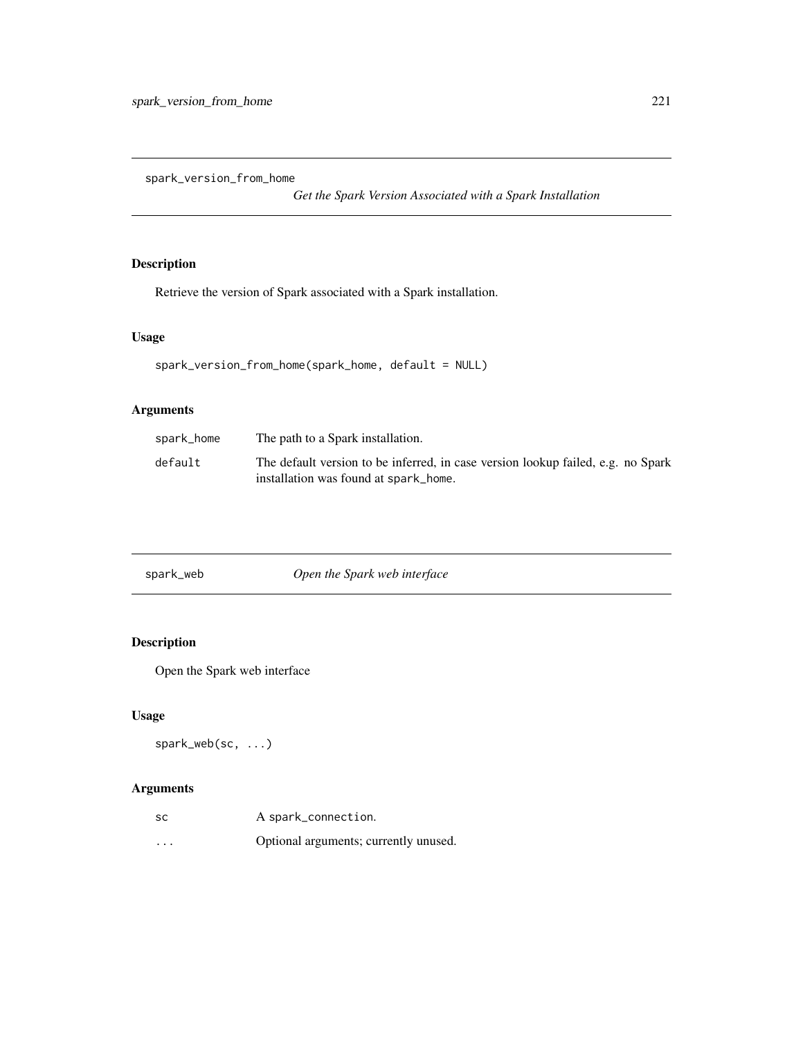## spark_version_from_home

*Get the Spark Version Associated with a Spark Installation*

### Description

Retrieve the version of Spark associated with a Spark installation.

### Usage

```
spark_version_from_home(spark_home, default = NULL)
```

### Arguments

| | |
|---|---|
| spark_home | The path to a Spark installation. |
| default | The default version to be inferred, in case version lookup failed, e.g. no Spark installation was found at spark_home. |

## spark_web

*Open the Spark web interface*

### Description

Open the Spark web interface

### Usage

```
spark_web(sc, ...)
```

### Arguments

| | |
|---|---|
| sc | A spark_connection. |
| ... | Optional arguments; currently unused. |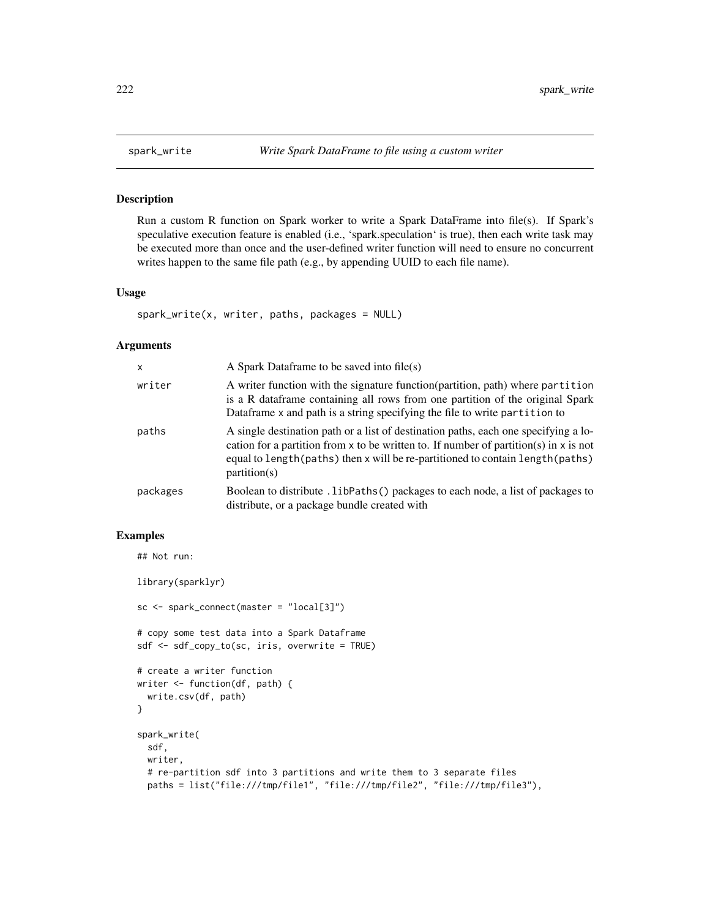## spark_write — *Write Spark DataFrame to file using a custom writer*

### Description

Run a custom R function on Spark worker to write a Spark DataFrame into file(s). If Spark's speculative execution feature is enabled (i.e., 'spark.speculation' is true), then each write task may be executed more than once and the user-defined writer function will need to ensure no concurrent writes happen to the same file path (e.g., by appending UUID to each file name).

### Usage

```
spark_write(x, writer, paths, packages = NULL)
```

### Arguments

| | |
|---|---|
| `x` | A Spark Dataframe to be saved into file(s) |
| `writer` | A writer function with the signature function(partition, path) where `partition` is a R dataframe containing all rows from one partition of the original Spark Dataframe `x` and path is a string specifying the file to write `partition` to |
| `paths` | A single destination path or a list of destination paths, each one specifying a location for a partition from `x` to be written to. If number of partition(s) in `x` is not equal to `length(paths)` then `x` will be re-partitioned to contain `length(paths)` partition(s) |
| `packages` | Boolean to distribute `.libPaths()` packages to each node, a list of packages to distribute, or a package bundle created with |

### Examples

```
## Not run:

library(sparklyr)

sc <- spark_connect(master = "local[3]")

# copy some test data into a Spark Dataframe
sdf <- sdf_copy_to(sc, iris, overwrite = TRUE)

# create a writer function
writer <- function(df, path) {
  write.csv(df, path)
}

spark_write(
  sdf,
  writer,
  # re-partition sdf into 3 partitions and write them to 3 separate files
  paths = list("file:///tmp/file1", "file:///tmp/file2", "file:///tmp/file3"),
```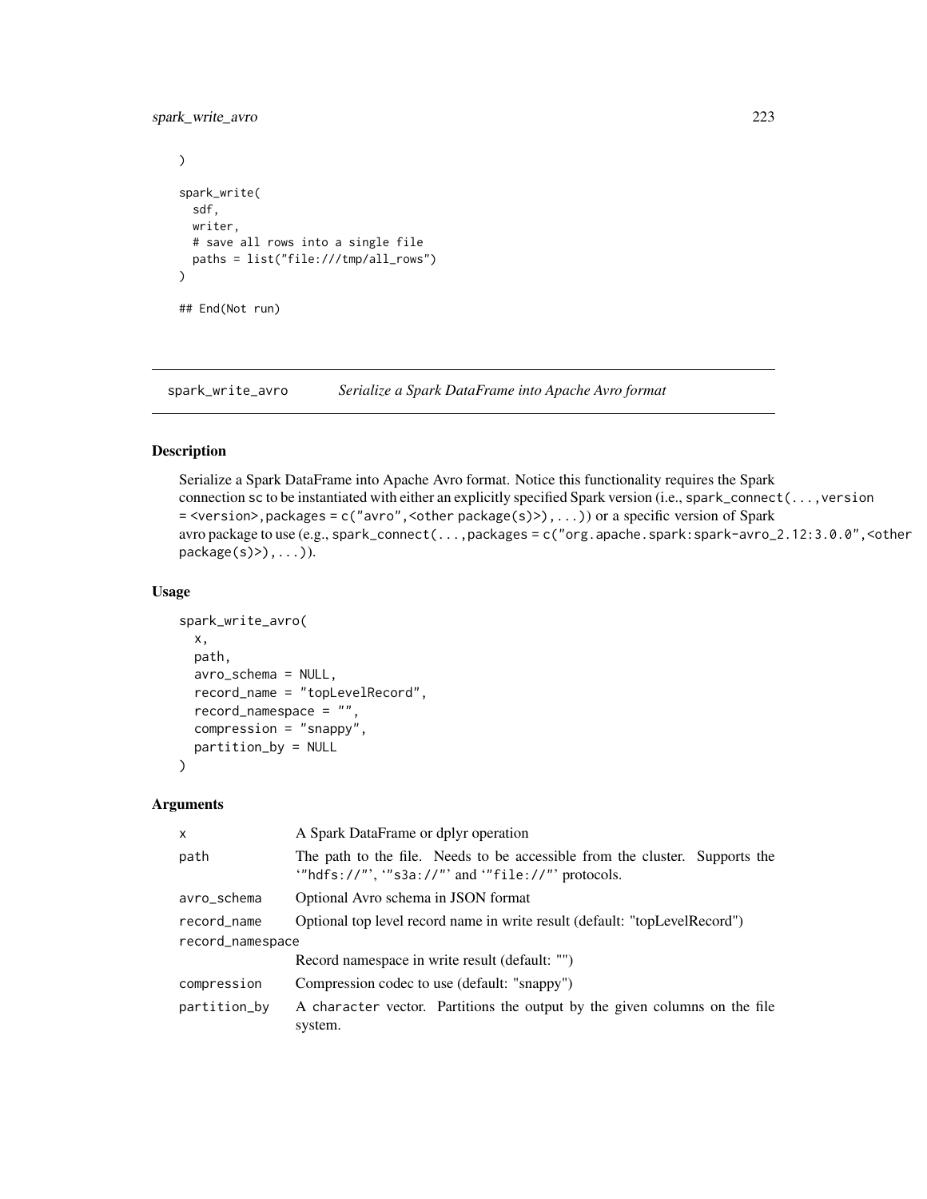```
)

spark_write(
  sdf,
  writer,
  # save all rows into a single file
  paths = list("file:///tmp/all_rows")
)

## End(Not run)
```

---

## spark_write_avro    *Serialize a Spark DataFrame into Apache Avro format*

---

### Description

Serialize a Spark DataFrame into Apache Avro format. Notice this functionality requires the Spark connection sc to be instantiated with either an explicitly specified Spark version (i.e., `spark_connect(...,version = <version>,packages = c("avro",<other package(s)>),...)`) or a specific version of Spark avro package to use (e.g., `spark_connect(...,packages = c("org.apache.spark:spark-avro_2.12:3.0.0",<other package(s)>),...)`).

### Usage

```
spark_write_avro(
  x,
  path,
  avro_schema = NULL,
  record_name = "topLevelRecord",
  record_namespace = "",
  compression = "snappy",
  partition_by = NULL
)
```

### Arguments

| | |
|---|---|
| x | A Spark DataFrame or dplyr operation |
| path | The path to the file. Needs to be accessible from the cluster. Supports the '"hdfs://"', '"s3a://"' and '"file://"' protocols. |
| avro_schema | Optional Avro schema in JSON format |
| record_name | Optional top level record name in write result (default: "topLevelRecord") |
| record_namespace | Record namespace in write result (default: "") |
| compression | Compression codec to use (default: "snappy") |
| partition_by | A character vector. Partitions the output by the given columns on the file system. |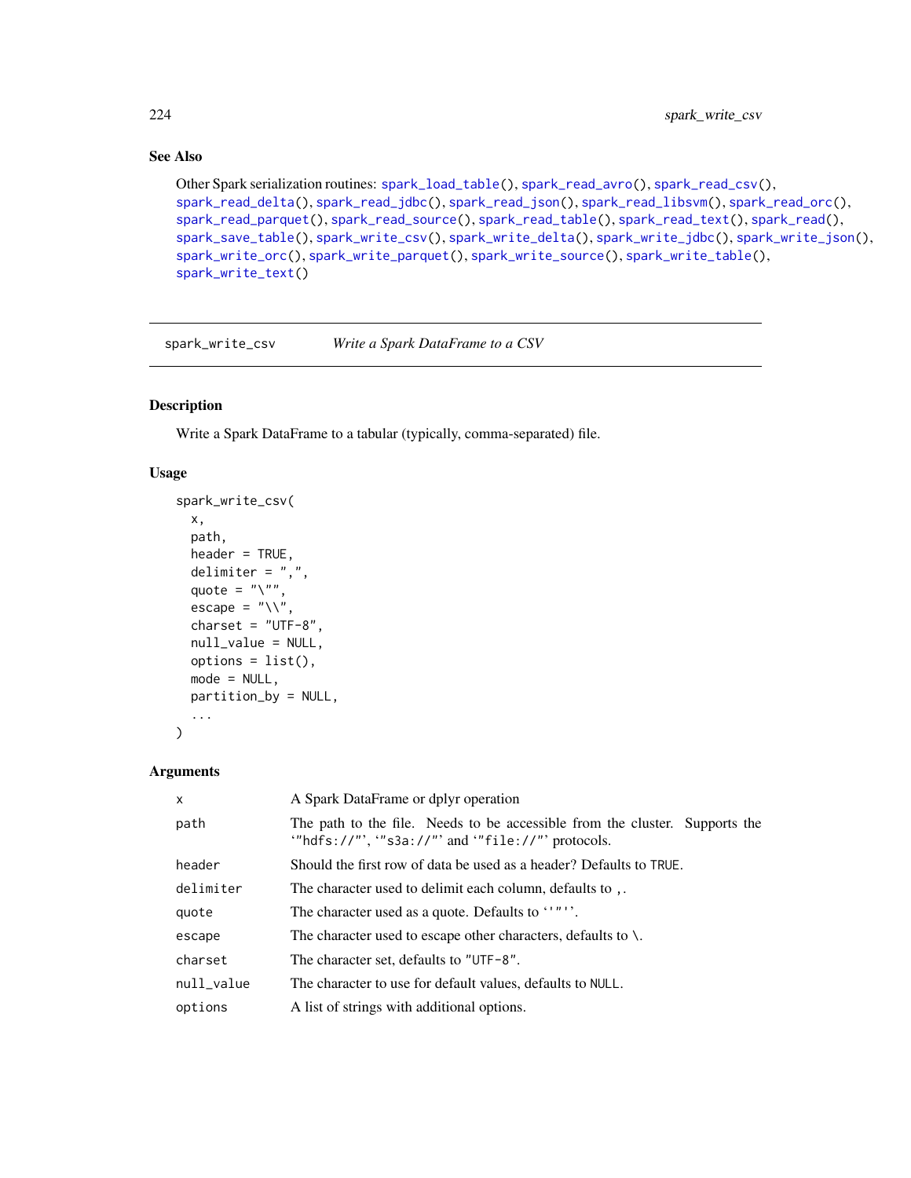## See Also

Other Spark serialization routines: `spark_load_table()`, `spark_read_avro()`, `spark_read_csv()`, `spark_read_delta()`, `spark_read_jdbc()`, `spark_read_json()`, `spark_read_libsvm()`, `spark_read_orc()`, `spark_read_parquet()`, `spark_read_source()`, `spark_read_table()`, `spark_read_text()`, `spark_read()`, `spark_save_table()`, `spark_write_csv()`, `spark_write_delta()`, `spark_write_jdbc()`, `spark_write_json()`, `spark_write_orc()`, `spark_write_parquet()`, `spark_write_source()`, `spark_write_table()`, `spark_write_text()`

---

`spark_write_csv` *Write a Spark DataFrame to a CSV*

---

## Description

Write a Spark DataFrame to a tabular (typically, comma-separated) file.

## Usage

```
spark_write_csv(
  x,
  path,
  header = TRUE,
  delimiter = ",",
  quote = "\"",
  escape = "\\",
  charset = "UTF-8",
  null_value = NULL,
  options = list(),
  mode = NULL,
  partition_by = NULL,
  ...
)
```

## Arguments

| | |
|---|---|
| `x` | A Spark DataFrame or dplyr operation |
| `path` | The path to the file. Needs to be accessible from the cluster. Supports the ‘"hdfs://"’, ‘"s3a://"’ and ‘"file://"’ protocols. |
| `header` | Should the first row of data be used as a header? Defaults to `TRUE`. |
| `delimiter` | The character used to delimit each column, defaults to `,`. |
| `quote` | The character used as a quote. Defaults to ‘'"'’. |
| `escape` | The character used to escape other characters, defaults to `\`. |
| `charset` | The character set, defaults to `"UTF-8"`. |
| `null_value` | The character to use for default values, defaults to `NULL`. |
| `options` | A list of strings with additional options. |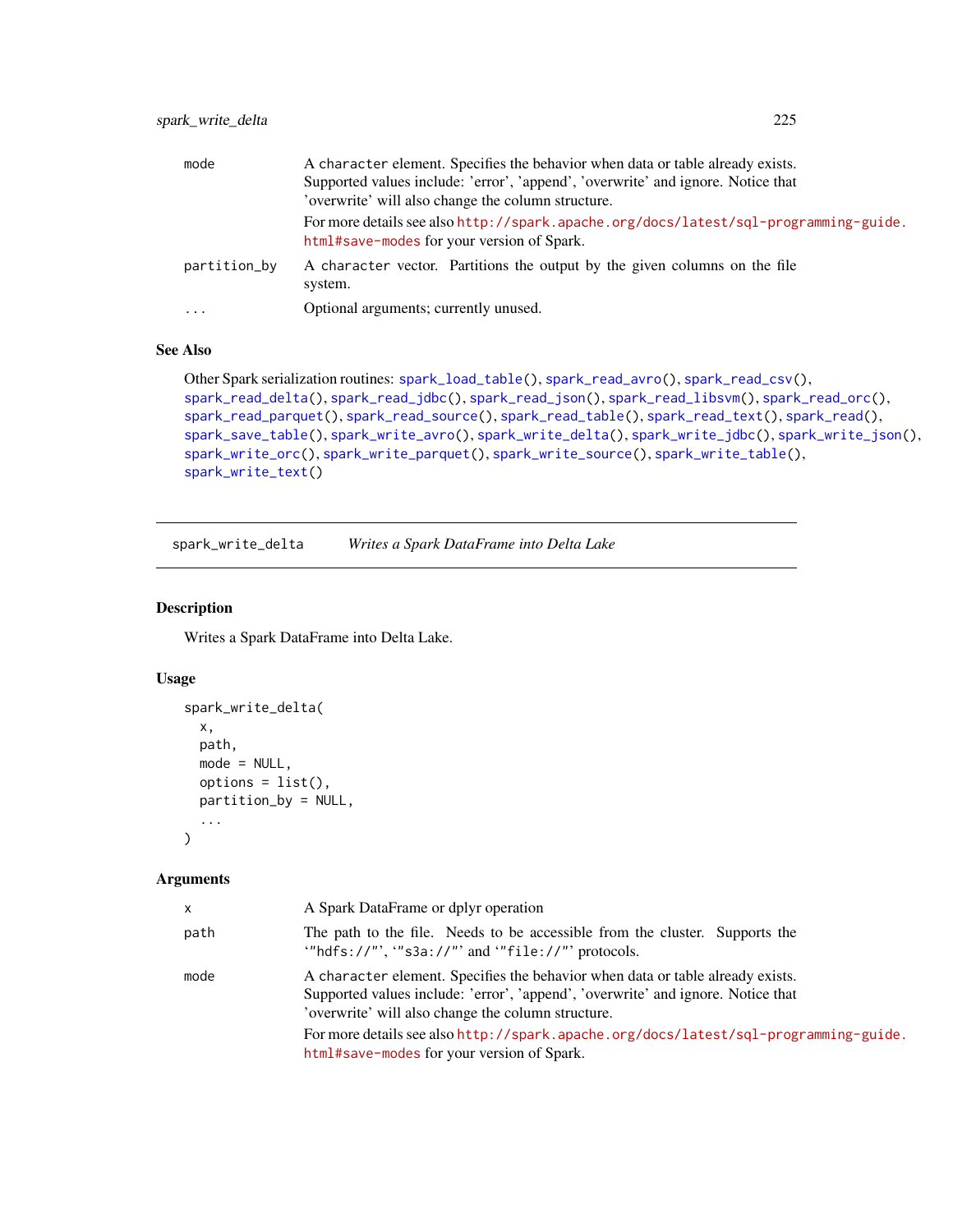| | |
|---|---|
| mode | A character element. Specifies the behavior when data or table already exists. Supported values include: 'error', 'append', 'overwrite' and ignore. Notice that 'overwrite' will also change the column structure. For more details see also http://spark.apache.org/docs/latest/sql-programming-guide.html#save-modes for your version of Spark. |
| partition_by | A character vector. Partitions the output by the given columns on the file system. |
| ... | Optional arguments; currently unused. |

## See Also

Other Spark serialization routines: spark_load_table(), spark_read_avro(), spark_read_csv(), spark_read_delta(), spark_read_jdbc(), spark_read_json(), spark_read_libsvm(), spark_read_orc(), spark_read_parquet(), spark_read_source(), spark_read_table(), spark_read_text(), spark_read(), spark_save_table(), spark_write_avro(), spark_write_delta(), spark_write_jdbc(), spark_write_json(), spark_write_orc(), spark_write_parquet(), spark_write_source(), spark_write_table(), spark_write_text()

---

# spark_write_delta *Writes a Spark DataFrame into Delta Lake*

## Description

Writes a Spark DataFrame into Delta Lake.

## Usage

```
spark_write_delta(
  x,
  path,
  mode = NULL,
  options = list(),
  partition_by = NULL,
  ...
)
```

## Arguments

| | |
|---|---|
| x | A Spark DataFrame or dplyr operation |
| path | The path to the file. Needs to be accessible from the cluster. Supports the '"hdfs://"', '"s3a://"' and '"file://"' protocols. |
| mode | A character element. Specifies the behavior when data or table already exists. Supported values include: 'error', 'append', 'overwrite' and ignore. Notice that 'overwrite' will also change the column structure. For more details see also http://spark.apache.org/docs/latest/sql-programming-guide.html#save-modes for your version of Spark. |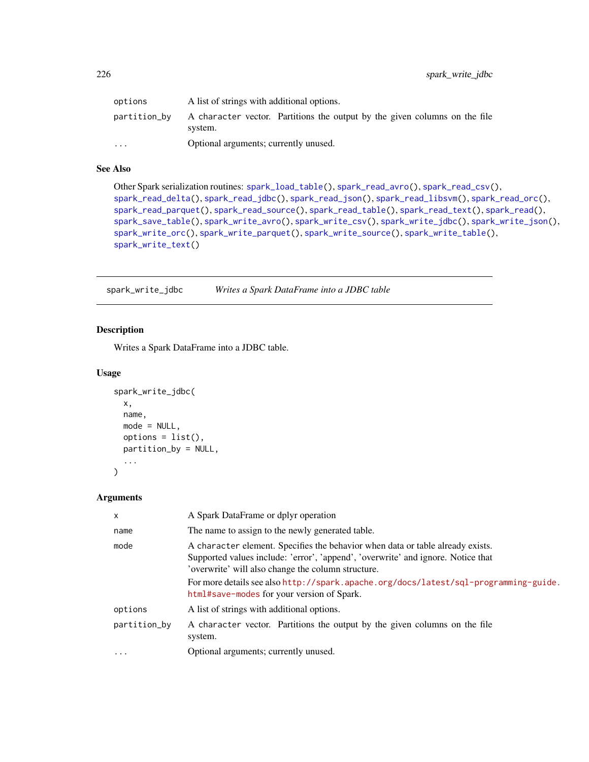| | |
|---|---|
| options | A list of strings with additional options. |
| partition_by | A character vector. Partitions the output by the given columns on the file system. |
| ... | Optional arguments; currently unused. |

### See Also

Other Spark serialization routines: spark_load_table(), spark_read_avro(), spark_read_csv(), spark_read_delta(), spark_read_jdbc(), spark_read_json(), spark_read_libsvm(), spark_read_orc(), spark_read_parquet(), spark_read_source(), spark_read_table(), spark_read_text(), spark_read(), spark_save_table(), spark_write_avro(), spark_write_csv(), spark_write_jdbc(), spark_write_json(), spark_write_orc(), spark_write_parquet(), spark_write_source(), spark_write_table(), spark_write_text()

---

## spark_write_jdbc    *Writes a Spark DataFrame into a JDBC table*

---

### Description

Writes a Spark DataFrame into a JDBC table.

### Usage

```
spark_write_jdbc(
  x,
  name,
  mode = NULL,
  options = list(),
  partition_by = NULL,
  ...
)
```

### Arguments

| | |
|---|---|
| x | A Spark DataFrame or dplyr operation |
| name | The name to assign to the newly generated table. |
| mode | A character element. Specifies the behavior when data or table already exists. Supported values include: 'error', 'append', 'overwrite' and ignore. Notice that 'overwrite' will also change the column structure. For more details see also http://spark.apache.org/docs/latest/sql-programming-guide.html#save-modes for your version of Spark. |
| options | A list of strings with additional options. |
| partition_by | A character vector. Partitions the output by the given columns on the file system. |
| ... | Optional arguments; currently unused. |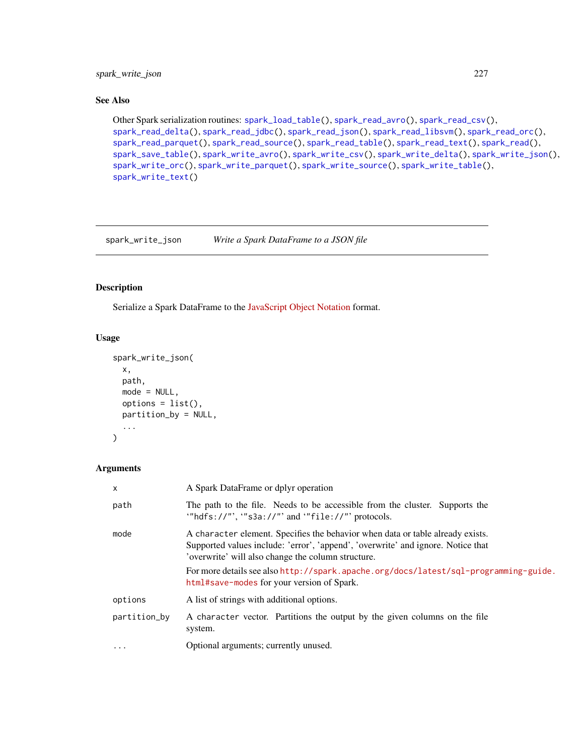## See Also

Other Spark serialization routines: spark_load_table(), spark_read_avro(), spark_read_csv(), spark_read_delta(), spark_read_jdbc(), spark_read_json(), spark_read_libsvm(), spark_read_orc(), spark_read_parquet(), spark_read_source(), spark_read_table(), spark_read_text(), spark_read(), spark_save_table(), spark_write_avro(), spark_write_csv(), spark_write_delta(), spark_write_json(), spark_write_orc(), spark_write_parquet(), spark_write_source(), spark_write_table(), spark_write_text()

---

# spark_write_json — *Write a Spark DataFrame to a JSON file*

## Description

Serialize a Spark DataFrame to the JavaScript Object Notation format.

## Usage

```
spark_write_json(
  x,
  path,
  mode = NULL,
  options = list(),
  partition_by = NULL,
  ...
)
```

## Arguments

| | |
|---|---|
| x | A Spark DataFrame or dplyr operation |
| path | The path to the file. Needs to be accessible from the cluster. Supports the ‘"hdfs://"’, ‘"s3a://"’ and ‘"file://"’ protocols. |
| mode | A character element. Specifies the behavior when data or table already exists. Supported values include: 'error', 'append', 'overwrite' and ignore. Notice that 'overwrite' will also change the column structure. For more details see also http://spark.apache.org/docs/latest/sql-programming-guide.html#save-modes for your version of Spark. |
| options | A list of strings with additional options. |
| partition_by | A character vector. Partitions the output by the given columns on the file system. |
| ... | Optional arguments; currently unused. |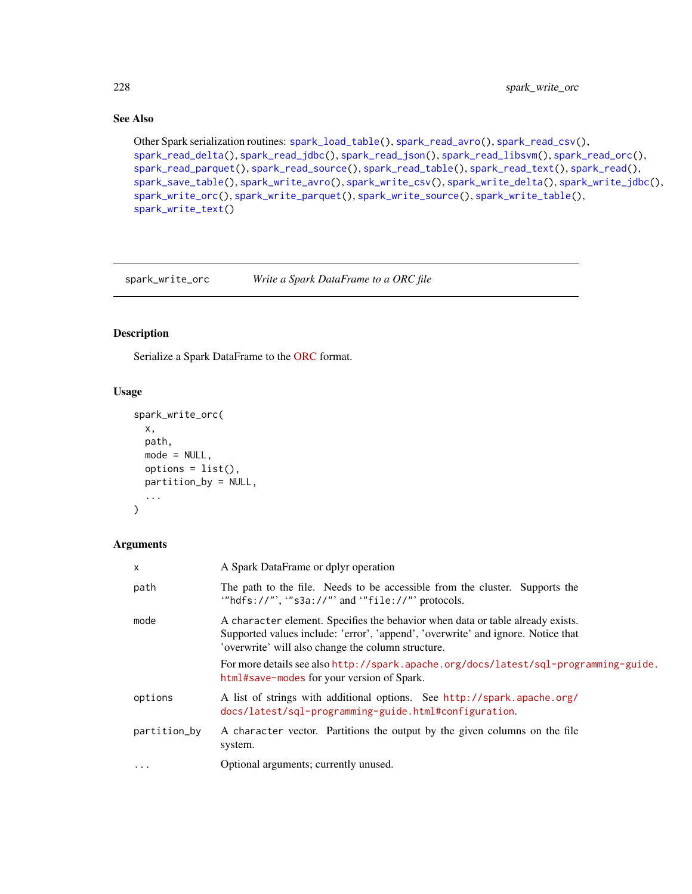## See Also

Other Spark serialization routines: spark_load_table(), spark_read_avro(), spark_read_csv(), spark_read_delta(), spark_read_jdbc(), spark_read_json(), spark_read_libsvm(), spark_read_orc(), spark_read_parquet(), spark_read_source(), spark_read_table(), spark_read_text(), spark_read(), spark_save_table(), spark_write_avro(), spark_write_csv(), spark_write_delta(), spark_write_jdbc(), spark_write_orc(), spark_write_parquet(), spark_write_source(), spark_write_table(), spark_write_text()

---

# spark_write_orc — *Write a Spark DataFrame to a ORC file*

---

## Description

Serialize a Spark DataFrame to the ORC format.

## Usage

```
spark_write_orc(
  x,
  path,
  mode = NULL,
  options = list(),
  partition_by = NULL,
  ...
)
```

## Arguments

| | |
|---|---|
| x | A Spark DataFrame or dplyr operation |
| path | The path to the file. Needs to be accessible from the cluster. Supports the '"hdfs://"', '"s3a://"' and '"file://"' protocols. |
| mode | A character element. Specifies the behavior when data or table already exists. Supported values include: 'error', 'append', 'overwrite' and ignore. Notice that 'overwrite' will also change the column structure.<br>For more details see also http://spark.apache.org/docs/latest/sql-programming-guide.html#save-modes for your version of Spark. |
| options | A list of strings with additional options. See http://spark.apache.org/docs/latest/sql-programming-guide.html#configuration. |
| partition_by | A character vector. Partitions the output by the given columns on the file system. |
| ... | Optional arguments; currently unused. |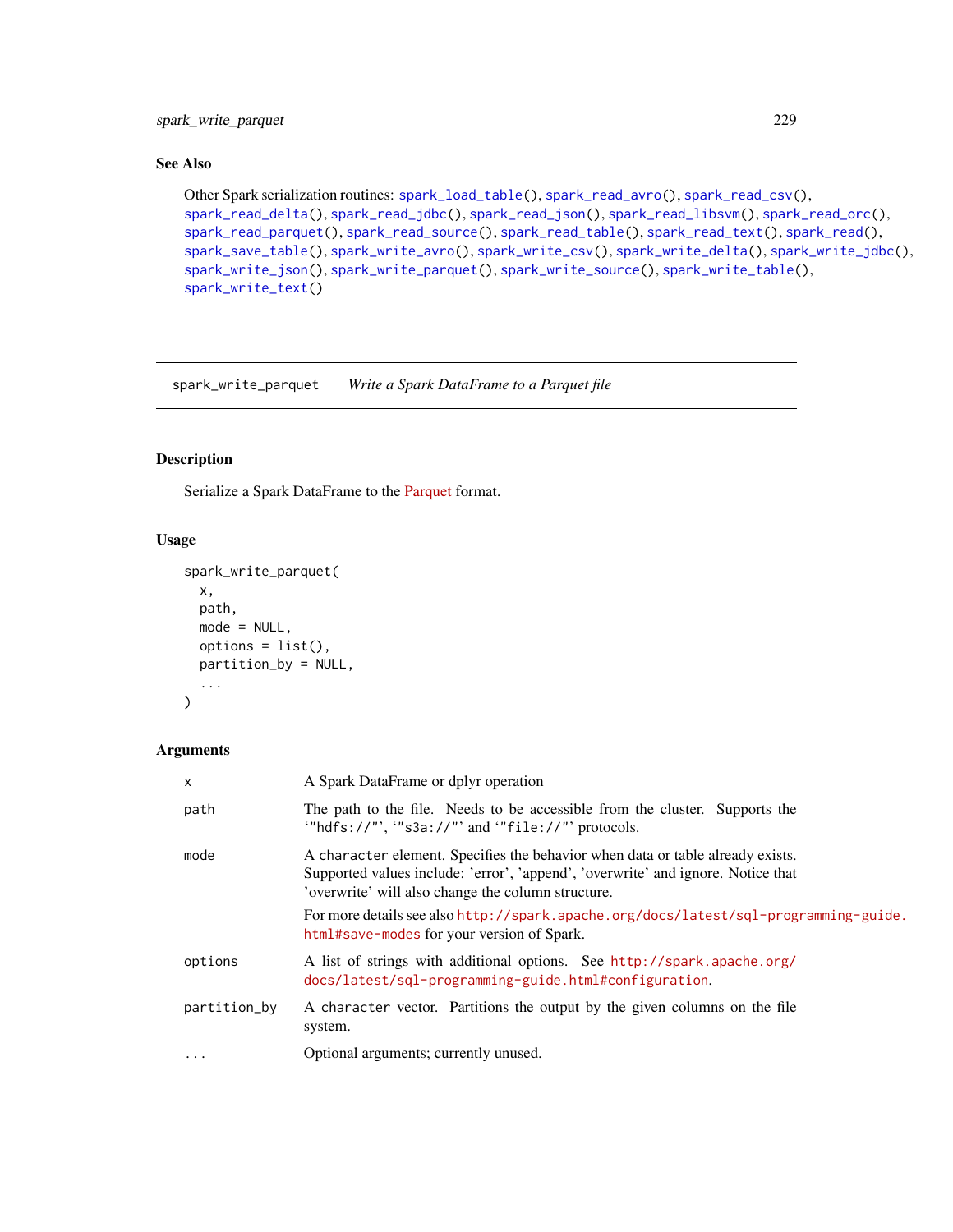## See Also

Other Spark serialization routines: spark_load_table(), spark_read_avro(), spark_read_csv(), spark_read_delta(), spark_read_jdbc(), spark_read_json(), spark_read_libsvm(), spark_read_orc(), spark_read_parquet(), spark_read_source(), spark_read_table(), spark_read_text(), spark_read(), spark_save_table(), spark_write_avro(), spark_write_csv(), spark_write_delta(), spark_write_jdbc(), spark_write_json(), spark_write_parquet(), spark_write_source(), spark_write_table(), spark_write_text()

---

# spark_write_parquet    *Write a Spark DataFrame to a Parquet file*

## Description

Serialize a Spark DataFrame to the Parquet format.

## Usage

```
spark_write_parquet(
  x,
  path,
  mode = NULL,
  options = list(),
  partition_by = NULL,
  ...
)
```

## Arguments

| | |
|---|---|
| x | A Spark DataFrame or dplyr operation |
| path | The path to the file. Needs to be accessible from the cluster. Supports the '"hdfs://"', '"s3a://"' and '"file://"' protocols. |
| mode | A character element. Specifies the behavior when data or table already exists. Supported values include: 'error', 'append', 'overwrite' and ignore. Notice that 'overwrite' will also change the column structure.<br><br>For more details see also http://spark.apache.org/docs/latest/sql-programming-guide.html#save-modes for your version of Spark. |
| options | A list of strings with additional options. See http://spark.apache.org/docs/latest/sql-programming-guide.html#configuration. |
| partition_by | A character vector. Partitions the output by the given columns on the file system. |
| ... | Optional arguments; currently unused. |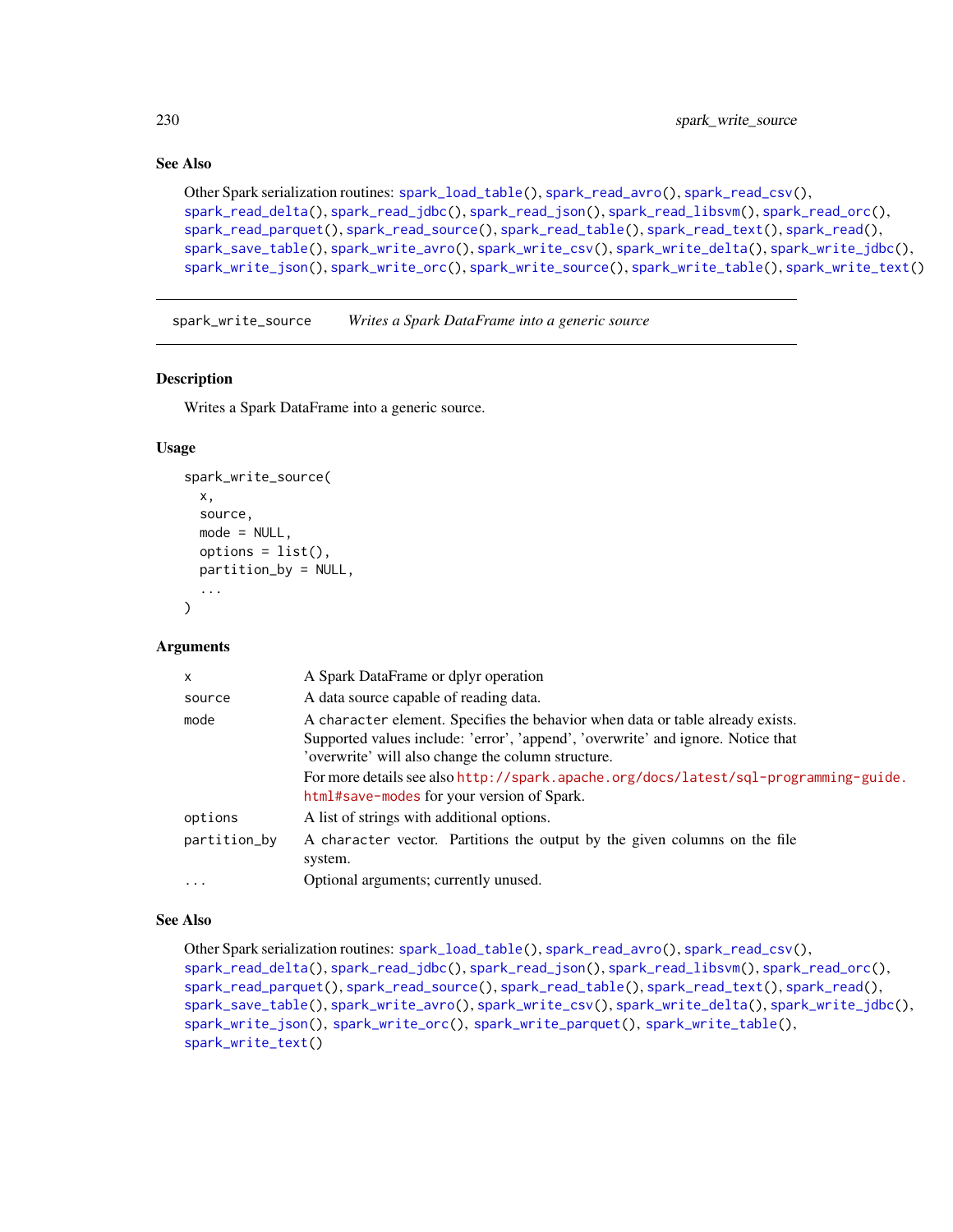## See Also

Other Spark serialization routines: spark_load_table(), spark_read_avro(), spark_read_csv(), spark_read_delta(), spark_read_jdbc(), spark_read_json(), spark_read_libsvm(), spark_read_orc(), spark_read_parquet(), spark_read_source(), spark_read_table(), spark_read_text(), spark_read(), spark_save_table(), spark_write_avro(), spark_write_csv(), spark_write_delta(), spark_write_jdbc(), spark_write_json(), spark_write_orc(), spark_write_source(), spark_write_table(), spark_write_text()

---

spark_write_source    *Writes a Spark DataFrame into a generic source*

---

## Description

Writes a Spark DataFrame into a generic source.

## Usage

```
spark_write_source(
  x,
  source,
  mode = NULL,
  options = list(),
  partition_by = NULL,
  ...
)
```

## Arguments

| | |
|---|---|
| x | A Spark DataFrame or dplyr operation |
| source | A data source capable of reading data. |
| mode | A character element. Specifies the behavior when data or table already exists. Supported values include: 'error', 'append', 'overwrite' and ignore. Notice that 'overwrite' will also change the column structure.<br>For more details see also http://spark.apache.org/docs/latest/sql-programming-guide.html#save-modes for your version of Spark. |
| options | A list of strings with additional options. |
| partition_by | A character vector. Partitions the output by the given columns on the file system. |
| ... | Optional arguments; currently unused. |

## See Also

Other Spark serialization routines: spark_load_table(), spark_read_avro(), spark_read_csv(), spark_read_delta(), spark_read_jdbc(), spark_read_json(), spark_read_libsvm(), spark_read_orc(), spark_read_parquet(), spark_read_source(), spark_read_table(), spark_read_text(), spark_read(), spark_save_table(), spark_write_avro(), spark_write_csv(), spark_write_delta(), spark_write_jdbc(), spark_write_json(), spark_write_orc(), spark_write_parquet(), spark_write_table(), spark_write_text()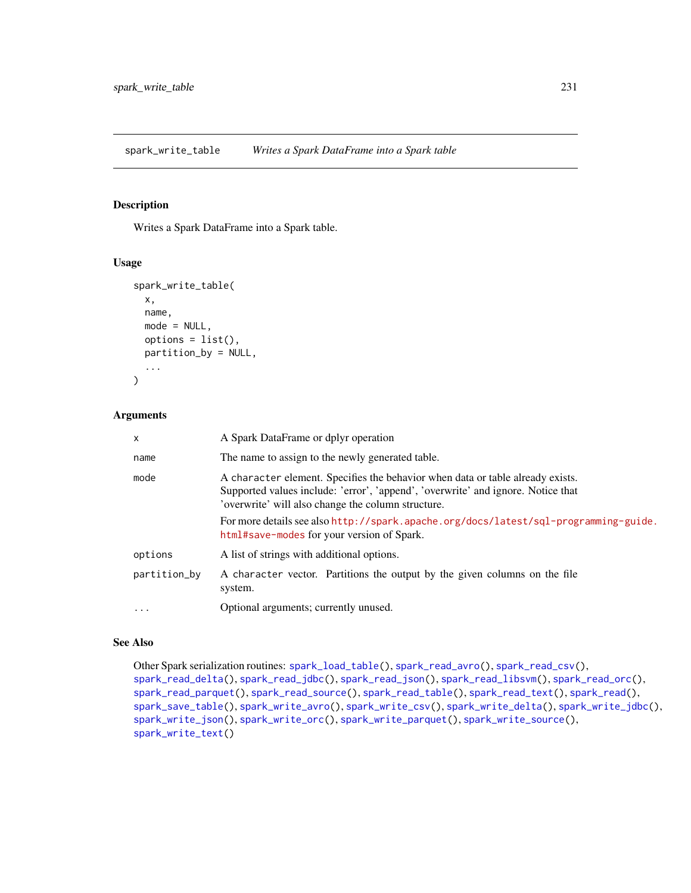## spark_write_table — *Writes a Spark DataFrame into a Spark table*

### Description

Writes a Spark DataFrame into a Spark table.

### Usage

```
spark_write_table(
  x,
  name,
  mode = NULL,
  options = list(),
  partition_by = NULL,
  ...
)
```

### Arguments

| | |
|---|---|
| x | A Spark DataFrame or dplyr operation |
| name | The name to assign to the newly generated table. |
| mode | A `character` element. Specifies the behavior when data or table already exists. Supported values include: 'error', 'append', 'overwrite' and ignore. Notice that 'overwrite' will also change the column structure.<br><br>For more details see also http://spark.apache.org/docs/latest/sql-programming-guide.html#save-modes for your version of Spark. |
| options | A list of strings with additional options. |
| partition_by | A `character` vector. Partitions the output by the given columns on the file system. |
| ... | Optional arguments; currently unused. |

### See Also

Other Spark serialization routines: spark_load_table(), spark_read_avro(), spark_read_csv(), spark_read_delta(), spark_read_jdbc(), spark_read_json(), spark_read_libsvm(), spark_read_orc(), spark_read_parquet(), spark_read_source(), spark_read_table(), spark_read_text(), spark_read(), spark_save_table(), spark_write_avro(), spark_write_csv(), spark_write_delta(), spark_write_jdbc(), spark_write_json(), spark_write_orc(), spark_write_parquet(), spark_write_source(), spark_write_text()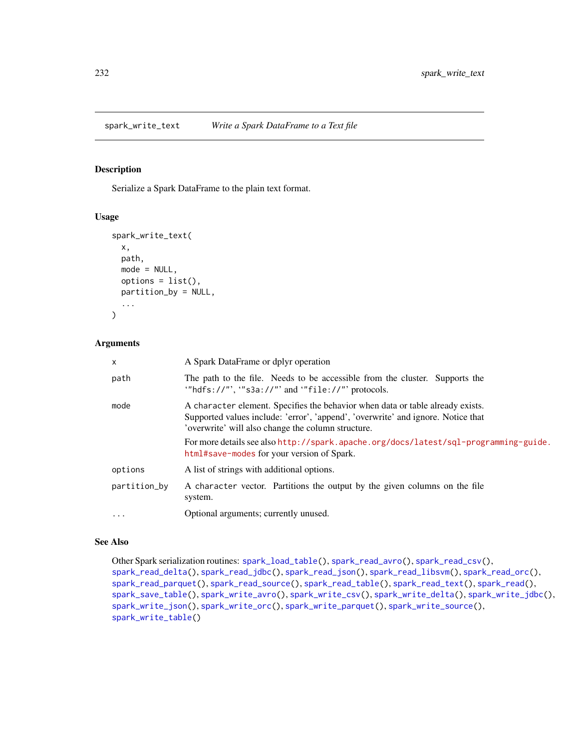spark_write_text    *Write a Spark DataFrame to a Text file*

## Description

Serialize a Spark DataFrame to the plain text format.

## Usage

```
spark_write_text(
  x,
  path,
  mode = NULL,
  options = list(),
  partition_by = NULL,
  ...
)
```

## Arguments

| | |
|---|---|
| x | A Spark DataFrame or dplyr operation |
| path | The path to the file. Needs to be accessible from the cluster. Supports the ‘"hdfs://"’, ‘"s3a://"’ and ‘"file://"’ protocols. |
| mode | A character element. Specifies the behavior when data or table already exists. Supported values include: 'error', 'append', 'overwrite' and ignore. Notice that 'overwrite' will also change the column structure. For more details see also http://spark.apache.org/docs/latest/sql-programming-guide.html#save-modes for your version of Spark. |
| options | A list of strings with additional options. |
| partition_by | A character vector. Partitions the output by the given columns on the file system. |
| ... | Optional arguments; currently unused. |

## See Also

Other Spark serialization routines: spark_load_table(), spark_read_avro(), spark_read_csv(), spark_read_delta(), spark_read_jdbc(), spark_read_json(), spark_read_libsvm(), spark_read_orc(), spark_read_parquet(), spark_read_source(), spark_read_table(), spark_read_text(), spark_read(), spark_save_table(), spark_write_avro(), spark_write_csv(), spark_write_delta(), spark_write_jdbc(), spark_write_json(), spark_write_orc(), spark_write_parquet(), spark_write_source(), spark_write_table()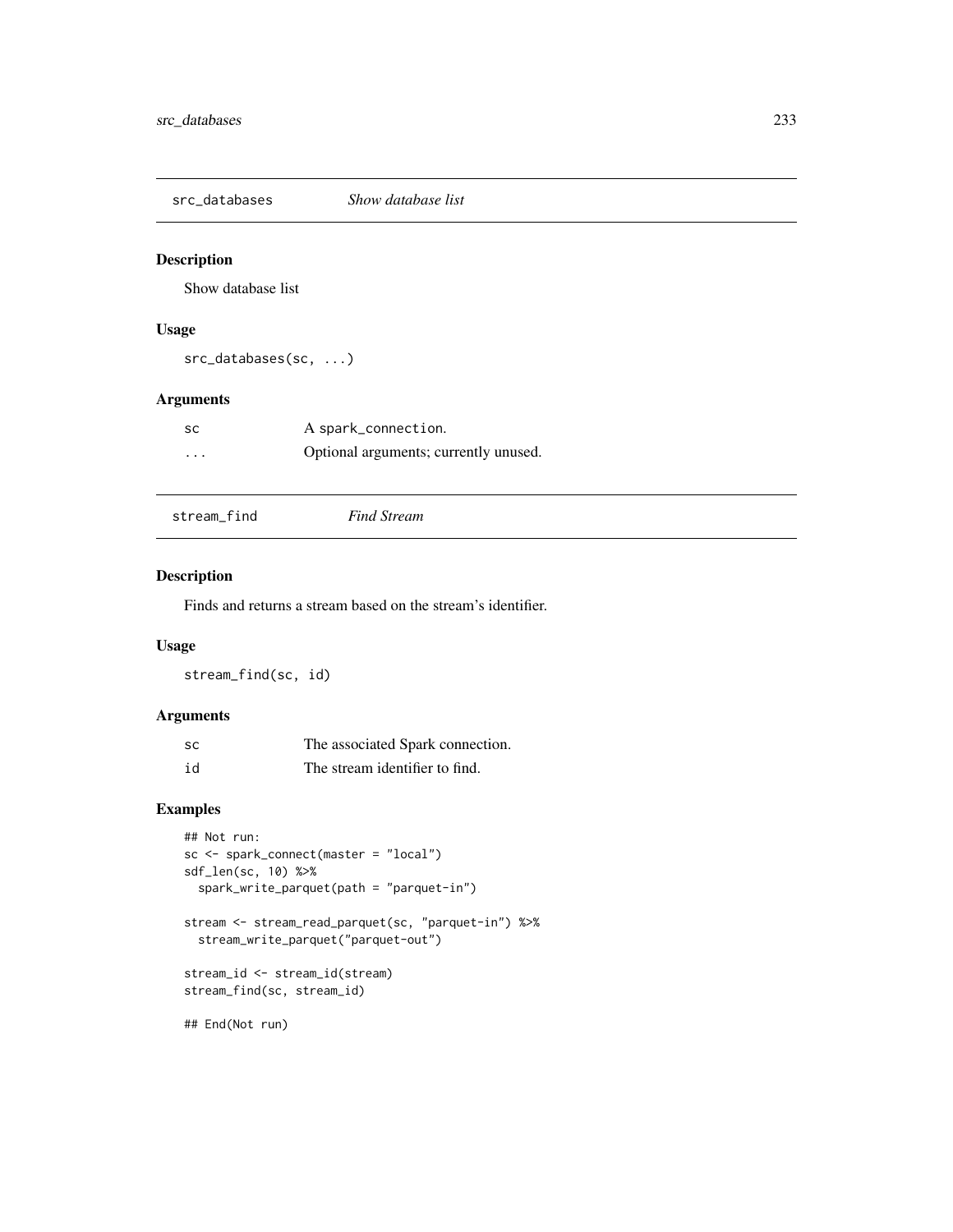## src_databases — *Show database list*

### Description

Show database list

### Usage

```
src_databases(sc, ...)
```

### Arguments

| | |
|---|---|
| sc | A spark_connection. |
| ... | Optional arguments; currently unused. |

## stream_find — *Find Stream*

### Description

Finds and returns a stream based on the stream's identifier.

### Usage

```
stream_find(sc, id)
```

### Arguments

| | |
|---|---|
| sc | The associated Spark connection. |
| id | The stream identifier to find. |

### Examples

```
## Not run:
sc <- spark_connect(master = "local")
sdf_len(sc, 10) %>%
  spark_write_parquet(path = "parquet-in")

stream <- stream_read_parquet(sc, "parquet-in") %>%
  stream_write_parquet("parquet-out")

stream_id <- stream_id(stream)
stream_find(sc, stream_id)

## End(Not run)
```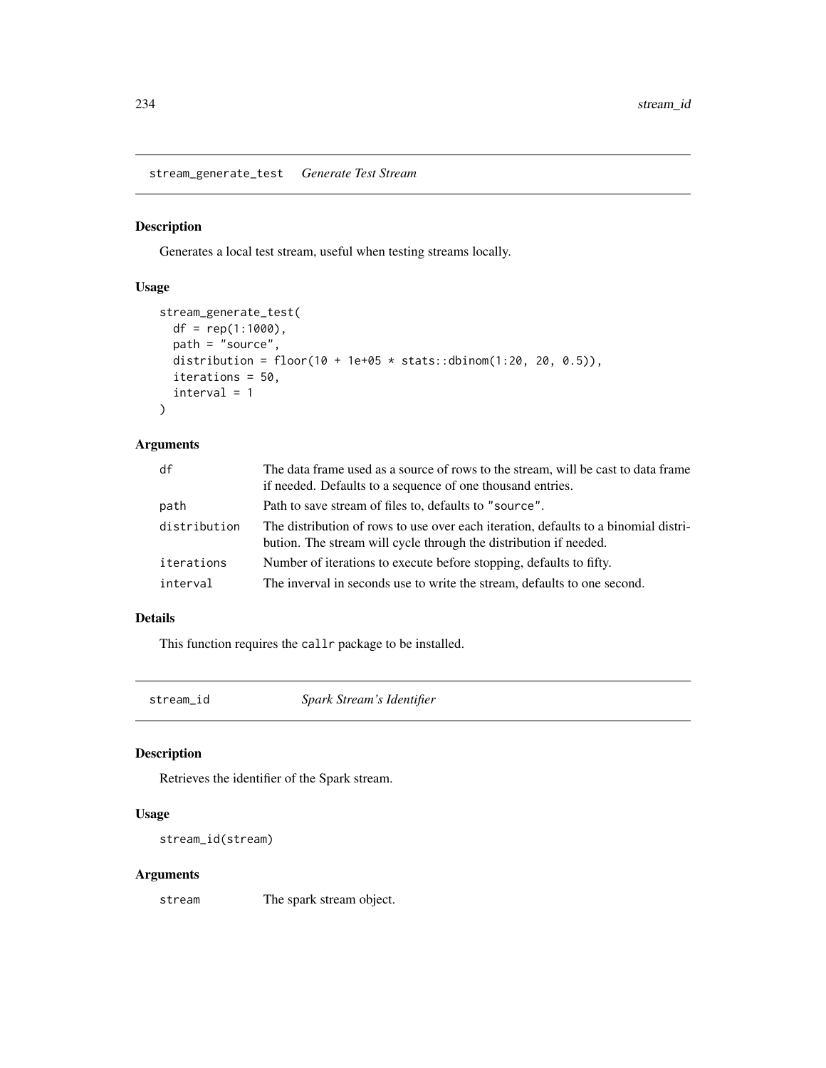## stream_generate_test *Generate Test Stream*

### Description

Generates a local test stream, useful when testing streams locally.

### Usage

```
stream_generate_test(
  df = rep(1:1000),
  path = "source",
  distribution = floor(10 + 1e+05 * stats::dbinom(1:20, 20, 0.5)),
  iterations = 50,
  interval = 1
)
```

### Arguments

| | |
|---|---|
| df | The data frame used as a source of rows to the stream, will be cast to data frame if needed. Defaults to a sequence of one thousand entries. |
| path | Path to save stream of files to, defaults to "source". |
| distribution | The distribution of rows to use over each iteration, defaults to a binomial distribution. The stream will cycle through the distribution if needed. |
| iterations | Number of iterations to execute before stopping, defaults to fifty. |
| interval | The inverval in seconds use to write the stream, defaults to one second. |

### Details

This function requires the callr package to be installed.

## stream_id *Spark Stream's Identifier*

### Description

Retrieves the identifier of the Spark stream.

### Usage

```
stream_id(stream)
```

### Arguments

| | |
|---|---|
| stream | The spark stream object. |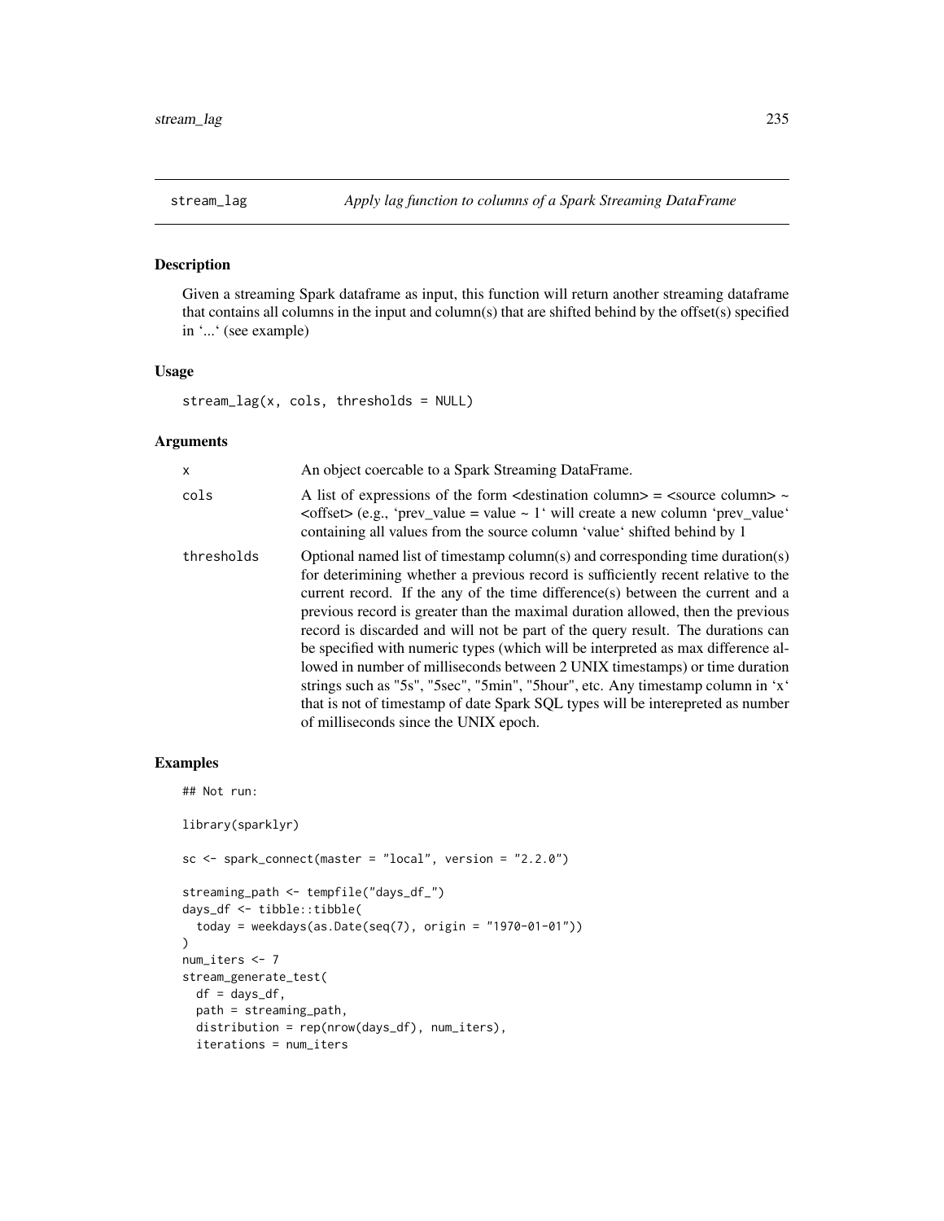## stream_lag — *Apply lag function to columns of a Spark Streaming DataFrame*

### Description

Given a streaming Spark dataframe as input, this function will return another streaming dataframe that contains all columns in the input and column(s) that are shifted behind by the offset(s) specified in '...' (see example)

### Usage

```
stream_lag(x, cols, thresholds = NULL)
```

### Arguments

| | |
|---|---|
| x | An object coercable to a Spark Streaming DataFrame. |
| cols | A list of expressions of the form <destination column> = <source column> ~ <offset> (e.g., 'prev_value = value ~ 1' will create a new column 'prev_value' containing all values from the source column 'value' shifted behind by 1 |
| thresholds | Optional named list of timestamp column(s) and corresponding time duration(s) for deterimining whether a previous record is sufficiently recent relative to the current record. If the any of the time difference(s) between the current and a previous record is greater than the maximal duration allowed, then the previous record is discarded and will not be part of the query result. The durations can be specified with numeric types (which will be interpreted as max difference allowed in number of milliseconds between 2 UNIX timestamps) or time duration strings such as "5s", "5sec", "5min", "5hour", etc. Any timestamp column in 'x' that is not of timestamp of date Spark SQL types will be interepreted as number of milliseconds since the UNIX epoch. |

### Examples

```
## Not run:

library(sparklyr)

sc <- spark_connect(master = "local", version = "2.2.0")

streaming_path <- tempfile("days_df_")
days_df <- tibble::tibble(
  today = weekdays(as.Date(seq(7), origin = "1970-01-01"))
)
num_iters <- 7
stream_generate_test(
  df = days_df,
  path = streaming_path,
  distribution = rep(nrow(days_df), num_iters),
  iterations = num_iters
```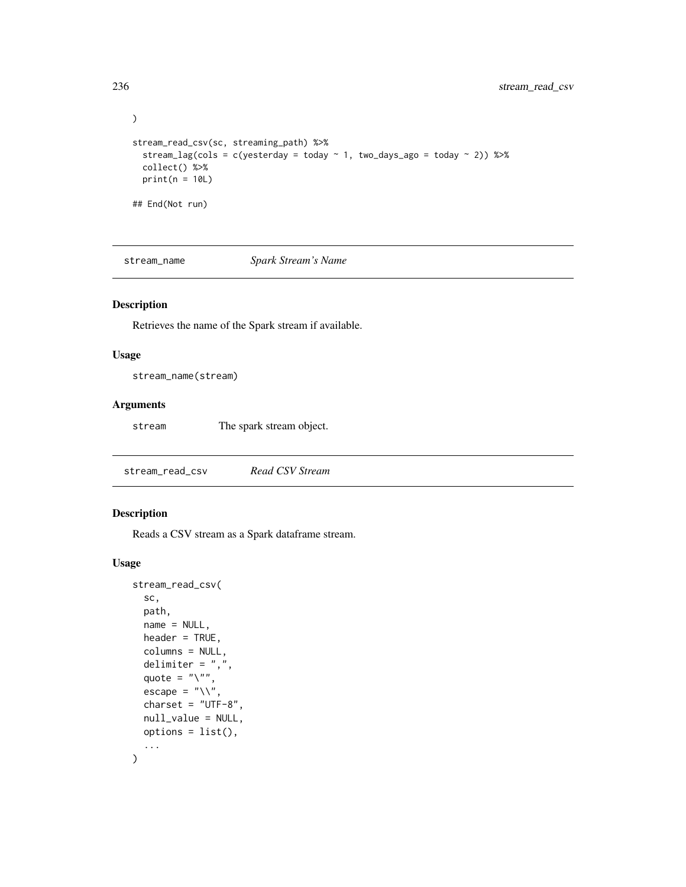```
)

stream_read_csv(sc, streaming_path) %>%
  stream_lag(cols = c(yesterday = today ~ 1, two_days_ago = today ~ 2)) %>%
  collect() %>%
  print(n = 10L)

## End(Not run)
```

## stream_name *Spark Stream's Name*

### Description

Retrieves the name of the Spark stream if available.

### Usage

```
stream_name(stream)
```

### Arguments

| | |
|---|---|
| stream | The spark stream object. |

## stream_read_csv *Read CSV Stream*

### Description

Reads a CSV stream as a Spark dataframe stream.

### Usage

```
stream_read_csv(
  sc,
  path,
  name = NULL,
  header = TRUE,
  columns = NULL,
  delimiter = ",",
  quote = "\"",
  escape = "\\",
  charset = "UTF-8",
  null_value = NULL,
  options = list(),
  ...
)
```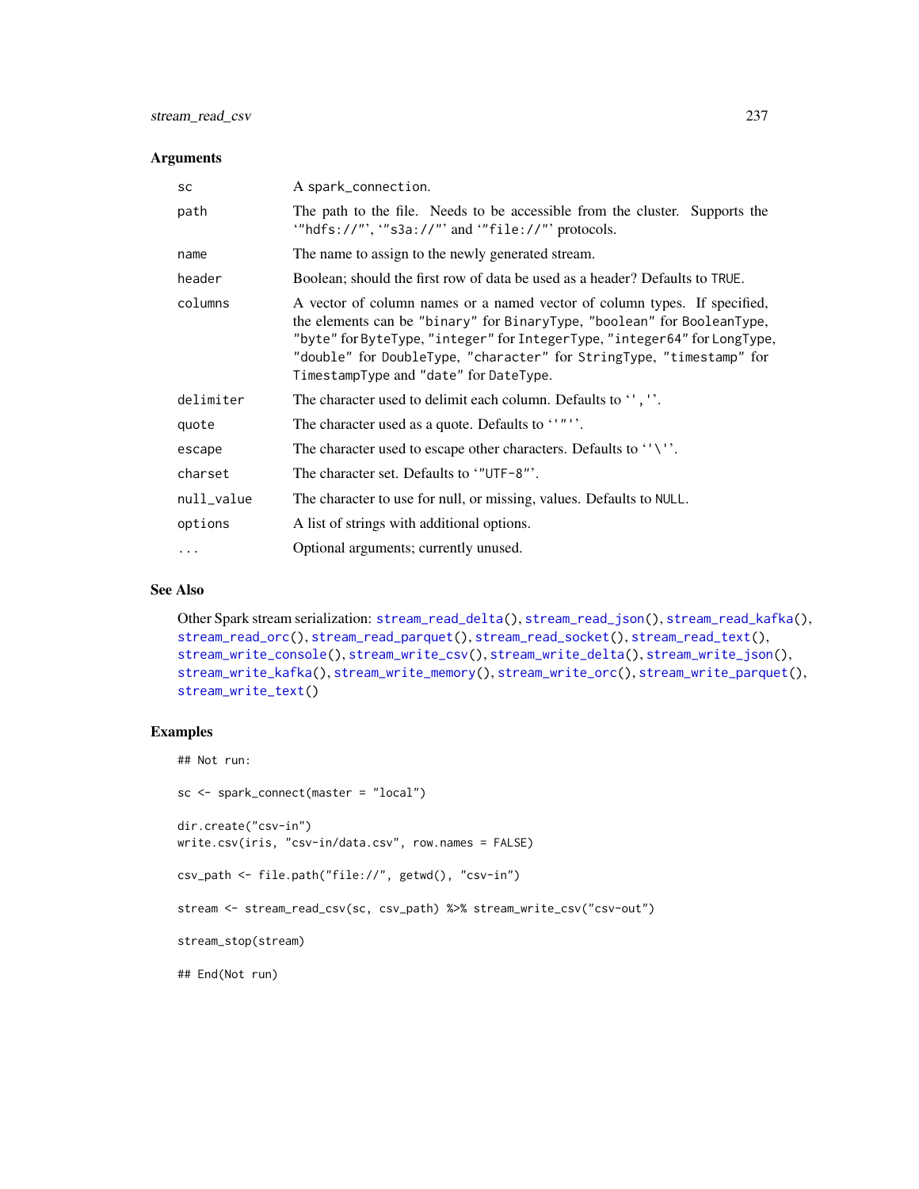## Arguments

| | |
|---|---|
| sc | A spark_connection. |
| path | The path to the file. Needs to be accessible from the cluster. Supports the '"hdfs://"', '"s3a://"' and '"file://"' protocols. |
| name | The name to assign to the newly generated stream. |
| header | Boolean; should the first row of data be used as a header? Defaults to TRUE. |
| columns | A vector of column names or a named vector of column types. If specified, the elements can be "binary" for BinaryType, "boolean" for BooleanType, "byte" for ByteType, "integer" for IntegerType, "integer64" for LongType, "double" for DoubleType, "character" for StringType, "timestamp" for TimestampType and "date" for DateType. |
| delimiter | The character used to delimit each column. Defaults to '','''. |
| quote | The character used as a quote. Defaults to ''"''. |
| escape | The character used to escape other characters. Defaults to ''\''. |
| charset | The character set. Defaults to '"UTF-8"'. |
| null_value | The character to use for null, or missing, values. Defaults to NULL. |
| options | A list of strings with additional options. |
| ... | Optional arguments; currently unused. |

## See Also

Other Spark stream serialization: stream_read_delta(), stream_read_json(), stream_read_kafka(), stream_read_orc(), stream_read_parquet(), stream_read_socket(), stream_read_text(), stream_write_console(), stream_write_csv(), stream_write_delta(), stream_write_json(), stream_write_kafka(), stream_write_memory(), stream_write_orc(), stream_write_parquet(), stream_write_text()

## Examples

```
## Not run:

sc <- spark_connect(master = "local")

dir.create("csv-in")
write.csv(iris, "csv-in/data.csv", row.names = FALSE)

csv_path <- file.path("file://", getwd(), "csv-in")

stream <- stream_read_csv(sc, csv_path) %>% stream_write_csv("csv-out")

stream_stop(stream)

## End(Not run)
```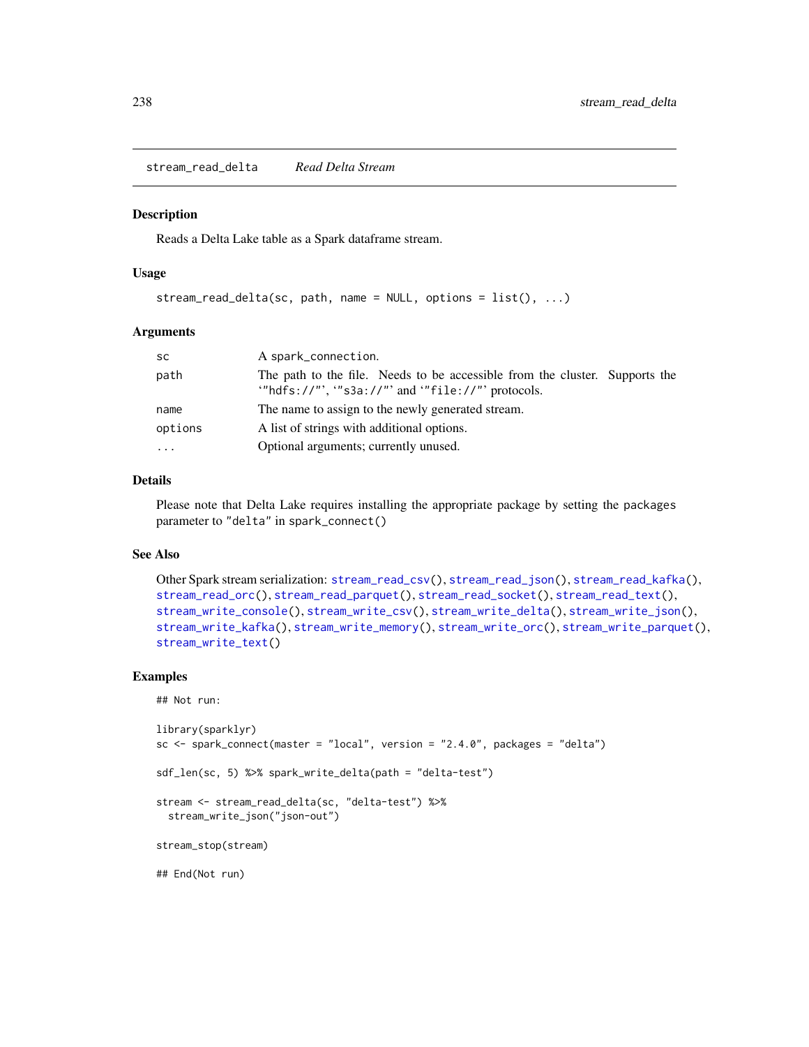stream_read_delta — *Read Delta Stream*

## Description

Reads a Delta Lake table as a Spark dataframe stream.

## Usage

```
stream_read_delta(sc, path, name = NULL, options = list(), ...)
```

## Arguments

| | |
|---|---|
| sc | A spark_connection. |
| path | The path to the file. Needs to be accessible from the cluster. Supports the ‘"hdfs://"’, ‘"s3a://"’ and ‘"file://"’ protocols. |
| name | The name to assign to the newly generated stream. |
| options | A list of strings with additional options. |
| ... | Optional arguments; currently unused. |

## Details

Please note that Delta Lake requires installing the appropriate package by setting the packages parameter to "delta" in spark_connect()

## See Also

Other Spark stream serialization: stream_read_csv(), stream_read_json(), stream_read_kafka(), stream_read_orc(), stream_read_parquet(), stream_read_socket(), stream_read_text(), stream_write_console(), stream_write_csv(), stream_write_delta(), stream_write_json(), stream_write_kafka(), stream_write_memory(), stream_write_orc(), stream_write_parquet(), stream_write_text()

## Examples

```
## Not run:

library(sparklyr)
sc <- spark_connect(master = "local", version = "2.4.0", packages = "delta")

sdf_len(sc, 5) %>% spark_write_delta(path = "delta-test")

stream <- stream_read_delta(sc, "delta-test") %>%
  stream_write_json("json-out")

stream_stop(stream)

## End(Not run)
```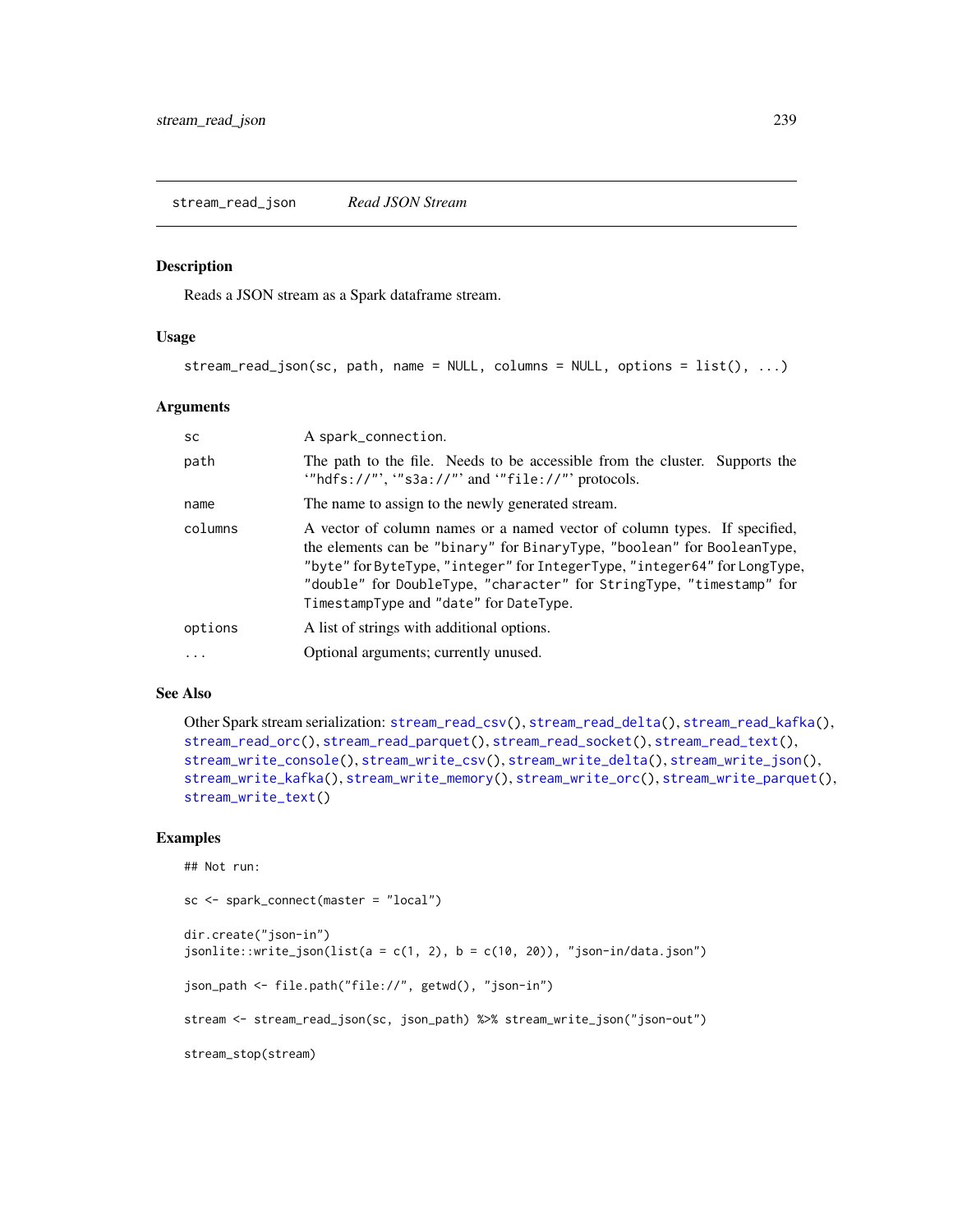## stream_read_json — *Read JSON Stream*

### Description

Reads a JSON stream as a Spark dataframe stream.

### Usage

```
stream_read_json(sc, path, name = NULL, columns = NULL, options = list(), ...)
```

### Arguments

| | |
|---|---|
| `sc` | A `spark_connection`. |
| `path` | The path to the file. Needs to be accessible from the cluster. Supports the '"hdfs://"', '"s3a://"' and '"file://"' protocols. |
| `name` | The name to assign to the newly generated stream. |
| `columns` | A vector of column names or a named vector of column types. If specified, the elements can be `"binary"` for `BinaryType`, `"boolean"` for `BooleanType`, `"byte"` for `ByteType`, `"integer"` for `IntegerType`, `"integer64"` for `LongType`, `"double"` for `DoubleType`, `"character"` for `StringType`, `"timestamp"` for `TimestampType` and `"date"` for `DateType`. |
| `options` | A list of strings with additional options. |
| `...` | Optional arguments; currently unused. |

### See Also

Other Spark stream serialization: `stream_read_csv()`, `stream_read_delta()`, `stream_read_kafka()`, `stream_read_orc()`, `stream_read_parquet()`, `stream_read_socket()`, `stream_read_text()`, `stream_write_console()`, `stream_write_csv()`, `stream_write_delta()`, `stream_write_json()`, `stream_write_kafka()`, `stream_write_memory()`, `stream_write_orc()`, `stream_write_parquet()`, `stream_write_text()`

### Examples

```
## Not run:

sc <- spark_connect(master = "local")

dir.create("json-in")
jsonlite::write_json(list(a = c(1, 2), b = c(10, 20)), "json-in/data.json")

json_path <- file.path("file://", getwd(), "json-in")

stream <- stream_read_json(sc, json_path) %>% stream_write_json("json-out")

stream_stop(stream)
```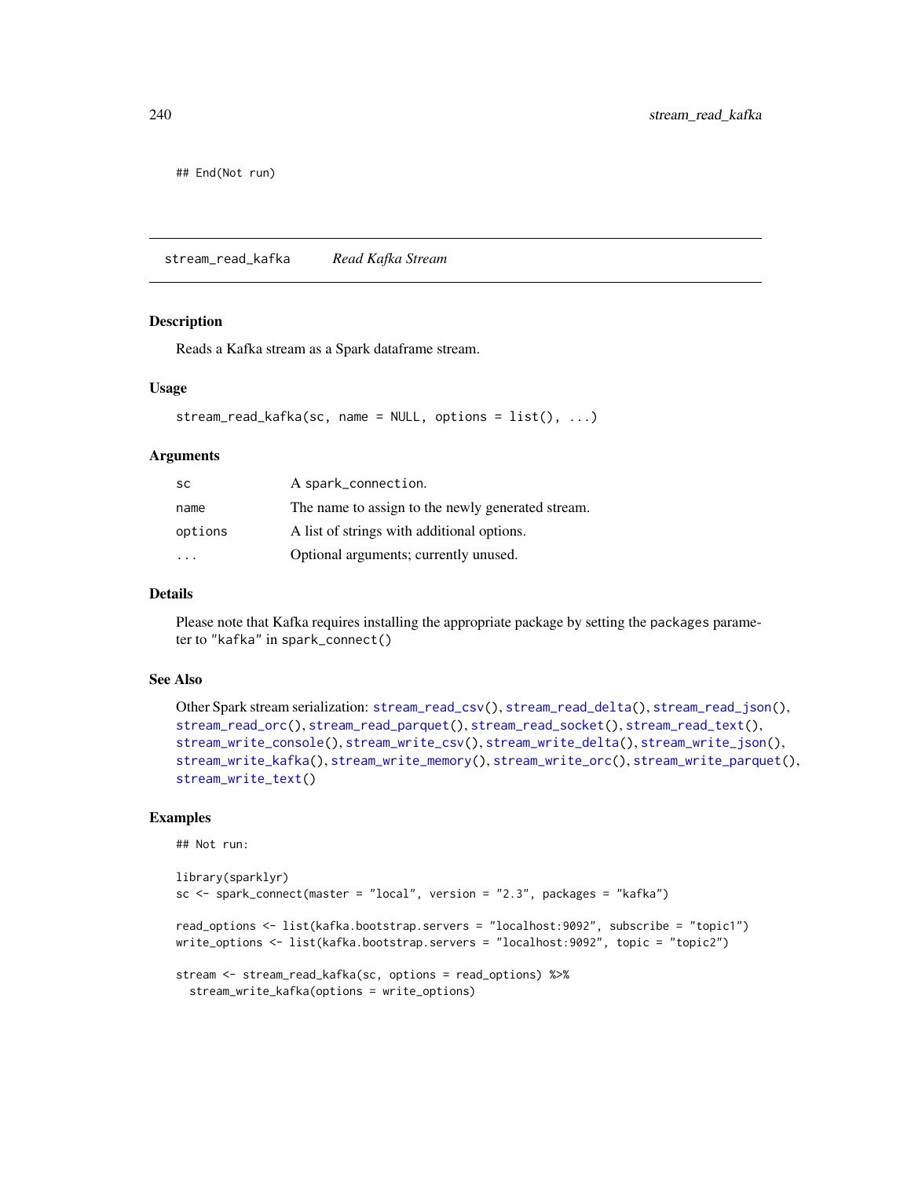```
## End(Not run)
```

---

`stream_read_kafka` *Read Kafka Stream*

---

## Description

Reads a Kafka stream as a Spark dataframe stream.

## Usage

```
stream_read_kafka(sc, name = NULL, options = list(), ...)
```

## Arguments

| | |
|---|---|
| sc | A spark_connection. |
| name | The name to assign to the newly generated stream. |
| options | A list of strings with additional options. |
| ... | Optional arguments; currently unused. |

## Details

Please note that Kafka requires installing the appropriate package by setting the packages parameter to "kafka" in spark_connect()

## See Also

Other Spark stream serialization: stream_read_csv(), stream_read_delta(), stream_read_json(), stream_read_orc(), stream_read_parquet(), stream_read_socket(), stream_read_text(), stream_write_console(), stream_write_csv(), stream_write_delta(), stream_write_json(), stream_write_kafka(), stream_write_memory(), stream_write_orc(), stream_write_parquet(), stream_write_text()

## Examples

```
## Not run:

library(sparklyr)
sc <- spark_connect(master = "local", version = "2.3", packages = "kafka")

read_options <- list(kafka.bootstrap.servers = "localhost:9092", subscribe = "topic1")
write_options <- list(kafka.bootstrap.servers = "localhost:9092", topic = "topic2")

stream <- stream_read_kafka(sc, options = read_options) %>%
  stream_write_kafka(options = write_options)
```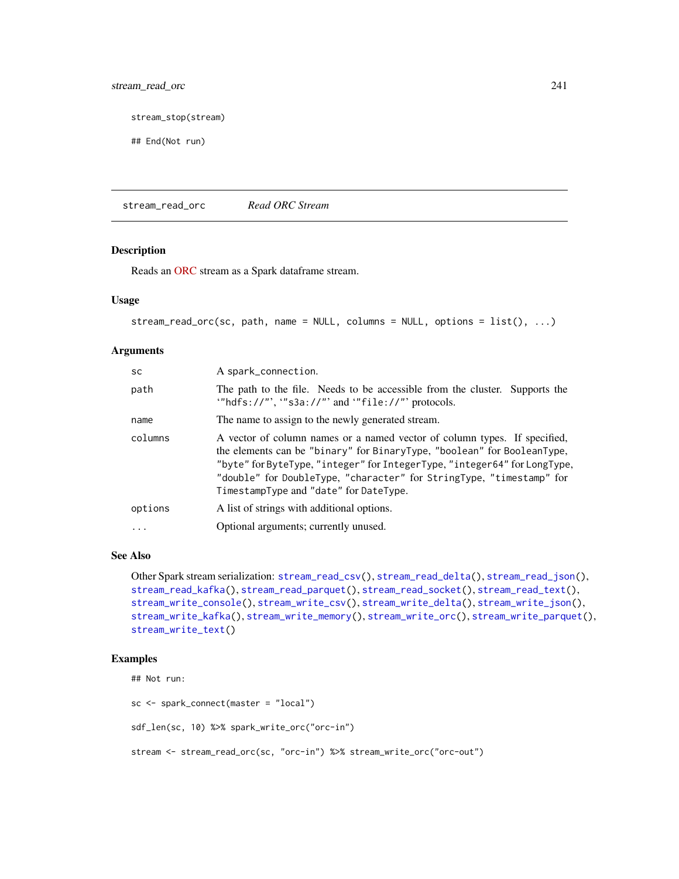```
stream_stop(stream)

## End(Not run)
```

---

stream_read_orc *Read ORC Stream*

---

### Description

Reads an ORC stream as a Spark dataframe stream.

### Usage

```
stream_read_orc(sc, path, name = NULL, columns = NULL, options = list(), ...)
```

### Arguments

| | |
|---|---|
| sc | A spark_connection. |
| path | The path to the file. Needs to be accessible from the cluster. Supports the '"hdfs://"', '"s3a://"' and '"file://"' protocols. |
| name | The name to assign to the newly generated stream. |
| columns | A vector of column names or a named vector of column types. If specified, the elements can be "binary" for BinaryType, "boolean" for BooleanType, "byte" for ByteType, "integer" for IntegerType, "integer64" for LongType, "double" for DoubleType, "character" for StringType, "timestamp" for TimestampType and "date" for DateType. |
| options | A list of strings with additional options. |
| ... | Optional arguments; currently unused. |

### See Also

Other Spark stream serialization: stream_read_csv(), stream_read_delta(), stream_read_json(), stream_read_kafka(), stream_read_parquet(), stream_read_socket(), stream_read_text(), stream_write_console(), stream_write_csv(), stream_write_delta(), stream_write_json(), stream_write_kafka(), stream_write_memory(), stream_write_orc(), stream_write_parquet(), stream_write_text()

### Examples

```
## Not run:

sc <- spark_connect(master = "local")

sdf_len(sc, 10) %>% spark_write_orc("orc-in")

stream <- stream_read_orc(sc, "orc-in") %>% stream_write_orc("orc-out")
```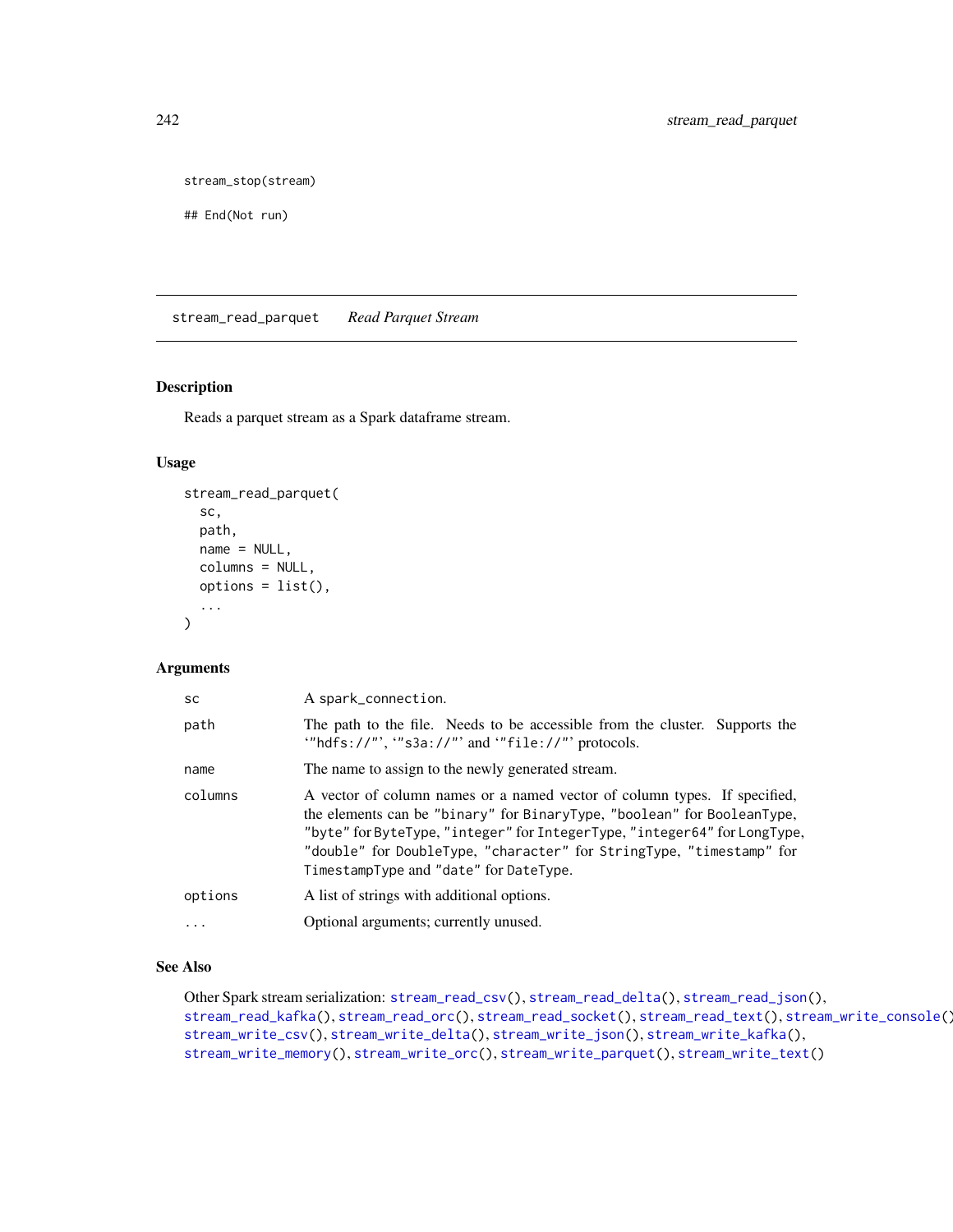```
stream_stop(stream)

## End(Not run)
```

## stream_read_parquet *Read Parquet Stream*

### Description

Reads a parquet stream as a Spark dataframe stream.

### Usage

```
stream_read_parquet(
  sc,
  path,
  name = NULL,
  columns = NULL,
  options = list(),
  ...
)
```

### Arguments

| | |
|---|---|
| sc | A spark_connection. |
| path | The path to the file. Needs to be accessible from the cluster. Supports the '"hdfs://"', '"s3a://"' and '"file://"' protocols. |
| name | The name to assign to the newly generated stream. |
| columns | A vector of column names or a named vector of column types. If specified, the elements can be "binary" for BinaryType, "boolean" for BooleanType, "byte" for ByteType, "integer" for IntegerType, "integer64" for LongType, "double" for DoubleType, "character" for StringType, "timestamp" for TimestampType and "date" for DateType. |
| options | A list of strings with additional options. |
| ... | Optional arguments; currently unused. |

### See Also

Other Spark stream serialization: stream_read_csv(), stream_read_delta(), stream_read_json(), stream_read_kafka(), stream_read_orc(), stream_read_socket(), stream_read_text(), stream_write_console(), stream_write_csv(), stream_write_delta(), stream_write_json(), stream_write_kafka(), stream_write_memory(), stream_write_orc(), stream_write_parquet(), stream_write_text()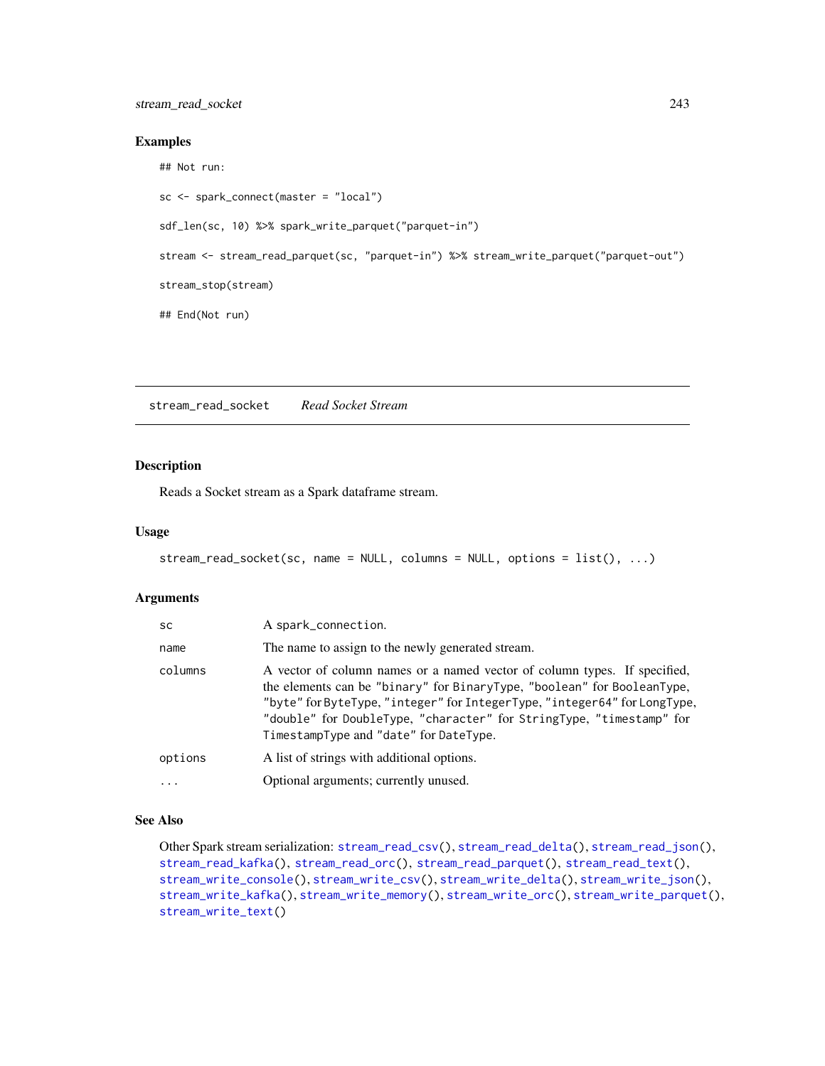### Examples

```
## Not run:

sc <- spark_connect(master = "local")

sdf_len(sc, 10) %>% spark_write_parquet("parquet-in")

stream <- stream_read_parquet(sc, "parquet-in") %>% stream_write_parquet("parquet-out")

stream_stop(stream)

## End(Not run)
```

---

## stream_read_socket *Read Socket Stream*

---

### Description

Reads a Socket stream as a Spark dataframe stream.

### Usage

```
stream_read_socket(sc, name = NULL, columns = NULL, options = list(), ...)
```

### Arguments

| | |
|---|---|
| sc | A spark_connection. |
| name | The name to assign to the newly generated stream. |
| columns | A vector of column names or a named vector of column types. If specified, the elements can be "binary" for BinaryType, "boolean" for BooleanType, "byte" for ByteType, "integer" for IntegerType, "integer64" for LongType, "double" for DoubleType, "character" for StringType, "timestamp" for TimestampType and "date" for DateType. |
| options | A list of strings with additional options. |
| ... | Optional arguments; currently unused. |

### See Also

Other Spark stream serialization: stream_read_csv(), stream_read_delta(), stream_read_json(), stream_read_kafka(), stream_read_orc(), stream_read_parquet(), stream_read_text(), stream_write_console(), stream_write_csv(), stream_write_delta(), stream_write_json(), stream_write_kafka(), stream_write_memory(), stream_write_orc(), stream_write_parquet(), stream_write_text()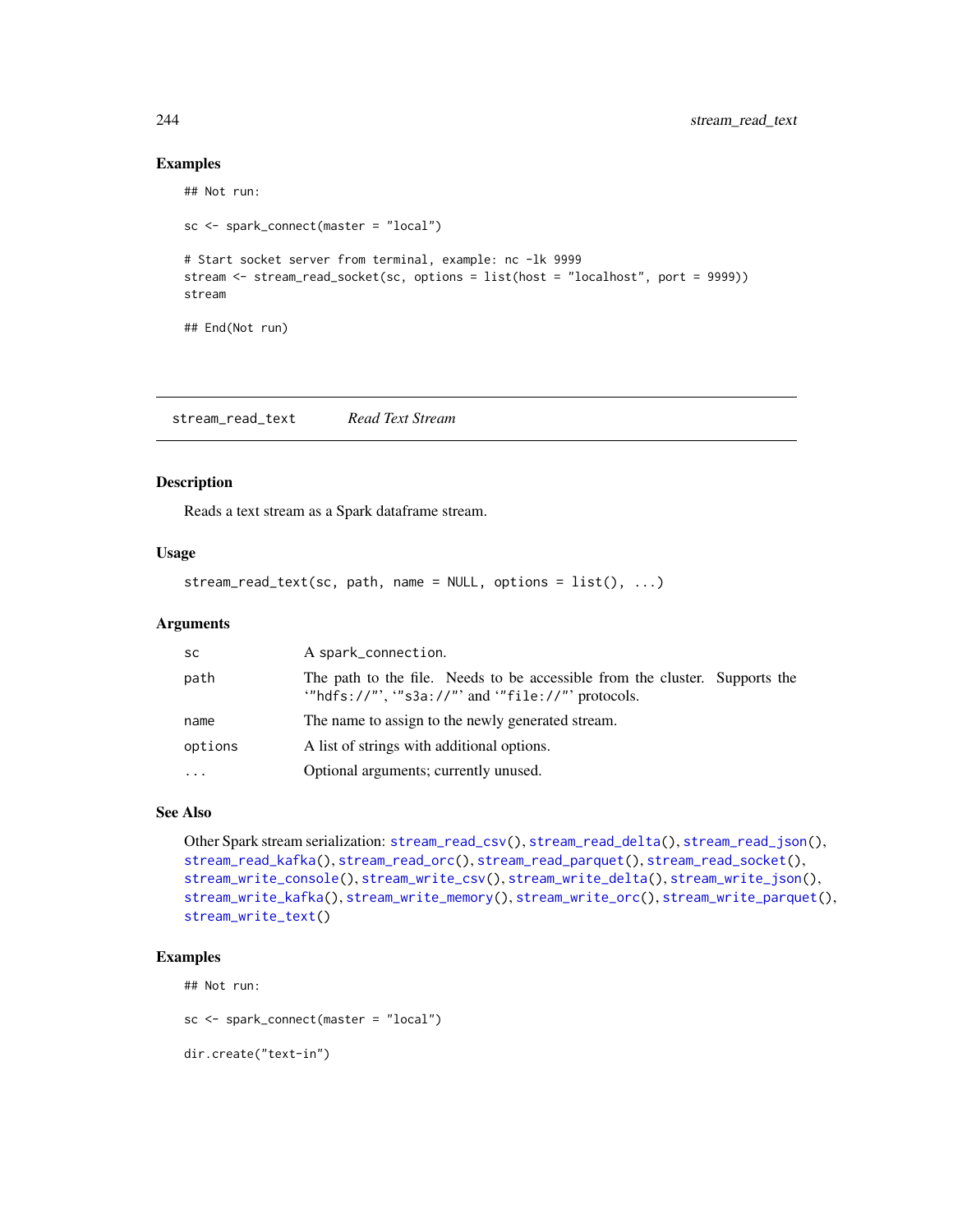### Examples

```
## Not run:

sc <- spark_connect(master = "local")

# Start socket server from terminal, example: nc -lk 9999
stream <- stream_read_socket(sc, options = list(host = "localhost", port = 9999))
stream

## End(Not run)
```

---

## stream_read_text    *Read Text Stream*

---

### Description

Reads a text stream as a Spark dataframe stream.

### Usage

```
stream_read_text(sc, path, name = NULL, options = list(), ...)
```

### Arguments

| | |
|---|---|
| sc | A spark_connection. |
| path | The path to the file. Needs to be accessible from the cluster. Supports the '"hdfs://"', '"s3a://"' and '"file://"' protocols. |
| name | The name to assign to the newly generated stream. |
| options | A list of strings with additional options. |
| ... | Optional arguments; currently unused. |

### See Also

Other Spark stream serialization: stream_read_csv(), stream_read_delta(), stream_read_json(), stream_read_kafka(), stream_read_orc(), stream_read_parquet(), stream_read_socket(), stream_write_console(), stream_write_csv(), stream_write_delta(), stream_write_json(), stream_write_kafka(), stream_write_memory(), stream_write_orc(), stream_write_parquet(), stream_write_text()

### Examples

```
## Not run:

sc <- spark_connect(master = "local")

dir.create("text-in")
```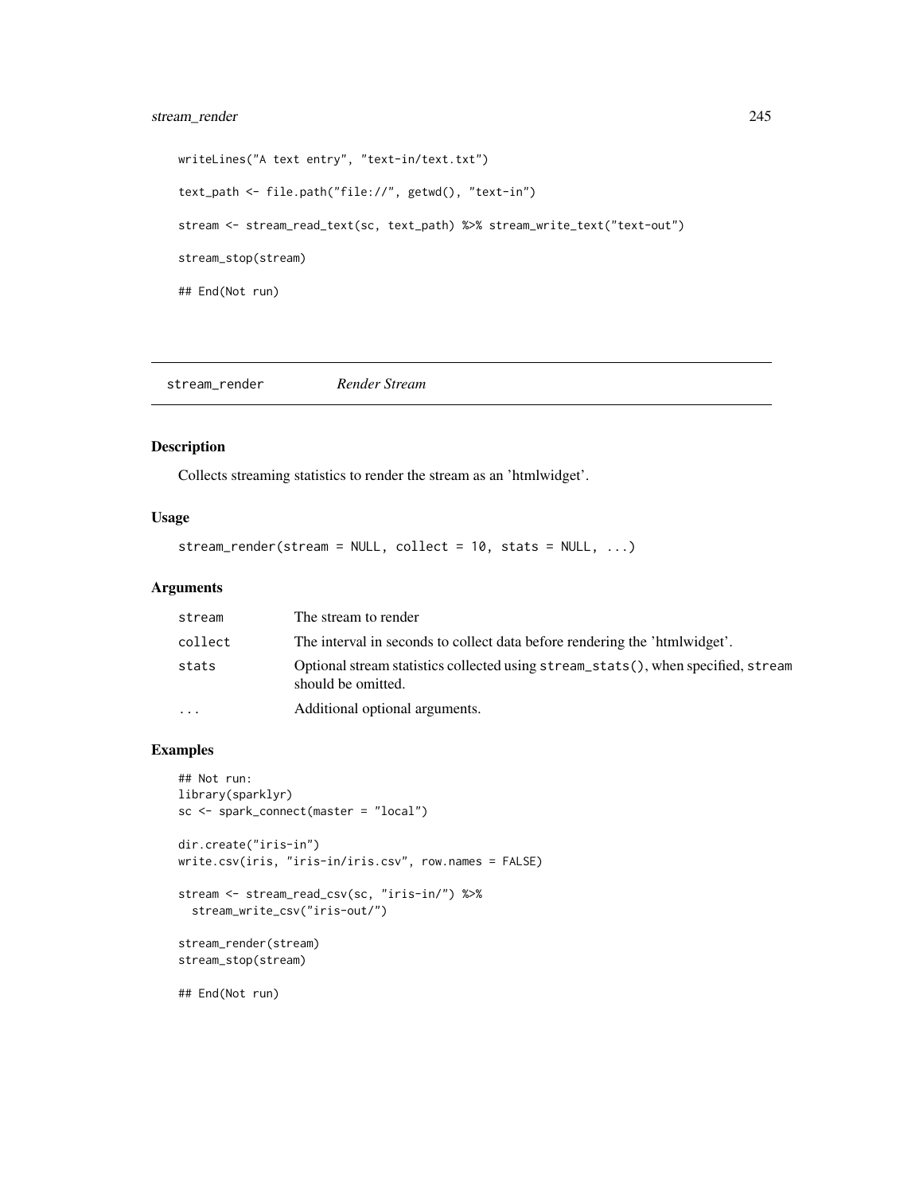```
writeLines("A text entry", "text-in/text.txt")

text_path <- file.path("file://", getwd(), "text-in")

stream <- stream_read_text(sc, text_path) %>% stream_write_text("text-out")

stream_stop(stream)

## End(Not run)
```

## stream_render *Render Stream*

### Description

Collects streaming statistics to render the stream as an 'htmlwidget'.

### Usage

```
stream_render(stream = NULL, collect = 10, stats = NULL, ...)
```

### Arguments

| | |
|---|---|
| stream | The stream to render |
| collect | The interval in seconds to collect data before rendering the 'htmlwidget'. |
| stats | Optional stream statistics collected using stream_stats(), when specified, stream should be omitted. |
| ... | Additional optional arguments. |

### Examples

```
## Not run:
library(sparklyr)
sc <- spark_connect(master = "local")

dir.create("iris-in")
write.csv(iris, "iris-in/iris.csv", row.names = FALSE)

stream <- stream_read_csv(sc, "iris-in/") %>%
  stream_write_csv("iris-out/")

stream_render(stream)
stream_stop(stream)

## End(Not run)
```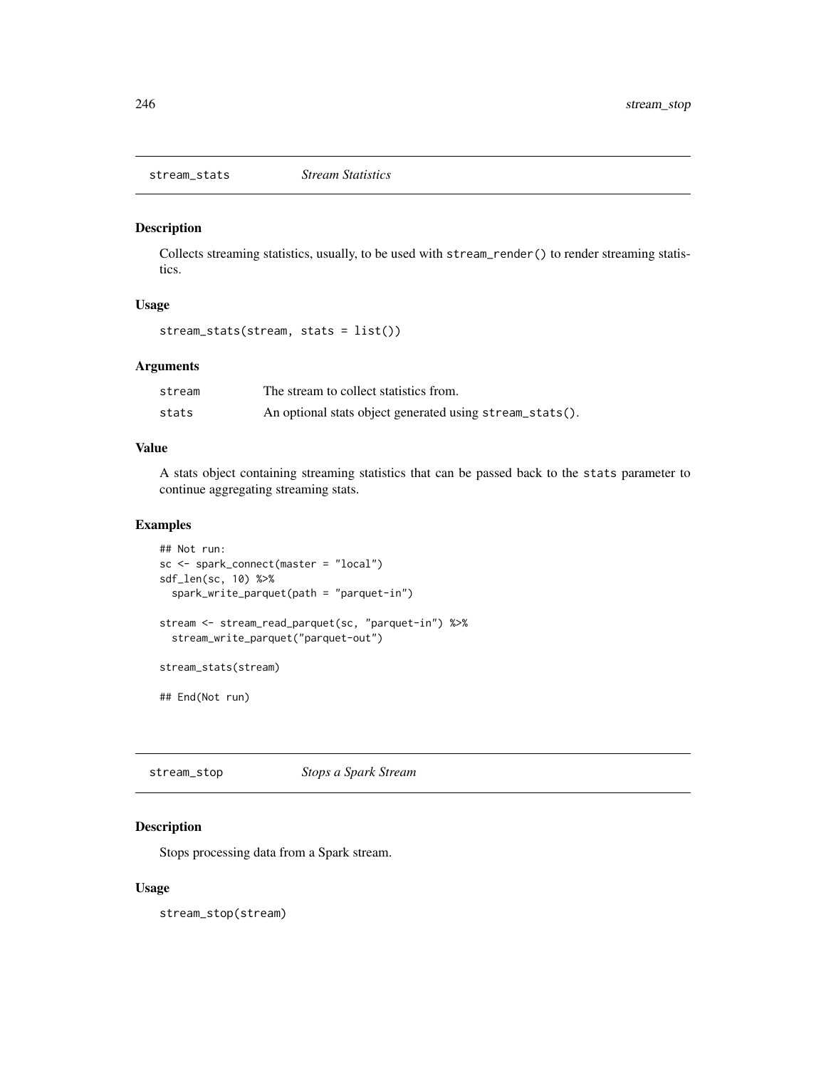## stream_stats — *Stream Statistics*

### Description

Collects streaming statistics, usually, to be used with `stream_render()` to render streaming statistics.

### Usage

```
stream_stats(stream, stats = list())
```

### Arguments

| | |
|---|---|
| `stream` | The stream to collect statistics from. |
| `stats` | An optional stats object generated using `stream_stats()`. |

### Value

A stats object containing streaming statistics that can be passed back to the `stats` parameter to continue aggregating streaming stats.

### Examples

```
## Not run:
sc <- spark_connect(master = "local")
sdf_len(sc, 10) %>%
  spark_write_parquet(path = "parquet-in")

stream <- stream_read_parquet(sc, "parquet-in") %>%
  stream_write_parquet("parquet-out")

stream_stats(stream)

## End(Not run)
```

## stream_stop — *Stops a Spark Stream*

### Description

Stops processing data from a Spark stream.

### Usage

```
stream_stop(stream)
```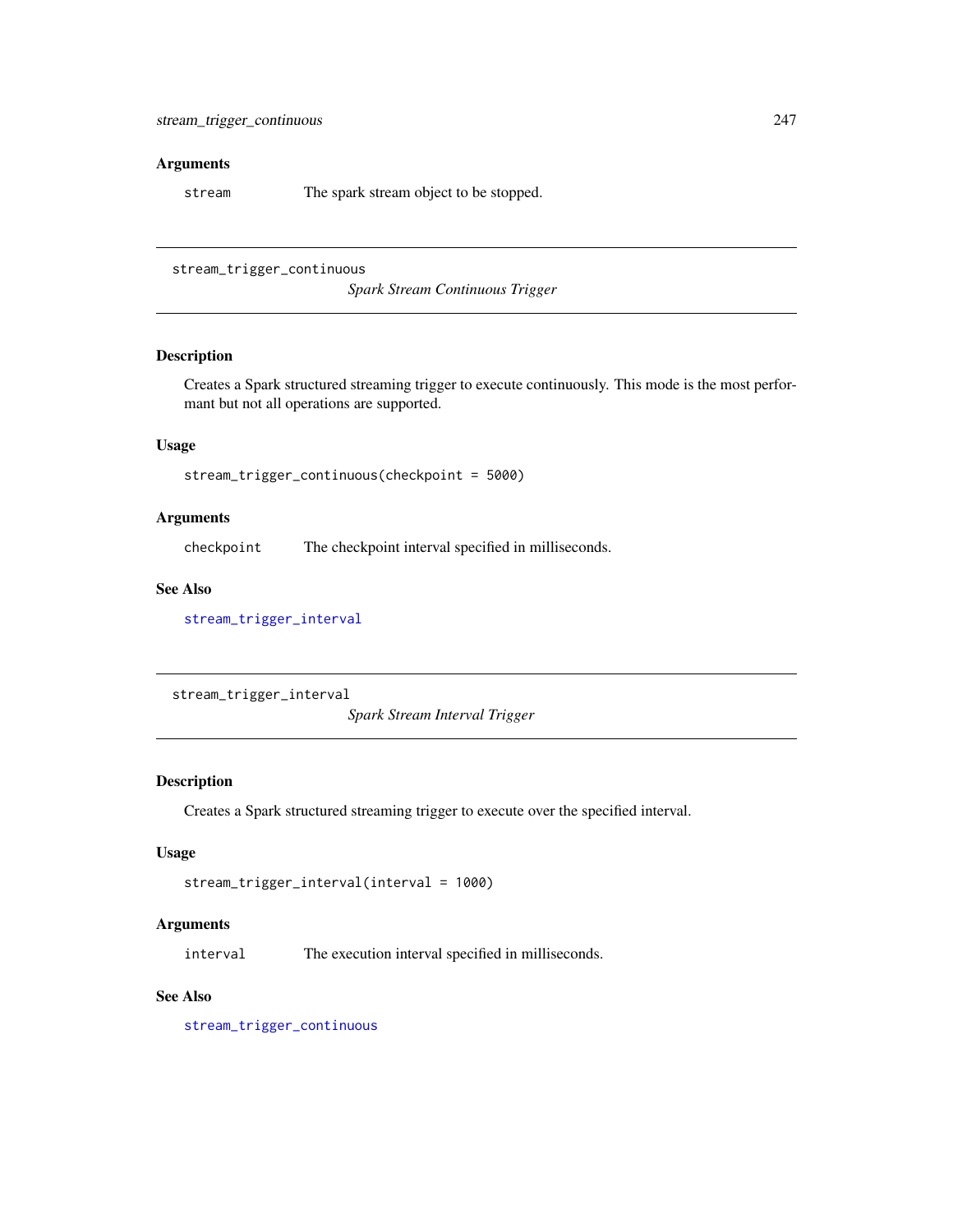## Arguments

| | |
|---|---|
| `stream` | The spark stream object to be stopped. |

---

`stream_trigger_continuous` *Spark Stream Continuous Trigger*

---

### Description

Creates a Spark structured streaming trigger to execute continuously. This mode is the most performant but not all operations are supported.

### Usage

```
stream_trigger_continuous(checkpoint = 5000)
```

### Arguments

| | |
|---|---|
| `checkpoint` | The checkpoint interval specified in milliseconds. |

### See Also

`stream_trigger_interval`

---

`stream_trigger_interval` *Spark Stream Interval Trigger*

---

### Description

Creates a Spark structured streaming trigger to execute over the specified interval.

### Usage

```
stream_trigger_interval(interval = 1000)
```

### Arguments

| | |
|---|---|
| `interval` | The execution interval specified in milliseconds. |

### See Also

`stream_trigger_continuous`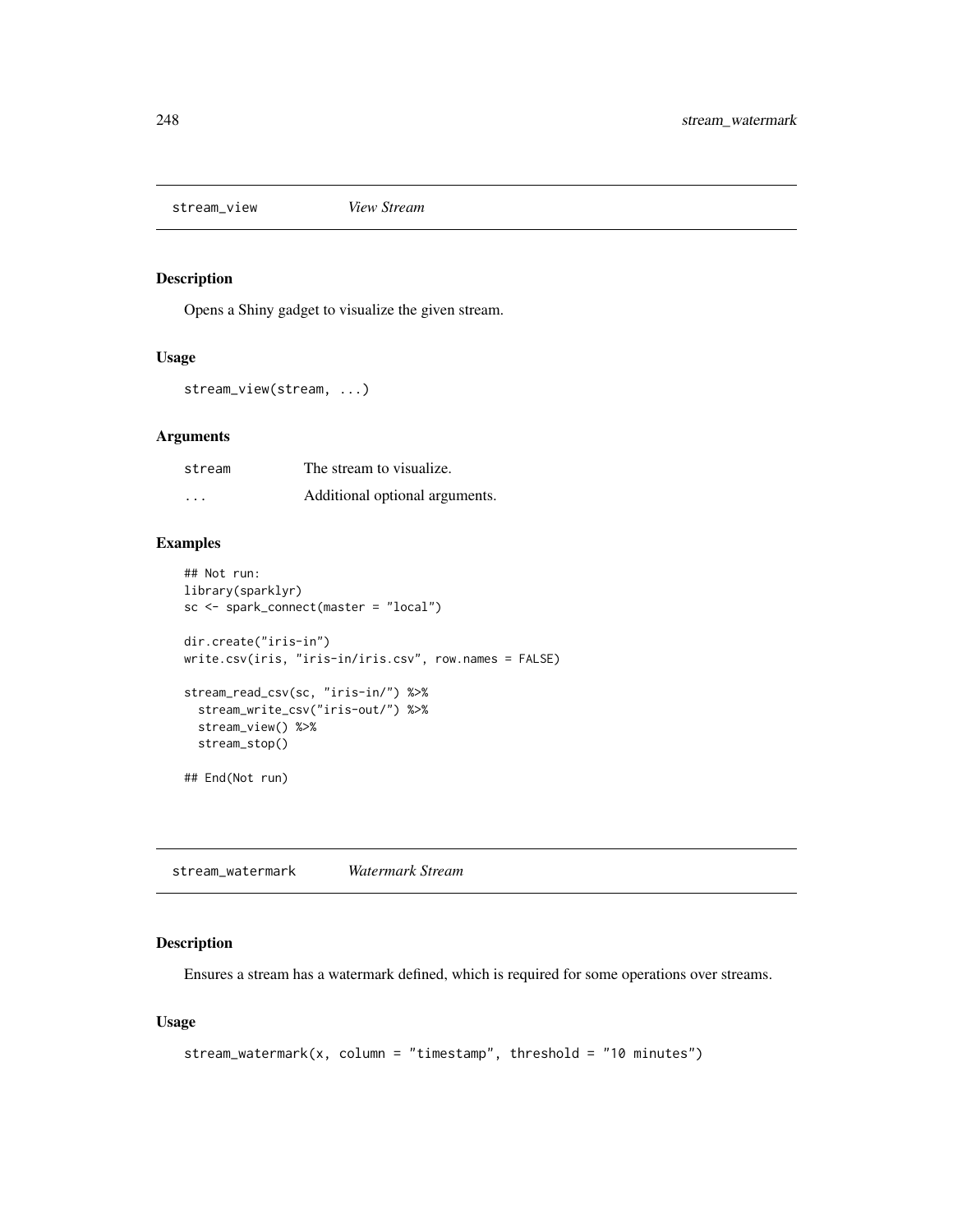## stream_view *View Stream*

### Description

Opens a Shiny gadget to visualize the given stream.

### Usage

```
stream_view(stream, ...)
```

### Arguments

| | |
|---|---|
| stream | The stream to visualize. |
| ... | Additional optional arguments. |

### Examples

```
## Not run:
library(sparklyr)
sc <- spark_connect(master = "local")

dir.create("iris-in")
write.csv(iris, "iris-in/iris.csv", row.names = FALSE)

stream_read_csv(sc, "iris-in/") %>%
  stream_write_csv("iris-out/") %>%
  stream_view() %>%
  stream_stop()

## End(Not run)
```

## stream_watermark *Watermark Stream*

### Description

Ensures a stream has a watermark defined, which is required for some operations over streams.

### Usage

```
stream_watermark(x, column = "timestamp", threshold = "10 minutes")
```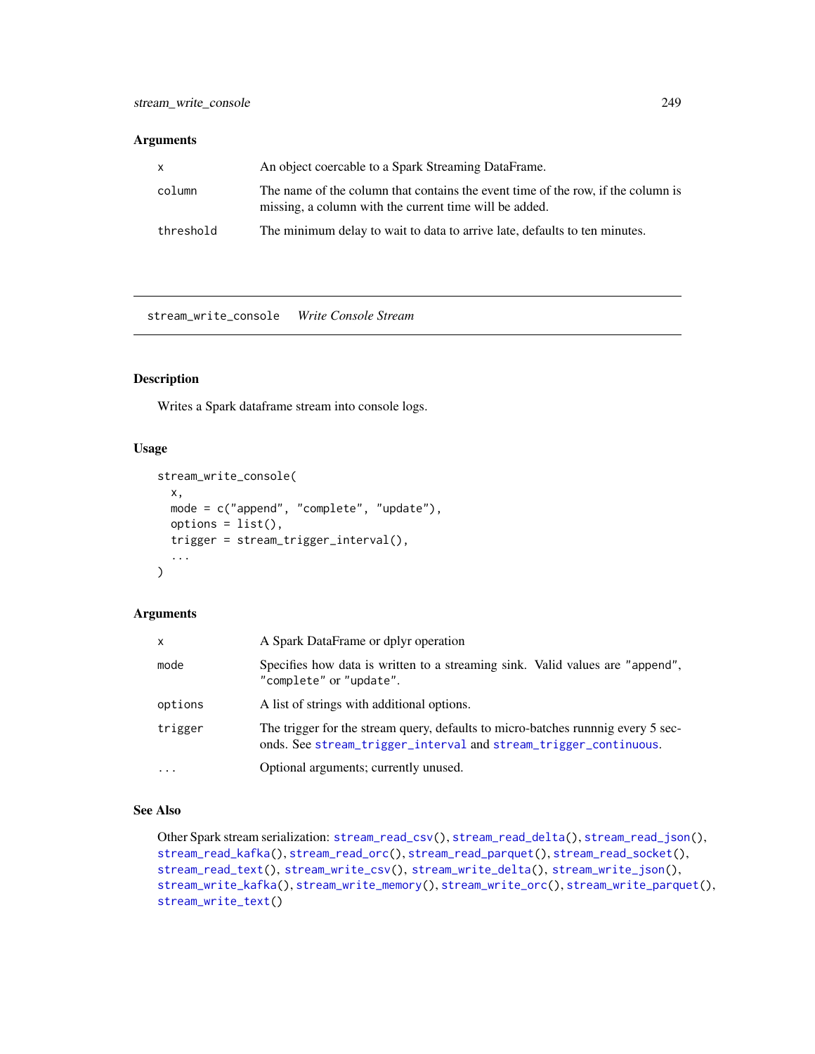### Arguments

| | |
|---|---|
| `x` | An object coercable to a Spark Streaming DataFrame. |
| `column` | The name of the column that contains the event time of the row, if the column is missing, a column with the current time will be added. |
| `threshold` | The minimum delay to wait to data to arrive late, defaults to ten minutes. |

---

## `stream_write_console` *Write Console Stream*

---

### Description

Writes a Spark dataframe stream into console logs.

### Usage

```
stream_write_console(
  x,
  mode = c("append", "complete", "update"),
  options = list(),
  trigger = stream_trigger_interval(),
  ...
)
```

### Arguments

| | |
|---|---|
| `x` | A Spark DataFrame or dplyr operation |
| `mode` | Specifies how data is written to a streaming sink. Valid values are `"append"`, `"complete"` or `"update"`. |
| `options` | A list of strings with additional options. |
| `trigger` | The trigger for the stream query, defaults to micro-batches runnnig every 5 seconds. See `stream_trigger_interval` and `stream_trigger_continuous`. |
| `...` | Optional arguments; currently unused. |

### See Also

Other Spark stream serialization: `stream_read_csv()`, `stream_read_delta()`, `stream_read_json()`, `stream_read_kafka()`, `stream_read_orc()`, `stream_read_parquet()`, `stream_read_socket()`, `stream_read_text()`, `stream_write_csv()`, `stream_write_delta()`, `stream_write_json()`, `stream_write_kafka()`, `stream_write_memory()`, `stream_write_orc()`, `stream_write_parquet()`, `stream_write_text()`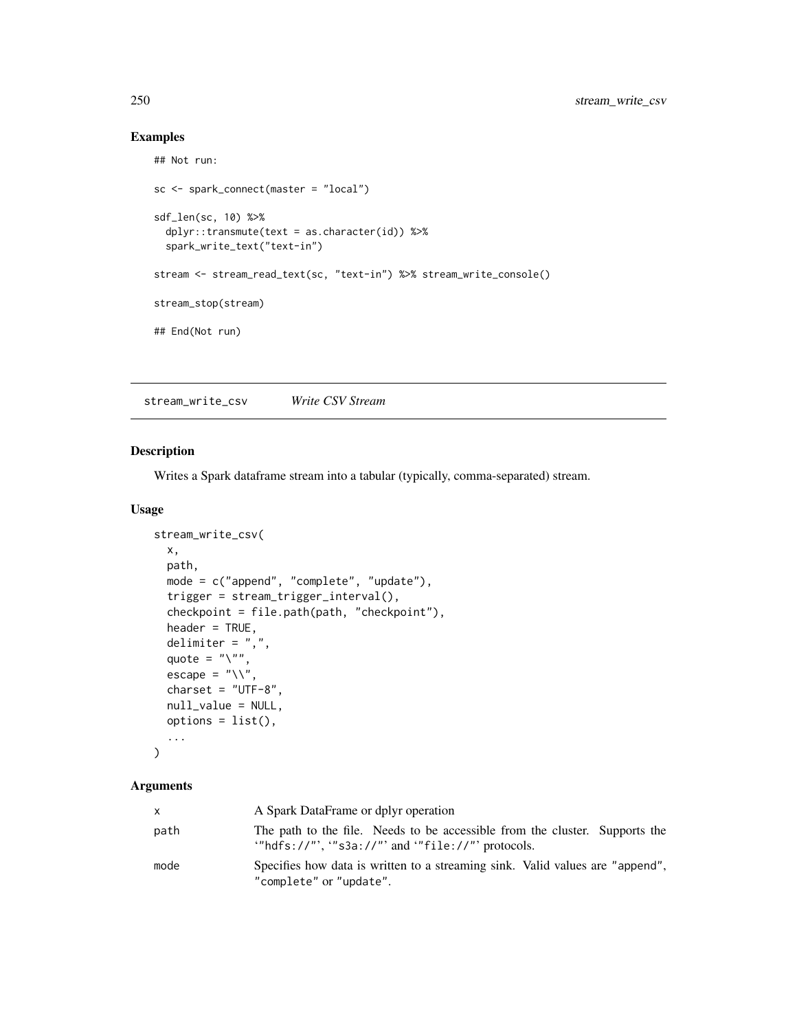## Examples

```
## Not run:

sc <- spark_connect(master = "local")

sdf_len(sc, 10) %>%
  dplyr::transmute(text = as.character(id)) %>%
  spark_write_text("text-in")

stream <- stream_read_text(sc, "text-in") %>% stream_write_console()

stream_stop(stream)

## End(Not run)
```

---

# stream_write_csv    *Write CSV Stream*

---

## Description

Writes a Spark dataframe stream into a tabular (typically, comma-separated) stream.

## Usage

```
stream_write_csv(
  x,
  path,
  mode = c("append", "complete", "update"),
  trigger = stream_trigger_interval(),
  checkpoint = file.path(path, "checkpoint"),
  header = TRUE,
  delimiter = ",",
  quote = "\"",
  escape = "\\",
  charset = "UTF-8",
  null_value = NULL,
  options = list(),
  ...
)
```

## Arguments

| | |
|---|---|
| x | A Spark DataFrame or dplyr operation |
| path | The path to the file. Needs to be accessible from the cluster. Supports the '"hdfs://"', '"s3a://"' and '"file://"' protocols. |
| mode | Specifies how data is written to a streaming sink. Valid values are "append", "complete" or "update". |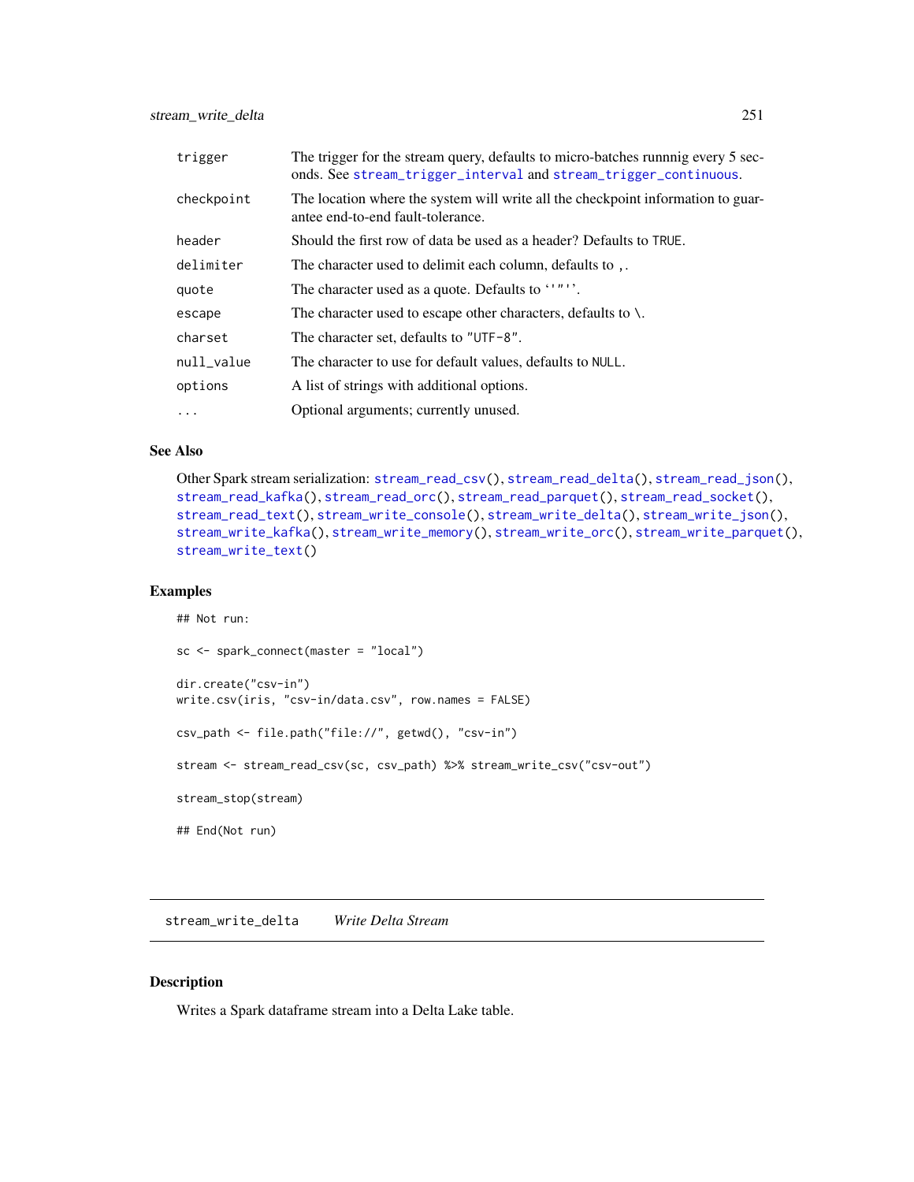| | |
|---|---|
| trigger | The trigger for the stream query, defaults to micro-batches runnnig every 5 seconds. See stream_trigger_interval and stream_trigger_continuous. |
| checkpoint | The location where the system will write all the checkpoint information to guarantee end-to-end fault-tolerance. |
| header | Should the first row of data be used as a header? Defaults to TRUE. |
| delimiter | The character used to delimit each column, defaults to ,. |
| quote | The character used as a quote. Defaults to '"'. |
| escape | The character used to escape other characters, defaults to \. |
| charset | The character set, defaults to "UTF-8". |
| null_value | The character to use for default values, defaults to NULL. |
| options | A list of strings with additional options. |
| ... | Optional arguments; currently unused. |

### See Also

Other Spark stream serialization: stream_read_csv(), stream_read_delta(), stream_read_json(), stream_read_kafka(), stream_read_orc(), stream_read_parquet(), stream_read_socket(), stream_read_text(), stream_write_console(), stream_write_delta(), stream_write_json(), stream_write_kafka(), stream_write_memory(), stream_write_orc(), stream_write_parquet(), stream_write_text()

### Examples

```
## Not run:

sc <- spark_connect(master = "local")

dir.create("csv-in")
write.csv(iris, "csv-in/data.csv", row.names = FALSE)

csv_path <- file.path("file://", getwd(), "csv-in")

stream <- stream_read_csv(sc, csv_path) %>% stream_write_csv("csv-out")

stream_stop(stream)

## End(Not run)
```

## stream_write_delta *Write Delta Stream*

### Description

Writes a Spark dataframe stream into a Delta Lake table.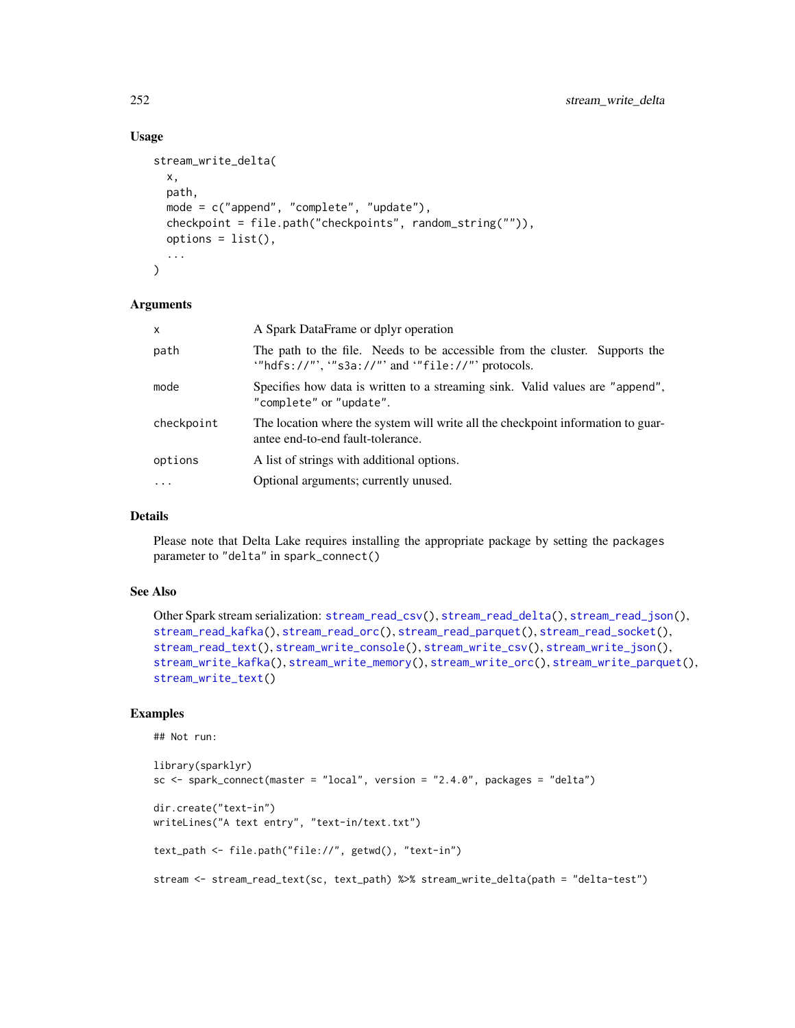## Usage

```
stream_write_delta(
  x,
  path,
  mode = c("append", "complete", "update"),
  checkpoint = file.path("checkpoints", random_string("")),
  options = list(),
  ...
)
```

## Arguments

| | |
|---|---|
| x | A Spark DataFrame or dplyr operation |
| path | The path to the file. Needs to be accessible from the cluster. Supports the '"hdfs://"', '"s3a://"' and '"file://"' protocols. |
| mode | Specifies how data is written to a streaming sink. Valid values are "append", "complete" or "update". |
| checkpoint | The location where the system will write all the checkpoint information to guarantee end-to-end fault-tolerance. |
| options | A list of strings with additional options. |
| ... | Optional arguments; currently unused. |

## Details

Please note that Delta Lake requires installing the appropriate package by setting the packages parameter to "delta" in spark_connect()

## See Also

Other Spark stream serialization: stream_read_csv(), stream_read_delta(), stream_read_json(), stream_read_kafka(), stream_read_orc(), stream_read_parquet(), stream_read_socket(), stream_read_text(), stream_write_console(), stream_write_csv(), stream_write_json(), stream_write_kafka(), stream_write_memory(), stream_write_orc(), stream_write_parquet(), stream_write_text()

## Examples

```
## Not run:

library(sparklyr)
sc <- spark_connect(master = "local", version = "2.4.0", packages = "delta")

dir.create("text-in")
writeLines("A text entry", "text-in/text.txt")

text_path <- file.path("file://", getwd(), "text-in")

stream <- stream_read_text(sc, text_path) %>% stream_write_delta(path = "delta-test")
```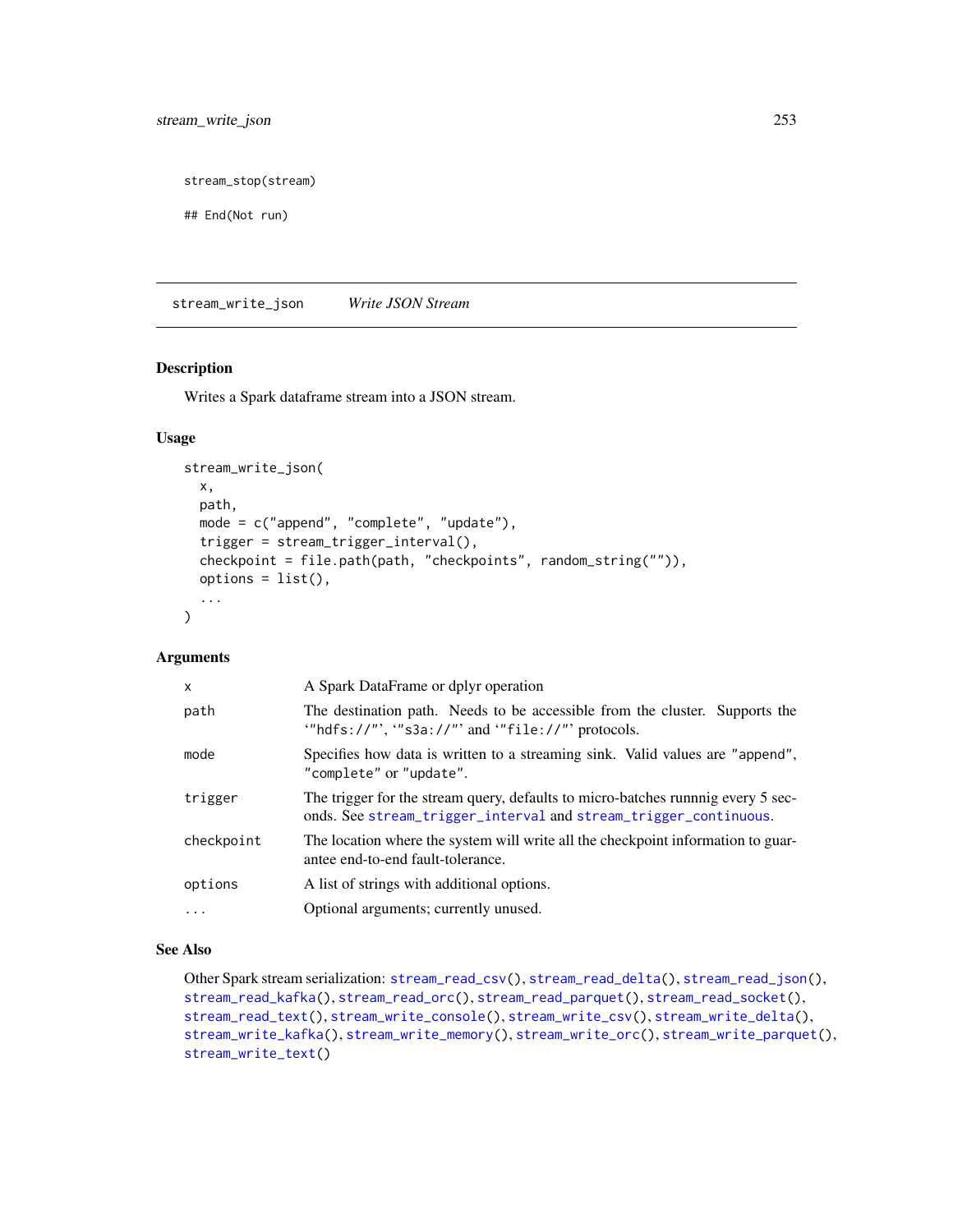```
stream_stop(stream)

## End(Not run)
```

---

## stream_write_json — *Write JSON Stream*

### Description

Writes a Spark dataframe stream into a JSON stream.

### Usage

```
stream_write_json(
  x,
  path,
  mode = c("append", "complete", "update"),
  trigger = stream_trigger_interval(),
  checkpoint = file.path(path, "checkpoints", random_string("")),
  options = list(),
  ...
)
```

### Arguments

| | |
|---|---|
| x | A Spark DataFrame or dplyr operation |
| path | The destination path. Needs to be accessible from the cluster. Supports the '"hdfs://"', '"s3a://"' and '"file://"' protocols. |
| mode | Specifies how data is written to a streaming sink. Valid values are "append", "complete" or "update". |
| trigger | The trigger for the stream query, defaults to micro-batches runnnig every 5 seconds. See stream_trigger_interval and stream_trigger_continuous. |
| checkpoint | The location where the system will write all the checkpoint information to guarantee end-to-end fault-tolerance. |
| options | A list of strings with additional options. |
| ... | Optional arguments; currently unused. |

### See Also

Other Spark stream serialization: stream_read_csv(), stream_read_delta(), stream_read_json(), stream_read_kafka(), stream_read_orc(), stream_read_parquet(), stream_read_socket(), stream_read_text(), stream_write_console(), stream_write_csv(), stream_write_delta(), stream_write_kafka(), stream_write_memory(), stream_write_orc(), stream_write_parquet(), stream_write_text()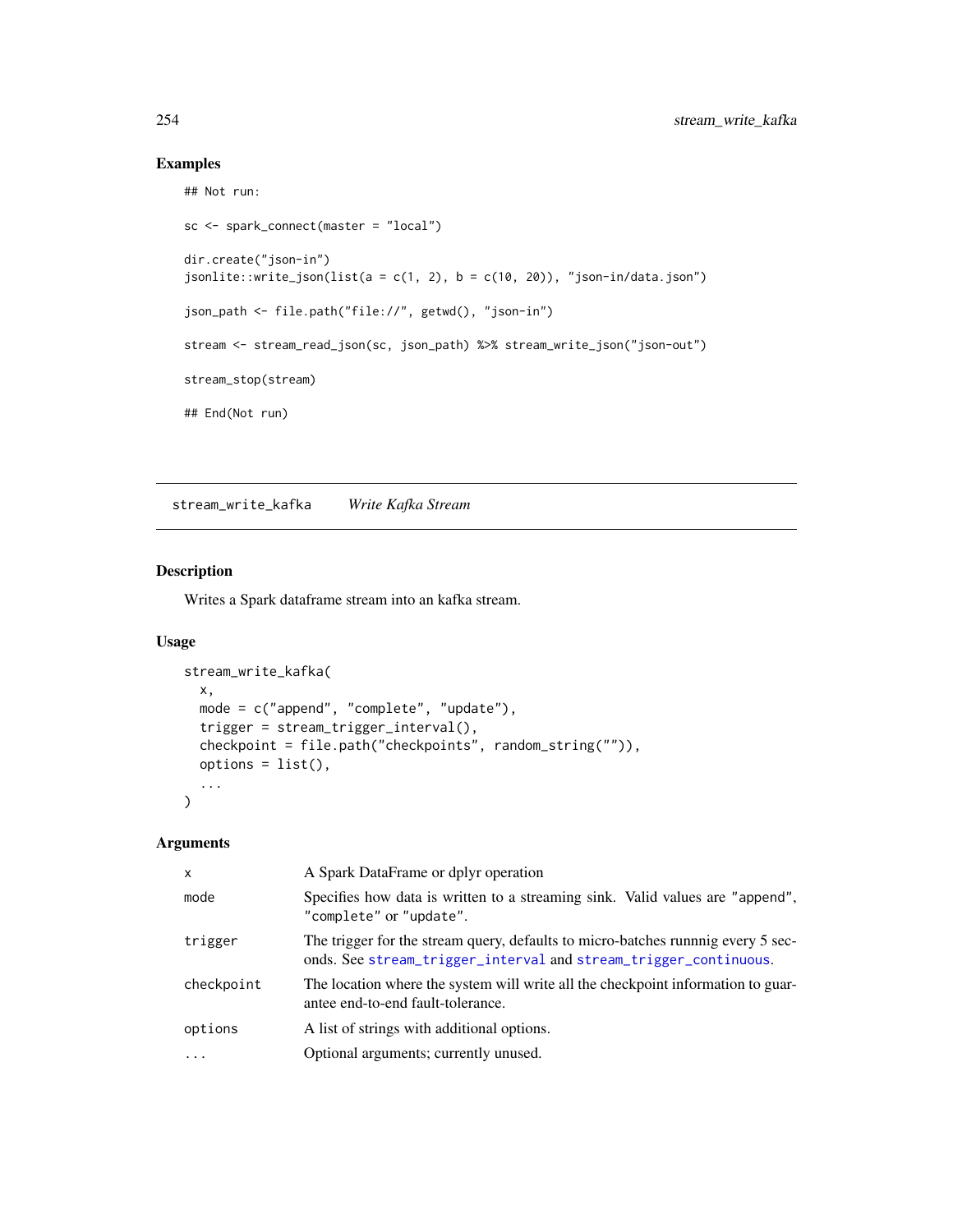## Examples

```
## Not run:

sc <- spark_connect(master = "local")

dir.create("json-in")
jsonlite::write_json(list(a = c(1, 2), b = c(10, 20)), "json-in/data.json")

json_path <- file.path("file://", getwd(), "json-in")

stream <- stream_read_json(sc, json_path) %>% stream_write_json("json-out")

stream_stop(stream)

## End(Not run)
```

---

# stream_write_kafka    *Write Kafka Stream*

---

## Description

Writes a Spark dataframe stream into an kafka stream.

## Usage

```
stream_write_kafka(
  x,
  mode = c("append", "complete", "update"),
  trigger = stream_trigger_interval(),
  checkpoint = file.path("checkpoints", random_string("")),
  options = list(),
  ...
)
```

## Arguments

| | |
|---|---|
| `x` | A Spark DataFrame or dplyr operation |
| `mode` | Specifies how data is written to a streaming sink. Valid values are `"append"`, `"complete"` or `"update"`. |
| `trigger` | The trigger for the stream query, defaults to micro-batches runnnig every 5 seconds. See `stream_trigger_interval` and `stream_trigger_continuous`. |
| `checkpoint` | The location where the system will write all the checkpoint information to guarantee end-to-end fault-tolerance. |
| `options` | A list of strings with additional options. |
| `...` | Optional arguments; currently unused. |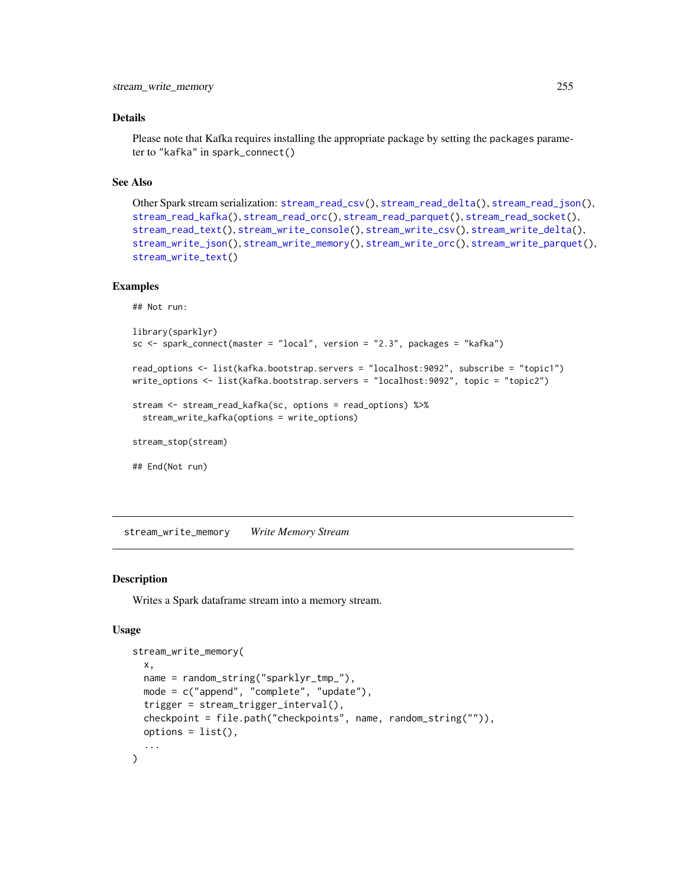### Details

Please note that Kafka requires installing the appropriate package by setting the packages parameter to "kafka" in spark_connect()

### See Also

Other Spark stream serialization: stream_read_csv(), stream_read_delta(), stream_read_json(), stream_read_kafka(), stream_read_orc(), stream_read_parquet(), stream_read_socket(), stream_read_text(), stream_write_console(), stream_write_csv(), stream_write_delta(), stream_write_json(), stream_write_memory(), stream_write_orc(), stream_write_parquet(), stream_write_text()

### Examples

```
## Not run:

library(sparklyr)
sc <- spark_connect(master = "local", version = "2.3", packages = "kafka")

read_options <- list(kafka.bootstrap.servers = "localhost:9092", subscribe = "topic1")
write_options <- list(kafka.bootstrap.servers = "localhost:9092", topic = "topic2")

stream <- stream_read_kafka(sc, options = read_options) %>%
  stream_write_kafka(options = write_options)

stream_stop(stream)

## End(Not run)
```

---

## stream_write_memory    *Write Memory Stream*

### Description

Writes a Spark dataframe stream into a memory stream.

### Usage

```
stream_write_memory(
  x,
  name = random_string("sparklyr_tmp_"),
  mode = c("append", "complete", "update"),
  trigger = stream_trigger_interval(),
  checkpoint = file.path("checkpoints", name, random_string("")),
  options = list(),
  ...
)
```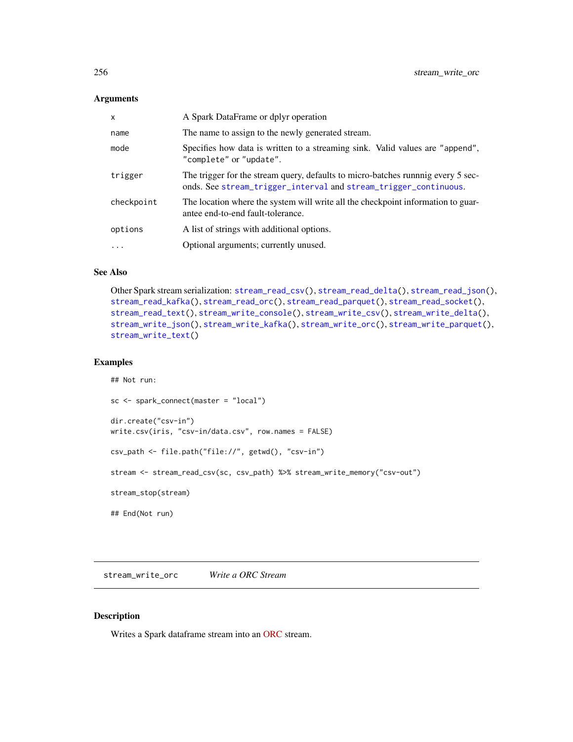### Arguments

| | |
|---|---|
| x | A Spark DataFrame or dplyr operation |
| name | The name to assign to the newly generated stream. |
| mode | Specifies how data is written to a streaming sink. Valid values are "append", "complete" or "update". |
| trigger | The trigger for the stream query, defaults to micro-batches runnnig every 5 seconds. See stream_trigger_interval and stream_trigger_continuous. |
| checkpoint | The location where the system will write all the checkpoint information to guarantee end-to-end fault-tolerance. |
| options | A list of strings with additional options. |
| ... | Optional arguments; currently unused. |

### See Also

Other Spark stream serialization: stream_read_csv(), stream_read_delta(), stream_read_json(), stream_read_kafka(), stream_read_orc(), stream_read_parquet(), stream_read_socket(), stream_read_text(), stream_write_console(), stream_write_csv(), stream_write_delta(), stream_write_json(), stream_write_kafka(), stream_write_orc(), stream_write_parquet(), stream_write_text()

### Examples

```
## Not run:

sc <- spark_connect(master = "local")

dir.create("csv-in")
write.csv(iris, "csv-in/data.csv", row.names = FALSE)

csv_path <- file.path("file://", getwd(), "csv-in")

stream <- stream_read_csv(sc, csv_path) %>% stream_write_memory("csv-out")

stream_stop(stream)

## End(Not run)
```

---

## stream_write_orc *Write a ORC Stream*

### Description

Writes a Spark dataframe stream into an ORC stream.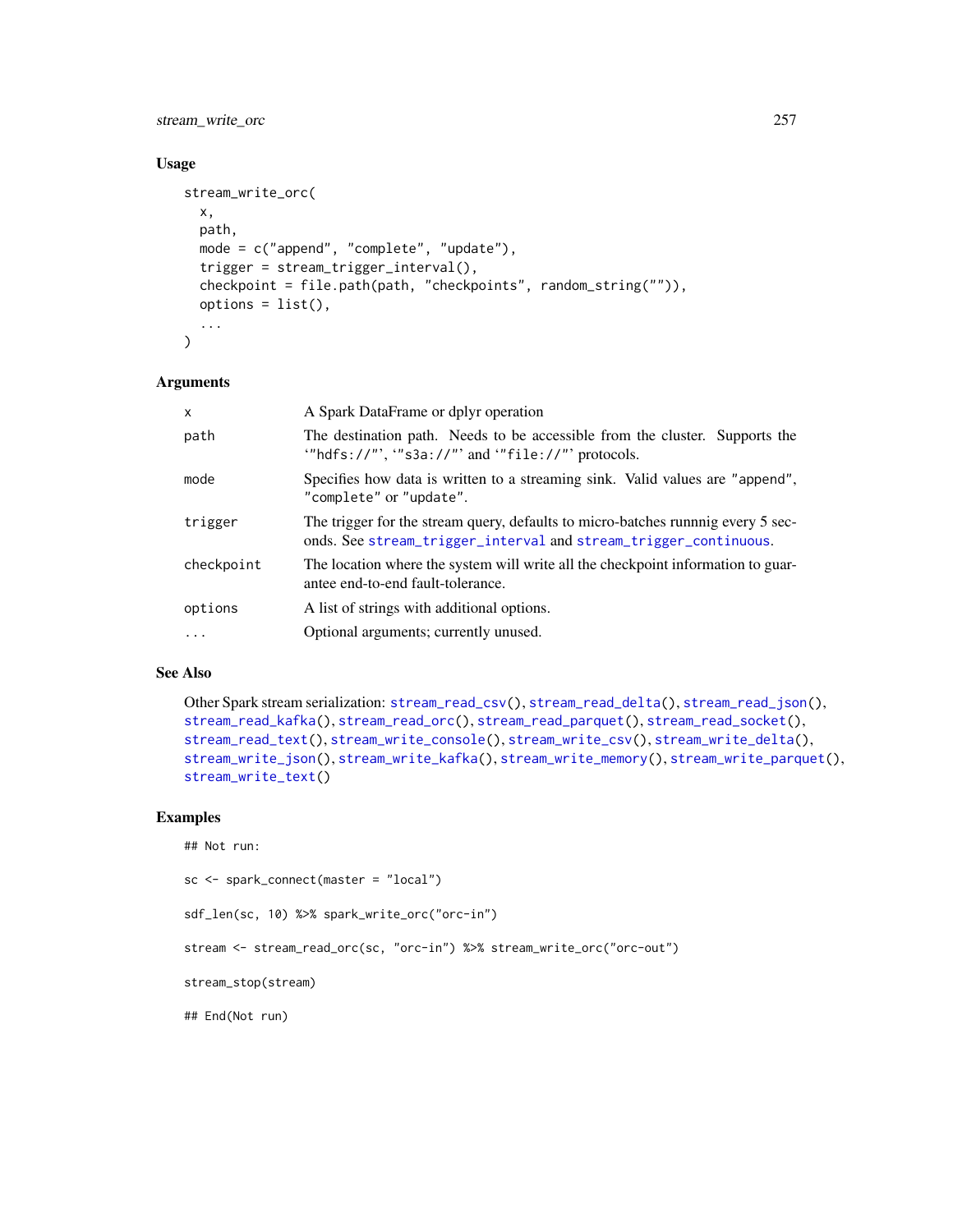### Usage

```
stream_write_orc(
  x,
  path,
  mode = c("append", "complete", "update"),
  trigger = stream_trigger_interval(),
  checkpoint = file.path(path, "checkpoints", random_string("")),
  options = list(),
  ...
)
```

### Arguments

| | |
|---|---|
| x | A Spark DataFrame or dplyr operation |
| path | The destination path. Needs to be accessible from the cluster. Supports the ‘"hdfs://"’, ‘"s3a://"’ and ‘"file://"’ protocols. |
| mode | Specifies how data is written to a streaming sink. Valid values are "append", "complete" or "update". |
| trigger | The trigger for the stream query, defaults to micro-batches runnnig every 5 seconds. See stream_trigger_interval and stream_trigger_continuous. |
| checkpoint | The location where the system will write all the checkpoint information to guarantee end-to-end fault-tolerance. |
| options | A list of strings with additional options. |
| ... | Optional arguments; currently unused. |

### See Also

Other Spark stream serialization: stream_read_csv(), stream_read_delta(), stream_read_json(), stream_read_kafka(), stream_read_orc(), stream_read_parquet(), stream_read_socket(), stream_read_text(), stream_write_console(), stream_write_csv(), stream_write_delta(), stream_write_json(), stream_write_kafka(), stream_write_memory(), stream_write_parquet(), stream_write_text()

### Examples

```
## Not run:

sc <- spark_connect(master = "local")

sdf_len(sc, 10) %>% spark_write_orc("orc-in")

stream <- stream_read_orc(sc, "orc-in") %>% stream_write_orc("orc-out")

stream_stop(stream)

## End(Not run)
```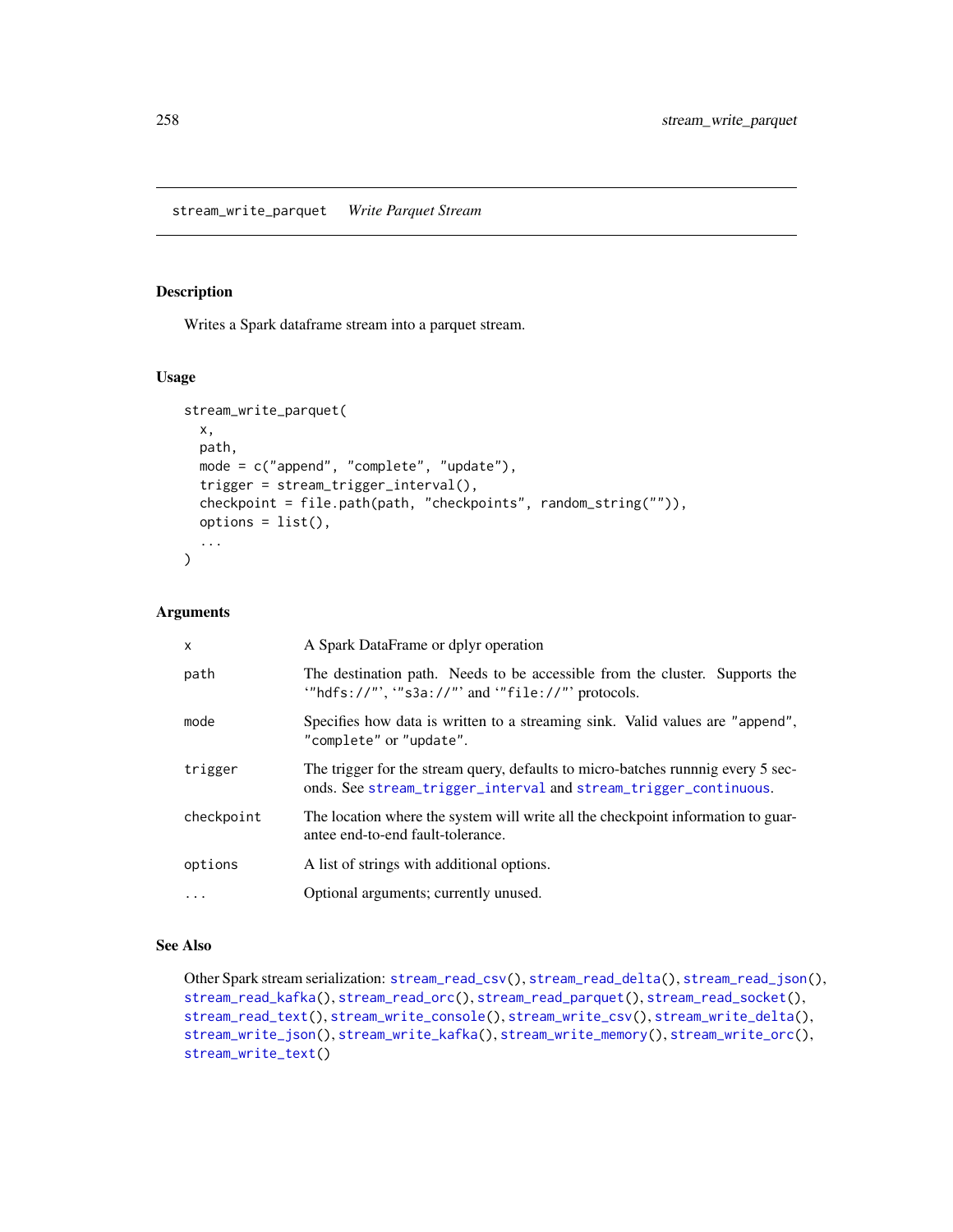## stream_write_parquet *Write Parquet Stream*

### Description

Writes a Spark dataframe stream into a parquet stream.

### Usage

```
stream_write_parquet(
  x,
  path,
  mode = c("append", "complete", "update"),
  trigger = stream_trigger_interval(),
  checkpoint = file.path(path, "checkpoints", random_string("")),
  options = list(),
  ...
)
```

### Arguments

| | |
|---|---|
| x | A Spark DataFrame or dplyr operation |
| path | The destination path. Needs to be accessible from the cluster. Supports the '"hdfs://"', '"s3a://"' and '"file://"' protocols. |
| mode | Specifies how data is written to a streaming sink. Valid values are "append", "complete" or "update". |
| trigger | The trigger for the stream query, defaults to micro-batches runnnig every 5 seconds. See stream_trigger_interval and stream_trigger_continuous. |
| checkpoint | The location where the system will write all the checkpoint information to guarantee end-to-end fault-tolerance. |
| options | A list of strings with additional options. |
| ... | Optional arguments; currently unused. |

### See Also

Other Spark stream serialization: stream_read_csv(), stream_read_delta(), stream_read_json(), stream_read_kafka(), stream_read_orc(), stream_read_parquet(), stream_read_socket(), stream_read_text(), stream_write_console(), stream_write_csv(), stream_write_delta(), stream_write_json(), stream_write_kafka(), stream_write_memory(), stream_write_orc(), stream_write_text()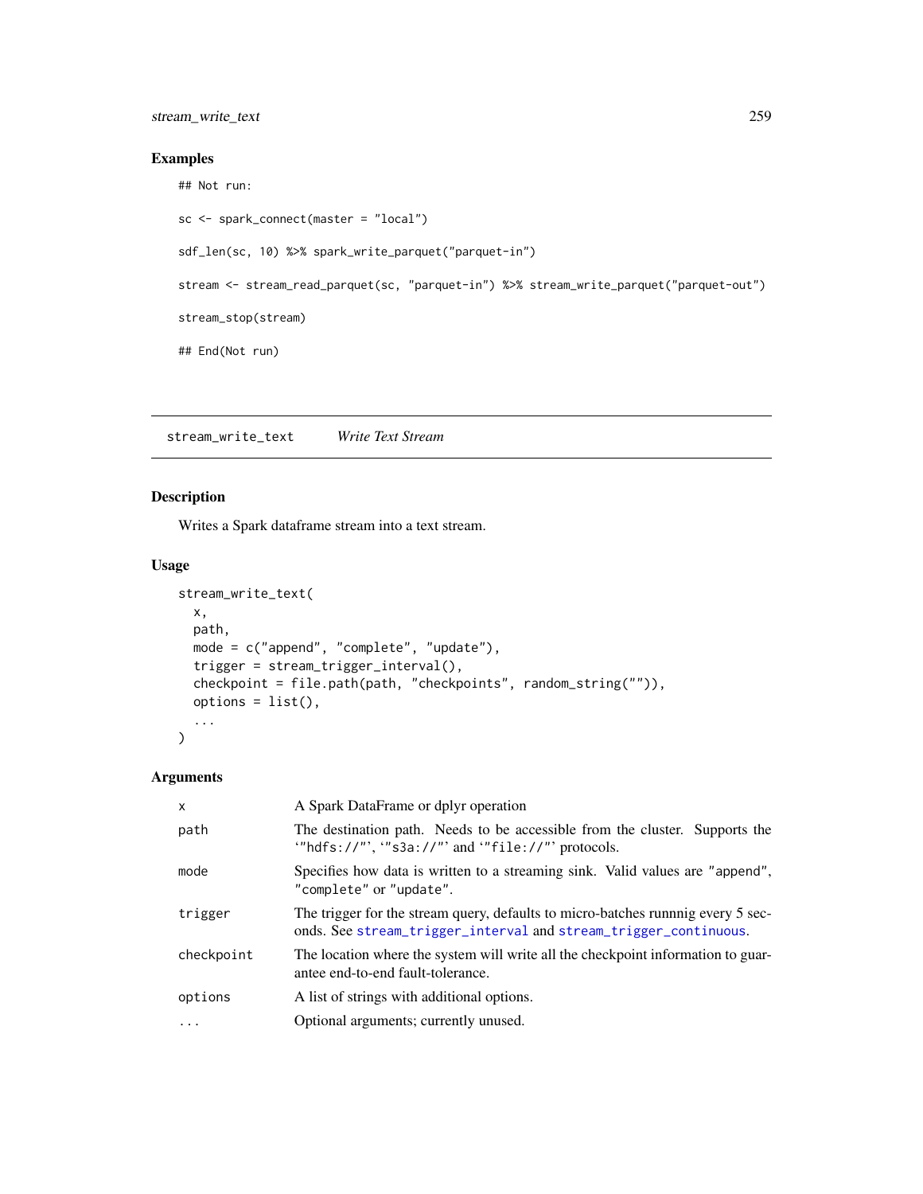## Examples

```
## Not run:

sc <- spark_connect(master = "local")

sdf_len(sc, 10) %>% spark_write_parquet("parquet-in")

stream <- stream_read_parquet(sc, "parquet-in") %>% stream_write_parquet("parquet-out")

stream_stop(stream)

## End(Not run)
```

---

# stream_write_text *Write Text Stream*

---

## Description

Writes a Spark dataframe stream into a text stream.

## Usage

```
stream_write_text(
  x,
  path,
  mode = c("append", "complete", "update"),
  trigger = stream_trigger_interval(),
  checkpoint = file.path(path, "checkpoints", random_string("")),
  options = list(),
  ...
)
```

## Arguments

| | |
|---|---|
| x | A Spark DataFrame or dplyr operation |
| path | The destination path. Needs to be accessible from the cluster. Supports the '"hdfs://"', '"s3a://"' and '"file://"' protocols. |
| mode | Specifies how data is written to a streaming sink. Valid values are "append", "complete" or "update". |
| trigger | The trigger for the stream query, defaults to micro-batches runnnig every 5 seconds. See stream_trigger_interval and stream_trigger_continuous. |
| checkpoint | The location where the system will write all the checkpoint information to guarantee end-to-end fault-tolerance. |
| options | A list of strings with additional options. |
| ... | Optional arguments; currently unused. |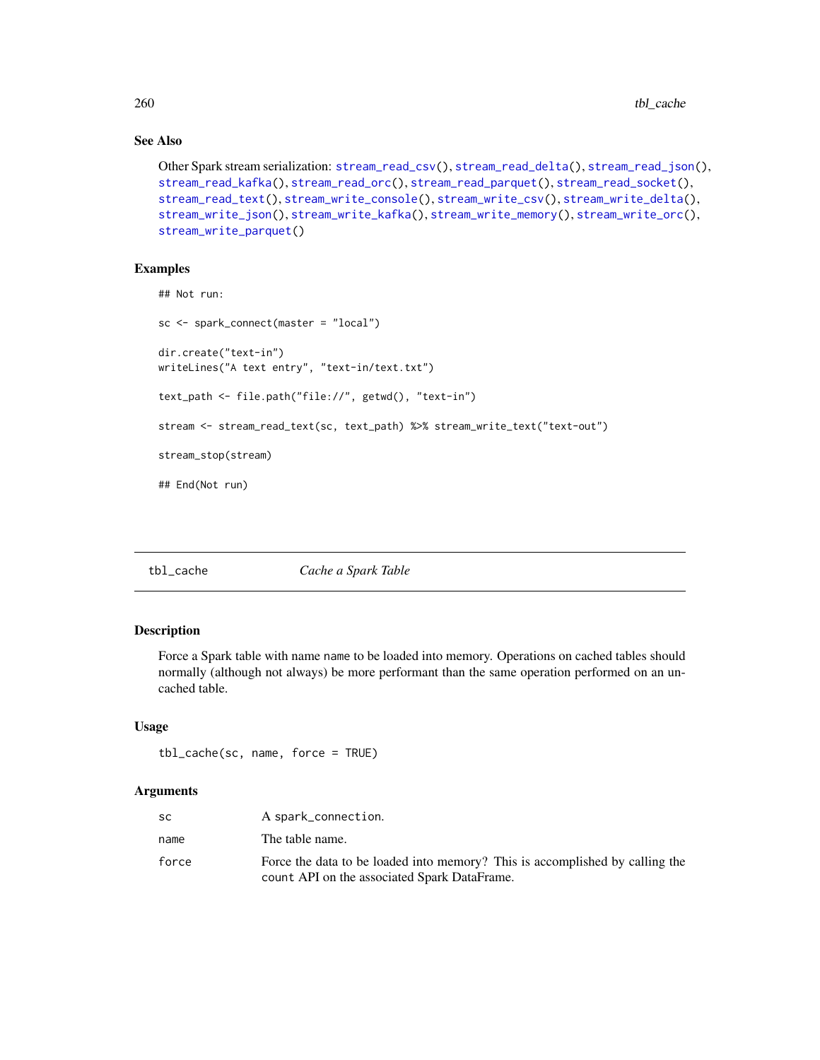### See Also

Other Spark stream serialization: stream_read_csv(), stream_read_delta(), stream_read_json(), stream_read_kafka(), stream_read_orc(), stream_read_parquet(), stream_read_socket(), stream_read_text(), stream_write_console(), stream_write_csv(), stream_write_delta(), stream_write_json(), stream_write_kafka(), stream_write_memory(), stream_write_orc(), stream_write_parquet()

### Examples

```
## Not run:

sc <- spark_connect(master = "local")

dir.create("text-in")
writeLines("A text entry", "text-in/text.txt")

text_path <- file.path("file://", getwd(), "text-in")

stream <- stream_read_text(sc, text_path) %>% stream_write_text("text-out")

stream_stop(stream)

## End(Not run)
```

---

## tbl_cache &nbsp;&nbsp;&nbsp;&nbsp; *Cache a Spark Table*

---

### Description

Force a Spark table with name name to be loaded into memory. Operations on cached tables should normally (although not always) be more performant than the same operation performed on an uncached table.

### Usage

```
tbl_cache(sc, name, force = TRUE)
```

### Arguments

| | |
|---|---|
| sc | A spark_connection. |
| name | The table name. |
| force | Force the data to be loaded into memory? This is accomplished by calling the count API on the associated Spark DataFrame. |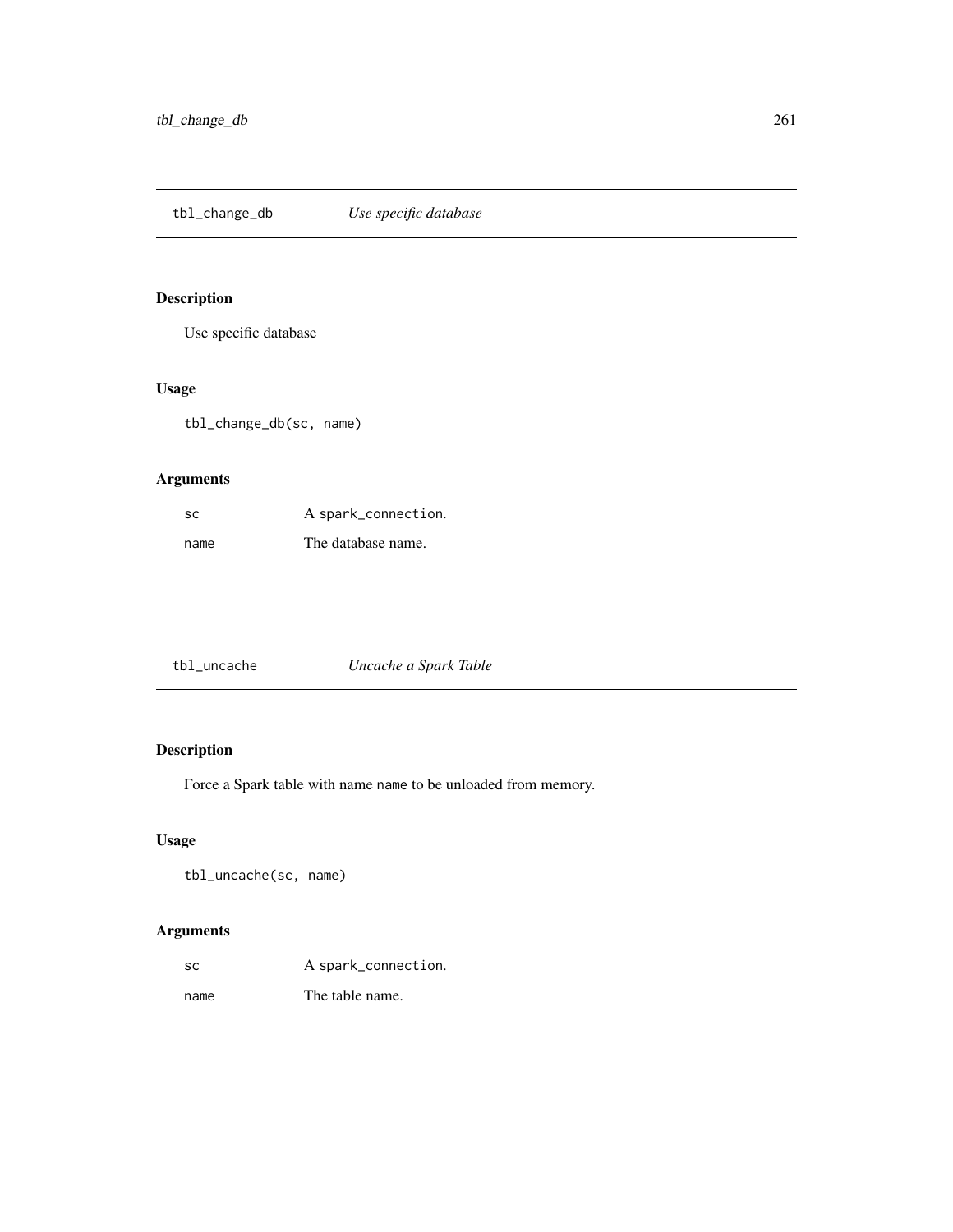## tbl_change_db — *Use specific database*

### Description

Use specific database

### Usage

```
tbl_change_db(sc, name)
```

### Arguments

| | |
|---|---|
| sc | A spark_connection. |
| name | The database name. |

## tbl_uncache — *Uncache a Spark Table*

### Description

Force a Spark table with name name to be unloaded from memory.

### Usage

```
tbl_uncache(sc, name)
```

### Arguments

| | |
|---|---|
| sc | A spark_connection. |
| name | The table name. |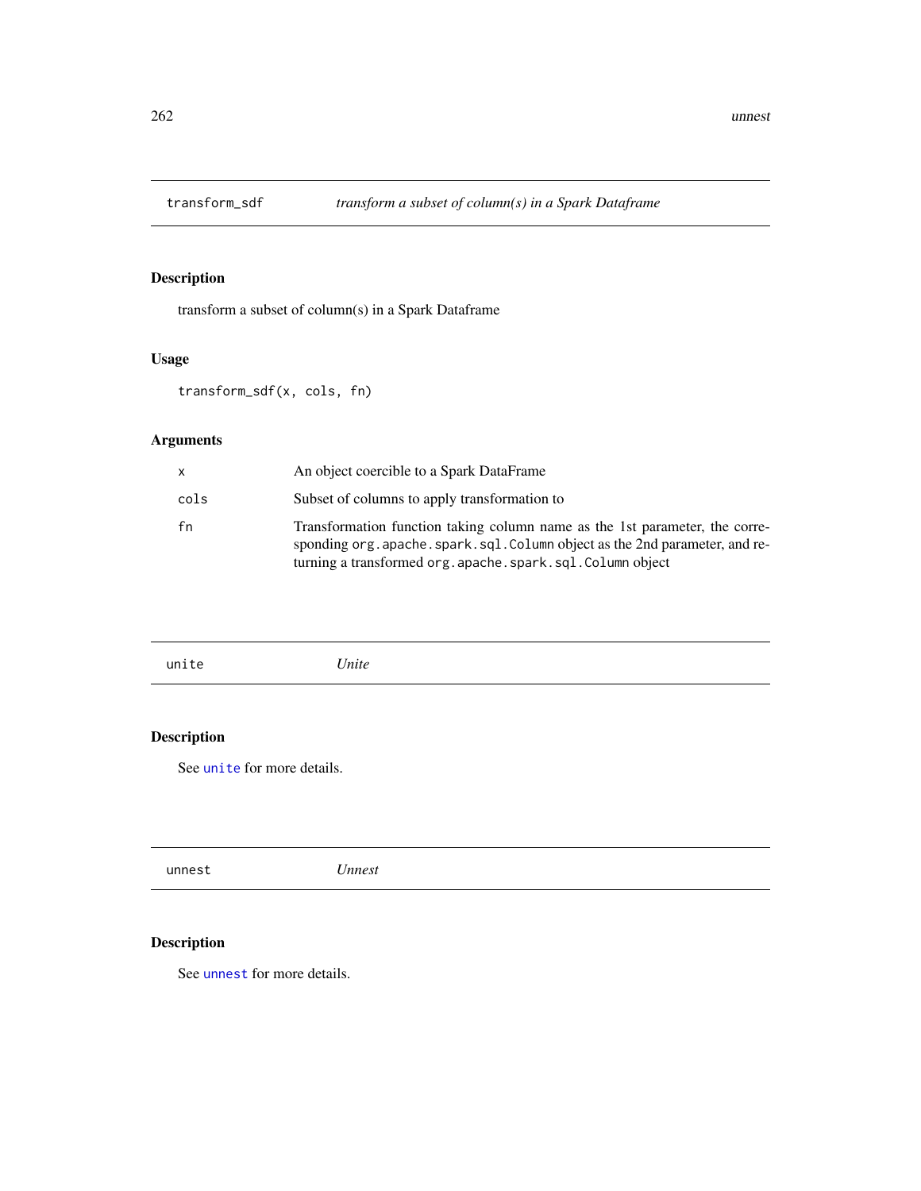## transform_sdf — *transform a subset of column(s) in a Spark Dataframe*

### Description

transform a subset of column(s) in a Spark Dataframe

### Usage

```
transform_sdf(x, cols, fn)
```

### Arguments

| | |
|---|---|
| x | An object coercible to a Spark DataFrame |
| cols | Subset of columns to apply transformation to |
| fn | Transformation function taking column name as the 1st parameter, the corresponding `org.apache.spark.sql.Column` object as the 2nd parameter, and returning a transformed `org.apache.spark.sql.Column` object |

## unite — *Unite*

### Description

See `unite` for more details.

## unnest — *Unnest*

### Description

See `unnest` for more details.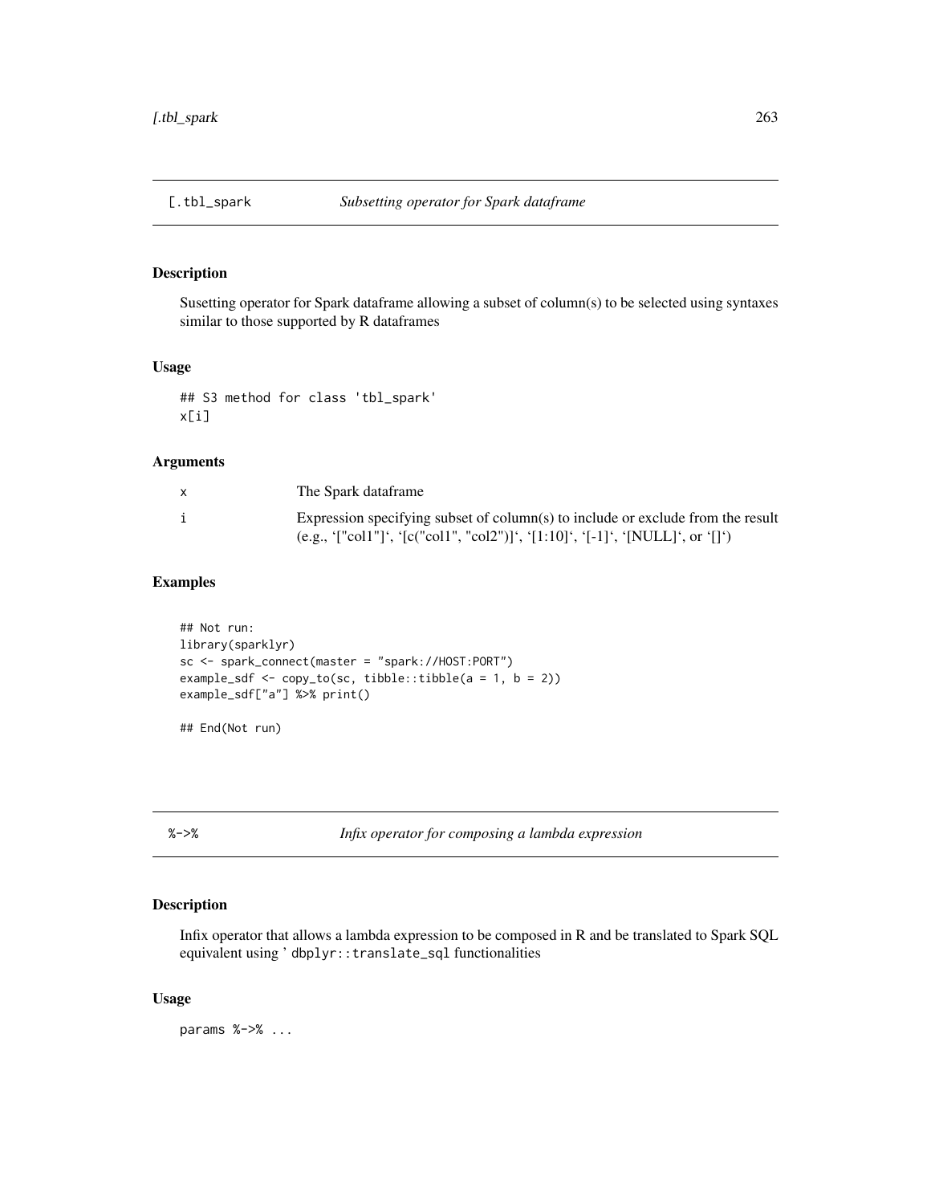## [.tbl_spark *Subsetting operator for Spark dataframe*

### Description

Susetting operator for Spark dataframe allowing a subset of column(s) to be selected using syntaxes similar to those supported by R dataframes

### Usage

```
## S3 method for class 'tbl_spark'
x[i]
```

### Arguments

| | |
|---|---|
| x | The Spark dataframe |
| i | Expression specifying subset of column(s) to include or exclude from the result (e.g., '["col1"]', '[c("col1", "col2")]', '[1:10]', '[-1]', '[NULL]', or '[]') |

### Examples

```
## Not run:
library(sparklyr)
sc <- spark_connect(master = "spark://HOST:PORT")
example_sdf <- copy_to(sc, tibble::tibble(a = 1, b = 2))
example_sdf["a"] %>% print()

## End(Not run)
```

## %->% *Infix operator for composing a lambda expression*

### Description

Infix operator that allows a lambda expression to be composed in R and be translated to Spark SQL equivalent using ' dbplyr::translate_sql functionalities

### Usage

```
params %->% ...
```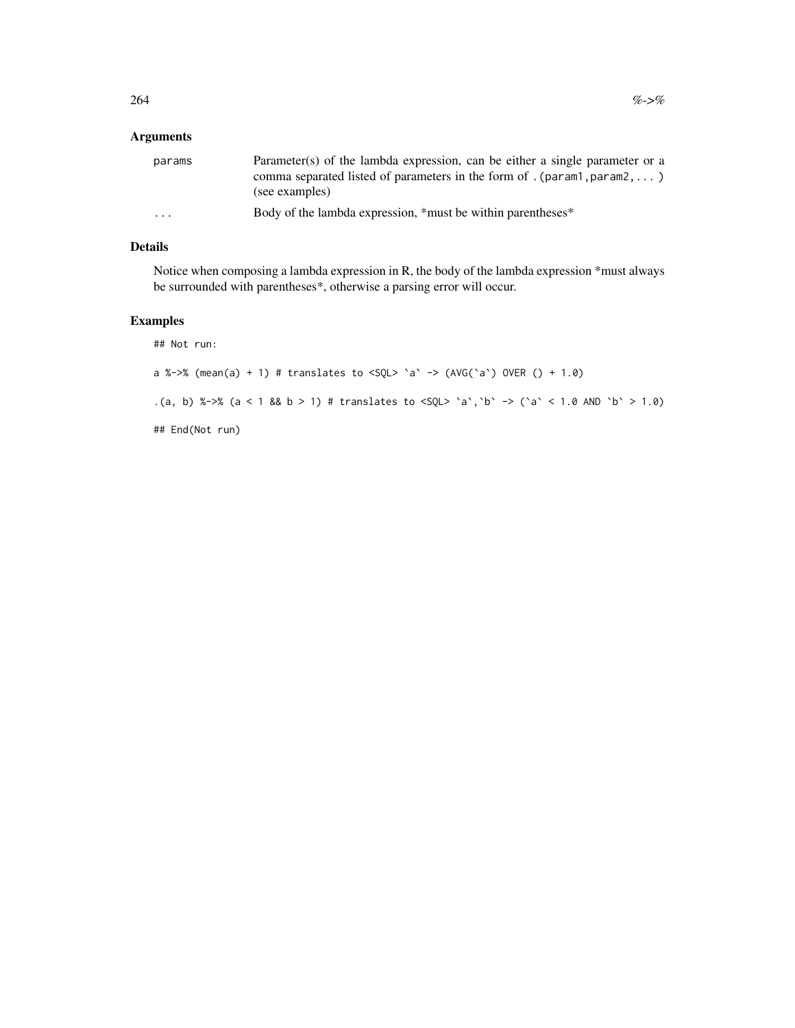## Arguments

| | |
|---|---|
| `params` | Parameter(s) of the lambda expression, can be either a single parameter or a comma separated listed of parameters in the form of `.(param1,param2,...)` (see examples) |
| `...` | Body of the lambda expression, *must be within parentheses* |

## Details

Notice when composing a lambda expression in R, the body of the lambda expression *must always be surrounded with parentheses*, otherwise a parsing error will occur.

## Examples

```
## Not run:

a %->% (mean(a) + 1) # translates to <SQL> `a` -> (AVG(`a`) OVER () + 1.0)

.(a, b) %->% (a < 1 && b > 1) # translates to <SQL> `a`,`b` -> (`a` < 1.0 AND `b` > 1.0)

## End(Not run)
```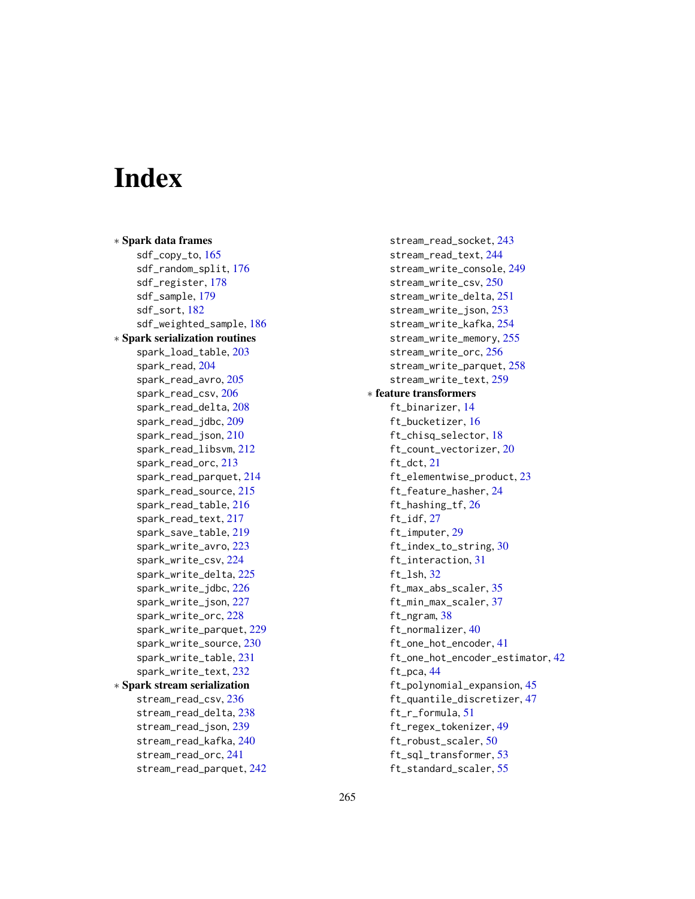# Index

* **Spark data frames**
    - sdf_copy_to, 165
    - sdf_random_split, 176
    - sdf_register, 178
    - sdf_sample, 179
    - sdf_sort, 182
    - sdf_weighted_sample, 186
* **Spark serialization routines**
    - spark_load_table, 203
    - spark_read, 204
    - spark_read_avro, 205
    - spark_read_csv, 206
    - spark_read_delta, 208
    - spark_read_jdbc, 209
    - spark_read_json, 210
    - spark_read_libsvm, 212
    - spark_read_orc, 213
    - spark_read_parquet, 214
    - spark_read_source, 215
    - spark_read_table, 216
    - spark_read_text, 217
    - spark_save_table, 219
    - spark_write_avro, 223
    - spark_write_csv, 224
    - spark_write_delta, 225
    - spark_write_jdbc, 226
    - spark_write_json, 227
    - spark_write_orc, 228
    - spark_write_parquet, 229
    - spark_write_source, 230
    - spark_write_table, 231
    - spark_write_text, 232
* **Spark stream serialization**
    - stream_read_csv, 236
    - stream_read_delta, 238
    - stream_read_json, 239
    - stream_read_kafka, 240
    - stream_read_orc, 241
    - stream_read_parquet, 242
    - stream_read_socket, 243
    - stream_read_text, 244
    - stream_write_console, 249
    - stream_write_csv, 250
    - stream_write_delta, 251
    - stream_write_json, 253
    - stream_write_kafka, 254
    - stream_write_memory, 255
    - stream_write_orc, 256
    - stream_write_parquet, 258
    - stream_write_text, 259
* **feature transformers**
    - ft_binarizer, 14
    - ft_bucketizer, 16
    - ft_chisq_selector, 18
    - ft_count_vectorizer, 20
    - ft_dct, 21
    - ft_elementwise_product, 23
    - ft_feature_hasher, 24
    - ft_hashing_tf, 26
    - ft_idf, 27
    - ft_imputer, 29
    - ft_index_to_string, 30
    - ft_interaction, 31
    - ft_lsh, 32
    - ft_max_abs_scaler, 35
    - ft_min_max_scaler, 37
    - ft_ngram, 38
    - ft_normalizer, 40
    - ft_one_hot_encoder, 41
    - ft_one_hot_encoder_estimator, 42
    - ft_pca, 44
    - ft_polynomial_expansion, 45
    - ft_quantile_discretizer, 47
    - ft_r_formula, 51
    - ft_regex_tokenizer, 49
    - ft_robust_scaler, 50
    - ft_sql_transformer, 53
    - ft_standard_scaler, 55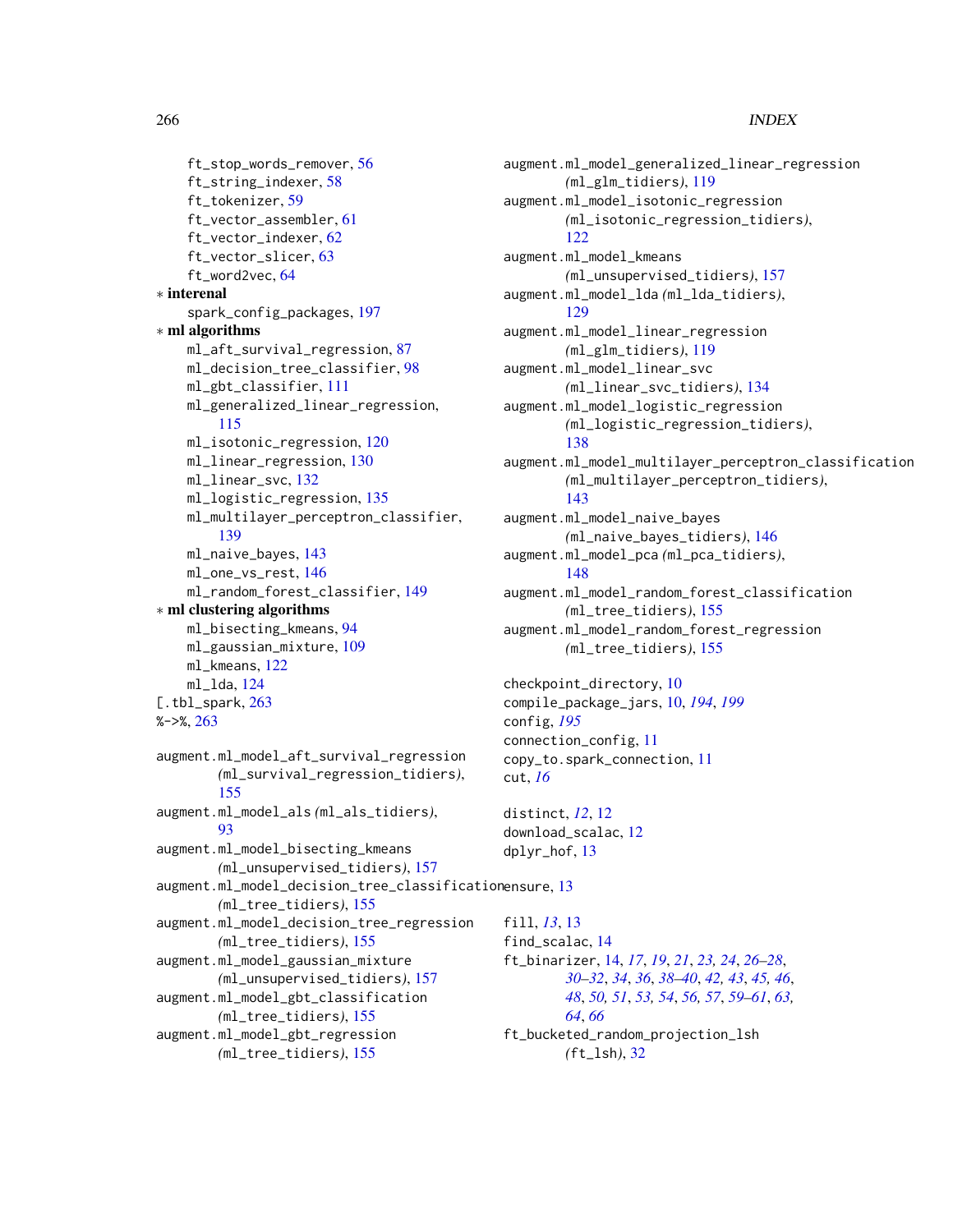ft_stop_words_remover, 56
ft_string_indexer, 58
ft_tokenizer, 59
ft_vector_assembler, 61
ft_vector_indexer, 62
ft_vector_slicer, 63
ft_word2vec, 64

∗ **interenal**
spark_config_packages, 197

∗ **ml algorithms**
ml_aft_survival_regression, 87
ml_decision_tree_classifier, 98
ml_gbt_classifier, 111
ml_generalized_linear_regression, 115
ml_isotonic_regression, 120
ml_linear_regression, 130
ml_linear_svc, 132
ml_logistic_regression, 135
ml_multilayer_perceptron_classifier, 139
ml_naive_bayes, 143
ml_one_vs_rest, 146
ml_random_forest_classifier, 149

∗ **ml clustering algorithms**
ml_bisecting_kmeans, 94
ml_gaussian_mixture, 109
ml_kmeans, 122
ml_lda, 124

[.tbl_spark, 263
%->%, 263

augment.ml_model_aft_survival_regression *(*ml_survival_regression_tidiers*)*, 155
augment.ml_model_als *(*ml_als_tidiers*)*, 93
augment.ml_model_bisecting_kmeans *(*ml_unsupervised_tidiers*)*, 157
augment.ml_model_decision_tree_classification *(*ml_tree_tidiers*)*, 155
augment.ml_model_decision_tree_regression *(*ml_tree_tidiers*)*, 155
augment.ml_model_gaussian_mixture *(*ml_unsupervised_tidiers*)*, 157
augment.ml_model_gbt_classification *(*ml_tree_tidiers*)*, 155
augment.ml_model_gbt_regression *(*ml_tree_tidiers*)*, 155
augment.ml_model_generalized_linear_regression *(*ml_glm_tidiers*)*, 119
augment.ml_model_isotonic_regression *(*ml_isotonic_regression_tidiers*)*, 122
augment.ml_model_kmeans *(*ml_unsupervised_tidiers*)*, 157
augment.ml_model_lda *(*ml_lda_tidiers*)*, 129
augment.ml_model_linear_regression *(*ml_glm_tidiers*)*, 119
augment.ml_model_linear_svc *(*ml_linear_svc_tidiers*)*, 134
augment.ml_model_logistic_regression *(*ml_logistic_regression_tidiers*)*, 138
augment.ml_model_multilayer_perceptron_classification *(*ml_multilayer_perceptron_tidiers*)*, 143
augment.ml_model_naive_bayes *(*ml_naive_bayes_tidiers*)*, 146
augment.ml_model_pca *(*ml_pca_tidiers*)*, 148
augment.ml_model_random_forest_classification *(*ml_tree_tidiers*)*, 155
augment.ml_model_random_forest_regression *(*ml_tree_tidiers*)*, 155

checkpoint_directory, 10
compile_package_jars, 10, *194*, *199*
config, *195*
connection_config, 11
copy_to.spark_connection, 11
cut, *16*

distinct, *12*, 12
download_scalac, 12
dplyr_hof, 13

ensure, 13

fill, *13*, 13
find_scalac, 14
ft_binarizer, 14, *17*, *19*, *21*, *23*, *24*, *26–28*, *30–32*, *34*, *36*, *38–40*, *42*, *43*, *45*, *46*, *48*, *50*, *51*, *53*, *54*, *56*, *57*, *59–61*, *63*, *64*, *66*
ft_bucketed_random_projection_lsh *(*ft_lsh*)*, 32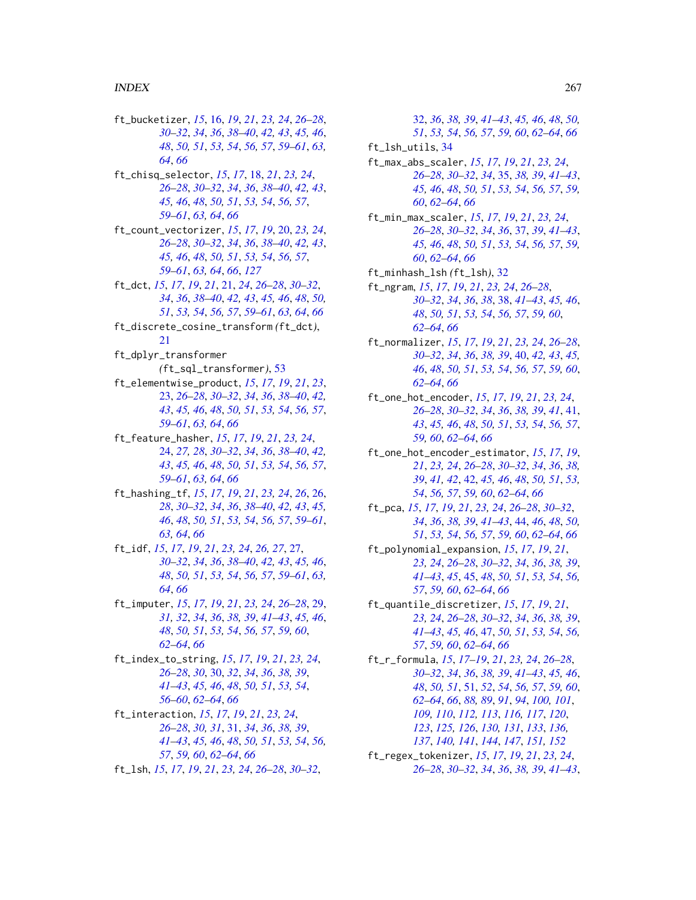ft_bucketizer, *15*, 16, *19*, *21*, *23, 24*, *26–28*, *30–32*, *34*, *36*, *38–40*, *42, 43*, *45, 46*, *48*, *50, 51*, *53, 54*, *56, 57*, *59–61*, *63, 64*, *66*

ft_chisq_selector, *15*, *17*, 18, *21*, *23, 24*, *26–28*, *30–32*, *34*, *36*, *38–40*, *42, 43*, *45, 46*, *48*, *50, 51*, *53, 54*, *56, 57*, *59–61*, *63, 64*, *66*

ft_count_vectorizer, *15*, *17*, *19*, 20, *23, 24*, *26–28*, *30–32*, *34*, *36*, *38–40*, *42, 43*, *45, 46*, *48*, *50, 51*, *53, 54*, *56, 57*, *59–61*, *63, 64*, *66*, *127*

ft_dct, *15*, *17*, *19*, *21*, 21, *24*, *26–28*, *30–32*, *34*, *36*, *38–40*, *42, 43*, *45, 46*, *48*, *50, 51*, *53, 54*, *56, 57*, *59–61*, *63, 64*, *66*

ft_discrete_cosine_transform *(*ft_dct*)*, 21

ft_dplyr_transformer *(*ft_sql_transformer*)*, 53

ft_elementwise_product, *15*, *17*, *19*, *21*, *23*, 23, *26–28*, *30–32*, *34*, *36*, *38–40*, *42, 43*, *45, 46*, *48*, *50, 51*, *53, 54*, *56, 57*, *59–61*, *63, 64*, *66*

ft_feature_hasher, *15*, *17*, *19*, *21*, *23, 24*, 24, *27, 28*, *30–32*, *34*, *36*, *38–40*, *42, 43*, *45, 46*, *48*, *50, 51*, *53, 54*, *56, 57*, *59–61*, *63, 64*, *66*

ft_hashing_tf, *15*, *17*, *19*, *21*, *23, 24*, *26*, 26, *28*, *30–32*, *34*, *36*, *38–40*, *42, 43*, *45, 46*, *48*, *50, 51*, *53, 54*, *56, 57*, *59–61*, *63, 64*, *66*

ft_idf, *15*, *17*, *19*, *21*, *23, 24*, *26, 27*, 27, *30–32*, *34*, *36*, *38–40*, *42, 43*, *45, 46*, *48*, *50, 51*, *53, 54*, *56, 57*, *59–61*, *63, 64*, *66*

ft_imputer, *15*, *17*, *19*, *21*, *23, 24*, *26–28*, 29, *31, 32*, *34*, *36*, *38, 39*, *41–43*, *45, 46*, *48*, *50, 51*, *53, 54*, *56, 57*, *59, 60*, *62–64*, *66*

ft_index_to_string, *15*, *17*, *19*, *21*, *23, 24*, *26–28*, *30*, 30, *32*, *34*, *36*, *38, 39*, *41–43*, *45, 46*, *48*, *50, 51*, *53, 54*, *56–60*, *62–64*, *66*

ft_interaction, *15*, *17*, *19*, *21*, *23, 24*, *26–28*, *30, 31*, 31, *34*, *36*, *38, 39*, *41–43*, *45, 46*, *48*, *50, 51*, *53, 54*, *56, 57*, *59, 60*, *62–64*, *66*

ft_lsh, *15*, *17*, *19*, *21*, *23, 24*, *26–28*, *30–32*, *32*, *36*, *38, 39*, *41–43*, *45, 46*, *48*, *50, 51*, *53, 54*, *56, 57*, *59, 60*, *62–64*, *66*

ft_lsh_utils, 34

ft_max_abs_scaler, *15*, *17*, *19*, *21*, *23, 24*, *26–28*, *30–32*, *34*, 35, *38, 39*, *41–43*, *45, 46*, *48*, *50, 51*, *53, 54*, *56, 57*, *59, 60*, *62–64*, *66*

ft_min_max_scaler, *15*, *17*, *19*, *21*, *23, 24*, *26–28*, *30–32*, *34*, *36*, 37, *39*, *41–43*, *45, 46*, *48*, *50, 51*, *53, 54*, *56, 57*, *59, 60*, *62–64*, *66*

ft_minhash_lsh *(*ft_lsh*)*, 32

ft_ngram, *15*, *17*, *19*, *21*, *23, 24*, *26–28*, *30–32*, *34*, *36*, *38*, 38, *41–43*, *45, 46*, *48*, *50, 51*, *53, 54*, *56, 57*, *59, 60*, *62–64*, *66*

ft_normalizer, *15*, *17*, *19*, *21*, *23, 24*, *26–28*, *30–32*, *34*, *36*, *38, 39*, 40, *42, 43*, *45, 46*, *48*, *50, 51*, *53, 54*, *56, 57*, *59, 60*, *62–64*, *66*

ft_one_hot_encoder, *15*, *17*, *19*, *21*, *23, 24*, *26–28*, *30–32*, *34*, *36*, *38, 39*, *41*, 41, *43*, *45, 46*, *48*, *50, 51*, *53, 54*, *56, 57*, *59, 60*, *62–64*, *66*

ft_one_hot_encoder_estimator, *15*, *17*, *19*, *21*, *23, 24*, *26–28*, *30–32*, *34*, *36*, *38, 39*, *41, 42*, 42, *45, 46*, *48*, *50, 51*, *53, 54*, *56, 57*, *59, 60*, *62–64*, *66*

ft_pca, *15*, *17*, *19*, *21*, *23, 24*, *26–28*, *30–32*, *34*, *36*, *38, 39*, *41–43*, 44, *46*, *48*, *50, 51*, *53, 54*, *56, 57*, *59, 60*, *62–64*, *66*

ft_polynomial_expansion, *15*, *17*, *19*, *21*, *23, 24*, *26–28*, *30–32*, *34*, *36*, *38, 39*, *41–43*, *45*, 45, *48*, *50, 51*, *53, 54*, *56, 57*, *59, 60*, *62–64*, *66*

ft_quantile_discretizer, *15*, *17*, *19*, *21*, *23, 24*, *26–28*, *30–32*, *34*, *36*, *38, 39*, *41–43*, *45, 46*, 47, *50, 51*, *53, 54*, *56, 57*, *59, 60*, *62–64*, *66*

ft_r_formula, *15*, *17–19*, *21*, *23, 24*, *26–28*, *30–32*, *34*, *36*, *38, 39*, *41–43*, *45, 46*, *48*, *50, 51*, 51, *52*, *54*, *56, 57*, *59, 60*, *62–64*, *66*, *88, 89*, *91*, *94*, *100, 101*, *109, 110*, *112, 113*, *116, 117*, *120*, *123*, *125, 126*, *130, 131*, *133*, *136*, *137*, *140, 141*, *144*, *147*, *151, 152*

ft_regex_tokenizer, *15*, *17*, *19*, *21*, *23, 24*, *26–28*, *30–32*, *34*, *36*, *38, 39*, *41–43*,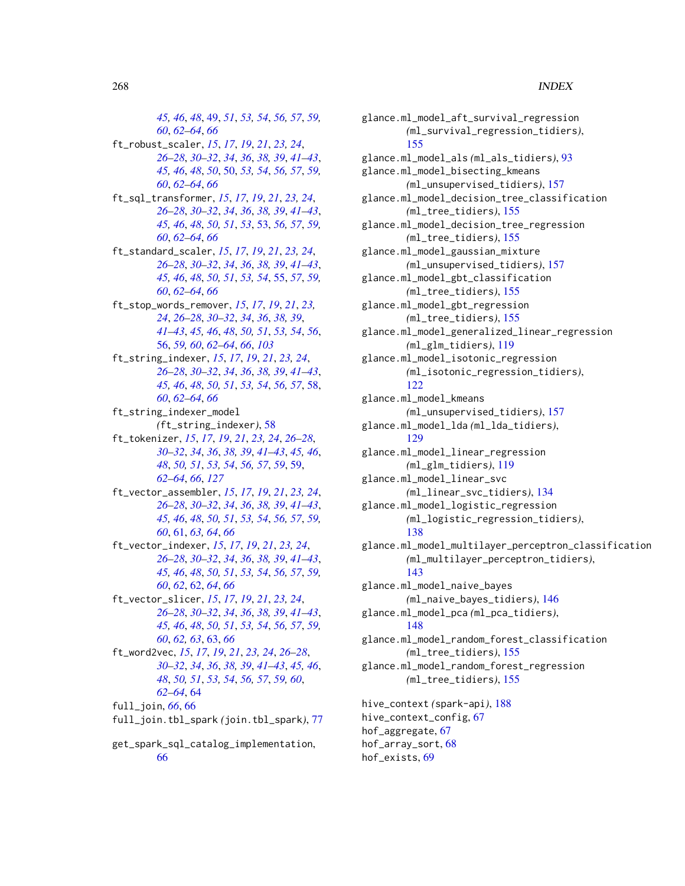45, 46, 48, 49, 51, 53, 54, 56, 57, 59, 60, 62–64, 66

ft_robust_scaler, 15, 17, 19, 21, 23, 24, 26–28, 30–32, 34, 36, 38, 39, 41–43, 45, 46, 48, 50, 50, 53, 54, 56, 57, 59, 60, 62–64, 66

ft_sql_transformer, 15, 17, 19, 21, 23, 24, 26–28, 30–32, 34, 36, 38, 39, 41–43, 45, 46, 48, 50, 51, 53, 53, 56, 57, 59, 60, 62–64, 66

ft_standard_scaler, 15, 17, 19, 21, 23, 24, 26–28, 30–32, 34, 36, 38, 39, 41–43, 45, 46, 48, 50, 51, 53, 54, 55, 57, 59, 60, 62–64, 66

ft_stop_words_remover, 15, 17, 19, 21, 23, 24, 26–28, 30–32, 34, 36, 38, 39, 41–43, 45, 46, 48, 50, 51, 53, 54, 56, 56, 59, 60, 62–64, 66, 103

ft_string_indexer, 15, 17, 19, 21, 23, 24, 26–28, 30–32, 34, 36, 38, 39, 41–43, 45, 46, 48, 50, 51, 53, 54, 56, 57, 58, 60, 62–64, 66

ft_string_indexer_model (ft_string_indexer), 58

ft_tokenizer, 15, 17, 19, 21, 23, 24, 26–28, 30–32, 34, 36, 38, 39, 41–43, 45, 46, 48, 50, 51, 53, 54, 56, 57, 59, 59, 62–64, 66, 127

ft_vector_assembler, 15, 17, 19, 21, 23, 24, 26–28, 30–32, 34, 36, 38, 39, 41–43, 45, 46, 48, 50, 51, 53, 54, 56, 57, 59, 60, 61, 63, 64, 66

ft_vector_indexer, 15, 17, 19, 21, 23, 24, 26–28, 30–32, 34, 36, 38, 39, 41–43, 45, 46, 48, 50, 51, 53, 54, 56, 57, 59, 60, 62, 62, 64, 66

ft_vector_slicer, 15, 17, 19, 21, 23, 24, 26–28, 30–32, 34, 36, 38, 39, 41–43, 45, 46, 48, 50, 51, 53, 54, 56, 57, 59, 60, 62, 63, 63, 66

ft_word2vec, 15, 17, 19, 21, 23, 24, 26–28, 30–32, 34, 36, 38, 39, 41–43, 45, 46, 48, 50, 51, 53, 54, 56, 57, 59, 60, 62–64, 64

full_join, 66, 66

full_join.tbl_spark (join.tbl_spark), 77

get_spark_sql_catalog_implementation, 66

glance.ml_model_aft_survival_regression (ml_survival_regression_tidiers), 155

glance.ml_model_als (ml_als_tidiers), 93

glance.ml_model_bisecting_kmeans (ml_unsupervised_tidiers), 157

glance.ml_model_decision_tree_classification (ml_tree_tidiers), 155

glance.ml_model_decision_tree_regression (ml_tree_tidiers), 155

glance.ml_model_gaussian_mixture (ml_unsupervised_tidiers), 157

glance.ml_model_gbt_classification (ml_tree_tidiers), 155

glance.ml_model_gbt_regression (ml_tree_tidiers), 155

glance.ml_model_generalized_linear_regression (ml_glm_tidiers), 119

glance.ml_model_isotonic_regression (ml_isotonic_regression_tidiers), 122

glance.ml_model_kmeans (ml_unsupervised_tidiers), 157

glance.ml_model_lda (ml_lda_tidiers), 129

glance.ml_model_linear_regression (ml_glm_tidiers), 119

glance.ml_model_linear_svc (ml_linear_svc_tidiers), 134

glance.ml_model_logistic_regression (ml_logistic_regression_tidiers), 138

glance.ml_model_multilayer_perceptron_classification (ml_multilayer_perceptron_tidiers), 143

glance.ml_model_naive_bayes (ml_naive_bayes_tidiers), 146

glance.ml_model_pca (ml_pca_tidiers), 148

glance.ml_model_random_forest_classification (ml_tree_tidiers), 155

glance.ml_model_random_forest_regression (ml_tree_tidiers), 155

hive_context (spark-api), 188

hive_context_config, 67

hof_aggregate, 67

hof_array_sort, 68

hof_exists, 69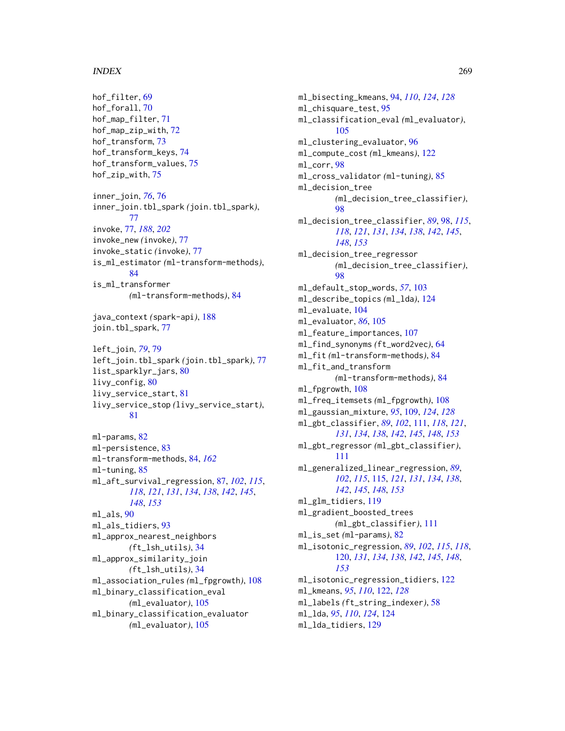hof_filter, 69
hof_forall, 70
hof_map_filter, 71
hof_map_zip_with, 72
hof_transform, 73
hof_transform_keys, 74
hof_transform_values, 75
hof_zip_with, 75

inner_join, *76*, 76
inner_join.tbl_spark *(*join.tbl_spark*)*, 77
invoke, 77, *188*, *202*
invoke_new *(*invoke*)*, 77
invoke_static *(*invoke*)*, 77
is_ml_estimator *(*ml-transform-methods*)*, 84
is_ml_transformer *(*ml-transform-methods*)*, 84

java_context *(*spark-api*)*, 188
join.tbl_spark, 77

left_join, *79*, 79
left_join.tbl_spark *(*join.tbl_spark*)*, 77
list_sparklyr_jars, 80
livy_config, 80
livy_service_start, 81
livy_service_stop *(*livy_service_start*)*, 81

ml-params, 82
ml-persistence, 83
ml-transform-methods, 84, *162*
ml-tuning, 85
ml_aft_survival_regression, 87, *102*, *115*, *118*, *121*, *131*, *134*, *138*, *142*, *145*, *148*, *153*
ml_als, 90
ml_als_tidiers, 93
ml_approx_nearest_neighbors *(*ft_lsh_utils*)*, 34
ml_approx_similarity_join *(*ft_lsh_utils*)*, 34
ml_association_rules *(*ml_fpgrowth*)*, 108
ml_binary_classification_eval *(*ml_evaluator*)*, 105
ml_binary_classification_evaluator *(*ml_evaluator*)*, 105
ml_bisecting_kmeans, 94, *110*, *124*, *128*
ml_chisquare_test, 95
ml_classification_eval *(*ml_evaluator*)*, 105
ml_clustering_evaluator, 96
ml_compute_cost *(*ml_kmeans*)*, 122
ml_corr, 98
ml_cross_validator *(*ml-tuning*)*, 85
ml_decision_tree *(*ml_decision_tree_classifier*)*, 98
ml_decision_tree_classifier, *89*, 98, *115*, *118*, *121*, *131*, *134*, *138*, *142*, *145*, *148*, *153*
ml_decision_tree_regressor *(*ml_decision_tree_classifier*)*, 98
ml_default_stop_words, *57*, 103
ml_describe_topics *(*ml_lda*)*, 124
ml_evaluate, 104
ml_evaluator, *86*, 105
ml_feature_importances, 107
ml_find_synonyms *(*ft_word2vec*)*, 64
ml_fit *(*ml-transform-methods*)*, 84
ml_fit_and_transform *(*ml-transform-methods*)*, 84
ml_fpgrowth, 108
ml_freq_itemsets *(*ml_fpgrowth*)*, 108
ml_gaussian_mixture, *95*, 109, *124*, *128*
ml_gbt_classifier, *89*, *102*, 111, *118*, *121*, *131*, *134*, *138*, *142*, *145*, *148*, *153*
ml_gbt_regressor *(*ml_gbt_classifier*)*, 111
ml_generalized_linear_regression, *89*, *102*, *115*, 115, *121*, *131*, *134*, *138*, *142*, *145*, *148*, *153*
ml_glm_tidiers, 119
ml_gradient_boosted_trees *(*ml_gbt_classifier*)*, 111
ml_is_set *(*ml-params*)*, 82
ml_isotonic_regression, *89*, *102*, *115*, *118*, 120, *131*, *134*, *138*, *142*, *145*, *148*, *153*
ml_isotonic_regression_tidiers, 122
ml_kmeans, *95*, *110*, 122, *128*
ml_labels *(*ft_string_indexer*)*, 58
ml_lda, *95*, *110*, *124*, 124
ml_lda_tidiers, 129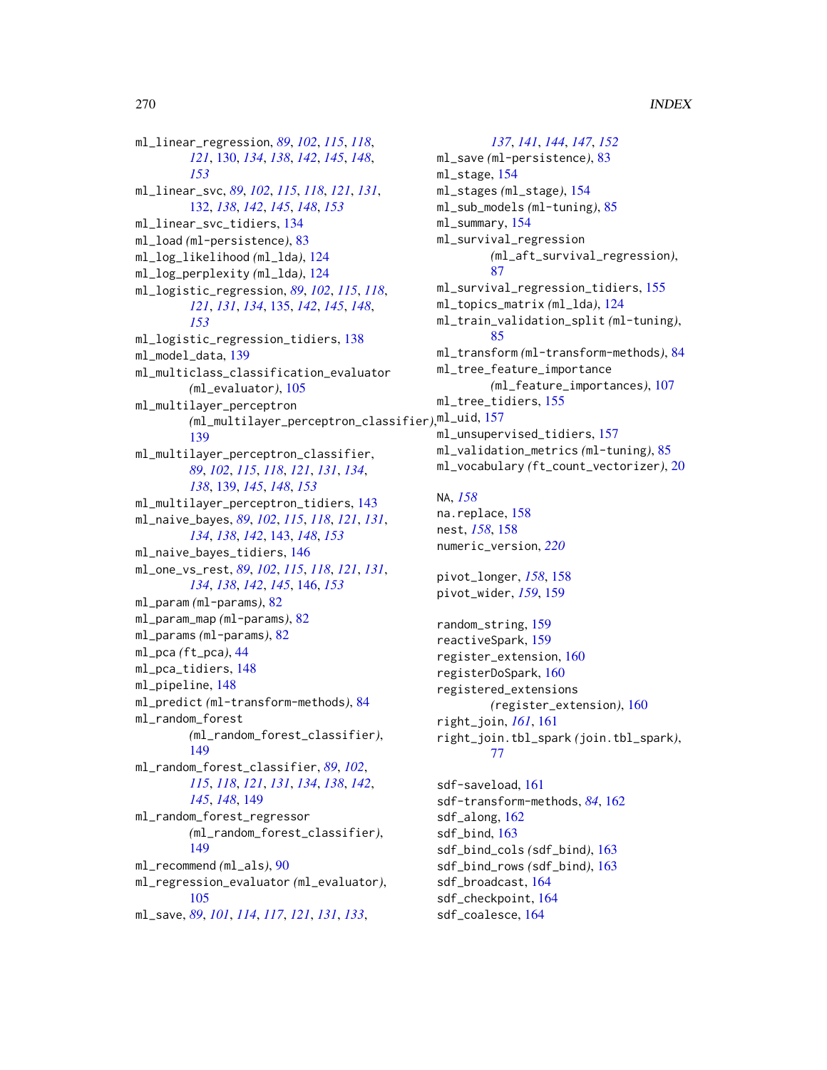ml_linear_regression, *89*, *102*, *115*, *118*, *121*, 130, *134*, *138*, *142*, *145*, *148*, *153*
ml_linear_svc, *89*, *102*, *115*, *118*, *121*, *131*, 132, *138*, *142*, *145*, *148*, *153*
ml_linear_svc_tidiers, 134
ml_load *(*ml-persistence*)*, 83
ml_log_likelihood *(*ml_lda*)*, 124
ml_log_perplexity *(*ml_lda*)*, 124
ml_logistic_regression, *89*, *102*, *115*, *118*, *121*, *131*, *134*, 135, *142*, *145*, *148*, *153*
ml_logistic_regression_tidiers, 138
ml_model_data, 139
ml_multiclass_classification_evaluator *(*ml_evaluator*)*, 105
ml_multilayer_perceptron *(*ml_multilayer_perceptron_classifier*)*, 139
ml_multilayer_perceptron_classifier, *89*, *102*, *115*, *118*, *121*, *131*, *134*, *138*, 139, *145*, *148*, *153*
ml_multilayer_perceptron_tidiers, 143
ml_naive_bayes, *89*, *102*, *115*, *118*, *121*, *131*, *134*, *138*, *142*, 143, *148*, *153*
ml_naive_bayes_tidiers, 146
ml_one_vs_rest, *89*, *102*, *115*, *118*, *121*, *131*, *134*, *138*, *142*, *145*, 146, *153*
ml_param *(*ml-params*)*, 82
ml_param_map *(*ml-params*)*, 82
ml_params *(*ml-params*)*, 82
ml_pca *(*ft_pca*)*, 44
ml_pca_tidiers, 148
ml_pipeline, 148
ml_predict *(*ml-transform-methods*)*, 84
ml_random_forest *(*ml_random_forest_classifier*)*, 149
ml_random_forest_classifier, *89*, *102*, *115*, *118*, *121*, *131*, *134*, *138*, *142*, *145*, *148*, 149
ml_random_forest_regressor *(*ml_random_forest_classifier*)*, 149
ml_recommend *(*ml_als*)*, 90
ml_regression_evaluator *(*ml_evaluator*)*, 105
ml_save, *89*, *101*, *114*, *117*, *121*, *131*, *133*, *137*, *141*, *144*, *147*, *152*
ml_save *(*ml-persistence*)*, 83
ml_stage, 154
ml_stages *(*ml_stage*)*, 154
ml_sub_models *(*ml-tuning*)*, 85
ml_summary, 154
ml_survival_regression *(*ml_aft_survival_regression*)*, 87
ml_survival_regression_tidiers, 155
ml_topics_matrix *(*ml_lda*)*, 124
ml_train_validation_split *(*ml-tuning*)*, 85
ml_transform *(*ml-transform-methods*)*, 84
ml_tree_feature_importance *(*ml_feature_importances*)*, 107
ml_tree_tidiers, 155
ml_uid, 157
ml_unsupervised_tidiers, 157
ml_validation_metrics *(*ml-tuning*)*, 85
ml_vocabulary *(*ft_count_vectorizer*)*, 20

NA, *158*
na.replace, 158
nest, *158*, 158
numeric_version, *220*

pivot_longer, *158*, 158
pivot_wider, *159*, 159

random_string, 159
reactiveSpark, 159
register_extension, 160
registerDoSpark, 160
registered_extensions *(*register_extension*)*, 160
right_join, *161*, 161
right_join.tbl_spark *(*join.tbl_spark*)*, 77

sdf-saveload, 161
sdf-transform-methods, *84*, 162
sdf_along, 162
sdf_bind, 163
sdf_bind_cols *(*sdf_bind*)*, 163
sdf_bind_rows *(*sdf_bind*)*, 163
sdf_broadcast, 164
sdf_checkpoint, 164
sdf_coalesce, 164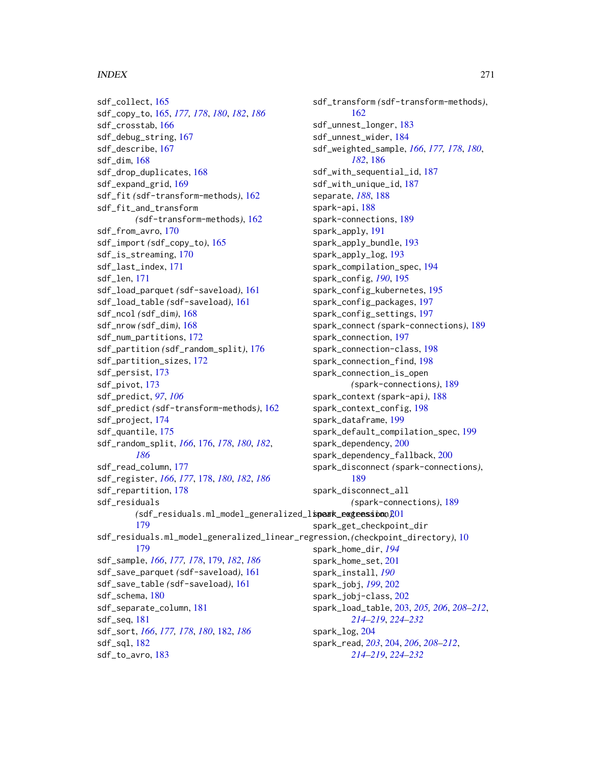sdf_collect, 165
sdf_copy_to, 165, *177, 178*, *180*, *182*, *186*
sdf_crosstab, 166
sdf_debug_string, 167
sdf_describe, 167
sdf_dim, 168
sdf_drop_duplicates, 168
sdf_expand_grid, 169
sdf_fit *(*sdf-transform-methods*)*, 162
sdf_fit_and_transform
 *(*sdf-transform-methods*)*, 162
sdf_from_avro, 170
sdf_import *(*sdf_copy_to*)*, 165
sdf_is_streaming, 170
sdf_last_index, 171
sdf_len, 171
sdf_load_parquet *(*sdf-saveload*)*, 161
sdf_load_table *(*sdf-saveload*)*, 161
sdf_ncol *(*sdf_dim*)*, 168
sdf_nrow *(*sdf_dim*)*, 168
sdf_num_partitions, 172
sdf_partition *(*sdf_random_split*)*, 176
sdf_partition_sizes, 172
sdf_persist, 173
sdf_pivot, 173
sdf_predict, *97*, *106*
sdf_predict *(*sdf-transform-methods*)*, 162
sdf_project, 174
sdf_quantile, 175
sdf_random_split, *166*, 176, *178*, *180*, *182*, *186*
sdf_read_column, 177
sdf_register, *166*, *177*, 178, *180*, *182*, *186*
sdf_repartition, 178
sdf_residuals
 *(*sdf_residuals.ml_model_generalized_linear_regression*)*, 179
sdf_residuals.ml_model_generalized_linear_regression, 179
sdf_sample, *166*, *177, 178*, 179, *182*, *186*
sdf_save_parquet *(*sdf-saveload*)*, 161
sdf_save_table *(*sdf-saveload*)*, 161
sdf_schema, 180
sdf_separate_column, 181
sdf_seq, 181
sdf_sort, *166*, *177, 178*, *180*, 182, *186*
sdf_sql, 182
sdf_to_avro, 183
sdf_transform *(*sdf-transform-methods*)*, 162
sdf_unnest_longer, 183
sdf_unnest_wider, 184
sdf_weighted_sample, *166*, *177, 178*, *180*, *182*, 186
sdf_with_sequential_id, 187
sdf_with_unique_id, 187
separate, *188*, 188
spark-api, 188
spark-connections, 189
spark_apply, 191
spark_apply_bundle, 193
spark_apply_log, 193
spark_compilation_spec, 194
spark_config, *190*, 195
spark_config_kubernetes, 195
spark_config_packages, 197
spark_config_settings, 197
spark_connect *(*spark-connections*)*, 189
spark_connection, 197
spark_connection-class, 198
spark_connection_find, 198
spark_connection_is_open
 *(*spark-connections*)*, 189
spark_context *(*spark-api*)*, 188
spark_context_config, 198
spark_dataframe, 199
spark_default_compilation_spec, 199
spark_dependency, 200
spark_dependency_fallback, 200
spark_disconnect *(*spark-connections*)*, 189
spark_disconnect_all
 *(*spark-connections*)*, 189
spark_extension, 201
spark_get_checkpoint_dir
 *(*checkpoint_directory*)*, 10
spark_home_dir, *194*
spark_home_set, 201
spark_install, *190*
spark_jobj, *199*, 202
spark_jobj-class, 202
spark_load_table, 203, *205, 206*, *208–212*, *214–219*, *224–232*
spark_log, 204
spark_read, *203*, 204, *206*, *208–212*, *214–219*, *224–232*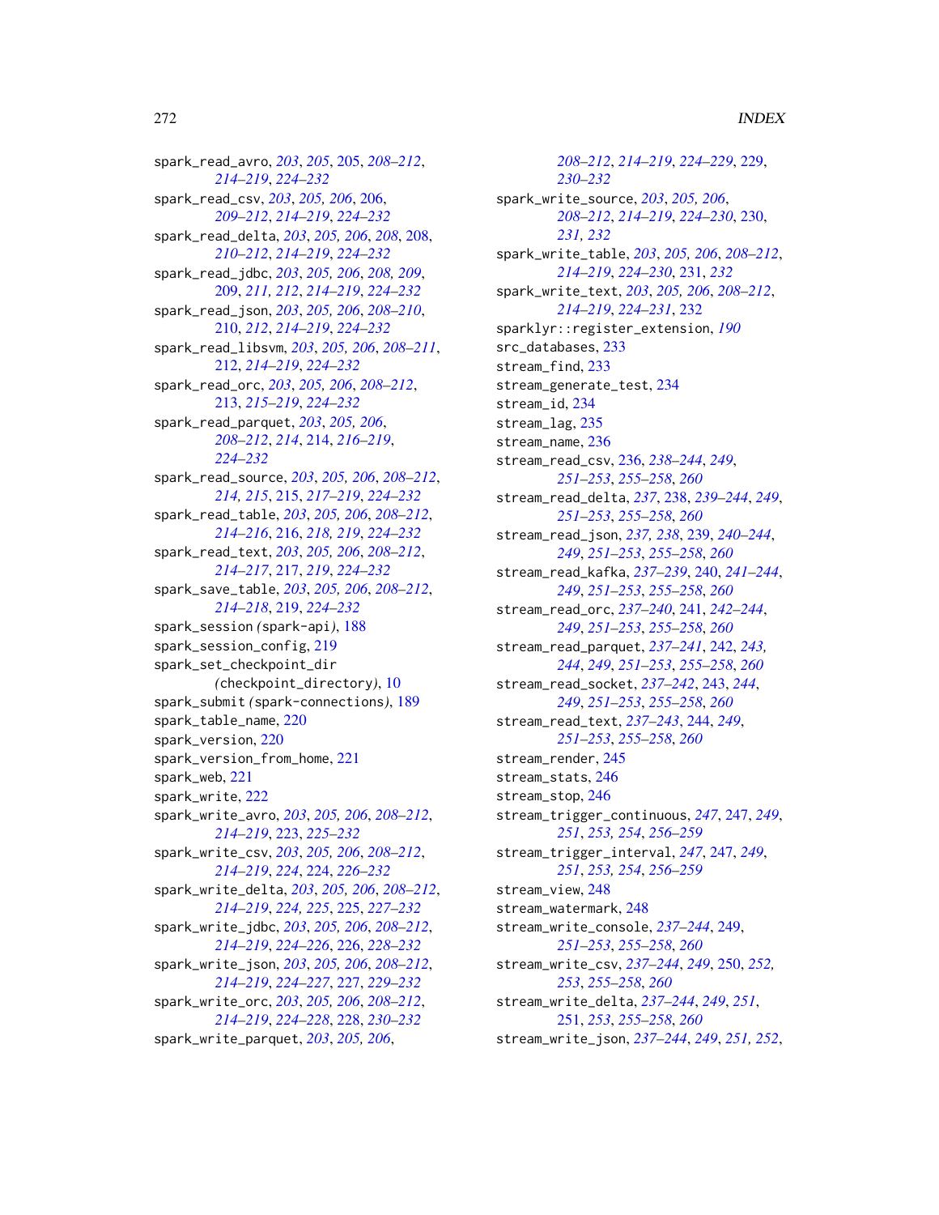spark_read_avro, *203*, *205*, 205, *208–212*, *214–219*, *224–232*
spark_read_csv, *203*, *205, 206*, 206, *209–212*, *214–219*, *224–232*
spark_read_delta, *203*, *205, 206*, *208*, 208, *210–212*, *214–219*, *224–232*
spark_read_jdbc, *203*, *205, 206*, *208, 209*, 209, *211, 212*, *214–219*, *224–232*
spark_read_json, *203*, *205, 206*, *208–210*, 210, *212*, *214–219*, *224–232*
spark_read_libsvm, *203*, *205, 206*, *208–211*, 212, *214–219*, *224–232*
spark_read_orc, *203*, *205, 206*, *208–212*, 213, *215–219*, *224–232*
spark_read_parquet, *203*, *205, 206*, *208–212*, *214*, 214, *216–219*, *224–232*
spark_read_source, *203*, *205, 206*, *208–212*, *214, 215*, 215, *217–219*, *224–232*
spark_read_table, *203*, *205, 206*, *208–212*, *214–216*, 216, *218, 219*, *224–232*
spark_read_text, *203*, *205, 206*, *208–212*, *214–217*, 217, *219*, *224–232*
spark_save_table, *203*, *205, 206*, *208–212*, *214–218*, 219, *224–232*
spark_session *(*spark-api*)*, 188
spark_session_config, 219
spark_set_checkpoint_dir *(*checkpoint_directory*)*, 10
spark_submit *(*spark-connections*)*, 189
spark_table_name, 220
spark_version, 220
spark_version_from_home, 221
spark_web, 221
spark_write, 222
spark_write_avro, *203*, *205, 206*, *208–212*, *214–219*, 223, *225–232*
spark_write_csv, *203*, *205, 206*, *208–212*, *214–219*, *224*, 224, *226–232*
spark_write_delta, *203*, *205, 206*, *208–212*, *214–219*, *224, 225*, 225, *227–232*
spark_write_jdbc, *203*, *205, 206*, *208–212*, *214–219*, *224–226*, 226, *228–232*
spark_write_json, *203*, *205, 206*, *208–212*, *214–219*, *224–227*, 227, *229–232*
spark_write_orc, *203*, *205, 206*, *208–212*, *214–219*, *224–228*, 228, *230–232*
spark_write_parquet, *203*, *205, 206*, *208–212*, *214–219*, *224–229*, 229, *230–232*
spark_write_source, *203*, *205, 206*, *208–212*, *214–219*, *224–230*, 230, *231, 232*
spark_write_table, *203*, *205, 206*, *208–212*, *214–219*, *224–230*, 231, *232*
spark_write_text, *203*, *205, 206*, *208–212*, *214–219*, *224–231*, 232
sparklyr::register_extension, *190*
src_databases, 233
stream_find, 233
stream_generate_test, 234
stream_id, 234
stream_lag, 235
stream_name, 236
stream_read_csv, 236, *238–244*, *249*, *251–253*, *255–258*, *260*
stream_read_delta, *237*, 238, *239–244*, *249*, *251–253*, *255–258*, *260*
stream_read_json, *237, 238*, 239, *240–244*, *249*, *251–253*, *255–258*, *260*
stream_read_kafka, *237–239*, 240, *241–244*, *249*, *251–253*, *255–258*, *260*
stream_read_orc, *237–240*, 241, *242–244*, *249*, *251–253*, *255–258*, *260*
stream_read_parquet, *237–241*, 242, *243, 244*, *249*, *251–253*, *255–258*, *260*
stream_read_socket, *237–242*, 243, *244*, *249*, *251–253*, *255–258*, *260*
stream_read_text, *237–243*, 244, *249*, *251–253*, *255–258*, *260*
stream_render, 245
stream_stats, 246
stream_stop, 246
stream_trigger_continuous, *247*, 247, *249*, *251, 253, 254*, *256–259*
stream_trigger_interval, *247*, 247, *249*, *251, 253, 254*, *256–259*
stream_view, 248
stream_watermark, 248
stream_write_console, *237–244*, 249, *251–253*, *255–258*, *260*
stream_write_csv, *237–244*, *249*, 250, *252, 253*, *255–258*, *260*
stream_write_delta, *237–244*, *249*, *251*, 251, *253*, *255–258*, *260*
stream_write_json, *237–244*, *249*, *251, 252*,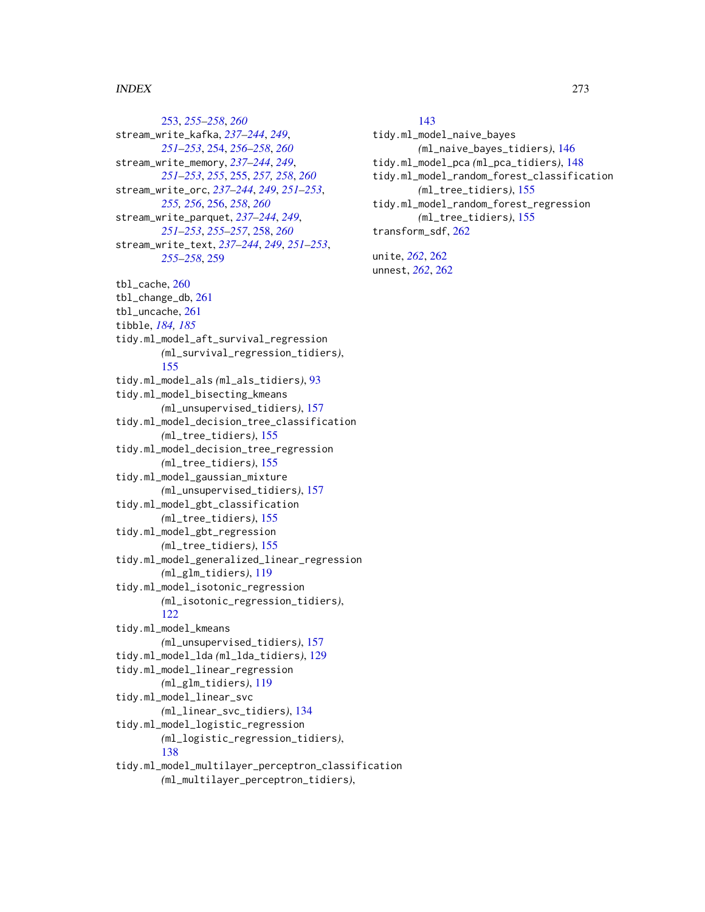253, *255–258*, *260*
stream_write_kafka, *237–244*, *249*, *251–253*, 254, *256–258*, *260*
stream_write_memory, *237–244*, *249*, *251–253*, *255*, 255, *257, 258*, *260*
stream_write_orc, *237–244*, *249*, *251–253*, *255, 256*, 256, *258*, *260*
stream_write_parquet, *237–244*, *249*, *251–253*, *255–257*, 258, *260*
stream_write_text, *237–244*, *249*, *251–253*, *255–258*, 259

tbl_cache, 260
tbl_change_db, 261
tbl_uncache, 261
tibble, *184, 185*
tidy.ml_model_aft_survival_regression *(*ml_survival_regression_tidiers*)*, 155
tidy.ml_model_als *(*ml_als_tidiers*)*, 93
tidy.ml_model_bisecting_kmeans *(*ml_unsupervised_tidiers*)*, 157
tidy.ml_model_decision_tree_classification *(*ml_tree_tidiers*)*, 155
tidy.ml_model_decision_tree_regression *(*ml_tree_tidiers*)*, 155
tidy.ml_model_gaussian_mixture *(*ml_unsupervised_tidiers*)*, 157
tidy.ml_model_gbt_classification *(*ml_tree_tidiers*)*, 155
tidy.ml_model_gbt_regression *(*ml_tree_tidiers*)*, 155
tidy.ml_model_generalized_linear_regression *(*ml_glm_tidiers*)*, 119
tidy.ml_model_isotonic_regression *(*ml_isotonic_regression_tidiers*)*, 122
tidy.ml_model_kmeans *(*ml_unsupervised_tidiers*)*, 157
tidy.ml_model_lda *(*ml_lda_tidiers*)*, 129
tidy.ml_model_linear_regression *(*ml_glm_tidiers*)*, 119
tidy.ml_model_linear_svc *(*ml_linear_svc_tidiers*)*, 134
tidy.ml_model_logistic_regression *(*ml_logistic_regression_tidiers*)*, 138
tidy.ml_model_multilayer_perceptron_classification *(*ml_multilayer_perceptron_tidiers*)*, 143
tidy.ml_model_naive_bayes *(*ml_naive_bayes_tidiers*)*, 146
tidy.ml_model_pca *(*ml_pca_tidiers*)*, 148
tidy.ml_model_random_forest_classification *(*ml_tree_tidiers*)*, 155
tidy.ml_model_random_forest_regression *(*ml_tree_tidiers*)*, 155
transform_sdf, 262

unite, *262*, 262
unnest, *262*, 262